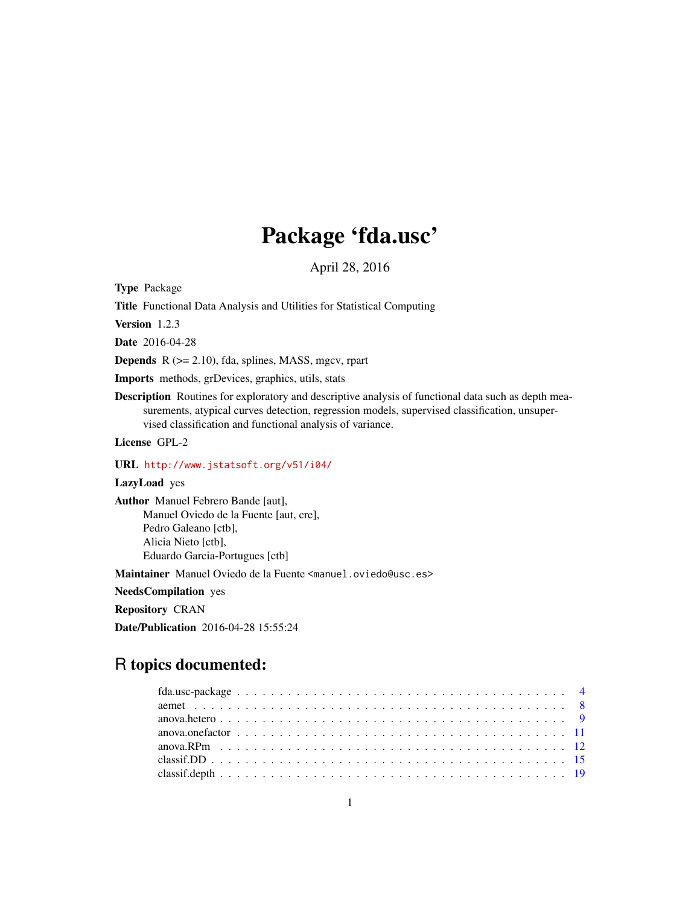# Package 'fda.usc'

April 28, 2016

**Type** Package

**Title** Functional Data Analysis and Utilities for Statistical Computing

**Version** 1.2.3

**Date** 2016-04-28

**Depends** R (>= 2.10), fda, splines, MASS, mgcv, rpart

**Imports** methods, grDevices, graphics, utils, stats

**Description** Routines for exploratory and descriptive analysis of functional data such as depth measurements, atypical curves detection, regression models, supervised classification, unsupervised classification and functional analysis of variance.

**License** GPL-2

**URL** http://www.jstatsoft.org/v51/i04/

**LazyLoad** yes

**Author** Manuel Febrero Bande [aut],
Manuel Oviedo de la Fuente [aut, cre],
Pedro Galeano [ctb],
Alicia Nieto [ctb],
Eduardo Garcia-Portugues [ctb]

**Maintainer** Manuel Oviedo de la Fuente <manuel.oviedo@usc.es>

**NeedsCompilation** yes

**Repository** CRAN

**Date/Publication** 2016-04-28 15:55:24

## R topics documented:

| | |
|---|---|
| fda.usc-package | 4 |
| aemet | 8 |
| anova.hetero | 9 |
| anova.onefactor | 11 |
| anova.RPm | 12 |
| classif.DD | 15 |
| classif.depth | 19 |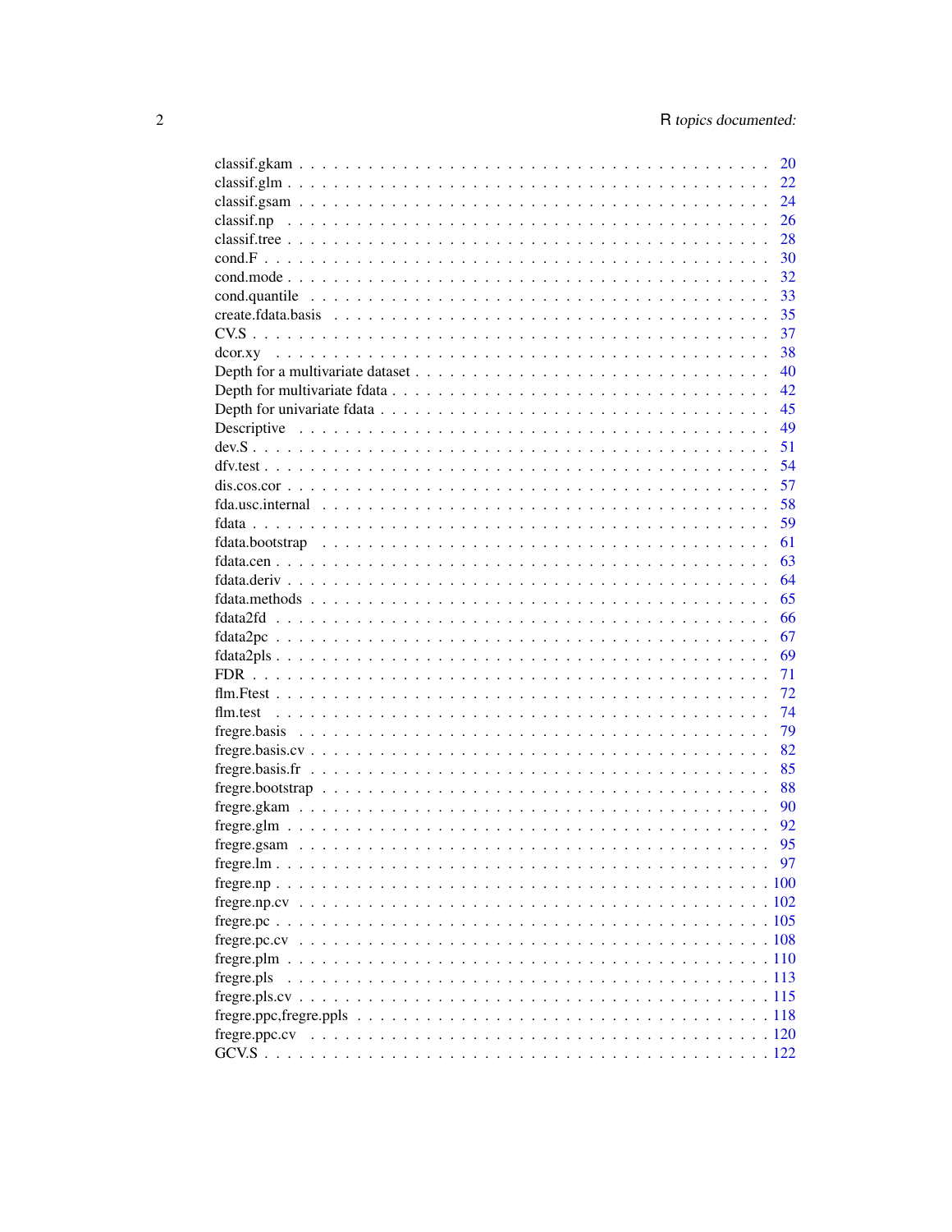| | |
|---|---|
| classif.gkam | 20 |
| classif.glm | 22 |
| classif.gsam | 24 |
| classif.np | 26 |
| classif.tree | 28 |
| cond.F | 30 |
| cond.mode | 32 |
| cond.quantile | 33 |
| create.fdata.basis | 35 |
| CV.S | 37 |
| dcor.xy | 38 |
| Depth for a multivariate dataset | 40 |
| Depth for multivariate fdata | 42 |
| Depth for univariate fdata | 45 |
| Descriptive | 49 |
| dev.S | 51 |
| dfv.test | 54 |
| dis.cos.cor | 57 |
| fda.usc.internal | 58 |
| fdata | 59 |
| fdata.bootstrap | 61 |
| fdata.cen | 63 |
| fdata.deriv | 64 |
| fdata.methods | 65 |
| fdata2fd | 66 |
| fdata2pc | 67 |
| fdata2pls | 69 |
| FDR | 71 |
| flm.Ftest | 72 |
| flm.test | 74 |
| fregre.basis | 79 |
| fregre.basis.cv | 82 |
| fregre.basis.fr | 85 |
| fregre.bootstrap | 88 |
| fregre.gkam | 90 |
| fregre.glm | 92 |
| fregre.gsam | 95 |
| fregre.lm | 97 |
| fregre.np | 100 |
| fregre.np.cv | 102 |
| fregre.pc | 105 |
| fregre.pc.cv | 108 |
| fregre.plm | 110 |
| fregre.pls | 113 |
| fregre.pls.cv | 115 |
| fregre.ppc,fregre.ppls | 118 |
| fregre.ppc.cv | 120 |
| GCV.S | 122 |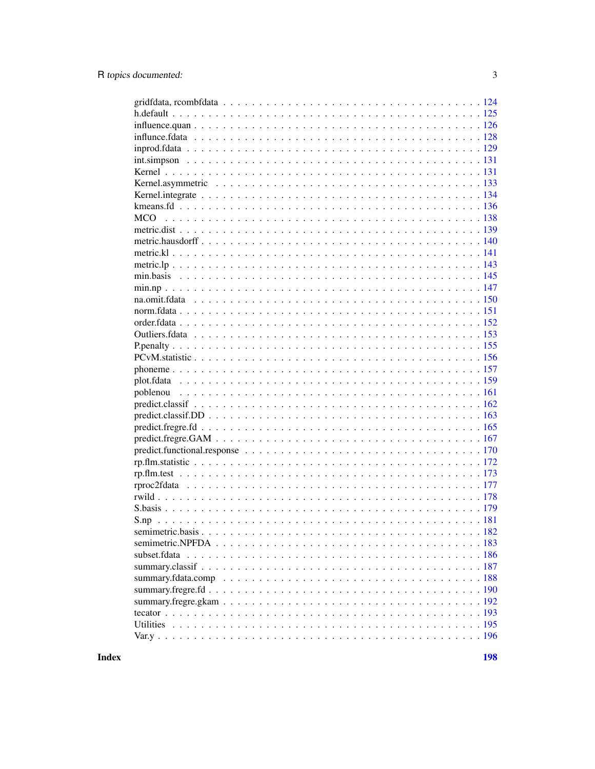gridfdata, rcombfdata . . . . . . . . . . . . . . . . . . . . . . . . . . . . . . . . 124
h.default . . . . . . . . . . . . . . . . . . . . . . . . . . . . . . . . . . . . . 125
influence.quan . . . . . . . . . . . . . . . . . . . . . . . . . . . . . . . . . . . 126
influnce.fdata . . . . . . . . . . . . . . . . . . . . . . . . . . . . . . . . . . . 128
inprod.fdata . . . . . . . . . . . . . . . . . . . . . . . . . . . . . . . . . . . . 129
int.simpson . . . . . . . . . . . . . . . . . . . . . . . . . . . . . . . . . . . . 131
Kernel . . . . . . . . . . . . . . . . . . . . . . . . . . . . . . . . . . . . . . . 131
Kernel.asymmetric . . . . . . . . . . . . . . . . . . . . . . . . . . . . . . . . . 133
Kernel.integrate . . . . . . . . . . . . . . . . . . . . . . . . . . . . . . . . . . 134
kmeans.fd . . . . . . . . . . . . . . . . . . . . . . . . . . . . . . . . . . . . . 136
MCO . . . . . . . . . . . . . . . . . . . . . . . . . . . . . . . . . . . . . . . . 138
metric.dist . . . . . . . . . . . . . . . . . . . . . . . . . . . . . . . . . . . . . 139
metric.hausdorff . . . . . . . . . . . . . . . . . . . . . . . . . . . . . . . . . . 140
metric.kl . . . . . . . . . . . . . . . . . . . . . . . . . . . . . . . . . . . . . . 141
metric.lp . . . . . . . . . . . . . . . . . . . . . . . . . . . . . . . . . . . . . . 143
min.basis . . . . . . . . . . . . . . . . . . . . . . . . . . . . . . . . . . . . . 145
min.np . . . . . . . . . . . . . . . . . . . . . . . . . . . . . . . . . . . . . . . 147
na.omit.fdata . . . . . . . . . . . . . . . . . . . . . . . . . . . . . . . . . . . 150
norm.fdata . . . . . . . . . . . . . . . . . . . . . . . . . . . . . . . . . . . . . 151
order.fdata . . . . . . . . . . . . . . . . . . . . . . . . . . . . . . . . . . . . . 152
Outliers.fdata . . . . . . . . . . . . . . . . . . . . . . . . . . . . . . . . . . . 153
P.penalty . . . . . . . . . . . . . . . . . . . . . . . . . . . . . . . . . . . . . . 155
PCvM.statistic . . . . . . . . . . . . . . . . . . . . . . . . . . . . . . . . . . . 156
phoneme . . . . . . . . . . . . . . . . . . . . . . . . . . . . . . . . . . . . . . 157
plot.fdata . . . . . . . . . . . . . . . . . . . . . . . . . . . . . . . . . . . . . 159
poblenou . . . . . . . . . . . . . . . . . . . . . . . . . . . . . . . . . . . . . . 161
predict.classif . . . . . . . . . . . . . . . . . . . . . . . . . . . . . . . . . . . 162
predict.classif.DD . . . . . . . . . . . . . . . . . . . . . . . . . . . . . . . . . 163
predict.fregre.fd . . . . . . . . . . . . . . . . . . . . . . . . . . . . . . . . . . 165
predict.fregre.GAM . . . . . . . . . . . . . . . . . . . . . . . . . . . . . . . . 167
predict.functional.response . . . . . . . . . . . . . . . . . . . . . . . . . . . . 170
rp.flm.statistic . . . . . . . . . . . . . . . . . . . . . . . . . . . . . . . . . . . 172
rp.flm.test . . . . . . . . . . . . . . . . . . . . . . . . . . . . . . . . . . . . . 173
rproc2fdata . . . . . . . . . . . . . . . . . . . . . . . . . . . . . . . . . . . . . 177
rwild . . . . . . . . . . . . . . . . . . . . . . . . . . . . . . . . . . . . . . . . 178
S.basis . . . . . . . . . . . . . . . . . . . . . . . . . . . . . . . . . . . . . . . 179
S.np . . . . . . . . . . . . . . . . . . . . . . . . . . . . . . . . . . . . . . . . 181
semimetric.basis . . . . . . . . . . . . . . . . . . . . . . . . . . . . . . . . . . 182
semimetric.NPFDA . . . . . . . . . . . . . . . . . . . . . . . . . . . . . . . . . 183
subset.fdata . . . . . . . . . . . . . . . . . . . . . . . . . . . . . . . . . . . . 186
summary.classif . . . . . . . . . . . . . . . . . . . . . . . . . . . . . . . . . . . 187
summary.fdata.comp . . . . . . . . . . . . . . . . . . . . . . . . . . . . . . . . 188
summary.fregre.fd . . . . . . . . . . . . . . . . . . . . . . . . . . . . . . . . . 190
summary.fregre.gkam . . . . . . . . . . . . . . . . . . . . . . . . . . . . . . . . 192
tecator . . . . . . . . . . . . . . . . . . . . . . . . . . . . . . . . . . . . . . . 193
Utilities . . . . . . . . . . . . . . . . . . . . . . . . . . . . . . . . . . . . . . 195
Var.y . . . . . . . . . . . . . . . . . . . . . . . . . . . . . . . . . . . . . . . . 196

**Index** **198**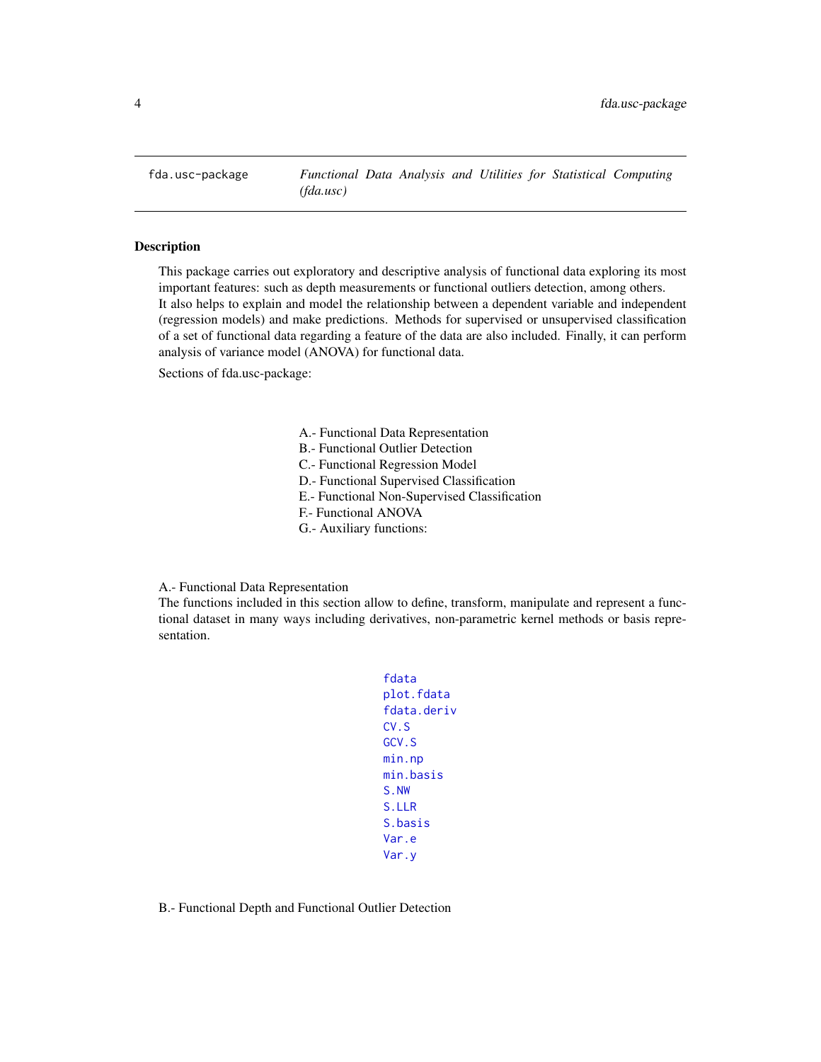| fda.usc-package | *Functional Data Analysis and Utilities for Statistical Computing (fda.usc)* |
|---|---|

## Description

This package carries out exploratory and descriptive analysis of functional data exploring its most important features: such as depth measurements or functional outliers detection, among others.
It also helps to explain and model the relationship between a dependent variable and independent (regression models) and make predictions. Methods for supervised or unsupervised classification of a set of functional data regarding a feature of the data are also included. Finally, it can perform analysis of variance model (ANOVA) for functional data.

Sections of fda.usc-package:

A.- Functional Data Representation
B.- Functional Outlier Detection
C.- Functional Regression Model
D.- Functional Supervised Classification
E.- Functional Non-Supervised Classification
F.- Functional ANOVA
G.- Auxiliary functions:

A.- Functional Data Representation
The functions included in this section allow to define, transform, manipulate and represent a functional dataset in many ways including derivatives, non-parametric kernel methods or basis representation.

`fdata`
`plot.fdata`
`fdata.deriv`
`CV.S`
`GCV.S`
`min.np`
`min.basis`
`S.NW`
`S.LLR`
`S.basis`
`Var.e`
`Var.y`

B.- Functional Depth and Functional Outlier Detection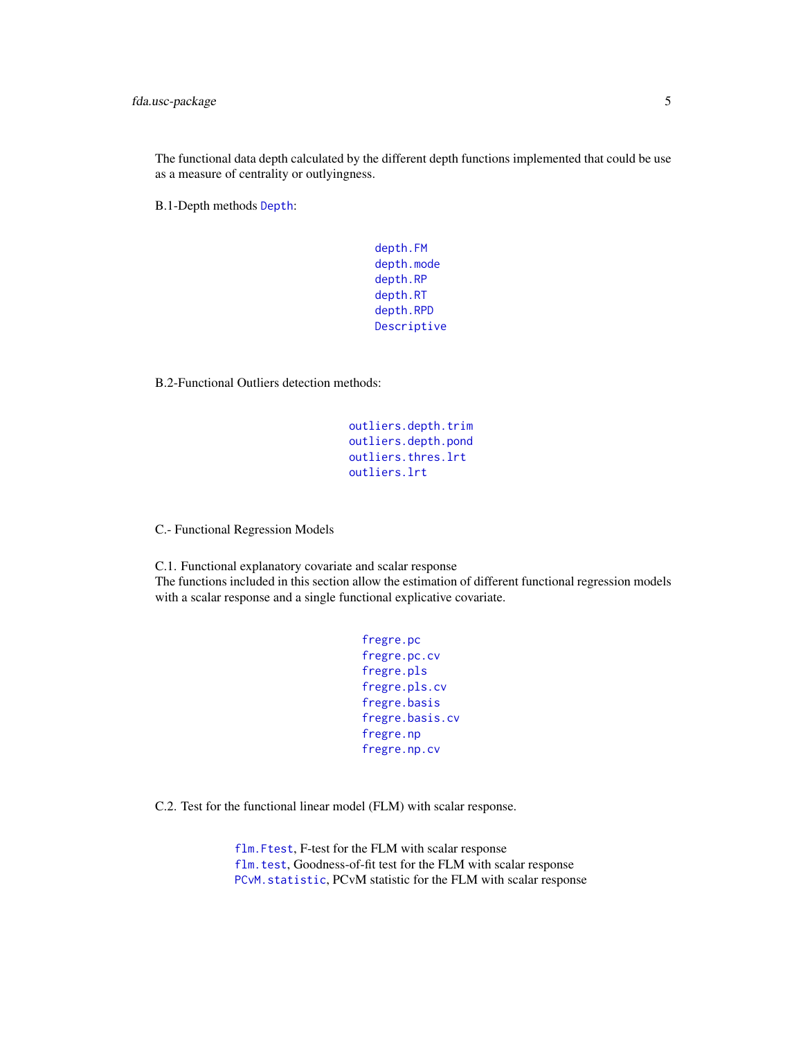The functional data depth calculated by the different depth functions implemented that could be use as a measure of centrality or outlyingness.

B.1-Depth methods `Depth`:

- `depth.FM`
- `depth.mode`
- `depth.RP`
- `depth.RT`
- `depth.RPD`
- `Descriptive`

B.2-Functional Outliers detection methods:

- `outliers.depth.trim`
- `outliers.depth.pond`
- `outliers.thres.lrt`
- `outliers.lrt`

C.- Functional Regression Models

C.1. Functional explanatory covariate and scalar response
The functions included in this section allow the estimation of different functional regression models with a scalar response and a single functional explicative covariate.

- `fregre.pc`
- `fregre.pc.cv`
- `fregre.pls`
- `fregre.pls.cv`
- `fregre.basis`
- `fregre.basis.cv`
- `fregre.np`
- `fregre.np.cv`

C.2. Test for the functional linear model (FLM) with scalar response.

- `flm.Ftest`, F-test for the FLM with scalar response
- `flm.test`, Goodness-of-fit test for the FLM with scalar response
- `PCvM.statistic`, PCvM statistic for the FLM with scalar response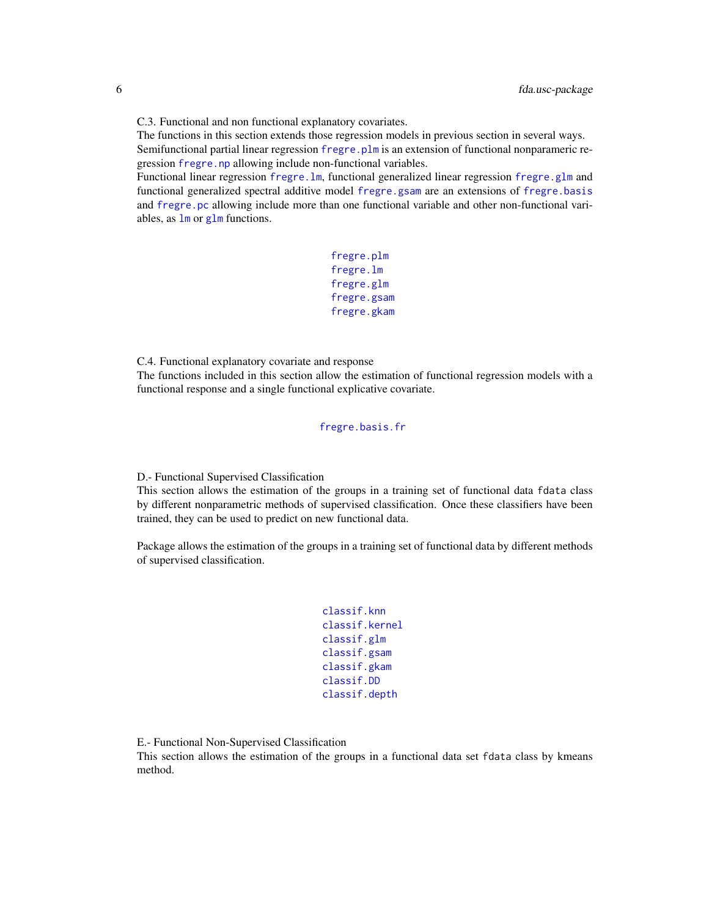C.3. Functional and non functional explanatory covariates.
The functions in this section extends those regression models in previous section in several ways. Semifunctional partial linear regression `fregre.plm` is an extension of functional nonparameric regression `fregre.np` allowing include non-functional variables.
Functional linear regression `fregre.lm`, functional generalized linear regression `fregre.glm` and functional generalized spectral additive model `fregre.gsam` are an extensions of `fregre.basis` and `fregre.pc` allowing include more than one functional variable and other non-functional variables, as `lm` or `glm` functions.

```
fregre.plm
fregre.lm
fregre.glm
fregre.gsam
fregre.gkam
```

C.4. Functional explanatory covariate and response
The functions included in this section allow the estimation of functional regression models with a functional response and a single functional explicative covariate.

```
fregre.basis.fr
```

D.- Functional Supervised Classification
This section allows the estimation of the groups in a training set of functional data `fdata` class by different nonparametric methods of supervised classification. Once these classifiers have been trained, they can be used to predict on new functional data.

Package allows the estimation of the groups in a training set of functional data by different methods of supervised classification.

```
classif.knn
classif.kernel
classif.glm
classif.gsam
classif.gkam
classif.DD
classif.depth
```

E.- Functional Non-Supervised Classification
This section allows the estimation of the groups in a functional data set `fdata` class by kmeans method.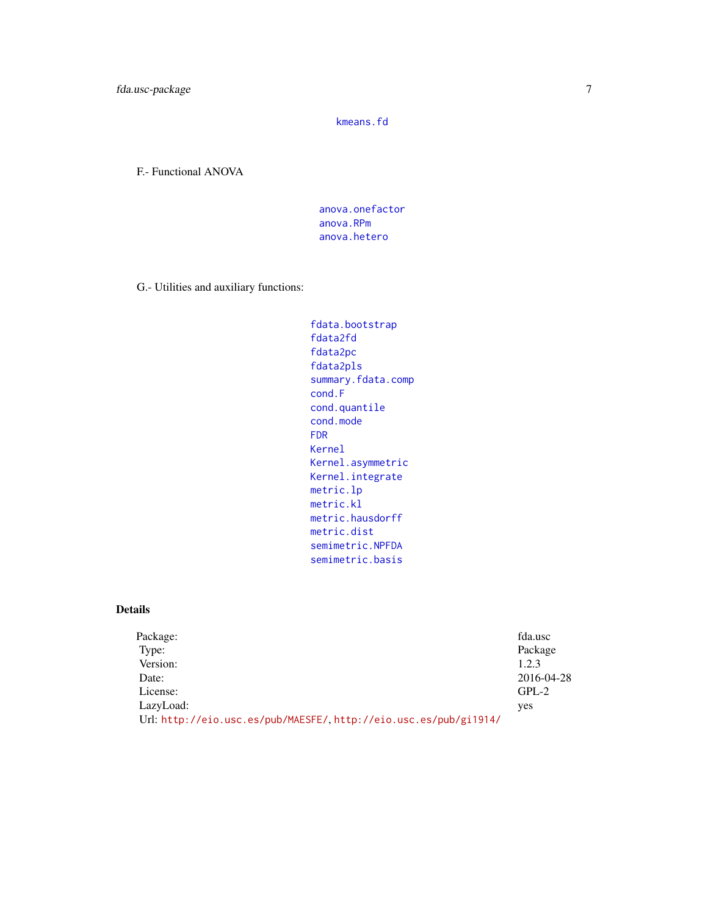kmeans.fd

F.- Functional ANOVA

anova.onefactor
anova.RPm
anova.hetero

G.- Utilities and auxiliary functions:

fdata.bootstrap
fdata2fd
fdata2pc
fdata2pls
summary.fdata.comp
cond.F
cond.quantile
cond.mode
FDR
Kernel
Kernel.asymmetric
Kernel.integrate
metric.lp
metric.kl
metric.hausdorff
metric.dist
semimetric.NPFDA
semimetric.basis

## Details

| | |
|---|---|
| Package: | fda.usc |
| Type: | Package |
| Version: | 1.2.3 |
| Date: | 2016-04-28 |
| License: | GPL-2 |
| LazyLoad: | yes |

Url: http://eio.usc.es/pub/MAESFE/, http://eio.usc.es/pub/gi1914/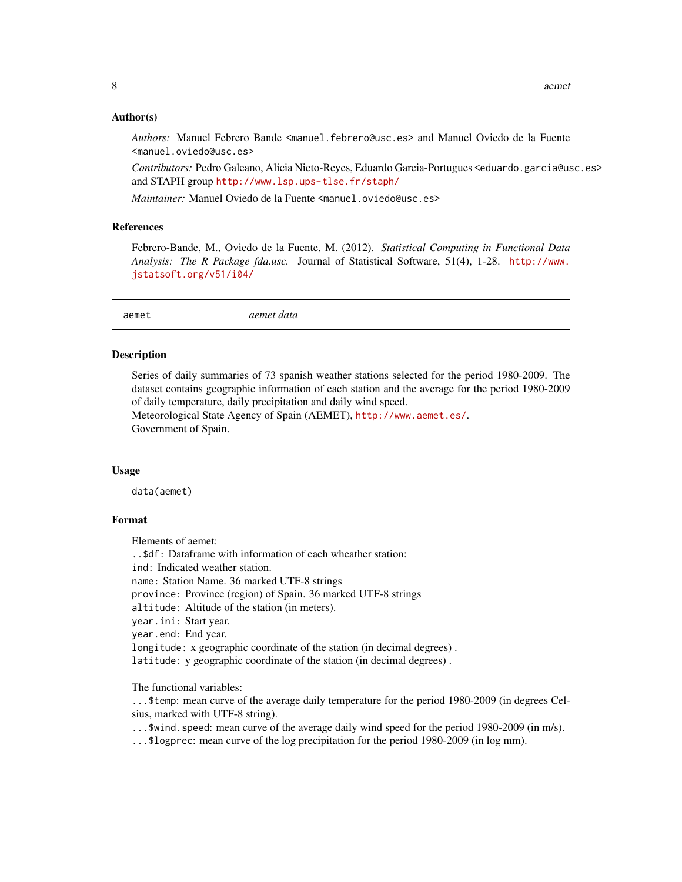### Author(s)

*Authors:* Manuel Febrero Bande <manuel.febrero@usc.es> and Manuel Oviedo de la Fuente <manuel.oviedo@usc.es>

*Contributors:* Pedro Galeano, Alicia Nieto-Reyes, Eduardo Garcia-Portugues <eduardo.garcia@usc.es> and STAPH group http://www.lsp.ups-tlse.fr/staph/

*Maintainer:* Manuel Oviedo de la Fuente <manuel.oviedo@usc.es>

### References

Febrero-Bande, M., Oviedo de la Fuente, M. (2012). *Statistical Computing in Functional Data Analysis: The R Package fda.usc.* Journal of Statistical Software, 51(4), 1-28. http://www.jstatsoft.org/v51/i04/

---

## aemet *aemet data*

---

### Description

Series of daily summaries of 73 spanish weather stations selected for the period 1980-2009. The dataset contains geographic information of each station and the average for the period 1980-2009 of daily temperature, daily precipitation and daily wind speed.
Meteorological State Agency of Spain (AEMET), http://www.aemet.es/.
Government of Spain.

### Usage

```
data(aemet)
```

### Format

Elements of aemet:
`..$df`: Dataframe with information of each wheather station:
`ind`: Indicated weather station.
`name`: Station Name. 36 marked UTF-8 strings
`province`: Province (region) of Spain. 36 marked UTF-8 strings
`altitude`: Altitude of the station (in meters).
`year.ini`: Start year.
`year.end`: End year.
`longitude`: x geographic coordinate of the station (in decimal degrees) .
`latitude`: y geographic coordinate of the station (in decimal degrees) .

The functional variables:
`...$temp`: mean curve of the average daily temperature for the period 1980-2009 (in degrees Celsius, marked with UTF-8 string).
`...$wind.speed`: mean curve of the average daily wind speed for the period 1980-2009 (in m/s).
`...$logprec`: mean curve of the log precipitation for the period 1980-2009 (in log mm).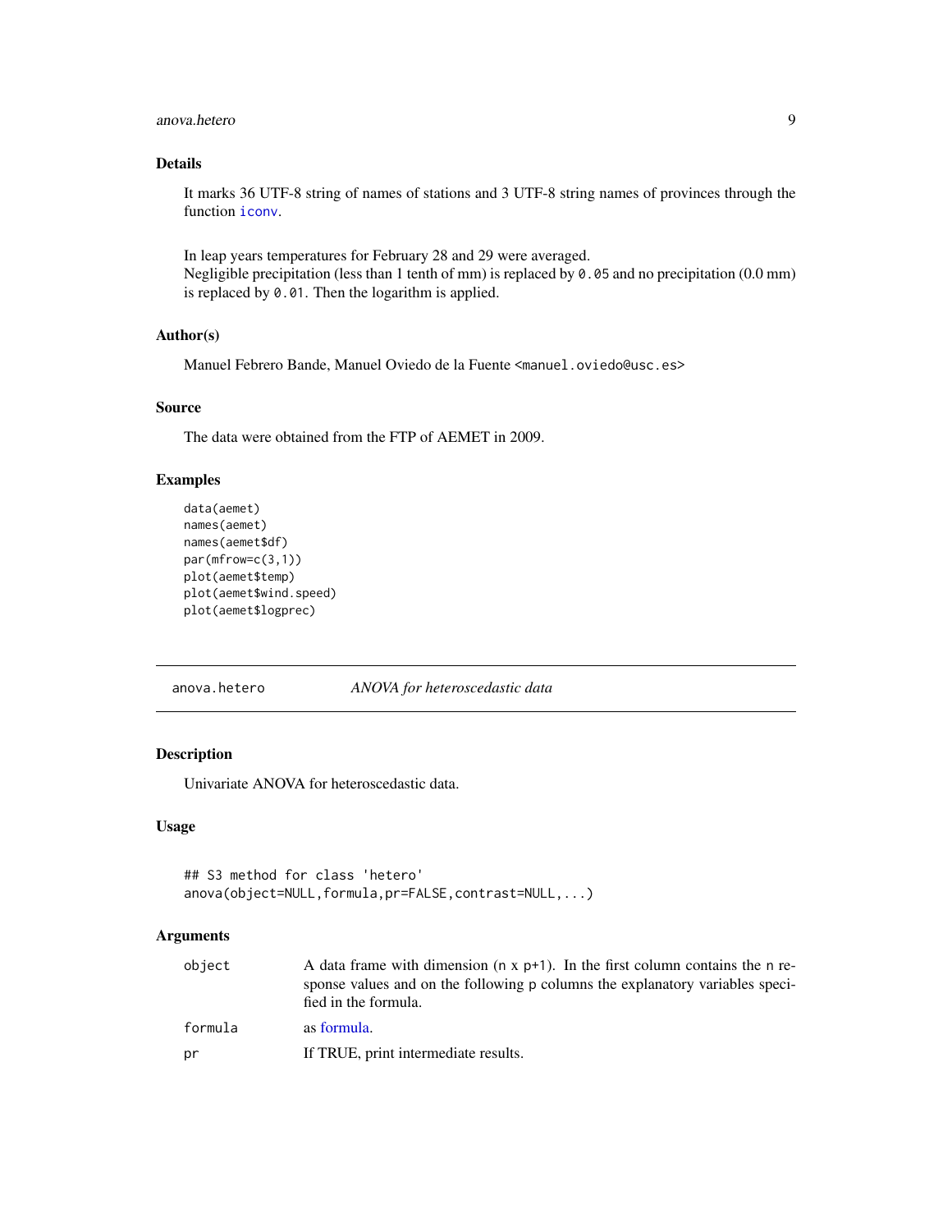### Details

It marks 36 UTF-8 string of names of stations and 3 UTF-8 string names of provinces through the function `iconv`.

In leap years temperatures for February 28 and 29 were averaged.
Negligible precipitation (less than 1 tenth of mm) is replaced by `0.05` and no precipitation (0.0 mm) is replaced by `0.01`. Then the logarithm is applied.

### Author(s)

Manuel Febrero Bande, Manuel Oviedo de la Fuente <manuel.oviedo@usc.es>

### Source

The data were obtained from the FTP of AEMET in 2009.

### Examples

```
data(aemet)
names(aemet)
names(aemet$df)
par(mfrow=c(3,1))
plot(aemet$temp)
plot(aemet$wind.speed)
plot(aemet$logprec)
```

---

## anova.hetero    *ANOVA for heteroscedastic data*

### Description

Univariate ANOVA for heteroscedastic data.

### Usage

```
## S3 method for class 'hetero'
anova(object=NULL,formula,pr=FALSE,contrast=NULL,...)
```

### Arguments

| | |
|---|---|
| `object` | A data frame with dimension (n x p+1). In the first column contains the n response values and on the following p columns the explanatory variables specified in the formula. |
| `formula` | as formula. |
| `pr` | If TRUE, print intermediate results. |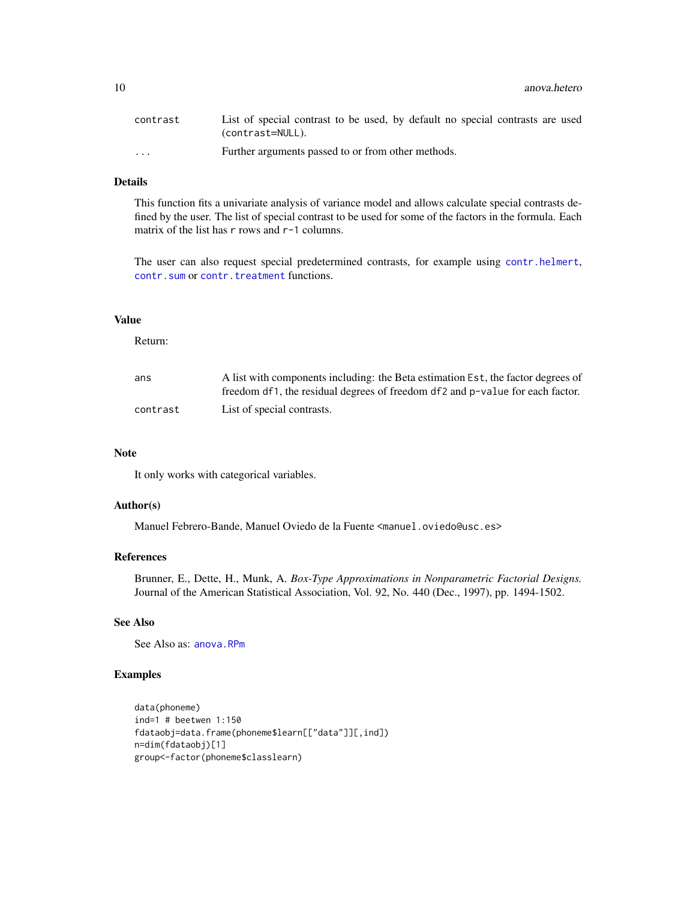| | |
|---|---|
| contrast | List of special contrast to be used, by default no special contrasts are used (contrast=NULL). |
| ... | Further arguments passed to or from other methods. |

### Details

This function fits a univariate analysis of variance model and allows calculate special contrasts defined by the user. The list of special contrast to be used for some of the factors in the formula. Each matrix of the list has r rows and r-1 columns.

The user can also request special predetermined contrasts, for example using contr.helmert, contr.sum or contr.treatment functions.

### Value

Return:

| | |
|---|---|
| ans | A list with components including: the Beta estimation Est, the factor degrees of freedom df1, the residual degrees of freedom df2 and p-value for each factor. |
| contrast | List of special contrasts. |

### Note

It only works with categorical variables.

### Author(s)

Manuel Febrero-Bande, Manuel Oviedo de la Fuente <manuel.oviedo@usc.es>

### References

Brunner, E., Dette, H., Munk, A. *Box-Type Approximations in Nonparametric Factorial Designs.* Journal of the American Statistical Association, Vol. 92, No. 440 (Dec., 1997), pp. 1494-1502.

### See Also

See Also as: anova.RPm

### Examples

```
data(phoneme)
ind=1 # beetwen 1:150
fdataobj=data.frame(phoneme$learn[["data"]][,ind])
n=dim(fdataobj)[1]
group<-factor(phoneme$classlearn)
```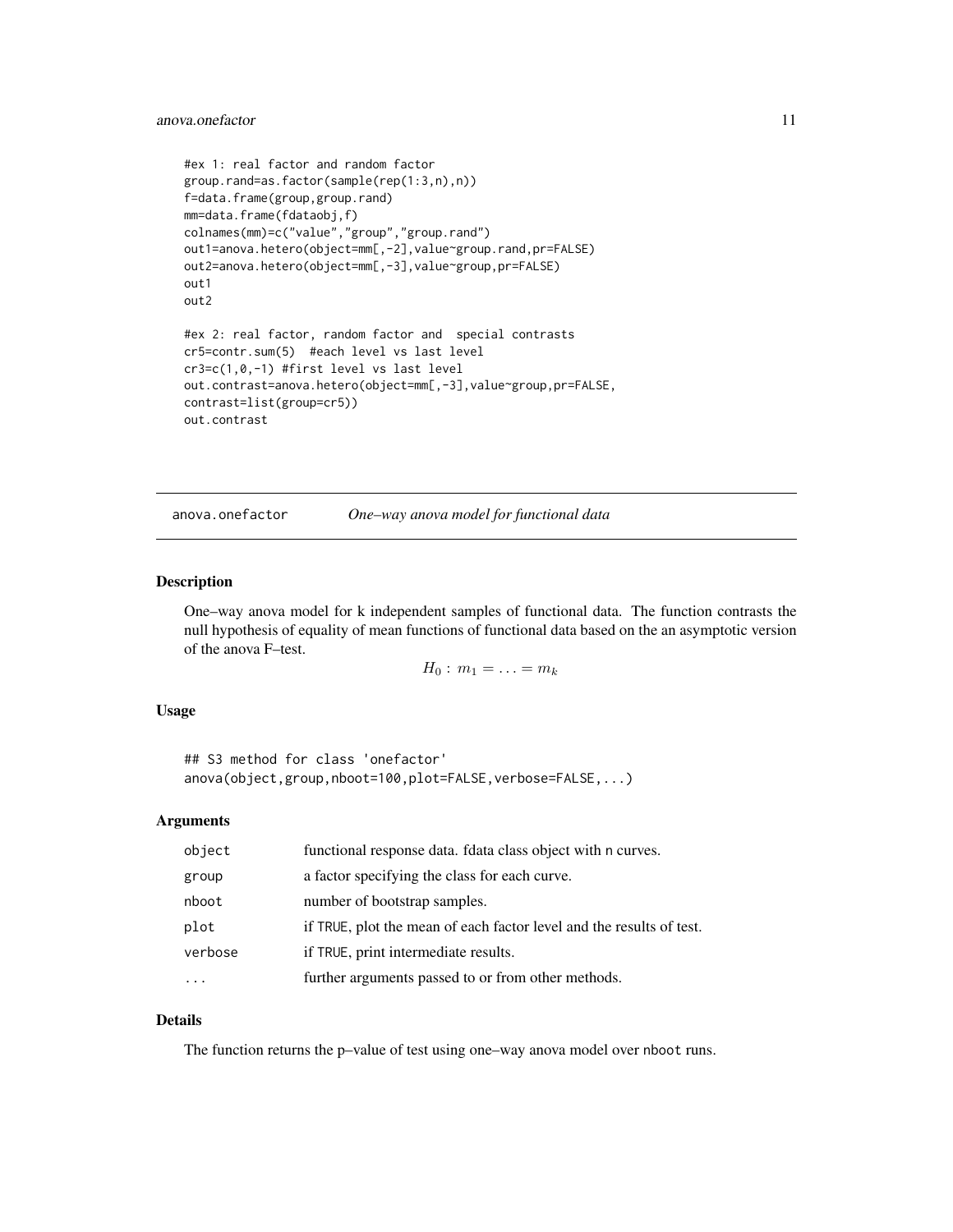```
#ex 1: real factor and random factor
group.rand=as.factor(sample(rep(1:3,n),n))
f=data.frame(group,group.rand)
mm=data.frame(fdataobj,f)
colnames(mm)=c("value","group","group.rand")
out1=anova.hetero(object=mm[,-2],value~group.rand,pr=FALSE)
out2=anova.hetero(object=mm[,-3],value~group,pr=FALSE)
out1
out2

#ex 2: real factor, random factor and  special contrasts
cr5=contr.sum(5)  #each level vs last level
cr3=c(1,0,-1) #first level vs last level
out.contrast=anova.hetero(object=mm[,-3],value~group,pr=FALSE,
contrast=list(group=cr5))
out.contrast
```

---

## anova.onefactor *One–way anova model for functional data*

### Description

One–way anova model for k independent samples of functional data. The function contrasts the null hypothesis of equality of mean functions of functional data based on the an asymptotic version of the anova F–test.

$$H_0: m_1 = \ldots = m_k$$

### Usage

```
## S3 method for class 'onefactor'
anova(object,group,nboot=100,plot=FALSE,verbose=FALSE,...)
```

### Arguments

| | |
|---|---|
| `object` | functional response data. fdata class object with n curves. |
| `group` | a factor specifying the class for each curve. |
| `nboot` | number of bootstrap samples. |
| `plot` | if TRUE, plot the mean of each factor level and the results of test. |
| `verbose` | if TRUE, print intermediate results. |
| `...` | further arguments passed to or from other methods. |

### Details

The function returns the p–value of test using one–way anova model over nboot runs.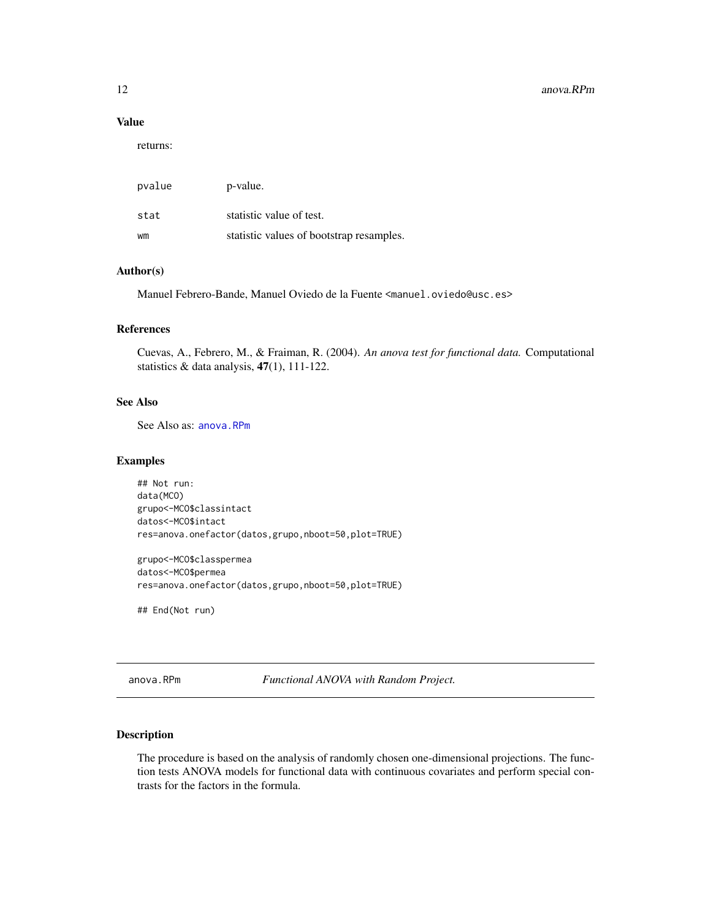### Value

returns:

| | |
|---|---|
| pvalue | p-value. |
| stat | statistic value of test. |
| wm | statistic values of bootstrap resamples. |

### Author(s)

Manuel Febrero-Bande, Manuel Oviedo de la Fuente <manuel.oviedo@usc.es>

### References

Cuevas, A., Febrero, M., & Fraiman, R. (2004). *An anova test for functional data.* Computational statistics & data analysis, **47**(1), 111-122.

### See Also

See Also as: anova.RPm

### Examples

```
## Not run:
data(MCO)
grupo<-MCO$classintact
datos<-MCO$intact
res=anova.onefactor(datos,grupo,nboot=50,plot=TRUE)

grupo<-MCO$classpermea
datos<-MCO$permea
res=anova.onefactor(datos,grupo,nboot=50,plot=TRUE)

## End(Not run)
```

---

## anova.RPm — *Functional ANOVA with Random Project.*

### Description

The procedure is based on the analysis of randomly chosen one-dimensional projections. The function tests ANOVA models for functional data with continuous covariates and perform special contrasts for the factors in the formula.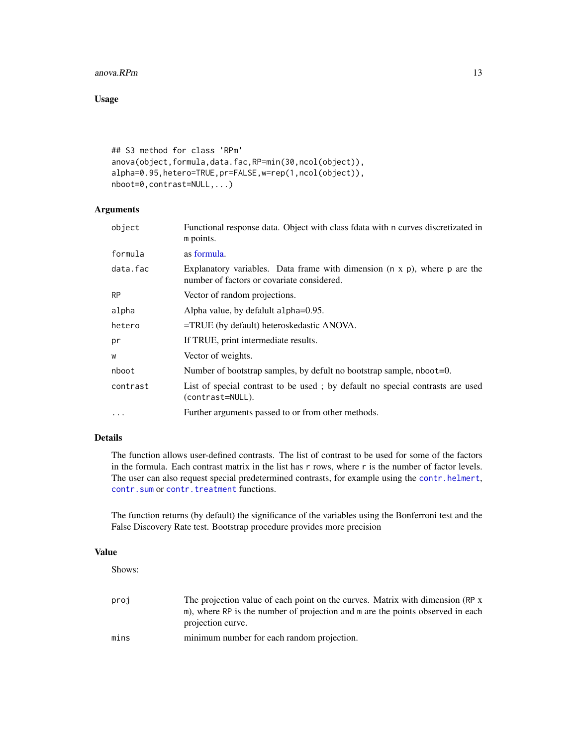## Usage

```
## S3 method for class 'RPm'
anova(object,formula,data.fac,RP=min(30,ncol(object)),
alpha=0.95,hetero=TRUE,pr=FALSE,w=rep(1,ncol(object)),
nboot=0,contrast=NULL,...)
```

## Arguments

| | |
|---|---|
| `object` | Functional response data. Object with class fdata with n curves discretizated in m points. |
| `formula` | as formula. |
| `data.fac` | Explanatory variables. Data frame with dimension (n x p), where p are the number of factors or covariate considered. |
| `RP` | Vector of random projections. |
| `alpha` | Alpha value, by defalult `alpha=0.95`. |
| `hetero` | =TRUE (by default) heteroskedastic ANOVA. |
| `pr` | If TRUE, print intermediate results. |
| `w` | Vector of weights. |
| `nboot` | Number of bootstrap samples, by defult no bootstrap sample, `nboot=0`. |
| `contrast` | List of special contrast to be used ; by default no special contrasts are used (`contrast=NULL`). |
| `...` | Further arguments passed to or from other methods. |

## Details

The function allows user-defined contrasts. The list of contrast to be used for some of the factors in the formula. Each contrast matrix in the list has r rows, where r is the number of factor levels. The user can also request special predetermined contrasts, for example using the `contr.helmert`, `contr.sum` or `contr.treatment` functions.

The function returns (by default) the significance of the variables using the Bonferroni test and the False Discovery Rate test. Bootstrap procedure provides more precision

## Value

Shows:

| | |
|---|---|
| `proj` | The projection value of each point on the curves. Matrix with dimension (RP x m), where RP is the number of projection and m are the points observed in each projection curve. |
| `mins` | minimum number for each random projection. |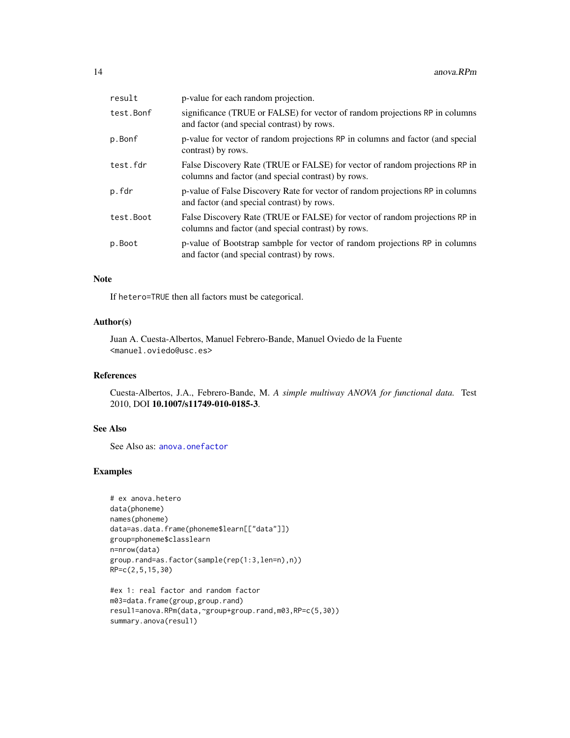| | |
|---|---|
| result | p-value for each random projection. |
| test.Bonf | significance (TRUE or FALSE) for vector of random projections RP in columns and factor (and special contrast) by rows. |
| p.Bonf | p-value for vector of random projections RP in columns and factor (and special contrast) by rows. |
| test.fdr | False Discovery Rate (TRUE or FALSE) for vector of random projections RP in columns and factor (and special contrast) by rows. |
| p.fdr | p-value of False Discovery Rate for vector of random projections RP in columns and factor (and special contrast) by rows. |
| test.Boot | False Discovery Rate (TRUE or FALSE) for vector of random projections RP in columns and factor (and special contrast) by rows. |
| p.Boot | p-value of Bootstrap sambple for vector of random projections RP in columns and factor (and special contrast) by rows. |

### Note

If hetero=TRUE then all factors must be categorical.

### Author(s)

Juan A. Cuesta-Albertos, Manuel Febrero-Bande, Manuel Oviedo de la Fuente <manuel.oviedo@usc.es>

### References

Cuesta-Albertos, J.A., Febrero-Bande, M. *A simple multiway ANOVA for functional data.* Test 2010, DOI **10.1007/s11749-010-0185-3**.

### See Also

See Also as: anova.onefactor

### Examples

```
# ex anova.hetero
data(phoneme)
names(phoneme)
data=as.data.frame(phoneme$learn[["data"]])
group=phoneme$classlearn
n=nrow(data)
group.rand=as.factor(sample(rep(1:3,len=n),n))
RP=c(2,5,15,30)

#ex 1: real factor and random factor
m03=data.frame(group,group.rand)
resul1=anova.RPm(data,~group+group.rand,m03,RP=c(5,30))
summary.anova(resul1)
```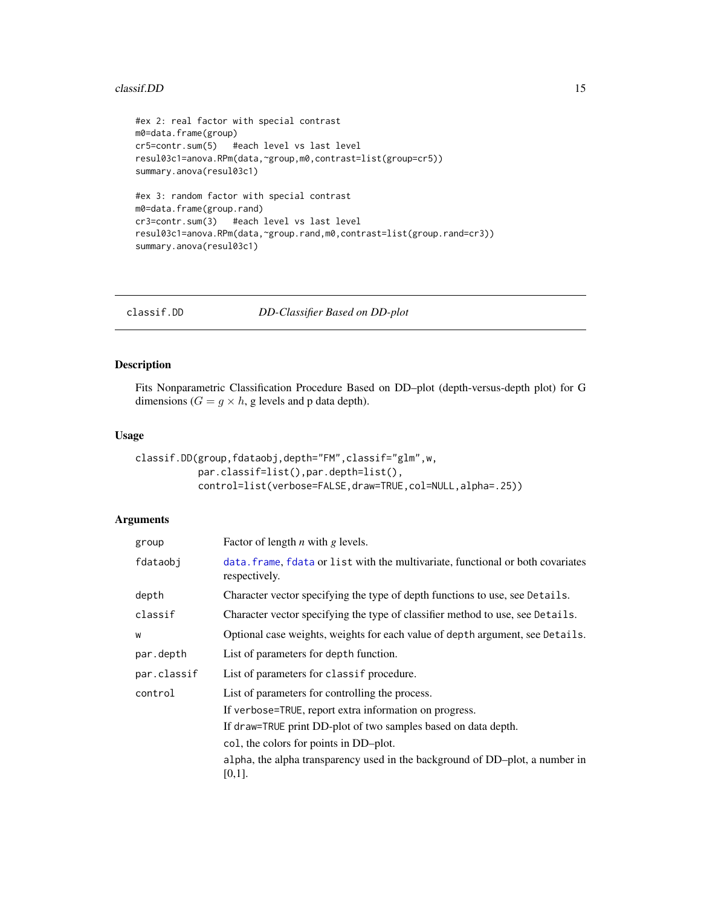```
#ex 2: real factor with special contrast
m0=data.frame(group)
cr5=contr.sum(5)   #each level vs last level
resul03c1=anova.RPm(data,~group,m0,contrast=list(group=cr5))
summary.anova(resul03c1)

#ex 3: random factor with special contrast
m0=data.frame(group.rand)
cr3=contr.sum(3)   #each level vs last level
resul03c1=anova.RPm(data,~group.rand,m0,contrast=list(group.rand=cr3))
summary.anova(resul03c1)
```

---

`classif.DD` — *DD-Classifier Based on DD-plot*

---

## Description

Fits Nonparametric Classification Procedure Based on DD–plot (depth-versus-depth plot) for G dimensions ($G = g \times h$, g levels and p data depth).

## Usage

```
classif.DD(group,fdataobj,depth="FM",classif="glm",w,
           par.classif=list(),par.depth=list(),
           control=list(verbose=FALSE,draw=TRUE,col=NULL,alpha=.25))
```

## Arguments

| | |
|---|---|
| `group` | Factor of length *n* with *g* levels. |
| `fdataobj` | `data.frame`, `fdata` or `list` with the multivariate, functional or both covariates respectively. |
| `depth` | Character vector specifying the type of depth functions to use, see `Details`. |
| `classif` | Character vector specifying the type of classifier method to use, see `Details`. |
| `w` | Optional case weights, weights for each value of `depth` argument, see `Details`. |
| `par.depth` | List of parameters for `depth` function. |
| `par.classif` | List of parameters for `classif` procedure. |
| `control` | List of parameters for controlling the process.<br>If `verbose=TRUE`, report extra information on progress.<br>If `draw=TRUE` print DD-plot of two samples based on data depth.<br>`col`, the colors for points in DD–plot.<br>`alpha`, the alpha transparency used in the background of DD–plot, a number in [0,1]. |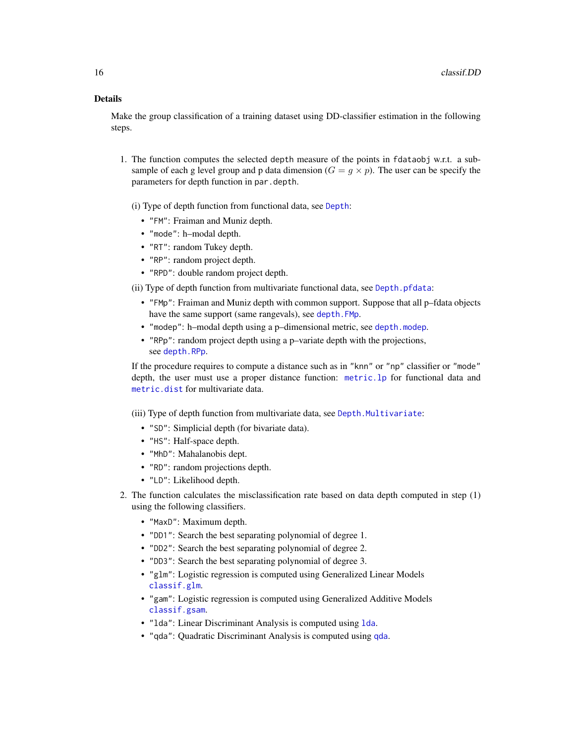### Details

Make the group classification of a training dataset using DD-classifier estimation in the following steps.

1. The function computes the selected `depth` measure of the points in `fdataobj` w.r.t. a subsample of each g level group and p data dimension ($G = g \times p$). The user can be specify the parameters for depth function in `par.depth`.

   (i) Type of depth function from functional data, see `Depth`:

   - `"FM"`: Fraiman and Muniz depth.
   - `"mode"`: h–modal depth.
   - `"RT"`: random Tukey depth.
   - `"RP"`: random project depth.
   - `"RPD"`: double random project depth.

   (ii) Type of depth function from multivariate functional data, see `Depth.pfdata`:

   - `"FMp"`: Fraiman and Muniz depth with common support. Suppose that all p–fdata objects have the same support (same rangevals), see `depth.FMp`.
   - `"modep"`: h–modal depth using a p–dimensional metric, see `depth.modep`.
   - `"RPp"`: random project depth using a p–variate depth with the projections, see `depth.RPp`.

   If the procedure requires to compute a distance such as in `"knn"` or `"np"` classifier or `"mode"` depth, the user must use a proper distance function: `metric.lp` for functional data and `metric.dist` for multivariate data.

   (iii) Type of depth function from multivariate data, see `Depth.Multivariate`:

   - `"SD"`: Simplicial depth (for bivariate data).
   - `"HS"`: Half-space depth.
   - `"MhD"`: Mahalanobis dept.
   - `"RD"`: random projections depth.
   - `"LD"`: Likelihood depth.

2. The function calculates the misclassification rate based on data depth computed in step (1) using the following classifiers.

   - `"MaxD"`: Maximum depth.
   - `"DD1"`: Search the best separating polynomial of degree 1.
   - `"DD2"`: Search the best separating polynomial of degree 2.
   - `"DD3"`: Search the best separating polynomial of degree 3.
   - `"glm"`: Logistic regression is computed using Generalized Linear Models `classif.glm`.
   - `"gam"`: Logistic regression is computed using Generalized Additive Models `classif.gsam`.
   - `"lda"`: Linear Discriminant Analysis is computed using `lda`.
   - `"qda"`: Quadratic Discriminant Analysis is computed using `qda`.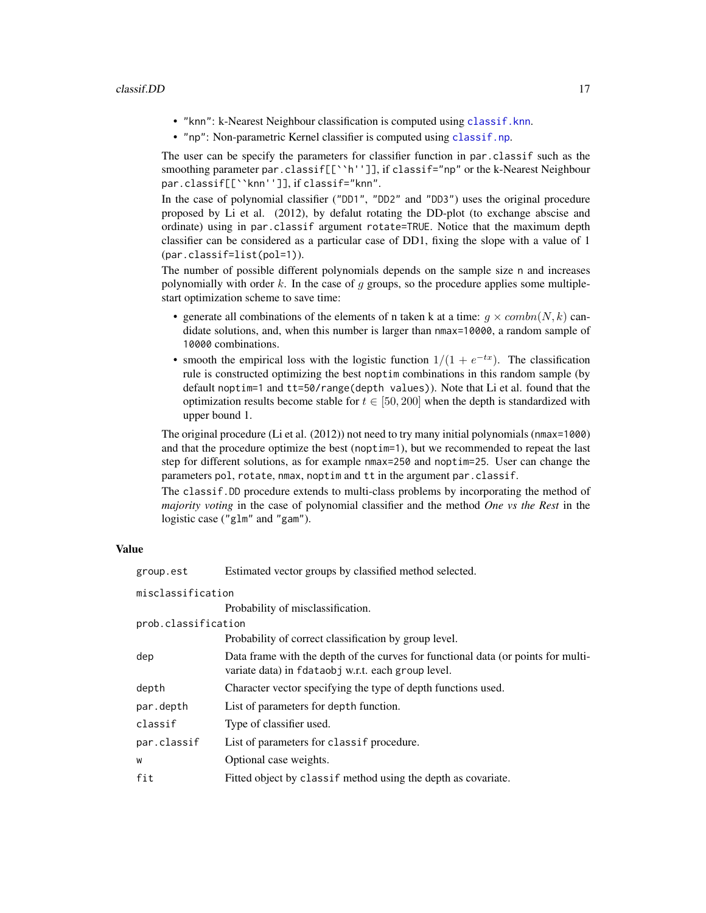- "knn": k-Nearest Neighbour classification is computed using `classif.knn`.
- "np": Non-parametric Kernel classifier is computed using `classif.np`.

The user can be specify the parameters for classifier function in `par.classif` such as the smoothing parameter `par.classif[[``h'']]`, if `classif="np"` or the k-Nearest Neighbour `par.classif[[``knn'']]`, if `classif="knn"`.

In the case of polynomial classifier ("DD1", "DD2" and "DD3") uses the original procedure proposed by Li et al. (2012), by defalut rotating the DD-plot (to exchange abscise and ordinate) using in `par.classif` argument `rotate=TRUE`. Notice that the maximum depth classifier can be considered as a particular case of DD1, fixing the slope with a value of 1 (`par.classif=list(pol=1)`).

The number of possible different polynomials depends on the sample size n and increases polynomially with order $k$. In the case of $g$ groups, so the procedure applies some multiple-start optimization scheme to save time:

- generate all combinations of the elements of n taken k at a time: $g \times combn(N, k)$ candidate solutions, and, when this number is larger than `nmax=10000`, a random sample of `10000` combinations.
- smooth the empirical loss with the logistic function $1/(1 + e^{-tx})$. The classification rule is constructed optimizing the best `noptim` combinations in this random sample (by default `noptim=1` and `tt=50/range(depth values)`). Note that Li et al. found that the optimization results become stable for $t \in [50, 200]$ when the depth is standardized with upper bound 1.

The original procedure (Li et al. (2012)) not need to try many initial polynomials (`nmax=1000`) and that the procedure optimize the best (`noptim=1`), but we recommended to repeat the last step for different solutions, as for example `nmax=250` and `noptim=25`. User can change the parameters `pol`, `rotate`, `nmax`, `noptim` and `tt` in the argument `par.classif`.

The `classif.DD` procedure extends to multi-class problems by incorporating the method of *majority voting* in the case of polynomial classifier and the method *One vs the Rest* in the logistic case ("glm" and "gam").

## Value

| | |
|---|---|
| `group.est` | Estimated vector groups by classified method selected. |
| `misclassification` | Probability of misclassification. |
| `prob.classification` | Probability of correct classification by group level. |
| `dep` | Data frame with the depth of the curves for functional data (or points for multivariate data) in `fdataobj` w.r.t. each `group` level. |
| `depth` | Character vector specifying the type of depth functions used. |
| `par.depth` | List of parameters for `depth` function. |
| `classif` | Type of classifier used. |
| `par.classif` | List of parameters for `classif` procedure. |
| `w` | Optional case weights. |
| `fit` | Fitted object by `classif` method using the depth as covariate. |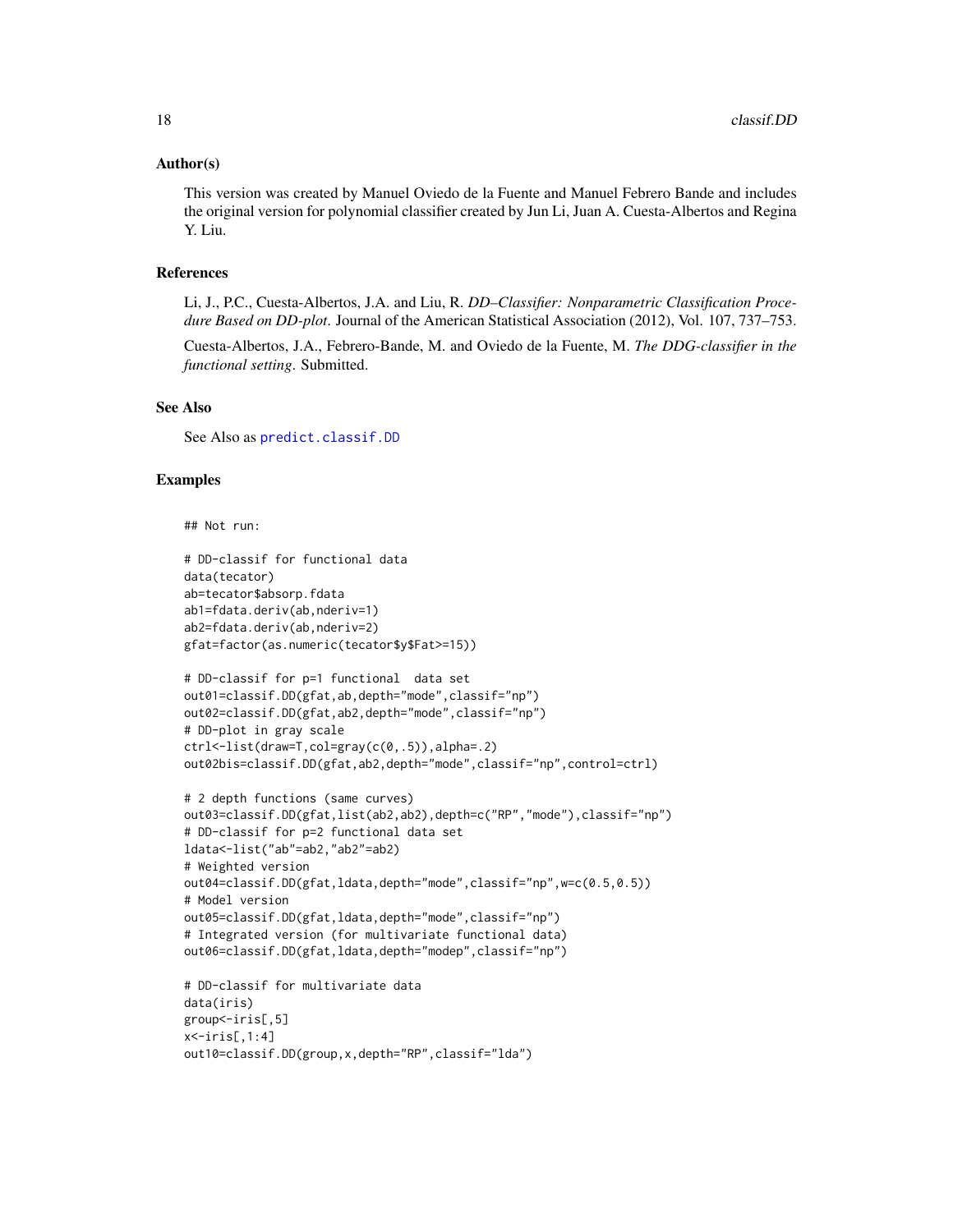## Author(s)

This version was created by Manuel Oviedo de la Fuente and Manuel Febrero Bande and includes the original version for polynomial classifier created by Jun Li, Juan A. Cuesta-Albertos and Regina Y. Liu.

## References

Li, J., P.C., Cuesta-Albertos, J.A. and Liu, R. *DD–Classifier: Nonparametric Classification Procedure Based on DD-plot*. Journal of the American Statistical Association (2012), Vol. 107, 737–753.

Cuesta-Albertos, J.A., Febrero-Bande, M. and Oviedo de la Fuente, M. *The DDG-classifier in the functional setting*. Submitted.

## See Also

See Also as `predict.classif.DD`

## Examples

```
## Not run:

# DD-classif for functional data
data(tecator)
ab=tecator$absorp.fdata
ab1=fdata.deriv(ab,nderiv=1)
ab2=fdata.deriv(ab,nderiv=2)
gfat=factor(as.numeric(tecator$y$Fat>=15))

# DD-classif for p=1 functional  data set
out01=classif.DD(gfat,ab,depth="mode",classif="np")
out02=classif.DD(gfat,ab2,depth="mode",classif="np")
# DD-plot in gray scale
ctrl<-list(draw=T,col=gray(c(0,.5)),alpha=.2)
out02bis=classif.DD(gfat,ab2,depth="mode",classif="np",control=ctrl)

# 2 depth functions (same curves)
out03=classif.DD(gfat,list(ab2,ab2),depth=c("RP","mode"),classif="np")
# DD-classif for p=2 functional data set
ldata<-list("ab"=ab2,"ab2"=ab2)
# Weighted version
out04=classif.DD(gfat,ldata,depth="mode",classif="np",w=c(0.5,0.5))
# Model version
out05=classif.DD(gfat,ldata,depth="mode",classif="np")
# Integrated version (for multivariate functional data)
out06=classif.DD(gfat,ldata,depth="modep",classif="np")

# DD-classif for multivariate data
data(iris)
group<-iris[,5]
x<-iris[,1:4]
out10=classif.DD(group,x,depth="RP",classif="lda")
```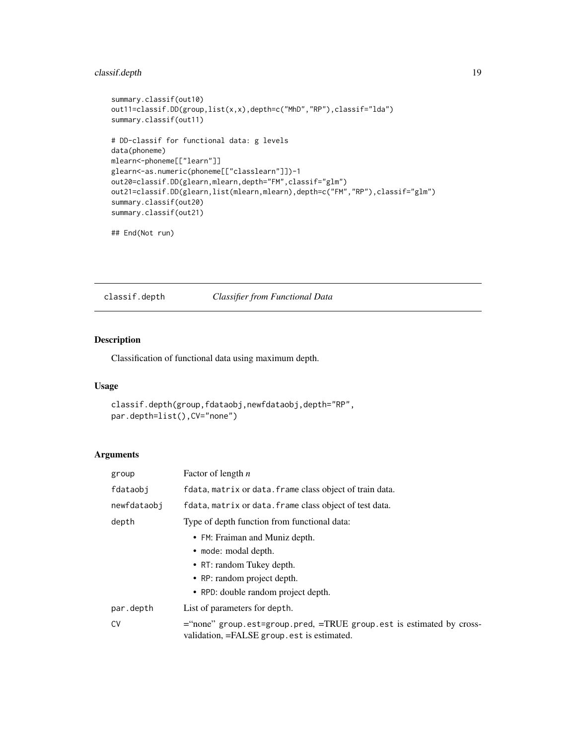```
summary.classif(out10)
out11=classif.DD(group,list(x,x),depth=c("MhD","RP"),classif="lda")
summary.classif(out11)

# DD-classif for functional data: g levels
data(phoneme)
mlearn<-phoneme[["learn"]]
glearn<-as.numeric(phoneme[["classlearn"]])-1
out20=classif.DD(glearn,mlearn,depth="FM",classif="glm")
out21=classif.DD(glearn,list(mlearn,mlearn),depth=c("FM","RP"),classif="glm")
summary.classif(out20)
summary.classif(out21)

## End(Not run)
```

---

## classif.depth    *Classifier from Functional Data*

---

### Description

Classification of functional data using maximum depth.

### Usage

```
classif.depth(group,fdataobj,newfdataobj,depth="RP",
par.depth=list(),CV="none")
```

### Arguments

| | |
|---|---|
| group | Factor of length *n* |
| fdataobj | fdata, matrix or data.frame class object of train data. |
| newfdataobj | fdata, matrix or data.frame class object of test data. |
| depth | Type of depth function from functional data:<br>• FM: Fraiman and Muniz depth.<br>• mode: modal depth.<br>• RT: random Tukey depth.<br>• RP: random project depth.<br>• RPD: double random project depth. |
| par.depth | List of parameters for depth. |
| CV | ="none" group.est=group.pred, =TRUE group.est is estimated by cross-validation, =FALSE group.est is estimated. |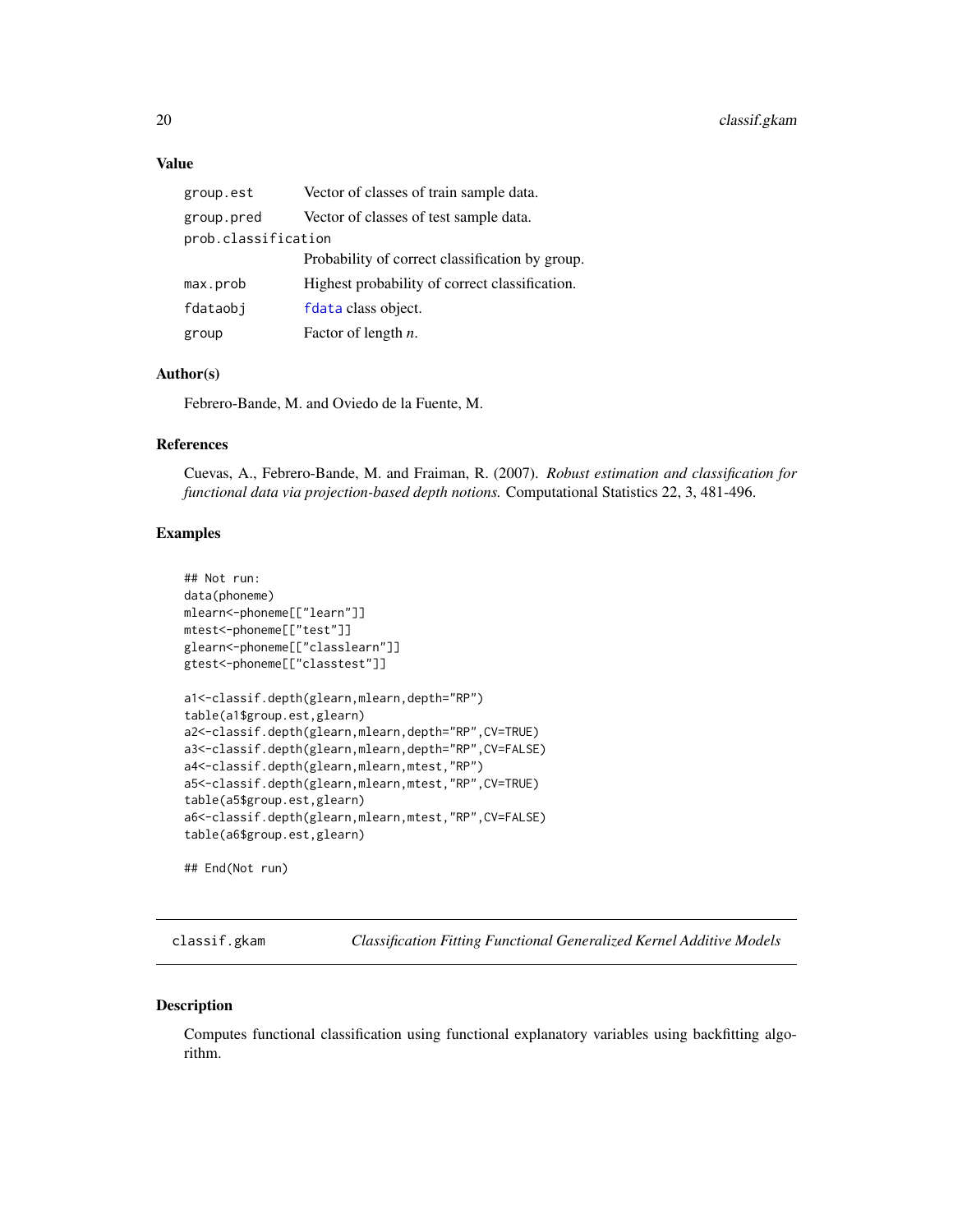### Value

| | |
|---|---|
| `group.est` | Vector of classes of train sample data. |
| `group.pred` | Vector of classes of test sample data. |
| `prob.classification` | Probability of correct classification by group. |
| `max.prob` | Highest probability of correct classification. |
| `fdataobj` | `fdata` class object. |
| `group` | Factor of length $n$. |

### Author(s)

Febrero-Bande, M. and Oviedo de la Fuente, M.

### References

Cuevas, A., Febrero-Bande, M. and Fraiman, R. (2007). *Robust estimation and classification for functional data via projection-based depth notions.* Computational Statistics 22, 3, 481-496.

### Examples

```
## Not run:
data(phoneme)
mlearn<-phoneme[["learn"]]
mtest<-phoneme[["test"]]
glearn<-phoneme[["classlearn"]]
gtest<-phoneme[["classtest"]]

a1<-classif.depth(glearn,mlearn,depth="RP")
table(a1$group.est,glearn)
a2<-classif.depth(glearn,mlearn,depth="RP",CV=TRUE)
a3<-classif.depth(glearn,mlearn,depth="RP",CV=FALSE)
a4<-classif.depth(glearn,mlearn,mtest,"RP")
a5<-classif.depth(glearn,mlearn,mtest,"RP",CV=TRUE)
table(a5$group.est,glearn)
a6<-classif.depth(glearn,mlearn,mtest,"RP",CV=FALSE)
table(a6$group.est,glearn)

## End(Not run)
```

---

## classif.gkam *Classification Fitting Functional Generalized Kernel Additive Models*

### Description

Computes functional classification using functional explanatory variables using backfitting algorithm.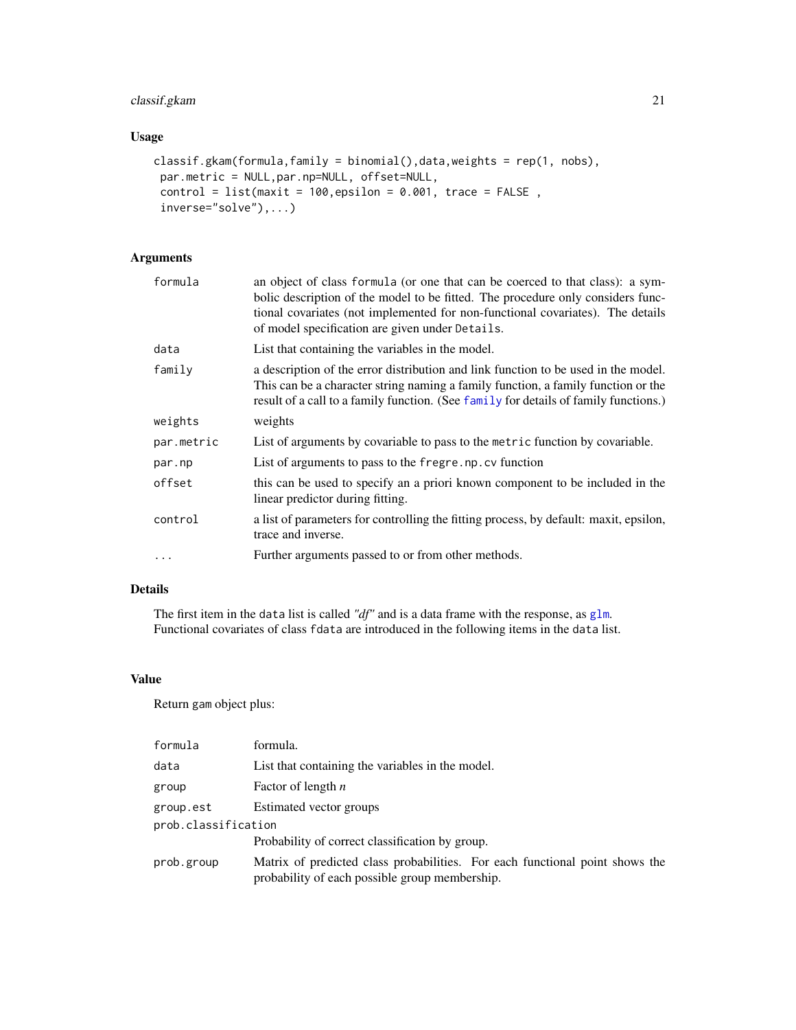### Usage

```
classif.gkam(formula,family = binomial(),data,weights = rep(1, nobs),
 par.metric = NULL,par.np=NULL, offset=NULL,
 control = list(maxit = 100,epsilon = 0.001, trace = FALSE ,
 inverse="solve"),...)
```

### Arguments

| | |
|---|---|
| `formula` | an object of class `formula` (or one that can be coerced to that class): a symbolic description of the model to be fitted. The procedure only considers functional covariates (not implemented for non-functional covariates). The details of model specification are given under `Details`. |
| `data` | List that containing the variables in the model. |
| `family` | a description of the error distribution and link function to be used in the model. This can be a character string naming a family function, a family function or the result of a call to a family function. (See `family` for details of family functions.) |
| `weights` | weights |
| `par.metric` | List of arguments by covariable to pass to the `metric` function by covariable. |
| `par.np` | List of arguments to pass to the `fregre.np.cv` function |
| `offset` | this can be used to specify an a priori known component to be included in the linear predictor during fitting. |
| `control` | a list of parameters for controlling the fitting process, by default: maxit, epsilon, trace and inverse. |
| `...` | Further arguments passed to or from other methods. |

### Details

The first item in the `data` list is called *"df"* and is a data frame with the response, as `glm`. Functional covariates of class `fdata` are introduced in the following items in the `data` list.

### Value

Return `gam` object plus:

| | |
|---|---|
| `formula` | formula. |
| `data` | List that containing the variables in the model. |
| `group` | Factor of length *n* |
| `group.est` | Estimated vector groups |
| `prob.classification` | Probability of correct classification by group. |
| `prob.group` | Matrix of predicted class probabilities. For each functional point shows the probability of each possible group membership. |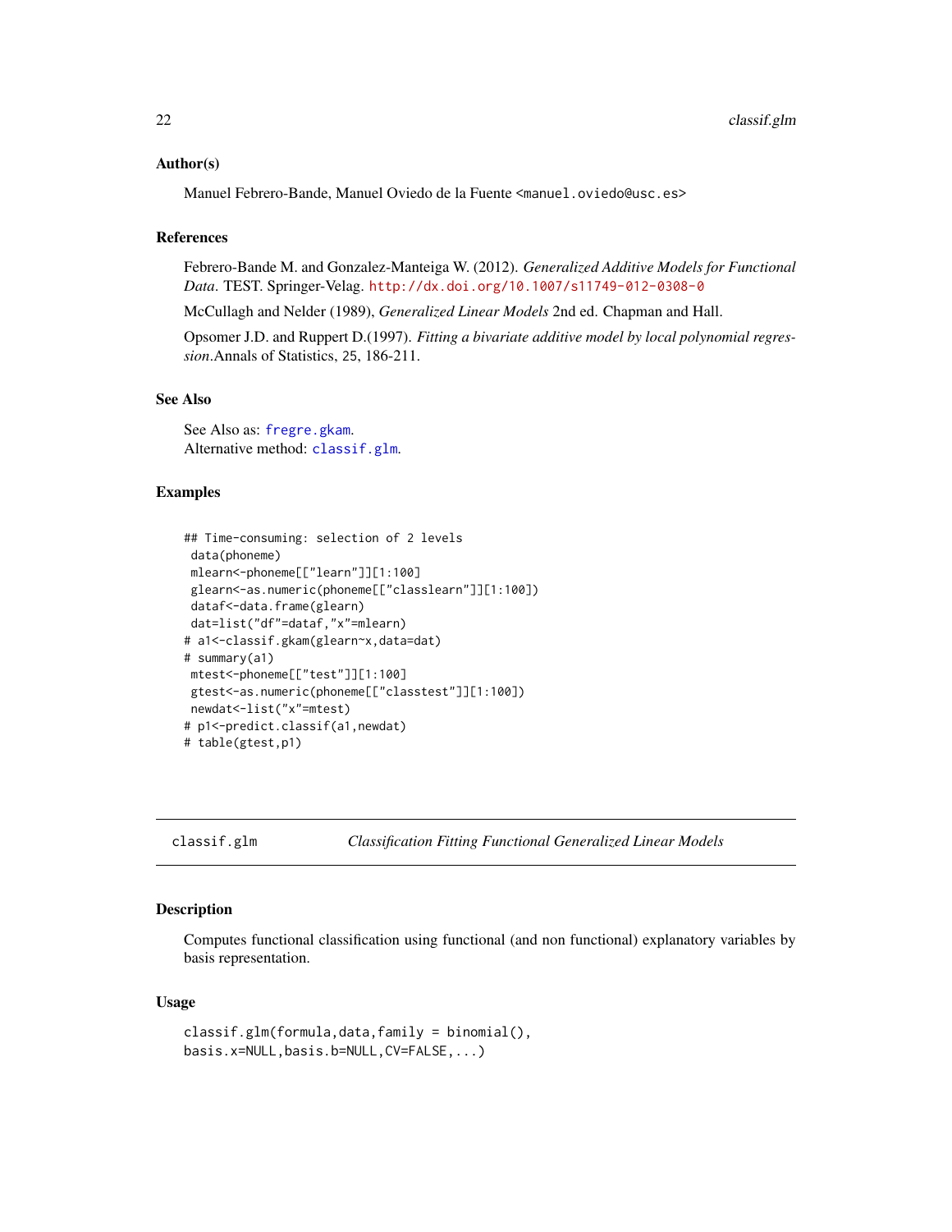### Author(s)

Manuel Febrero-Bande, Manuel Oviedo de la Fuente <manuel.oviedo@usc.es>

### References

Febrero-Bande M. and Gonzalez-Manteiga W. (2012). *Generalized Additive Models for Functional Data*. TEST. Springer-Velag. http://dx.doi.org/10.1007/s11749-012-0308-0

McCullagh and Nelder (1989), *Generalized Linear Models* 2nd ed. Chapman and Hall.

Opsomer J.D. and Ruppert D.(1997). *Fitting a bivariate additive model by local polynomial regression*.Annals of Statistics, 25, 186-211.

### See Also

See Also as: fregre.gkam.
Alternative method: classif.glm.

### Examples

```
## Time-consuming: selection of 2 levels
 data(phoneme)
 mlearn<-phoneme[["learn"]][1:100]
 glearn<-as.numeric(phoneme[["classlearn"]][1:100])
 dataf<-data.frame(glearn)
 dat=list("df"=dataf,"x"=mlearn)
# a1<-classif.gkam(glearn~x,data=dat)
# summary(a1)
 mtest<-phoneme[["test"]][1:100]
 gtest<-as.numeric(phoneme[["classtest"]][1:100])
 newdat<-list("x"=mtest)
# p1<-predict.classif(a1,newdat)
# table(gtest,p1)
```

---

## classif.glm — *Classification Fitting Functional Generalized Linear Models*

### Description

Computes functional classification using functional (and non functional) explanatory variables by basis representation.

### Usage

```
classif.glm(formula,data,family = binomial(),
basis.x=NULL,basis.b=NULL,CV=FALSE,...)
```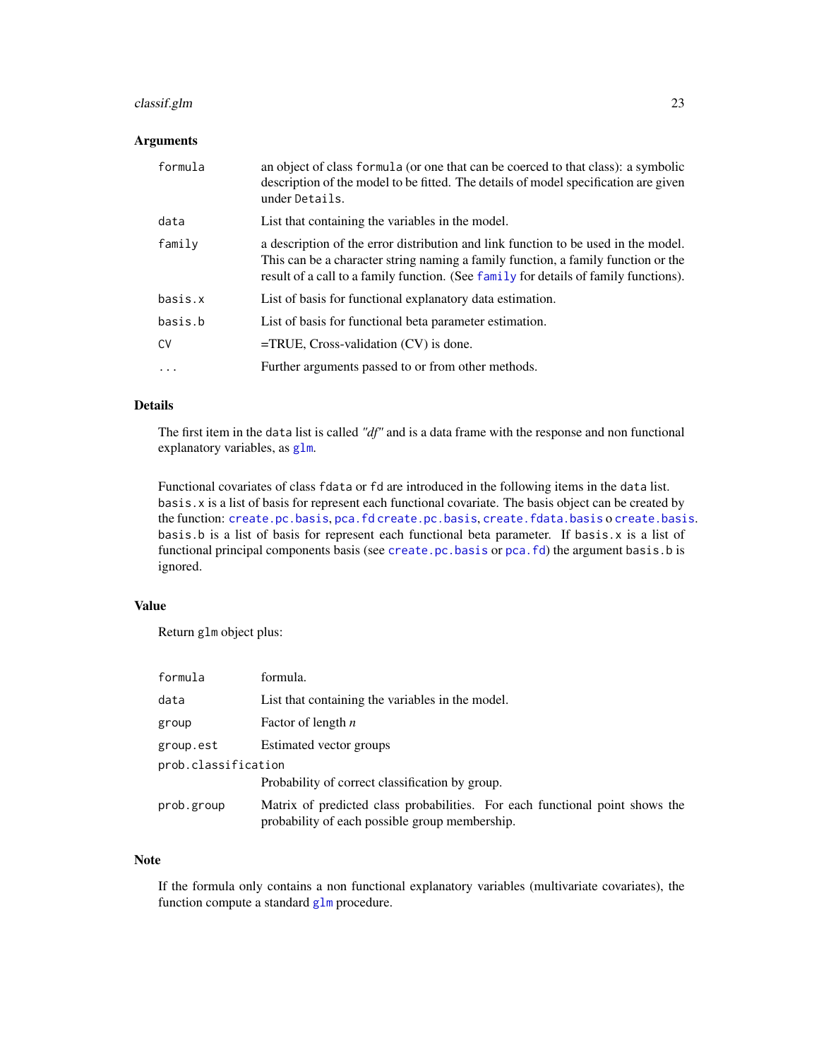## Arguments

| | |
|---|---|
| `formula` | an object of class `formula` (or one that can be coerced to that class): a symbolic description of the model to be fitted. The details of model specification are given under `Details`. |
| `data` | List that containing the variables in the model. |
| `family` | a description of the error distribution and link function to be used in the model. This can be a character string naming a family function, a family function or the result of a call to a family function. (See `family` for details of family functions). |
| `basis.x` | List of basis for functional explanatory data estimation. |
| `basis.b` | List of basis for functional beta parameter estimation. |
| `CV` | =TRUE, Cross-validation (CV) is done. |
| `...` | Further arguments passed to or from other methods. |

## Details

The first item in the `data` list is called *"df"* and is a data frame with the response and non functional explanatory variables, as `glm`.

Functional covariates of class `fdata` or `fd` are introduced in the following items in the `data` list. `basis.x` is a list of basis for represent each functional covariate. The basis object can be created by the function: `create.pc.basis`, `pca.fd` `create.pc.basis`, `create.fdata.basis` o `create.basis`. `basis.b` is a list of basis for represent each functional beta parameter. If `basis.x` is a list of functional principal components basis (see `create.pc.basis` or `pca.fd`) the argument `basis.b` is ignored.

## Value

Return `glm` object plus:

| | |
|---|---|
| `formula` | formula. |
| `data` | List that containing the variables in the model. |
| `group` | Factor of length *n* |
| `group.est` | Estimated vector groups |
| `prob.classification` | Probability of correct classification by group. |
| `prob.group` | Matrix of predicted class probabilities. For each functional point shows the probability of each possible group membership. |

## Note

If the formula only contains a non functional explanatory variables (multivariate covariates), the function compute a standard `glm` procedure.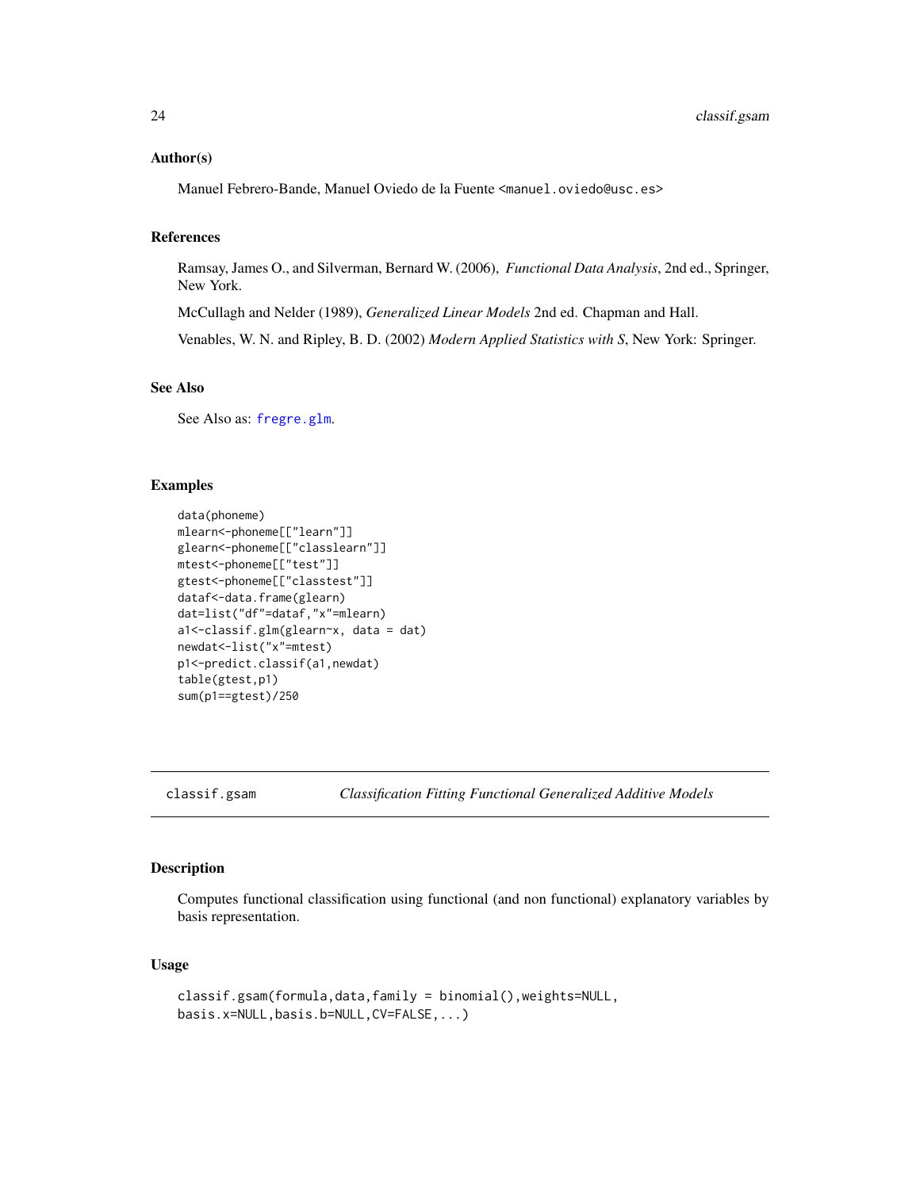### Author(s)

Manuel Febrero-Bande, Manuel Oviedo de la Fuente <manuel.oviedo@usc.es>

### References

Ramsay, James O., and Silverman, Bernard W. (2006), *Functional Data Analysis*, 2nd ed., Springer, New York.

McCullagh and Nelder (1989), *Generalized Linear Models* 2nd ed. Chapman and Hall.

Venables, W. N. and Ripley, B. D. (2002) *Modern Applied Statistics with S*, New York: Springer.

### See Also

See Also as: `fregre.glm`.

### Examples

```
data(phoneme)
mlearn<-phoneme[["learn"]]
glearn<-phoneme[["classlearn"]]
mtest<-phoneme[["test"]]
gtest<-phoneme[["classtest"]]
dataf<-data.frame(glearn)
dat=list("df"=dataf,"x"=mlearn)
a1<-classif.glm(glearn~x, data = dat)
newdat<-list("x"=mtest)
p1<-predict.classif(a1,newdat)
table(gtest,p1)
sum(p1==gtest)/250
```

---

## classif.gsam &nbsp;&nbsp;&nbsp; *Classification Fitting Functional Generalized Additive Models*

---

### Description

Computes functional classification using functional (and non functional) explanatory variables by basis representation.

### Usage

```
classif.gsam(formula,data,family = binomial(),weights=NULL,
basis.x=NULL,basis.b=NULL,CV=FALSE,...)
```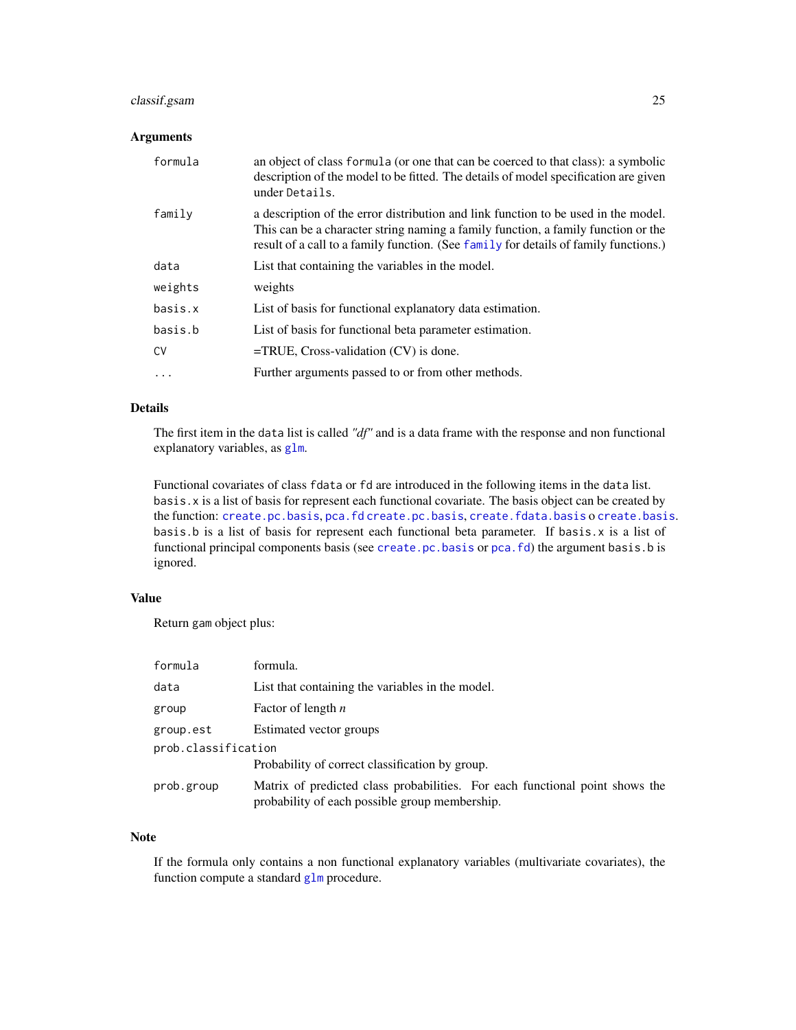### Arguments

| | |
|---|---|
| `formula` | an object of class `formula` (or one that can be coerced to that class): a symbolic description of the model to be fitted. The details of model specification are given under `Details`. |
| `family` | a description of the error distribution and link function to be used in the model. This can be a character string naming a family function, a family function or the result of a call to a family function. (See `family` for details of family functions.) |
| `data` | List that containing the variables in the model. |
| `weights` | weights |
| `basis.x` | List of basis for functional explanatory data estimation. |
| `basis.b` | List of basis for functional beta parameter estimation. |
| `CV` | =TRUE, Cross-validation (CV) is done. |
| `...` | Further arguments passed to or from other methods. |

### Details

The first item in the `data` list is called *"df"* and is a data frame with the response and non functional explanatory variables, as `glm`.

Functional covariates of class `fdata` or `fd` are introduced in the following items in the `data` list. `basis.x` is a list of basis for represent each functional covariate. The basis object can be created by the function: `create.pc.basis`, `pca.fd` `create.pc.basis`, `create.fdata.basis` o `create.basis`. `basis.b` is a list of basis for represent each functional beta parameter. If `basis.x` is a list of functional principal components basis (see `create.pc.basis` or `pca.fd`) the argument `basis.b` is ignored.

### Value

Return `gam` object plus:

| | |
|---|---|
| `formula` | formula. |
| `data` | List that containing the variables in the model. |
| `group` | Factor of length *n* |
| `group.est` | Estimated vector groups |
| `prob.classification` | Probability of correct classification by group. |
| `prob.group` | Matrix of predicted class probabilities. For each functional point shows the probability of each possible group membership. |

### Note

If the formula only contains a non functional explanatory variables (multivariate covariates), the function compute a standard `glm` procedure.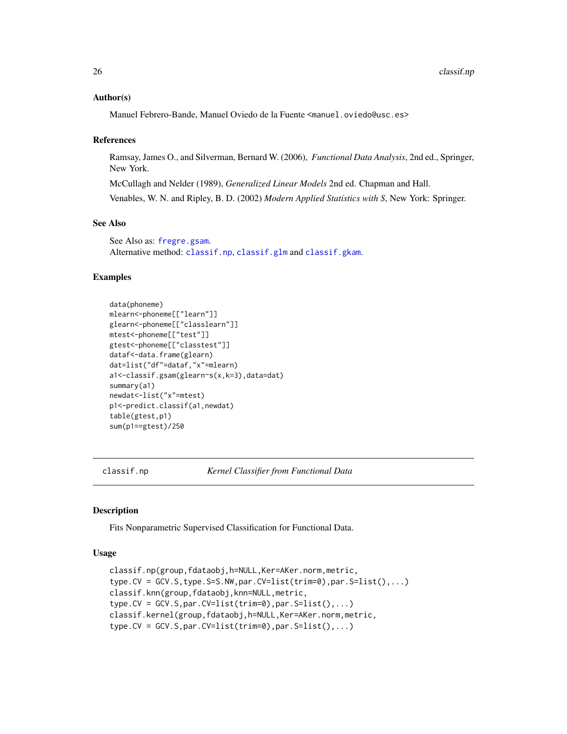### Author(s)

Manuel Febrero-Bande, Manuel Oviedo de la Fuente <manuel.oviedo@usc.es>

### References

Ramsay, James O., and Silverman, Bernard W. (2006), *Functional Data Analysis*, 2nd ed., Springer, New York.

McCullagh and Nelder (1989), *Generalized Linear Models* 2nd ed. Chapman and Hall.

Venables, W. N. and Ripley, B. D. (2002) *Modern Applied Statistics with S*, New York: Springer.

### See Also

See Also as: `fregre.gsam`.
Alternative method: `classif.np`, `classif.glm` and `classif.gkam`.

### Examples

```
data(phoneme)
mlearn<-phoneme[["learn"]]
glearn<-phoneme[["classlearn"]]
mtest<-phoneme[["test"]]
gtest<-phoneme[["classtest"]]
dataf<-data.frame(glearn)
dat=list("df"=dataf,"x"=mlearn)
a1<-classif.gsam(glearn~s(x,k=3),data=dat)
summary(a1)
newdat<-list("x"=mtest)
p1<-predict.classif(a1,newdat)
table(gtest,p1)
sum(p1==gtest)/250
```

---

## classif.np — *Kernel Classifier from Functional Data*

### Description

Fits Nonparametric Supervised Classification for Functional Data.

### Usage

```
classif.np(group,fdataobj,h=NULL,Ker=AKer.norm,metric,
type.CV = GCV.S,type.S=S.NW,par.CV=list(trim=0),par.S=list(),...)
classif.knn(group,fdataobj,knn=NULL,metric,
type.CV = GCV.S,par.CV=list(trim=0),par.S=list(),...)
classif.kernel(group,fdataobj,h=NULL,Ker=AKer.norm,metric,
type.CV = GCV.S,par.CV=list(trim=0),par.S=list(),...)
```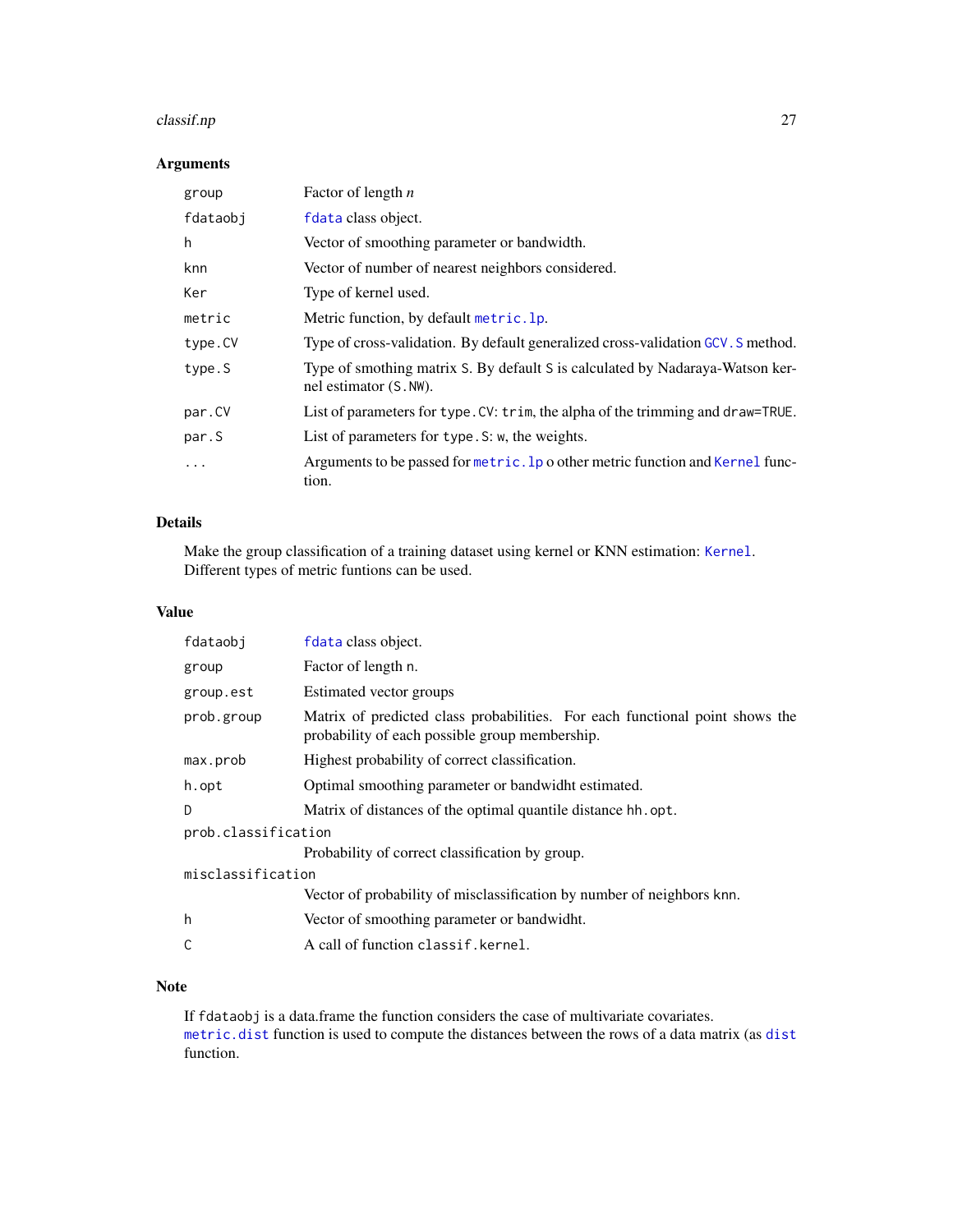## Arguments

| | |
|---|---|
| `group` | Factor of length *n* |
| `fdataobj` | `fdata` class object. |
| `h` | Vector of smoothing parameter or bandwidth. |
| `knn` | Vector of number of nearest neighbors considered. |
| `Ker` | Type of kernel used. |
| `metric` | Metric function, by default `metric.lp`. |
| `type.CV` | Type of cross-validation. By default generalized cross-validation `GCV.S` method. |
| `type.S` | Type of smothing matrix `S`. By default `S` is calculated by Nadaraya-Watson kernel estimator (`S.NW`). |
| `par.CV` | List of parameters for `type.CV`: `trim`, the alpha of the trimming and `draw=TRUE`. |
| `par.S` | List of parameters for `type.S`: `w`, the weights. |
| `...` | Arguments to be passed for `metric.lp` o other metric function and `Kernel` function. |

## Details

Make the group classification of a training dataset using kernel or KNN estimation: `Kernel`. Different types of metric funtions can be used.

## Value

| | |
|---|---|
| `fdataobj` | `fdata` class object. |
| `group` | Factor of length `n`. |
| `group.est` | Estimated vector groups |
| `prob.group` | Matrix of predicted class probabilities. For each functional point shows the probability of each possible group membership. |
| `max.prob` | Highest probability of correct classification. |
| `h.opt` | Optimal smoothing parameter or bandwidht estimated. |
| `D` | Matrix of distances of the optimal quantile distance `hh.opt`. |
| `prob.classification` | Probability of correct classification by group. |
| `misclassification` | Vector of probability of misclassification by number of neighbors `knn`. |
| `h` | Vector of smoothing parameter or bandwidht. |
| `C` | A call of function `classif.kernel`. |

## Note

If `fdataobj` is a data.frame the function considers the case of multivariate covariates. `metric.dist` function is used to compute the distances between the rows of a data matrix (as `dist` function.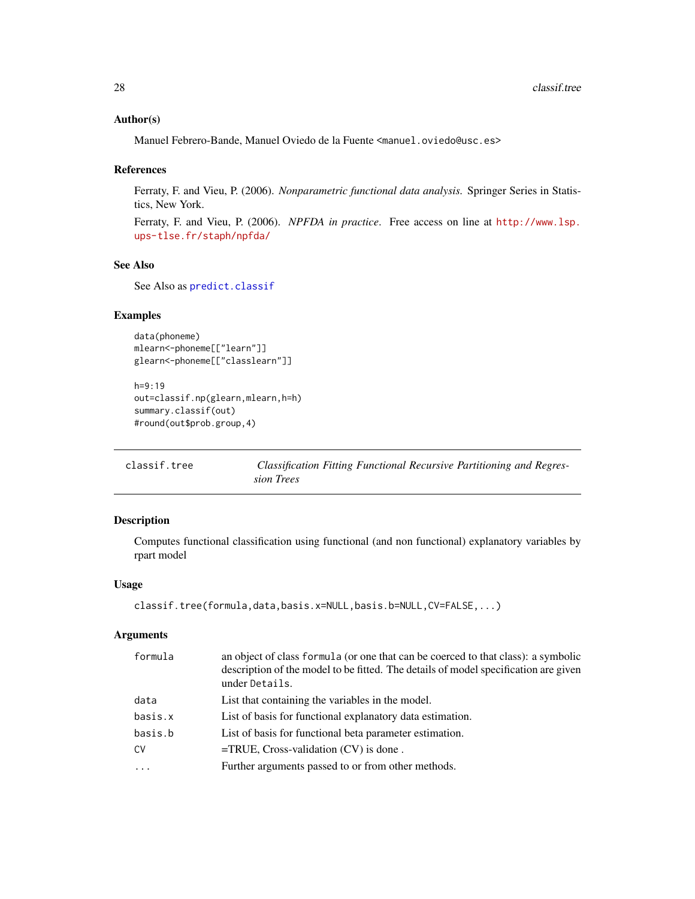### Author(s)

Manuel Febrero-Bande, Manuel Oviedo de la Fuente <manuel.oviedo@usc.es>

### References

Ferraty, F. and Vieu, P. (2006). *Nonparametric functional data analysis.* Springer Series in Statistics, New York.

Ferraty, F. and Vieu, P. (2006). *NPFDA in practice*. Free access on line at http://www.lsp.ups-tlse.fr/staph/npfda/

### See Also

See Also as predict.classif

### Examples

```
data(phoneme)
mlearn<-phoneme[["learn"]]
glearn<-phoneme[["classlearn"]]

h=9:19
out=classif.np(glearn,mlearn,h=h)
summary.classif(out)
#round(out$prob.group,4)
```

---

## classif.tree — *Classification Fitting Functional Recursive Partitioning and Regression Trees*

### Description

Computes functional classification using functional (and non functional) explanatory variables by rpart model

### Usage

```
classif.tree(formula,data,basis.x=NULL,basis.b=NULL,CV=FALSE,...)
```

### Arguments

| | |
|---|---|
| `formula` | an object of class `formula` (or one that can be coerced to that class): a symbolic description of the model to be fitted. The details of model specification are given under `Details`. |
| `data` | List that containing the variables in the model. |
| `basis.x` | List of basis for functional explanatory data estimation. |
| `basis.b` | List of basis for functional beta parameter estimation. |
| `CV` | =TRUE, Cross-validation (CV) is done . |
| `...` | Further arguments passed to or from other methods. |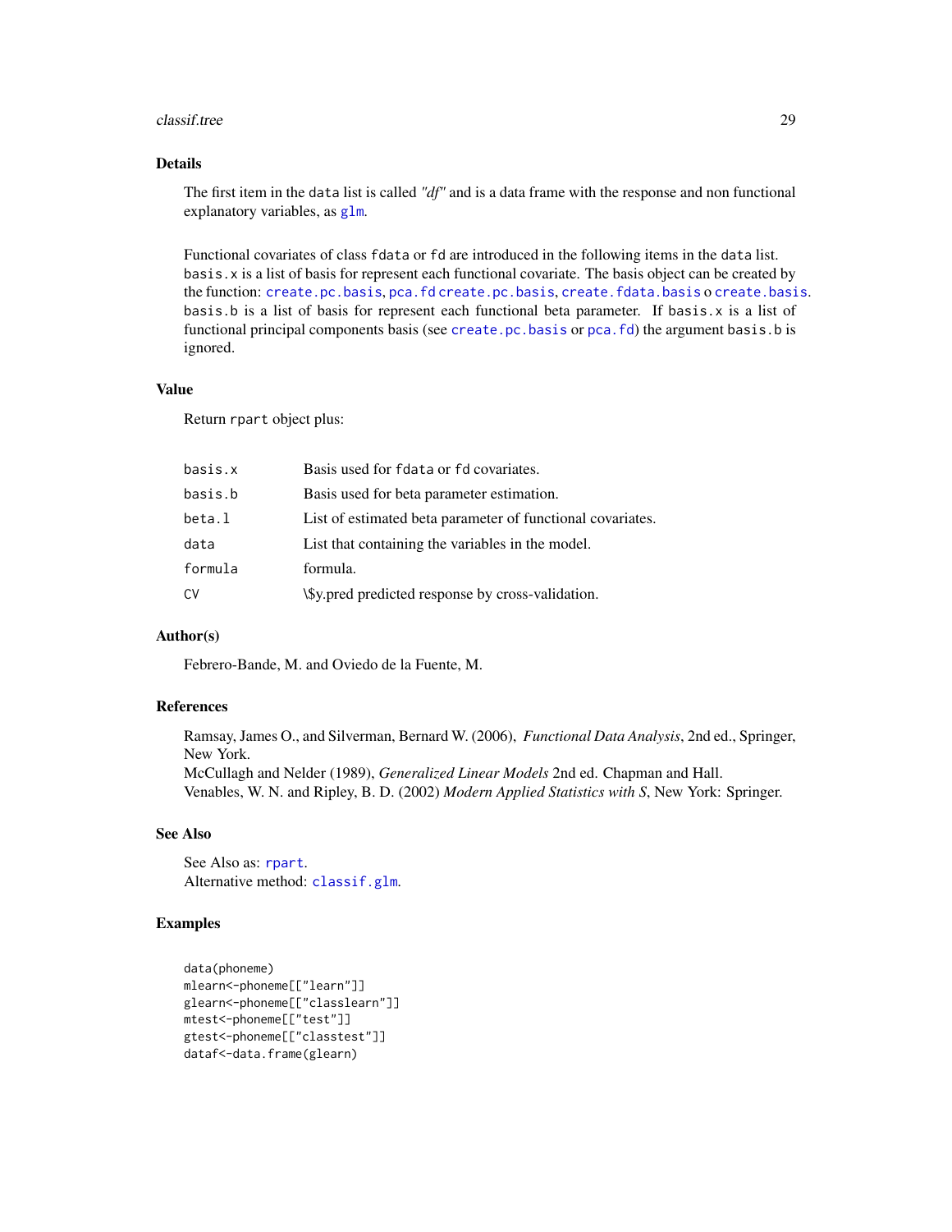## Details

The first item in the data list is called *"df"* and is a data frame with the response and non functional explanatory variables, as glm.

Functional covariates of class fdata or fd are introduced in the following items in the data list. basis.x is a list of basis for represent each functional covariate. The basis object can be created by the function: create.pc.basis, pca.fd create.pc.basis, create.fdata.basis o create.basis. basis.b is a list of basis for represent each functional beta parameter. If basis.x is a list of functional principal components basis (see create.pc.basis or pca.fd) the argument basis.b is ignored.

## Value

Return rpart object plus:

| | |
|---|---|
| basis.x | Basis used for fdata or fd covariates. |
| basis.b | Basis used for beta parameter estimation. |
| beta.l | List of estimated beta parameter of functional covariates. |
| data | List that containing the variables in the model. |
| formula | formula. |
| CV | \$y.pred predicted response by cross-validation. |

## Author(s)

Febrero-Bande, M. and Oviedo de la Fuente, M.

## References

Ramsay, James O., and Silverman, Bernard W. (2006), *Functional Data Analysis*, 2nd ed., Springer, New York.
McCullagh and Nelder (1989), *Generalized Linear Models* 2nd ed. Chapman and Hall.
Venables, W. N. and Ripley, B. D. (2002) *Modern Applied Statistics with S*, New York: Springer.

## See Also

See Also as: rpart.
Alternative method: classif.glm.

## Examples

```
data(phoneme)
mlearn<-phoneme[["learn"]]
glearn<-phoneme[["classlearn"]]
mtest<-phoneme[["test"]]
gtest<-phoneme[["classtest"]]
dataf<-data.frame(glearn)
```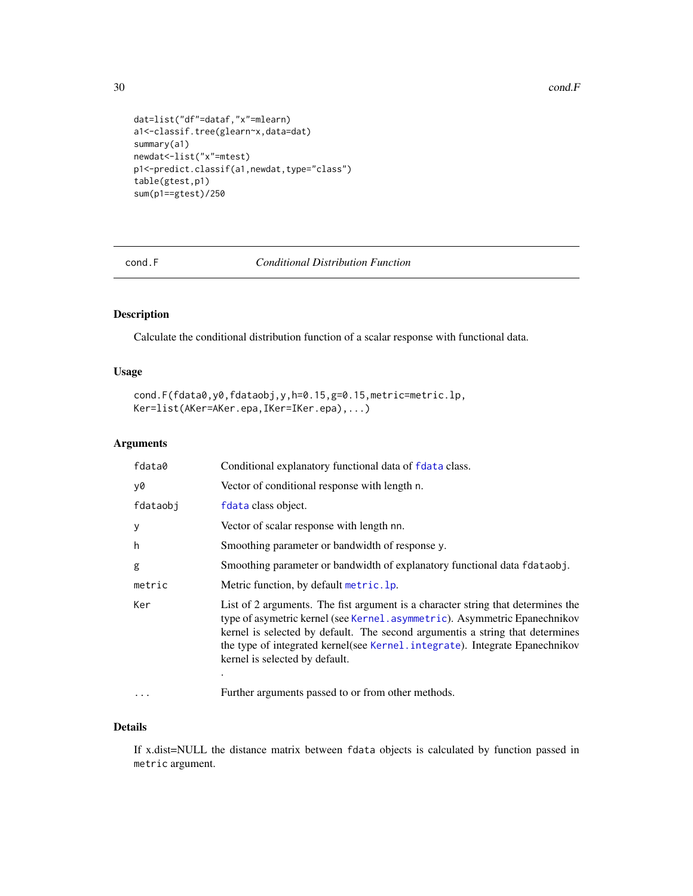```
dat=list("df"=dataf,"x"=mlearn)
a1<-classif.tree(glearn~x,data=dat)
summary(a1)
newdat<-list("x"=mtest)
p1<-predict.classif(a1,newdat,type="class")
table(gtest,p1)
sum(p1==gtest)/250
```

---

## cond.F — *Conditional Distribution Function*

### Description

Calculate the conditional distribution function of a scalar response with functional data.

### Usage

```
cond.F(fdata0,y0,fdataobj,y,h=0.15,g=0.15,metric=metric.lp,
Ker=list(AKer=AKer.epa,IKer=IKer.epa),...)
```

### Arguments

| | |
|---|---|
| `fdata0` | Conditional explanatory functional data of `fdata` class. |
| `y0` | Vector of conditional response with length `n`. |
| `fdataobj` | `fdata` class object. |
| `y` | Vector of scalar response with length `nn`. |
| `h` | Smoothing parameter or bandwidth of response `y`. |
| `g` | Smoothing parameter or bandwidth of explanatory functional data `fdataobj`. |
| `metric` | Metric function, by default `metric.lp`. |
| `Ker` | List of 2 arguments. The fist argument is a character string that determines the type of asymetric kernel (see `Kernel.asymmetric`). Asymmetric Epanechnikov kernel is selected by default. The second argumentis a string that determines the type of integrated kernel(see `Kernel.integrate`). Integrate Epanechnikov kernel is selected by default. . |
| `...` | Further arguments passed to or from other methods. |

### Details

If x.dist=NULL the distance matrix between `fdata` objects is calculated by function passed in `metric` argument.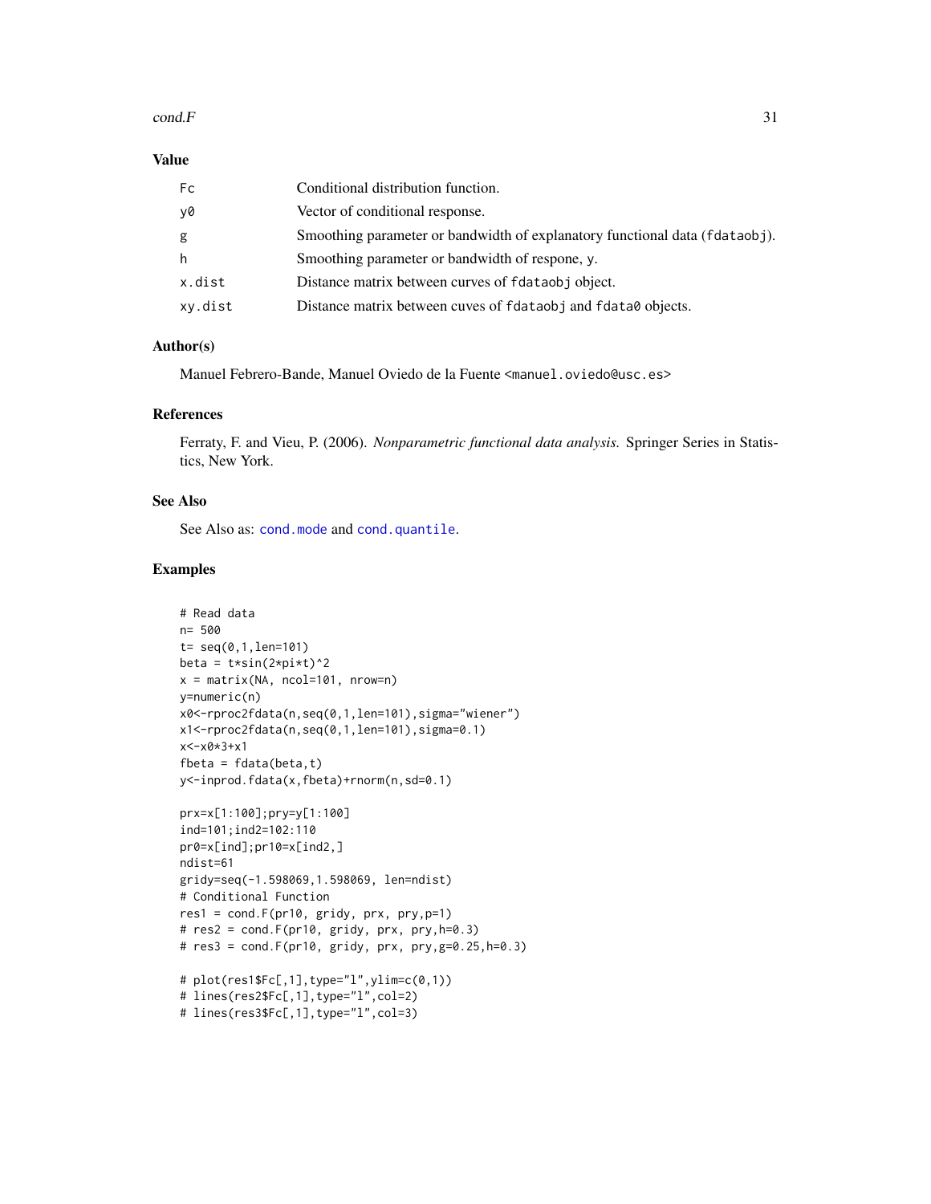## Value

| | |
|---|---|
| Fc | Conditional distribution function. |
| y0 | Vector of conditional response. |
| g | Smoothing parameter or bandwidth of explanatory functional data (fdataobj). |
| h | Smoothing parameter or bandwidth of respone, y. |
| x.dist | Distance matrix between curves of fdataobj object. |
| xy.dist | Distance matrix between cuves of fdataobj and fdata0 objects. |

## Author(s)

Manuel Febrero-Bande, Manuel Oviedo de la Fuente <manuel.oviedo@usc.es>

## References

Ferraty, F. and Vieu, P. (2006). *Nonparametric functional data analysis.* Springer Series in Statistics, New York.

## See Also

See Also as: cond.mode and cond.quantile.

## Examples

```
# Read data
n= 500
t= seq(0,1,len=101)
beta = t*sin(2*pi*t)^2
x = matrix(NA, ncol=101, nrow=n)
y=numeric(n)
x0<-rproc2fdata(n,seq(0,1,len=101),sigma="wiener")
x1<-rproc2fdata(n,seq(0,1,len=101),sigma=0.1)
x<-x0*3+x1
fbeta = fdata(beta,t)
y<-inprod.fdata(x,fbeta)+rnorm(n,sd=0.1)

prx=x[1:100];pry=y[1:100]
ind=101;ind2=102:110
pr0=x[ind];pr10=x[ind2,]
ndist=61
gridy=seq(-1.598069,1.598069, len=ndist)
# Conditional Function
res1 = cond.F(pr10, gridy, prx, pry,p=1)
# res2 = cond.F(pr10, gridy, prx, pry,h=0.3)
# res3 = cond.F(pr10, gridy, prx, pry,g=0.25,h=0.3)

# plot(res1$Fc[,1],type="l",ylim=c(0,1))
# lines(res2$Fc[,1],type="l",col=2)
# lines(res3$Fc[,1],type="l",col=3)
```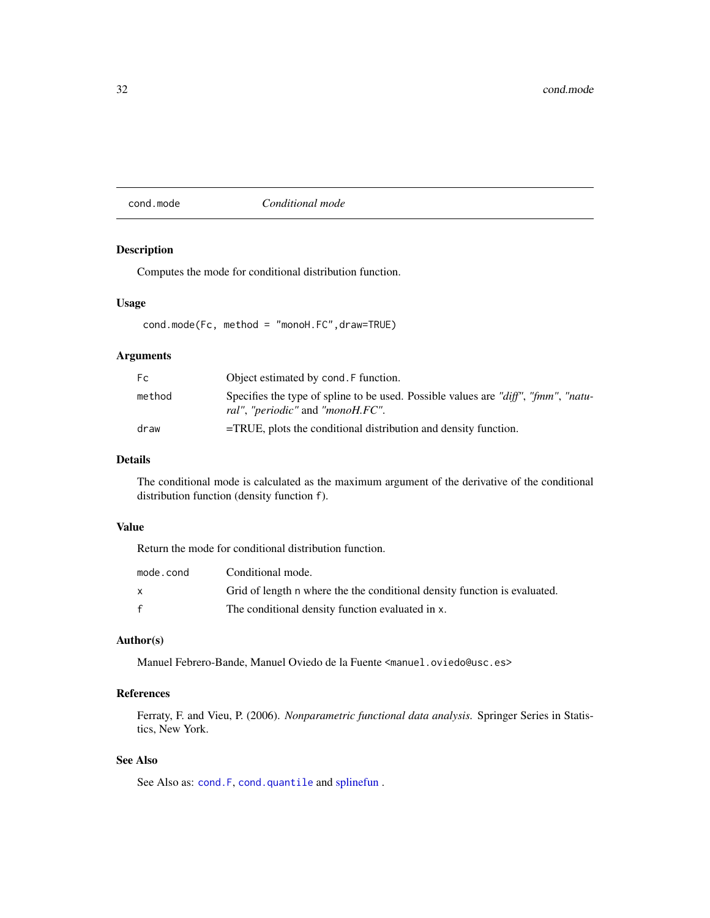## cond.mode *Conditional mode*

### Description

Computes the mode for conditional distribution function.

### Usage

```
cond.mode(Fc, method = "monoH.FC",draw=TRUE)
```

### Arguments

| | |
|---|---|
| Fc | Object estimated by cond.F function. |
| method | Specifies the type of spline to be used. Possible values are *"diff"*, *"fmm"*, *"natural"*, *"periodic"* and *"monoH.FC"*. |
| draw | =TRUE, plots the conditional distribution and density function. |

### Details

The conditional mode is calculated as the maximum argument of the derivative of the conditional distribution function (density function f).

### Value

Return the mode for conditional distribution function.

| | |
|---|---|
| mode.cond | Conditional mode. |
| x | Grid of length n where the the conditional density function is evaluated. |
| f | The conditional density function evaluated in x. |

### Author(s)

Manuel Febrero-Bande, Manuel Oviedo de la Fuente <manuel.oviedo@usc.es>

### References

Ferraty, F. and Vieu, P. (2006). *Nonparametric functional data analysis.* Springer Series in Statistics, New York.

### See Also

See Also as: cond.F, cond.quantile and splinefun .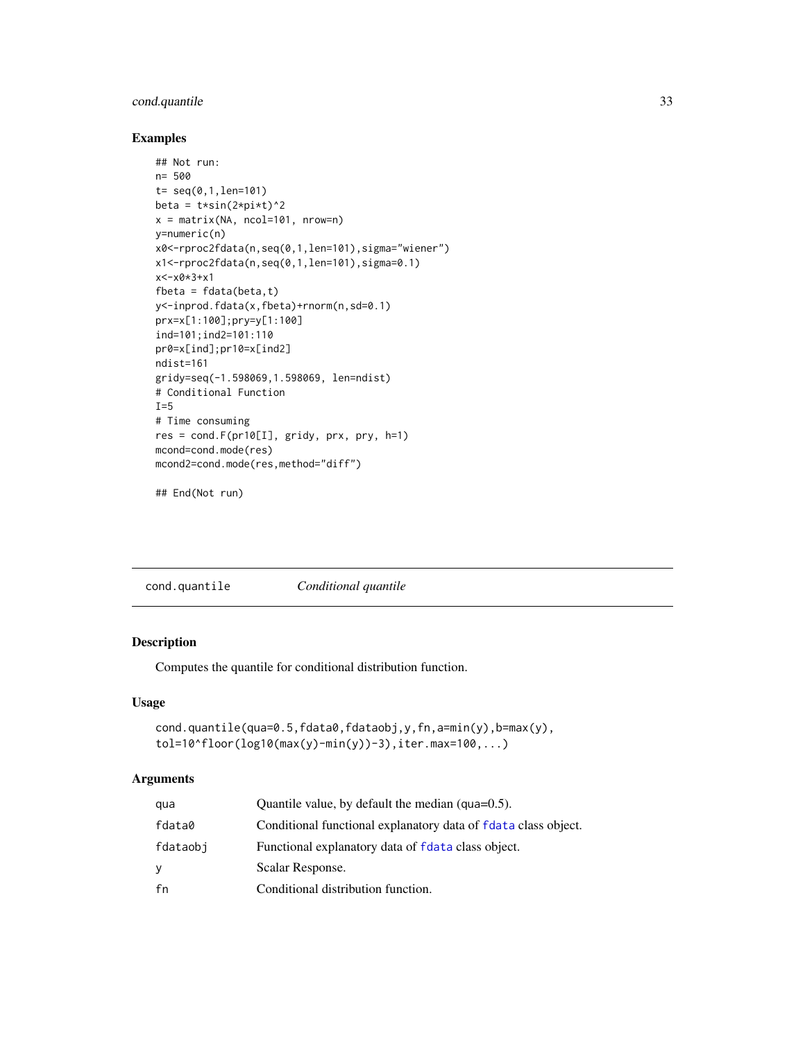### Examples

```
## Not run:
n= 500
t= seq(0,1,len=101)
beta = t*sin(2*pi*t)^2
x = matrix(NA, ncol=101, nrow=n)
y=numeric(n)
x0<-rproc2fdata(n,seq(0,1,len=101),sigma="wiener")
x1<-rproc2fdata(n,seq(0,1,len=101),sigma=0.1)
x<-x0*3+x1
fbeta = fdata(beta,t)
y<-inprod.fdata(x,fbeta)+rnorm(n,sd=0.1)
prx=x[1:100];pry=y[1:100]
ind=101;ind2=101:110
pr0=x[ind];pr10=x[ind2]
ndist=161
gridy=seq(-1.598069,1.598069, len=ndist)
# Conditional Function
I=5
# Time consuming
res = cond.F(pr10[I], gridy, prx, pry, h=1)
mcond=cond.mode(res)
mcond2=cond.mode(res,method="diff")

## End(Not run)
```

---

## cond.quantile    *Conditional quantile*

### Description

Computes the quantile for conditional distribution function.

### Usage

```
cond.quantile(qua=0.5,fdata0,fdataobj,y,fn,a=min(y),b=max(y),
tol=10^floor(log10(max(y)-min(y))-3),iter.max=100,...)
```

### Arguments

| | |
|---|---|
| qua | Quantile value, by default the median (qua=0.5). |
| fdata0 | Conditional functional explanatory data of fdata class object. |
| fdataobj | Functional explanatory data of fdata class object. |
| y | Scalar Response. |
| fn | Conditional distribution function. |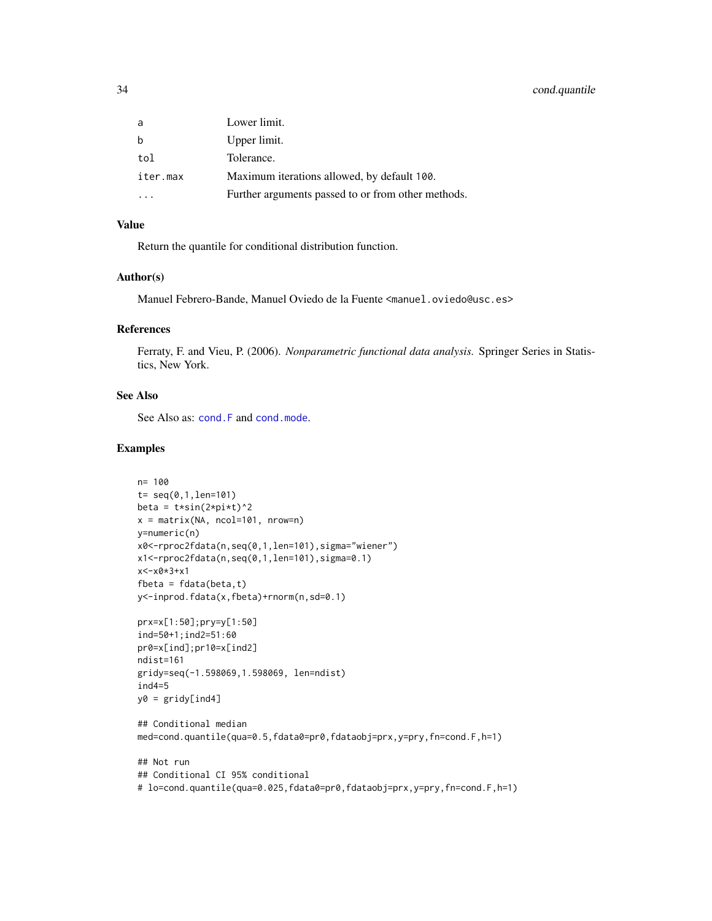| | |
|---|---|
| a | Lower limit. |
| b | Upper limit. |
| tol | Tolerance. |
| iter.max | Maximum iterations allowed, by default 100. |
| ... | Further arguments passed to or from other methods. |

### Value

Return the quantile for conditional distribution function.

### Author(s)

Manuel Febrero-Bande, Manuel Oviedo de la Fuente <manuel.oviedo@usc.es>

### References

Ferraty, F. and Vieu, P. (2006). *Nonparametric functional data analysis.* Springer Series in Statistics, New York.

### See Also

See Also as: cond.F and cond.mode.

### Examples

```
n= 100
t= seq(0,1,len=101)
beta = t*sin(2*pi*t)^2
x = matrix(NA, ncol=101, nrow=n)
y=numeric(n)
x0<-rproc2fdata(n,seq(0,1,len=101),sigma="wiener")
x1<-rproc2fdata(n,seq(0,1,len=101),sigma=0.1)
x<-x0*3+x1
fbeta = fdata(beta,t)
y<-inprod.fdata(x,fbeta)+rnorm(n,sd=0.1)

prx=x[1:50];pry=y[1:50]
ind=50+1;ind2=51:60
pr0=x[ind];pr10=x[ind2]
ndist=161
gridy=seq(-1.598069,1.598069, len=ndist)
ind4=5
y0 = gridy[ind4]

## Conditional median
med=cond.quantile(qua=0.5,fdata0=pr0,fdataobj=prx,y=pry,fn=cond.F,h=1)

## Not run
## Conditional CI 95% conditional
# lo=cond.quantile(qua=0.025,fdata0=pr0,fdataobj=prx,y=pry,fn=cond.F,h=1)
```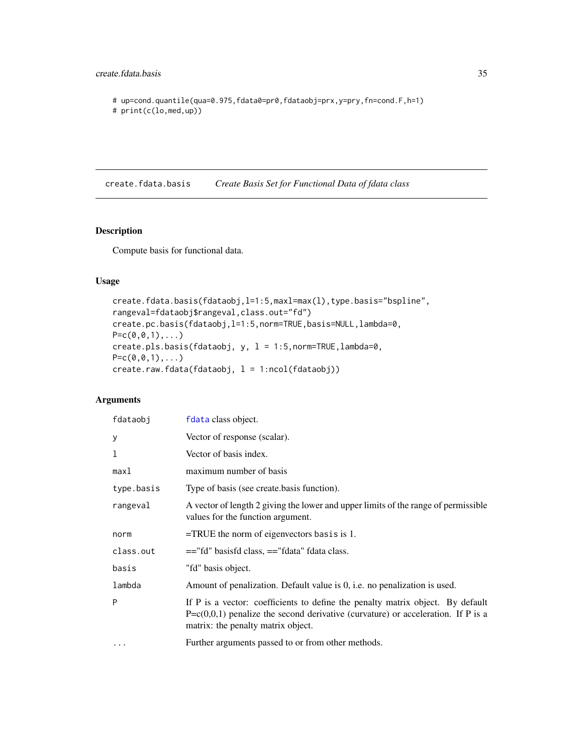```
# up=cond.quantile(qua=0.975,fdata0=pr0,fdataobj=prx,y=pry,fn=cond.F,h=1)
# print(c(lo,med,up))
```

## create.fdata.basis *Create Basis Set for Functional Data of fdata class*

### Description

Compute basis for functional data.

### Usage

```
create.fdata.basis(fdataobj,l=1:5,maxl=max(l),type.basis="bspline",
rangeval=fdataobj$rangeval,class.out="fd")
create.pc.basis(fdataobj,l=1:5,norm=TRUE,basis=NULL,lambda=0,
P=c(0,0,1),...)
create.pls.basis(fdataobj, y, l = 1:5,norm=TRUE,lambda=0,
P=c(0,0,1),...)
create.raw.fdata(fdataobj, l = 1:ncol(fdataobj))
```

### Arguments

| | |
|---|---|
| fdataobj | fdata class object. |
| y | Vector of response (scalar). |
| l | Vector of basis index. |
| maxl | maximum number of basis |
| type.basis | Type of basis (see create.basis function). |
| rangeval | A vector of length 2 giving the lower and upper limits of the range of permissible values for the function argument. |
| norm | =TRUE the norm of eigenvectors basis is 1. |
| class.out | =="fd" basisfd class, =="fdata" fdata class. |
| basis | "fd" basis object. |
| lambda | Amount of penalization. Default value is 0, i.e. no penalization is used. |
| P | If P is a vector: coefficients to define the penalty matrix object. By default P=c(0,0,1) penalize the second derivative (curvature) or acceleration. If P is a matrix: the penalty matrix object. |
| ... | Further arguments passed to or from other methods. |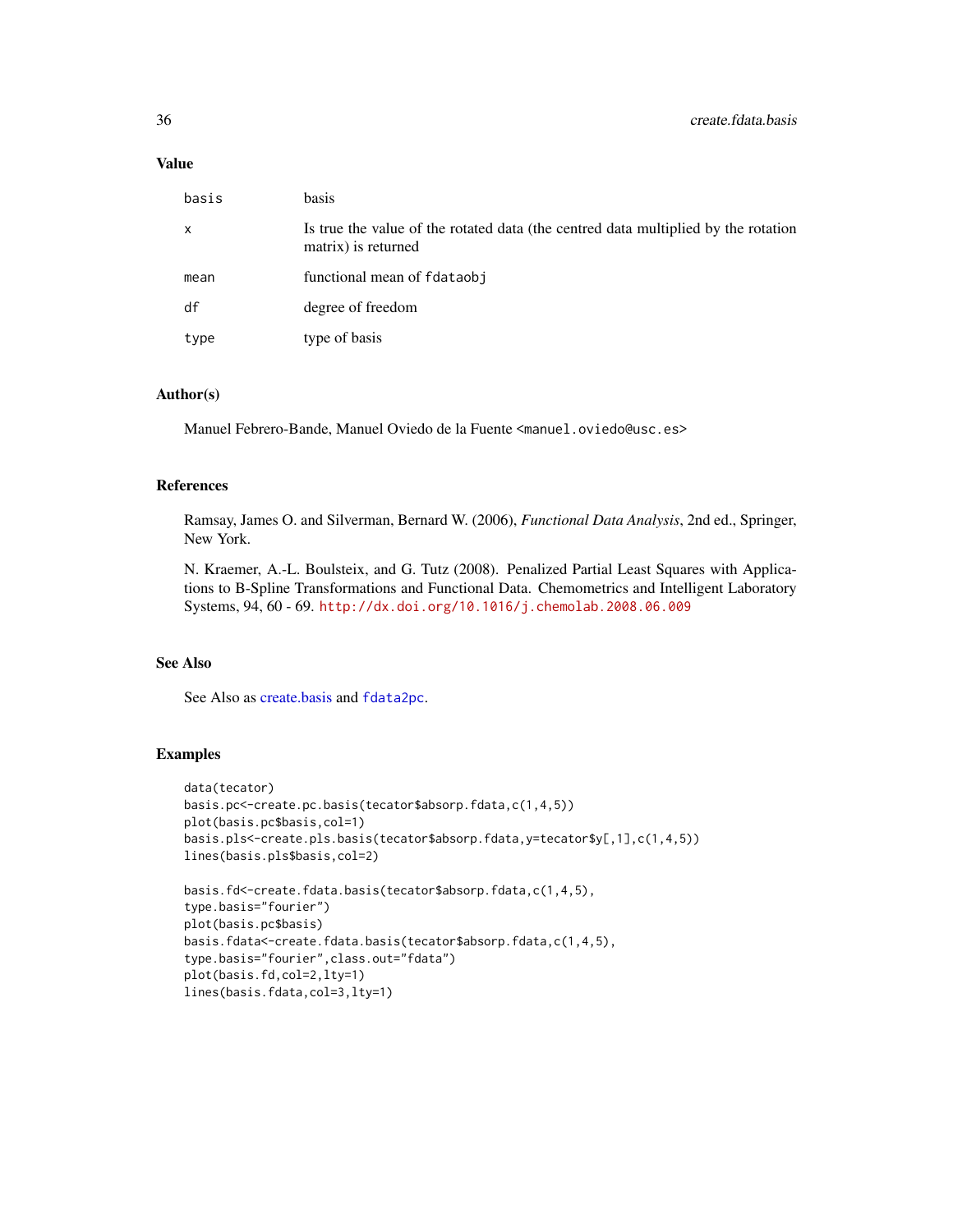## Value

| | |
|---|---|
| basis | basis |
| x | Is true the value of the rotated data (the centred data multiplied by the rotation matrix) is returned |
| mean | functional mean of fdataobj |
| df | degree of freedom |
| type | type of basis |

## Author(s)

Manuel Febrero-Bande, Manuel Oviedo de la Fuente <manuel.oviedo@usc.es>

## References

Ramsay, James O. and Silverman, Bernard W. (2006), *Functional Data Analysis*, 2nd ed., Springer, New York.

N. Kraemer, A.-L. Boulsteix, and G. Tutz (2008). Penalized Partial Least Squares with Applications to B-Spline Transformations and Functional Data. Chemometrics and Intelligent Laboratory Systems, 94, 60 - 69. http://dx.doi.org/10.1016/j.chemolab.2008.06.009

## See Also

See Also as create.basis and fdata2pc.

## Examples

```
data(tecator)
basis.pc<-create.pc.basis(tecator$absorp.fdata,c(1,4,5))
plot(basis.pc$basis,col=1)
basis.pls<-create.pls.basis(tecator$absorp.fdata,y=tecator$y[,1],c(1,4,5))
lines(basis.pls$basis,col=2)

basis.fd<-create.fdata.basis(tecator$absorp.fdata,c(1,4,5),
type.basis="fourier")
plot(basis.pc$basis)
basis.fdata<-create.fdata.basis(tecator$absorp.fdata,c(1,4,5),
type.basis="fourier",class.out="fdata")
plot(basis.fd,col=2,lty=1)
lines(basis.fdata,col=3,lty=1)
```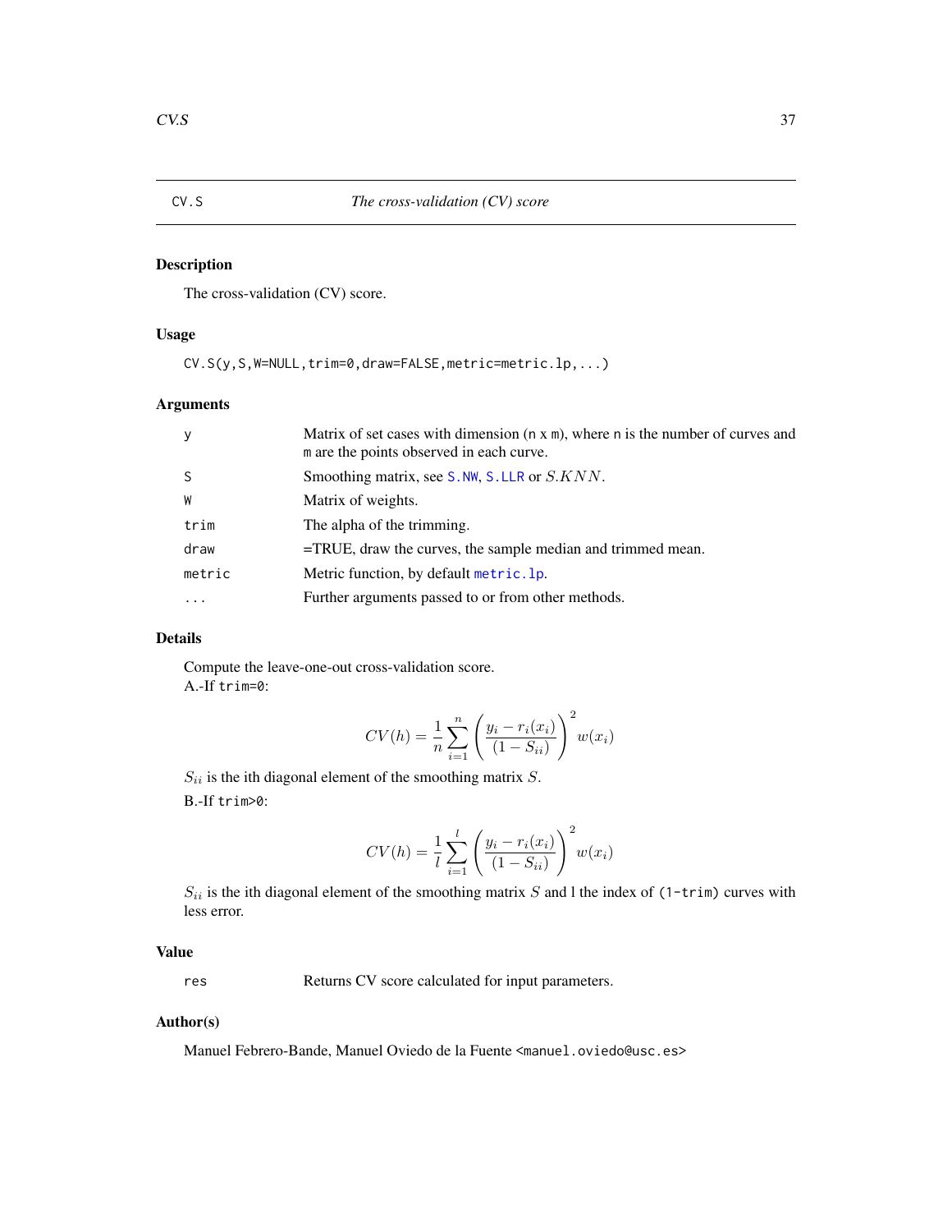CV.S *The cross-validation (CV) score*

## Description

The cross-validation (CV) score.

## Usage

```
CV.S(y,S,W=NULL,trim=0,draw=FALSE,metric=metric.lp,...)
```

## Arguments

| | |
|---|---|
| y | Matrix of set cases with dimension (n x m), where n is the number of curves and m are the points observed in each curve. |
| S | Smoothing matrix, see S.NW, S.LLR or $S.KNN$. |
| W | Matrix of weights. |
| trim | The alpha of the trimming. |
| draw | =TRUE, draw the curves, the sample median and trimmed mean. |
| metric | Metric function, by default metric.lp. |
| ... | Further arguments passed to or from other methods. |

## Details

Compute the leave-one-out cross-validation score.
A.-If trim=0:

$$CV(h) = \frac{1}{n}\sum_{i=1}^{n}\left(\frac{y_i - r_i(x_i)}{(1 - S_{ii})}\right)^2 w(x_i)$$

$S_{ii}$ is the ith diagonal element of the smoothing matrix $S$.
B.-If trim>0:

$$CV(h) = \frac{1}{l}\sum_{i=1}^{l}\left(\frac{y_i - r_i(x_i)}{(1 - S_{ii})}\right)^2 w(x_i)$$

$S_{ii}$ is the ith diagonal element of the smoothing matrix $S$ and l the index of (1-trim) curves with less error.

## Value

| | |
|---|---|
| res | Returns CV score calculated for input parameters. |

## Author(s)

Manuel Febrero-Bande, Manuel Oviedo de la Fuente <manuel.oviedo@usc.es>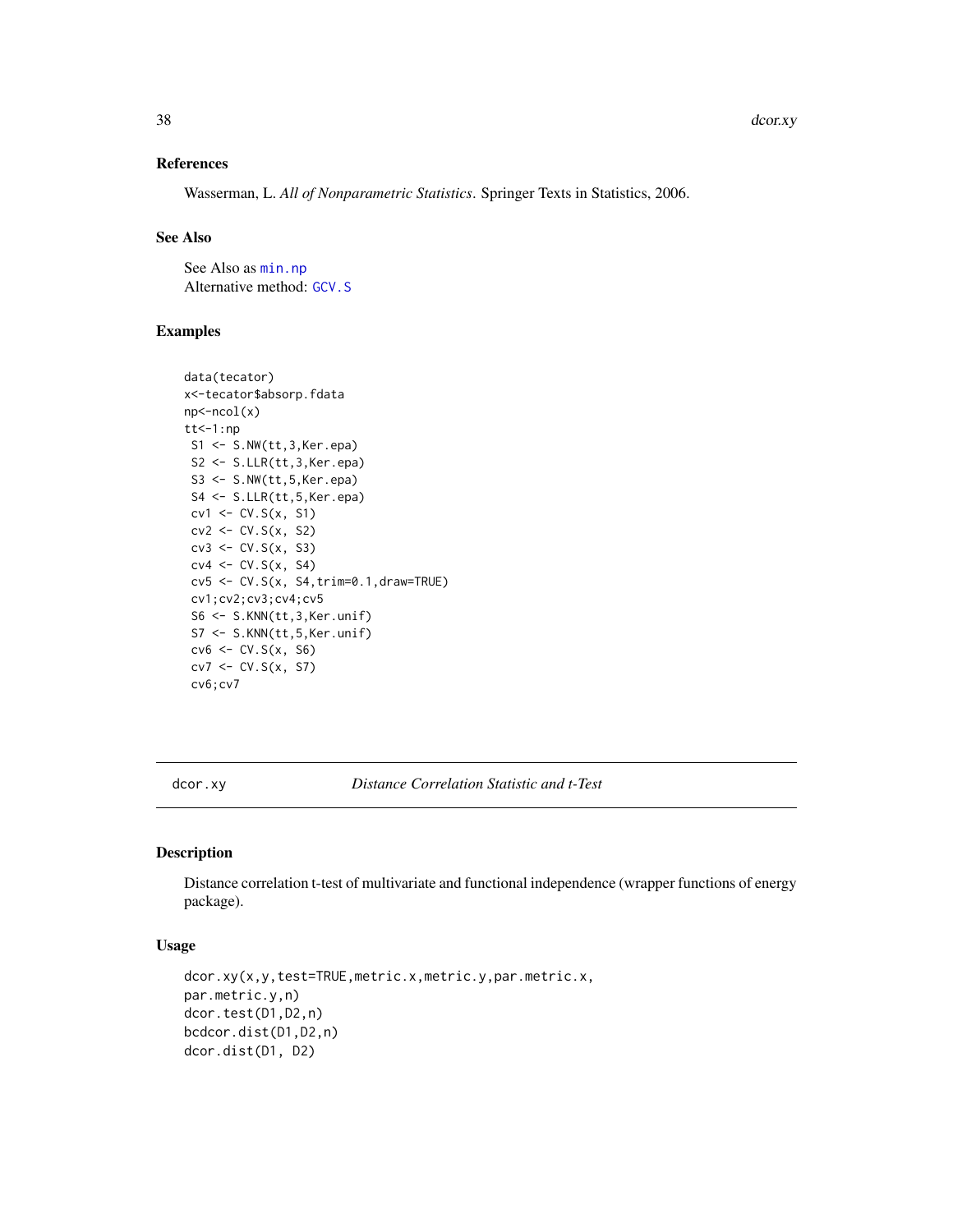## References

Wasserman, L. *All of Nonparametric Statistics*. Springer Texts in Statistics, 2006.

## See Also

See Also as min.np
Alternative method: GCV.S

## Examples

```
data(tecator)
x<-tecator$absorp.fdata
np<-ncol(x)
tt<-1:np
 S1 <- S.NW(tt,3,Ker.epa)
 S2 <- S.LLR(tt,3,Ker.epa)
 S3 <- S.NW(tt,5,Ker.epa)
 S4 <- S.LLR(tt,5,Ker.epa)
 cv1 <- CV.S(x, S1)
 cv2 <- CV.S(x, S2)
 cv3 <- CV.S(x, S3)
 cv4 <- CV.S(x, S4)
 cv5 <- CV.S(x, S4,trim=0.1,draw=TRUE)
 cv1;cv2;cv3;cv4;cv5
 S6 <- S.KNN(tt,3,Ker.unif)
 S7 <- S.KNN(tt,5,Ker.unif)
 cv6 <- CV.S(x, S6)
 cv7 <- CV.S(x, S7)
 cv6;cv7
```

---

# dcor.xy — *Distance Correlation Statistic and t-Test*

## Description

Distance correlation t-test of multivariate and functional independence (wrapper functions of energy package).

## Usage

```
dcor.xy(x,y,test=TRUE,metric.x,metric.y,par.metric.x,
par.metric.y,n)
dcor.test(D1,D2,n)
bcdcor.dist(D1,D2,n)
dcor.dist(D1, D2)
```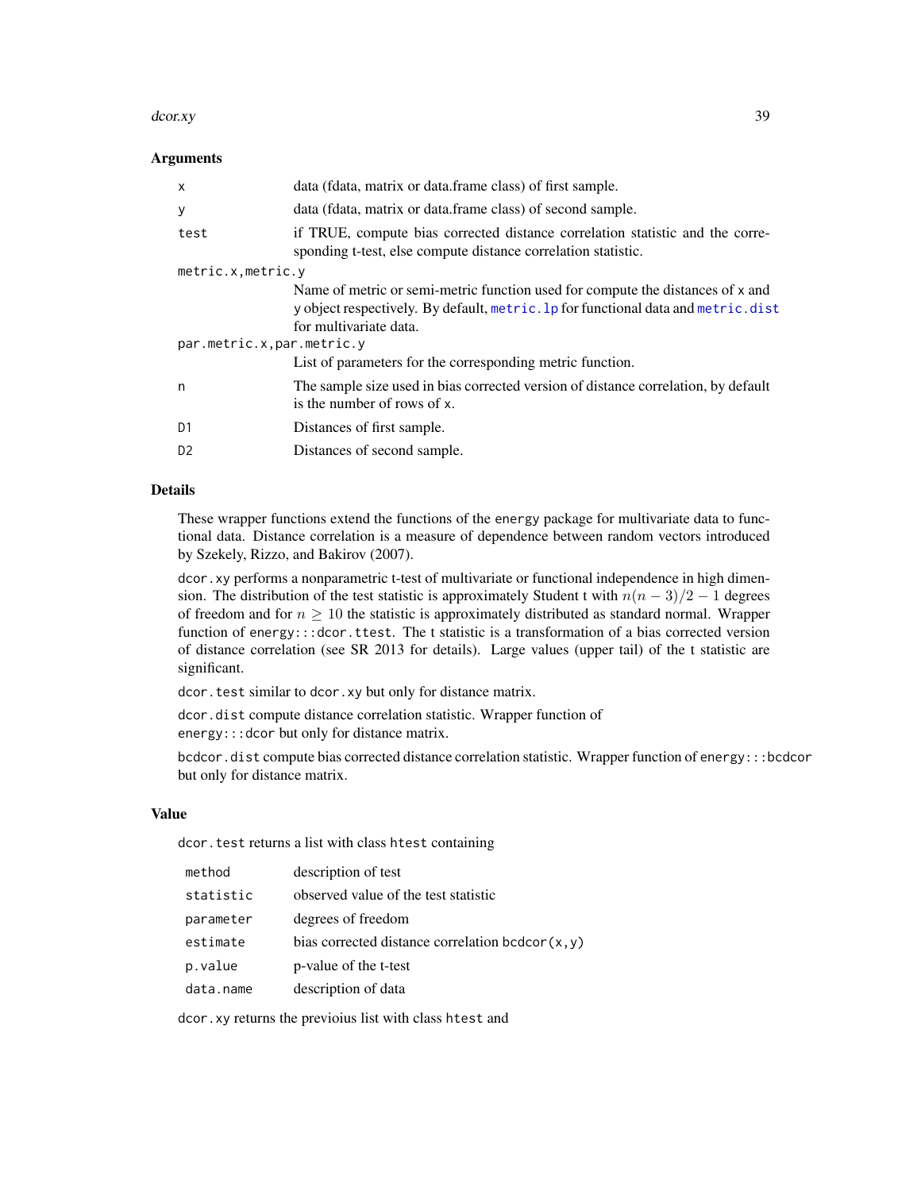### Arguments

| | |
|---|---|
| x | data (fdata, matrix or data.frame class) of first sample. |
| y | data (fdata, matrix or data.frame class) of second sample. |
| test | if TRUE, compute bias corrected distance correlation statistic and the corresponding t-test, else compute distance correlation statistic. |
| metric.x,metric.y | Name of metric or semi-metric function used for compute the distances of x and y object respectively. By default, metric.lp for functional data and metric.dist for multivariate data. |
| par.metric.x,par.metric.y | List of parameters for the corresponding metric function. |
| n | The sample size used in bias corrected version of distance correlation, by default is the number of rows of x. |
| D1 | Distances of first sample. |
| D2 | Distances of second sample. |

### Details

These wrapper functions extend the functions of the energy package for multivariate data to functional data. Distance correlation is a measure of dependence between random vectors introduced by Szekely, Rizzo, and Bakirov (2007).

dcor.xy performs a nonparametric t-test of multivariate or functional independence in high dimension. The distribution of the test statistic is approximately Student t with $n(n-3)/2-1$ degrees of freedom and for $n \geq 10$ the statistic is approximately distributed as standard normal. Wrapper function of energy:::dcor.ttest. The t statistic is a transformation of a bias corrected version of distance correlation (see SR 2013 for details). Large values (upper tail) of the t statistic are significant.

dcor.test similar to dcor.xy but only for distance matrix.

dcor.dist compute distance correlation statistic. Wrapper function of energy:::dcor but only for distance matrix.

bcdcor.dist compute bias corrected distance correlation statistic. Wrapper function of energy:::bcdcor but only for distance matrix.

### Value

dcor.test returns a list with class htest containing

| | |
|---|---|
| method | description of test |
| statistic | observed value of the test statistic |
| parameter | degrees of freedom |
| estimate | bias corrected distance correlation bcdcor(x,y) |
| p.value | p-value of the t-test |
| data.name | description of data |

dcor.xy returns the previoius list with class htest and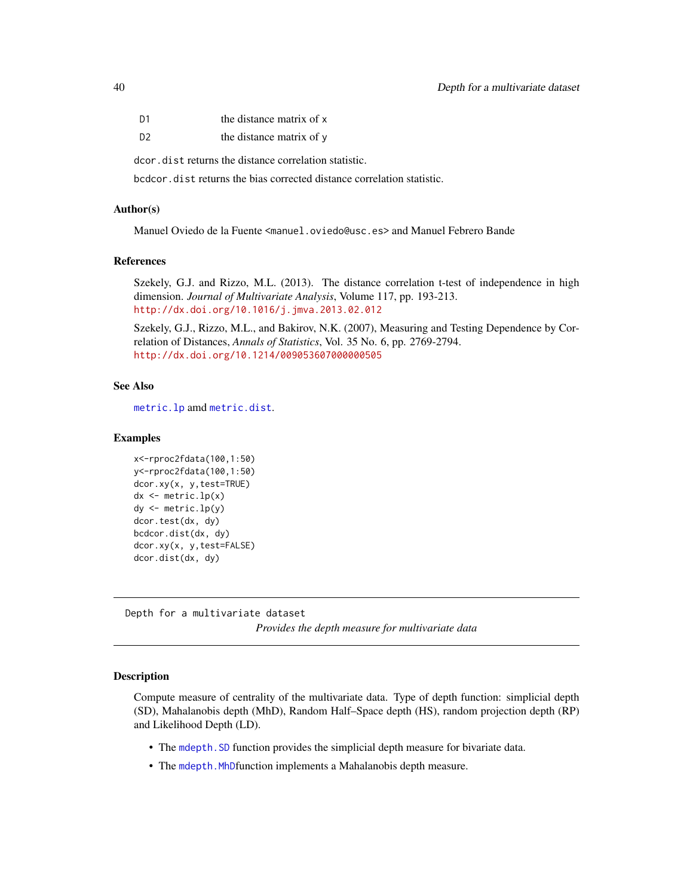| | |
|---|---|
| D1 | the distance matrix of x |
| D2 | the distance matrix of y |

dcor.dist returns the distance correlation statistic.

bcdcor.dist returns the bias corrected distance correlation statistic.

### Author(s)

Manuel Oviedo de la Fuente <manuel.oviedo@usc.es> and Manuel Febrero Bande

### References

Szekely, G.J. and Rizzo, M.L. (2013). The distance correlation t-test of independence in high dimension. *Journal of Multivariate Analysis*, Volume 117, pp. 193-213.
http://dx.doi.org/10.1016/j.jmva.2013.02.012

Szekely, G.J., Rizzo, M.L., and Bakirov, N.K. (2007), Measuring and Testing Dependence by Correlation of Distances, *Annals of Statistics*, Vol. 35 No. 6, pp. 2769-2794.
http://dx.doi.org/10.1214/009053607000000505

### See Also

metric.lp amd metric.dist.

### Examples

```
x<-rproc2fdata(100,1:50)
y<-rproc2fdata(100,1:50)
dcor.xy(x, y,test=TRUE)
dx <- metric.lp(x)
dy <- metric.lp(y)
dcor.test(dx, dy)
bcdcor.dist(dx, dy)
dcor.xy(x, y,test=FALSE)
dcor.dist(dx, dy)
```

---

## Depth for a multivariate dataset

*Provides the depth measure for multivariate data*

---

### Description

Compute measure of centrality of the multivariate data. Type of depth function: simplicial depth (SD), Mahalanobis depth (MhD), Random Half–Space depth (HS), random projection depth (RP) and Likelihood Depth (LD).

- The mdepth.SD function provides the simplicial depth measure for bivariate data.
- The mdepth.MhDfunction implements a Mahalanobis depth measure.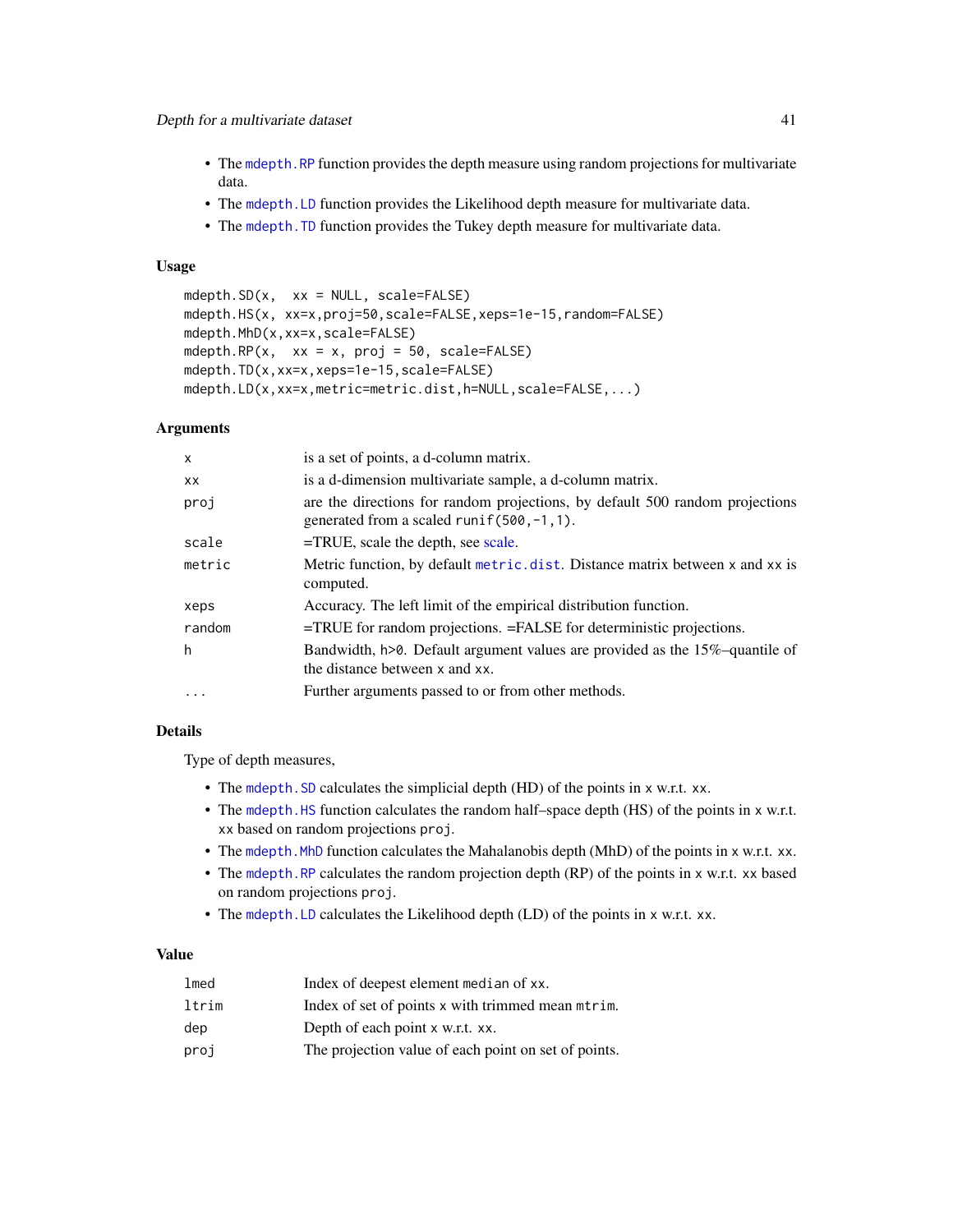- The `mdepth.RP` function provides the depth measure using random projections for multivariate data.
- The `mdepth.LD` function provides the Likelihood depth measure for multivariate data.
- The `mdepth.TD` function provides the Tukey depth measure for multivariate data.

### Usage

```
mdepth.SD(x,  xx = NULL, scale=FALSE)
mdepth.HS(x, xx=x,proj=50,scale=FALSE,xeps=1e-15,random=FALSE)
mdepth.MhD(x,xx=x,scale=FALSE)
mdepth.RP(x,  xx = x, proj = 50, scale=FALSE)
mdepth.TD(x,xx=x,xeps=1e-15,scale=FALSE)
mdepth.LD(x,xx=x,metric=metric.dist,h=NULL,scale=FALSE,...)
```

### Arguments

| | |
|---|---|
| x | is a set of points, a d-column matrix. |
| xx | is a d-dimension multivariate sample, a d-column matrix. |
| proj | are the directions for random projections, by default 500 random projections generated from a scaled `runif(500,-1,1)`. |
| scale | =TRUE, scale the depth, see scale. |
| metric | Metric function, by default `metric.dist`. Distance matrix between x and xx is computed. |
| xeps | Accuracy. The left limit of the empirical distribution function. |
| random | =TRUE for random projections. =FALSE for deterministic projections. |
| h | Bandwidth, h>0. Default argument values are provided as the 15%–quantile of the distance between x and xx. |
| ... | Further arguments passed to or from other methods. |

### Details

Type of depth measures,

- The `mdepth.SD` calculates the simplicial depth (HD) of the points in x w.r.t. xx.
- The `mdepth.HS` function calculates the random half–space depth (HS) of the points in x w.r.t. xx based on random projections proj.
- The `mdepth.MhD` function calculates the Mahalanobis depth (MhD) of the points in x w.r.t. xx.
- The `mdepth.RP` calculates the random projection depth (RP) of the points in x w.r.t. xx based on random projections proj.
- The `mdepth.LD` calculates the Likelihood depth (LD) of the points in x w.r.t. xx.

### Value

| | |
|---|---|
| lmed | Index of deepest element median of xx. |
| ltrim | Index of set of points x with trimmed mean mtrim. |
| dep | Depth of each point x w.r.t. xx. |
| proj | The projection value of each point on set of points. |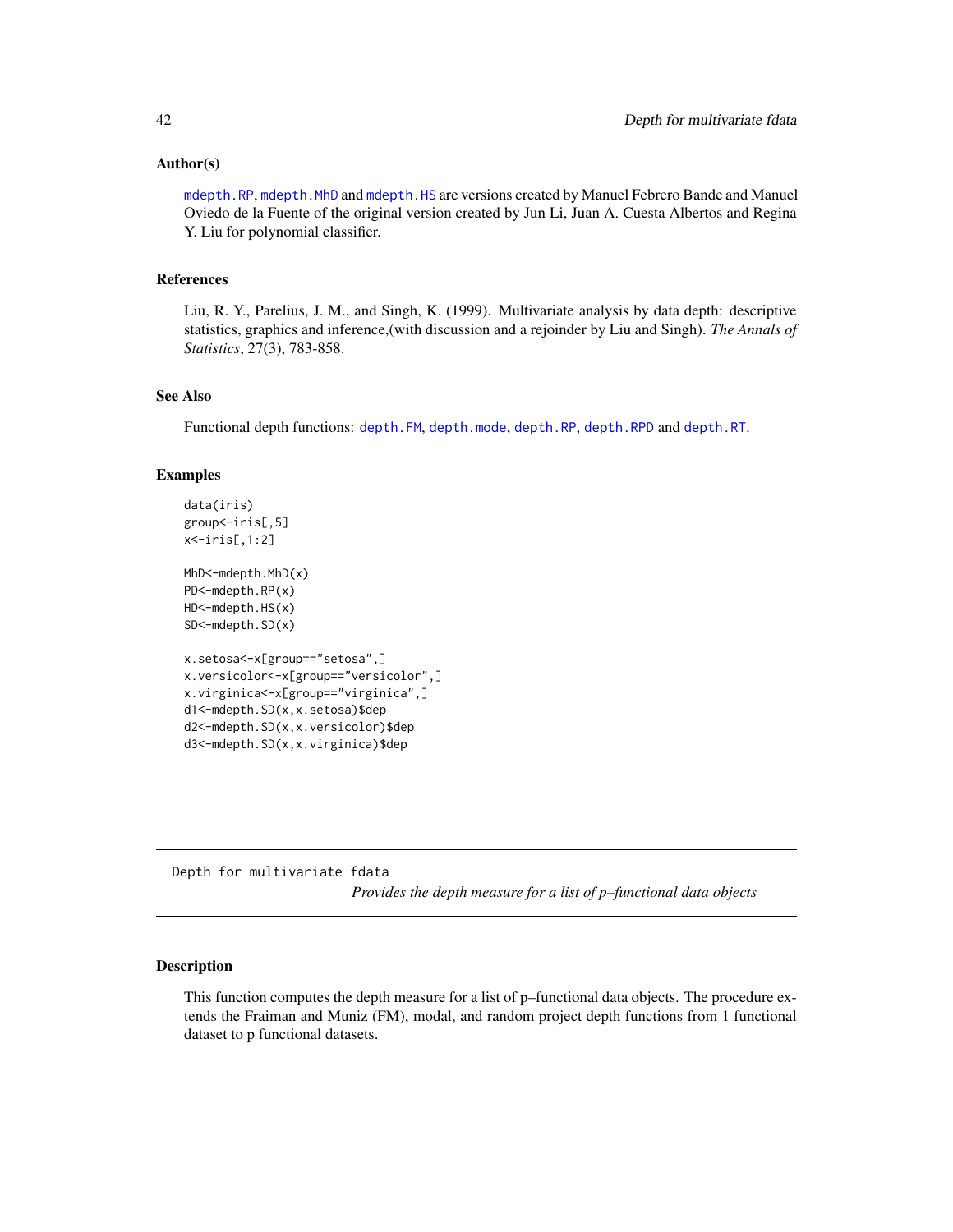### Author(s)

mdepth.RP, mdepth.MhD and mdepth.HS are versions created by Manuel Febrero Bande and Manuel Oviedo de la Fuente of the original version created by Jun Li, Juan A. Cuesta Albertos and Regina Y. Liu for polynomial classifier.

### References

Liu, R. Y., Parelius, J. M., and Singh, K. (1999). Multivariate analysis by data depth: descriptive statistics, graphics and inference,(with discussion and a rejoinder by Liu and Singh). *The Annals of Statistics*, 27(3), 783-858.

### See Also

Functional depth functions: depth.FM, depth.mode, depth.RP, depth.RPD and depth.RT.

### Examples

```
data(iris)
group<-iris[,5]
x<-iris[,1:2]

MhD<-mdepth.MhD(x)
PD<-mdepth.RP(x)
HD<-mdepth.HS(x)
SD<-mdepth.SD(x)

x.setosa<-x[group=="setosa",]
x.versicolor<-x[group=="versicolor",]
x.virginica<-x[group=="virginica",]
d1<-mdepth.SD(x,x.setosa)$dep
d2<-mdepth.SD(x,x.versicolor)$dep
d3<-mdepth.SD(x,x.virginica)$dep
```

---

## Depth for multivariate fdata

*Provides the depth measure for a list of p–functional data objects*

### Description

This function computes the depth measure for a list of p–functional data objects. The procedure extends the Fraiman and Muniz (FM), modal, and random project depth functions from 1 functional dataset to p functional datasets.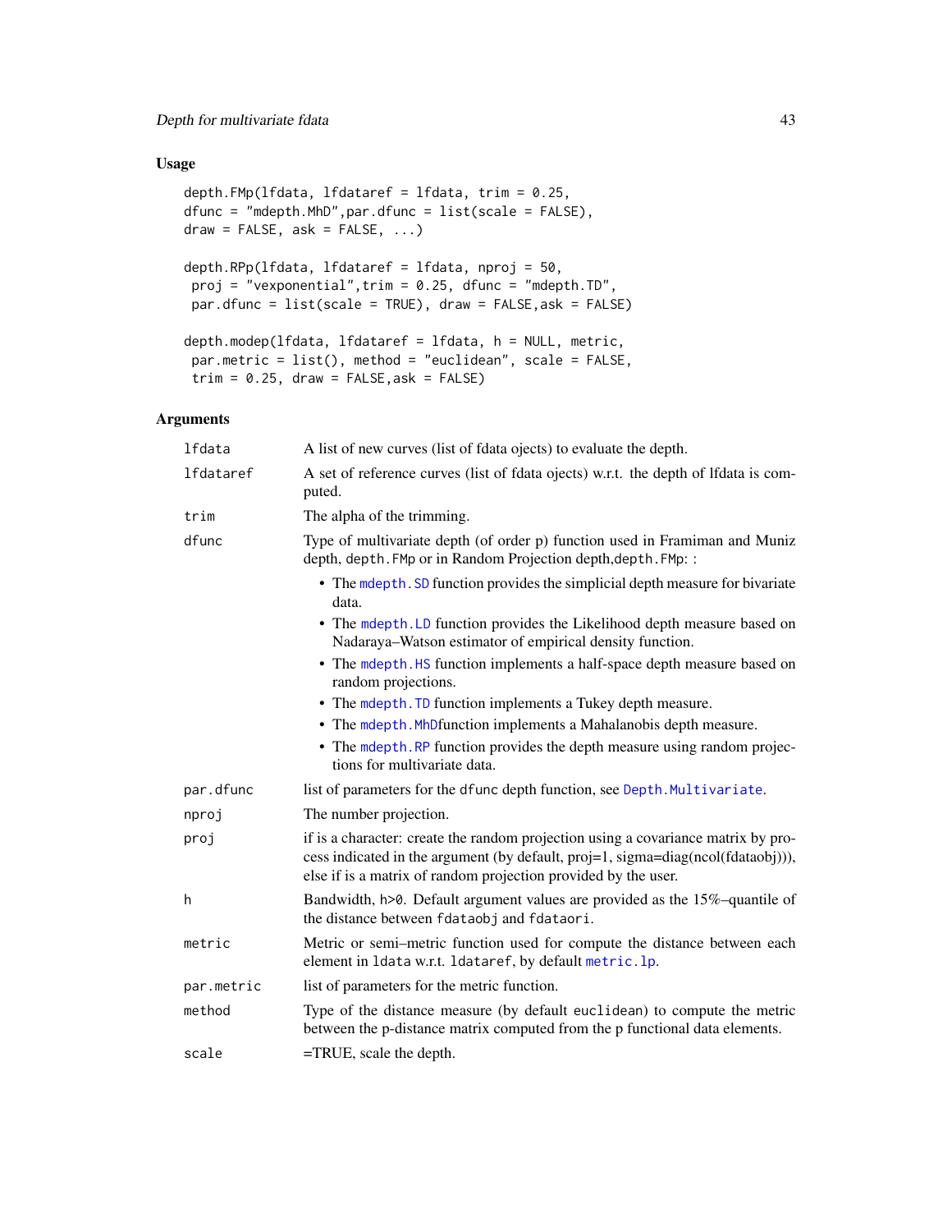## Usage

```
depth.FMp(lfdata, lfdataref = lfdata, trim = 0.25,
dfunc = "mdepth.MhD",par.dfunc = list(scale = FALSE),
draw = FALSE, ask = FALSE, ...)

depth.RPp(lfdata, lfdataref = lfdata, nproj = 50,
 proj = "vexponential",trim = 0.25, dfunc = "mdepth.TD",
 par.dfunc = list(scale = TRUE), draw = FALSE,ask = FALSE)

depth.modep(lfdata, lfdataref = lfdata, h = NULL, metric,
 par.metric = list(), method = "euclidean", scale = FALSE,
 trim = 0.25, draw = FALSE,ask = FALSE)
```

## Arguments

| | |
|---|---|
| `lfdata` | A list of new curves (list of fdata ojects) to evaluate the depth. |
| `lfdataref` | A set of reference curves (list of fdata ojects) w.r.t. the depth of lfdata is computed. |
| `trim` | The alpha of the trimming. |
| `dfunc` | Type of multivariate depth (of order p) function used in Framiman and Muniz depth, `depth.FMp` or in Random Projection depth,`depth.FMp`: :<br>• The `mdepth.SD` function provides the simplicial depth measure for bivariate data.<br>• The `mdepth.LD` function provides the Likelihood depth measure based on Nadaraya–Watson estimator of empirical density function.<br>• The `mdepth.HS` function implements a half-space depth measure based on random projections.<br>• The `mdepth.TD` function implements a Tukey depth measure.<br>• The `mdepth.MhD`function implements a Mahalanobis depth measure.<br>• The `mdepth.RP` function provides the depth measure using random projections for multivariate data. |
| `par.dfunc` | list of parameters for the `dfunc` depth function, see `Depth.Multivariate`. |
| `nproj` | The number projection. |
| `proj` | if is a character: create the random projection using a covariance matrix by process indicated in the argument (by default, proj=1, sigma=diag(ncol(fdataobj))), else if is a matrix of random projection provided by the user. |
| `h` | Bandwidth, `h>0`. Default argument values are provided as the 15%–quantile of the distance between `fdataobj` and `fdataori`. |
| `metric` | Metric or semi–metric function used for compute the distance between each element in `ldata` w.r.t. `ldataref`, by default `metric.lp`. |
| `par.metric` | list of parameters for the metric function. |
| `method` | Type of the distance measure (by default `euclidean`) to compute the metric between the p-distance matrix computed from the p functional data elements. |
| `scale` | =TRUE, scale the depth. |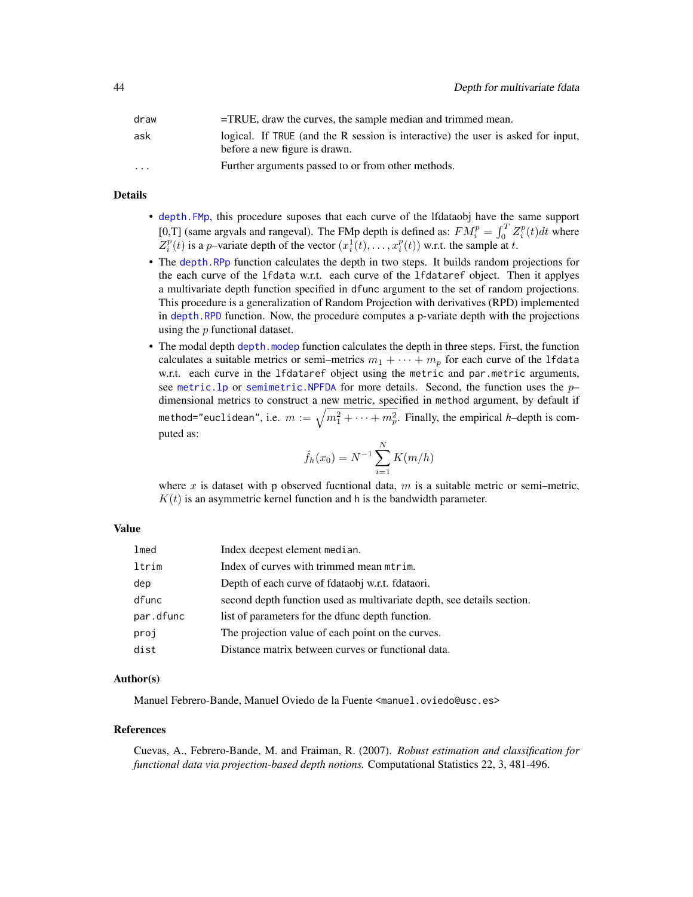| | |
|---|---|
| draw | =TRUE, draw the curves, the sample median and trimmed mean. |
| ask | logical. If TRUE (and the R session is interactive) the user is asked for input, before a new figure is drawn. |
| ... | Further arguments passed to or from other methods. |

## Details

- depth.FMp, this procedure suposes that each curve of the lfdataobj have the same support [0,T] (same argvals and rangeval). The FMp depth is defined as: $FM_i^p = \int_0^T Z_i^p(t)dt$ where $Z_i^p(t)$ is a $p$–variate depth of the vector $(x_i^1(t), \ldots, x_i^p(t))$ w.r.t. the sample at $t$.
- The depth.RPp function calculates the depth in two steps. It builds random projections for the each curve of the lfdata w.r.t. each curve of the lfdataref object. Then it applyes a multivariate depth function specified in dfunc argument to the set of random projections. This procedure is a generalization of Random Projection with derivatives (RPD) implemented in depth.RPD function. Now, the procedure computes a p-variate depth with the projections using the $p$ functional dataset.
- The modal depth depth.modep function calculates the depth in three steps. First, the function calculates a suitable metrics or semi–metrics $m_1 + \cdots + m_p$ for each curve of the lfdata w.r.t. each curve in the lfdataref object using the metric and par.metric arguments, see metric.lp or semimetric.NPFDA for more details. Second, the function uses the $p$–dimensional metrics to construct a new metric, specified in method argument, by default if method="euclidean", i.e. $m := \sqrt{m_1^2 + \cdots + m_p^2}$. Finally, the empirical $h$–depth is computed as:

  $$\hat{f}_h(x_0) = N^{-1} \sum_{i=1}^{N} K(m/h)$$

  where $x$ is dataset with p observed fucntional data, $m$ is a suitable metric or semi–metric, $K(t)$ is an asymmetric kernel function and h is the bandwidth parameter.

## Value

| | |
|---|---|
| lmed | Index deepest element median. |
| ltrim | Index of curves with trimmed mean mtrim. |
| dep | Depth of each curve of fdataobj w.r.t. fdataori. |
| dfunc | second depth function used as multivariate depth, see details section. |
| par.dfunc | list of parameters for the dfunc depth function. |
| proj | The projection value of each point on the curves. |
| dist | Distance matrix between curves or functional data. |

## Author(s)

Manuel Febrero-Bande, Manuel Oviedo de la Fuente <manuel.oviedo@usc.es>

## References

Cuevas, A., Febrero-Bande, M. and Fraiman, R. (2007). *Robust estimation and classification for functional data via projection-based depth notions.* Computational Statistics 22, 3, 481-496.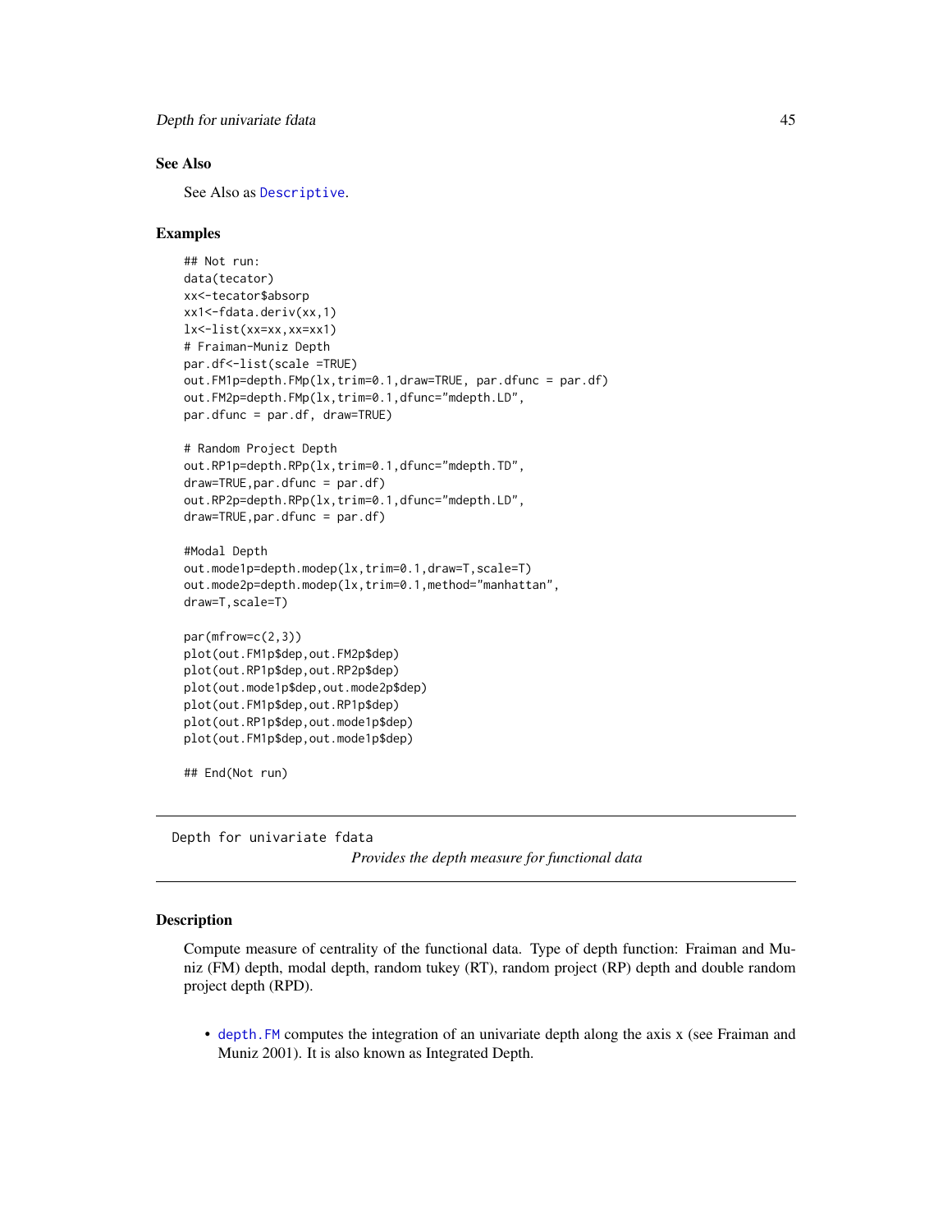### See Also

See Also as Descriptive.

### Examples

```
## Not run:
data(tecator)
xx<-tecator$absorp
xx1<-fdata.deriv(xx,1)
lx<-list(xx=xx,xx=xx1)
# Fraiman-Muniz Depth
par.df<-list(scale =TRUE)
out.FM1p=depth.FMp(lx,trim=0.1,draw=TRUE, par.dfunc = par.df)
out.FM2p=depth.FMp(lx,trim=0.1,dfunc="mdepth.LD",
par.dfunc = par.df, draw=TRUE)

# Random Project Depth
out.RP1p=depth.RPp(lx,trim=0.1,dfunc="mdepth.TD",
draw=TRUE,par.dfunc = par.df)
out.RP2p=depth.RPp(lx,trim=0.1,dfunc="mdepth.LD",
draw=TRUE,par.dfunc = par.df)

#Modal Depth
out.mode1p=depth.modep(lx,trim=0.1,draw=T,scale=T)
out.mode2p=depth.modep(lx,trim=0.1,method="manhattan",
draw=T,scale=T)

par(mfrow=c(2,3))
plot(out.FM1p$dep,out.FM2p$dep)
plot(out.RP1p$dep,out.RP2p$dep)
plot(out.mode1p$dep,out.mode2p$dep)
plot(out.FM1p$dep,out.RP1p$dep)
plot(out.RP1p$dep,out.mode1p$dep)
plot(out.FM1p$dep,out.mode1p$dep)

## End(Not run)
```

---

## Depth for univariate fdata

*Provides the depth measure for functional data*

---

### Description

Compute measure of centrality of the functional data. Type of depth function: Fraiman and Muniz (FM) depth, modal depth, random tukey (RT), random project (RP) depth and double random project depth (RPD).

- depth.FM computes the integration of an univariate depth along the axis x (see Fraiman and Muniz 2001). It is also known as Integrated Depth.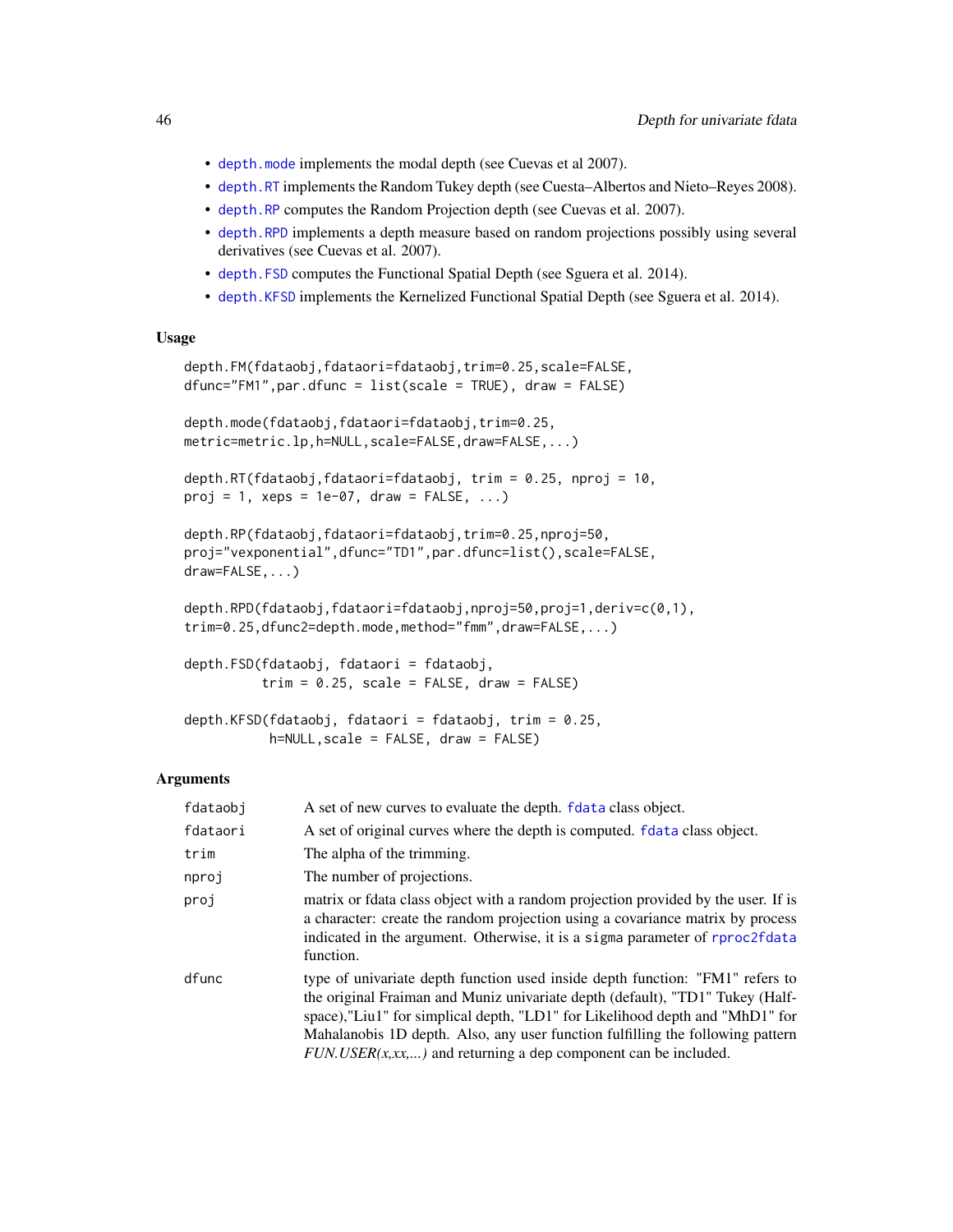- `depth.mode` implements the modal depth (see Cuevas et al 2007).
- `depth.RT` implements the Random Tukey depth (see Cuesta–Albertos and Nieto–Reyes 2008).
- `depth.RP` computes the Random Projection depth (see Cuevas et al. 2007).
- `depth.RPD` implements a depth measure based on random projections possibly using several derivatives (see Cuevas et al. 2007).
- `depth.FSD` computes the Functional Spatial Depth (see Sguera et al. 2014).
- `depth.KFSD` implements the Kernelized Functional Spatial Depth (see Sguera et al. 2014).

### Usage

```
depth.FM(fdataobj,fdataori=fdataobj,trim=0.25,scale=FALSE,
dfunc="FM1",par.dfunc = list(scale = TRUE), draw = FALSE)

depth.mode(fdataobj,fdataori=fdataobj,trim=0.25,
metric=metric.lp,h=NULL,scale=FALSE,draw=FALSE,...)

depth.RT(fdataobj,fdataori=fdataobj, trim = 0.25, nproj = 10,
proj = 1, xeps = 1e-07, draw = FALSE, ...)

depth.RP(fdataobj,fdataori=fdataobj,trim=0.25,nproj=50,
proj="vexponential",dfunc="TD1",par.dfunc=list(),scale=FALSE,
draw=FALSE,...)

depth.RPD(fdataobj,fdataori=fdataobj,nproj=50,proj=1,deriv=c(0,1),
trim=0.25,dfunc2=depth.mode,method="fmm",draw=FALSE,...)

depth.FSD(fdataobj, fdataori = fdataobj,
          trim = 0.25, scale = FALSE, draw = FALSE)

depth.KFSD(fdataobj, fdataori = fdataobj, trim = 0.25,
           h=NULL,scale = FALSE, draw = FALSE)
```

### Arguments

| | |
|---|---|
| fdataobj | A set of new curves to evaluate the depth. `fdata` class object. |
| fdataori | A set of original curves where the depth is computed. `fdata` class object. |
| trim | The alpha of the trimming. |
| nproj | The number of projections. |
| proj | matrix or fdata class object with a random projection provided by the user. If is a character: create the random projection using a covariance matrix by process indicated in the argument. Otherwise, it is a `sigma` parameter of `rproc2fdata` function. |
| dfunc | type of univariate depth function used inside depth function: "FM1" refers to the original Fraiman and Muniz univariate depth (default), "TD1" Tukey (Halfspace),"Liu1" for simplical depth, "LD1" for Likelihood depth and "MhD1" for Mahalanobis 1D depth. Also, any user function fulfilling the following pattern *FUN.USER(x,xx,...)* and returning a `dep` component can be included. |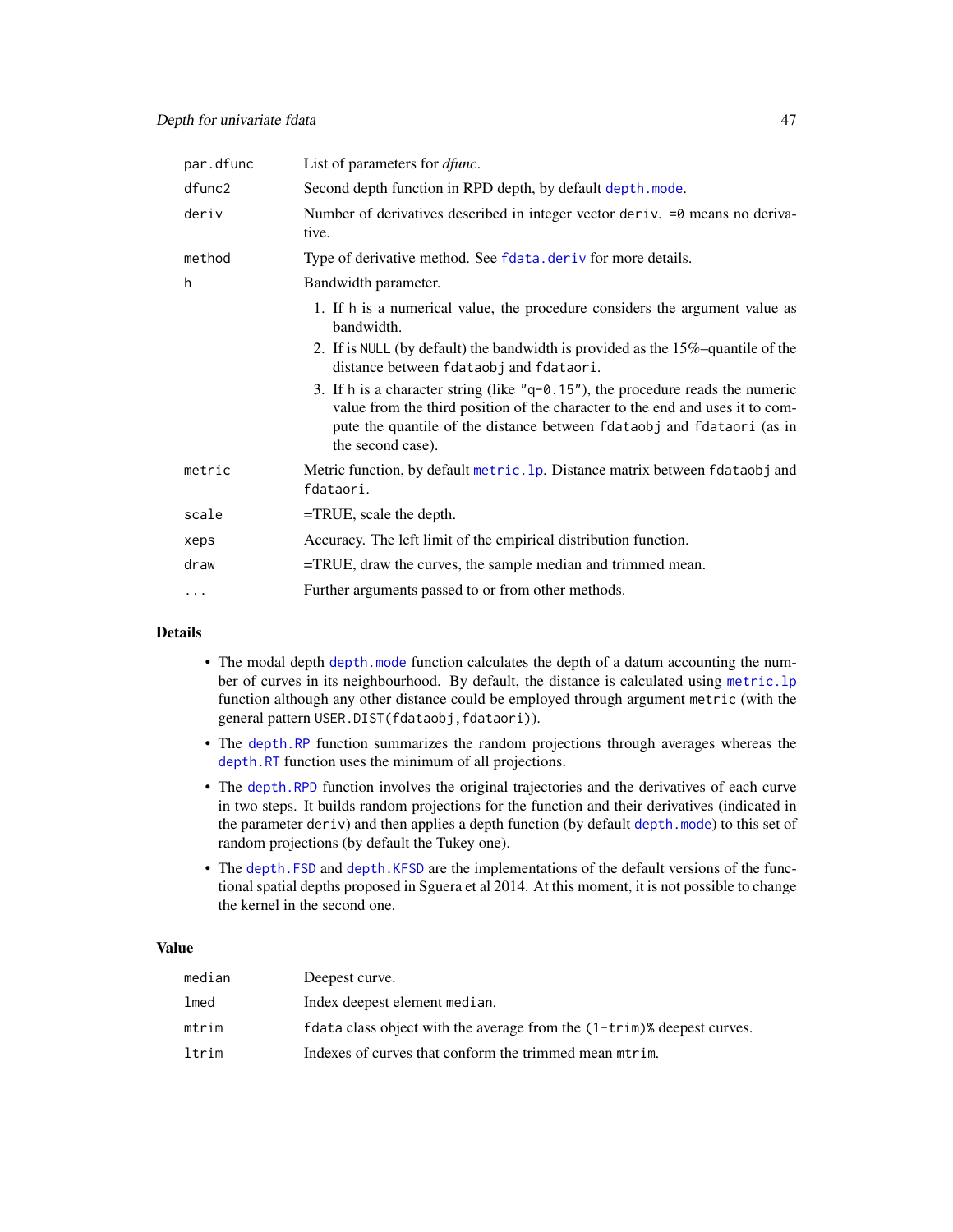| | |
|---|---|
| par.dfunc | List of parameters for *dfunc*. |
| dfunc2 | Second depth function in RPD depth, by default depth.mode. |
| deriv | Number of derivatives described in integer vector deriv. =0 means no derivative. |
| method | Type of derivative method. See fdata.deriv for more details. |
| h | Bandwidth parameter. 1. If h is a numerical value, the procedure considers the argument value as bandwidth. 2. If is NULL (by default) the bandwidth is provided as the 15%–quantile of the distance between fdataobj and fdataori. 3. If h is a character string (like "q-0.15"), the procedure reads the numeric value from the third position of the character to the end and uses it to compute the quantile of the distance between fdataobj and fdataori (as in the second case). |
| metric | Metric function, by default metric.lp. Distance matrix between fdataobj and fdataori. |
| scale | =TRUE, scale the depth. |
| xeps | Accuracy. The left limit of the empirical distribution function. |
| draw | =TRUE, draw the curves, the sample median and trimmed mean. |
| ... | Further arguments passed to or from other methods. |

## Details

- The modal depth depth.mode function calculates the depth of a datum accounting the number of curves in its neighbourhood. By default, the distance is calculated using metric.lp function although any other distance could be employed through argument metric (with the general pattern USER.DIST(fdataobj,fdataori)).
- The depth.RP function summarizes the random projections through averages whereas the depth.RT function uses the minimum of all projections.
- The depth.RPD function involves the original trajectories and the derivatives of each curve in two steps. It builds random projections for the function and their derivatives (indicated in the parameter deriv) and then applies a depth function (by default depth.mode) to this set of random projections (by default the Tukey one).
- The depth.FSD and depth.KFSD are the implementations of the default versions of the functional spatial depths proposed in Sguera et al 2014. At this moment, it is not possible to change the kernel in the second one.

## Value

| | |
|---|---|
| median | Deepest curve. |
| lmed | Index deepest element median. |
| mtrim | fdata class object with the average from the (1-trim)% deepest curves. |
| ltrim | Indexes of curves that conform the trimmed mean mtrim. |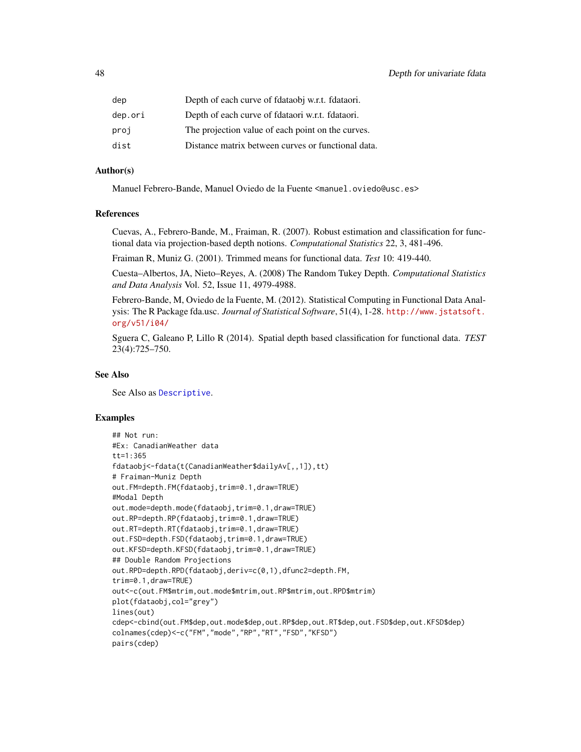| | |
|---|---|
| dep | Depth of each curve of fdataobj w.r.t. fdataori. |
| dep.ori | Depth of each curve of fdataori w.r.t. fdataori. |
| proj | The projection value of each point on the curves. |
| dist | Distance matrix between curves or functional data. |

### Author(s)

Manuel Febrero-Bande, Manuel Oviedo de la Fuente <manuel.oviedo@usc.es>

### References

Cuevas, A., Febrero-Bande, M., Fraiman, R. (2007). Robust estimation and classification for functional data via projection-based depth notions. *Computational Statistics* 22, 3, 481-496.

Fraiman R, Muniz G. (2001). Trimmed means for functional data. *Test* 10: 419-440.

Cuesta–Albertos, JA, Nieto–Reyes, A. (2008) The Random Tukey Depth. *Computational Statistics and Data Analysis* Vol. 52, Issue 11, 4979-4988.

Febrero-Bande, M, Oviedo de la Fuente, M. (2012). Statistical Computing in Functional Data Analysis: The R Package fda.usc. *Journal of Statistical Software*, 51(4), 1-28. http://www.jstatsoft.org/v51/i04/

Sguera C, Galeano P, Lillo R (2014). Spatial depth based classification for functional data. *TEST* 23(4):725–750.

### See Also

See Also as Descriptive.

### Examples

```
## Not run:
#Ex: CanadianWeather data
tt=1:365
fdataobj<-fdata(t(CanadianWeather$dailyAv[,,1]),tt)
# Fraiman-Muniz Depth
out.FM=depth.FM(fdataobj,trim=0.1,draw=TRUE)
#Modal Depth
out.mode=depth.mode(fdataobj,trim=0.1,draw=TRUE)
out.RP=depth.RP(fdataobj,trim=0.1,draw=TRUE)
out.RT=depth.RT(fdataobj,trim=0.1,draw=TRUE)
out.FSD=depth.FSD(fdataobj,trim=0.1,draw=TRUE)
out.KFSD=depth.KFSD(fdataobj,trim=0.1,draw=TRUE)
## Double Random Projections
out.RPD=depth.RPD(fdataobj,deriv=c(0,1),dfunc2=depth.FM,
trim=0.1,draw=TRUE)
out<-c(out.FM$mtrim,out.mode$mtrim,out.RP$mtrim,out.RPD$mtrim)
plot(fdataobj,col="grey")
lines(out)
cdep<-cbind(out.FM$dep,out.mode$dep,out.RP$dep,out.RT$dep,out.FSD$dep,out.KFSD$dep)
colnames(cdep)<-c("FM","mode","RP","RT","FSD","KFSD")
pairs(cdep)
```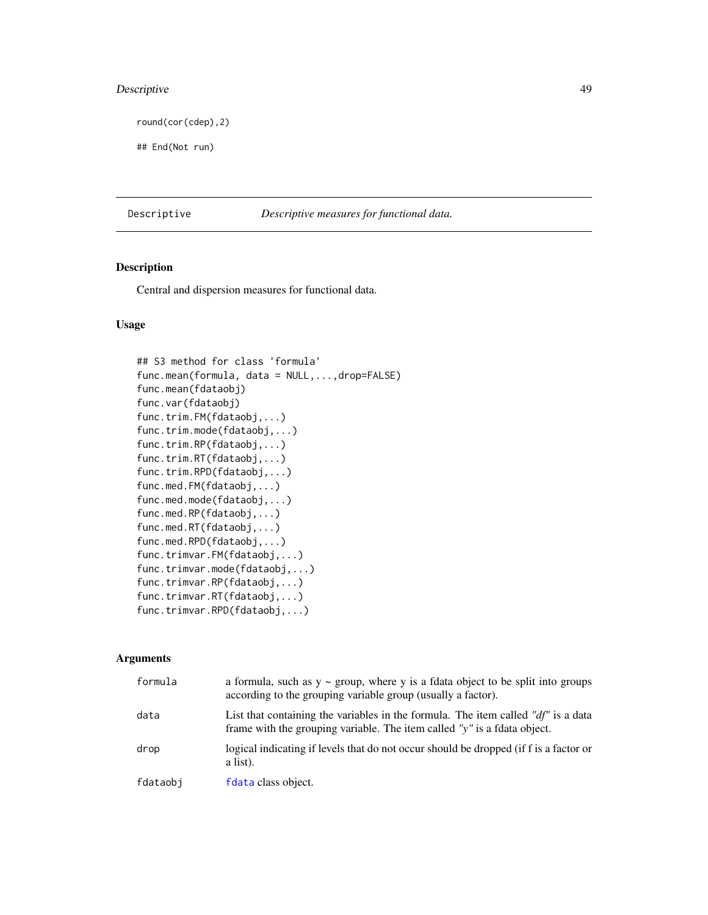```
round(cor(cdep),2)

## End(Not run)
```

---

Descriptive *Descriptive measures for functional data.*

---

## Description

Central and dispersion measures for functional data.

## Usage

```
## S3 method for class 'formula'
func.mean(formula, data = NULL,...,drop=FALSE)
func.mean(fdataobj)
func.var(fdataobj)
func.trim.FM(fdataobj,...)
func.trim.mode(fdataobj,...)
func.trim.RP(fdataobj,...)
func.trim.RT(fdataobj,...)
func.trim.RPD(fdataobj,...)
func.med.FM(fdataobj,...)
func.med.mode(fdataobj,...)
func.med.RP(fdataobj,...)
func.med.RT(fdataobj,...)
func.med.RPD(fdataobj,...)
func.trimvar.FM(fdataobj,...)
func.trimvar.mode(fdataobj,...)
func.trimvar.RP(fdataobj,...)
func.trimvar.RT(fdataobj,...)
func.trimvar.RPD(fdataobj,...)
```

## Arguments

| | |
|---|---|
| formula | a formula, such as y ~ group, where y is a fdata object to be split into groups according to the grouping variable group (usually a factor). |
| data | List that containing the variables in the formula. The item called *"df"* is a data frame with the grouping variable. The item called *"y"* is a fdata object. |
| drop | logical indicating if levels that do not occur should be dropped (if f is a factor or a list). |
| fdataobj | fdata class object. |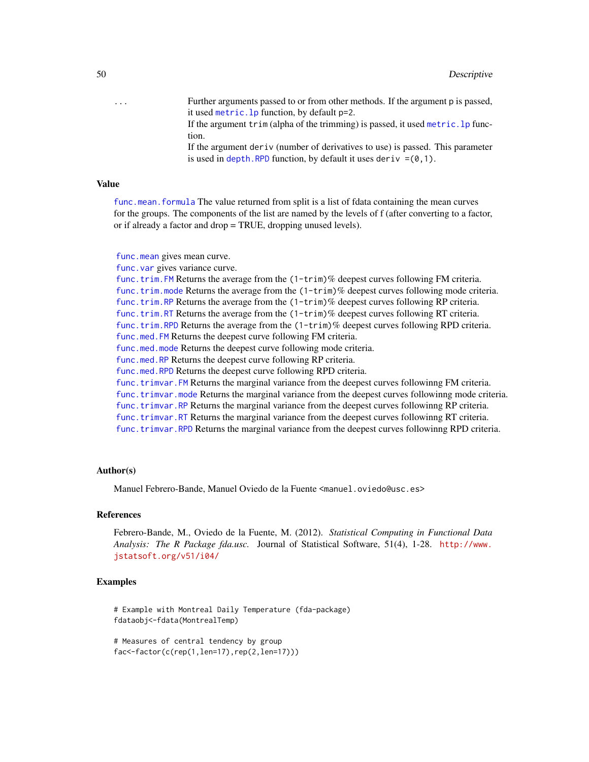... Further arguments passed to or from other methods. If the argument p is passed, it used `metric.lp` function, by default p=2.
If the argument trim (alpha of the trimming) is passed, it used `metric.lp` function.
If the argument deriv (number of derivatives to use) is passed. This parameter is used in `depth.RPD` function, by default it uses deriv =(0,1).

### Value

`func.mean.formula` The value returned from split is a list of fdata containing the mean curves for the groups. The components of the list are named by the levels of f (after converting to a factor, or if already a factor and drop = TRUE, dropping unused levels).

`func.mean` gives mean curve.
`func.var` gives variance curve.
`func.trim.FM` Returns the average from the (1-trim)% deepest curves following FM criteria.
`func.trim.mode` Returns the average from the (1-trim)% deepest curves following mode criteria.
`func.trim.RP` Returns the average from the (1-trim)% deepest curves following RP criteria.
`func.trim.RT` Returns the average from the (1-trim)% deepest curves following RT criteria.
`func.trim.RPD` Returns the average from the (1-trim)% deepest curves following RPD criteria.
`func.med.FM` Returns the deepest curve following FM criteria.
`func.med.mode` Returns the deepest curve following mode criteria.
`func.med.RP` Returns the deepest curve following RP criteria.
`func.med.RPD` Returns the deepest curve following RPD criteria.
`func.trimvar.FM` Returns the marginal variance from the deepest curves followinng FM criteria.
`func.trimvar.mode` Returns the marginal variance from the deepest curves followinng mode criteria.
`func.trimvar.RP` Returns the marginal variance from the deepest curves followinng RP criteria.
`func.trimvar.RT` Returns the marginal variance from the deepest curves followinng RT criteria.
`func.trimvar.RPD` Returns the marginal variance from the deepest curves followinng RPD criteria.

### Author(s)

Manuel Febrero-Bande, Manuel Oviedo de la Fuente <manuel.oviedo@usc.es>

### References

Febrero-Bande, M., Oviedo de la Fuente, M. (2012). *Statistical Computing in Functional Data Analysis: The R Package fda.usc.* Journal of Statistical Software, 51(4), 1-28. http://www.jstatsoft.org/v51/i04/

### Examples

```
# Example with Montreal Daily Temperature (fda-package)
fdataobj<-fdata(MontrealTemp)

# Measures of central tendency by group
fac<-factor(c(rep(1,len=17),rep(2,len=17)))
```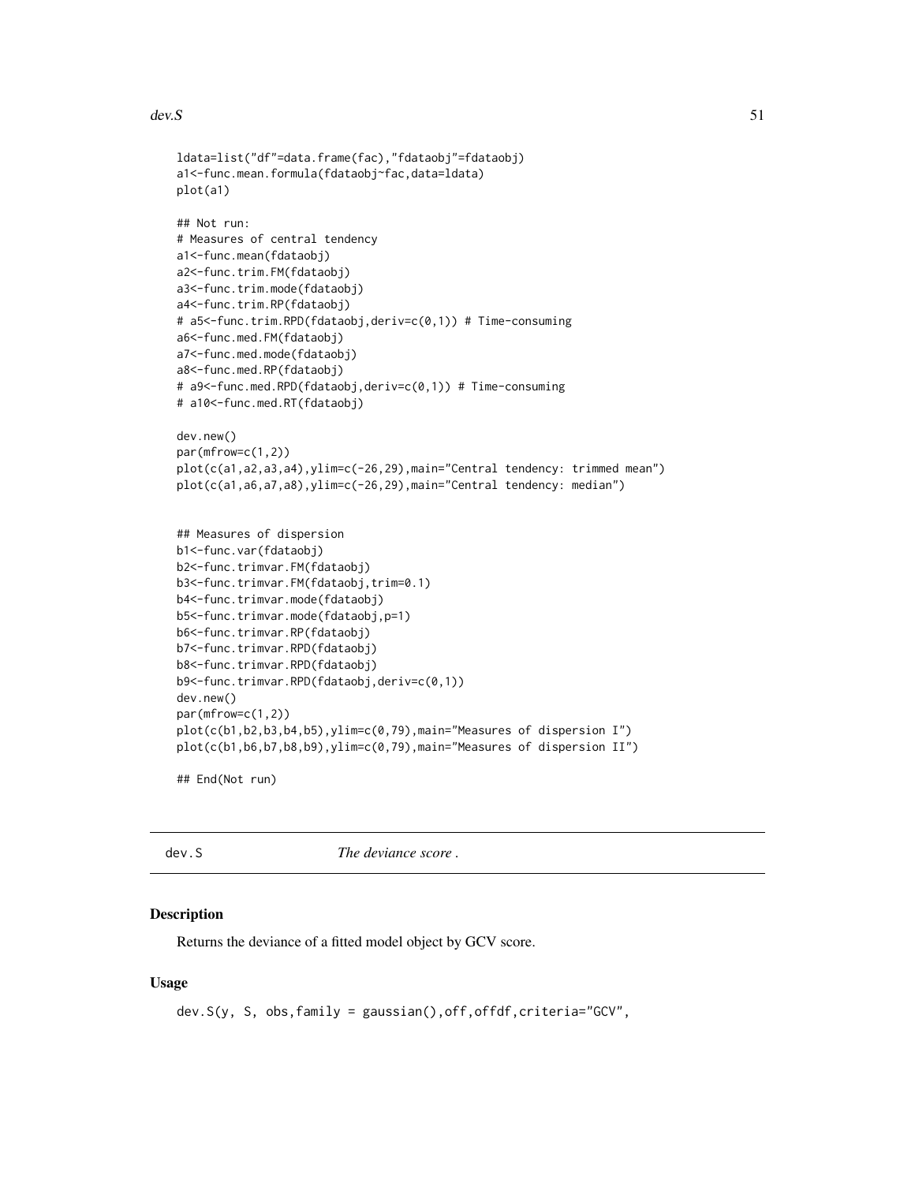```
ldata=list("df"=data.frame(fac),"fdataobj"=fdataobj)
a1<-func.mean.formula(fdataobj~fac,data=ldata)
plot(a1)

## Not run:
# Measures of central tendency
a1<-func.mean(fdataobj)
a2<-func.trim.FM(fdataobj)
a3<-func.trim.mode(fdataobj)
a4<-func.trim.RP(fdataobj)
# a5<-func.trim.RPD(fdataobj,deriv=c(0,1)) # Time-consuming
a6<-func.med.FM(fdataobj)
a7<-func.med.mode(fdataobj)
a8<-func.med.RP(fdataobj)
# a9<-func.med.RPD(fdataobj,deriv=c(0,1)) # Time-consuming
# a10<-func.med.RT(fdataobj)

dev.new()
par(mfrow=c(1,2))
plot(c(a1,a2,a3,a4),ylim=c(-26,29),main="Central tendency: trimmed mean")
plot(c(a1,a6,a7,a8),ylim=c(-26,29),main="Central tendency: median")


## Measures of dispersion
b1<-func.var(fdataobj)
b2<-func.trimvar.FM(fdataobj)
b3<-func.trimvar.FM(fdataobj,trim=0.1)
b4<-func.trimvar.mode(fdataobj)
b5<-func.trimvar.mode(fdataobj,p=1)
b6<-func.trimvar.RP(fdataobj)
b7<-func.trimvar.RPD(fdataobj)
b8<-func.trimvar.RPD(fdataobj)
b9<-func.trimvar.RPD(fdataobj,deriv=c(0,1))
dev.new()
par(mfrow=c(1,2))
plot(c(b1,b2,b3,b4,b5),ylim=c(0,79),main="Measures of dispersion I")
plot(c(b1,b6,b7,b8,b9),ylim=c(0,79),main="Measures of dispersion II")

## End(Not run)
```

---

dev.S *The deviance score .*

### Description

Returns the deviance of a fitted model object by GCV score.

### Usage

```
dev.S(y, S, obs,family = gaussian(),off,offdf,criteria="GCV",
```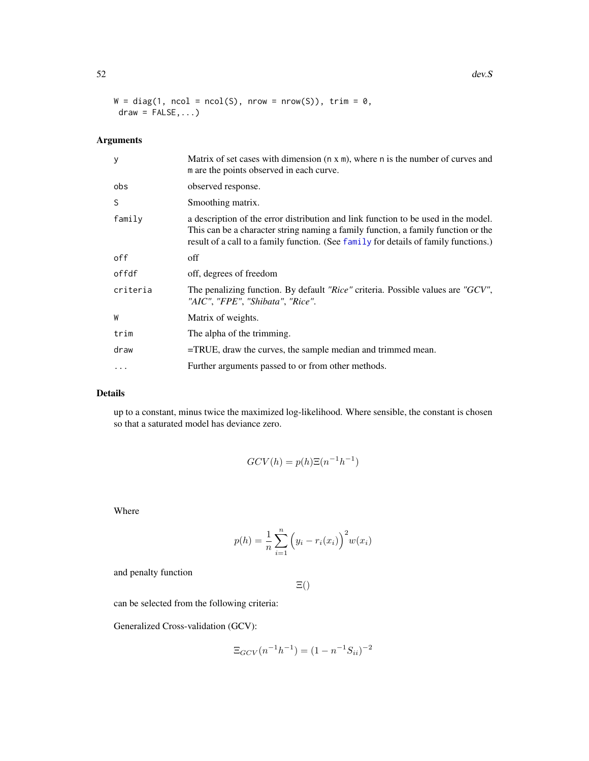```
W = diag(1, ncol = ncol(S), nrow = nrow(S)), trim = 0,
 draw = FALSE,...)
```

### Arguments

| | |
|---|---|
| y | Matrix of set cases with dimension (n x m), where n is the number of curves and m are the points observed in each curve. |
| obs | observed response. |
| S | Smoothing matrix. |
| family | a description of the error distribution and link function to be used in the model. This can be a character string naming a family function, a family function or the result of a call to a family function. (See family for details of family functions.) |
| off | off |
| offdf | off, degrees of freedom |
| criteria | The penalizing function. By default *"Rice"* criteria. Possible values are *"GCV"*, *"AIC"*, *"FPE"*, *"Shibata"*, *"Rice"*. |
| W | Matrix of weights. |
| trim | The alpha of the trimming. |
| draw | =TRUE, draw the curves, the sample median and trimmed mean. |
| ... | Further arguments passed to or from other methods. |

### Details

up to a constant, minus twice the maximized log-likelihood. Where sensible, the constant is chosen so that a saturated model has deviance zero.

$$GCV(h) = p(h)\Xi(n^{-1}h^{-1})$$

Where

$$p(h) = \frac{1}{n}\sum_{i=1}^{n}\Big(y_i - r_i(x_i)\Big)^2 w(x_i)$$

and penalty function

$$\Xi()$$

can be selected from the following criteria:

Generalized Cross-validation (GCV):

$$\Xi_{GCV}(n^{-1}h^{-1}) = (1 - n^{-1}S_{ii})^{-2}$$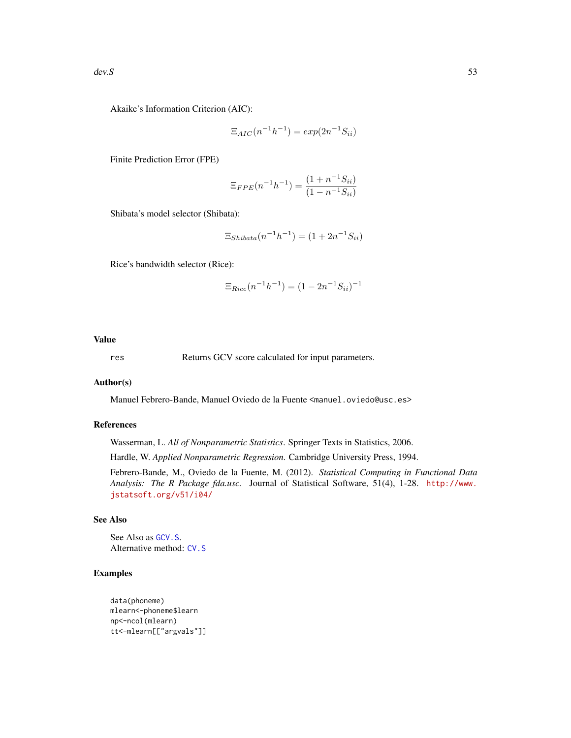Akaike's Information Criterion (AIC):

$$\Xi_{AIC}(n^{-1}h^{-1}) = exp(2n^{-1}S_{ii})$$

Finite Prediction Error (FPE)

$$\Xi_{FPE}(n^{-1}h^{-1}) = \frac{(1 + n^{-1}S_{ii})}{(1 - n^{-1}S_{ii})}$$

Shibata's model selector (Shibata):

$$\Xi_{Shibata}(n^{-1}h^{-1}) = (1 + 2n^{-1}S_{ii})$$

Rice's bandwidth selector (Rice):

$$\Xi_{Rice}(n^{-1}h^{-1}) = (1 - 2n^{-1}S_{ii})^{-1}$$

## Value

`res` Returns GCV score calculated for input parameters.

## Author(s)

Manuel Febrero-Bande, Manuel Oviedo de la Fuente <manuel.oviedo@usc.es>

## References

Wasserman, L. *All of Nonparametric Statistics*. Springer Texts in Statistics, 2006.

Hardle, W. *Applied Nonparametric Regression*. Cambridge University Press, 1994.

Febrero-Bande, M., Oviedo de la Fuente, M. (2012). *Statistical Computing in Functional Data Analysis: The R Package fda.usc.* Journal of Statistical Software, 51(4), 1-28. http://www.jstatsoft.org/v51/i04/

## See Also

See Also as GCV.S.
Alternative method: CV.S

## Examples

```
data(phoneme)
mlearn<-phoneme$learn
np<-ncol(mlearn)
tt<-mlearn[["argvals"]]
```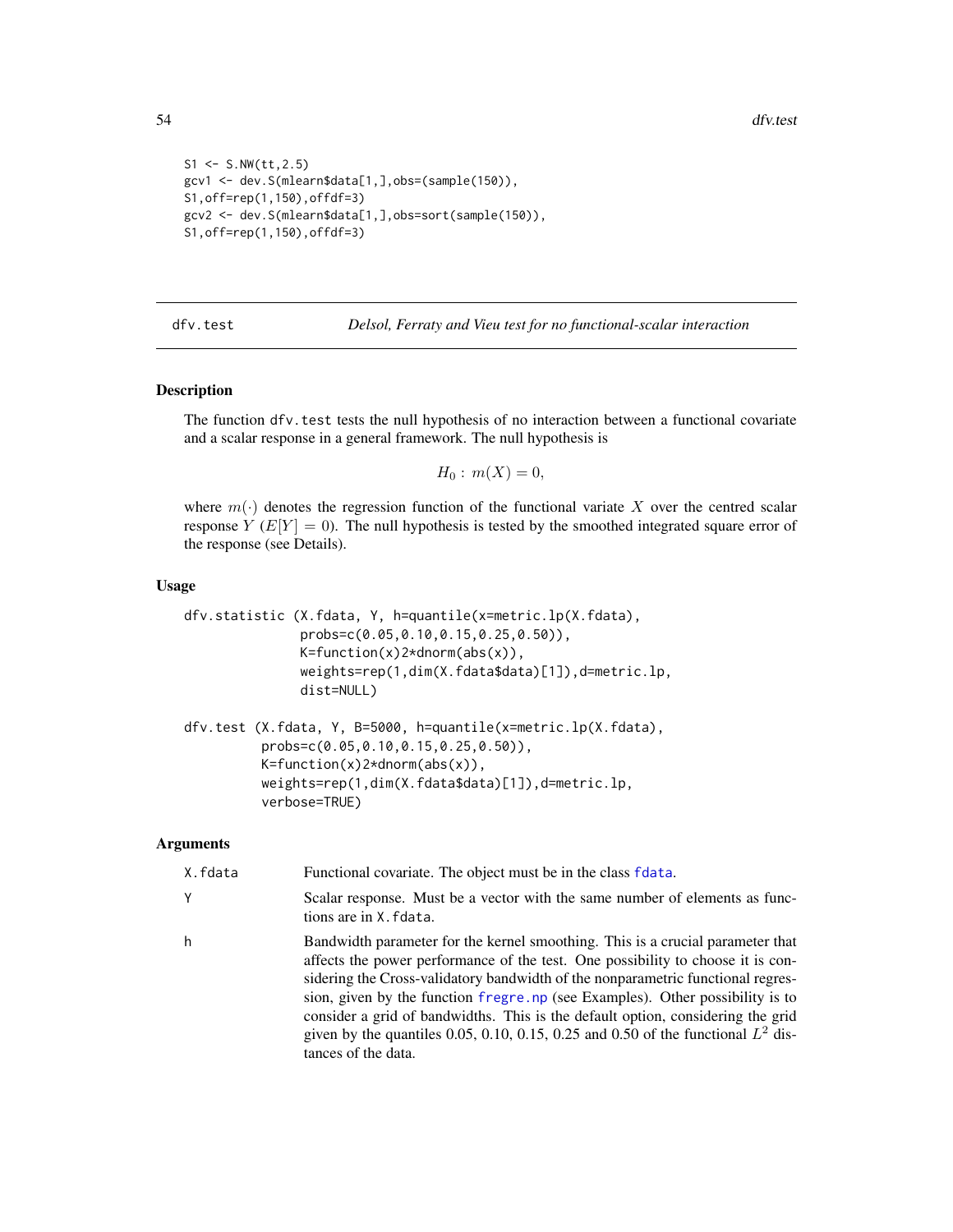```
S1 <- S.NW(tt,2.5)
gcv1 <- dev.S(mlearn$data[1,],obs=(sample(150)),
S1,off=rep(1,150),offdf=3)
gcv2 <- dev.S(mlearn$data[1,],obs=sort(sample(150)),
S1,off=rep(1,150),offdf=3)
```

---

dfv.test — *Delsol, Ferraty and Vieu test for no functional-scalar interaction*

---

### Description

The function dfv.test tests the null hypothesis of no interaction between a functional covariate and a scalar response in a general framework. The null hypothesis is

$$H_0 :\ m(X) = 0,$$

where $m(\cdot)$ denotes the regression function of the functional variate $X$ over the centred scalar response $Y$ ($E[Y] = 0$). The null hypothesis is tested by the smoothed integrated square error of the response (see Details).

### Usage

```
dfv.statistic (X.fdata, Y, h=quantile(x=metric.lp(X.fdata),
               probs=c(0.05,0.10,0.15,0.25,0.50)),
               K=function(x)2*dnorm(abs(x)),
               weights=rep(1,dim(X.fdata$data)[1]),d=metric.lp,
               dist=NULL)

dfv.test (X.fdata, Y, B=5000, h=quantile(x=metric.lp(X.fdata),
          probs=c(0.05,0.10,0.15,0.25,0.50)),
          K=function(x)2*dnorm(abs(x)),
          weights=rep(1,dim(X.fdata$data)[1]),d=metric.lp,
          verbose=TRUE)
```

### Arguments

| | |
|---|---|
| X.fdata | Functional covariate. The object must be in the class fdata. |
| Y | Scalar response. Must be a vector with the same number of elements as functions are in X.fdata. |
| h | Bandwidth parameter for the kernel smoothing. This is a crucial parameter that affects the power performance of the test. One possibility to choose it is considering the Cross-validatory bandwidth of the nonparametric functional regression, given by the function fregre.np (see Examples). Other possibility is to consider a grid of bandwidths. This is the default option, considering the grid given by the quantiles 0.05, 0.10, 0.15, 0.25 and 0.50 of the functional $L^2$ distances of the data. |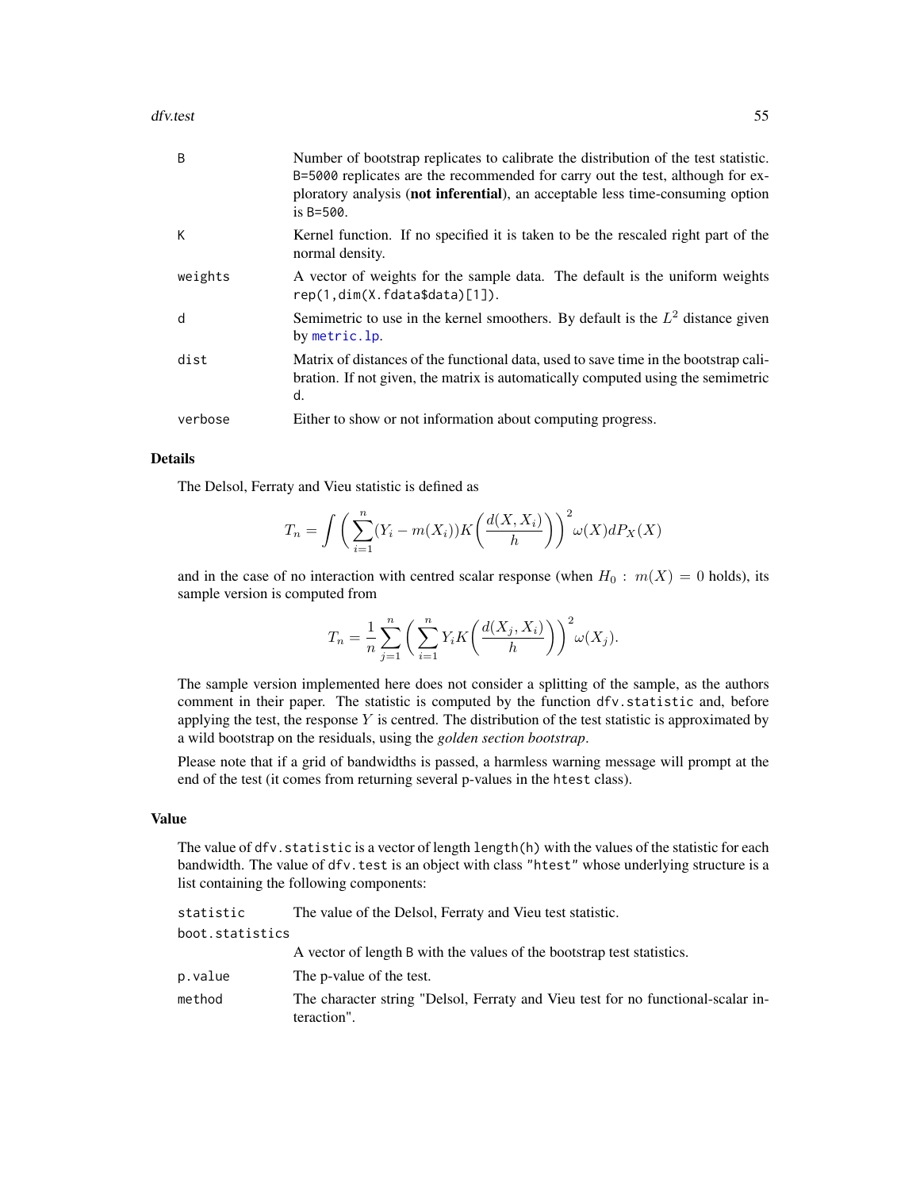| | |
|---|---|
| B | Number of bootstrap replicates to calibrate the distribution of the test statistic. B=5000 replicates are the recommended for carry out the test, although for exploratory analysis (**not inferential**), an acceptable less time-consuming option is B=500. |
| K | Kernel function. If no specified it is taken to be the rescaled right part of the normal density. |
| weights | A vector of weights for the sample data. The default is the uniform weights rep(1,dim(X.fdata$data)[1]). |
| d | Semimetric to use in the kernel smoothers. By default is the $L^2$ distance given by metric.lp. |
| dist | Matrix of distances of the functional data, used to save time in the bootstrap calibration. If not given, the matrix is automatically computed using the semimetric d. |
| verbose | Either to show or not information about computing progress. |

## Details

The Delsol, Ferraty and Vieu statistic is defined as

$$T_n = \int \left( \sum_{i=1}^{n} (Y_i - m(X_i)) K\left( \frac{d(X, X_i)}{h} \right) \right)^2 \omega(X) dP_X(X)$$

and in the case of no interaction with centred scalar response (when $H_0 : m(X) = 0$ holds), its sample version is computed from

$$T_n = \frac{1}{n} \sum_{j=1}^{n} \left( \sum_{i=1}^{n} Y_i K\left( \frac{d(X_j, X_i)}{h} \right) \right)^2 \omega(X_j).$$

The sample version implemented here does not consider a splitting of the sample, as the authors comment in their paper. The statistic is computed by the function dfv.statistic and, before applying the test, the response $Y$ is centred. The distribution of the test statistic is approximated by a wild bootstrap on the residuals, using the *golden section bootstrap*.

Please note that if a grid of bandwidths is passed, a harmless warning message will prompt at the end of the test (it comes from returning several p-values in the htest class).

## Value

The value of dfv.statistic is a vector of length length(h) with the values of the statistic for each bandwidth. The value of dfv.test is an object with class "htest" whose underlying structure is a list containing the following components:

| | |
|---|---|
| statistic | The value of the Delsol, Ferraty and Vieu test statistic. |
| boot.statistics | A vector of length B with the values of the bootstrap test statistics. |
| p.value | The p-value of the test. |
| method | The character string "Delsol, Ferraty and Vieu test for no functional-scalar interaction". |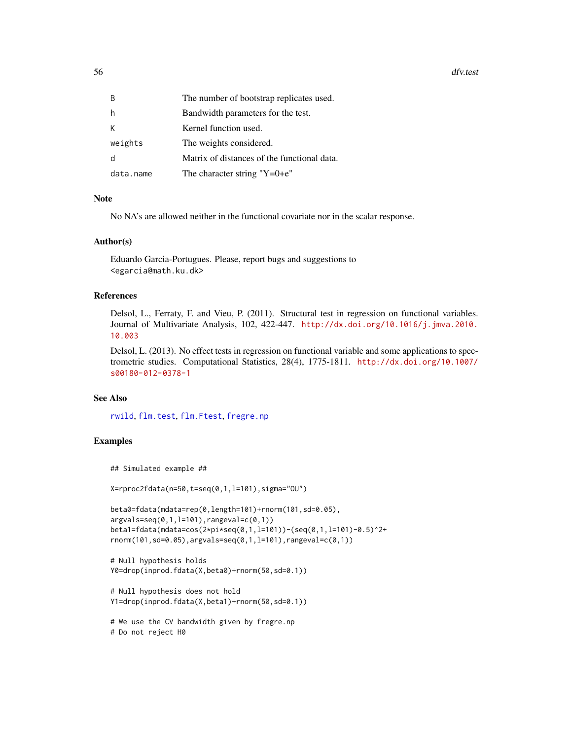| | |
|---|---|
| B | The number of bootstrap replicates used. |
| h | Bandwidth parameters for the test. |
| K | Kernel function used. |
| weights | The weights considered. |
| d | Matrix of distances of the functional data. |
| data.name | The character string "Y=0+e" |

## Note

No NA's are allowed neither in the functional covariate nor in the scalar response.

## Author(s)

Eduardo Garcia-Portugues. Please, report bugs and suggestions to <egarcia@math.ku.dk>

## References

Delsol, L., Ferraty, F. and Vieu, P. (2011). Structural test in regression on functional variables. Journal of Multivariate Analysis, 102, 422-447. http://dx.doi.org/10.1016/j.jmva.2010.10.003

Delsol, L. (2013). No effect tests in regression on functional variable and some applications to spectrometric studies. Computational Statistics, 28(4), 1775-1811. http://dx.doi.org/10.1007/s00180-012-0378-1

## See Also

rwild, flm.test, flm.Ftest, fregre.np

## Examples

```
## Simulated example ##

X=rproc2fdata(n=50,t=seq(0,1,l=101),sigma="OU")

beta0=fdata(mdata=rep(0,length=101)+rnorm(101,sd=0.05),
argvals=seq(0,1,l=101),rangeval=c(0,1))
beta1=fdata(mdata=cos(2*pi*seq(0,1,l=101))-(seq(0,1,l=101)-0.5)^2+
rnorm(101,sd=0.05),argvals=seq(0,1,l=101),rangeval=c(0,1))

# Null hypothesis holds
Y0=drop(inprod.fdata(X,beta0)+rnorm(50,sd=0.1))

# Null hypothesis does not hold
Y1=drop(inprod.fdata(X,beta1)+rnorm(50,sd=0.1))

# We use the CV bandwidth given by fregre.np
# Do not reject H0
```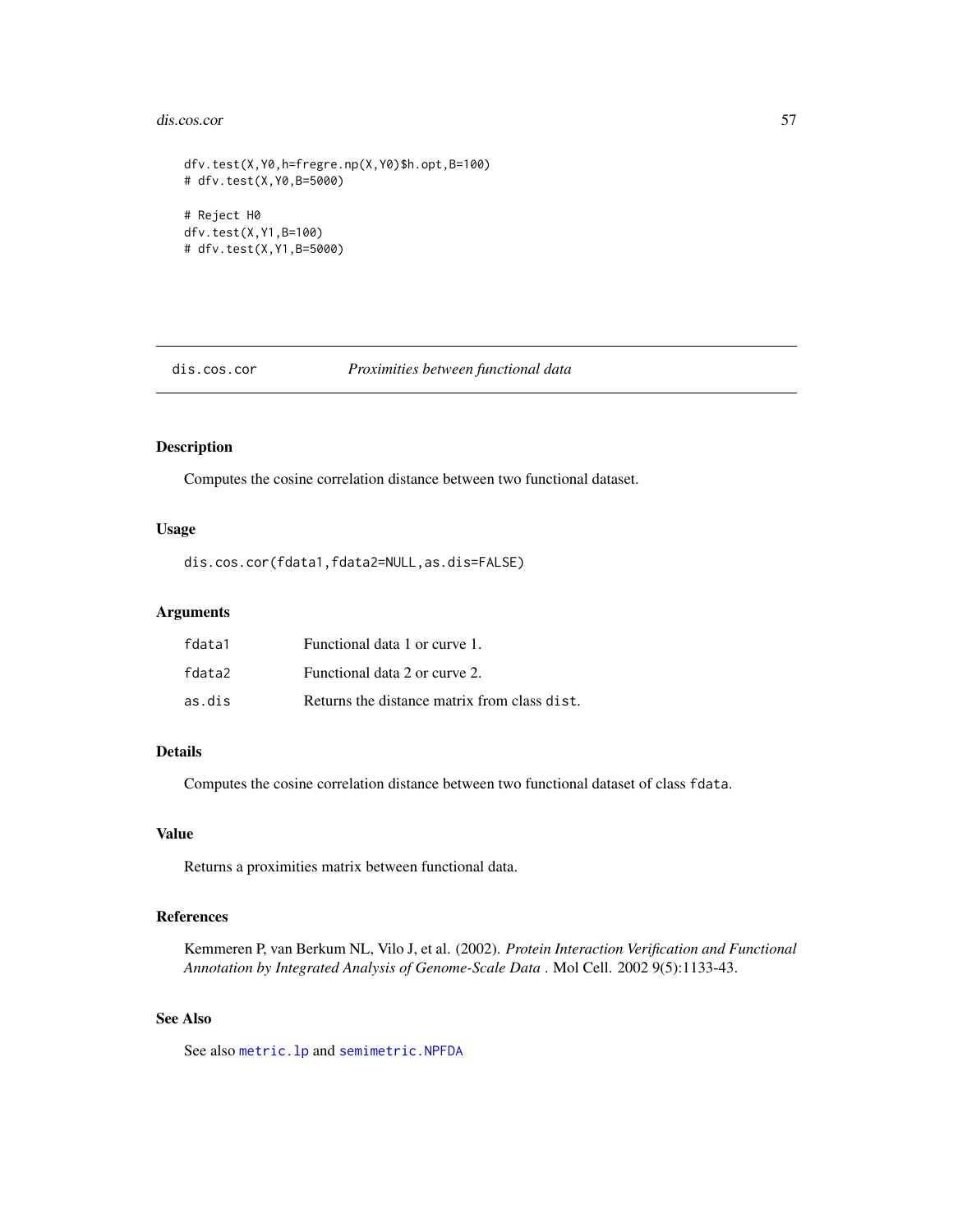```
dfv.test(X,Y0,h=fregre.np(X,Y0)$h.opt,B=100)
# dfv.test(X,Y0,B=5000)

# Reject H0
dfv.test(X,Y1,B=100)
# dfv.test(X,Y1,B=5000)
```

## dis.cos.cor — *Proximities between functional data*

### Description

Computes the cosine correlation distance between two functional dataset.

### Usage

```
dis.cos.cor(fdata1,fdata2=NULL,as.dis=FALSE)
```

### Arguments

| | |
|---|---|
| fdata1 | Functional data 1 or curve 1. |
| fdata2 | Functional data 2 or curve 2. |
| as.dis | Returns the distance matrix from class `dist`. |

### Details

Computes the cosine correlation distance between two functional dataset of class `fdata`.

### Value

Returns a proximities matrix between functional data.

### References

Kemmeren P, van Berkum NL, Vilo J, et al. (2002). *Protein Interaction Verification and Functional Annotation by Integrated Analysis of Genome-Scale Data* . Mol Cell. 2002 9(5):1133-43.

### See Also

See also `metric.lp` and `semimetric.NPFDA`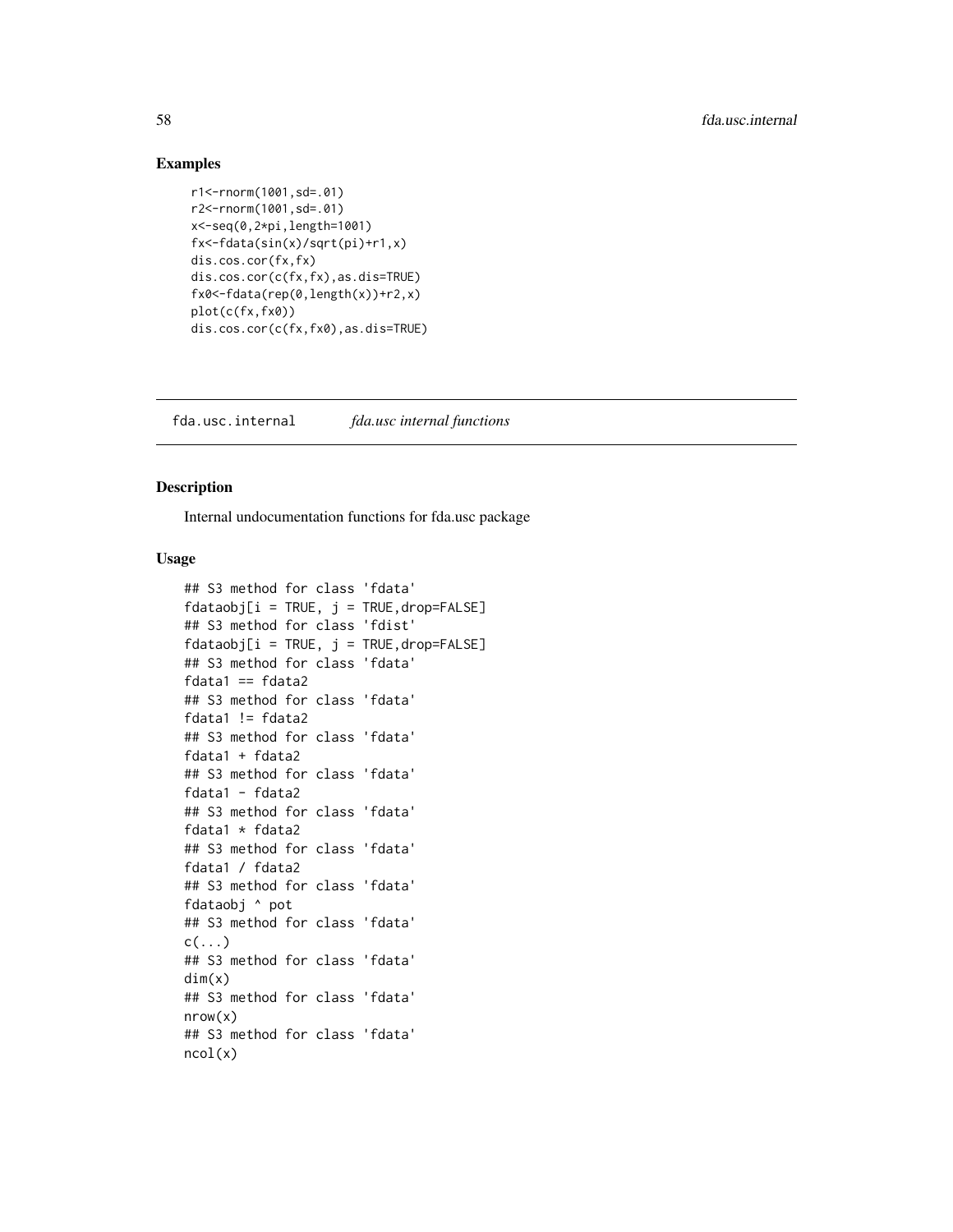## Examples

```
r1<-rnorm(1001,sd=.01)
r2<-rnorm(1001,sd=.01)
x<-seq(0,2*pi,length=1001)
fx<-fdata(sin(x)/sqrt(pi)+r1,x)
dis.cos.cor(fx,fx)
dis.cos.cor(c(fx,fx),as.dis=TRUE)
fx0<-fdata(rep(0,length(x))+r2,x)
plot(c(fx,fx0))
dis.cos.cor(c(fx,fx0),as.dis=TRUE)
```

---

# fda.usc.internal *fda.usc internal functions*

---

## Description

Internal undocumentation functions for fda.usc package

## Usage

```
## S3 method for class 'fdata'
fdataobj[i = TRUE, j = TRUE,drop=FALSE]
## S3 method for class 'fdist'
fdataobj[i = TRUE, j = TRUE,drop=FALSE]
## S3 method for class 'fdata'
fdata1 == fdata2
## S3 method for class 'fdata'
fdata1 != fdata2
## S3 method for class 'fdata'
fdata1 + fdata2
## S3 method for class 'fdata'
fdata1 - fdata2
## S3 method for class 'fdata'
fdata1 * fdata2
## S3 method for class 'fdata'
fdata1 / fdata2
## S3 method for class 'fdata'
fdataobj ^ pot
## S3 method for class 'fdata'
c(...)
## S3 method for class 'fdata'
dim(x)
## S3 method for class 'fdata'
nrow(x)
## S3 method for class 'fdata'
ncol(x)
```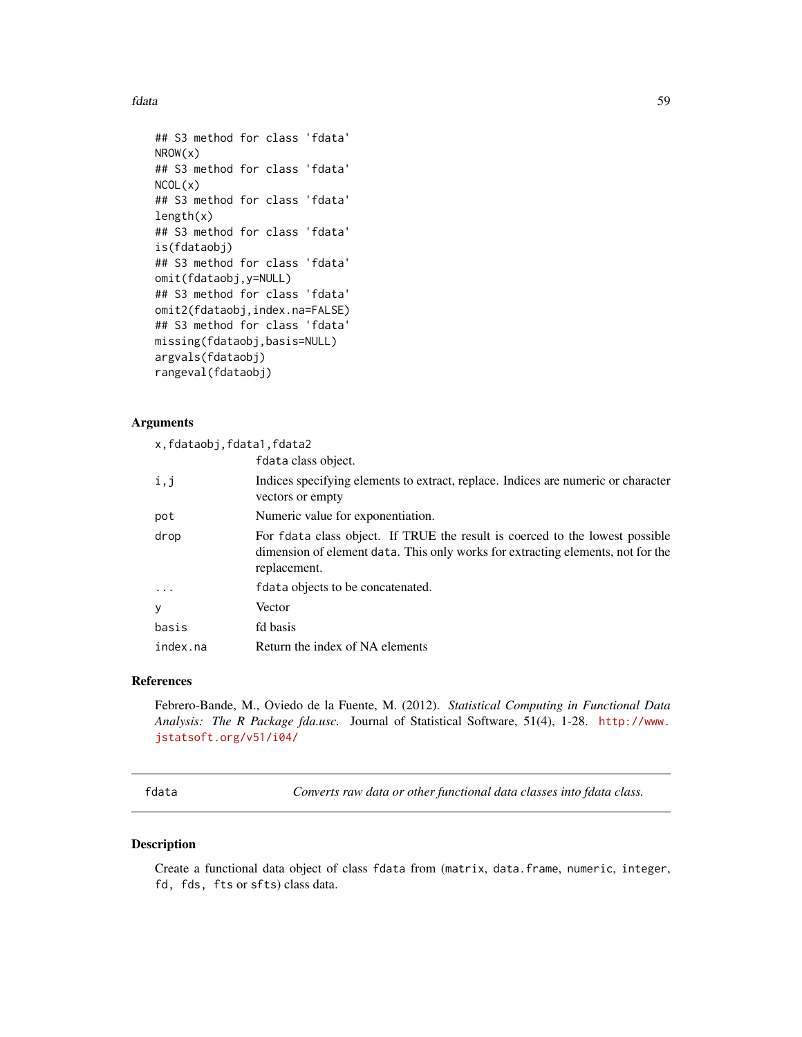```
## S3 method for class 'fdata'
NROW(x)
## S3 method for class 'fdata'
NCOL(x)
## S3 method for class 'fdata'
length(x)
## S3 method for class 'fdata'
is(fdataobj)
## S3 method for class 'fdata'
omit(fdataobj,y=NULL)
## S3 method for class 'fdata'
omit2(fdataobj,index.na=FALSE)
## S3 method for class 'fdata'
missing(fdataobj,basis=NULL)
argvals(fdataobj)
rangeval(fdataobj)
```

### Arguments

| | |
|---|---|
| `x,fdataobj,fdata1,fdata2` | `fdata` class object. |
| `i,j` | Indices specifying elements to extract, replace. Indices are numeric or character vectors or empty |
| `pot` | Numeric value for exponentiation. |
| `drop` | For `fdata` class object. If TRUE the result is coerced to the lowest possible dimension of element `data`. This only works for extracting elements, not for the replacement. |
| `...` | `fdata` objects to be concatenated. |
| `y` | Vector |
| `basis` | fd basis |
| `index.na` | Return the index of NA elements |

### References

Febrero-Bande, M., Oviedo de la Fuente, M. (2012). *Statistical Computing in Functional Data Analysis: The R Package fda.usc.* Journal of Statistical Software, 51(4), 1-28. http://www.jstatsoft.org/v51/i04/

---

## fdata — *Converts raw data or other functional data classes into fdata class.*

### Description

Create a functional data object of class `fdata` from (`matrix`, `data.frame`, `numeric`, `integer`, `fd`, `fds`, `fts` or `sfts`) class data.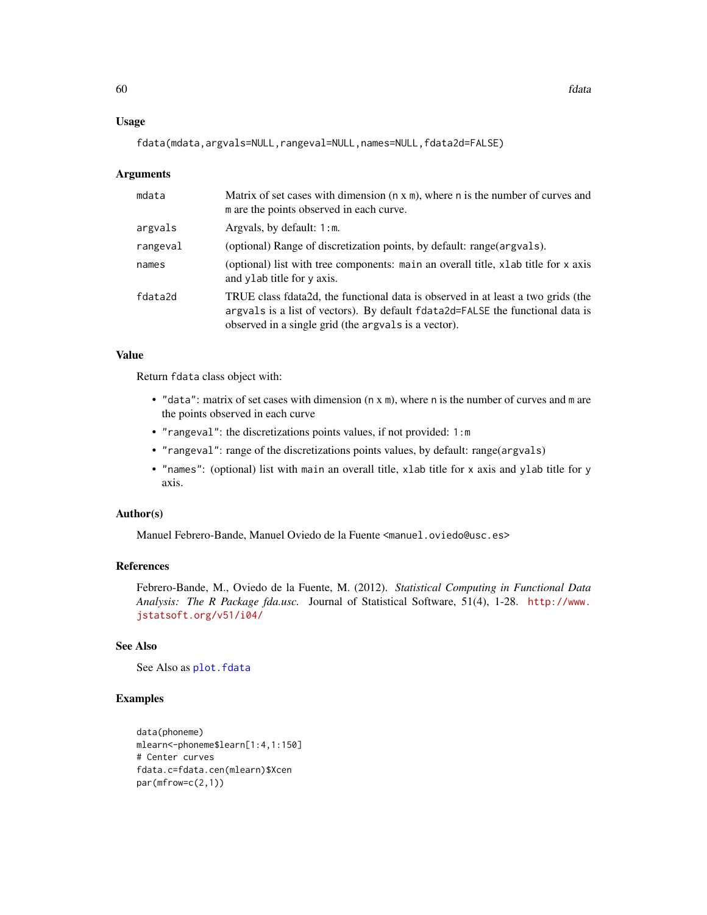## Usage

```
fdata(mdata,argvals=NULL,rangeval=NULL,names=NULL,fdata2d=FALSE)
```

## Arguments

| | |
|---|---|
| mdata | Matrix of set cases with dimension (n x m), where n is the number of curves and m are the points observed in each curve. |
| argvals | Argvals, by default: 1:m. |
| rangeval | (optional) Range of discretization points, by default: range(argvals). |
| names | (optional) list with tree components: main an overall title, xlab title for x axis and ylab title for y axis. |
| fdata2d | TRUE class fdata2d, the functional data is observed in at least a two grids (the argvals is a list of vectors). By default fdata2d=FALSE the functional data is observed in a single grid (the argvals is a vector). |

## Value

Return fdata class object with:

- "data": matrix of set cases with dimension (n x m), where n is the number of curves and m are the points observed in each curve
- "rangeval": the discretizations points values, if not provided: 1:m
- "rangeval": range of the discretizations points values, by default: range(argvals)
- "names": (optional) list with main an overall title, xlab title for x axis and ylab title for y axis.

## Author(s)

Manuel Febrero-Bande, Manuel Oviedo de la Fuente <manuel.oviedo@usc.es>

## References

Febrero-Bande, M., Oviedo de la Fuente, M. (2012). *Statistical Computing in Functional Data Analysis: The R Package fda.usc.* Journal of Statistical Software, 51(4), 1-28. http://www.jstatsoft.org/v51/i04/

## See Also

See Also as plot.fdata

## Examples

```
data(phoneme)
mlearn<-phoneme$learn[1:4,1:150]
# Center curves
fdata.c=fdata.cen(mlearn)$Xcen
par(mfrow=c(2,1))
```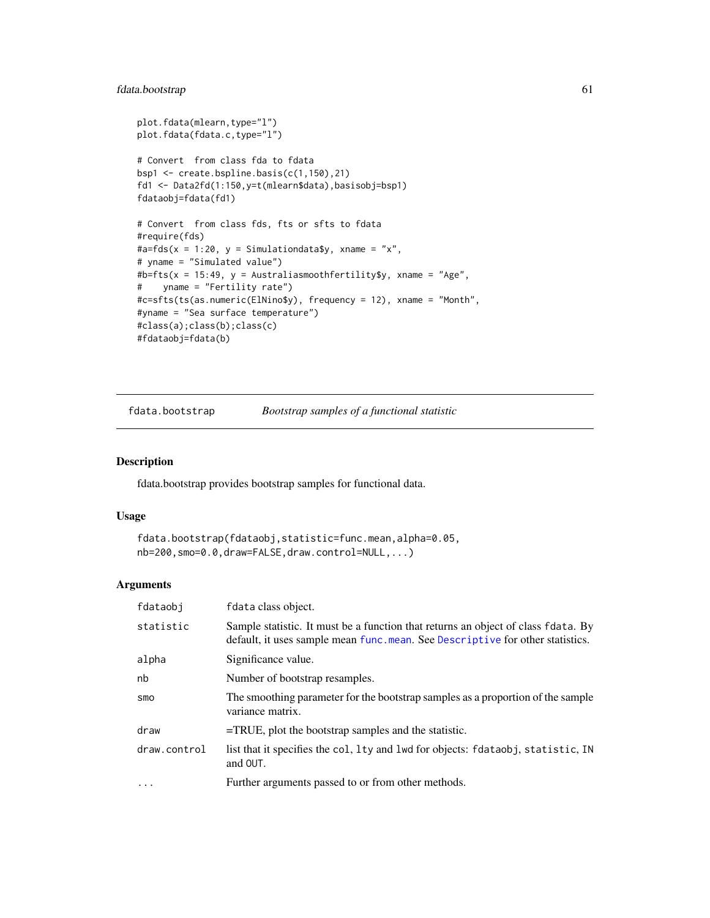```
plot.fdata(mlearn,type="l")
plot.fdata(fdata.c,type="l")

# Convert  from class fda to fdata
bsp1 <- create.bspline.basis(c(1,150),21)
fd1 <- Data2fd(1:150,y=t(mlearn$data),basisobj=bsp1)
fdataobj=fdata(fd1)

# Convert  from class fds, fts or sfts to fdata
#require(fds)
#a=fds(x = 1:20, y = Simulationdata$y, xname = "x",
# yname = "Simulated value")
#b=fts(x = 15:49, y = Australiasmoothfertility$y, xname = "Age",
#    yname = "Fertility rate")
#c=sfts(ts(as.numeric(ElNino$y), frequency = 12), xname = "Month",
#yname = "Sea surface temperature")
#class(a);class(b);class(c)
#fdataobj=fdata(b)
```

---

## fdata.bootstrap    *Bootstrap samples of a functional statistic*

---

### Description

fdata.bootstrap provides bootstrap samples for functional data.

### Usage

```
fdata.bootstrap(fdataobj,statistic=func.mean,alpha=0.05,
nb=200,smo=0.0,draw=FALSE,draw.control=NULL,...)
```

### Arguments

| | |
|---|---|
| `fdataobj` | `fdata` class object. |
| `statistic` | Sample statistic. It must be a function that returns an object of class `fdata`. By default, it uses sample mean `func.mean`. See `Descriptive` for other statistics. |
| `alpha` | Significance value. |
| `nb` | Number of bootstrap resamples. |
| `smo` | The smoothing parameter for the bootstrap samples as a proportion of the sample variance matrix. |
| `draw` | =TRUE, plot the bootstrap samples and the statistic. |
| `draw.control` | list that it specifies the `col`, `lty` and `lwd` for objects: `fdataobj`, `statistic`, `IN` and `OUT`. |
| `...` | Further arguments passed to or from other methods. |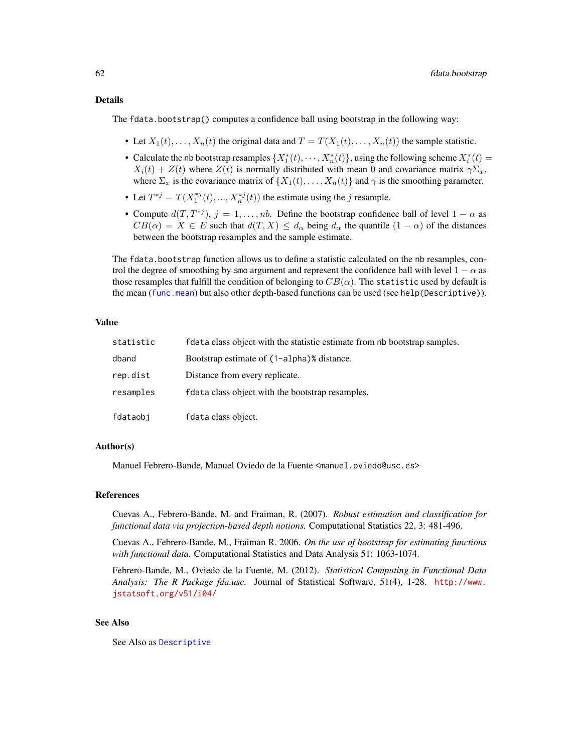### Details

The `fdata.bootstrap()` computes a confidence ball using bootstrap in the following way:

- Let $X_1(t), \ldots, X_n(t)$ the original data and $T = T(X_1(t), \ldots, X_n(t))$ the sample statistic.
- Calculate the `nb` bootstrap resamples $\{X_1^*(t), \cdots, X_n^*(t)\}$, using the following scheme $X_i^*(t) = X_i(t) + Z(t)$ where $Z(t)$ is normally distributed with mean 0 and covariance matrix $\gamma\Sigma_x$, where $\Sigma_x$ is the covariance matrix of $\{X_1(t), \ldots, X_n(t)\}$ and $\gamma$ is the smoothing parameter.
- Let $T^{*j} = T(X_1^{*j}(t), ..., X_n^{*j}(t))$ the estimate using the $j$ resample.
- Compute $d(T, T^{*j})$, $j = 1, \ldots, nb$. Define the bootstrap confidence ball of level $1 - \alpha$ as $CB(\alpha) = X \in E$ such that $d(T, X) \leq d_\alpha$ being $d_\alpha$ the quantile $(1 - \alpha)$ of the distances between the bootstrap resamples and the sample estimate.

The `fdata.bootstrap` function allows us to define a statistic calculated on the `nb` resamples, control the degree of smoothing by `smo` argument and represent the confidence ball with level $1 - \alpha$ as those resamples that fulfill the condition of belonging to $CB(\alpha)$. The `statistic` used by default is the mean (`func.mean`) but also other depth-based functions can be used (see `help(Descriptive)`).

### Value

| | |
|---|---|
| `statistic` | `fdata` class object with the statistic estimate from `nb` bootstrap samples. |
| `dband` | Bootstrap estimate of `(1-alpha)%` distance. |
| `rep.dist` | Distance from every replicate. |
| `resamples` | `fdata` class object with the bootstrap resamples. |
| `fdataobj` | `fdata` class object. |

### Author(s)

Manuel Febrero-Bande, Manuel Oviedo de la Fuente <manuel.oviedo@usc.es>

### References

Cuevas A., Febrero-Bande, M. and Fraiman, R. (2007). *Robust estimation and classification for functional data via projection-based depth notions.* Computational Statistics 22, 3: 481-496.

Cuevas A., Febrero-Bande, M., Fraiman R. 2006. *On the use of bootstrap for estimating functions with functional data.* Computational Statistics and Data Analysis 51: 1063-1074.

Febrero-Bande, M., Oviedo de la Fuente, M. (2012). *Statistical Computing in Functional Data Analysis: The R Package fda.usc.* Journal of Statistical Software, 51(4), 1-28. http://www.jstatsoft.org/v51/i04/

### See Also

See Also as `Descriptive`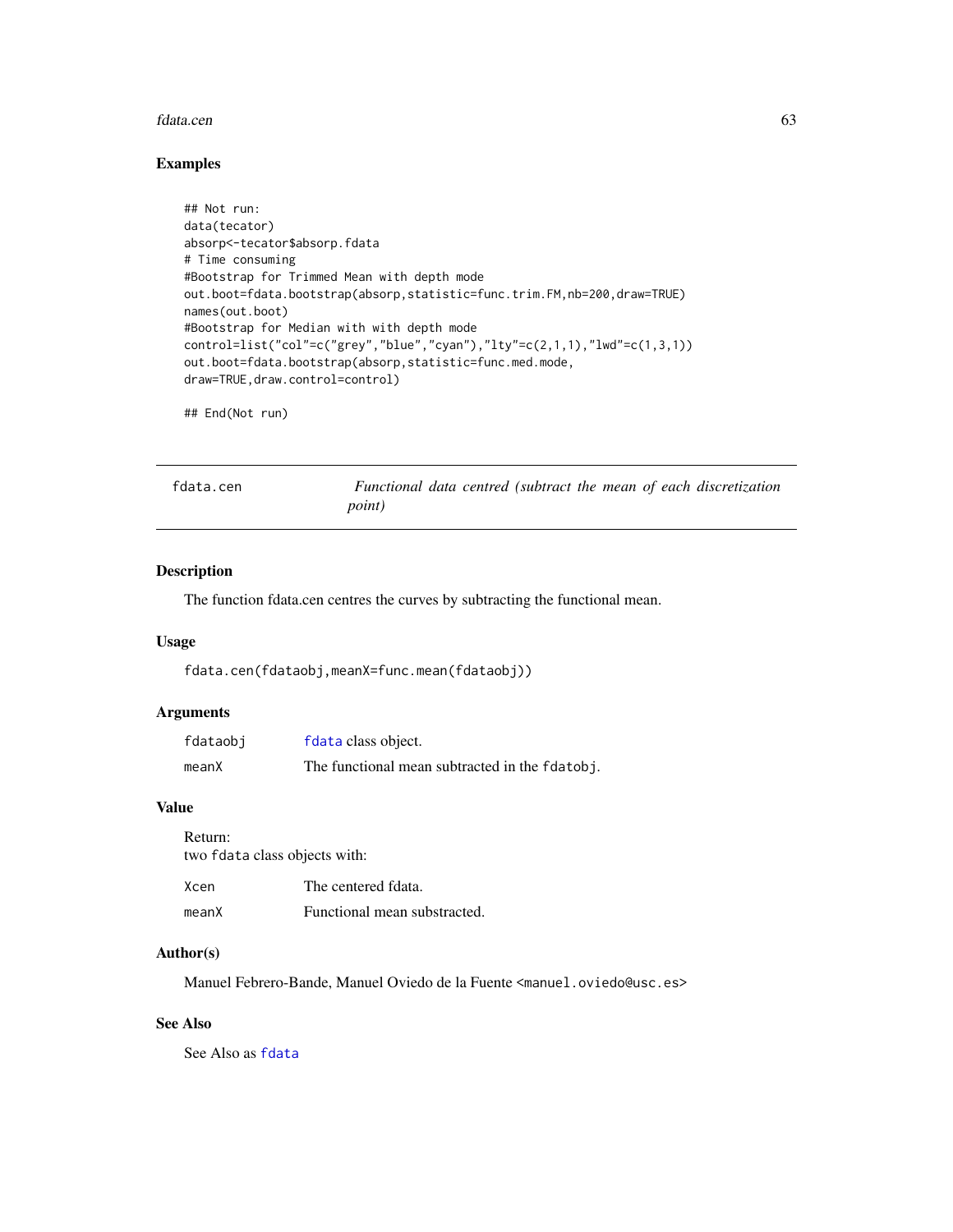### Examples

```
## Not run:
data(tecator)
absorp<-tecator$absorp.fdata
# Time consuming
#Bootstrap for Trimmed Mean with depth mode
out.boot=fdata.bootstrap(absorp,statistic=func.trim.FM,nb=200,draw=TRUE)
names(out.boot)
#Bootstrap for Median with with depth mode
control=list("col"=c("grey","blue","cyan"),"lty"=c(2,1,1),"lwd"=c(1,3,1))
out.boot=fdata.bootstrap(absorp,statistic=func.med.mode,
draw=TRUE,draw.control=control)

## End(Not run)
```

---

## fdata.cen — *Functional data centred (subtract the mean of each discretization point)*

---

### Description

The function fdata.cen centres the curves by subtracting the functional mean.

### Usage

```
fdata.cen(fdataobj,meanX=func.mean(fdataobj))
```

### Arguments

| | |
|---|---|
| `fdataobj` | `fdata` class object. |
| `meanX` | The functional mean subtracted in the `fdatobj`. |

### Value

Return:
two `fdata` class objects with:

| | |
|---|---|
| `Xcen` | The centered fdata. |
| `meanX` | Functional mean substracted. |

### Author(s)

Manuel Febrero-Bande, Manuel Oviedo de la Fuente <manuel.oviedo@usc.es>

### See Also

See Also as `fdata`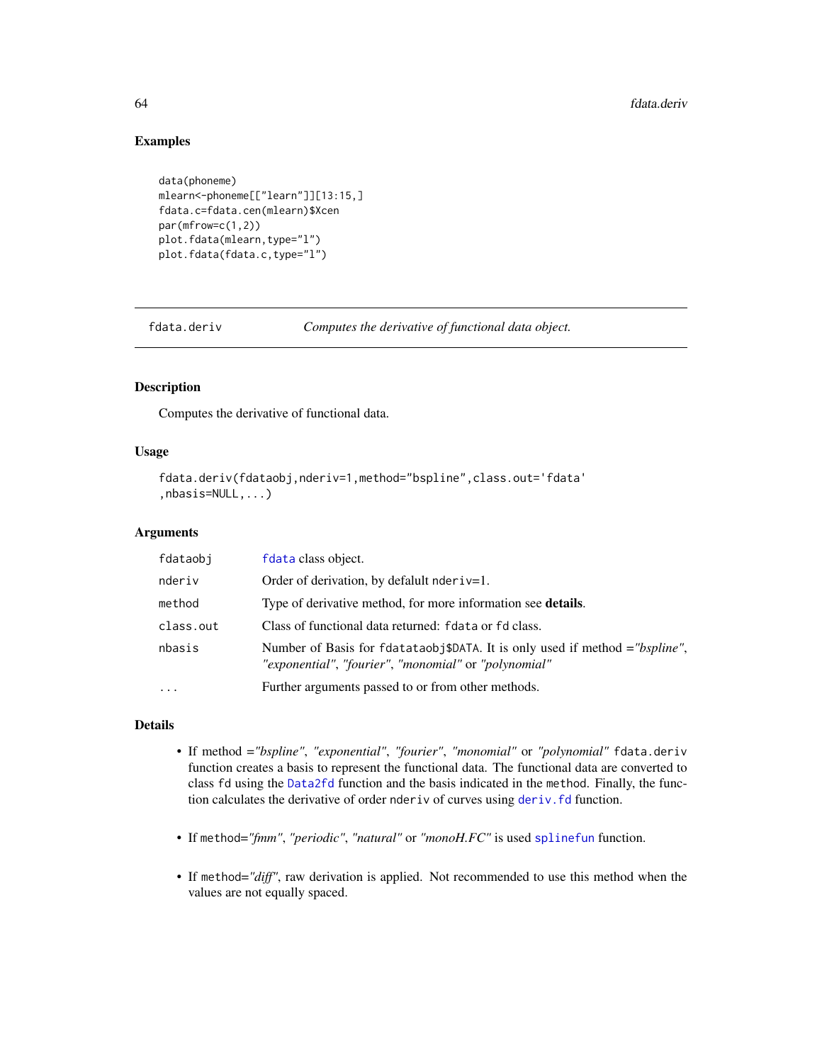## Examples

```
data(phoneme)
mlearn<-phoneme[["learn"]][13:15,]
fdata.c=fdata.cen(mlearn)$Xcen
par(mfrow=c(1,2))
plot.fdata(mlearn,type="l")
plot.fdata(fdata.c,type="l")
```

---

# fdata.deriv — *Computes the derivative of functional data object.*

## Description

Computes the derivative of functional data.

## Usage

```
fdata.deriv(fdataobj,nderiv=1,method="bspline",class.out='fdata'
,nbasis=NULL,...)
```

## Arguments

| | |
|---|---|
| `fdataobj` | `fdata` class object. |
| `nderiv` | Order of derivation, by defalult `nderiv=1`. |
| `method` | Type of derivative method, for more information see **details**. |
| `class.out` | Class of functional data returned: `fdata` or `fd` class. |
| `nbasis` | Number of Basis for `fdatataobj$DATA`. It is only used if method =*"bspline"*, *"exponential"*, *"fourier"*, *"monomial"* or *"polynomial"* |
| `...` | Further arguments passed to or from other methods. |

## Details

- If method =*"bspline"*, *"exponential"*, *"fourier"*, *"monomial"* or *"polynomial"* `fdata.deriv` function creates a basis to represent the functional data. The functional data are converted to class `fd` using the `Data2fd` function and the basis indicated in the `method`. Finally, the function calculates the derivative of order `nderiv` of curves using `deriv.fd` function.

- If `method`=*"fmm"*, *"periodic"*, *"natural"* or *"monoH.FC"* is used `splinefun` function.

- If `method`=*"diff"*, raw derivation is applied. Not recommended to use this method when the values are not equally spaced.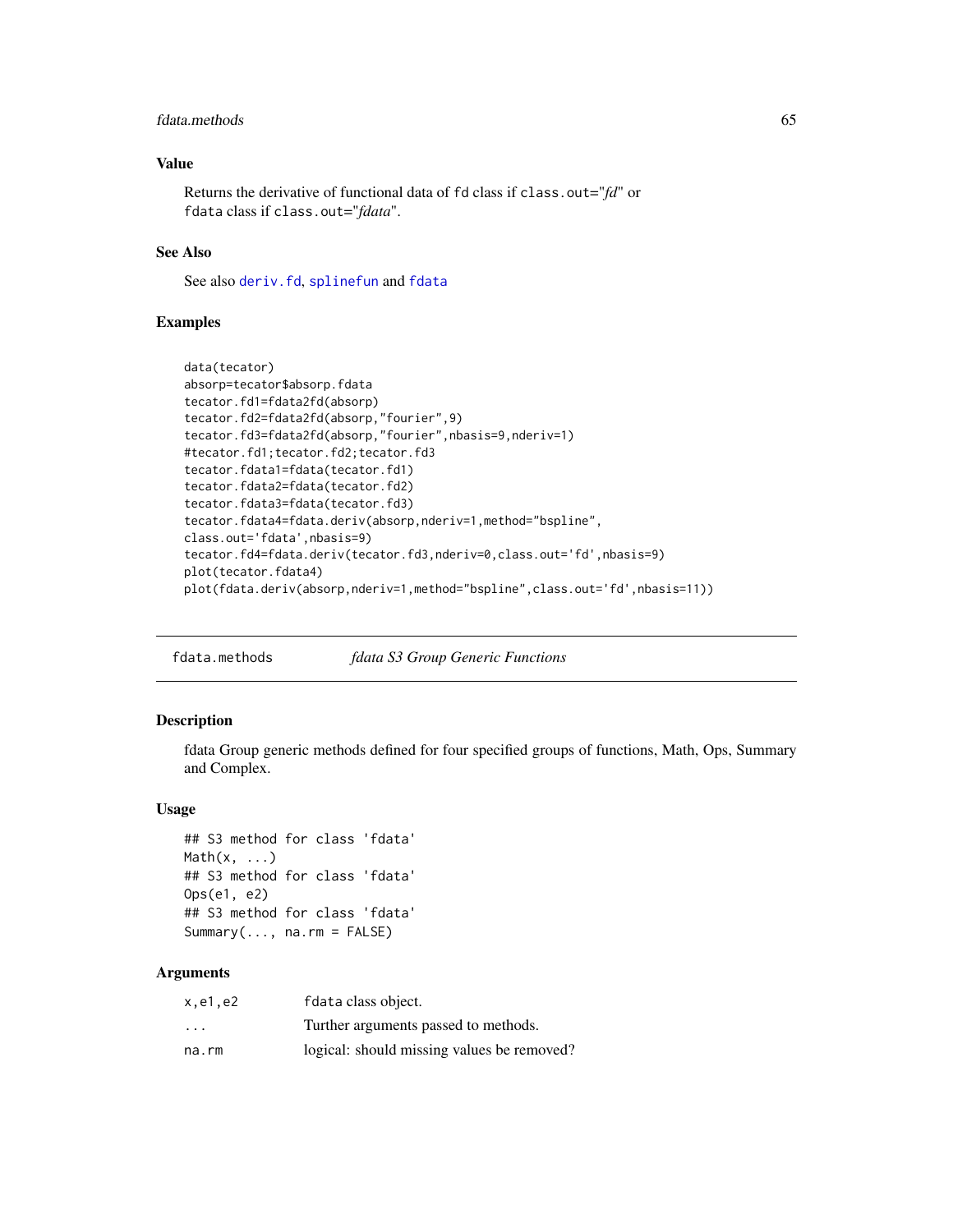### Value

Returns the derivative of functional data of fd class if class.out="*fd*" or fdata class if class.out="*fdata*".

### See Also

See also deriv.fd, splinefun and fdata

### Examples

```
data(tecator)
absorp=tecator$absorp.fdata
tecator.fd1=fdata2fd(absorp)
tecator.fd2=fdata2fd(absorp,"fourier",9)
tecator.fd3=fdata2fd(absorp,"fourier",nbasis=9,nderiv=1)
#tecator.fd1;tecator.fd2;tecator.fd3
tecator.fdata1=fdata(tecator.fd1)
tecator.fdata2=fdata(tecator.fd2)
tecator.fdata3=fdata(tecator.fd3)
tecator.fdata4=fdata.deriv(absorp,nderiv=1,method="bspline",
class.out='fdata',nbasis=9)
tecator.fd4=fdata.deriv(tecator.fd3,nderiv=0,class.out='fd',nbasis=9)
plot(tecator.fdata4)
plot(fdata.deriv(absorp,nderiv=1,method="bspline",class.out='fd',nbasis=11))
```

---

## fdata.methods — *fdata S3 Group Generic Functions*

### Description

fdata Group generic methods defined for four specified groups of functions, Math, Ops, Summary and Complex.

### Usage

```
## S3 method for class 'fdata'
Math(x, ...)
## S3 method for class 'fdata'
Ops(e1, e2)
## S3 method for class 'fdata'
Summary(..., na.rm = FALSE)
```

### Arguments

| | |
|---|---|
| x,e1,e2 | fdata class object. |
| ... | Further arguments passed to methods. |
| na.rm | logical: should missing values be removed? |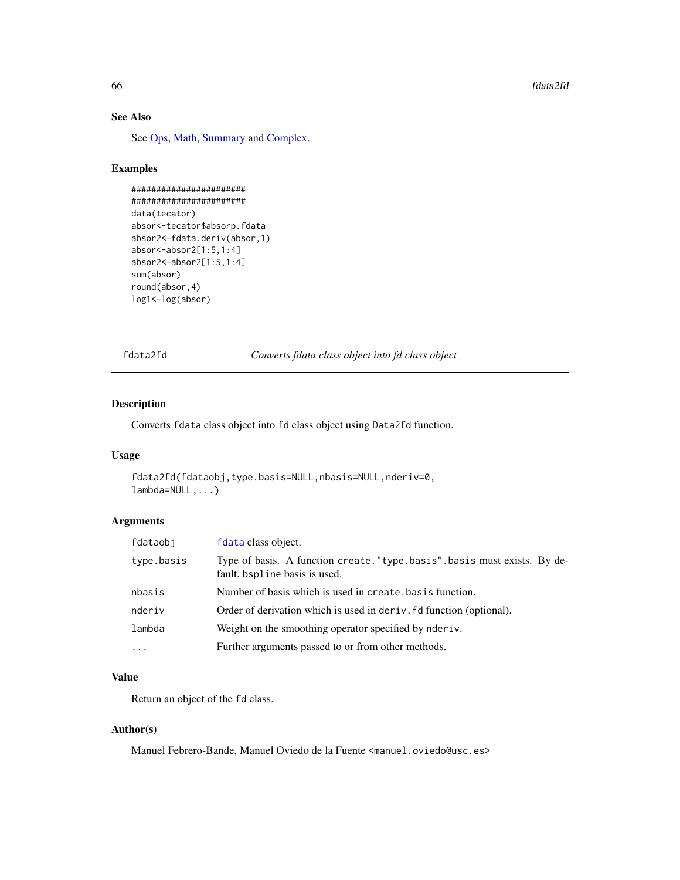### See Also

See Ops, Math, Summary and Complex.

### Examples

```
######################
######################
data(tecator)
absor<-tecator$absorp.fdata
absor2<-fdata.deriv(absor,1)
absor<-absor2[1:5,1:4]
absor2<-absor2[1:5,1:4]
sum(absor)
round(absor,4)
log1<-log(absor)
```

---

## fdata2fd — *Converts fdata class object into fd class object*

---

### Description

Converts `fdata` class object into `fd` class object using `Data2fd` function.

### Usage

```
fdata2fd(fdataobj,type.basis=NULL,nbasis=NULL,nderiv=0,
lambda=NULL,...)
```

### Arguments

| | |
|---|---|
| `fdataobj` | `fdata` class object. |
| `type.basis` | Type of basis. A function `create."type.basis".basis` must exists. By default, `bspline` basis is used. |
| `nbasis` | Number of basis which is used in `create.basis` function. |
| `nderiv` | Order of derivation which is used in `deriv.fd` function (optional). |
| `lambda` | Weight on the smoothing operator specified by `nderiv`. |
| `...` | Further arguments passed to or from other methods. |

### Value

Return an object of the `fd` class.

### Author(s)

Manuel Febrero-Bande, Manuel Oviedo de la Fuente <manuel.oviedo@usc.es>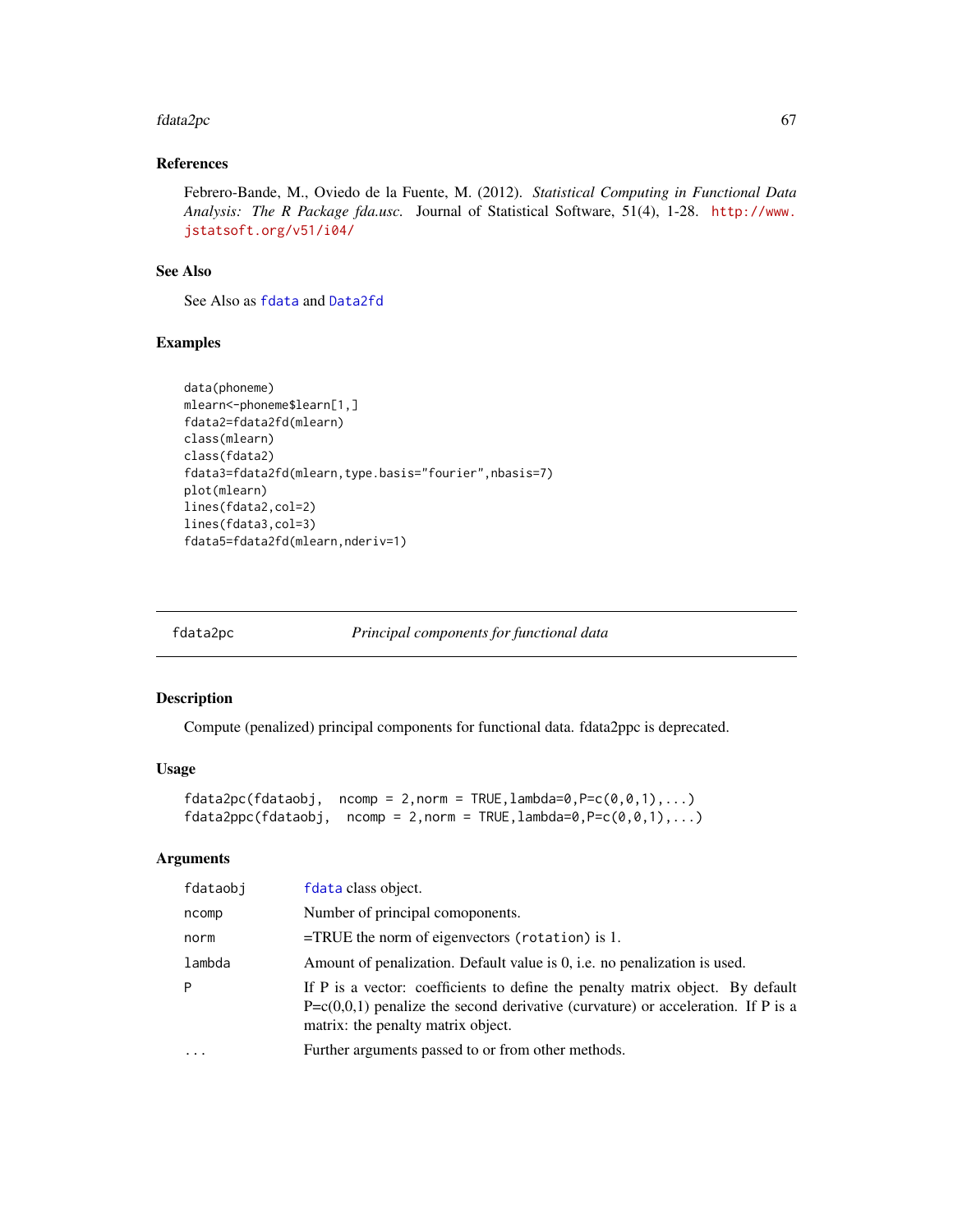## References

Febrero-Bande, M., Oviedo de la Fuente, M. (2012). *Statistical Computing in Functional Data Analysis: The R Package fda.usc.* Journal of Statistical Software, 51(4), 1-28. http://www.jstatsoft.org/v51/i04/

## See Also

See Also as `fdata` and `Data2fd`

## Examples

```
data(phoneme)
mlearn<-phoneme$learn[1,]
fdata2=fdata2fd(mlearn)
class(mlearn)
class(fdata2)
fdata3=fdata2fd(mlearn,type.basis="fourier",nbasis=7)
plot(mlearn)
lines(fdata2,col=2)
lines(fdata3,col=3)
fdata5=fdata2fd(mlearn,nderiv=1)
```

---

# fdata2pc — *Principal components for functional data*

## Description

Compute (penalized) principal components for functional data. fdata2ppc is deprecated.

## Usage

```
fdata2pc(fdataobj,  ncomp = 2,norm = TRUE,lambda=0,P=c(0,0,1),...)
fdata2ppc(fdataobj,  ncomp = 2,norm = TRUE,lambda=0,P=c(0,0,1),...)
```

## Arguments

| | |
|---|---|
| fdataobj | `fdata` class object. |
| ncomp | Number of principal comoponents. |
| norm | =TRUE the norm of eigenvectors (`rotation`) is 1. |
| lambda | Amount of penalization. Default value is 0, i.e. no penalization is used. |
| P | If P is a vector: coefficients to define the penalty matrix object. By default P=c(0,0,1) penalize the second derivative (curvature) or acceleration. If P is a matrix: the penalty matrix object. |
| ... | Further arguments passed to or from other methods. |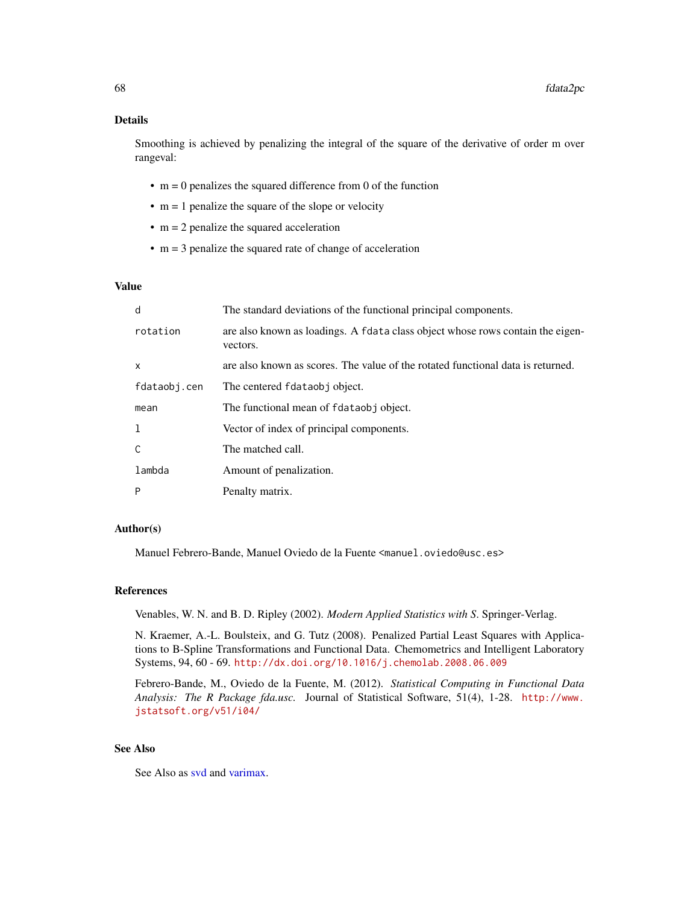## Details

Smoothing is achieved by penalizing the integral of the square of the derivative of order m over rangeval:

- m = 0 penalizes the squared difference from 0 of the function
- m = 1 penalize the square of the slope or velocity
- m = 2 penalize the squared acceleration
- m = 3 penalize the squared rate of change of acceleration

## Value

| | |
|---|---|
| `d` | The standard deviations of the functional principal components. |
| `rotation` | are also known as loadings. A `fdata` class object whose rows contain the eigenvectors. |
| `x` | are also known as scores. The value of the rotated functional data is returned. |
| `fdataobj.cen` | The centered `fdataobj` object. |
| `mean` | The functional mean of `fdataobj` object. |
| `l` | Vector of index of principal components. |
| `C` | The matched call. |
| `lambda` | Amount of penalization. |
| `P` | Penalty matrix. |

## Author(s)

Manuel Febrero-Bande, Manuel Oviedo de la Fuente <manuel.oviedo@usc.es>

## References

Venables, W. N. and B. D. Ripley (2002). *Modern Applied Statistics with S*. Springer-Verlag.

N. Kraemer, A.-L. Boulsteix, and G. Tutz (2008). Penalized Partial Least Squares with Applications to B-Spline Transformations and Functional Data. Chemometrics and Intelligent Laboratory Systems, 94, 60 - 69. http://dx.doi.org/10.1016/j.chemolab.2008.06.009

Febrero-Bande, M., Oviedo de la Fuente, M. (2012). *Statistical Computing in Functional Data Analysis: The R Package fda.usc.* Journal of Statistical Software, 51(4), 1-28. http://www.jstatsoft.org/v51/i04/

## See Also

See Also as svd and varimax.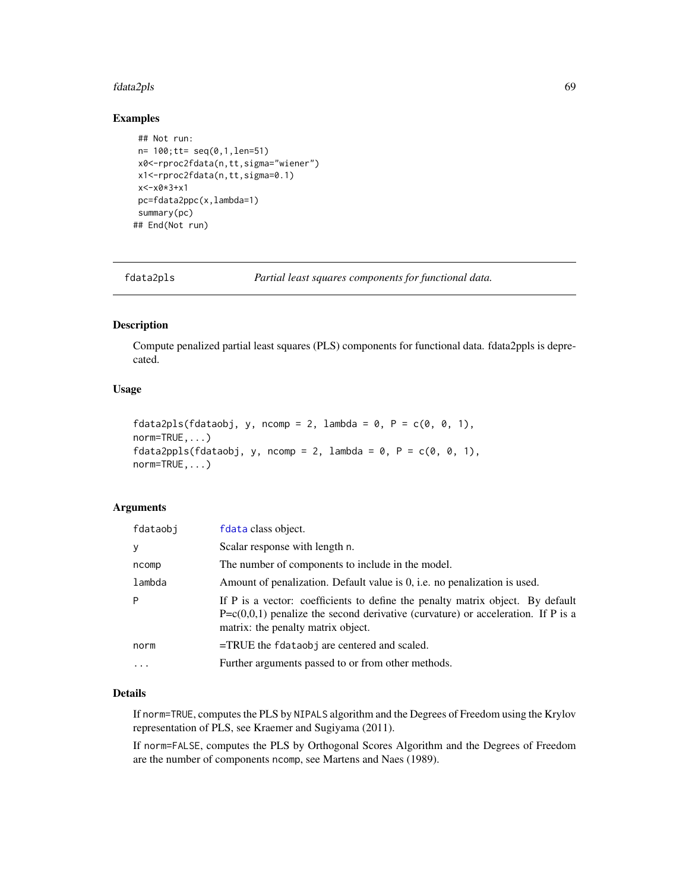## Examples

```
## Not run:
n= 100;tt= seq(0,1,len=51)
x0<-rproc2fdata(n,tt,sigma="wiener")
x1<-rproc2fdata(n,tt,sigma=0.1)
x<-x0*3+x1
pc=fdata2ppc(x,lambda=1)
summary(pc)
## End(Not run)
```

---

fdata2pls *Partial least squares components for functional data.*

---

## Description

Compute penalized partial least squares (PLS) components for functional data. fdata2ppls is deprecated.

## Usage

```
fdata2pls(fdataobj, y, ncomp = 2, lambda = 0, P = c(0, 0, 1),
norm=TRUE,...)
fdata2ppls(fdataobj, y, ncomp = 2, lambda = 0, P = c(0, 0, 1),
norm=TRUE,...)
```

## Arguments

| | |
|---|---|
| fdataobj | fdata class object. |
| y | Scalar response with length n. |
| ncomp | The number of components to include in the model. |
| lambda | Amount of penalization. Default value is 0, i.e. no penalization is used. |
| P | If P is a vector: coefficients to define the penalty matrix object. By default P=c(0,0,1) penalize the second derivative (curvature) or acceleration. If P is a matrix: the penalty matrix object. |
| norm | =TRUE the fdataobj are centered and scaled. |
| ... | Further arguments passed to or from other methods. |

## Details

If norm=TRUE, computes the PLS by NIPALS algorithm and the Degrees of Freedom using the Krylov representation of PLS, see Kraemer and Sugiyama (2011).

If norm=FALSE, computes the PLS by Orthogonal Scores Algorithm and the Degrees of Freedom are the number of components ncomp, see Martens and Naes (1989).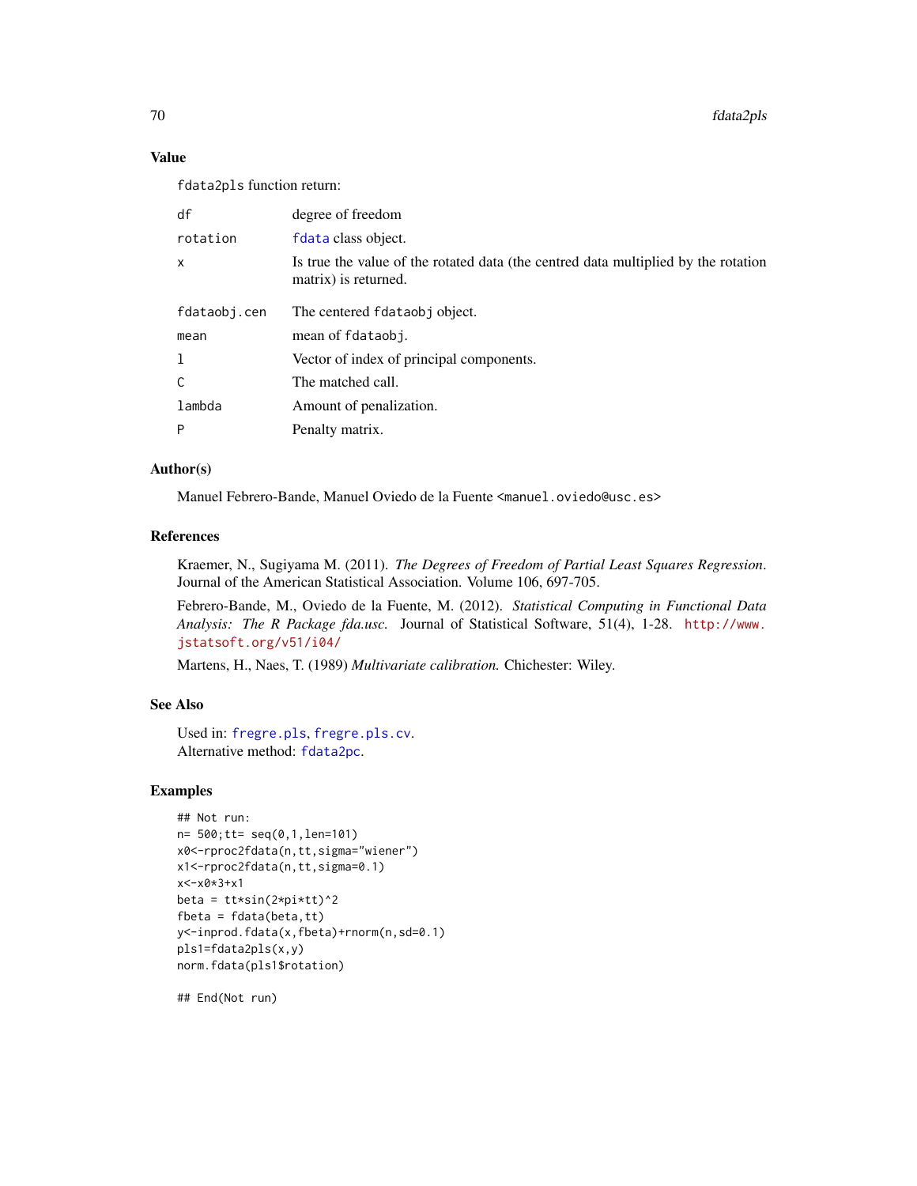### Value

`fdata2pls` function return:

| | |
|---|---|
| `df` | degree of freedom |
| `rotation` | `fdata` class object. |
| `x` | Is true the value of the rotated data (the centred data multiplied by the rotation matrix) is returned. |
| `fdataobj.cen` | The centered `fdataobj` object. |
| `mean` | mean of `fdataobj`. |
| `l` | Vector of index of principal components. |
| `C` | The matched call. |
| `lambda` | Amount of penalization. |
| `P` | Penalty matrix. |

### Author(s)

Manuel Febrero-Bande, Manuel Oviedo de la Fuente <manuel.oviedo@usc.es>

### References

Kraemer, N., Sugiyama M. (2011). *The Degrees of Freedom of Partial Least Squares Regression*. Journal of the American Statistical Association. Volume 106, 697-705.

Febrero-Bande, M., Oviedo de la Fuente, M. (2012). *Statistical Computing in Functional Data Analysis: The R Package fda.usc.* Journal of Statistical Software, 51(4), 1-28. http://www.jstatsoft.org/v51/i04/

Martens, H., Naes, T. (1989) *Multivariate calibration.* Chichester: Wiley.

### See Also

Used in: `fregre.pls`, `fregre.pls.cv`.
Alternative method: `fdata2pc`.

### Examples

```
## Not run:
n= 500;tt= seq(0,1,len=101)
x0<-rproc2fdata(n,tt,sigma="wiener")
x1<-rproc2fdata(n,tt,sigma=0.1)
x<-x0*3+x1
beta = tt*sin(2*pi*tt)^2
fbeta = fdata(beta,tt)
y<-inprod.fdata(x,fbeta)+rnorm(n,sd=0.1)
pls1=fdata2pls(x,y)
norm.fdata(pls1$rotation)

## End(Not run)
```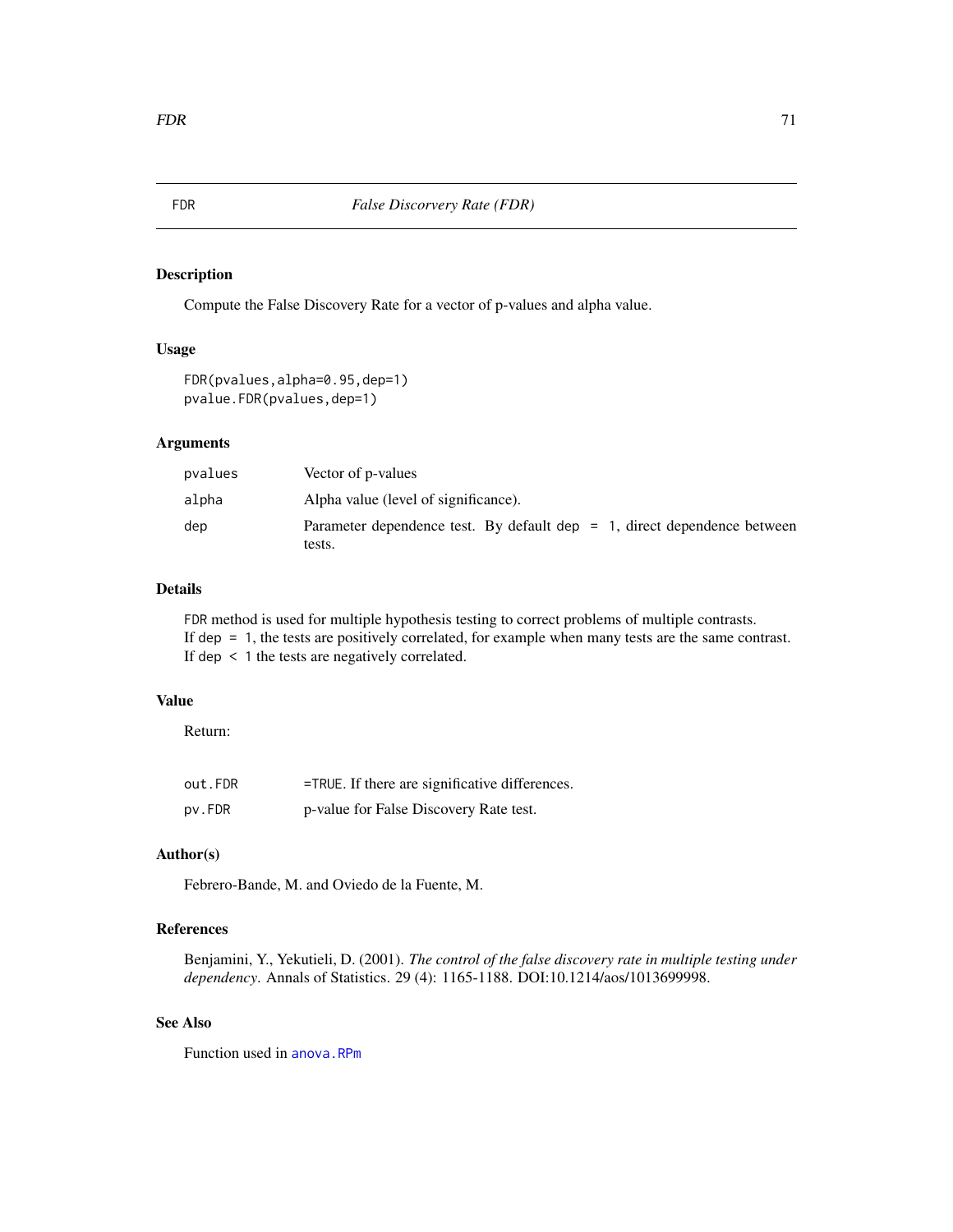## FDR — *False Discorvery Rate (FDR)*

### Description

Compute the False Discovery Rate for a vector of p-values and alpha value.

### Usage

```
FDR(pvalues,alpha=0.95,dep=1)
pvalue.FDR(pvalues,dep=1)
```

### Arguments

| | |
|---|---|
| pvalues | Vector of p-values |
| alpha | Alpha value (level of significance). |
| dep | Parameter dependence test. By default `dep = 1`, direct dependence between tests. |

### Details

`FDR` method is used for multiple hypothesis testing to correct problems of multiple contrasts.
If `dep = 1`, the tests are positively correlated, for example when many tests are the same contrast.
If `dep < 1` the tests are negatively correlated.

### Value

Return:

| | |
|---|---|
| out.FDR | `=TRUE`. If there are significative differences. |
| pv.FDR | p-value for False Discovery Rate test. |

### Author(s)

Febrero-Bande, M. and Oviedo de la Fuente, M.

### References

Benjamini, Y., Yekutieli, D. (2001). *The control of the false discovery rate in multiple testing under dependency*. Annals of Statistics. 29 (4): 1165-1188. DOI:10.1214/aos/1013699998.

### See Also

Function used in `anova.RPm`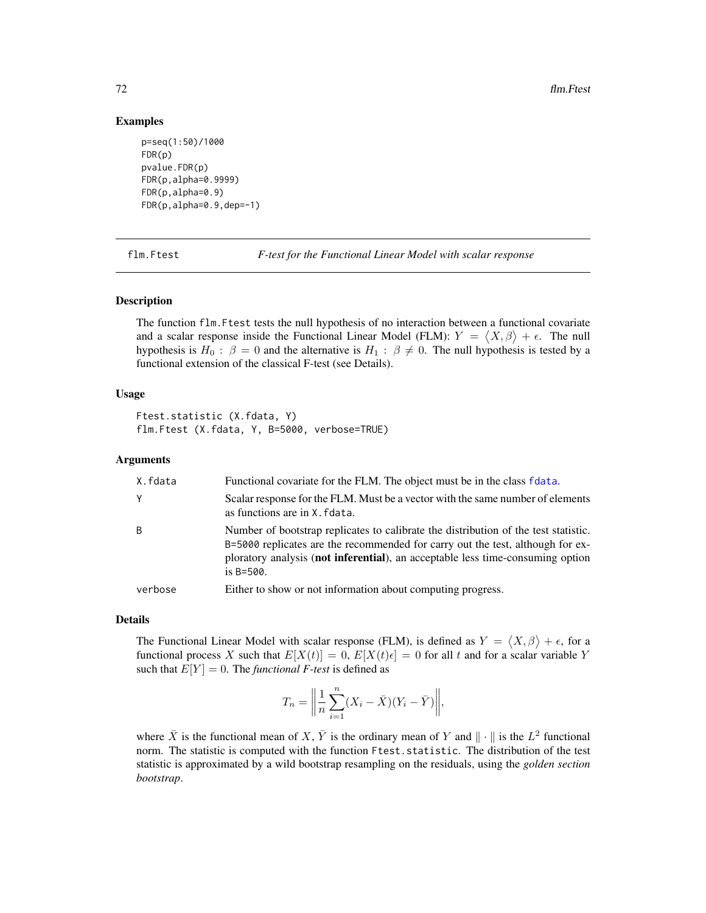## Examples

```
p=seq(1:50)/1000
FDR(p)
pvalue.FDR(p)
FDR(p,alpha=0.9999)
FDR(p,alpha=0.9)
FDR(p,alpha=0.9,dep=-1)
```

---

# flm.Ftest — *F-test for the Functional Linear Model with scalar response*

---

### Description

The function flm.Ftest tests the null hypothesis of no interaction between a functional covariate and a scalar response inside the Functional Linear Model (FLM): $Y = \langle X, \beta \rangle + \epsilon$. The null hypothesis is $H_0 : \beta = 0$ and the alternative is $H_1 : \beta \neq 0$. The null hypothesis is tested by a functional extension of the classical F-test (see Details).

### Usage

```
Ftest.statistic (X.fdata, Y)
flm.Ftest (X.fdata, Y, B=5000, verbose=TRUE)
```

### Arguments

| | |
|---|---|
| X.fdata | Functional covariate for the FLM. The object must be in the class fdata. |
| Y | Scalar response for the FLM. Must be a vector with the same number of elements as functions are in X.fdata. |
| B | Number of bootstrap replicates to calibrate the distribution of the test statistic. B=5000 replicates are the recommended for carry out the test, although for exploratory analysis (**not inferential**), an acceptable less time-consuming option is B=500. |
| verbose | Either to show or not information about computing progress. |

### Details

The Functional Linear Model with scalar response (FLM), is defined as $Y = \langle X, \beta \rangle + \epsilon$, for a functional process $X$ such that $E[X(t)] = 0$, $E[X(t)\epsilon] = 0$ for all $t$ and for a scalar variable $Y$ such that $E[Y] = 0$. The *functional F-test* is defined as

$$T_n = \left\| \frac{1}{n} \sum_{i=1}^{n} (X_i - \bar{X})(Y_i - \bar{Y}) \right\|,$$

where $\bar{X}$ is the functional mean of $X$, $\bar{Y}$ is the ordinary mean of $Y$ and $\| \cdot \|$ is the $L^2$ functional norm. The statistic is computed with the function Ftest.statistic. The distribution of the test statistic is approximated by a wild bootstrap resampling on the residuals, using the *golden section bootstrap*.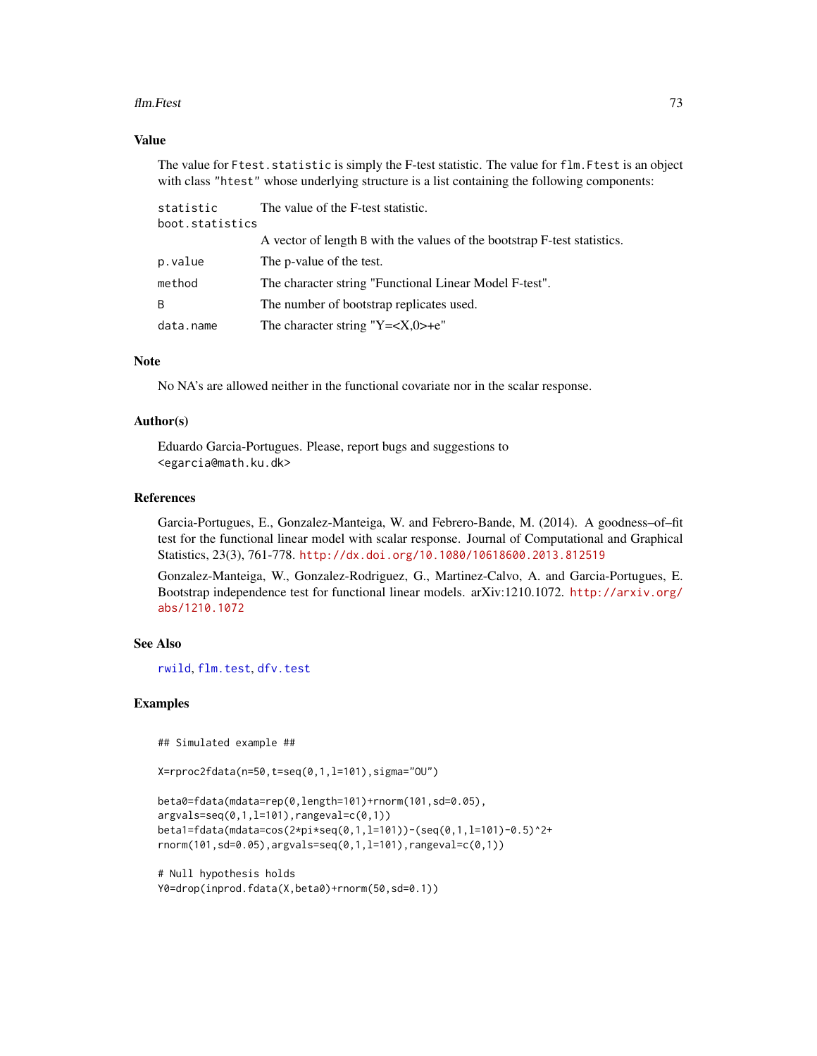## Value

The value for `Ftest.statistic` is simply the F-test statistic. The value for `flm.Ftest` is an object with class `"htest"` whose underlying structure is a list containing the following components:

| | |
|---|---|
| `statistic` | The value of the F-test statistic. |
| `boot.statistics` | A vector of length B with the values of the bootstrap F-test statistics. |
| `p.value` | The p-value of the test. |
| `method` | The character string "Functional Linear Model F-test". |
| `B` | The number of bootstrap replicates used. |
| `data.name` | The character string "Y=<X,0>+e" |

## Note

No NA's are allowed neither in the functional covariate nor in the scalar response.

## Author(s)

Eduardo Garcia-Portugues. Please, report bugs and suggestions to
<egarcia@math.ku.dk>

## References

Garcia-Portugues, E., Gonzalez-Manteiga, W. and Febrero-Bande, M. (2014). A goodness–of–fit test for the functional linear model with scalar response. Journal of Computational and Graphical Statistics, 23(3), 761-778. http://dx.doi.org/10.1080/10618600.2013.812519

Gonzalez-Manteiga, W., Gonzalez-Rodriguez, G., Martinez-Calvo, A. and Garcia-Portugues, E. Bootstrap independence test for functional linear models. arXiv:1210.1072. http://arxiv.org/abs/1210.1072

## See Also

`rwild`, `flm.test`, `dfv.test`

## Examples

```
## Simulated example ##

X=rproc2fdata(n=50,t=seq(0,1,l=101),sigma="OU")

beta0=fdata(mdata=rep(0,length=101)+rnorm(101,sd=0.05),
argvals=seq(0,1,l=101),rangeval=c(0,1))
beta1=fdata(mdata=cos(2*pi*seq(0,1,l=101))-(seq(0,1,l=101)-0.5)^2+
rnorm(101,sd=0.05),argvals=seq(0,1,l=101),rangeval=c(0,1))

# Null hypothesis holds
Y0=drop(inprod.fdata(X,beta0)+rnorm(50,sd=0.1))
```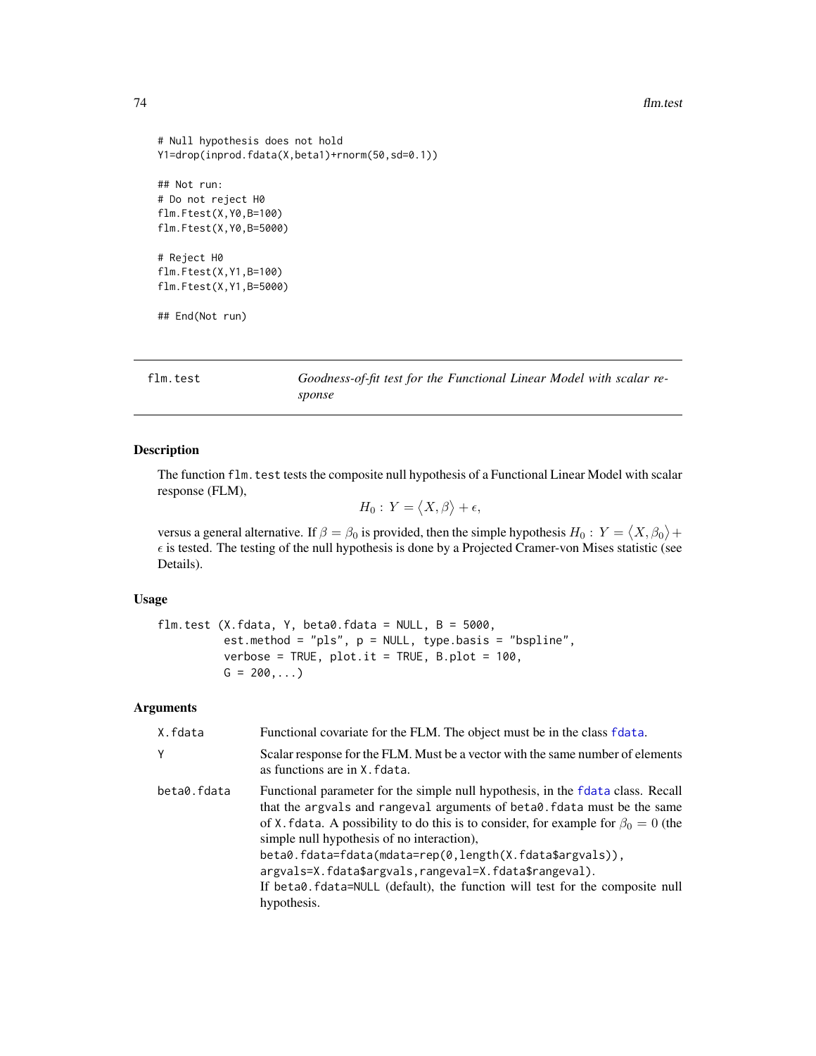```
# Null hypothesis does not hold
Y1=drop(inprod.fdata(X,beta1)+rnorm(50,sd=0.1))

## Not run:
# Do not reject H0
flm.Ftest(X,Y0,B=100)
flm.Ftest(X,Y0,B=5000)

# Reject H0
flm.Ftest(X,Y1,B=100)
flm.Ftest(X,Y1,B=5000)

## End(Not run)
```

---

## flm.test — *Goodness-of-fit test for the Functional Linear Model with scalar response*

### Description

The function `flm.test` tests the composite null hypothesis of a Functional Linear Model with scalar response (FLM),

$$H_0 : \, Y = \langle X, \beta \rangle + \epsilon,$$

versus a general alternative. If $\beta = \beta_0$ is provided, then the simple hypothesis $H_0 : \, Y = \langle X, \beta_0 \rangle + \epsilon$ is tested. The testing of the null hypothesis is done by a Projected Cramer-von Mises statistic (see Details).

### Usage

```
flm.test (X.fdata, Y, beta0.fdata = NULL, B = 5000,
          est.method = "pls", p = NULL, type.basis = "bspline",
          verbose = TRUE, plot.it = TRUE, B.plot = 100,
          G = 200,...)
```

### Arguments

| | |
|---|---|
| `X.fdata` | Functional covariate for the FLM. The object must be in the class `fdata`. |
| `Y` | Scalar response for the FLM. Must be a vector with the same number of elements as functions are in `X.fdata`. |
| `beta0.fdata` | Functional parameter for the simple null hypothesis, in the `fdata` class. Recall that the `argvals` and `rangeval` arguments of `beta0.fdata` must be the same of `X.fdata`. A possibility to do this is to consider, for example for $\beta_0 = 0$ (the simple null hypothesis of no interaction), `beta0.fdata=fdata(mdata=rep(0,length(X.fdata$argvals)), argvals=X.fdata$argvals,rangeval=X.fdata$rangeval)`. If `beta0.fdata=NULL` (default), the function will test for the composite null hypothesis. |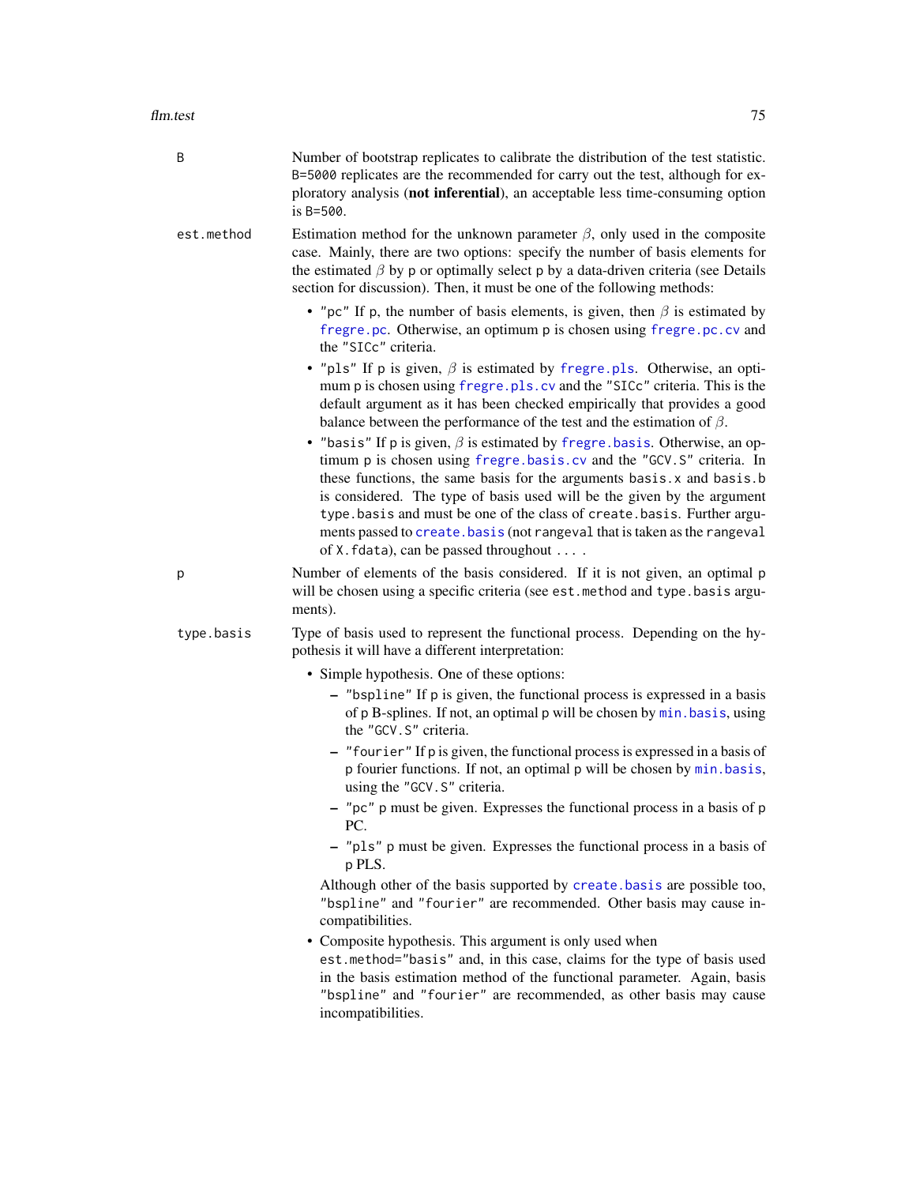`B` Number of bootstrap replicates to calibrate the distribution of the test statistic. `B=5000` replicates are the recommended for carry out the test, although for exploratory analysis (**not inferential**), an acceptable less time-consuming option is `B=500`.

`est.method` Estimation method for the unknown parameter $\beta$, only used in the composite case. Mainly, there are two options: specify the number of basis elements for the estimated $\beta$ by `p` or optimally select `p` by a data-driven criteria (see Details section for discussion). Then, it must be one of the following methods:

- `"pc"` If `p`, the number of basis elements, is given, then $\beta$ is estimated by `fregre.pc`. Otherwise, an optimum `p` is chosen using `fregre.pc.cv` and the `"SICc"` criteria.
- `"pls"` If `p` is given, $\beta$ is estimated by `fregre.pls`. Otherwise, an optimum `p` is chosen using `fregre.pls.cv` and the `"SICc"` criteria. This is the default argument as it has been checked empirically that provides a good balance between the performance of the test and the estimation of $\beta$.
- `"basis"` If `p` is given, $\beta$ is estimated by `fregre.basis`. Otherwise, an optimum `p` is chosen using `fregre.basis.cv` and the `"GCV.S"` criteria. In these functions, the same basis for the arguments `basis.x` and `basis.b` is considered. The type of basis used will be the given by the argument `type.basis` and must be one of the class of `create.basis`. Further arguments passed to `create.basis` (not `rangeval` that is taken as the `rangeval` of `X.fdata`), can be passed throughout `...` .

`p` Number of elements of the basis considered. If it is not given, an optimal `p` will be chosen using a specific criteria (see `est.method` and `type.basis` arguments).

`type.basis` Type of basis used to represent the functional process. Depending on the hypothesis it will have a different interpretation:

- Simple hypothesis. One of these options:
  - `"bspline"` If `p` is given, the functional process is expressed in a basis of `p` B-splines. If not, an optimal `p` will be chosen by `min.basis`, using the `"GCV.S"` criteria.
  - `"fourier"` If `p` is given, the functional process is expressed in a basis of `p` fourier functions. If not, an optimal `p` will be chosen by `min.basis`, using the `"GCV.S"` criteria.
  - `"pc"` `p` must be given. Expresses the functional process in a basis of `p` PC.
  - `"pls"` `p` must be given. Expresses the functional process in a basis of `p` PLS.

  Although other of the basis supported by `create.basis` are possible too, `"bspline"` and `"fourier"` are recommended. Other basis may cause incompatibilities.
- Composite hypothesis. This argument is only used when `est.method="basis"` and, in this case, claims for the type of basis used in the basis estimation method of the functional parameter. Again, basis `"bspline"` and `"fourier"` are recommended, as other basis may cause incompatibilities.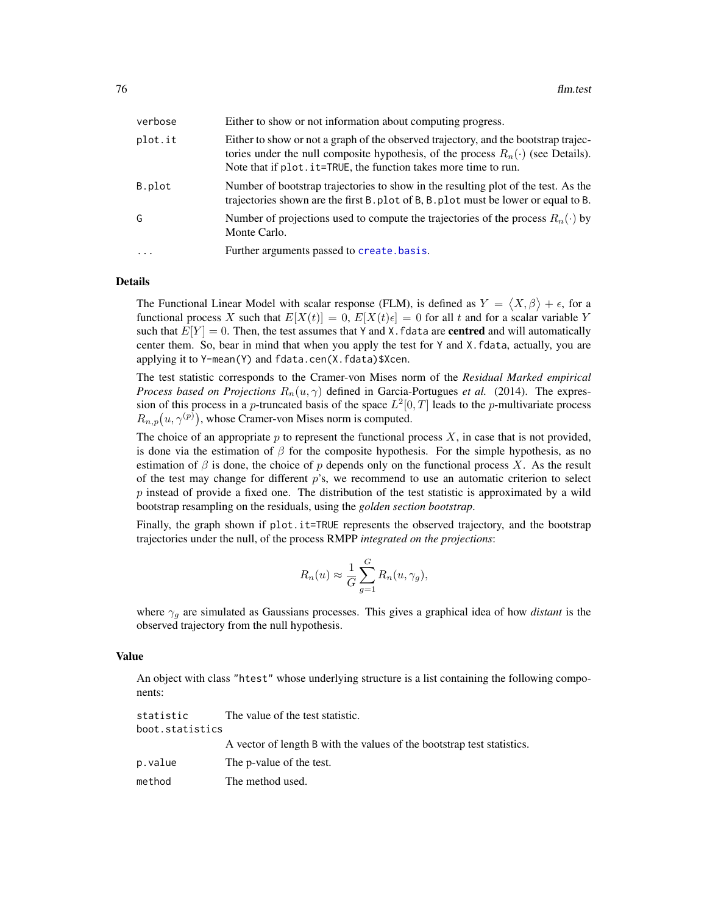| | |
|---|---|
| verbose | Either to show or not information about computing progress. |
| plot.it | Either to show or not a graph of the observed trajectory, and the bootstrap trajectories under the null composite hypothesis, of the process $R_n(\cdot)$ (see Details). Note that if `plot.it=TRUE`, the function takes more time to run. |
| B.plot | Number of bootstrap trajectories to show in the resulting plot of the test. As the trajectories shown are the first `B.plot` of `B`, `B.plot` must be lower or equal to `B`. |
| G | Number of projections used to compute the trajectories of the process $R_n(\cdot)$ by Monte Carlo. |
| ... | Further arguments passed to `create.basis`. |

## Details

The Functional Linear Model with scalar response (FLM), is defined as $Y = \langle X, \beta \rangle + \epsilon$, for a functional process $X$ such that $E[X(t)] = 0$, $E[X(t)\epsilon] = 0$ for all $t$ and for a scalar variable $Y$ such that $E[Y] = 0$. Then, the test assumes that `Y` and `X.fdata` are **centred** and will automatically center them. So, bear in mind that when you apply the test for `Y` and `X.fdata`, actually, you are applying it to `Y-mean(Y)` and `fdata.cen(X.fdata)$Xcen`.

The test statistic corresponds to the Cramer-von Mises norm of the *Residual Marked empirical Process based on Projections* $R_n(u, \gamma)$ defined in Garcia-Portugues *et al.* (2014). The expression of this process in a $p$-truncated basis of the space $L^2[0, T]$ leads to the $p$-multivariate process $R_{n,p}(u, \gamma^{(p)})$, whose Cramer-von Mises norm is computed.

The choice of an appropriate $p$ to represent the functional process $X$, in case that is not provided, is done via the estimation of $\beta$ for the composite hypothesis. For the simple hypothesis, as no estimation of $\beta$ is done, the choice of $p$ depends only on the functional process $X$. As the result of the test may change for different $p$'s, we recommend to use an automatic criterion to select $p$ instead of provide a fixed one. The distribution of the test statistic is approximated by a wild bootstrap resampling on the residuals, using the *golden section bootstrap*.

Finally, the graph shown if `plot.it=TRUE` represents the observed trajectory, and the bootstrap trajectories under the null, of the process RMPP *integrated on the projections*:

$$R_n(u) \approx \frac{1}{G} \sum_{g=1}^{G} R_n(u, \gamma_g),$$

where $\gamma_g$ are simulated as Gaussians processes. This gives a graphical idea of how *distant* is the observed trajectory from the null hypothesis.

## Value

An object with class `"htest"` whose underlying structure is a list containing the following components:

| | |
|---|---|
| statistic | The value of the test statistic. |
| boot.statistics | A vector of length `B` with the values of the bootstrap test statistics. |
| p.value | The p-value of the test. |
| method | The method used. |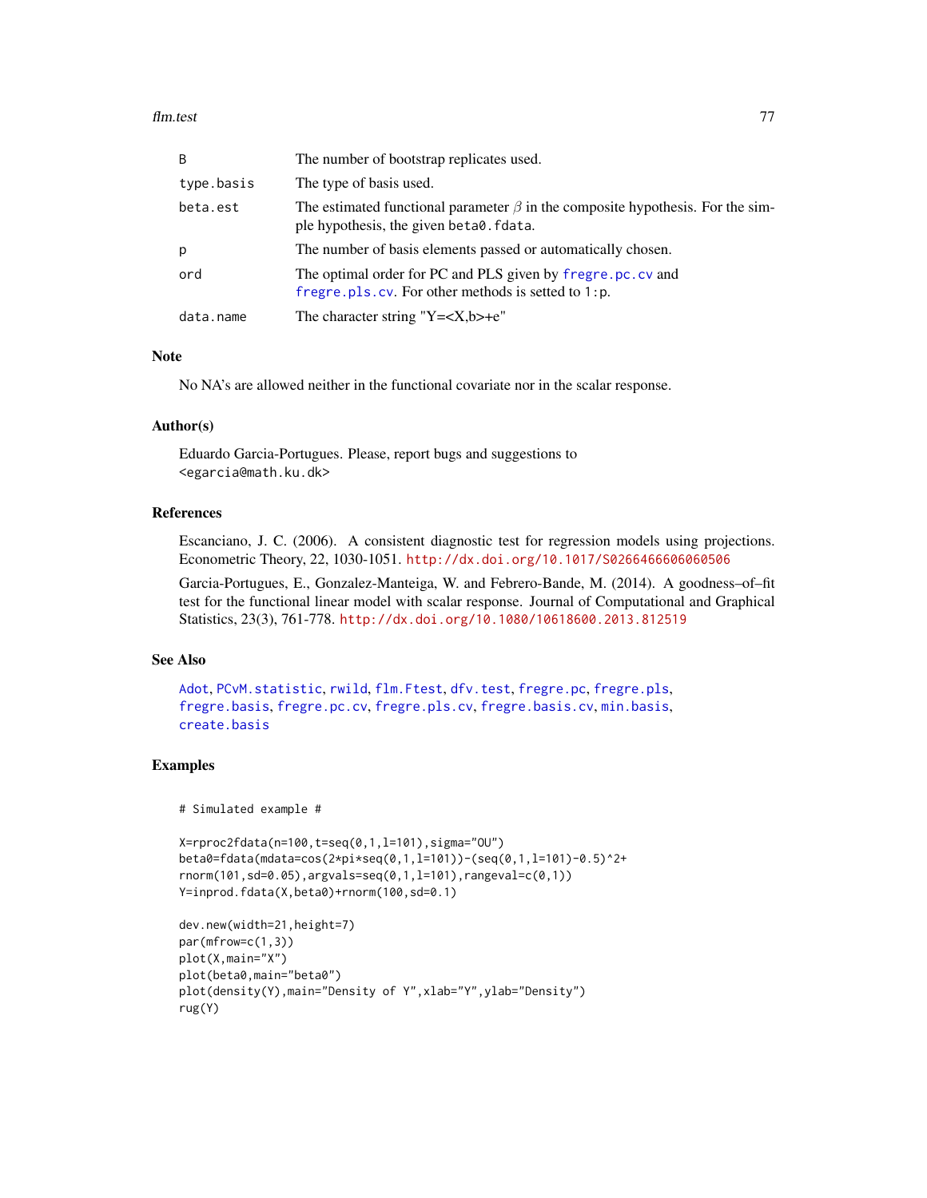| | |
|---|---|
| B | The number of bootstrap replicates used. |
| type.basis | The type of basis used. |
| beta.est | The estimated functional parameter $\beta$ in the composite hypothesis. For the simple hypothesis, the given beta0.fdata. |
| p | The number of basis elements passed or automatically chosen. |
| ord | The optimal order for PC and PLS given by fregre.pc.cv and fregre.pls.cv. For other methods is setted to 1:p. |
| data.name | The character string "Y=<X,b>+e" |

## Note

No NA's are allowed neither in the functional covariate nor in the scalar response.

## Author(s)

Eduardo Garcia-Portugues. Please, report bugs and suggestions to <egarcia@math.ku.dk>

## References

Escanciano, J. C. (2006). A consistent diagnostic test for regression models using projections. Econometric Theory, 22, 1030-1051. http://dx.doi.org/10.1017/S0266466606060506

Garcia-Portugues, E., Gonzalez-Manteiga, W. and Febrero-Bande, M. (2014). A goodness–of–fit test for the functional linear model with scalar response. Journal of Computational and Graphical Statistics, 23(3), 761-778. http://dx.doi.org/10.1080/10618600.2013.812519

## See Also

Adot, PCvM.statistic, rwild, flm.Ftest, dfv.test, fregre.pc, fregre.pls, fregre.basis, fregre.pc.cv, fregre.pls.cv, fregre.basis.cv, min.basis, create.basis

## Examples

```
# Simulated example #

X=rproc2fdata(n=100,t=seq(0,1,l=101),sigma="OU")
beta0=fdata(mdata=cos(2*pi*seq(0,1,l=101))-(seq(0,1,l=101)-0.5)^2+
rnorm(101,sd=0.05),argvals=seq(0,1,l=101),rangeval=c(0,1))
Y=inprod.fdata(X,beta0)+rnorm(100,sd=0.1)

dev.new(width=21,height=7)
par(mfrow=c(1,3))
plot(X,main="X")
plot(beta0,main="beta0")
plot(density(Y),main="Density of Y",xlab="Y",ylab="Density")
rug(Y)
```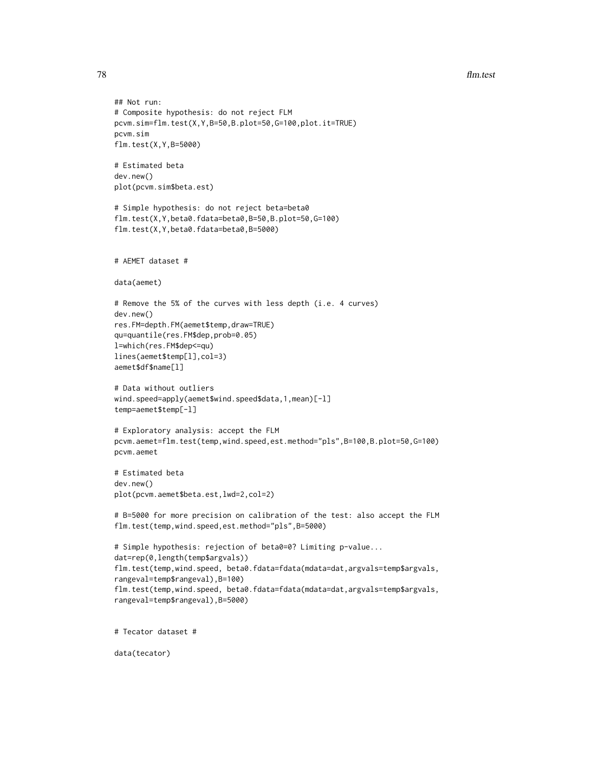```
## Not run:
# Composite hypothesis: do not reject FLM
pcvm.sim=flm.test(X,Y,B=50,B.plot=50,G=100,plot.it=TRUE)
pcvm.sim
flm.test(X,Y,B=5000)

# Estimated beta
dev.new()
plot(pcvm.sim$beta.est)

# Simple hypothesis: do not reject beta=beta0
flm.test(X,Y,beta0.fdata=beta0,B=50,B.plot=50,G=100)
flm.test(X,Y,beta0.fdata=beta0,B=5000)


# AEMET dataset #

data(aemet)

# Remove the 5% of the curves with less depth (i.e. 4 curves)
dev.new()
res.FM=depth.FM(aemet$temp,draw=TRUE)
qu=quantile(res.FM$dep,prob=0.05)
l=which(res.FM$dep<=qu)
lines(aemet$temp[l],col=3)
aemet$df$name[l]

# Data without outliers
wind.speed=apply(aemet$wind.speed$data,1,mean)[-l]
temp=aemet$temp[-l]

# Exploratory analysis: accept the FLM
pcvm.aemet=flm.test(temp,wind.speed,est.method="pls",B=100,B.plot=50,G=100)
pcvm.aemet

# Estimated beta
dev.new()
plot(pcvm.aemet$beta.est,lwd=2,col=2)

# B=5000 for more precision on calibration of the test: also accept the FLM
flm.test(temp,wind.speed,est.method="pls",B=5000)

# Simple hypothesis: rejection of beta0=0? Limiting p-value...
dat=rep(0,length(temp$argvals))
flm.test(temp,wind.speed, beta0.fdata=fdata(mdata=dat,argvals=temp$argvals,
rangeval=temp$rangeval),B=100)
flm.test(temp,wind.speed, beta0.fdata=fdata(mdata=dat,argvals=temp$argvals,
rangeval=temp$rangeval),B=5000)


# Tecator dataset #

data(tecator)
```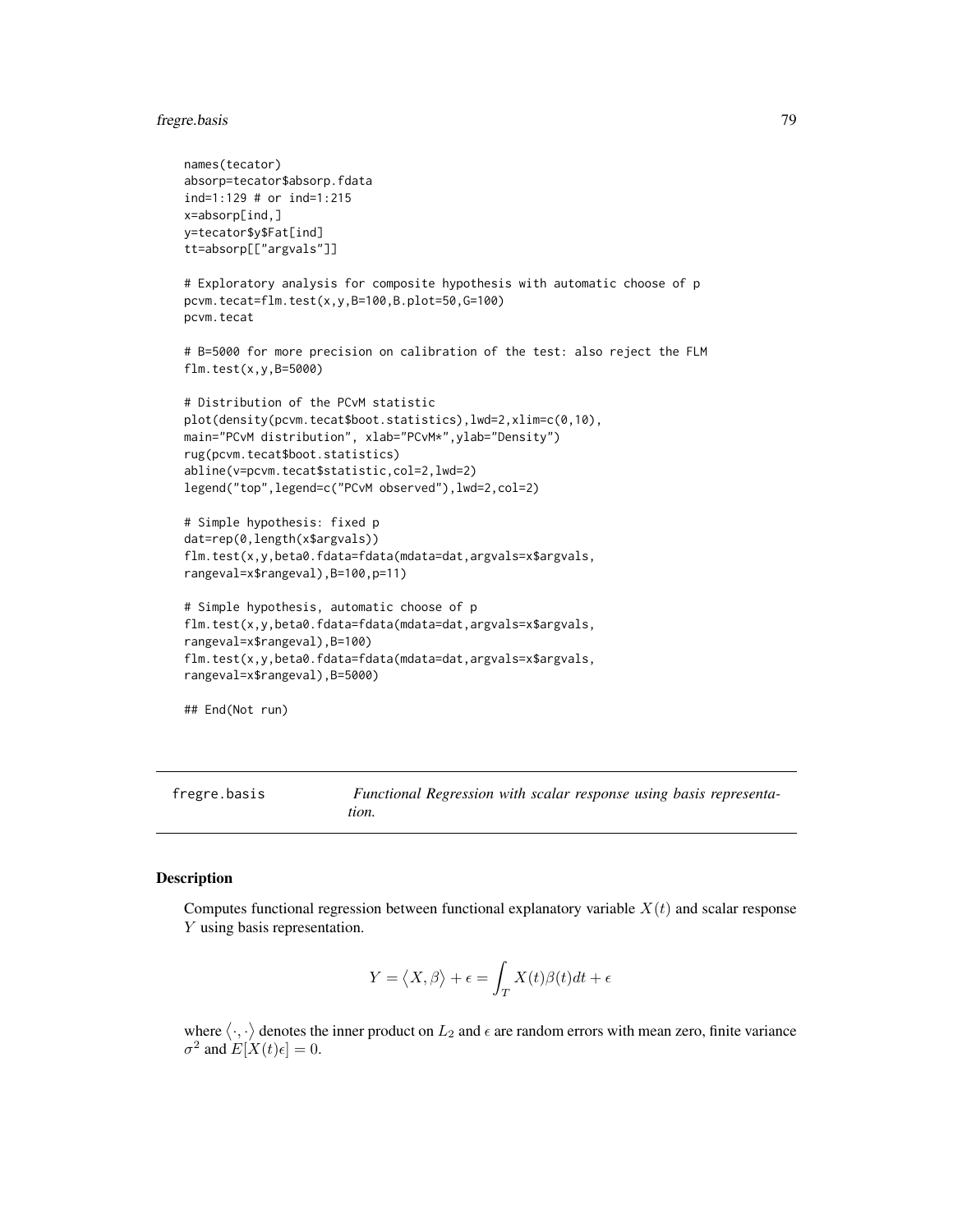```
names(tecator)
absorp=tecator$absorp.fdata
ind=1:129 # or ind=1:215
x=absorp[ind,]
y=tecator$y$Fat[ind]
tt=absorp[["argvals"]]

# Exploratory analysis for composite hypothesis with automatic choose of p
pcvm.tecat=flm.test(x,y,B=100,B.plot=50,G=100)
pcvm.tecat

# B=5000 for more precision on calibration of the test: also reject the FLM
flm.test(x,y,B=5000)

# Distribution of the PCvM statistic
plot(density(pcvm.tecat$boot.statistics),lwd=2,xlim=c(0,10),
main="PCvM distribution", xlab="PCvM*",ylab="Density")
rug(pcvm.tecat$boot.statistics)
abline(v=pcvm.tecat$statistic,col=2,lwd=2)
legend("top",legend=c("PCvM observed"),lwd=2,col=2)

# Simple hypothesis: fixed p
dat=rep(0,length(x$argvals))
flm.test(x,y,beta0.fdata=fdata(mdata=dat,argvals=x$argvals,
rangeval=x$rangeval),B=100,p=11)

# Simple hypothesis, automatic choose of p
flm.test(x,y,beta0.fdata=fdata(mdata=dat,argvals=x$argvals,
rangeval=x$rangeval),B=100)
flm.test(x,y,beta0.fdata=fdata(mdata=dat,argvals=x$argvals,
rangeval=x$rangeval),B=5000)

## End(Not run)
```

---

fregre.basis — *Functional Regression with scalar response using basis representation.*

---

### Description

Computes functional regression between functional explanatory variable $X(t)$ and scalar response $Y$ using basis representation.

$$Y = \big\langle X, \beta \big\rangle + \epsilon = \int_T X(t)\beta(t)dt + \epsilon$$

where $\big\langle \cdot, \cdot \big\rangle$ denotes the inner product on $L_2$ and $\epsilon$ are random errors with mean zero, finite variance $\sigma^2$ and $E[X(t)\epsilon] = 0$.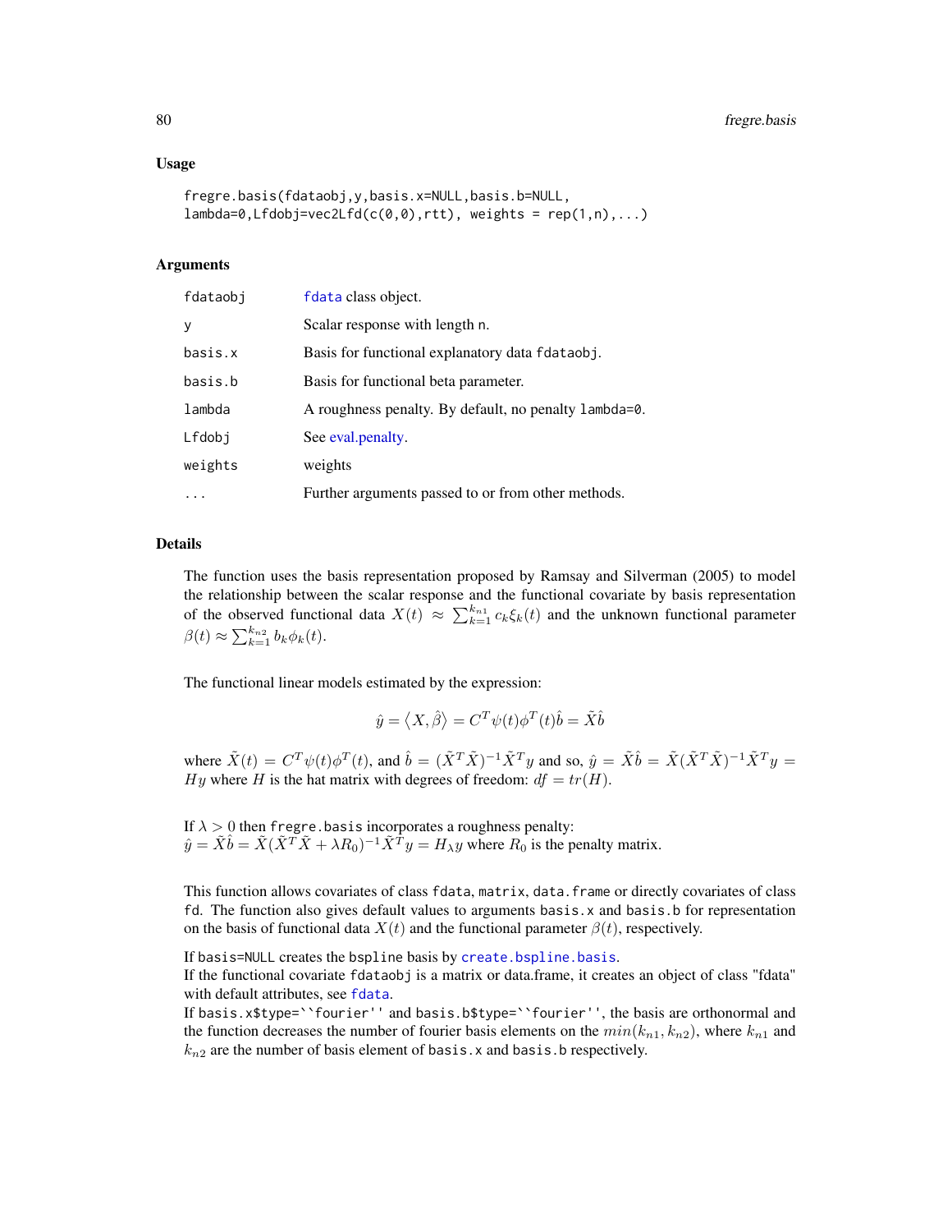### Usage

```
fregre.basis(fdataobj,y,basis.x=NULL,basis.b=NULL,
lambda=0,Lfdobj=vec2Lfd(c(0,0),rtt), weights = rep(1,n),...)
```

### Arguments

| | |
|---|---|
| fdataobj | fdata class object. |
| y | Scalar response with length n. |
| basis.x | Basis for functional explanatory data fdataobj. |
| basis.b | Basis for functional beta parameter. |
| lambda | A roughness penalty. By default, no penalty lambda=0. |
| Lfdobj | See eval.penalty. |
| weights | weights |
| ... | Further arguments passed to or from other methods. |

### Details

The function uses the basis representation proposed by Ramsay and Silverman (2005) to model the relationship between the scalar response and the functional covariate by basis representation of the observed functional data $X(t) \approx \sum_{k=1}^{k_{n1}} c_k \xi_k(t)$ and the unknown functional parameter $\beta(t) \approx \sum_{k=1}^{k_{n2}} b_k \phi_k(t)$.

The functional linear models estimated by the expression:

$$\hat{y} = \big\langle X, \hat{\beta} \big\rangle = C^T \psi(t) \phi^T(t) \hat{b} = \tilde{X} \hat{b}$$

where $\tilde{X}(t) = C^T \psi(t) \phi^T(t)$, and $\hat{b} = (\tilde{X}^T \tilde{X})^{-1} \tilde{X}^T y$ and so, $\hat{y} = \tilde{X}\hat{b} = \tilde{X}(\tilde{X}^T\tilde{X})^{-1}\tilde{X}^T y = Hy$ where $H$ is the hat matrix with degrees of freedom: $df = tr(H)$.

If $\lambda > 0$ then fregre.basis incorporates a roughness penalty:
$\hat{y} = \tilde{X}\hat{b} = \tilde{X}(\tilde{X}^T\tilde{X} + \lambda R_0)^{-1}\tilde{X}^T y = H_\lambda y$ where $R_0$ is the penalty matrix.

This function allows covariates of class fdata, matrix, data.frame or directly covariates of class fd. The function also gives default values to arguments basis.x and basis.b for representation on the basis of functional data $X(t)$ and the functional parameter $\beta(t)$, respectively.

If basis=NULL creates the bspline basis by create.bspline.basis.
If the functional covariate fdataobj is a matrix or data.frame, it creates an object of class "fdata" with default attributes, see fdata.
If basis.x$type=``fourier'' and basis.b$type=``fourier'', the basis are orthonormal and the function decreases the number of fourier basis elements on the $min(k_{n1}, k_{n2})$, where $k_{n1}$ and $k_{n2}$ are the number of basis element of basis.x and basis.b respectively.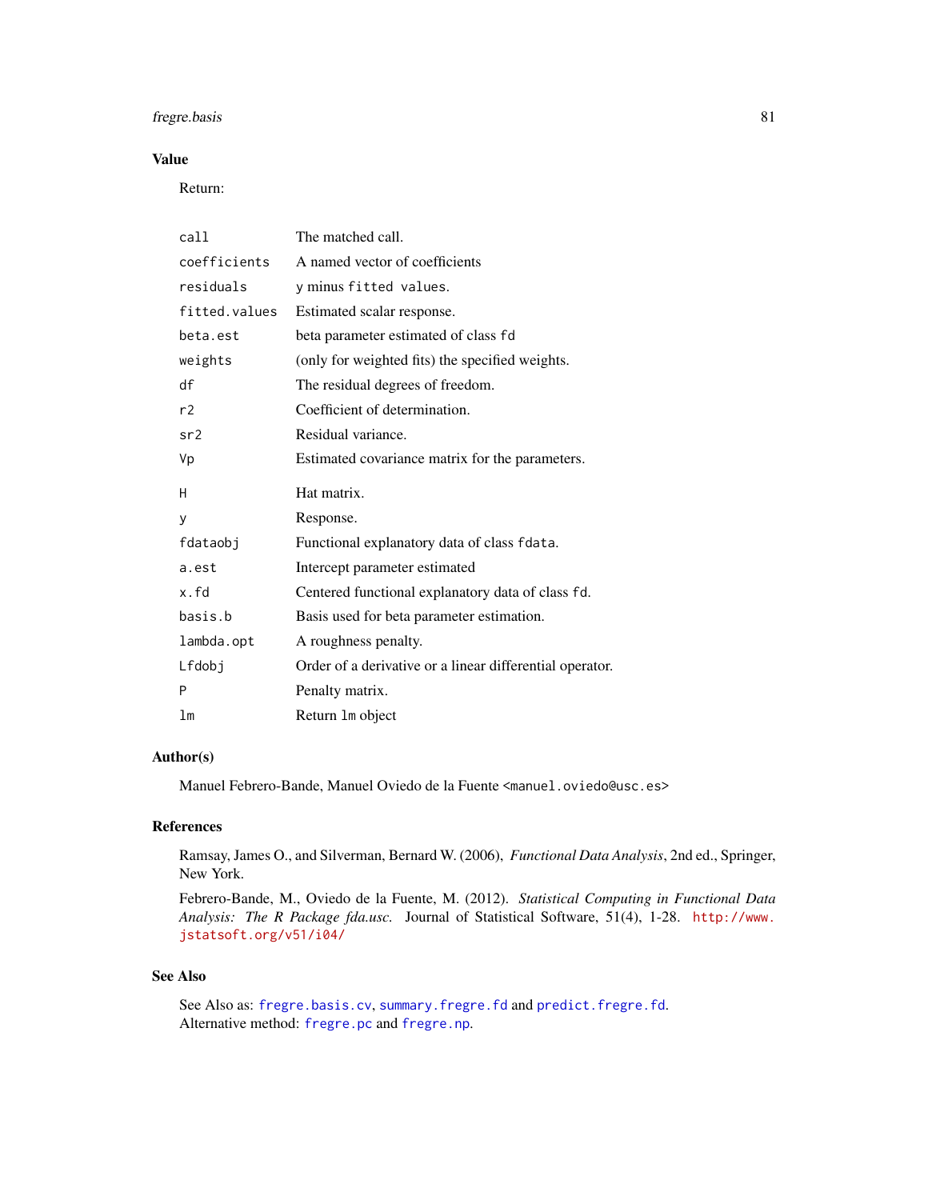## Value

Return:

| | |
|---|---|
| `call` | The matched call. |
| `coefficients` | A named vector of coefficients |
| `residuals` | `y` minus `fitted values`. |
| `fitted.values` | Estimated scalar response. |
| `beta.est` | beta parameter estimated of class `fd` |
| `weights` | (only for weighted fits) the specified weights. |
| `df` | The residual degrees of freedom. |
| `r2` | Coefficient of determination. |
| `sr2` | Residual variance. |
| `Vp` | Estimated covariance matrix for the parameters. |
| `H` | Hat matrix. |
| `y` | Response. |
| `fdataobj` | Functional explanatory data of class `fdata`. |
| `a.est` | Intercept parameter estimated |
| `x.fd` | Centered functional explanatory data of class `fd`. |
| `basis.b` | Basis used for beta parameter estimation. |
| `lambda.opt` | A roughness penalty. |
| `Lfdobj` | Order of a derivative or a linear differential operator. |
| `P` | Penalty matrix. |
| `lm` | Return `lm` object |

## Author(s)

Manuel Febrero-Bande, Manuel Oviedo de la Fuente <manuel.oviedo@usc.es>

## References

Ramsay, James O., and Silverman, Bernard W. (2006), *Functional Data Analysis*, 2nd ed., Springer, New York.

Febrero-Bande, M., Oviedo de la Fuente, M. (2012). *Statistical Computing in Functional Data Analysis: The R Package fda.usc.* Journal of Statistical Software, 51(4), 1-28. http://www.jstatsoft.org/v51/i04/

## See Also

See Also as: `fregre.basis.cv`, `summary.fregre.fd` and `predict.fregre.fd`.
Alternative method: `fregre.pc` and `fregre.np`.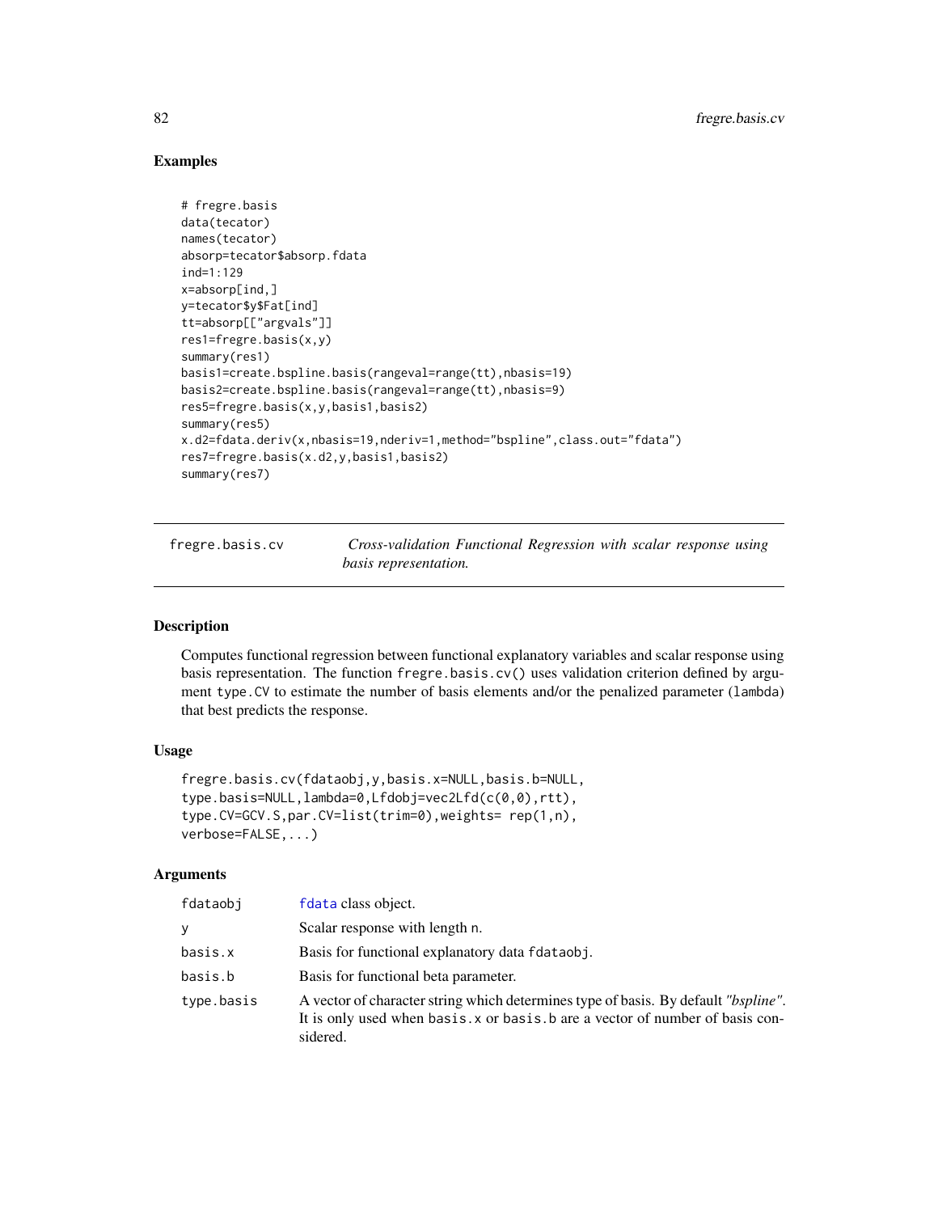## Examples

```
# fregre.basis
data(tecator)
names(tecator)
absorp=tecator$absorp.fdata
ind=1:129
x=absorp[ind,]
y=tecator$y$Fat[ind]
tt=absorp[["argvals"]]
res1=fregre.basis(x,y)
summary(res1)
basis1=create.bspline.basis(rangeval=range(tt),nbasis=19)
basis2=create.bspline.basis(rangeval=range(tt),nbasis=9)
res5=fregre.basis(x,y,basis1,basis2)
summary(res5)
x.d2=fdata.deriv(x,nbasis=19,nderiv=1,method="bspline",class.out="fdata")
res7=fregre.basis(x.d2,y,basis1,basis2)
summary(res7)
```

---

# fregre.basis.cv — *Cross-validation Functional Regression with scalar response using basis representation.*

## Description

Computes functional regression between functional explanatory variables and scalar response using basis representation. The function `fregre.basis.cv()` uses validation criterion defined by argument `type.CV` to estimate the number of basis elements and/or the penalized parameter (`lambda`) that best predicts the response.

## Usage

```
fregre.basis.cv(fdataobj,y,basis.x=NULL,basis.b=NULL,
type.basis=NULL,lambda=0,Lfdobj=vec2Lfd(c(0,0),rtt),
type.CV=GCV.S,par.CV=list(trim=0),weights= rep(1,n),
verbose=FALSE,...)
```

## Arguments

| | |
|---|---|
| fdataobj | `fdata` class object. |
| y | Scalar response with length `n`. |
| basis.x | Basis for functional explanatory data `fdataobj`. |
| basis.b | Basis for functional beta parameter. |
| type.basis | A vector of character string which determines type of basis. By default *"bspline"*. It is only used when `basis.x` or `basis.b` are a vector of number of basis considered. |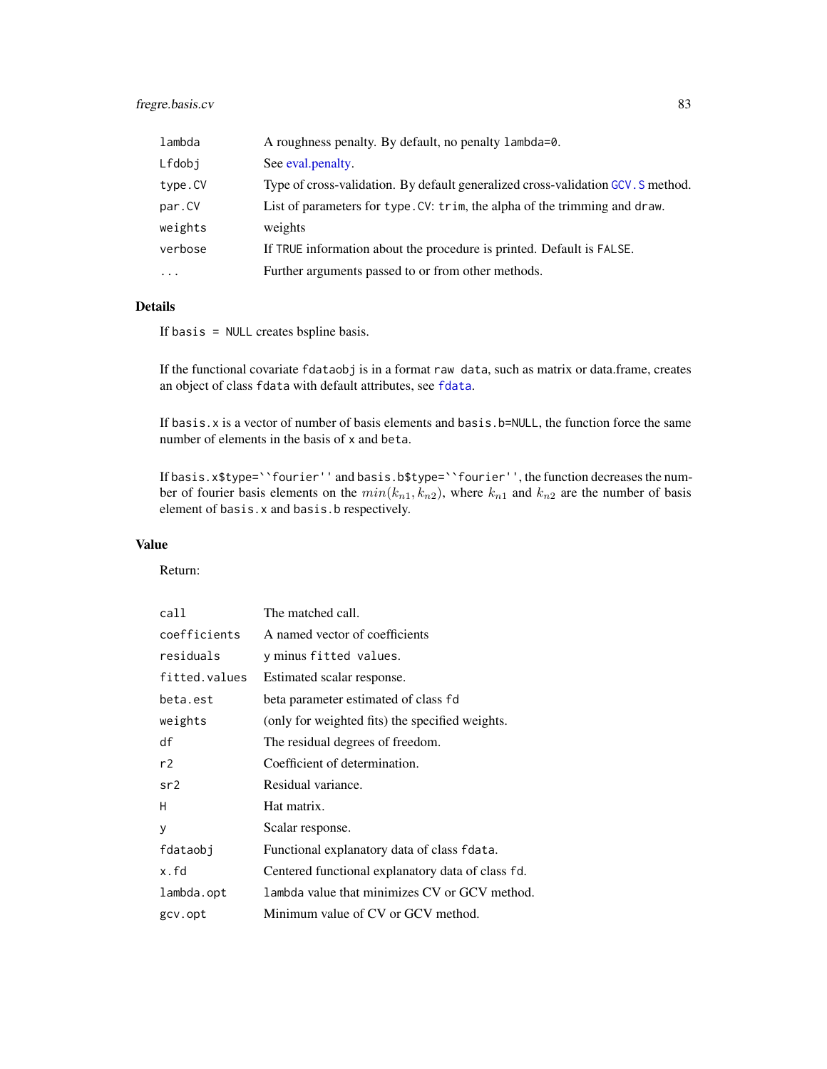| | |
|---|---|
| lambda | A roughness penalty. By default, no penalty lambda=0. |
| Lfdobj | See eval.penalty. |
| type.CV | Type of cross-validation. By default generalized cross-validation GCV.S method. |
| par.CV | List of parameters for type.CV: trim, the alpha of the trimming and draw. |
| weights | weights |
| verbose | If TRUE information about the procedure is printed. Default is FALSE. |
| ... | Further arguments passed to or from other methods. |

## Details

If basis = NULL creates bspline basis.

If the functional covariate fdataobj is in a format raw data, such as matrix or data.frame, creates an object of class fdata with default attributes, see fdata.

If basis.x is a vector of number of basis elements and basis.b=NULL, the function force the same number of elements in the basis of x and beta.

If basis.x$type=``fourier'' and basis.b$type=``fourier'', the function decreases the number of fourier basis elements on the $min(k_{n1}, k_{n2})$, where $k_{n1}$ and $k_{n2}$ are the number of basis element of basis.x and basis.b respectively.

## Value

Return:

| | |
|---|---|
| call | The matched call. |
| coefficients | A named vector of coefficients |
| residuals | y minus fitted values. |
| fitted.values | Estimated scalar response. |
| beta.est | beta parameter estimated of class fd |
| weights | (only for weighted fits) the specified weights. |
| df | The residual degrees of freedom. |
| r2 | Coefficient of determination. |
| sr2 | Residual variance. |
| H | Hat matrix. |
| y | Scalar response. |
| fdataobj | Functional explanatory data of class fdata. |
| x.fd | Centered functional explanatory data of class fd. |
| lambda.opt | lambda value that minimizes CV or GCV method. |
| gcv.opt | Minimum value of CV or GCV method. |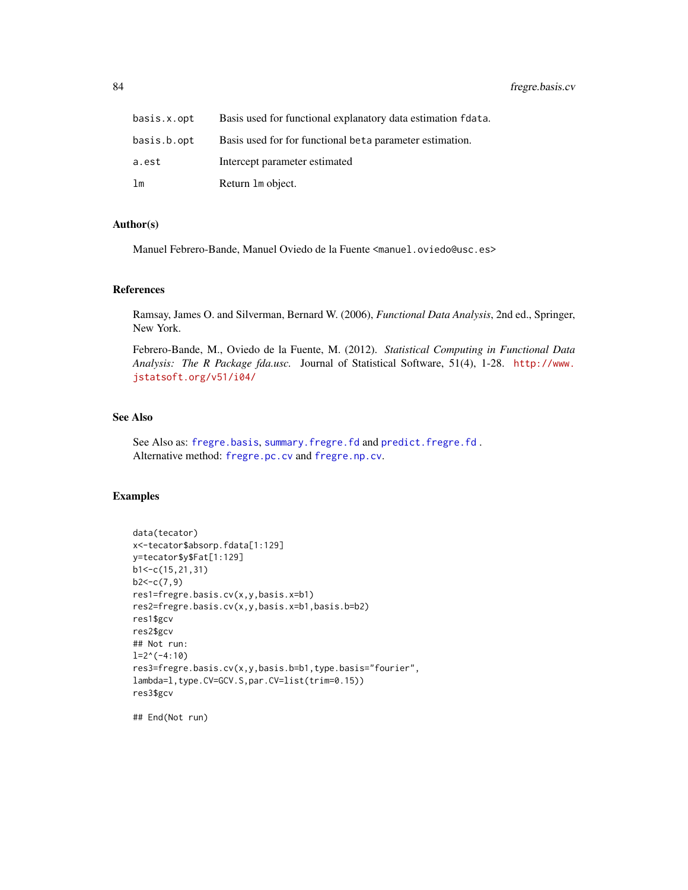| | |
|---|---|
| basis.x.opt | Basis used for functional explanatory data estimation fdata. |
| basis.b.opt | Basis used for for functional beta parameter estimation. |
| a.est | Intercept parameter estimated |
| lm | Return lm object. |

## Author(s)

Manuel Febrero-Bande, Manuel Oviedo de la Fuente <manuel.oviedo@usc.es>

## References

Ramsay, James O. and Silverman, Bernard W. (2006), *Functional Data Analysis*, 2nd ed., Springer, New York.

Febrero-Bande, M., Oviedo de la Fuente, M. (2012). *Statistical Computing in Functional Data Analysis: The R Package fda.usc.* Journal of Statistical Software, 51(4), 1-28. http://www.jstatsoft.org/v51/i04/

## See Also

See Also as: fregre.basis, summary.fregre.fd and predict.fregre.fd .
Alternative method: fregre.pc.cv and fregre.np.cv.

## Examples

```
data(tecator)
x<-tecator$absorp.fdata[1:129]
y=tecator$y$Fat[1:129]
b1<-c(15,21,31)
b2<-c(7,9)
res1=fregre.basis.cv(x,y,basis.x=b1)
res2=fregre.basis.cv(x,y,basis.x=b1,basis.b=b2)
res1$gcv
res2$gcv
## Not run:
l=2^(-4:10)
res3=fregre.basis.cv(x,y,basis.b=b1,type.basis="fourier",
lambda=l,type.CV=GCV.S,par.CV=list(trim=0.15))
res3$gcv

## End(Not run)
```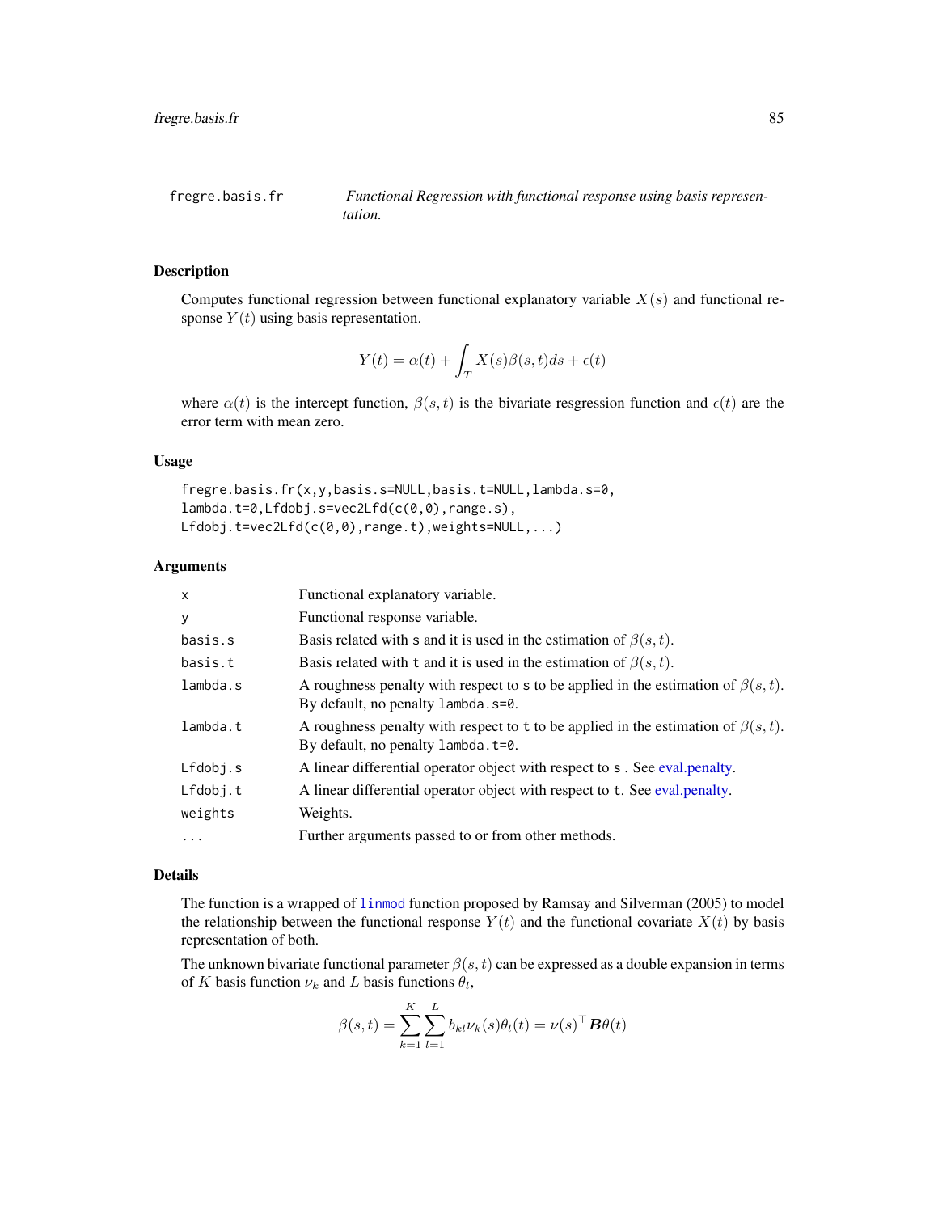## fregre.basis.fr — *Functional Regression with functional response using basis representation.*

### Description

Computes functional regression between functional explanatory variable $X(s)$ and functional response $Y(t)$ using basis representation.

$$Y(t) = \alpha(t) + \int_T X(s)\beta(s,t)ds + \epsilon(t)$$

where $\alpha(t)$ is the intercept function, $\beta(s,t)$ is the bivariate resgression function and $\epsilon(t)$ are the error term with mean zero.

### Usage

```
fregre.basis.fr(x,y,basis.s=NULL,basis.t=NULL,lambda.s=0,
lambda.t=0,Lfdobj.s=vec2Lfd(c(0,0),range.s),
Lfdobj.t=vec2Lfd(c(0,0),range.t),weights=NULL,...)
```

### Arguments

| | |
|---|---|
| `x` | Functional explanatory variable. |
| `y` | Functional response variable. |
| `basis.s` | Basis related with `s` and it is used in the estimation of $\beta(s,t)$. |
| `basis.t` | Basis related with `t` and it is used in the estimation of $\beta(s,t)$. |
| `lambda.s` | A roughness penalty with respect to `s` to be applied in the estimation of $\beta(s,t)$. By default, no penalty `lambda.s=0`. |
| `lambda.t` | A roughness penalty with respect to `t` to be applied in the estimation of $\beta(s,t)$. By default, no penalty `lambda.t=0`. |
| `Lfdobj.s` | A linear differential operator object with respect to `s` . See eval.penalty. |
| `Lfdobj.t` | A linear differential operator object with respect to `t`. See eval.penalty. |
| `weights` | Weights. |
| `...` | Further arguments passed to or from other methods. |

### Details

The function is a wrapped of `linmod` function proposed by Ramsay and Silverman (2005) to model the relationship between the functional response $Y(t)$ and the functional covariate $X(t)$ by basis representation of both.

The unknown bivariate functional parameter $\beta(s,t)$ can be expressed as a double expansion in terms of $K$ basis function $\nu_k$ and $L$ basis functions $\theta_l$,

$$\beta(s,t) = \sum_{k=1}^{K}\sum_{l=1}^{L} b_{kl}\nu_k(s)\theta_l(t) = \nu(s)^\top \boldsymbol{B}\theta(t)$$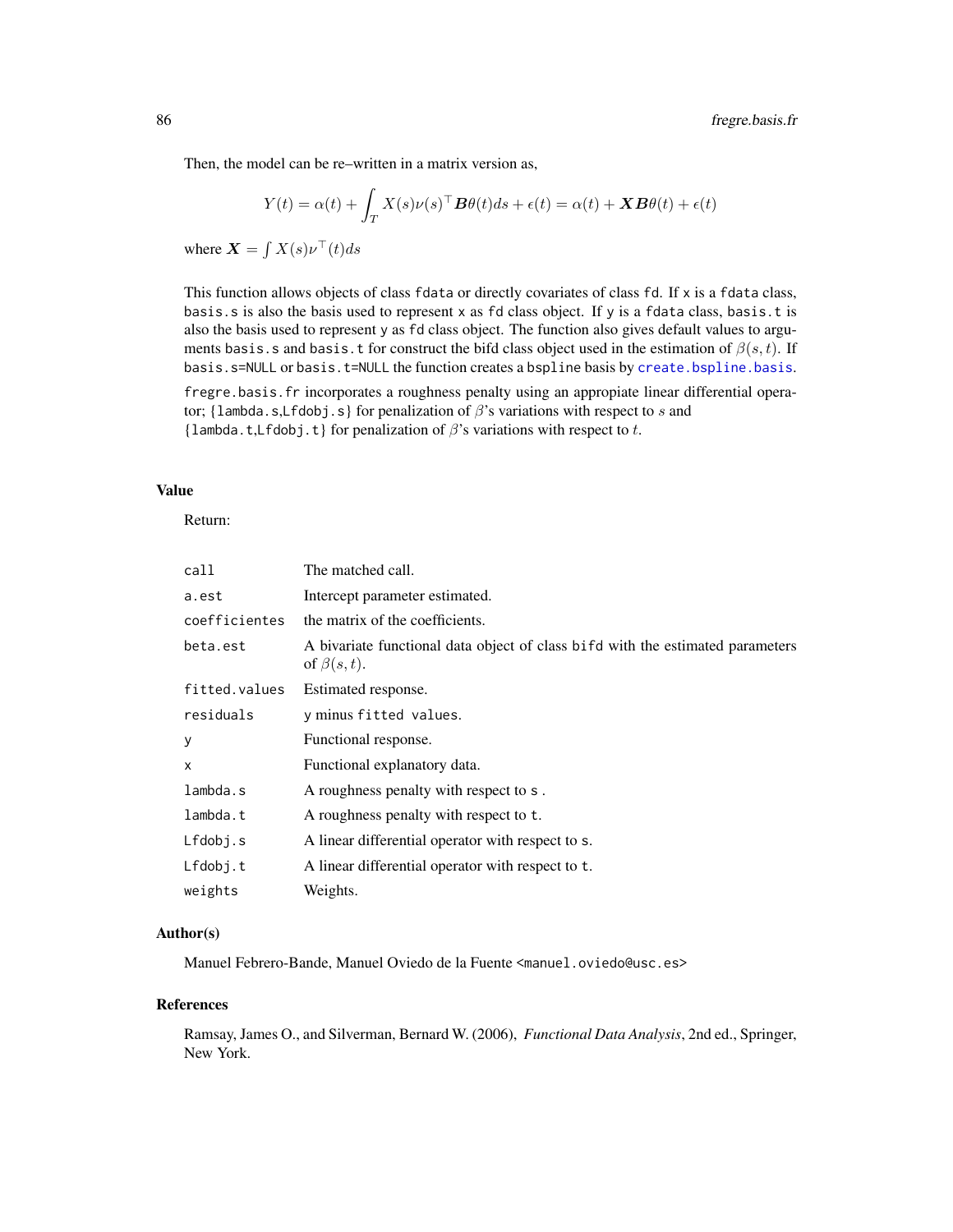Then, the model can be re–written in a matrix version as,

$$Y(t) = \alpha(t) + \int_T X(s)\nu(s)^\top \boldsymbol{B}\theta(t)ds + \epsilon(t) = \alpha(t) + \boldsymbol{X}\boldsymbol{B}\theta(t) + \epsilon(t)$$

where $\boldsymbol{X} = \int X(s)\nu^\top(t)ds$

This function allows objects of class `fdata` or directly covariates of class `fd`. If `x` is a `fdata` class, `basis.s` is also the basis used to represent `x` as `fd` class object. If `y` is a `fdata` class, `basis.t` is also the basis used to represent `y` as `fd` class object. The function also gives default values to arguments `basis.s` and `basis.t` for construct the bifd class object used in the estimation of $\beta(s,t)$. If `basis.s=NULL` or `basis.t=NULL` the function creates a `bspline` basis by `create.bspline.basis`.

`fregre.basis.fr` incorporates a roughness penalty using an appropiate linear differential operator; {`lambda.s`,`Lfdobj.s`} for penalization of $\beta$'s variations with respect to $s$ and {`lambda.t`,`Lfdobj.t`} for penalization of $\beta$'s variations with respect to $t$.

## Value

Return:

| | |
|---|---|
| `call` | The matched call. |
| `a.est` | Intercept parameter estimated. |
| `coefficientes` | the matrix of the coefficients. |
| `beta.est` | A bivariate functional data object of class `bifd` with the estimated parameters of $\beta(s,t)$. |
| `fitted.values` | Estimated response. |
| `residuals` | `y` minus `fitted values`. |
| `y` | Functional response. |
| `x` | Functional explanatory data. |
| `lambda.s` | A roughness penalty with respect to `s` . |
| `lambda.t` | A roughness penalty with respect to `t`. |
| `Lfdobj.s` | A linear differential operator with respect to `s`. |
| `Lfdobj.t` | A linear differential operator with respect to `t`. |
| `weights` | Weights. |

## Author(s)

Manuel Febrero-Bande, Manuel Oviedo de la Fuente <manuel.oviedo@usc.es>

## References

Ramsay, James O., and Silverman, Bernard W. (2006), *Functional Data Analysis*, 2nd ed., Springer, New York.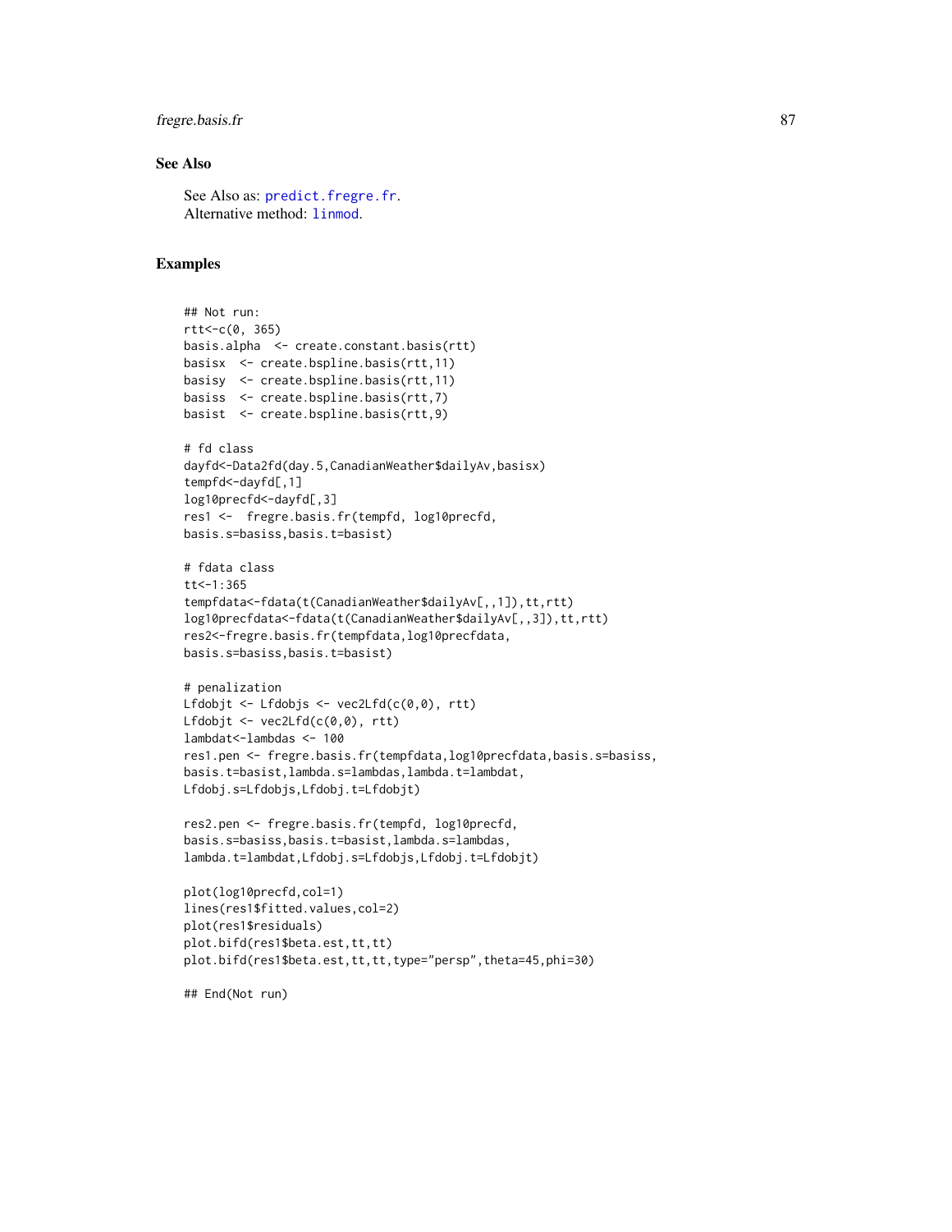## See Also

See Also as: predict.fregre.fr.
Alternative method: linmod.

## Examples

```
## Not run:
rtt<-c(0, 365)
basis.alpha  <- create.constant.basis(rtt)
basisx  <- create.bspline.basis(rtt,11)
basisy  <- create.bspline.basis(rtt,11)
basiss  <- create.bspline.basis(rtt,7)
basist  <- create.bspline.basis(rtt,9)

# fd class
dayfd<-Data2fd(day.5,CanadianWeather$dailyAv,basisx)
tempfd<-dayfd[,1]
log10precfd<-dayfd[,3]
res1 <-  fregre.basis.fr(tempfd, log10precfd,
basis.s=basiss,basis.t=basist)

# fdata class
tt<-1:365
tempfdata<-fdata(t(CanadianWeather$dailyAv[,,1]),tt,rtt)
log10precfdata<-fdata(t(CanadianWeather$dailyAv[,,3]),tt,rtt)
res2<-fregre.basis.fr(tempfdata,log10precfdata,
basis.s=basiss,basis.t=basist)

# penalization
Lfdobjt <- Lfdobjs <- vec2Lfd(c(0,0), rtt)
Lfdobjt <- vec2Lfd(c(0,0), rtt)
lambdat<-lambdas <- 100
res1.pen <- fregre.basis.fr(tempfdata,log10precfdata,basis.s=basiss,
basis.t=basist,lambda.s=lambdas,lambda.t=lambdat,
Lfdobj.s=Lfdobjs,Lfdobj.t=Lfdobjt)

res2.pen <- fregre.basis.fr(tempfd, log10precfd,
basis.s=basiss,basis.t=basist,lambda.s=lambdas,
lambda.t=lambdat,Lfdobj.s=Lfdobjs,Lfdobj.t=Lfdobjt)

plot(log10precfd,col=1)
lines(res1$fitted.values,col=2)
plot(res1$residuals)
plot.bifd(res1$beta.est,tt,tt)
plot.bifd(res1$beta.est,tt,tt,type="persp",theta=45,phi=30)

## End(Not run)
```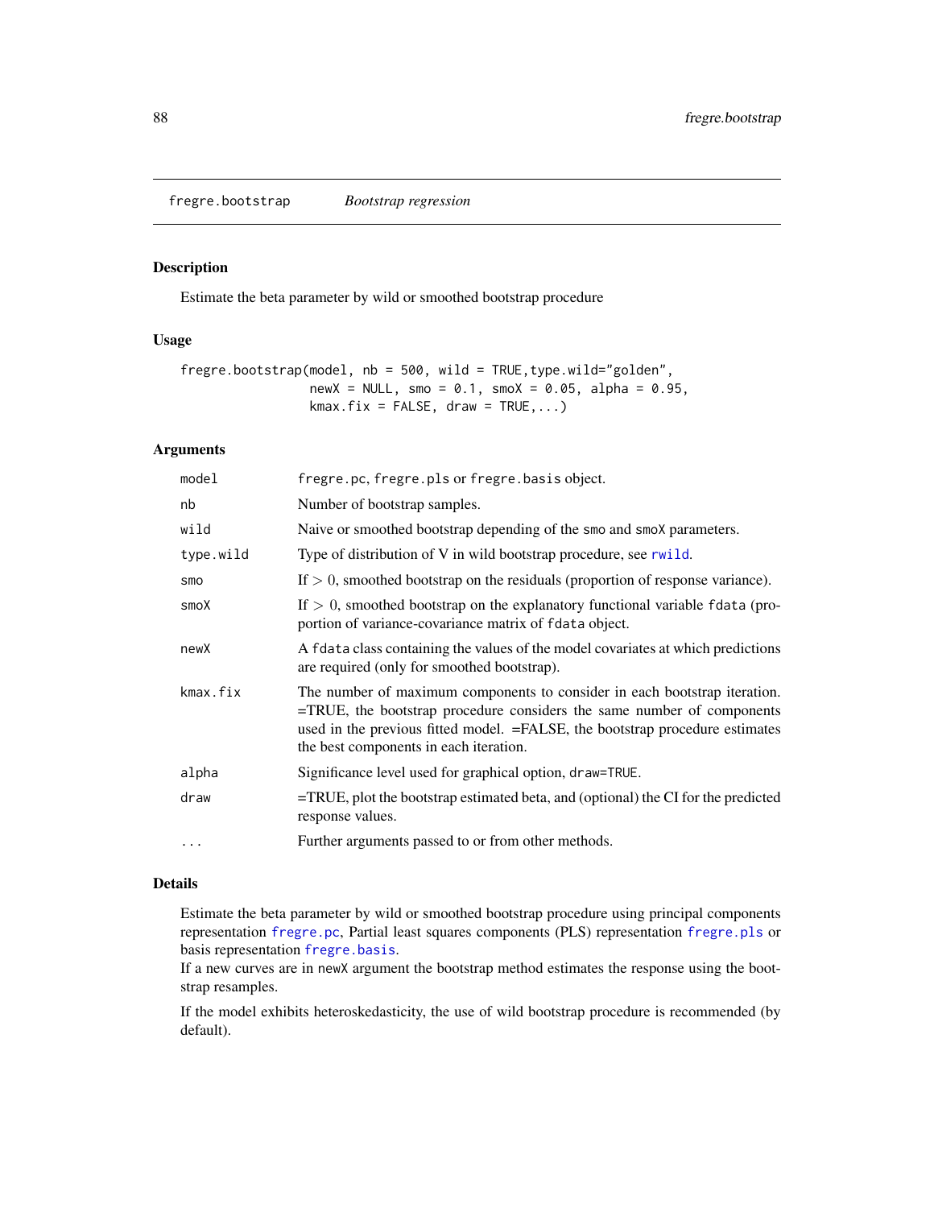## fregre.bootstrap *Bootstrap regression*

### Description

Estimate the beta parameter by wild or smoothed bootstrap procedure

### Usage

```
fregre.bootstrap(model, nb = 500, wild = TRUE,type.wild="golden",
                 newX = NULL, smo = 0.1, smoX = 0.05, alpha = 0.95,
                 kmax.fix = FALSE, draw = TRUE,...)
```

### Arguments

| | |
|---|---|
| model | fregre.pc, fregre.pls or fregre.basis object. |
| nb | Number of bootstrap samples. |
| wild | Naive or smoothed bootstrap depending of the smo and smoX parameters. |
| type.wild | Type of distribution of V in wild bootstrap procedure, see rwild. |
| smo | If $> 0$, smoothed bootstrap on the residuals (proportion of response variance). |
| smoX | If $> 0$, smoothed bootstrap on the explanatory functional variable fdata (proportion of variance-covariance matrix of fdata object. |
| newX | A fdata class containing the values of the model covariates at which predictions are required (only for smoothed bootstrap). |
| kmax.fix | The number of maximum components to consider in each bootstrap iteration. =TRUE, the bootstrap procedure considers the same number of components used in the previous fitted model. =FALSE, the bootstrap procedure estimates the best components in each iteration. |
| alpha | Significance level used for graphical option, draw=TRUE. |
| draw | =TRUE, plot the bootstrap estimated beta, and (optional) the CI for the predicted response values. |
| ... | Further arguments passed to or from other methods. |

### Details

Estimate the beta parameter by wild or smoothed bootstrap procedure using principal components representation fregre.pc, Partial least squares components (PLS) representation fregre.pls or basis representation fregre.basis.
If a new curves are in newX argument the bootstrap method estimates the response using the bootstrap resamples.

If the model exhibits heteroskedasticity, the use of wild bootstrap procedure is recommended (by default).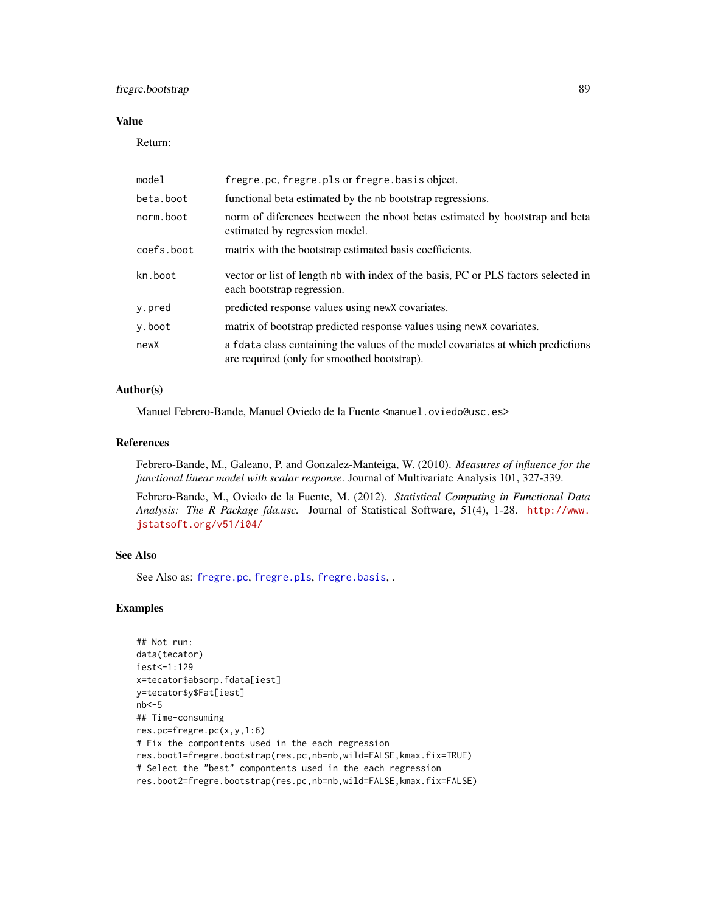### Value

Return:

| | |
|---|---|
| `model` | `fregre.pc`, `fregre.pls` or `fregre.basis` object. |
| `beta.boot` | functional beta estimated by the `nb` bootstrap regressions. |
| `norm.boot` | norm of diferences beetween the nboot betas estimated by bootstrap and beta estimated by regression model. |
| `coefs.boot` | matrix with the bootstrap estimated basis coefficients. |
| `kn.boot` | vector or list of length `nb` with index of the basis, PC or PLS factors selected in each bootstrap regression. |
| `y.pred` | predicted response values using `newX` covariates. |
| `y.boot` | matrix of bootstrap predicted response values using `newX` covariates. |
| `newX` | a `fdata` class containing the values of the model covariates at which predictions are required (only for smoothed bootstrap). |

### Author(s)

Manuel Febrero-Bande, Manuel Oviedo de la Fuente <manuel.oviedo@usc.es>

### References

Febrero-Bande, M., Galeano, P. and Gonzalez-Manteiga, W. (2010). *Measures of influence for the functional linear model with scalar response*. Journal of Multivariate Analysis 101, 327-339.

Febrero-Bande, M., Oviedo de la Fuente, M. (2012). *Statistical Computing in Functional Data Analysis: The R Package fda.usc.* Journal of Statistical Software, 51(4), 1-28. http://www.jstatsoft.org/v51/i04/

### See Also

See Also as: `fregre.pc`, `fregre.pls`, `fregre.basis`, .

### Examples

```
## Not run:
data(tecator)
iest<-1:129
x=tecator$absorp.fdata[iest]
y=tecator$y$Fat[iest]
nb<-5
## Time-consuming
res.pc=fregre.pc(x,y,1:6)
# Fix the compontents used in the each regression
res.boot1=fregre.bootstrap(res.pc,nb=nb,wild=FALSE,kmax.fix=TRUE)
# Select the "best" compontents used in the each regression
res.boot2=fregre.bootstrap(res.pc,nb=nb,wild=FALSE,kmax.fix=FALSE)
```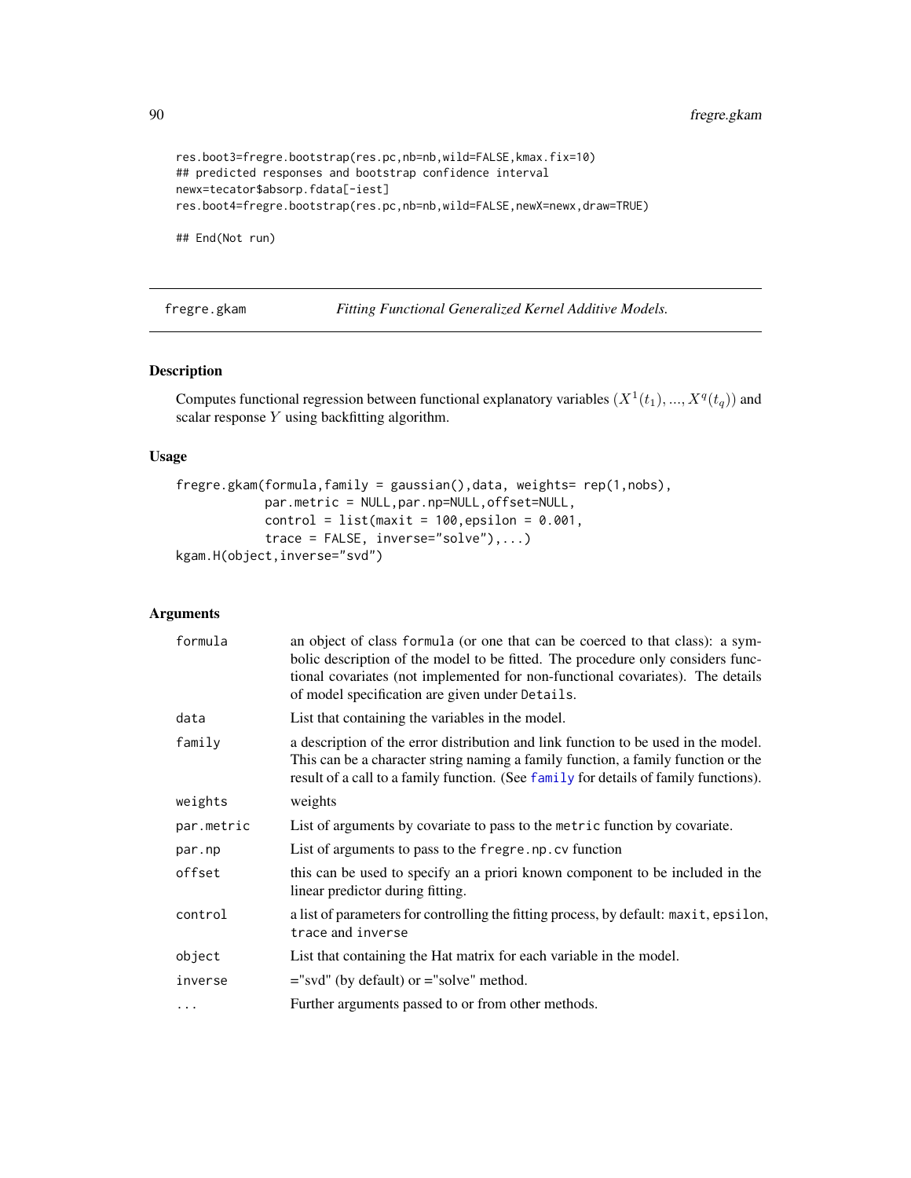```
res.boot3=fregre.bootstrap(res.pc,nb=nb,wild=FALSE,kmax.fix=10)
## predicted responses and bootstrap confidence interval
newx=tecator$absorp.fdata[-iest]
res.boot4=fregre.bootstrap(res.pc,nb=nb,wild=FALSE,newX=newx,draw=TRUE)

## End(Not run)
```

---

## fregre.gkam — *Fitting Functional Generalized Kernel Additive Models.*

### Description

Computes functional regression between functional explanatory variables $(X^1(t_1),...,X^q(t_q))$ and scalar response $Y$ using backfitting algorithm.

### Usage

```
fregre.gkam(formula,family = gaussian(),data, weights= rep(1,nobs),
            par.metric = NULL,par.np=NULL,offset=NULL,
            control = list(maxit = 100,epsilon = 0.001,
            trace = FALSE, inverse="solve"),...)
kgam.H(object,inverse="svd")
```

### Arguments

| | |
|---|---|
| `formula` | an object of class `formula` (or one that can be coerced to that class): a symbolic description of the model to be fitted. The procedure only considers functional covariates (not implemented for non-functional covariates). The details of model specification are given under `Details`. |
| `data` | List that containing the variables in the model. |
| `family` | a description of the error distribution and link function to be used in the model. This can be a character string naming a family function, a family function or the result of a call to a family function. (See `family` for details of family functions). |
| `weights` | weights |
| `par.metric` | List of arguments by covariate to pass to the `metric` function by covariate. |
| `par.np` | List of arguments to pass to the `fregre.np.cv` function |
| `offset` | this can be used to specify an a priori known component to be included in the linear predictor during fitting. |
| `control` | a list of parameters for controlling the fitting process, by default: `maxit`, `epsilon`, `trace` and `inverse` |
| `object` | List that containing the Hat matrix for each variable in the model. |
| `inverse` | ="svd" (by default) or ="solve" method. |
| `...` | Further arguments passed to or from other methods. |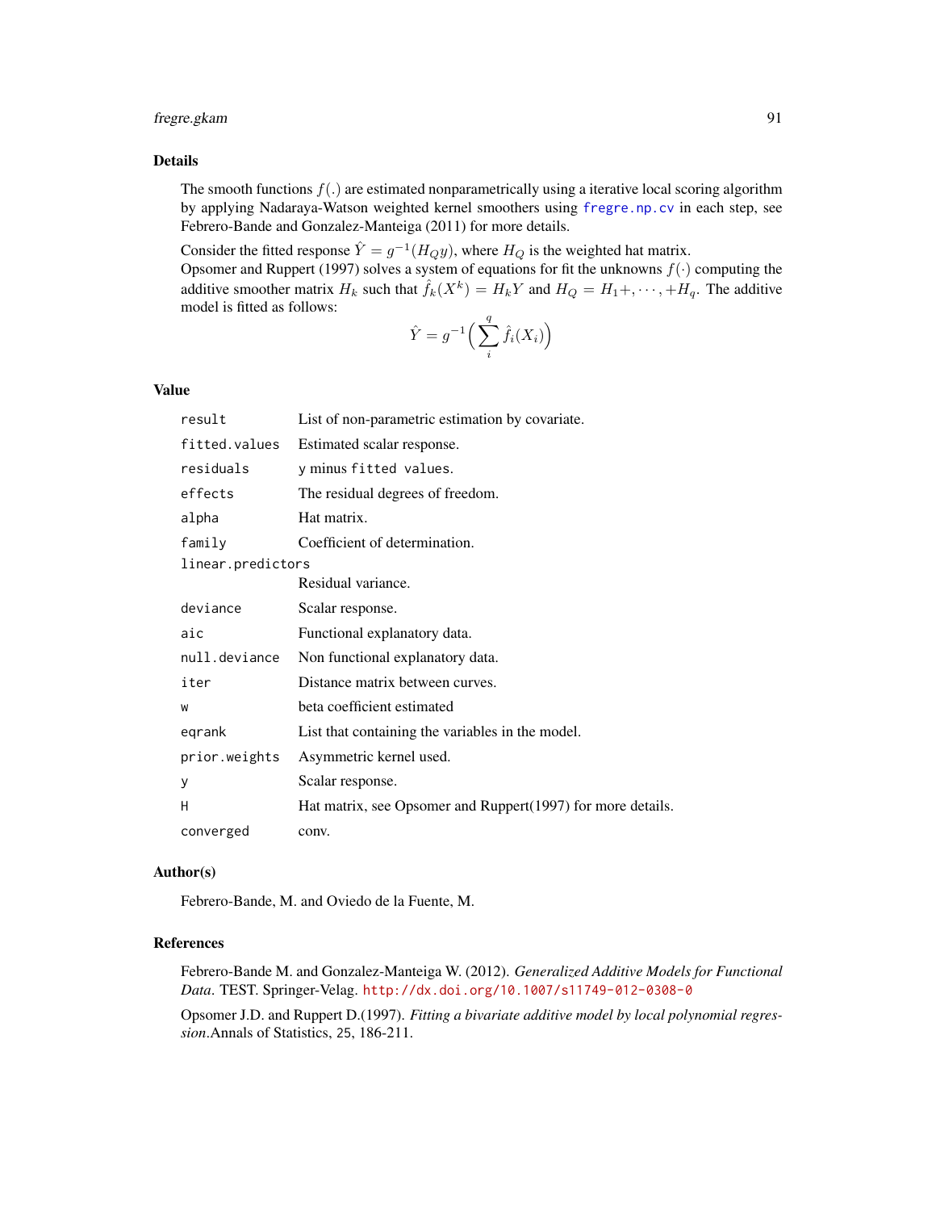### Details

The smooth functions $f(.)$ are estimated nonparametrically using a iterative local scoring algorithm by applying Nadaraya-Watson weighted kernel smoothers using `fregre.np.cv` in each step, see Febrero-Bande and Gonzalez-Manteiga (2011) for more details.

Consider the fitted response $\hat{Y} = g^{-1}(H_Q y)$, where $H_Q$ is the weighted hat matrix.
Opsomer and Ruppert (1997) solves a system of equations for fit the unknowns $f(\cdot)$ computing the additive smoother matrix $H_k$ such that $\hat{f}_k(X^k) = H_k Y$ and $H_Q = H_1 +, \cdots, +H_q$. The additive model is fitted as follows:

$$\hat{Y} = g^{-1}\Big(\sum_{i}^{q} \hat{f}_i(X_i)\Big)$$

### Value

| | |
|---|---|
| `result` | List of non-parametric estimation by covariate. |
| `fitted.values` | Estimated scalar response. |
| `residuals` | `y` minus `fitted values`. |
| `effects` | The residual degrees of freedom. |
| `alpha` | Hat matrix. |
| `family` | Coefficient of determination. |
| `linear.predictors` | Residual variance. |
| `deviance` | Scalar response. |
| `aic` | Functional explanatory data. |
| `null.deviance` | Non functional explanatory data. |
| `iter` | Distance matrix between curves. |
| `w` | beta coefficient estimated |
| `eqrank` | List that containing the variables in the model. |
| `prior.weights` | Asymmetric kernel used. |
| `y` | Scalar response. |
| `H` | Hat matrix, see Opsomer and Ruppert(1997) for more details. |
| `converged` | conv. |

### Author(s)

Febrero-Bande, M. and Oviedo de la Fuente, M.

### References

Febrero-Bande M. and Gonzalez-Manteiga W. (2012). *Generalized Additive Models for Functional Data*. TEST. Springer-Velag. http://dx.doi.org/10.1007/s11749-012-0308-0

Opsomer J.D. and Ruppert D.(1997). *Fitting a bivariate additive model by local polynomial regression*.Annals of Statistics, 25, 186-211.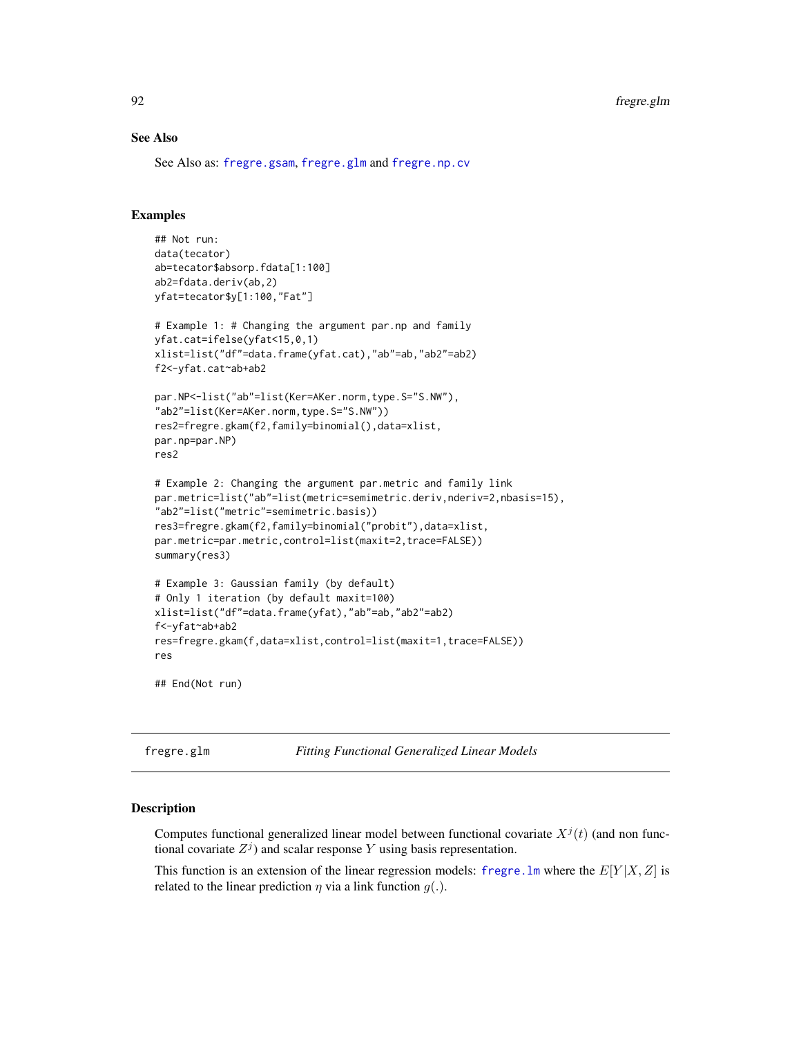### See Also

See Also as: fregre.gsam, fregre.glm and fregre.np.cv

### Examples

```
## Not run:
data(tecator)
ab=tecator$absorp.fdata[1:100]
ab2=fdata.deriv(ab,2)
yfat=tecator$y[1:100,"Fat"]

# Example 1: # Changing the argument par.np and family
yfat.cat=ifelse(yfat<15,0,1)
xlist=list("df"=data.frame(yfat.cat),"ab"=ab,"ab2"=ab2)
f2<-yfat.cat~ab+ab2

par.NP<-list("ab"=list(Ker=AKer.norm,type.S="S.NW"),
"ab2"=list(Ker=AKer.norm,type.S="S.NW"))
res2=fregre.gkam(f2,family=binomial(),data=xlist,
par.np=par.NP)
res2

# Example 2: Changing the argument par.metric and family link
par.metric=list("ab"=list(metric=semimetric.deriv,nderiv=2,nbasis=15),
"ab2"=list("metric"=semimetric.basis))
res3=fregre.gkam(f2,family=binomial("probit"),data=xlist,
par.metric=par.metric,control=list(maxit=2,trace=FALSE))
summary(res3)

# Example 3: Gaussian family (by default)
# Only 1 iteration (by default maxit=100)
xlist=list("df"=data.frame(yfat),"ab"=ab,"ab2"=ab2)
f<-yfat~ab+ab2
res=fregre.gkam(f,data=xlist,control=list(maxit=1,trace=FALSE))
res

## End(Not run)
```

---

## fregre.glm — *Fitting Functional Generalized Linear Models*

### Description

Computes functional generalized linear model between functional covariate $X^j(t)$ (and non functional covariate $Z^j$) and scalar response $Y$ using basis representation.

This function is an extension of the linear regression models: fregre.lm where the $E[Y|X,Z]$ is related to the linear prediction $\eta$ via a link function $g(.)$.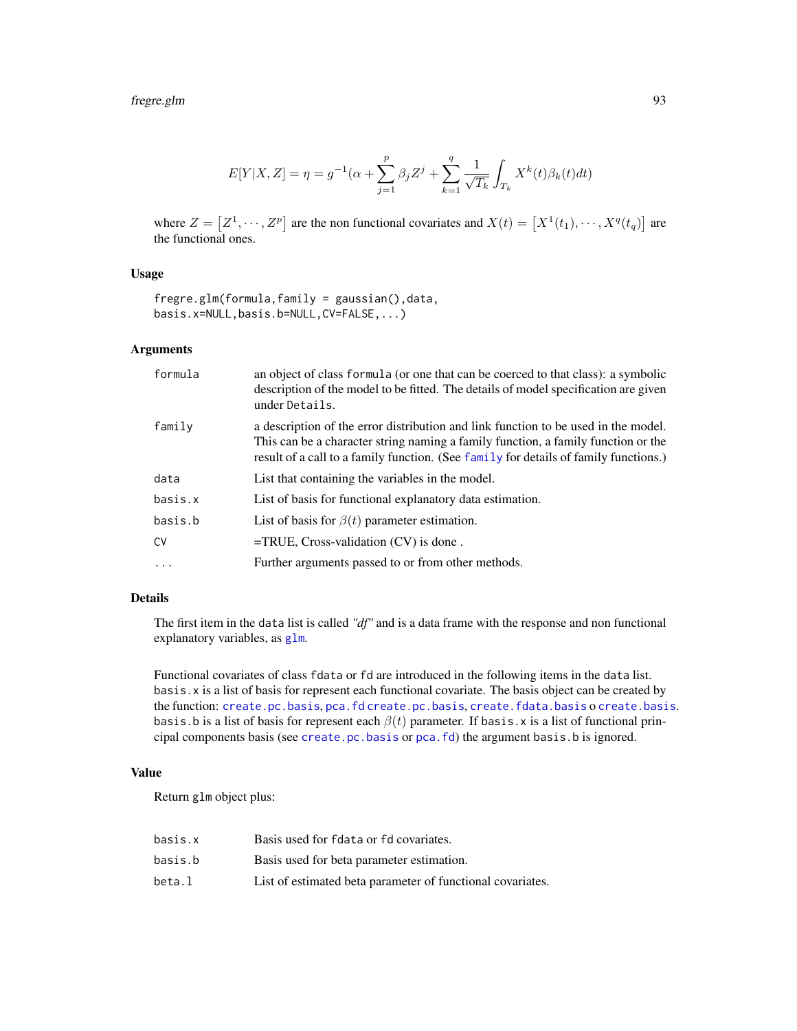$$E[Y|X,Z] = \eta = g^{-1}(\alpha + \sum_{j=1}^{p} \beta_j Z^j + \sum_{k=1}^{q} \frac{1}{\sqrt{T_k}} \int_{T_k} X^k(t)\beta_k(t)dt)$$

where $Z = \left[Z^1, \cdots, Z^p\right]$ are the non functional covariates and $X(t) = \left[X^1(t_1), \cdots, X^q(t_q)\right]$ are the functional ones.

### Usage

```
fregre.glm(formula,family = gaussian(),data,
basis.x=NULL,basis.b=NULL,CV=FALSE,...)
```

### Arguments

| | |
|---|---|
| `formula` | an object of class `formula` (or one that can be coerced to that class): a symbolic description of the model to be fitted. The details of model specification are given under `Details`. |
| `family` | a description of the error distribution and link function to be used in the model. This can be a character string naming a family function, a family function or the result of a call to a family function. (See `family` for details of family functions.) |
| `data` | List that containing the variables in the model. |
| `basis.x` | List of basis for functional explanatory data estimation. |
| `basis.b` | List of basis for $\beta(t)$ parameter estimation. |
| `CV` | =TRUE, Cross-validation (CV) is done . |
| `...` | Further arguments passed to or from other methods. |

### Details

The first item in the `data` list is called *"df"* and is a data frame with the response and non functional explanatory variables, as `glm`.

Functional covariates of class `fdata` or `fd` are introduced in the following items in the `data` list. `basis.x` is a list of basis for represent each functional covariate. The basis object can be created by the function: `create.pc.basis`, `pca.fd` `create.pc.basis`, `create.fdata.basis` o `create.basis`. `basis.b` is a list of basis for represent each $\beta(t)$ parameter. If `basis.x` is a list of functional principal components basis (see `create.pc.basis` or `pca.fd`) the argument `basis.b` is ignored.

### Value

Return `glm` object plus:

| | |
|---|---|
| `basis.x` | Basis used for `fdata` or `fd` covariates. |
| `basis.b` | Basis used for beta parameter estimation. |
| `beta.l` | List of estimated beta parameter of functional covariates. |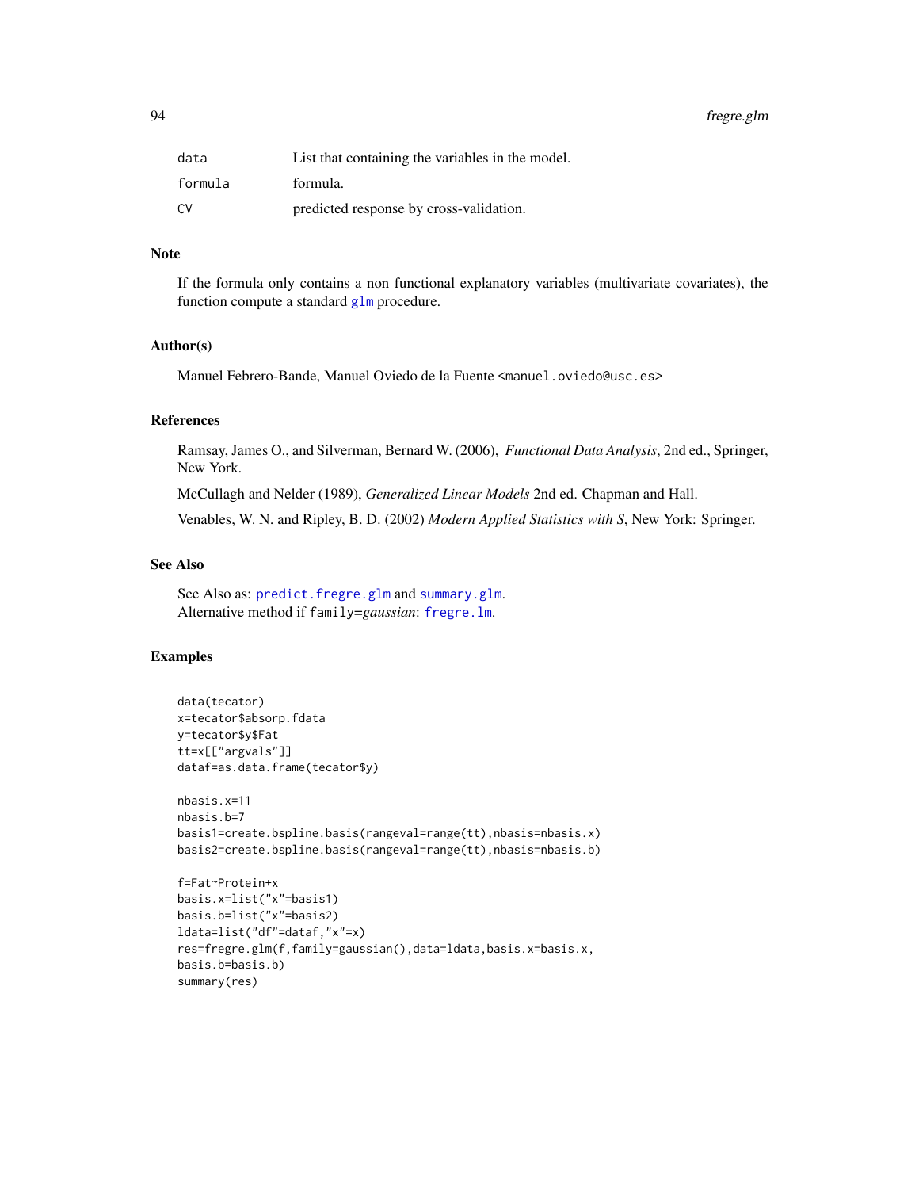| | |
|---|---|
| data | List that containing the variables in the model. |
| formula | formula. |
| CV | predicted response by cross-validation. |

## Note

If the formula only contains a non functional explanatory variables (multivariate covariates), the function compute a standard glm procedure.

## Author(s)

Manuel Febrero-Bande, Manuel Oviedo de la Fuente <manuel.oviedo@usc.es>

## References

Ramsay, James O., and Silverman, Bernard W. (2006), *Functional Data Analysis*, 2nd ed., Springer, New York.

McCullagh and Nelder (1989), *Generalized Linear Models* 2nd ed. Chapman and Hall.

Venables, W. N. and Ripley, B. D. (2002) *Modern Applied Statistics with S*, New York: Springer.

## See Also

See Also as: predict.fregre.glm and summary.glm.
Alternative method if family=*gaussian*: fregre.lm.

## Examples

```
data(tecator)
x=tecator$absorp.fdata
y=tecator$y$Fat
tt=x[["argvals"]]
dataf=as.data.frame(tecator$y)

nbasis.x=11
nbasis.b=7
basis1=create.bspline.basis(rangeval=range(tt),nbasis=nbasis.x)
basis2=create.bspline.basis(rangeval=range(tt),nbasis=nbasis.b)

f=Fat~Protein+x
basis.x=list("x"=basis1)
basis.b=list("x"=basis2)
ldata=list("df"=dataf,"x"=x)
res=fregre.glm(f,family=gaussian(),data=ldata,basis.x=basis.x,
basis.b=basis.b)
summary(res)
```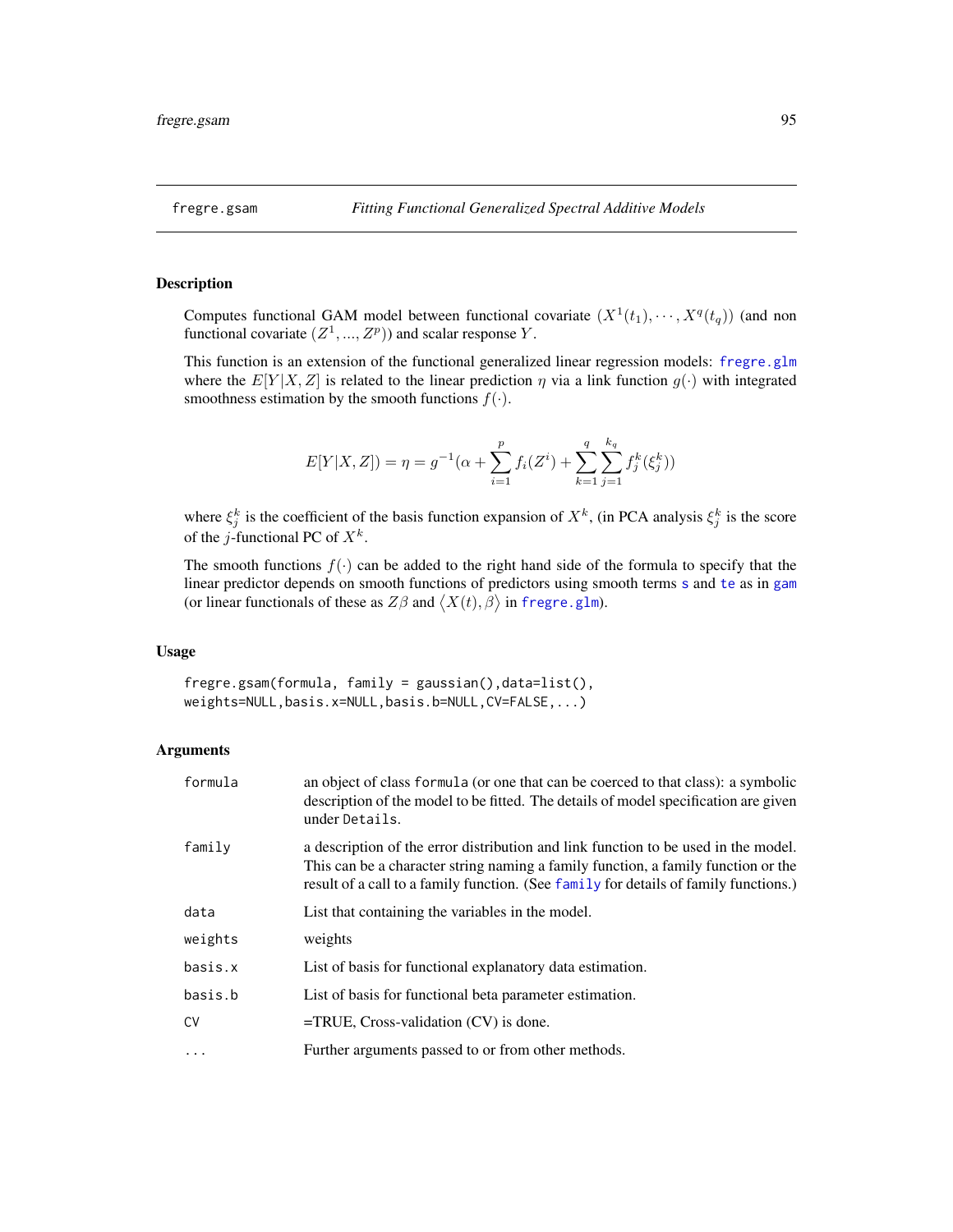fregre.gsam *Fitting Functional Generalized Spectral Additive Models*

## Description

Computes functional GAM model between functional covariate $(X^1(t_1), \cdots, X^q(t_q))$ (and non functional covariate $(Z^1, ..., Z^p)$) and scalar response $Y$.

This function is an extension of the functional generalized linear regression models: fregre.glm where the $E[Y|X, Z]$ is related to the linear prediction $\eta$ via a link function $g(\cdot)$ with integrated smoothness estimation by the smooth functions $f(\cdot)$.

$$E[Y|X, Z]) = \eta = g^{-1}(\alpha + \sum_{i=1}^{p} f_i(Z^i) + \sum_{k=1}^{q} \sum_{j=1}^{k_q} f_j^k(\xi_j^k))$$

where $\xi_j^k$ is the coefficient of the basis function expansion of $X^k$, (in PCA analysis $\xi_j^k$ is the score of the $j$-functional PC of $X^k$.

The smooth functions $f(\cdot)$ can be added to the right hand side of the formula to specify that the linear predictor depends on smooth functions of predictors using smooth terms s and te as in gam (or linear functionals of these as $Z\beta$ and $\langle X(t), \beta \rangle$ in fregre.glm).

## Usage

```
fregre.gsam(formula, family = gaussian(),data=list(),
weights=NULL,basis.x=NULL,basis.b=NULL,CV=FALSE,...)
```

## Arguments

| | |
|---|---|
| formula | an object of class formula (or one that can be coerced to that class): a symbolic description of the model to be fitted. The details of model specification are given under Details. |
| family | a description of the error distribution and link function to be used in the model. This can be a character string naming a family function, a family function or the result of a call to a family function. (See family for details of family functions.) |
| data | List that containing the variables in the model. |
| weights | weights |
| basis.x | List of basis for functional explanatory data estimation. |
| basis.b | List of basis for functional beta parameter estimation. |
| CV | =TRUE, Cross-validation (CV) is done. |
| ... | Further arguments passed to or from other methods. |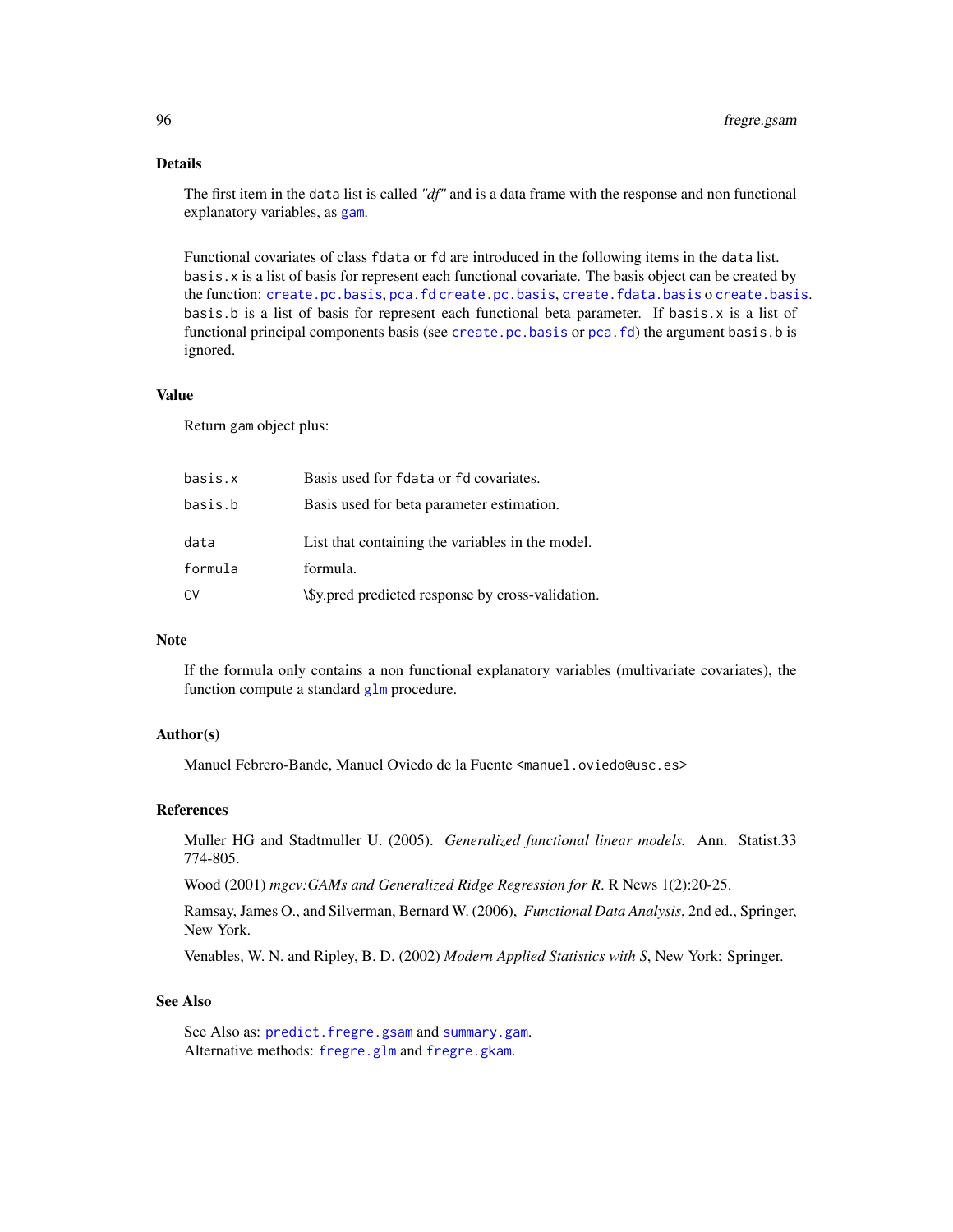## Details

The first item in the `data` list is called *"df"* and is a data frame with the response and non functional explanatory variables, as `gam`.

Functional covariates of class `fdata` or `fd` are introduced in the following items in the `data` list. `basis.x` is a list of basis for represent each functional covariate. The basis object can be created by the function: `create.pc.basis`, `pca.fd` `create.pc.basis`, `create.fdata.basis` o `create.basis`. `basis.b` is a list of basis for represent each functional beta parameter. If `basis.x` is a list of functional principal components basis (see `create.pc.basis` or `pca.fd`) the argument `basis.b` is ignored.

## Value

Return `gam` object plus:

| | |
|---|---|
| `basis.x` | Basis used for `fdata` or `fd` covariates. |
| `basis.b` | Basis used for beta parameter estimation. |
| `data` | List that containing the variables in the model. |
| `formula` | formula. |
| `CV` | \$y.pred predicted response by cross-validation. |

## Note

If the formula only contains a non functional explanatory variables (multivariate covariates), the function compute a standard `glm` procedure.

## Author(s)

Manuel Febrero-Bande, Manuel Oviedo de la Fuente <manuel.oviedo@usc.es>

## References

Muller HG and Stadtmuller U. (2005). *Generalized functional linear models.* Ann. Statist.33 774-805.

Wood (2001) *mgcv:GAMs and Generalized Ridge Regression for R*. R News 1(2):20-25.

Ramsay, James O., and Silverman, Bernard W. (2006), *Functional Data Analysis*, 2nd ed., Springer, New York.

Venables, W. N. and Ripley, B. D. (2002) *Modern Applied Statistics with S*, New York: Springer.

## See Also

See Also as: `predict.fregre.gsam` and `summary.gam`.
Alternative methods: `fregre.glm` and `fregre.gkam`.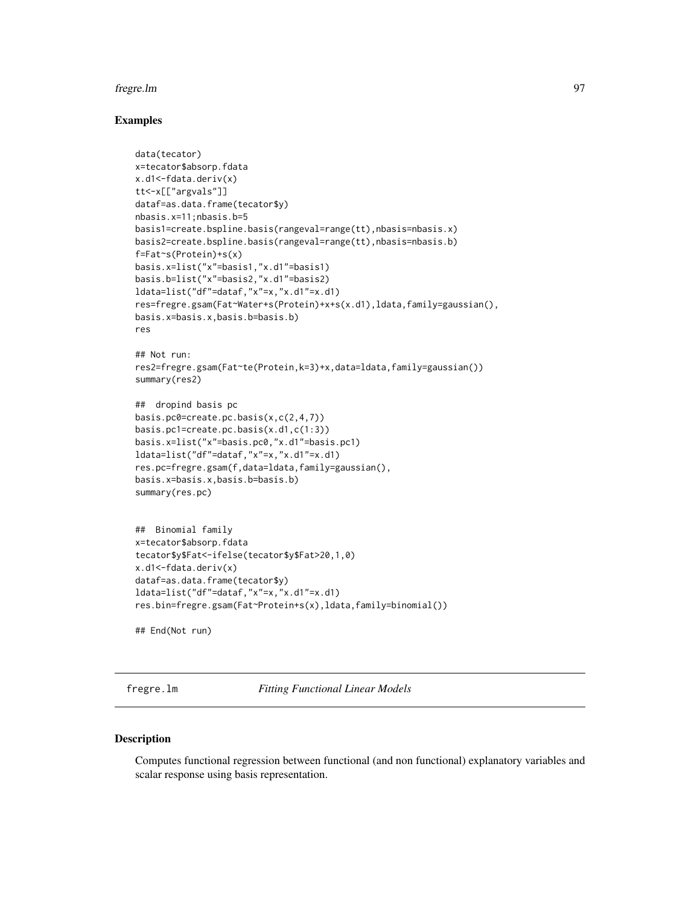### Examples

```
data(tecator)
x=tecator$absorp.fdata
x.d1<-fdata.deriv(x)
tt<-x[["argvals"]]
dataf=as.data.frame(tecator$y)
nbasis.x=11;nbasis.b=5
basis1=create.bspline.basis(rangeval=range(tt),nbasis=nbasis.x)
basis2=create.bspline.basis(rangeval=range(tt),nbasis=nbasis.b)
f=Fat~s(Protein)+s(x)
basis.x=list("x"=basis1,"x.d1"=basis1)
basis.b=list("x"=basis2,"x.d1"=basis2)
ldata=list("df"=dataf,"x"=x,"x.d1"=x.d1)
res=fregre.gsam(Fat~Water+s(Protein)+x+s(x.d1),ldata,family=gaussian(),
basis.x=basis.x,basis.b=basis.b)
res

## Not run:
res2=fregre.gsam(Fat~te(Protein,k=3)+x,data=ldata,family=gaussian())
summary(res2)

##  dropind basis pc
basis.pc0=create.pc.basis(x,c(2,4,7))
basis.pc1=create.pc.basis(x.d1,c(1:3))
basis.x=list("x"=basis.pc0,"x.d1"=basis.pc1)
ldata=list("df"=dataf,"x"=x,"x.d1"=x.d1)
res.pc=fregre.gsam(f,data=ldata,family=gaussian(),
basis.x=basis.x,basis.b=basis.b)
summary(res.pc)


##  Binomial family
x=tecator$absorp.fdata
tecator$y$Fat<-ifelse(tecator$y$Fat>20,1,0)
x.d1<-fdata.deriv(x)
dataf=as.data.frame(tecator$y)
ldata=list("df"=dataf,"x"=x,"x.d1"=x.d1)
res.bin=fregre.gsam(Fat~Protein+s(x),ldata,family=binomial())

## End(Not run)
```

---

## fregre.lm *Fitting Functional Linear Models*

### Description

Computes functional regression between functional (and non functional) explanatory variables and scalar response using basis representation.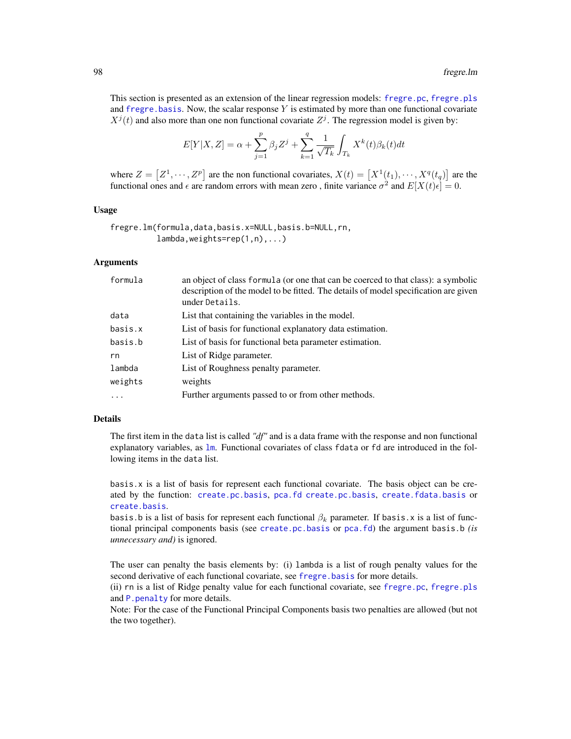This section is presented as an extension of the linear regression models: fregre.pc, fregre.pls and fregre.basis. Now, the scalar response $Y$ is estimated by more than one functional covariate $X^j(t)$ and also more than one non functional covariate $Z^j$. The regression model is given by:

$$E[Y|X,Z] = \alpha + \sum_{j=1}^{p} \beta_j Z^j + \sum_{k=1}^{q} \frac{1}{\sqrt{T_k}} \int_{T_k} X^k(t)\beta_k(t)dt$$

where $Z = \left[Z^1, \cdots, Z^p\right]$ are the non functional covariates, $X(t) = \left[X^1(t_1), \cdots, X^q(t_q)\right]$ are the functional ones and $\epsilon$ are random errors with mean zero , finite variance $\sigma^2$ and $E[X(t)\epsilon] = 0$.

### Usage

```
fregre.lm(formula,data,basis.x=NULL,basis.b=NULL,rn,
        lambda,weights=rep(1,n),...)
```

### Arguments

| | |
|---|---|
| formula | an object of class `formula` (or one that can be coerced to that class): a symbolic description of the model to be fitted. The details of model specification are given under `Details`. |
| data | List that containing the variables in the model. |
| basis.x | List of basis for functional explanatory data estimation. |
| basis.b | List of basis for functional beta parameter estimation. |
| rn | List of Ridge parameter. |
| lambda | List of Roughness penalty parameter. |
| weights | weights |
| ... | Further arguments passed to or from other methods. |

### Details

The first item in the `data` list is called *"df"* and is a data frame with the response and non functional explanatory variables, as lm. Functional covariates of class `fdata` or `fd` are introduced in the following items in the `data` list.

`basis.x` is a list of basis for represent each functional covariate. The basis object can be created by the function: create.pc.basis, pca.fd create.pc.basis, create.fdata.basis or create.basis.
`basis.b` is a list of basis for represent each functional $\beta_k$ parameter. If `basis.x` is a list of functional principal components basis (see create.pc.basis or pca.fd) the argument `basis.b` *(is unnecessary and)* is ignored.

The user can penalty the basis elements by: (i) `lambda` is a list of rough penalty values for the second derivative of each functional covariate, see fregre.basis for more details.
(ii) `rn` is a list of Ridge penalty value for each functional covariate, see fregre.pc, fregre.pls and P.penalty for more details.
Note: For the case of the Functional Principal Components basis two penalties are allowed (but not the two together).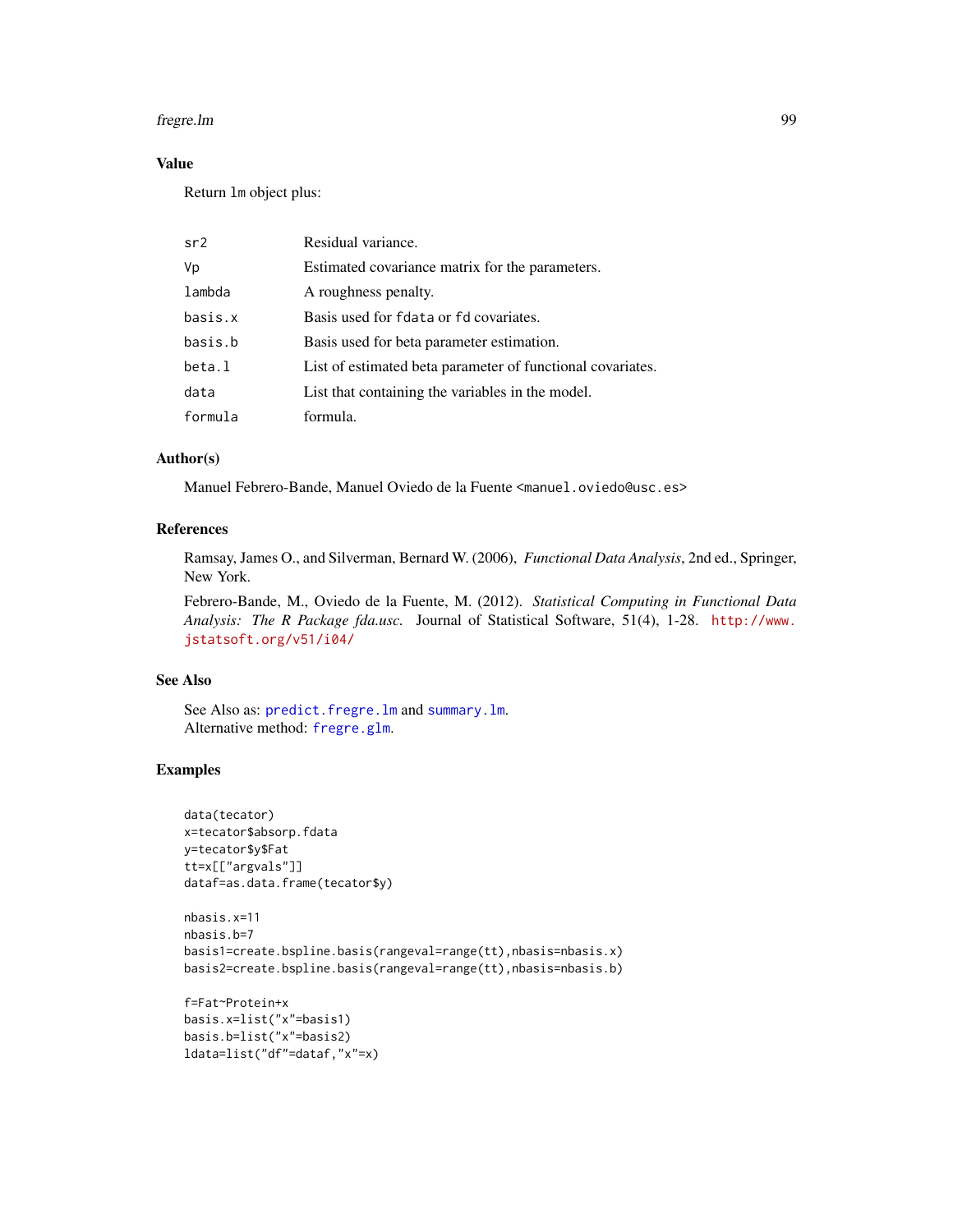## Value

Return `lm` object plus:

| | |
|---|---|
| sr2 | Residual variance. |
| Vp | Estimated covariance matrix for the parameters. |
| lambda | A roughness penalty. |
| basis.x | Basis used for `fdata` or `fd` covariates. |
| basis.b | Basis used for beta parameter estimation. |
| beta.l | List of estimated beta parameter of functional covariates. |
| data | List that containing the variables in the model. |
| formula | formula. |

## Author(s)

Manuel Febrero-Bande, Manuel Oviedo de la Fuente <manuel.oviedo@usc.es>

## References

Ramsay, James O., and Silverman, Bernard W. (2006), *Functional Data Analysis*, 2nd ed., Springer, New York.

Febrero-Bande, M., Oviedo de la Fuente, M. (2012). *Statistical Computing in Functional Data Analysis: The R Package fda.usc.* Journal of Statistical Software, 51(4), 1-28. http://www.jstatsoft.org/v51/i04/

## See Also

See Also as: `predict.fregre.lm` and `summary.lm`.
Alternative method: `fregre.glm`.

## Examples

```
data(tecator)
x=tecator$absorp.fdata
y=tecator$y$Fat
tt=x[["argvals"]]
dataf=as.data.frame(tecator$y)

nbasis.x=11
nbasis.b=7
basis1=create.bspline.basis(rangeval=range(tt),nbasis=nbasis.x)
basis2=create.bspline.basis(rangeval=range(tt),nbasis=nbasis.b)

f=Fat~Protein+x
basis.x=list("x"=basis1)
basis.b=list("x"=basis2)
ldata=list("df"=dataf,"x"=x)
```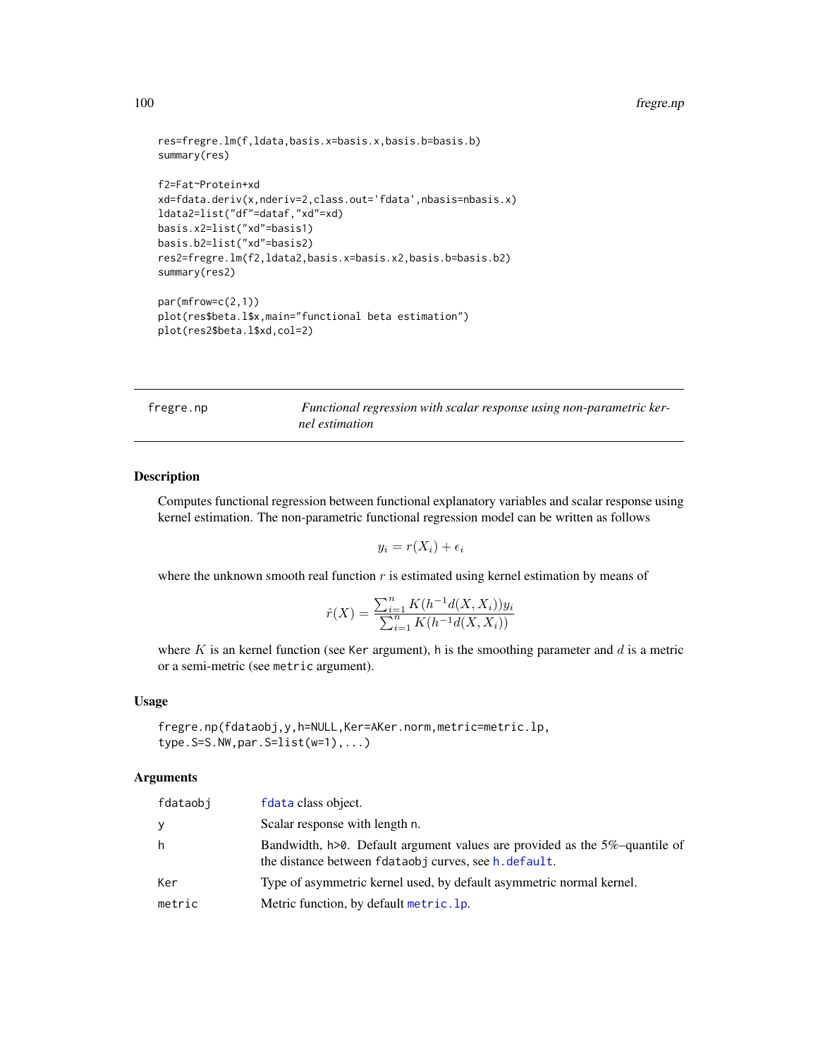```
res=fregre.lm(f,ldata,basis.x=basis.x,basis.b=basis.b)
summary(res)

f2=Fat~Protein+xd
xd=fdata.deriv(x,nderiv=2,class.out='fdata',nbasis=nbasis.x)
ldata2=list("df"=dataf,"xd"=xd)
basis.x2=list("xd"=basis1)
basis.b2=list("xd"=basis2)
res2=fregre.lm(f2,ldata2,basis.x=basis.x2,basis.b=basis.b2)
summary(res2)

par(mfrow=c(2,1))
plot(res$beta.l$x,main="functional beta estimation")
plot(res2$beta.l$xd,col=2)
```

---

## fregre.np — *Functional regression with scalar response using non-parametric kernel estimation*

---

### Description

Computes functional regression between functional explanatory variables and scalar response using kernel estimation. The non-parametric functional regression model can be written as follows

$$y_i = r(X_i) + \epsilon_i$$

where the unknown smooth real function $r$ is estimated using kernel estimation by means of

$$\hat{r}(X) = \frac{\sum_{i=1}^{n} K(h^{-1}d(X, X_i))y_i}{\sum_{i=1}^{n} K(h^{-1}d(X, X_i))}$$

where $K$ is an kernel function (see `Ker` argument), `h` is the smoothing parameter and $d$ is a metric or a semi-metric (see `metric` argument).

### Usage

```
fregre.np(fdataobj,y,h=NULL,Ker=AKer.norm,metric=metric.lp,
type.S=S.NW,par.S=list(w=1),...)
```

### Arguments

| | |
|---|---|
| fdataobj | fdata class object. |
| y | Scalar response with length n. |
| h | Bandwidth, h>0. Default argument values are provided as the 5%–quantile of the distance between fdataobj curves, see h.default. |
| Ker | Type of asymmetric kernel used, by default asymmetric normal kernel. |
| metric | Metric function, by default metric.lp. |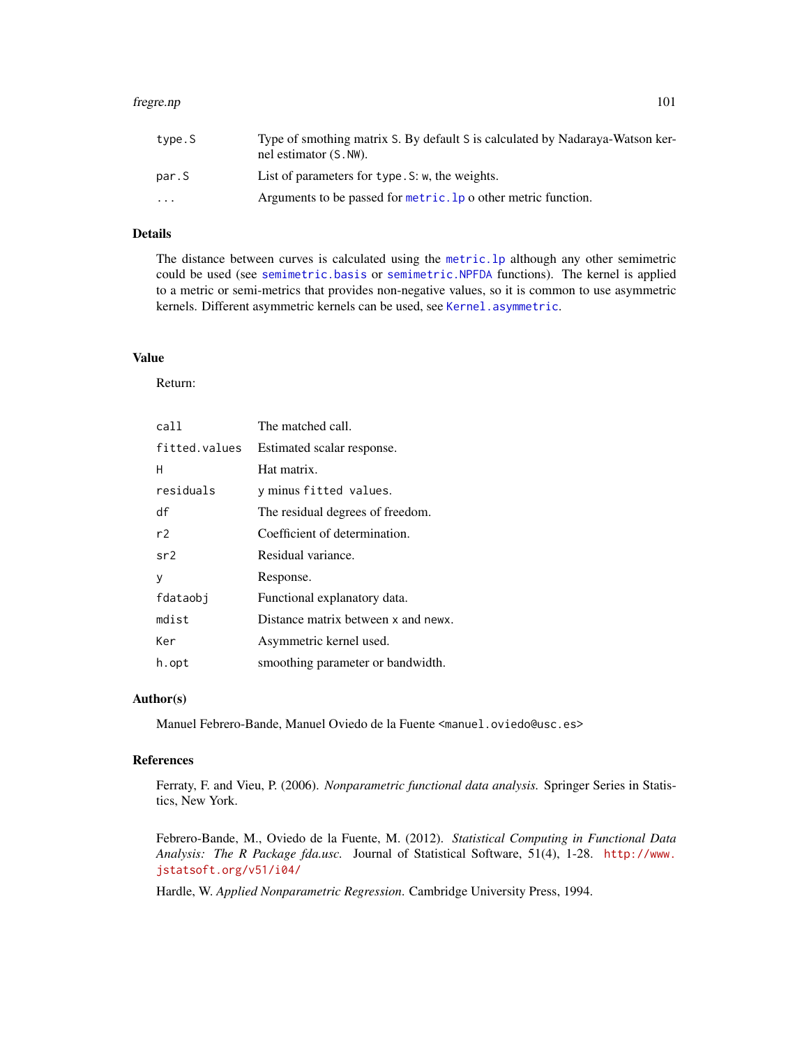| | |
|---|---|
| `type.S` | Type of smothing matrix `S`. By default `S` is calculated by Nadaraya-Watson kernel estimator (`S.NW`). |
| `par.S` | List of parameters for `type.S`: `w`, the weights. |
| `...` | Arguments to be passed for `metric.lp` o other metric function. |

## Details

The distance between curves is calculated using the `metric.lp` although any other semimetric could be used (see `semimetric.basis` or `semimetric.NPFDA` functions). The kernel is applied to a metric or semi-metrics that provides non-negative values, so it is common to use asymmetric kernels. Different asymmetric kernels can be used, see `Kernel.asymmetric`.

## Value

Return:

| | |
|---|---|
| `call` | The matched call. |
| `fitted.values` | Estimated scalar response. |
| `H` | Hat matrix. |
| `residuals` | `y` minus `fitted values`. |
| `df` | The residual degrees of freedom. |
| `r2` | Coefficient of determination. |
| `sr2` | Residual variance. |
| `y` | Response. |
| `fdataobj` | Functional explanatory data. |
| `mdist` | Distance matrix between `x` and `newx`. |
| `Ker` | Asymmetric kernel used. |
| `h.opt` | smoothing parameter or bandwidth. |

## Author(s)

Manuel Febrero-Bande, Manuel Oviedo de la Fuente <manuel.oviedo@usc.es>

## References

Ferraty, F. and Vieu, P. (2006). *Nonparametric functional data analysis.* Springer Series in Statistics, New York.

Febrero-Bande, M., Oviedo de la Fuente, M. (2012). *Statistical Computing in Functional Data Analysis: The R Package fda.usc.* Journal of Statistical Software, 51(4), 1-28. http://www.jstatsoft.org/v51/i04/

Hardle, W. *Applied Nonparametric Regression.* Cambridge University Press, 1994.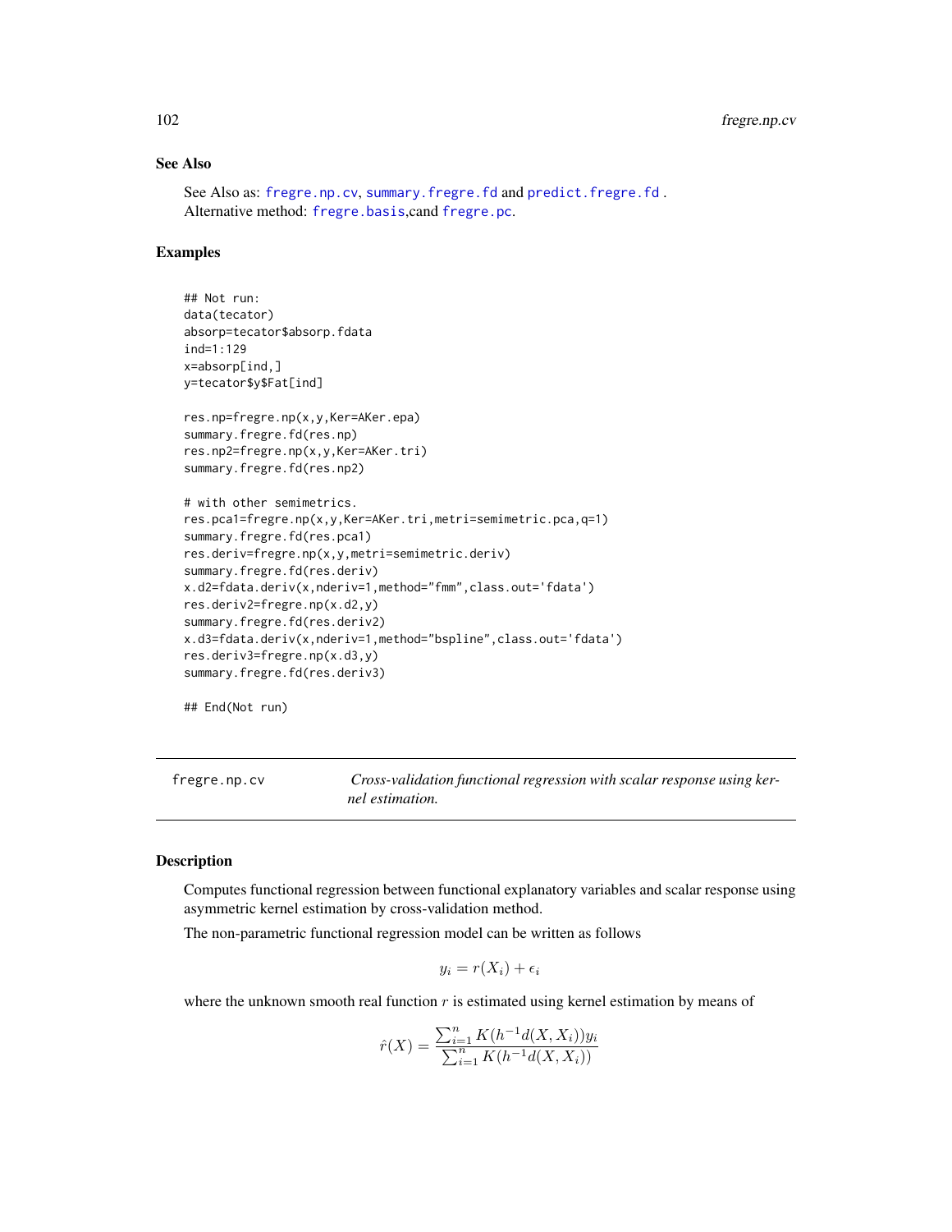### See Also

See Also as: `fregre.np.cv`, `summary.fregre.fd` and `predict.fregre.fd` .
Alternative method: `fregre.basis`,cand `fregre.pc`.

### Examples

```
## Not run:
data(tecator)
absorp=tecator$absorp.fdata
ind=1:129
x=absorp[ind,]
y=tecator$y$Fat[ind]

res.np=fregre.np(x,y,Ker=AKer.epa)
summary.fregre.fd(res.np)
res.np2=fregre.np(x,y,Ker=AKer.tri)
summary.fregre.fd(res.np2)

# with other semimetrics.
res.pca1=fregre.np(x,y,Ker=AKer.tri,metri=semimetric.pca,q=1)
summary.fregre.fd(res.pca1)
res.deriv=fregre.np(x,y,metri=semimetric.deriv)
summary.fregre.fd(res.deriv)
x.d2=fdata.deriv(x,nderiv=1,method="fmm",class.out='fdata')
res.deriv2=fregre.np(x.d2,y)
summary.fregre.fd(res.deriv2)
x.d3=fdata.deriv(x,nderiv=1,method="bspline",class.out='fdata')
res.deriv3=fregre.np(x.d3,y)
summary.fregre.fd(res.deriv3)

## End(Not run)
```

---

## fregre.np.cv — *Cross-validation functional regression with scalar response using kernel estimation.*

---

### Description

Computes functional regression between functional explanatory variables and scalar response using asymmetric kernel estimation by cross-validation method.

The non-parametric functional regression model can be written as follows

$$y_i = r(X_i) + \epsilon_i$$

where the unknown smooth real function $r$ is estimated using kernel estimation by means of

$$\hat{r}(X) = \frac{\sum_{i=1}^{n} K(h^{-1}d(X, X_i))y_i}{\sum_{i=1}^{n} K(h^{-1}d(X, X_i))}$$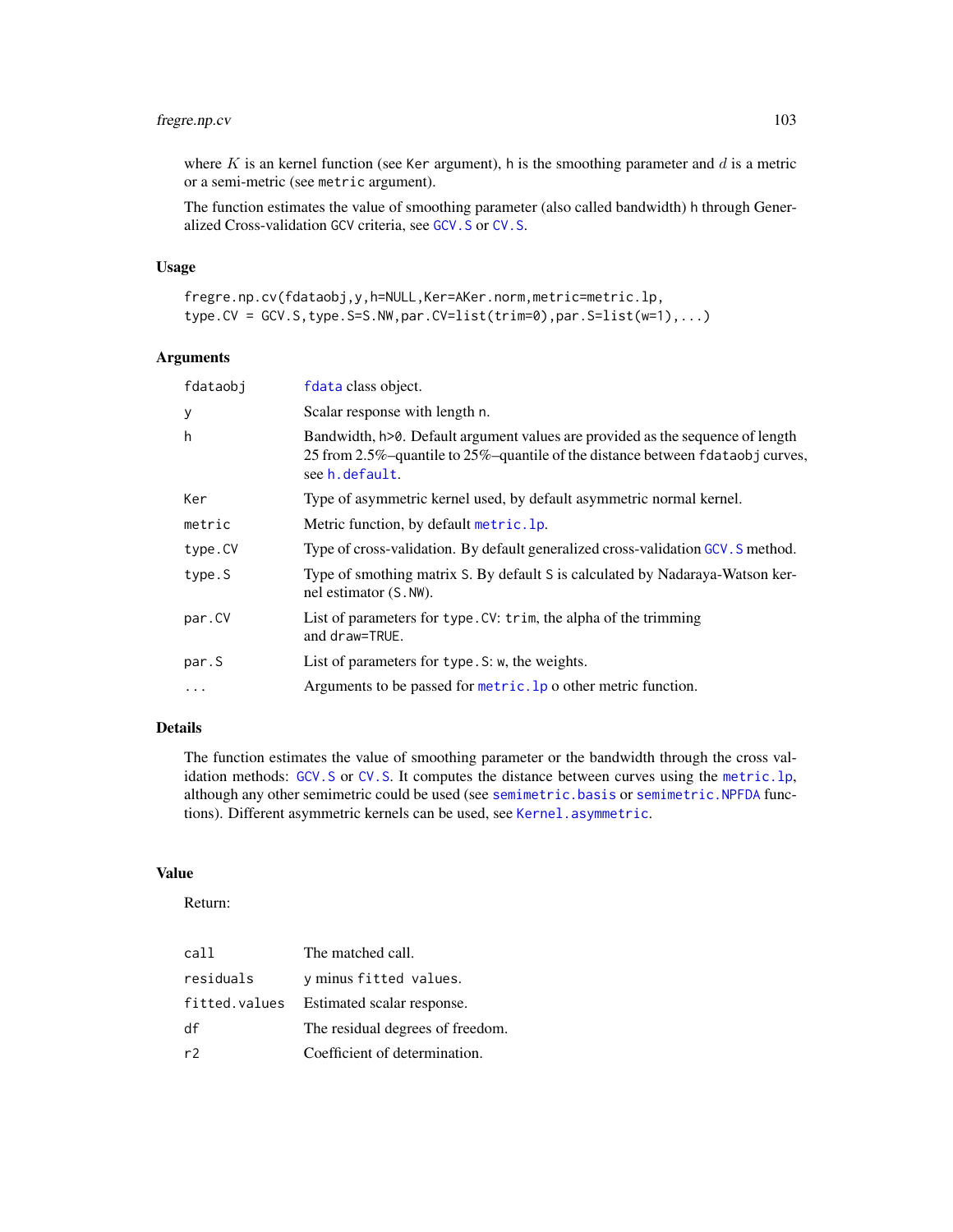where $K$ is an kernel function (see Ker argument), h is the smoothing parameter and $d$ is a metric or a semi-metric (see metric argument).

The function estimates the value of smoothing parameter (also called bandwidth) h through Generalized Cross-validation GCV criteria, see GCV.S or CV.S.

## Usage

```
fregre.np.cv(fdataobj,y,h=NULL,Ker=AKer.norm,metric=metric.lp,
type.CV = GCV.S,type.S=S.NW,par.CV=list(trim=0),par.S=list(w=1),...)
```

## Arguments

| | |
|---|---|
| fdataobj | fdata class object. |
| y | Scalar response with length n. |
| h | Bandwidth, h>0. Default argument values are provided as the sequence of length 25 from 2.5%–quantile to 25%–quantile of the distance between fdataobj curves, see h.default. |
| Ker | Type of asymmetric kernel used, by default asymmetric normal kernel. |
| metric | Metric function, by default metric.lp. |
| type.CV | Type of cross-validation. By default generalized cross-validation GCV.S method. |
| type.S | Type of smothing matrix S. By default S is calculated by Nadaraya-Watson kernel estimator (S.NW). |
| par.CV | List of parameters for type.CV: trim, the alpha of the trimming and draw=TRUE. |
| par.S | List of parameters for type.S: w, the weights. |
| ... | Arguments to be passed for metric.lp o other metric function. |

## Details

The function estimates the value of smoothing parameter or the bandwidth through the cross validation methods: GCV.S or CV.S. It computes the distance between curves using the metric.lp, although any other semimetric could be used (see semimetric.basis or semimetric.NPFDA functions). Different asymmetric kernels can be used, see Kernel.asymmetric.

## Value

Return:

| | |
|---|---|
| call | The matched call. |
| residuals | y minus fitted values. |
| fitted.values | Estimated scalar response. |
| df | The residual degrees of freedom. |
| r2 | Coefficient of determination. |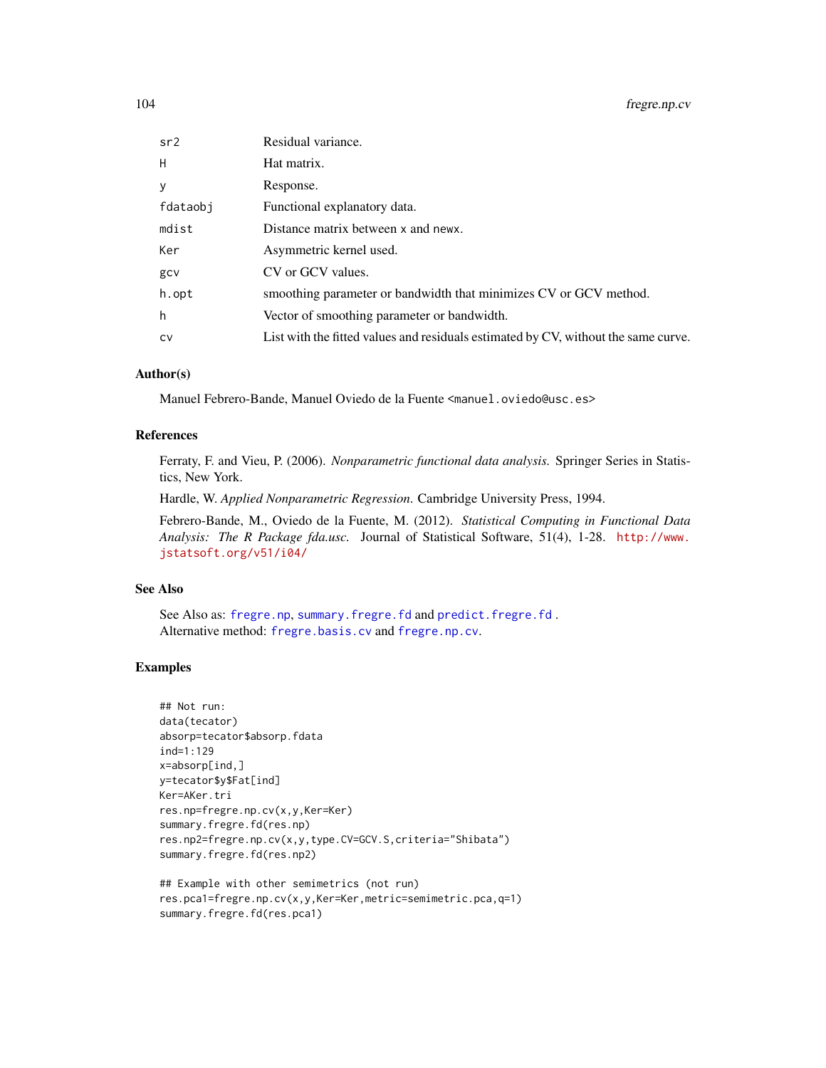| | |
|---|---|
| sr2 | Residual variance. |
| H | Hat matrix. |
| y | Response. |
| fdataobj | Functional explanatory data. |
| mdist | Distance matrix between x and newx. |
| Ker | Asymmetric kernel used. |
| gcv | CV or GCV values. |
| h.opt | smoothing parameter or bandwidth that minimizes CV or GCV method. |
| h | Vector of smoothing parameter or bandwidth. |
| cv | List with the fitted values and residuals estimated by CV, without the same curve. |

### Author(s)

Manuel Febrero-Bande, Manuel Oviedo de la Fuente <manuel.oviedo@usc.es>

### References

Ferraty, F. and Vieu, P. (2006). *Nonparametric functional data analysis.* Springer Series in Statistics, New York.

Hardle, W. *Applied Nonparametric Regression*. Cambridge University Press, 1994.

Febrero-Bande, M., Oviedo de la Fuente, M. (2012). *Statistical Computing in Functional Data Analysis: The R Package fda.usc.* Journal of Statistical Software, 51(4), 1-28. http://www.jstatsoft.org/v51/i04/

### See Also

See Also as: fregre.np, summary.fregre.fd and predict.fregre.fd .
Alternative method: fregre.basis.cv and fregre.np.cv.

### Examples

```
## Not run:
data(tecator)
absorp=tecator$absorp.fdata
ind=1:129
x=absorp[ind,]
y=tecator$y$Fat[ind]
Ker=AKer.tri
res.np=fregre.np.cv(x,y,Ker=Ker)
summary.fregre.fd(res.np)
res.np2=fregre.np.cv(x,y,type.CV=GCV.S,criteria="Shibata")
summary.fregre.fd(res.np2)

## Example with other semimetrics (not run)
res.pca1=fregre.np.cv(x,y,Ker=Ker,metric=semimetric.pca,q=1)
summary.fregre.fd(res.pca1)
```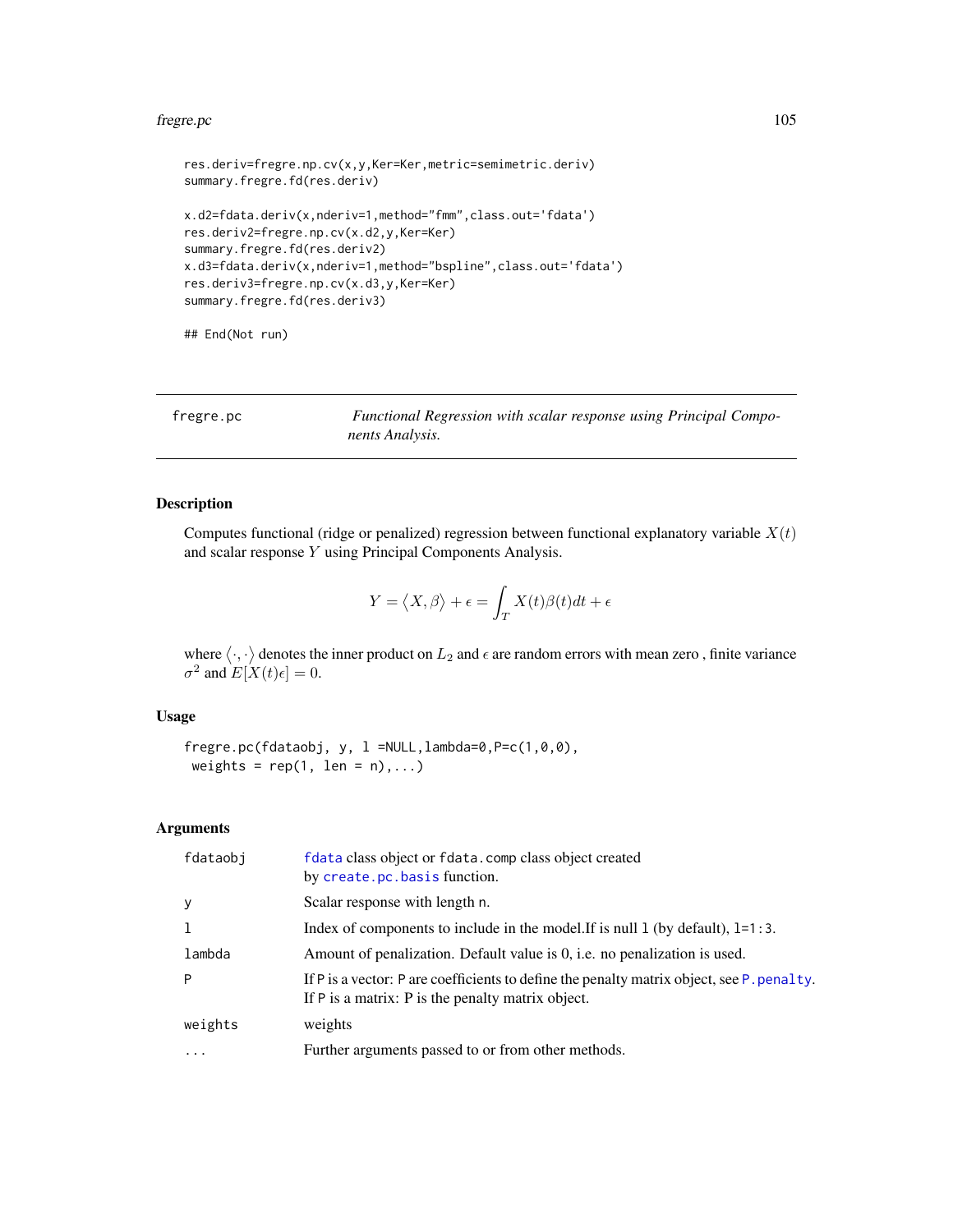```
res.deriv=fregre.np.cv(x,y,Ker=Ker,metric=semimetric.deriv)
summary.fregre.fd(res.deriv)

x.d2=fdata.deriv(x,nderiv=1,method="fmm",class.out='fdata')
res.deriv2=fregre.np.cv(x.d2,y,Ker=Ker)
summary.fregre.fd(res.deriv2)
x.d3=fdata.deriv(x,nderiv=1,method="bspline",class.out='fdata')
res.deriv3=fregre.np.cv(x.d3,y,Ker=Ker)
summary.fregre.fd(res.deriv3)

## End(Not run)
```

---

## fregre.pc — *Functional Regression with scalar response using Principal Components Analysis.*

---

### Description

Computes functional (ridge or penalized) regression between functional explanatory variable $X(t)$ and scalar response $Y$ using Principal Components Analysis.

$$Y = \big\langle X, \beta \big\rangle + \epsilon = \int_T X(t)\beta(t)dt + \epsilon$$

where $\langle \cdot, \cdot \rangle$ denotes the inner product on $L_2$ and $\epsilon$ are random errors with mean zero , finite variance $\sigma^2$ and $E[X(t)\epsilon] = 0$.

### Usage

```
fregre.pc(fdataobj, y, l =NULL,lambda=0,P=c(1,0,0),
 weights = rep(1, len = n),...)
```

### Arguments

| | |
|---|---|
| `fdataobj` | `fdata` class object or `fdata.comp` class object created by `create.pc.basis` function. |
| `y` | Scalar response with length `n`. |
| `l` | Index of components to include in the model.If is null `l` (by default), `l=1:3`. |
| `lambda` | Amount of penalization. Default value is 0, i.e. no penalization is used. |
| `P` | If `P` is a vector: `P` are coefficients to define the penalty matrix object, see `P.penalty`. If `P` is a matrix: P is the penalty matrix object. |
| `weights` | weights |
| `...` | Further arguments passed to or from other methods. |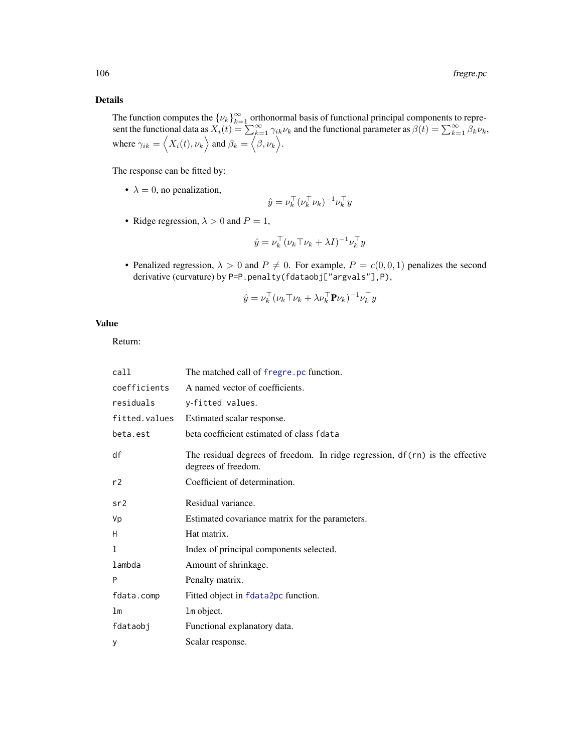## Details

The function computes the $\{\nu_k\}_{k=1}^{\infty}$ orthonormal basis of functional principal components to represent the functional data as $X_i(t) = \sum_{k=1}^{\infty} \gamma_{ik}\nu_k$ and the functional parameter as $\beta(t) = \sum_{k=1}^{\infty} \beta_k \nu_k$, where $\gamma_{ik} = \Big\langle X_i(t), \nu_k \Big\rangle$ and $\beta_k = \Big\langle \beta, \nu_k \Big\rangle$.

The response can be fitted by:

- $\lambda = 0$, no penalization,
$$\hat{y} = \nu_k^\top (\nu_k^\top \nu_k)^{-1} \nu_k^\top y$$
- Ridge regression, $\lambda > 0$ and $P = 1$,
$$\hat{y} = \nu_k^\top (\nu_k \top \nu_k + \lambda I)^{-1} \nu_k^\top y$$
- Penalized regression, $\lambda > 0$ and $P \neq 0$. For example, $P = c(0, 0, 1)$ penalizes the second derivative (curvature) by `P=P.penalty(fdataobj["argvals"],P)`,
$$\hat{y} = \nu_k^\top (\nu_k \top \nu_k + \lambda \nu_k^\top \mathbf{P} \nu_k)^{-1} \nu_k^\top y$$

## Value

Return:

| | |
|---|---|
| `call` | The matched call of `fregre.pc` function. |
| `coefficients` | A named vector of coefficients. |
| `residuals` | `y`-`fitted values`. |
| `fitted.values` | Estimated scalar response. |
| `beta.est` | beta coefficient estimated of class `fdata` |
| `df` | The residual degrees of freedom. In ridge regression, `df(rn)` is the effective degrees of freedom. |
| `r2` | Coefficient of determination. |
| `sr2` | Residual variance. |
| `Vp` | Estimated covariance matrix for the parameters. |
| `H` | Hat matrix. |
| `l` | Index of principal components selected. |
| `lambda` | Amount of shrinkage. |
| `P` | Penalty matrix. |
| `fdata.comp` | Fitted object in `fdata2pc` function. |
| `lm` | `lm` object. |
| `fdataobj` | Functional explanatory data. |
| `y` | Scalar response. |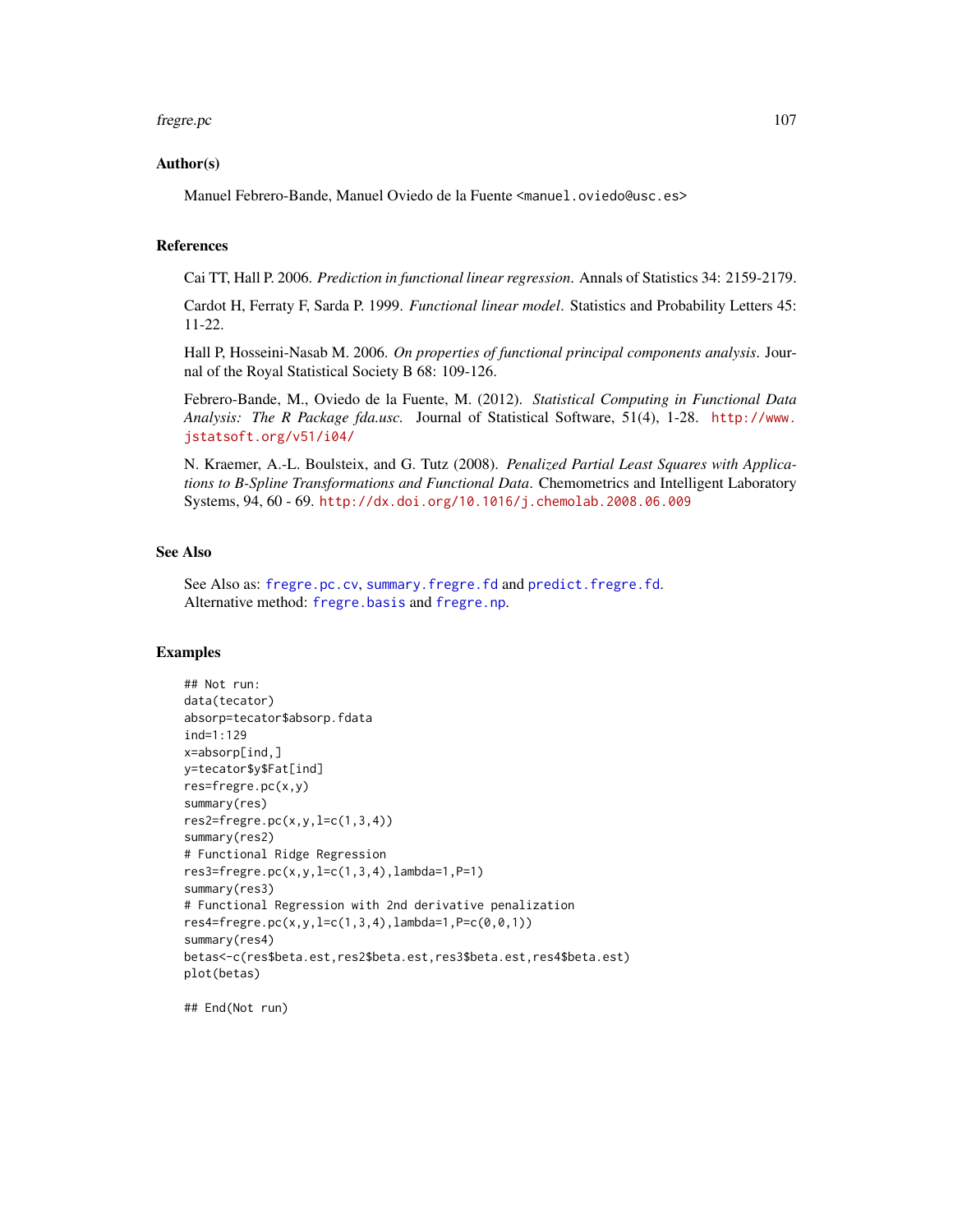## Author(s)

Manuel Febrero-Bande, Manuel Oviedo de la Fuente <manuel.oviedo@usc.es>

## References

Cai TT, Hall P. 2006. *Prediction in functional linear regression*. Annals of Statistics 34: 2159-2179.

Cardot H, Ferraty F, Sarda P. 1999. *Functional linear model*. Statistics and Probability Letters 45: 11-22.

Hall P, Hosseini-Nasab M. 2006. *On properties of functional principal components analysis*. Journal of the Royal Statistical Society B 68: 109-126.

Febrero-Bande, M., Oviedo de la Fuente, M. (2012). *Statistical Computing in Functional Data Analysis: The R Package fda.usc.* Journal of Statistical Software, 51(4), 1-28. http://www.jstatsoft.org/v51/i04/

N. Kraemer, A.-L. Boulsteix, and G. Tutz (2008). *Penalized Partial Least Squares with Applications to B-Spline Transformations and Functional Data*. Chemometrics and Intelligent Laboratory Systems, 94, 60 - 69. http://dx.doi.org/10.1016/j.chemolab.2008.06.009

## See Also

See Also as: fregre.pc.cv, summary.fregre.fd and predict.fregre.fd.
Alternative method: fregre.basis and fregre.np.

## Examples

```
## Not run:
data(tecator)
absorp=tecator$absorp.fdata
ind=1:129
x=absorp[ind,]
y=tecator$y$Fat[ind]
res=fregre.pc(x,y)
summary(res)
res2=fregre.pc(x,y,l=c(1,3,4))
summary(res2)
# Functional Ridge Regression
res3=fregre.pc(x,y,l=c(1,3,4),lambda=1,P=1)
summary(res3)
# Functional Regression with 2nd derivative penalization
res4=fregre.pc(x,y,l=c(1,3,4),lambda=1,P=c(0,0,1))
summary(res4)
betas<-c(res$beta.est,res2$beta.est,res3$beta.est,res4$beta.est)
plot(betas)

## End(Not run)
```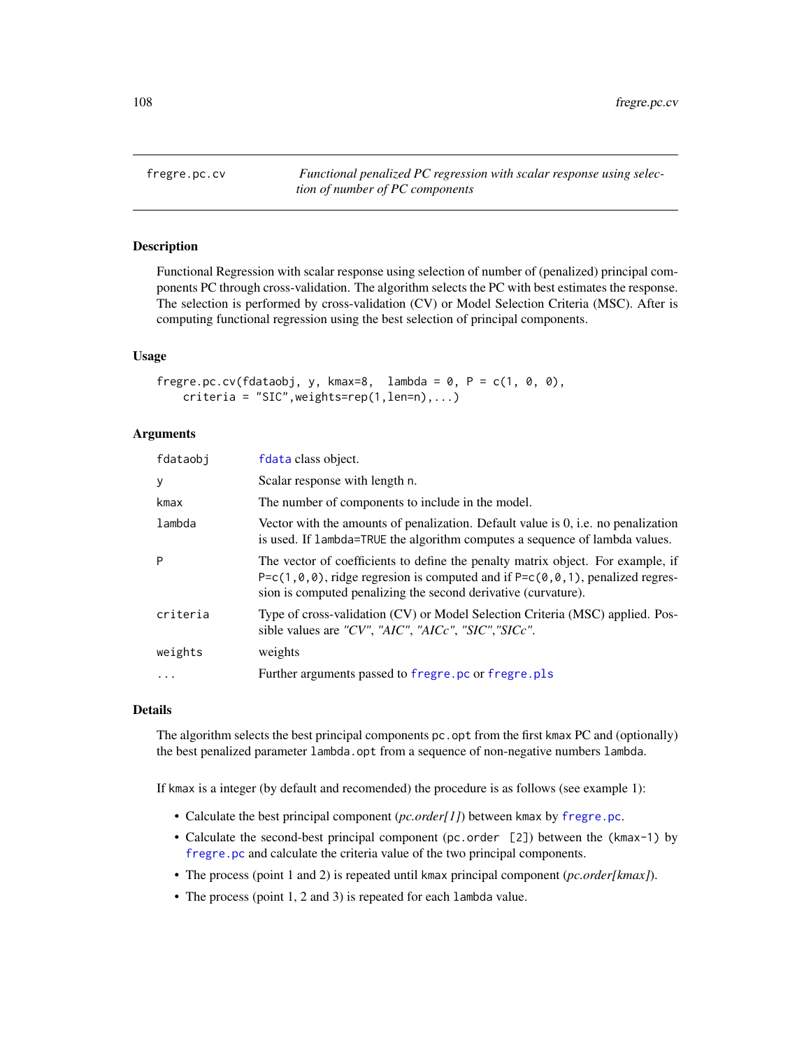# fregre.pc.cv

*Functional penalized PC regression with scalar response using selection of number of PC components*

## Description

Functional Regression with scalar response using selection of number of (penalized) principal components PC through cross-validation. The algorithm selects the PC with best estimates the response. The selection is performed by cross-validation (CV) or Model Selection Criteria (MSC). After is computing functional regression using the best selection of principal components.

## Usage

```
fregre.pc.cv(fdataobj, y, kmax=8,  lambda = 0, P = c(1, 0, 0),
    criteria = "SIC",weights=rep(1,len=n),...)
```

## Arguments

| | |
|---|---|
| `fdataobj` | `fdata` class object. |
| `y` | Scalar response with length `n`. |
| `kmax` | The number of components to include in the model. |
| `lambda` | Vector with the amounts of penalization. Default value is 0, i.e. no penalization is used. If `lambda=TRUE` the algorithm computes a sequence of lambda values. |
| `P` | The vector of coefficients to define the penalty matrix object. For example, if `P=c(1,0,0)`, ridge regresion is computed and if `P=c(0,0,1)`, penalized regression is computed penalizing the second derivative (curvature). |
| `criteria` | Type of cross-validation (CV) or Model Selection Criteria (MSC) applied. Possible values are *"CV"*, *"AIC"*, *"AICc"*, *"SIC"*,*"SICc"*. |
| `weights` | weights |
| `...` | Further arguments passed to `fregre.pc` or `fregre.pls` |

## Details

The algorithm selects the best principal components `pc.opt` from the first `kmax` PC and (optionally) the best penalized parameter `lambda.opt` from a sequence of non-negative numbers `lambda`.

If `kmax` is a integer (by default and recomended) the procedure is as follows (see example 1):

- Calculate the best principal component (*pc.order[1]*) between `kmax` by `fregre.pc`.
- Calculate the second-best principal component (`pc.order [2]`) between the `(kmax-1)` by `fregre.pc` and calculate the criteria value of the two principal components.
- The process (point 1 and 2) is repeated until `kmax` principal component (*pc.order[kmax]*).
- The process (point 1, 2 and 3) is repeated for each `lambda` value.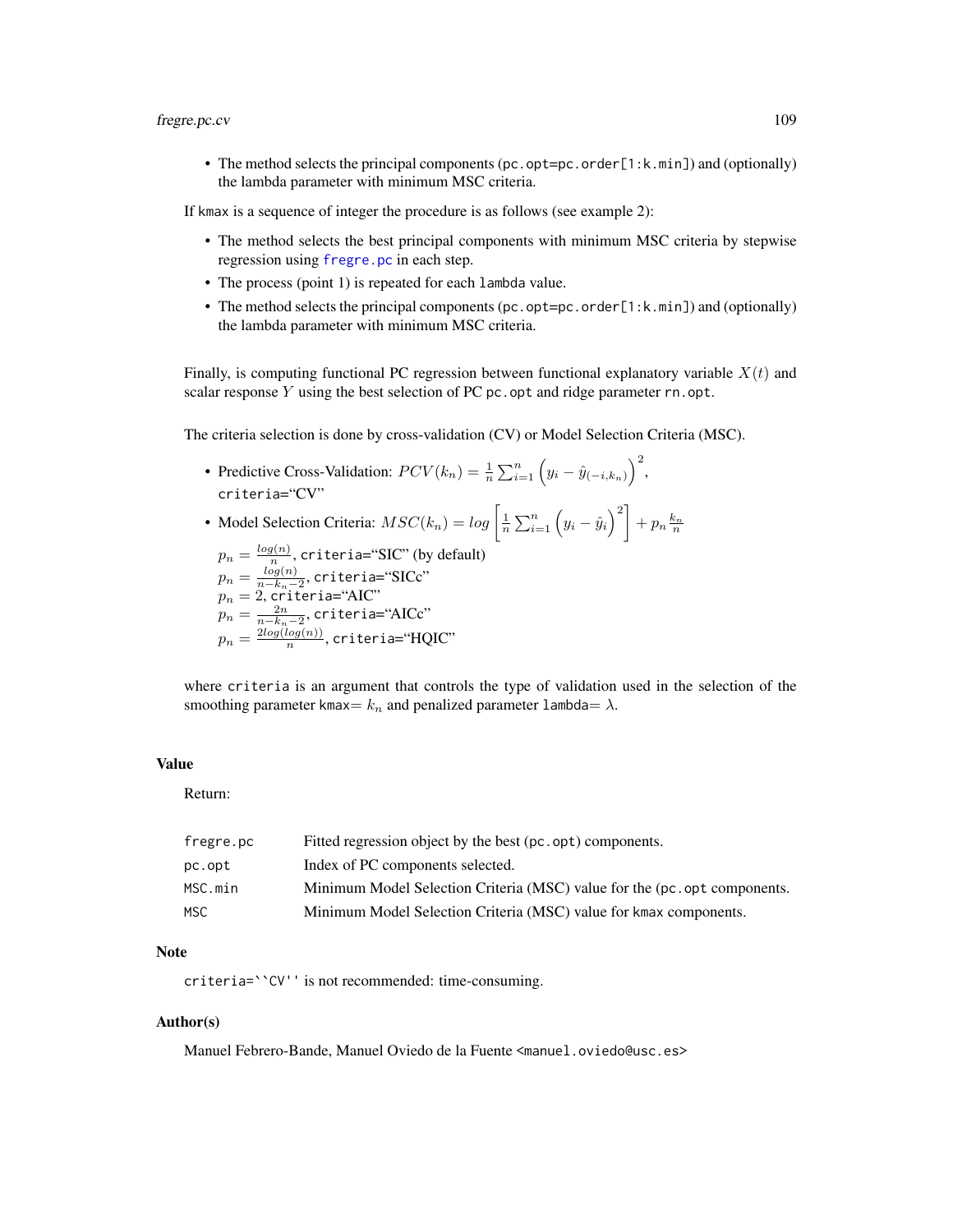- The method selects the principal components (`pc.opt=pc.order[1:k.min]`) and (optionally) the lambda parameter with minimum MSC criteria.

If `kmax` is a sequence of integer the procedure is as follows (see example 2):

- The method selects the best principal components with minimum MSC criteria by stepwise regression using `fregre.pc` in each step.
- The process (point 1) is repeated for each `lambda` value.
- The method selects the principal components (`pc.opt=pc.order[1:k.min]`) and (optionally) the lambda parameter with minimum MSC criteria.

Finally, is computing functional PC regression between functional explanatory variable $X(t)$ and scalar response $Y$ using the best selection of PC `pc.opt` and ridge parameter `rn.opt`.

The criteria selection is done by cross-validation (CV) or Model Selection Criteria (MSC).

- Predictive Cross-Validation: $PCV(k_n) = \frac{1}{n}\sum_{i=1}^{n}\left(y_i - \hat{y}_{(-i,k_n)}\right)^2$, `criteria`="CV"
- Model Selection Criteria: $MSC(k_n) = log\left[\frac{1}{n}\sum_{i=1}^{n}\left(y_i - \hat{y}_i\right)^2\right] + p_n\frac{k_n}{n}$

  $p_n = \frac{log(n)}{n}$, `criteria`="SIC" (by default)
  $p_n = \frac{log(n)}{n-k_n-2}$, `criteria`="SICc"
  $p_n = 2$, `criteria`="AIC"
  $p_n = \frac{2n}{n-k_n-2}$, `criteria`="AICc"
  $p_n = \frac{2log(log(n))}{n}$, `criteria`="HQIC"

where `criteria` is an argument that controls the type of validation used in the selection of the smoothing parameter `kmax`$= k_n$ and penalized parameter `lambda`$= \lambda$.

## Value

Return:

| | |
|---|---|
| `fregre.pc` | Fitted regression object by the best (`pc.opt`) components. |
| `pc.opt` | Index of PC components selected. |
| `MSC.min` | Minimum Model Selection Criteria (MSC) value for the (`pc.opt` components. |
| `MSC` | Minimum Model Selection Criteria (MSC) value for `kmax` components. |

## Note

`criteria=``CV''` is not recommended: time-consuming.

## Author(s)

Manuel Febrero-Bande, Manuel Oviedo de la Fuente <manuel.oviedo@usc.es>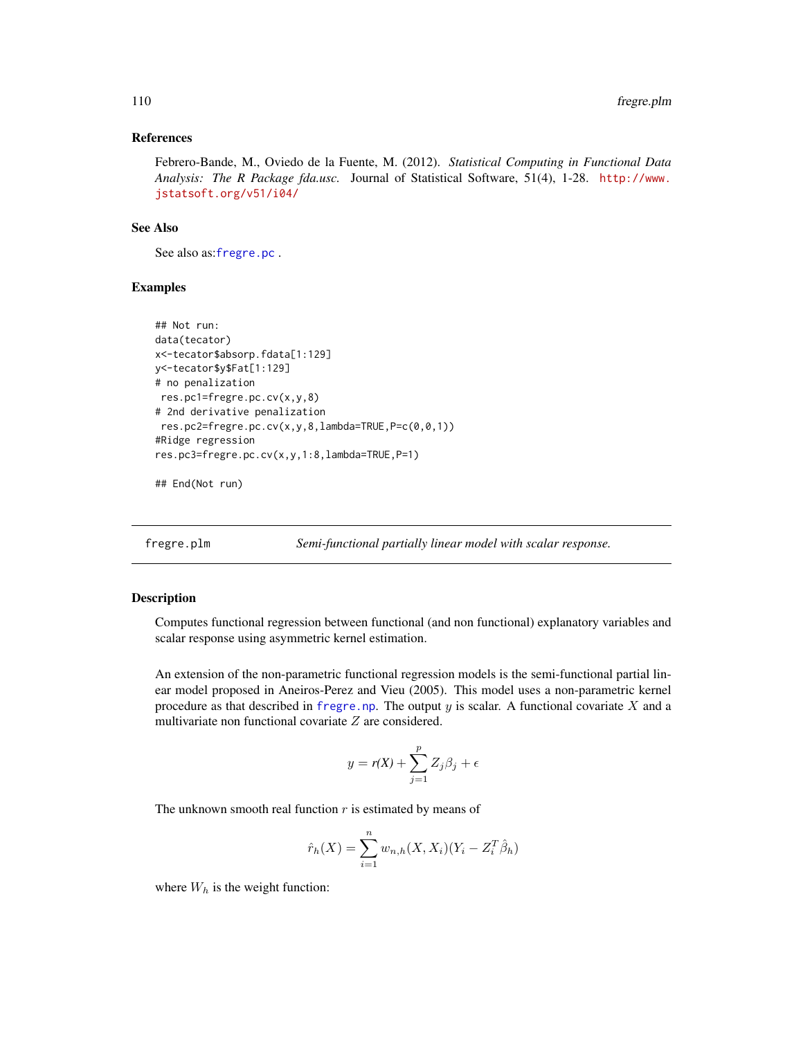### References

Febrero-Bande, M., Oviedo de la Fuente, M. (2012). *Statistical Computing in Functional Data Analysis: The R Package fda.usc.* Journal of Statistical Software, 51(4), 1-28. http://www.jstatsoft.org/v51/i04/

### See Also

See also as:fregre.pc .

### Examples

```
## Not run:
data(tecator)
x<-tecator$absorp.fdata[1:129]
y<-tecator$y$Fat[1:129]
# no penalization
 res.pc1=fregre.pc.cv(x,y,8)
# 2nd derivative penalization
 res.pc2=fregre.pc.cv(x,y,8,lambda=TRUE,P=c(0,0,1))
#Ridge regression
res.pc3=fregre.pc.cv(x,y,1:8,lambda=TRUE,P=1)

## End(Not run)
```

---

## fregre.plm — *Semi-functional partially linear model with scalar response.*

### Description

Computes functional regression between functional (and non functional) explanatory variables and scalar response using asymmetric kernel estimation.

An extension of the non-parametric functional regression models is the semi-functional partial linear model proposed in Aneiros-Perez and Vieu (2005). This model uses a non-parametric kernel procedure as that described in fregre.np. The output $y$ is scalar. A functional covariate $X$ and a multivariate non functional covariate $Z$ are considered.

$$y = r(X) + \sum_{j=1}^{p} Z_j \beta_j + \epsilon$$

The unknown smooth real function $r$ is estimated by means of

$$\hat{r}_h(X) = \sum_{i=1}^{n} w_{n,h}(X, X_i)(Y_i - Z_i^T \hat{\beta}_h)$$

where $W_h$ is the weight function: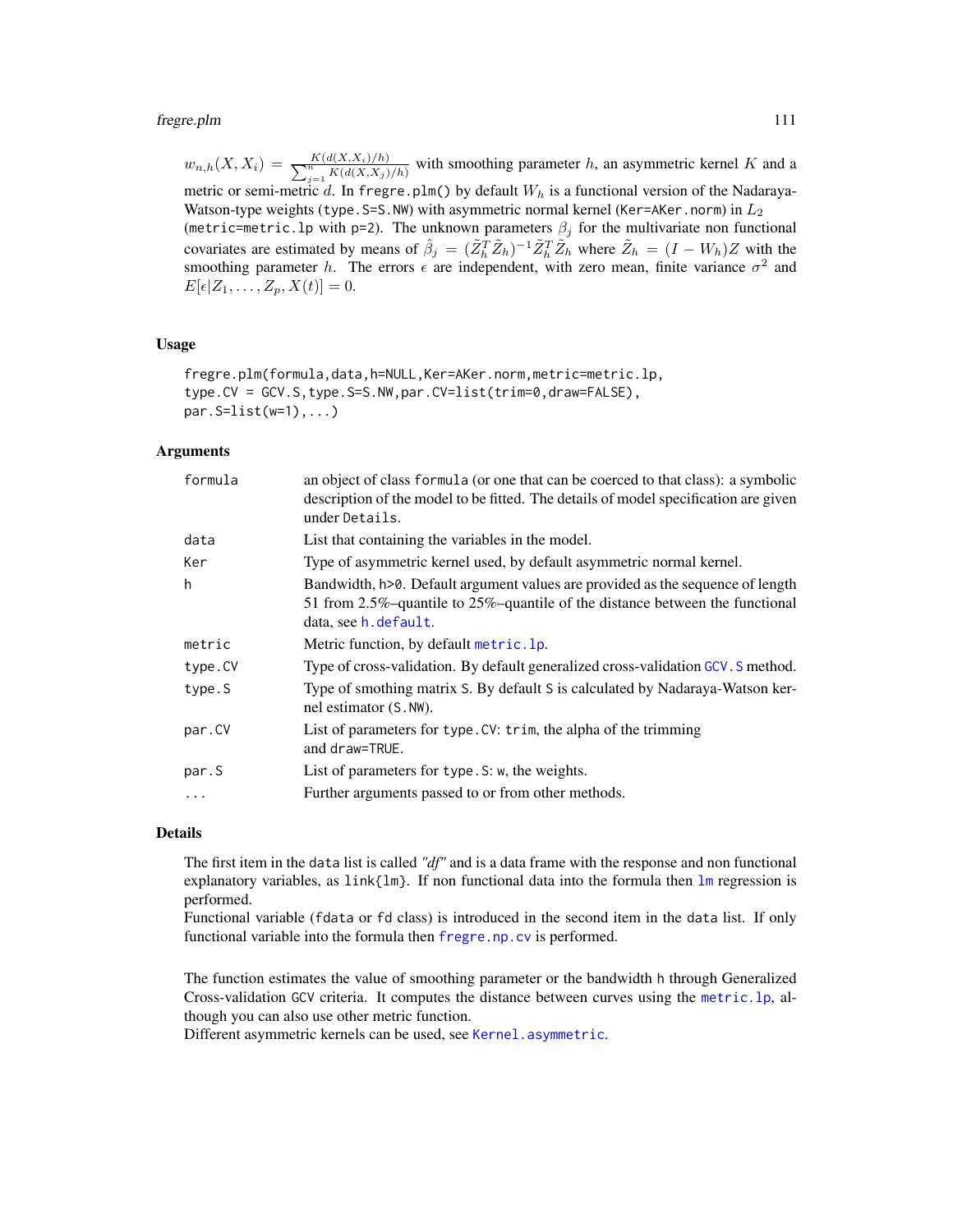$w_{n,h}(X, X_i) = \frac{K(d(X,X_i)/h)}{\sum_{j=1}^{n} K(d(X,X_j)/h)}$ with smoothing parameter $h$, an asymmetric kernel $K$ and a metric or semi-metric $d$. In `fregre.plm()` by default $W_h$ is a functional version of the Nadaraya-Watson-type weights (`type.S=S.NW`) with asymmetric normal kernel (`Ker=AKer.norm`) in $L_2$ (`metric=metric.lp` with `p=2`). The unknown parameters $\beta_j$ for the multivariate non functional covariates are estimated by means of $\hat{\beta}_j = (\tilde{Z}_h^T \tilde{Z}_h)^{-1} \tilde{Z}_h^T \tilde{Z}_h$ where $\tilde{Z}_h = (I - W_h) Z$ with the smoothing parameter $h$. The errors $\epsilon$ are independent, with zero mean, finite variance $\sigma^2$ and $E[\epsilon | Z_1, \ldots, Z_p, X(t)] = 0$.

## Usage

```
fregre.plm(formula,data,h=NULL,Ker=AKer.norm,metric=metric.lp,
type.CV = GCV.S,type.S=S.NW,par.CV=list(trim=0,draw=FALSE),
par.S=list(w=1),...)
```

## Arguments

| | |
|---|---|
| `formula` | an object of class `formula` (or one that can be coerced to that class): a symbolic description of the model to be fitted. The details of model specification are given under `Details`. |
| `data` | List that containing the variables in the model. |
| `Ker` | Type of asymmetric kernel used, by default asymmetric normal kernel. |
| `h` | Bandwidth, `h>0`. Default argument values are provided as the sequence of length 51 from 2.5%–quantile to 25%–quantile of the distance between the functional data, see `h.default`. |
| `metric` | Metric function, by default `metric.lp`. |
| `type.CV` | Type of cross-validation. By default generalized cross-validation `GCV.S` method. |
| `type.S` | Type of smothing matrix `S`. By default `S` is calculated by Nadaraya-Watson kernel estimator (`S.NW`). |
| `par.CV` | List of parameters for `type.CV`: `trim`, the alpha of the trimming and `draw=TRUE`. |
| `par.S` | List of parameters for `type.S`: `w`, the weights. |
| `...` | Further arguments passed to or from other methods. |

## Details

The first item in the `data` list is called *"df"* and is a data frame with the response and non functional explanatory variables, as `link{lm}`. If non functional data into the formula then `lm` regression is performed.
Functional variable (`fdata` or `fd` class) is introduced in the second item in the `data` list. If only functional variable into the formula then `fregre.np.cv` is performed.

The function estimates the value of smoothing parameter or the bandwidth `h` through Generalized Cross-validation `GCV` criteria. It computes the distance between curves using the `metric.lp`, although you can also use other metric function.
Different asymmetric kernels can be used, see `Kernel.asymmetric`.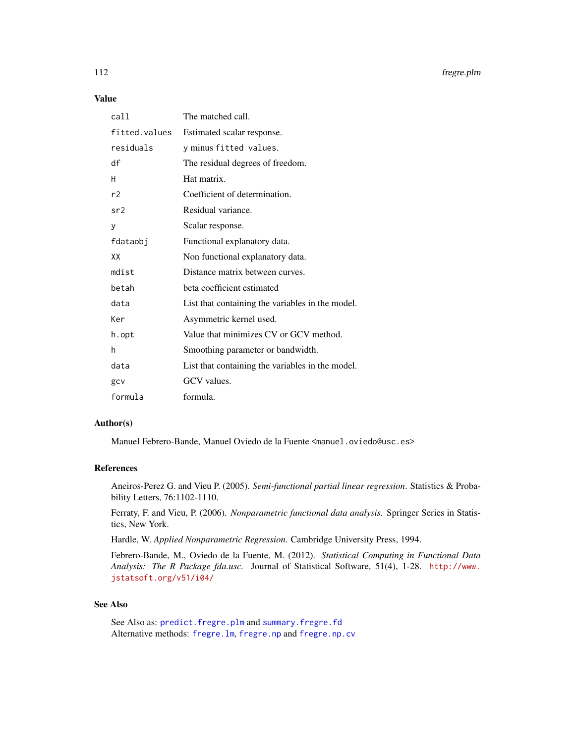## Value

| | |
|---|---|
| `call` | The matched call. |
| `fitted.values` | Estimated scalar response. |
| `residuals` | `y` minus `fitted values`. |
| `df` | The residual degrees of freedom. |
| `H` | Hat matrix. |
| `r2` | Coefficient of determination. |
| `sr2` | Residual variance. |
| `y` | Scalar response. |
| `fdataobj` | Functional explanatory data. |
| `XX` | Non functional explanatory data. |
| `mdist` | Distance matrix between curves. |
| `betah` | beta coefficient estimated |
| `data` | List that containing the variables in the model. |
| `Ker` | Asymmetric kernel used. |
| `h.opt` | Value that minimizes CV or GCV method. |
| `h` | Smoothing parameter or bandwidth. |
| `data` | List that containing the variables in the model. |
| `gcv` | GCV values. |
| `formula` | formula. |

## Author(s)

Manuel Febrero-Bande, Manuel Oviedo de la Fuente <manuel.oviedo@usc.es>

## References

Aneiros-Perez G. and Vieu P. (2005). *Semi-functional partial linear regression*. Statistics & Probability Letters, 76:1102-1110.

Ferraty, F. and Vieu, P. (2006). *Nonparametric functional data analysis.* Springer Series in Statistics, New York.

Hardle, W. *Applied Nonparametric Regression*. Cambridge University Press, 1994.

Febrero-Bande, M., Oviedo de la Fuente, M. (2012). *Statistical Computing in Functional Data Analysis: The R Package fda.usc.* Journal of Statistical Software, 51(4), 1-28. http://www.jstatsoft.org/v51/i04/

## See Also

See Also as: `predict.fregre.plm` and `summary.fregre.fd`
Alternative methods: `fregre.lm`, `fregre.np` and `fregre.np.cv`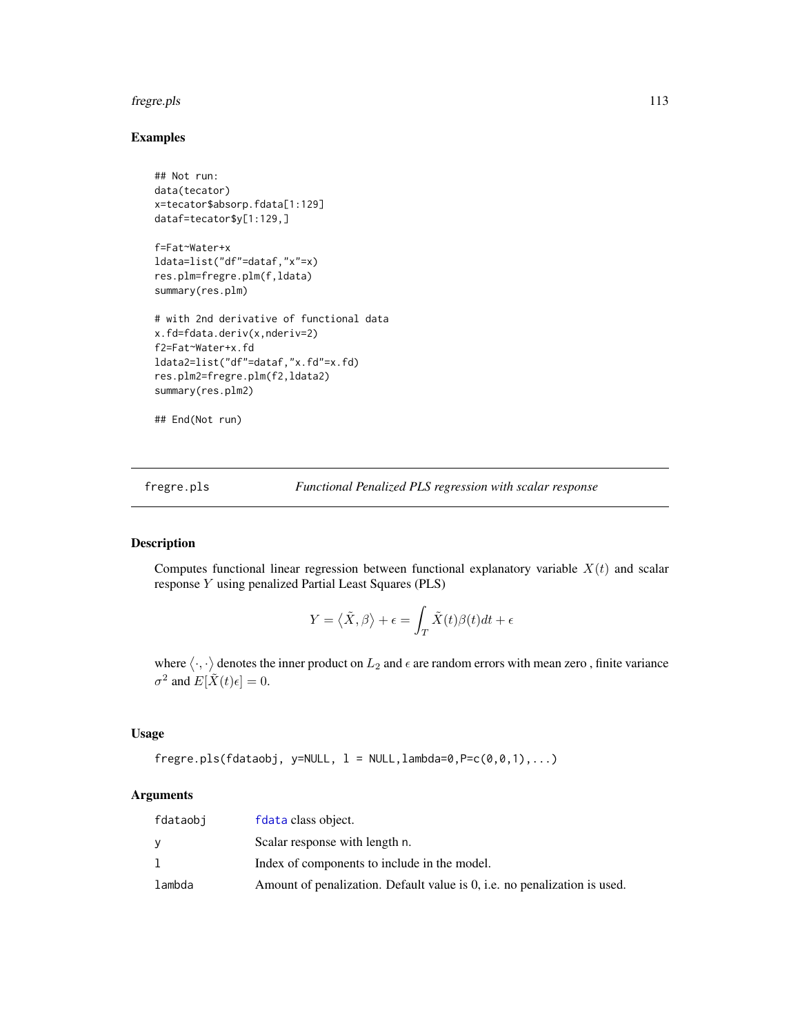## Examples

```
## Not run:
data(tecator)
x=tecator$absorp.fdata[1:129]
dataf=tecator$y[1:129,]

f=Fat~Water+x
ldata=list("df"=dataf,"x"=x)
res.plm=fregre.plm(f,ldata)
summary(res.plm)

# with 2nd derivative of functional data
x.fd=fdata.deriv(x,nderiv=2)
f2=Fat~Water+x.fd
ldata2=list("df"=dataf,"x.fd"=x.fd)
res.plm2=fregre.plm(f2,ldata2)
summary(res.plm2)

## End(Not run)
```

---

# fregre.pls *Functional Penalized PLS regression with scalar response*

---

## Description

Computes functional linear regression between functional explanatory variable $X(t)$ and scalar response $Y$ using penalized Partial Least Squares (PLS)

$$Y = \langle \tilde{X}, \beta \rangle + \epsilon = \int_T \tilde{X}(t)\beta(t)dt + \epsilon$$

where $\langle \cdot, \cdot \rangle$ denotes the inner product on $L_2$ and $\epsilon$ are random errors with mean zero , finite variance $\sigma^2$ and $E[\tilde{X}(t)\epsilon] = 0$.

## Usage

```
fregre.pls(fdataobj, y=NULL, l = NULL,lambda=0,P=c(0,0,1),...)
```

## Arguments

| | |
|---|---|
| fdataobj | fdata class object. |
| y | Scalar response with length n. |
| l | Index of components to include in the model. |
| lambda | Amount of penalization. Default value is 0, i.e. no penalization is used. |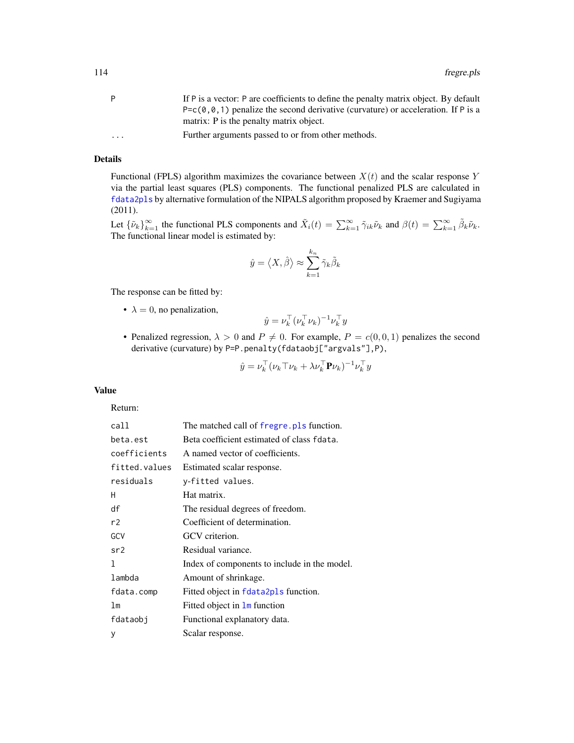| | |
|---|---|
| P | If P is a vector: P are coefficients to define the penalty matrix object. By default `P=c(0,0,1)` penalize the second derivative (curvature) or acceleration. If P is a matrix: P is the penalty matrix object. |
| ... | Further arguments passed to or from other methods. |

## Details

Functional (FPLS) algorithm maximizes the covariance between $X(t)$ and the scalar response $Y$ via the partial least squares (PLS) components. The functional penalized PLS are calculated in `fdata2pls` by alternative formulation of the NIPALS algorithm proposed by Kraemer and Sugiyama (2011).

Let $\{\tilde{\nu}_k\}_{k=1}^{\infty}$ the functional PLS components and $\tilde{X}_i(t) = \sum_{k=1}^{\infty} \tilde{\gamma}_{ik}\tilde{\nu}_k$ and $\beta(t) = \sum_{k=1}^{\infty} \tilde{\beta}_k\tilde{\nu}_k$. The functional linear model is estimated by:

$$\hat{y} = \langle X, \hat{\beta} \rangle \approx \sum_{k=1}^{k_n} \tilde{\gamma}_k \tilde{\beta}_k$$

The response can be fitted by:

- $\lambda = 0$, no penalization,
$$\hat{y} = \nu_k^\top (\nu_k^\top \nu_k)^{-1} \nu_k^\top y$$
- Penalized regression, $\lambda > 0$ and $P \neq 0$. For example, $P = c(0, 0, 1)$ penalizes the second derivative (curvature) by `P=P.penalty(fdataobj["argvals"],P)`,
$$\hat{y} = \nu_k^\top (\nu_k \top \nu_k + \lambda \nu_k^\top \mathbf{P} \nu_k)^{-1} \nu_k^\top y$$

## Value

Return:

| | |
|---|---|
| call | The matched call of `fregre.pls` function. |
| beta.est | Beta coefficient estimated of class `fdata`. |
| coefficients | A named vector of coefficients. |
| fitted.values | Estimated scalar response. |
| residuals | `y`-`fitted values`. |
| H | Hat matrix. |
| df | The residual degrees of freedom. |
| r2 | Coefficient of determination. |
| GCV | GCV criterion. |
| sr2 | Residual variance. |
| l | Index of components to include in the model. |
| lambda | Amount of shrinkage. |
| fdata.comp | Fitted object in `fdata2pls` function. |
| lm | Fitted object in `lm` function |
| fdataobj | Functional explanatory data. |
| y | Scalar response. |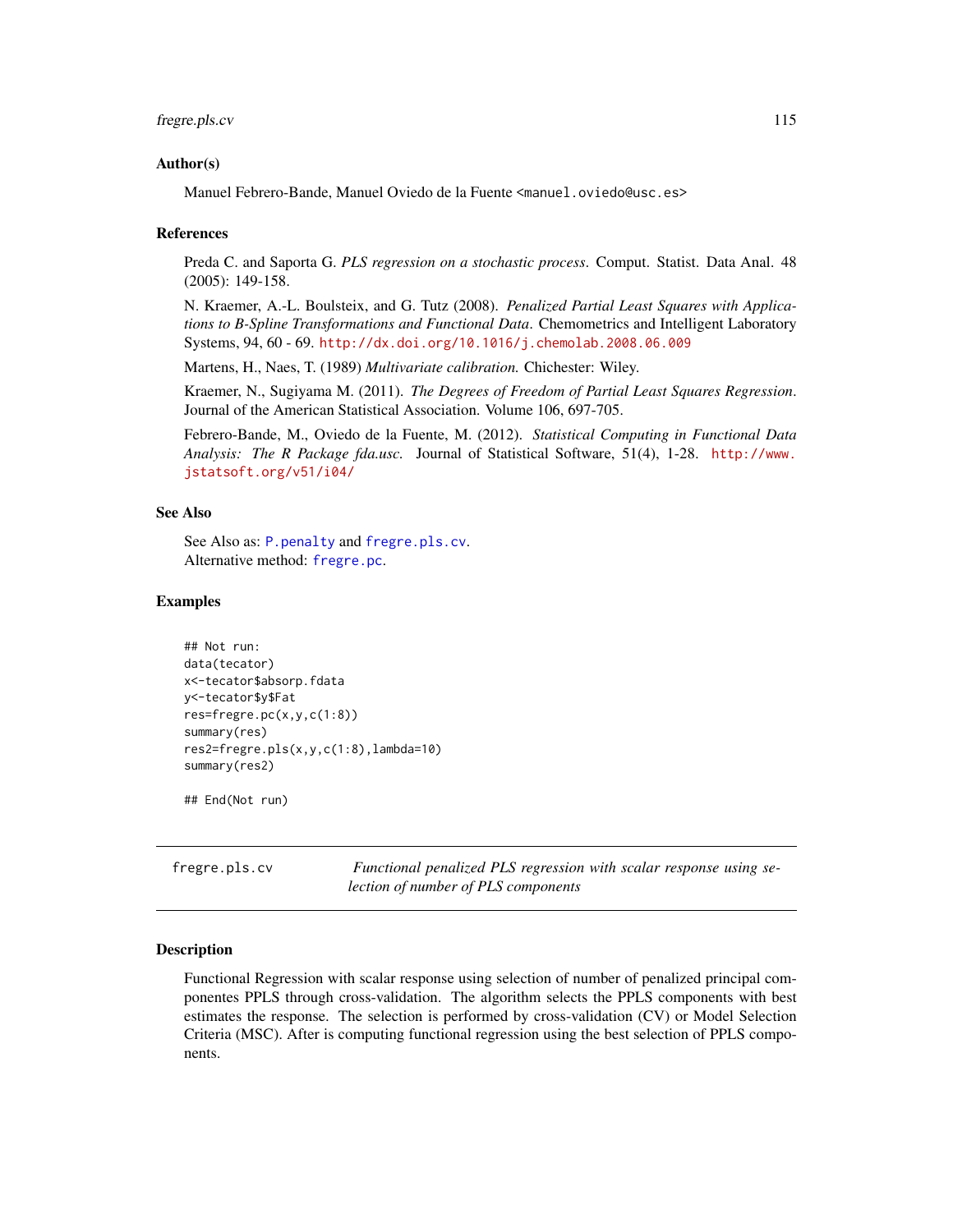### Author(s)

Manuel Febrero-Bande, Manuel Oviedo de la Fuente <manuel.oviedo@usc.es>

### References

Preda C. and Saporta G. *PLS regression on a stochastic process*. Comput. Statist. Data Anal. 48 (2005): 149-158.

N. Kraemer, A.-L. Boulsteix, and G. Tutz (2008). *Penalized Partial Least Squares with Applications to B-Spline Transformations and Functional Data*. Chemometrics and Intelligent Laboratory Systems, 94, 60 - 69. http://dx.doi.org/10.1016/j.chemolab.2008.06.009

Martens, H., Naes, T. (1989) *Multivariate calibration.* Chichester: Wiley.

Kraemer, N., Sugiyama M. (2011). *The Degrees of Freedom of Partial Least Squares Regression*. Journal of the American Statistical Association. Volume 106, 697-705.

Febrero-Bande, M., Oviedo de la Fuente, M. (2012). *Statistical Computing in Functional Data Analysis: The R Package fda.usc.* Journal of Statistical Software, 51(4), 1-28. http://www.jstatsoft.org/v51/i04/

### See Also

See Also as: `P.penalty` and `fregre.pls.cv`.
Alternative method: `fregre.pc`.

### Examples

```
## Not run:
data(tecator)
x<-tecator$absorp.fdata
y<-tecator$y$Fat
res=fregre.pc(x,y,c(1:8))
summary(res)
res2=fregre.pls(x,y,c(1:8),lambda=10)
summary(res2)

## End(Not run)
```

---

## fregre.pls.cv — *Functional penalized PLS regression with scalar response using selection of number of PLS components*

### Description

Functional Regression with scalar response using selection of number of penalized principal componentes PPLS through cross-validation. The algorithm selects the PPLS components with best estimates the response. The selection is performed by cross-validation (CV) or Model Selection Criteria (MSC). After is computing functional regression using the best selection of PPLS components.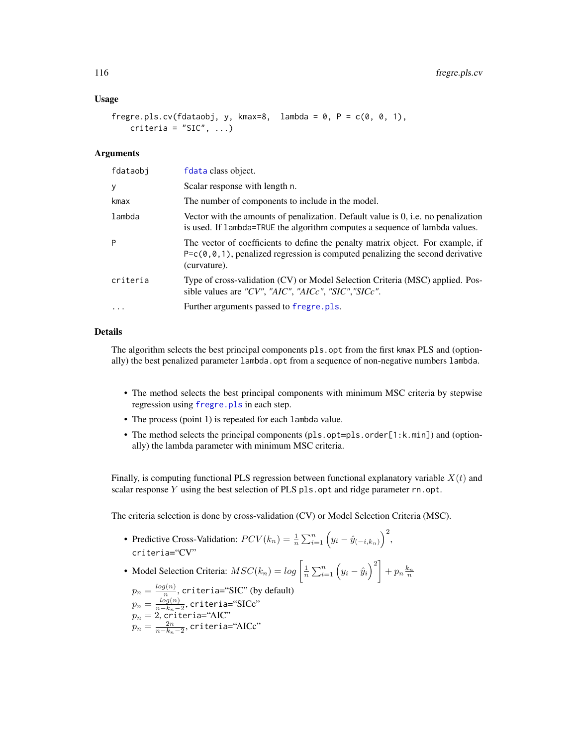### Usage

```
fregre.pls.cv(fdataobj, y, kmax=8,  lambda = 0, P = c(0, 0, 1),
    criteria = "SIC", ...)
```

### Arguments

| | |
|---|---|
| fdataobj | fdata class object. |
| y | Scalar response with length n. |
| kmax | The number of components to include in the model. |
| lambda | Vector with the amounts of penalization. Default value is 0, i.e. no penalization is used. If lambda=TRUE the algorithm computes a sequence of lambda values. |
| P | The vector of coefficients to define the penalty matrix object. For example, if P=c(0,0,1), penalized regression is computed penalizing the second derivative (curvature). |
| criteria | Type of cross-validation (CV) or Model Selection Criteria (MSC) applied. Possible values are *"CV"*, *"AIC"*, *"AICc"*, *"SIC"*,*"SICc"*. |
| ... | Further arguments passed to fregre.pls. |

### Details

The algorithm selects the best principal components pls.opt from the first kmax PLS and (optionally) the best penalized parameter lambda.opt from a sequence of non-negative numbers lambda.

- The method selects the best principal components with minimum MSC criteria by stepwise regression using fregre.pls in each step.
- The process (point 1) is repeated for each lambda value.
- The method selects the principal components (pls.opt=pls.order[1:k.min]) and (optionally) the lambda parameter with minimum MSC criteria.

Finally, is computing functional PLS regression between functional explanatory variable $X(t)$ and scalar response $Y$ using the best selection of PLS pls.opt and ridge parameter rn.opt.

The criteria selection is done by cross-validation (CV) or Model Selection Criteria (MSC).

- Predictive Cross-Validation: $PCV(k_n) = \frac{1}{n}\sum_{i=1}^{n}\left(y_i - \hat{y}_{(-i,k_n)}\right)^2$, criteria="CV"
- Model Selection Criteria: $MSC(k_n) = log\left[\frac{1}{n}\sum_{i=1}^{n}\left(y_i - \hat{y}_i\right)^2\right] + p_n\frac{k_n}{n}$

  $p_n = \frac{log(n)}{n}$, criteria="SIC" (by default)
  $p_n = \frac{log(n)}{n-k_n-2}$, criteria="SICc"
  $p_n = 2$, criteria="AIC"
  $p_n = \frac{2n}{n-k_n-2}$, criteria="AICc"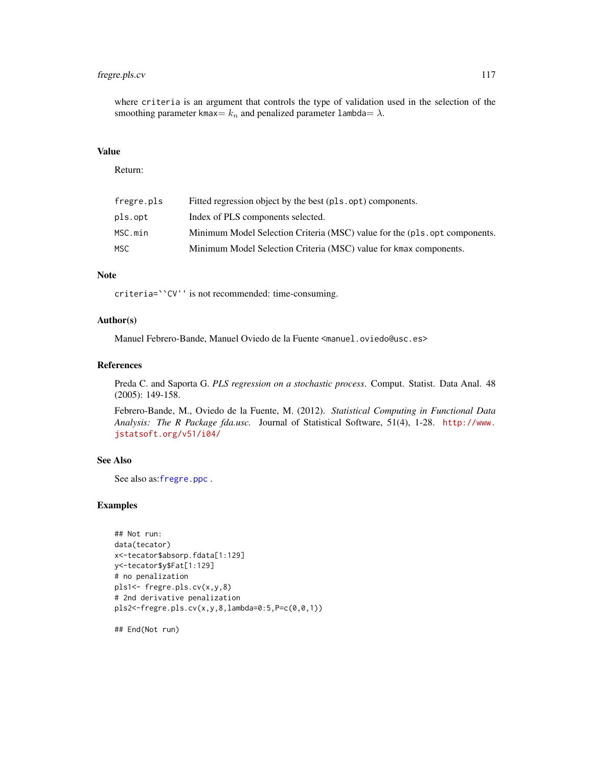where `criteria` is an argument that controls the type of validation used in the selection of the smoothing parameter `kmax`$= k_n$ and penalized parameter `lambda`$= \lambda$.

### Value

Return:

| | |
|---|---|
| `fregre.pls` | Fitted regression object by the best (`pls.opt`) components. |
| `pls.opt` | Index of PLS components selected. |
| `MSC.min` | Minimum Model Selection Criteria (MSC) value for the (`pls.opt` components. |
| `MSC` | Minimum Model Selection Criteria (MSC) value for `kmax` components. |

### Note

`criteria=``CV''` is not recommended: time-consuming.

### Author(s)

Manuel Febrero-Bande, Manuel Oviedo de la Fuente <manuel.oviedo@usc.es>

### References

Preda C. and Saporta G. *PLS regression on a stochastic process*. Comput. Statist. Data Anal. 48 (2005): 149-158.

Febrero-Bande, M., Oviedo de la Fuente, M. (2012). *Statistical Computing in Functional Data Analysis: The R Package fda.usc.* Journal of Statistical Software, 51(4), 1-28. http://www.jstatsoft.org/v51/i04/

### See Also

See also as:`fregre.ppc` .

### Examples

```
## Not run:
data(tecator)
x<-tecator$absorp.fdata[1:129]
y<-tecator$y$Fat[1:129]
# no penalization
pls1<- fregre.pls.cv(x,y,8)
# 2nd derivative penalization
pls2<-fregre.pls.cv(x,y,8,lambda=0:5,P=c(0,0,1))

## End(Not run)
```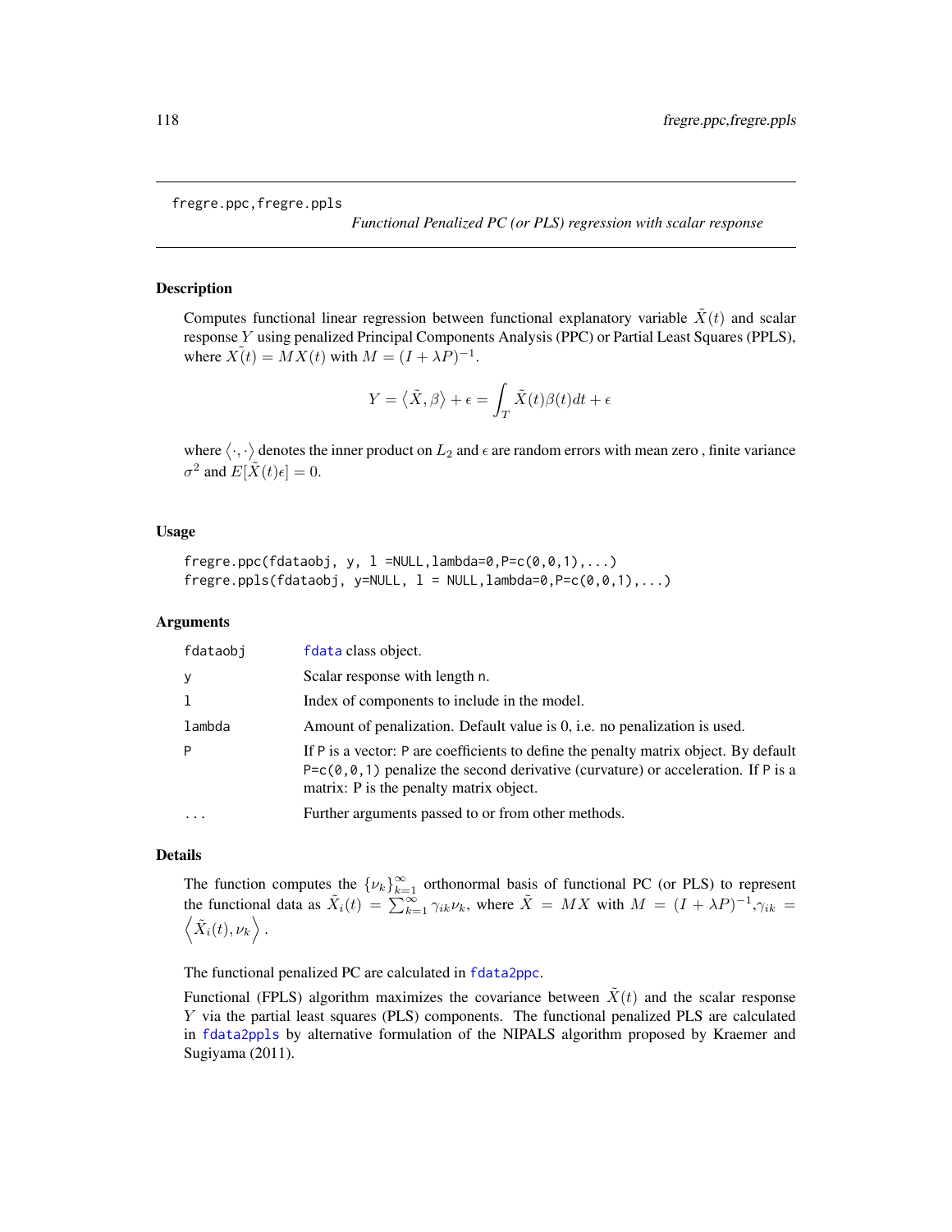fregre.ppc,fregre.ppls

*Functional Penalized PC (or PLS) regression with scalar response*

## Description

Computes functional linear regression between functional explanatory variable $\tilde{X}(t)$ and scalar response $Y$ using penalized Principal Components Analysis (PPC) or Partial Least Squares (PPLS), where $\tilde{X(t)} = MX(t)$ with $M = (I + \lambda P)^{-1}$.

$$Y = \langle \tilde{X}, \beta \rangle + \epsilon = \int_T \tilde{X}(t)\beta(t)dt + \epsilon$$

where $\langle \cdot, \cdot \rangle$ denotes the inner product on $L_2$ and $\epsilon$ are random errors with mean zero , finite variance $\sigma^2$ and $E[\tilde{X}(t)\epsilon] = 0$.

## Usage

```
fregre.ppc(fdataobj, y, l =NULL,lambda=0,P=c(0,0,1),...)
fregre.ppls(fdataobj, y=NULL, l = NULL,lambda=0,P=c(0,0,1),...)
```

## Arguments

| | |
|---|---|
| `fdataobj` | `fdata` class object. |
| `y` | Scalar response with length `n`. |
| `l` | Index of components to include in the model. |
| `lambda` | Amount of penalization. Default value is 0, i.e. no penalization is used. |
| `P` | If `P` is a vector: `P` are coefficients to define the penalty matrix object. By default `P=c(0,0,1)` penalize the second derivative (curvature) or acceleration. If `P` is a matrix: P is the penalty matrix object. |
| `...` | Further arguments passed to or from other methods. |

## Details

The function computes the $\{\nu_k\}_{k=1}^{\infty}$ orthonormal basis of functional PC (or PLS) to represent the functional data as $\tilde{X}_i(t) = \sum_{k=1}^{\infty} \gamma_{ik}\nu_k$, where $\tilde{X} = MX$ with $M = (I + \lambda P)^{-1}$,$\gamma_{ik} = \left\langle \tilde{X}_i(t), \nu_k \right\rangle$.

The functional penalized PC are calculated in `fdata2ppc`.

Functional (FPLS) algorithm maximizes the covariance between $\tilde{X}(t)$ and the scalar response $Y$ via the partial least squares (PLS) components. The functional penalized PLS are calculated in `fdata2ppls` by alternative formulation of the NIPALS algorithm proposed by Kraemer and Sugiyama (2011).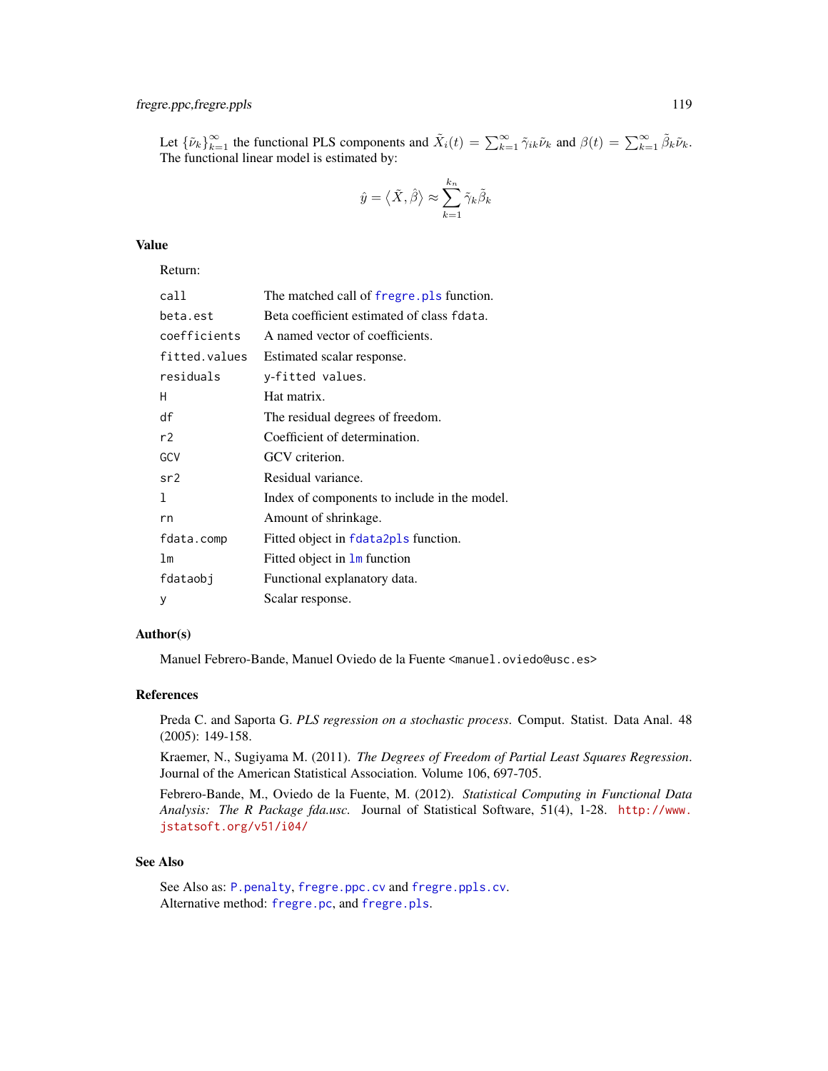Let $\{\tilde{\nu}_k\}_{k=1}^{\infty}$ the functional PLS components and $\tilde{X}_i(t) = \sum_{k=1}^{\infty} \tilde{\gamma}_{ik}\tilde{\nu}_k$ and $\beta(t) = \sum_{k=1}^{\infty} \tilde{\beta}_k\tilde{\nu}_k$. The functional linear model is estimated by:

$$\hat{y} = \left\langle \tilde{X}, \hat{\beta} \right\rangle \approx \sum_{k=1}^{k_n} \tilde{\gamma}_k \tilde{\beta}_k$$

## Value

Return:

| | |
|---|---|
| `call` | The matched call of `fregre.pls` function. |
| `beta.est` | Beta coefficient estimated of class `fdata`. |
| `coefficients` | A named vector of coefficients. |
| `fitted.values` | Estimated scalar response. |
| `residuals` | `y-fitted values`. |
| `H` | Hat matrix. |
| `df` | The residual degrees of freedom. |
| `r2` | Coefficient of determination. |
| `GCV` | GCV criterion. |
| `sr2` | Residual variance. |
| `l` | Index of components to include in the model. |
| `rn` | Amount of shrinkage. |
| `fdata.comp` | Fitted object in `fdata2pls` function. |
| `lm` | Fitted object in `lm` function |
| `fdataobj` | Functional explanatory data. |
| `y` | Scalar response. |

## Author(s)

Manuel Febrero-Bande, Manuel Oviedo de la Fuente <manuel.oviedo@usc.es>

## References

Preda C. and Saporta G. *PLS regression on a stochastic process*. Comput. Statist. Data Anal. 48 (2005): 149-158.

Kraemer, N., Sugiyama M. (2011). *The Degrees of Freedom of Partial Least Squares Regression*. Journal of the American Statistical Association. Volume 106, 697-705.

Febrero-Bande, M., Oviedo de la Fuente, M. (2012). *Statistical Computing in Functional Data Analysis: The R Package fda.usc.* Journal of Statistical Software, 51(4), 1-28. http://www.jstatsoft.org/v51/i04/

## See Also

See Also as: `P.penalty`, `fregre.ppc.cv` and `fregre.ppls.cv`.
Alternative method: `fregre.pc`, and `fregre.pls`.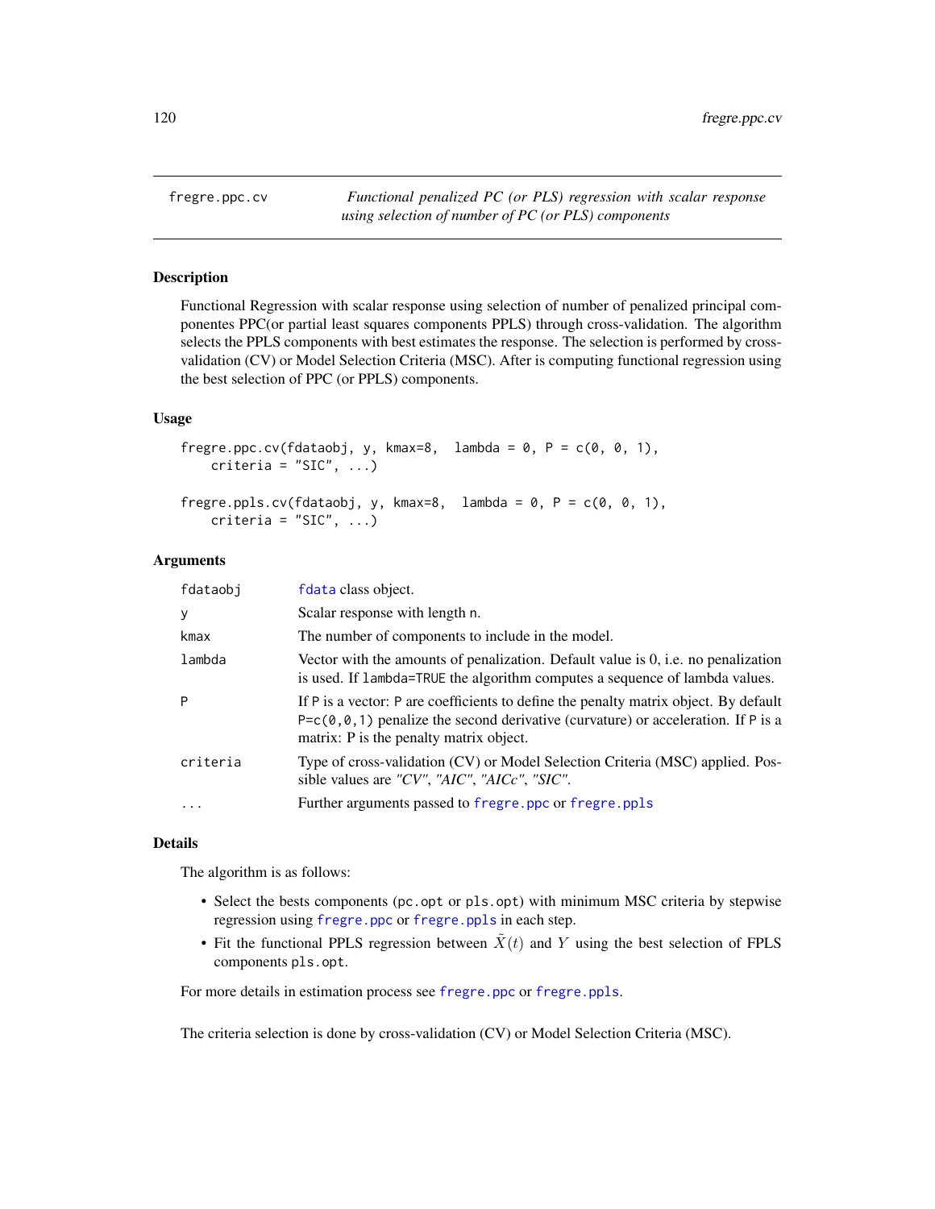fregre.ppc.cv — *Functional penalized PC (or PLS) regression with scalar response using selection of number of PC (or PLS) components*

## Description

Functional Regression with scalar response using selection of number of penalized principal componentes PPC(or partial least squares components PPLS) through cross-validation. The algorithm selects the PPLS components with best estimates the response. The selection is performed by cross-validation (CV) or Model Selection Criteria (MSC). After is computing functional regression using the best selection of PPC (or PPLS) components.

## Usage

```
fregre.ppc.cv(fdataobj, y, kmax=8,  lambda = 0, P = c(0, 0, 1),
    criteria = "SIC", ...)

fregre.ppls.cv(fdataobj, y, kmax=8,  lambda = 0, P = c(0, 0, 1),
    criteria = "SIC", ...)
```

## Arguments

| | |
|---|---|
| `fdataobj` | `fdata` class object. |
| `y` | Scalar response with length `n`. |
| `kmax` | The number of components to include in the model. |
| `lambda` | Vector with the amounts of penalization. Default value is 0, i.e. no penalization is used. If `lambda=TRUE` the algorithm computes a sequence of lambda values. |
| `P` | If `P` is a vector: `P` are coefficients to define the penalty matrix object. By default `P=c(0,0,1)` penalize the second derivative (curvature) or acceleration. If `P` is a matrix: P is the penalty matrix object. |
| `criteria` | Type of cross-validation (CV) or Model Selection Criteria (MSC) applied. Possible values are *"CV"*, *"AIC"*, *"AICc"*, *"SIC"*. |
| `...` | Further arguments passed to `fregre.ppc` or `fregre.ppls` |

## Details

The algorithm is as follows:

- Select the bests components (`pc.opt` or `pls.opt`) with minimum MSC criteria by stepwise regression using `fregre.ppc` or `fregre.ppls` in each step.
- Fit the functional PPLS regression between $\tilde{X}(t)$ and $Y$ using the best selection of FPLS components `pls.opt`.

For more details in estimation process see `fregre.ppc` or `fregre.ppls`.

The criteria selection is done by cross-validation (CV) or Model Selection Criteria (MSC).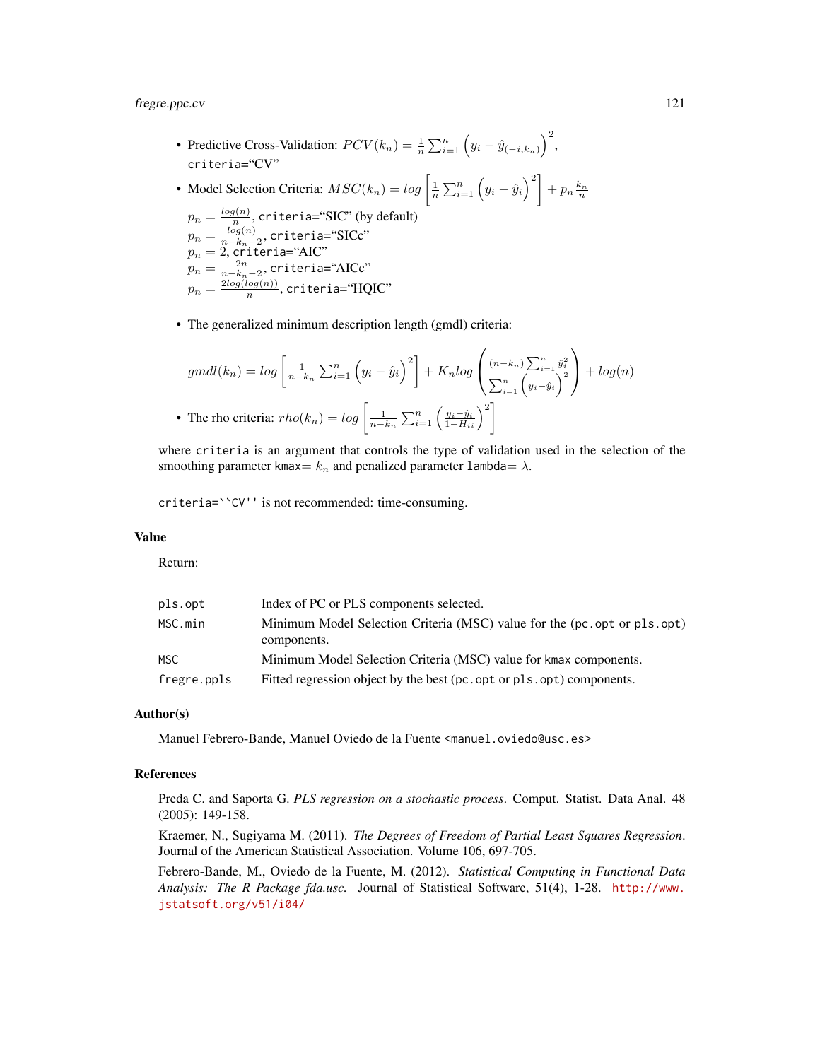- Predictive Cross-Validation: $PCV(k_n) = \frac{1}{n}\sum_{i=1}^{n}\Big(y_i - \hat{y}_{(-i,k_n)}\Big)^2$, `criteria`="CV"
- Model Selection Criteria: $MSC(k_n) = log\left[\frac{1}{n}\sum_{i=1}^{n}\Big(y_i - \hat{y}_i\Big)^2\right] + p_n\frac{k_n}{n}$

  $p_n = \frac{log(n)}{n}$, `criteria`="SIC" (by default)
  $p_n = \frac{log(n)}{n-k_n-2}$, `criteria`="SICc"
  $p_n = 2$, `criteria`="AIC"
  $p_n = \frac{2n}{n-k_n-2}$, `criteria`="AICc"
  $p_n = \frac{2log(log(n))}{n}$, `criteria`="HQIC"

- The generalized minimum description length (gmdl) criteria:

$$gmdl(k_n) = log\left[\frac{1}{n-k_n}\sum_{i=1}^{n}\Big(y_i - \hat{y}_i\Big)^2\right] + K_n log\left(\frac{(n-k_n)\sum_{i=1}^{n}\hat{y}_i^2}{\sum_{i=1}^{n}\Big(y_i - \hat{y}_i\Big)^2}\right) + log(n)$$

- The rho criteria: $rho(k_n) = log\left[\frac{1}{n-k_n}\sum_{i=1}^{n}\left(\frac{y_i - \hat{y}_i}{1-H_{ii}}\right)^2\right]$

where `criteria` is an argument that controls the type of validation used in the selection of the smoothing parameter `kmax`$= k_n$ and penalized parameter `lambda`$= \lambda$.

`criteria=``CV''` is not recommended: time-consuming.

## Value

Return:

| | |
|---|---|
| `pls.opt` | Index of PC or PLS components selected. |
| `MSC.min` | Minimum Model Selection Criteria (MSC) value for the (`pc.opt` or `pls.opt`) components. |
| `MSC` | Minimum Model Selection Criteria (MSC) value for `kmax` components. |
| `fregre.ppls` | Fitted regression object by the best (`pc.opt` or `pls.opt`) components. |

## Author(s)

Manuel Febrero-Bande, Manuel Oviedo de la Fuente <manuel.oviedo@usc.es>

## References

Preda C. and Saporta G. *PLS regression on a stochastic process*. Comput. Statist. Data Anal. 48 (2005): 149-158.

Kraemer, N., Sugiyama M. (2011). *The Degrees of Freedom of Partial Least Squares Regression*. Journal of the American Statistical Association. Volume 106, 697-705.

Febrero-Bande, M., Oviedo de la Fuente, M. (2012). *Statistical Computing in Functional Data Analysis: The R Package fda.usc.* Journal of Statistical Software, 51(4), 1-28. http://www.jstatsoft.org/v51/i04/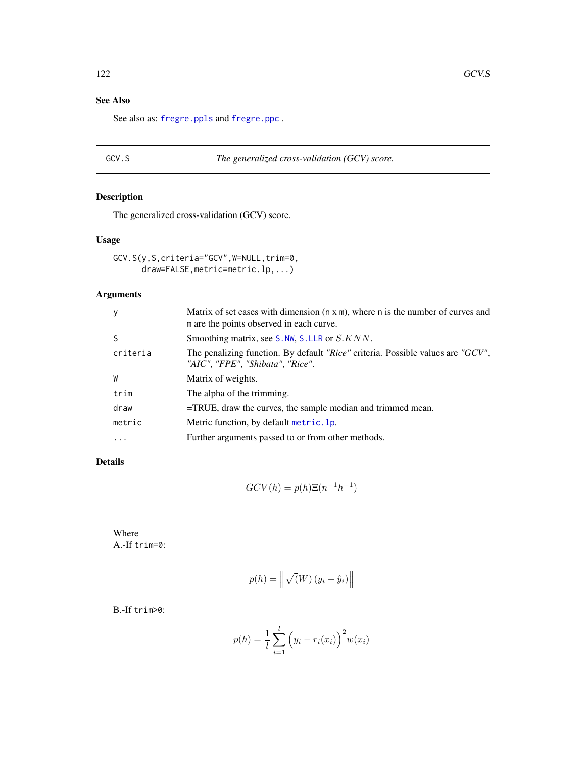## See Also

See also as: `fregre.ppls` and `fregre.ppc` .

---

GCV.S — *The generalized cross-validation (GCV) score.*

---

## Description

The generalized cross-validation (GCV) score.

## Usage

```
GCV.S(y,S,criteria="GCV",W=NULL,trim=0,
      draw=FALSE,metric=metric.lp,...)
```

## Arguments

| | |
|---|---|
| `y` | Matrix of set cases with dimension (`n` x `m`), where `n` is the number of curves and `m` are the points observed in each curve. |
| `S` | Smoothing matrix, see `S.NW`, `S.LLR` or $S.KNN$. |
| `criteria` | The penalizing function. By default *"Rice"* criteria. Possible values are *"GCV"*, *"AIC"*, *"FPE"*, *"Shibata"*, *"Rice"*. |
| `W` | Matrix of weights. |
| `trim` | The alpha of the trimming. |
| `draw` | =TRUE, draw the curves, the sample median and trimmed mean. |
| `metric` | Metric function, by default `metric.lp`. |
| `...` | Further arguments passed to or from other methods. |

## Details

$$GCV(h) = p(h)\Xi(n^{-1}h^{-1})$$

Where
A.-If `trim=0`:

$$p(h) = \left\| \sqrt(W)\left(y_i - \hat{y}_i\right) \right\|$$

B.-If `trim>0`:

$$p(h) = \frac{1}{l}\sum_{i=1}^{l}\left(y_i - r_i(x_i)\right)^2 w(x_i)$$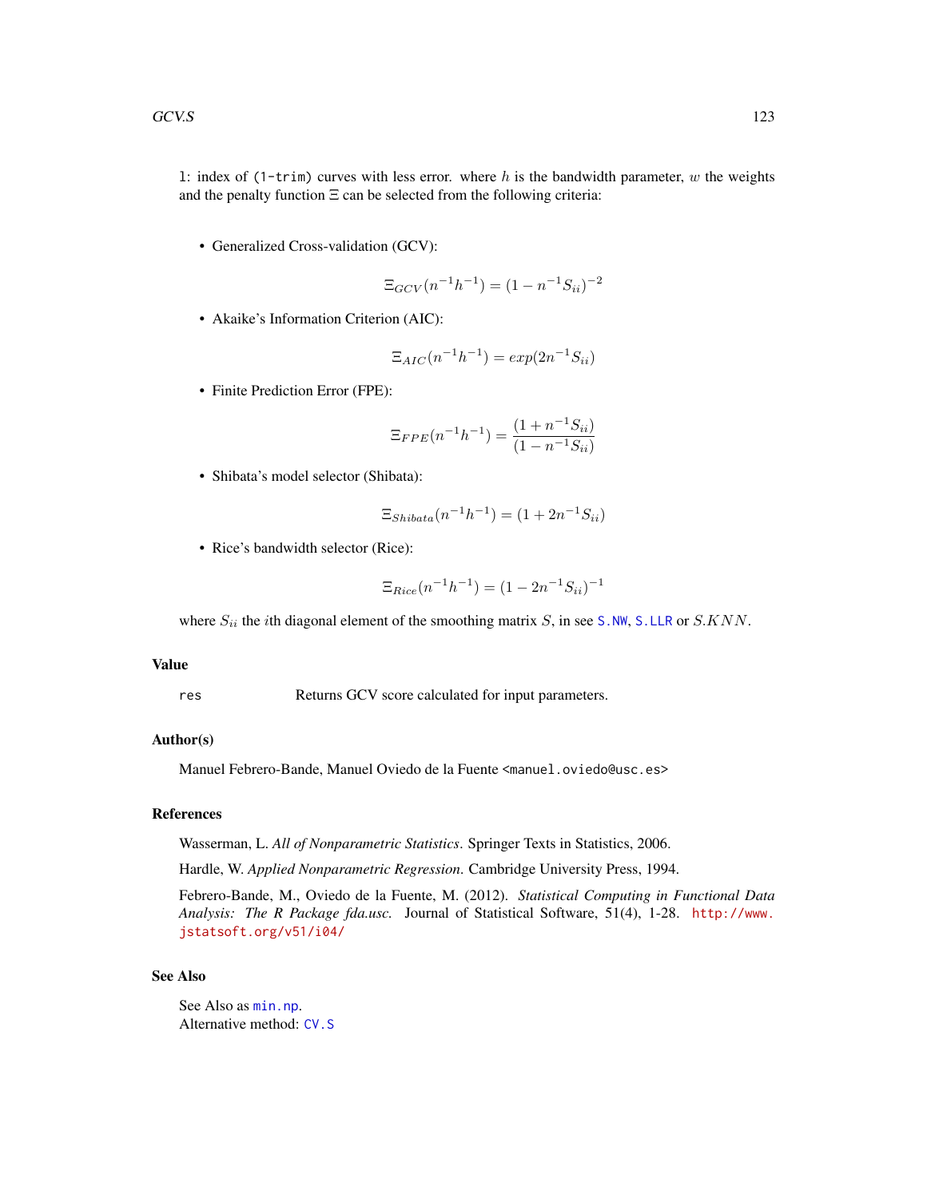`l`: index of `(1-trim)` curves with less error. where $h$ is the bandwidth parameter, $w$ the weights and the penalty function $\Xi$ can be selected from the following criteria:

- Generalized Cross-validation (GCV):

$$\Xi_{GCV}(n^{-1}h^{-1}) = (1 - n^{-1}S_{ii})^{-2}$$

- Akaike's Information Criterion (AIC):

$$\Xi_{AIC}(n^{-1}h^{-1}) = exp(2n^{-1}S_{ii})$$

- Finite Prediction Error (FPE):

$$\Xi_{FPE}(n^{-1}h^{-1}) = \frac{(1 + n^{-1}S_{ii})}{(1 - n^{-1}S_{ii})}$$

- Shibata's model selector (Shibata):

$$\Xi_{Shibata}(n^{-1}h^{-1}) = (1 + 2n^{-1}S_{ii})$$

- Rice's bandwidth selector (Rice):

$$\Xi_{Rice}(n^{-1}h^{-1}) = (1 - 2n^{-1}S_{ii})^{-1}$$

where $S_{ii}$ the $i$th diagonal element of the smoothing matrix $S$, in see `S.NW`, `S.LLR` or $S.KNN$.

## Value

`res` Returns GCV score calculated for input parameters.

## Author(s)

Manuel Febrero-Bande, Manuel Oviedo de la Fuente `<manuel.oviedo@usc.es>`

## References

Wasserman, L. *All of Nonparametric Statistics*. Springer Texts in Statistics, 2006.

Hardle, W. *Applied Nonparametric Regression*. Cambridge University Press, 1994.

Febrero-Bande, M., Oviedo de la Fuente, M. (2012). *Statistical Computing in Functional Data Analysis: The R Package fda.usc.* Journal of Statistical Software, 51(4), 1-28. http://www.jstatsoft.org/v51/i04/

## See Also

See Also as `min.np`.
Alternative method: `CV.S`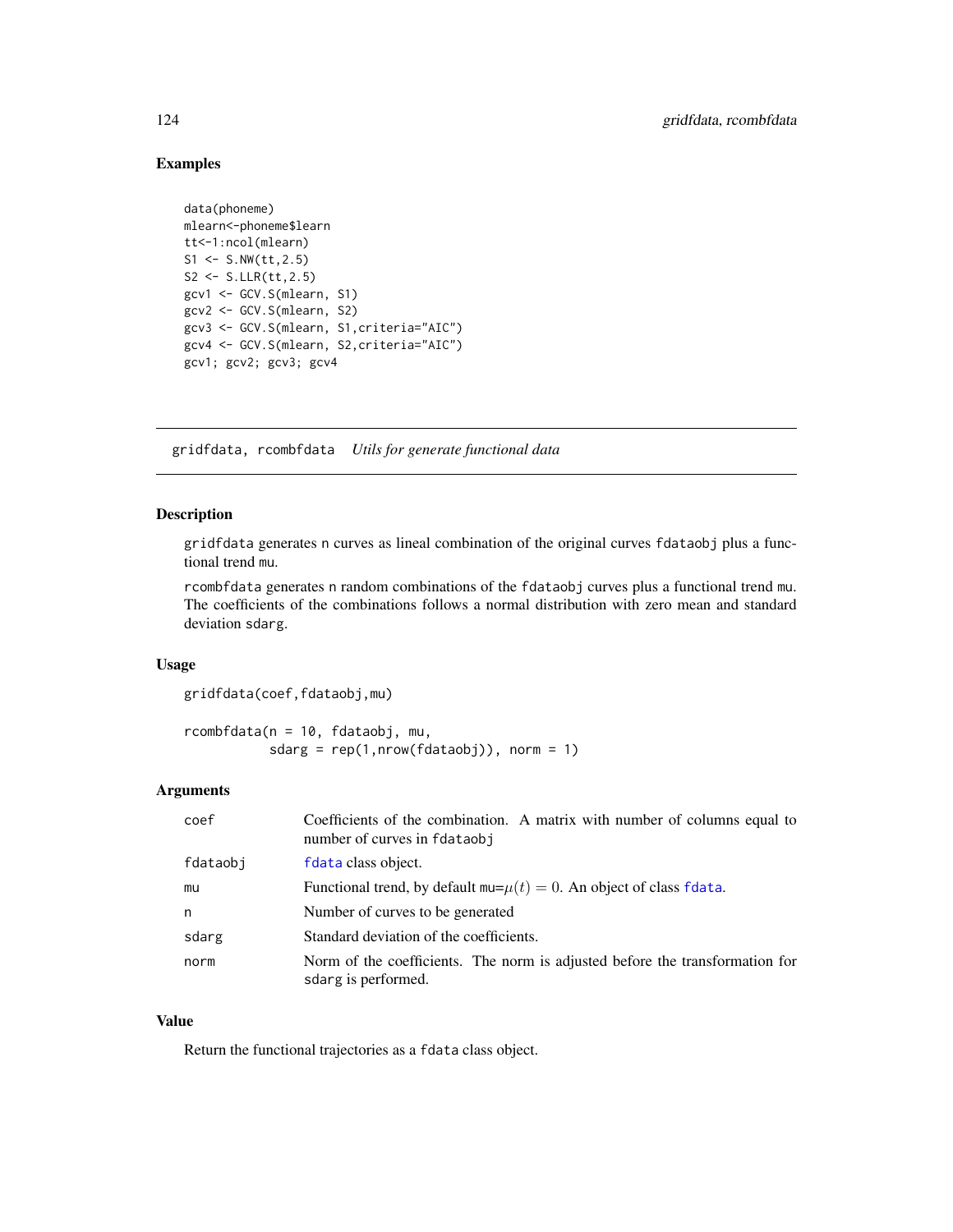## Examples

```
data(phoneme)
mlearn<-phoneme$learn
tt<-1:ncol(mlearn)
S1 <- S.NW(tt,2.5)
S2 <- S.LLR(tt,2.5)
gcv1 <- GCV.S(mlearn, S1)
gcv2 <- GCV.S(mlearn, S2)
gcv3 <- GCV.S(mlearn, S1,criteria="AIC")
gcv4 <- GCV.S(mlearn, S2,criteria="AIC")
gcv1; gcv2; gcv3; gcv4
```

---

# gridfdata, rcombfdata *Utils for generate functional data*

---

## Description

gridfdata generates n curves as lineal combination of the original curves fdataobj plus a functional trend mu.

rcombfdata generates n random combinations of the fdataobj curves plus a functional trend mu. The coefficients of the combinations follows a normal distribution with zero mean and standard deviation sdarg.

## Usage

```
gridfdata(coef,fdataobj,mu)

rcombfdata(n = 10, fdataobj, mu,
           sdarg = rep(1,nrow(fdataobj)), norm = 1)
```

## Arguments

| | |
|---|---|
| coef | Coefficients of the combination. A matrix with number of columns equal to number of curves in fdataobj |
| fdataobj | fdata class object. |
| mu | Functional trend, by default mu=$\mu(t) = 0$. An object of class fdata. |
| n | Number of curves to be generated |
| sdarg | Standard deviation of the coefficients. |
| norm | Norm of the coefficients. The norm is adjusted before the transformation for sdarg is performed. |

## Value

Return the functional trajectories as a fdata class object.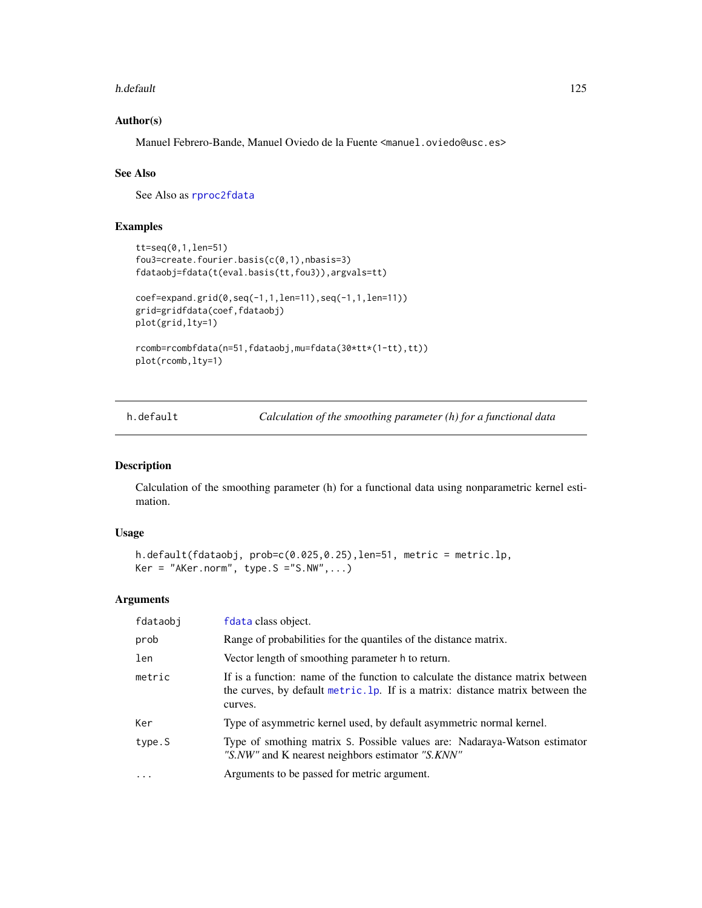### Author(s)

Manuel Febrero-Bande, Manuel Oviedo de la Fuente <manuel.oviedo@usc.es>

### See Also

See Also as rproc2fdata

### Examples

```
tt=seq(0,1,len=51)
fou3=create.fourier.basis(c(0,1),nbasis=3)
fdataobj=fdata(t(eval.basis(tt,fou3)),argvals=tt)

coef=expand.grid(0,seq(-1,1,len=11),seq(-1,1,len=11))
grid=gridfdata(coef,fdataobj)
plot(grid,lty=1)

rcomb=rcombfdata(n=51,fdataobj,mu=fdata(30*tt*(1-tt),tt))
plot(rcomb,lty=1)
```

---

## h.default — *Calculation of the smoothing parameter (h) for a functional data*

### Description

Calculation of the smoothing parameter (h) for a functional data using nonparametric kernel estimation.

### Usage

```
h.default(fdataobj, prob=c(0.025,0.25),len=51, metric = metric.lp,
Ker = "AKer.norm", type.S ="S.NW",...)
```

### Arguments

| | |
|---|---|
| fdataobj | fdata class object. |
| prob | Range of probabilities for the quantiles of the distance matrix. |
| len | Vector length of smoothing parameter h to return. |
| metric | If is a function: name of the function to calculate the distance matrix between the curves, by default metric.lp. If is a matrix: distance matrix between the curves. |
| Ker | Type of asymmetric kernel used, by default asymmetric normal kernel. |
| type.S | Type of smothing matrix S. Possible values are: Nadaraya-Watson estimator *"S.NW"* and K nearest neighbors estimator *"S.KNN"* |
| ... | Arguments to be passed for metric argument. |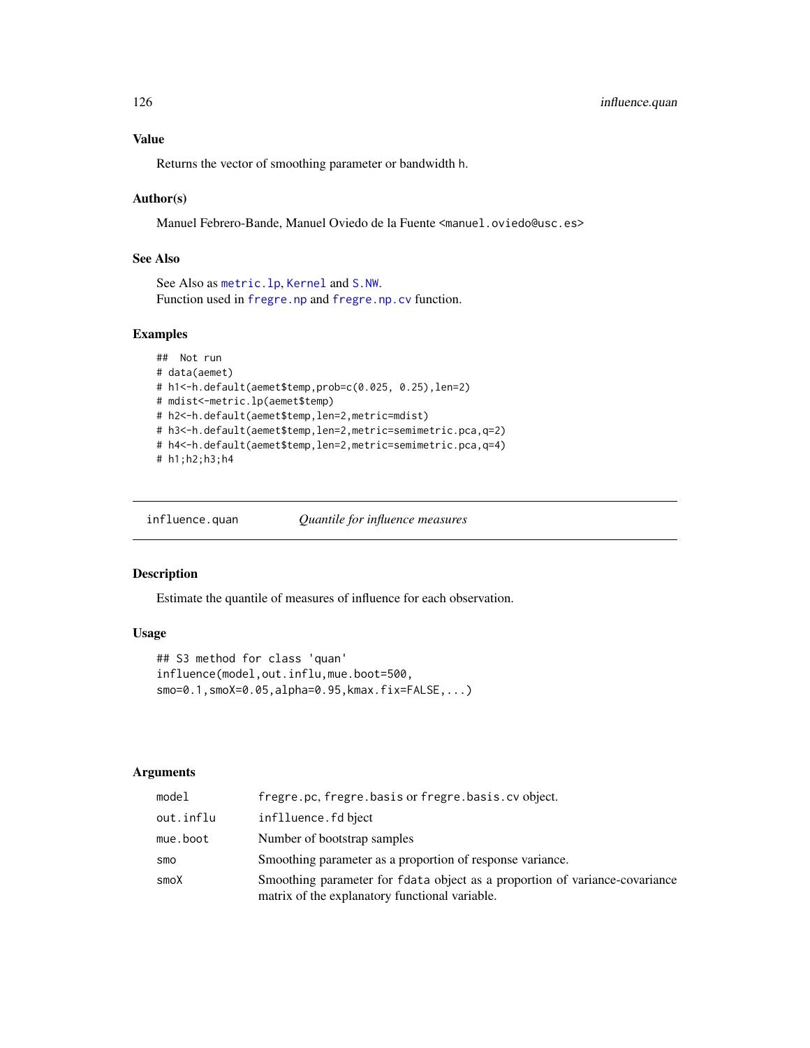### Value

Returns the vector of smoothing parameter or bandwidth h.

### Author(s)

Manuel Febrero-Bande, Manuel Oviedo de la Fuente <manuel.oviedo@usc.es>

### See Also

See Also as metric.lp, Kernel and S.NW.
Function used in fregre.np and fregre.np.cv function.

### Examples

```
##  Not run
# data(aemet)
# h1<-h.default(aemet$temp,prob=c(0.025, 0.25),len=2)
# mdist<-metric.lp(aemet$temp)
# h2<-h.default(aemet$temp,len=2,metric=mdist)
# h3<-h.default(aemet$temp,len=2,metric=semimetric.pca,q=2)
# h4<-h.default(aemet$temp,len=2,metric=semimetric.pca,q=4)
# h1;h2;h3;h4
```

---

## influence.quan *Quantile for influence measures*

---

### Description

Estimate the quantile of measures of influence for each observation.

### Usage

```
## S3 method for class 'quan'
influence(model,out.influ,mue.boot=500,
smo=0.1,smoX=0.05,alpha=0.95,kmax.fix=FALSE,...)
```

### Arguments

| | |
|---|---|
| model | fregre.pc, fregre.basis or fregre.basis.cv object. |
| out.influ | inflluence.fd bject |
| mue.boot | Number of bootstrap samples |
| smo | Smoothing parameter as a proportion of response variance. |
| smoX | Smoothing parameter for fdata object as a proportion of variance-covariance matrix of the explanatory functional variable. |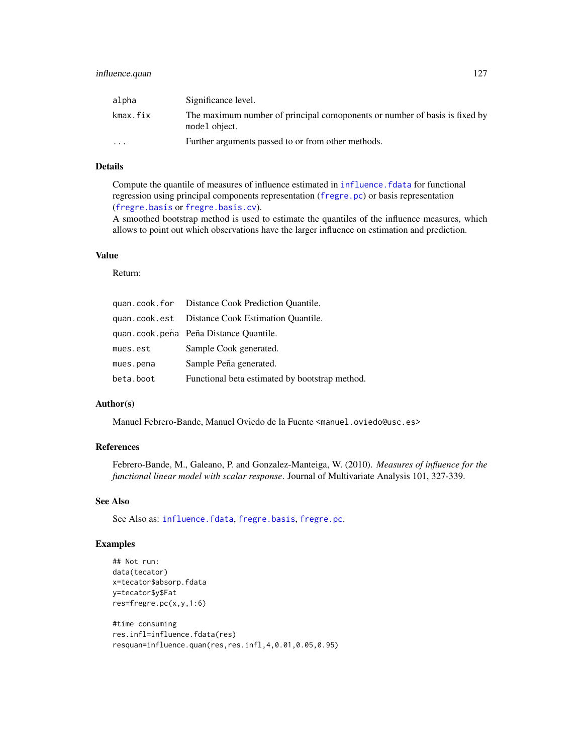| | |
|---|---|
| alpha | Significance level. |
| kmax.fix | The maximum number of principal comoponents or number of basis is fixed by model object. |
| ... | Further arguments passed to or from other methods. |

### Details

Compute the quantile of measures of influence estimated in influence.fdata for functional regression using principal components representation (fregre.pc) or basis representation (fregre.basis or fregre.basis.cv).
A smoothed bootstrap method is used to estimate the quantiles of the influence measures, which allows to point out which observations have the larger influence on estimation and prediction.

### Value

Return:

| | |
|---|---|
| quan.cook.for | Distance Cook Prediction Quantile. |
| quan.cook.est | Distance Cook Estimation Quantile. |
| quan.cook.peña | Peña Distance Quantile. |
| mues.est | Sample Cook generated. |
| mues.pena | Sample Peña generated. |
| beta.boot | Functional beta estimated by bootstrap method. |

### Author(s)

Manuel Febrero-Bande, Manuel Oviedo de la Fuente <manuel.oviedo@usc.es>

### References

Febrero-Bande, M., Galeano, P. and Gonzalez-Manteiga, W. (2010). *Measures of influence for the functional linear model with scalar response*. Journal of Multivariate Analysis 101, 327-339.

### See Also

See Also as: influence.fdata, fregre.basis, fregre.pc.

### Examples

```
## Not run:
data(tecator)
x=tecator$absorp.fdata
y=tecator$y$Fat
res=fregre.pc(x,y,1:6)

#time consuming
res.infl=influence.fdata(res)
resquan=influence.quan(res,res.infl,4,0.01,0.05,0.95)
```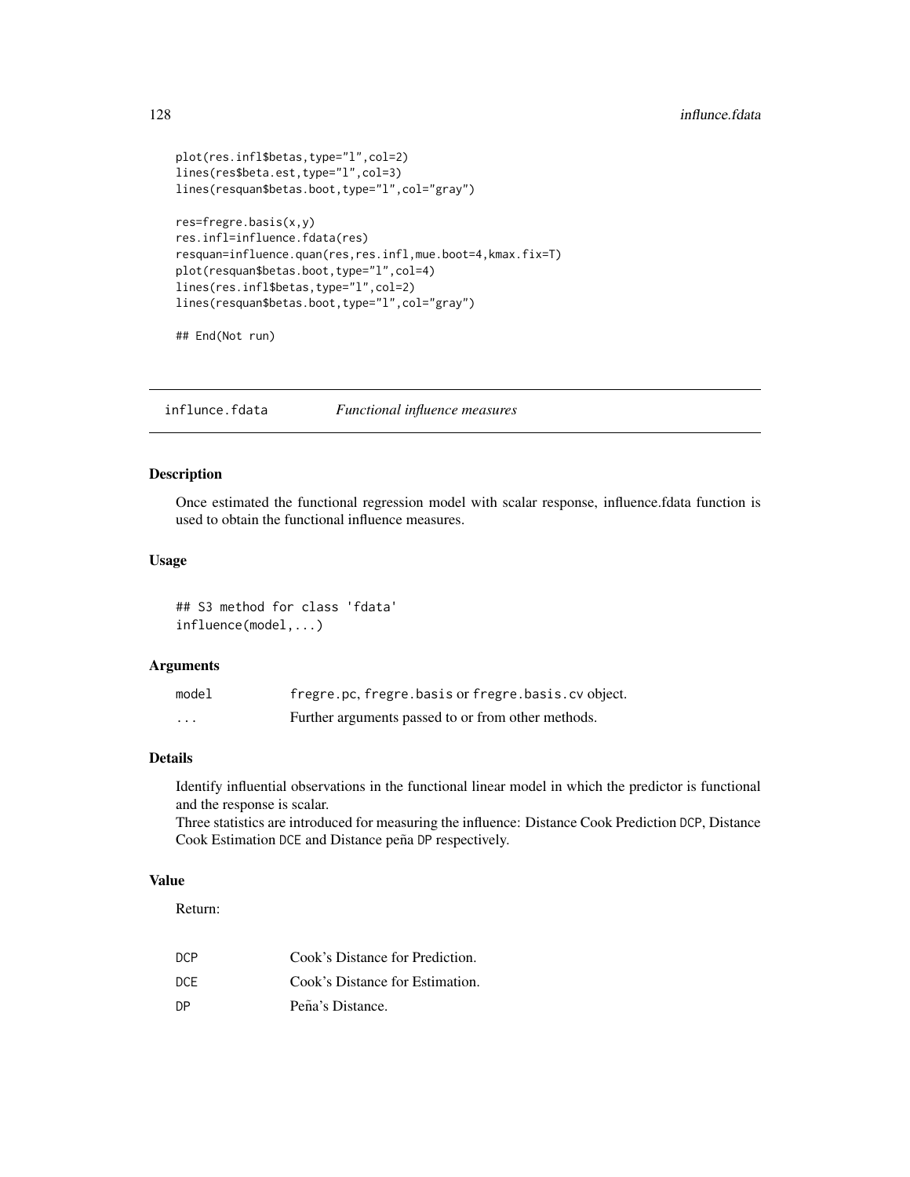```
plot(res.infl$betas,type="l",col=2)
lines(res$beta.est,type="l",col=3)
lines(resquan$betas.boot,type="l",col="gray")

res=fregre.basis(x,y)
res.infl=influence.fdata(res)
resquan=influence.quan(res,res.infl,mue.boot=4,kmax.fix=T)
plot(resquan$betas.boot,type="l",col=4)
lines(res.infl$betas,type="l",col=2)
lines(resquan$betas.boot,type="l",col="gray")

## End(Not run)
```

---

## influnce.fdata — *Functional influence measures*

### Description

Once estimated the functional regression model with scalar response, influence.fdata function is used to obtain the functional influence measures.

### Usage

```
## S3 method for class 'fdata'
influence(model,...)
```

### Arguments

| | |
|---|---|
| model | fregre.pc, fregre.basis or fregre.basis.cv object. |
| ... | Further arguments passed to or from other methods. |

### Details

Identify influential observations in the functional linear model in which the predictor is functional and the response is scalar.
Three statistics are introduced for measuring the influence: Distance Cook Prediction DCP, Distance Cook Estimation DCE and Distance peña DP respectively.

### Value

Return:

| | |
|---|---|
| DCP | Cook's Distance for Prediction. |
| DCE | Cook's Distance for Estimation. |
| DP | Peña's Distance. |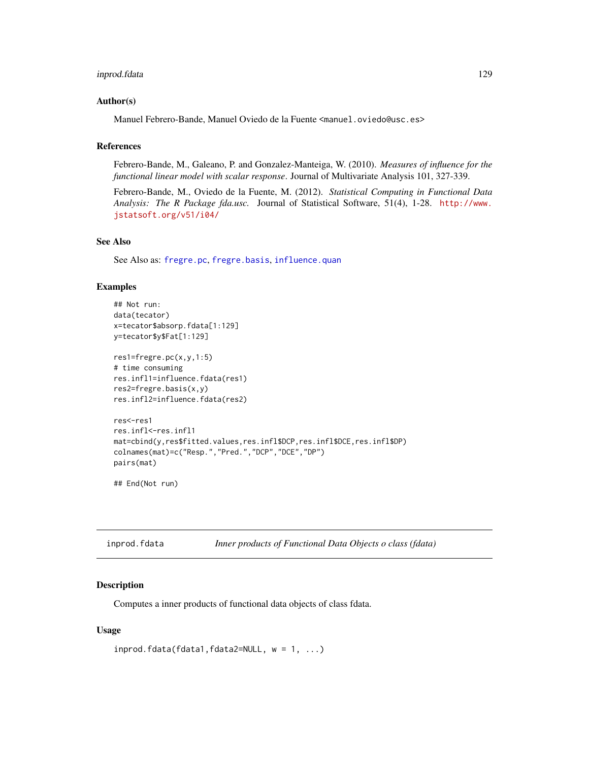### Author(s)

Manuel Febrero-Bande, Manuel Oviedo de la Fuente <manuel.oviedo@usc.es>

### References

Febrero-Bande, M., Galeano, P. and Gonzalez-Manteiga, W. (2010). *Measures of influence for the functional linear model with scalar response*. Journal of Multivariate Analysis 101, 327-339.

Febrero-Bande, M., Oviedo de la Fuente, M. (2012). *Statistical Computing in Functional Data Analysis: The R Package fda.usc.* Journal of Statistical Software, 51(4), 1-28. http://www.jstatsoft.org/v51/i04/

### See Also

See Also as: fregre.pc, fregre.basis, influence.quan

### Examples

```
## Not run:
data(tecator)
x=tecator$absorp.fdata[1:129]
y=tecator$y$Fat[1:129]

res1=fregre.pc(x,y,1:5)
# time consuming
res.infl1=influence.fdata(res1)
res2=fregre.basis(x,y)
res.infl2=influence.fdata(res2)

res<-res1
res.infl<-res.infl1
mat=cbind(y,res$fitted.values,res.infl$DCP,res.infl$DCE,res.infl$DP)
colnames(mat)=c("Resp.","Pred.","DCP","DCE","DP")
pairs(mat)

## End(Not run)
```

---

## inprod.fdata — *Inner products of Functional Data Objects o class (fdata)*

### Description

Computes a inner products of functional data objects of class fdata.

### Usage

```
inprod.fdata(fdata1,fdata2=NULL, w = 1, ...)
```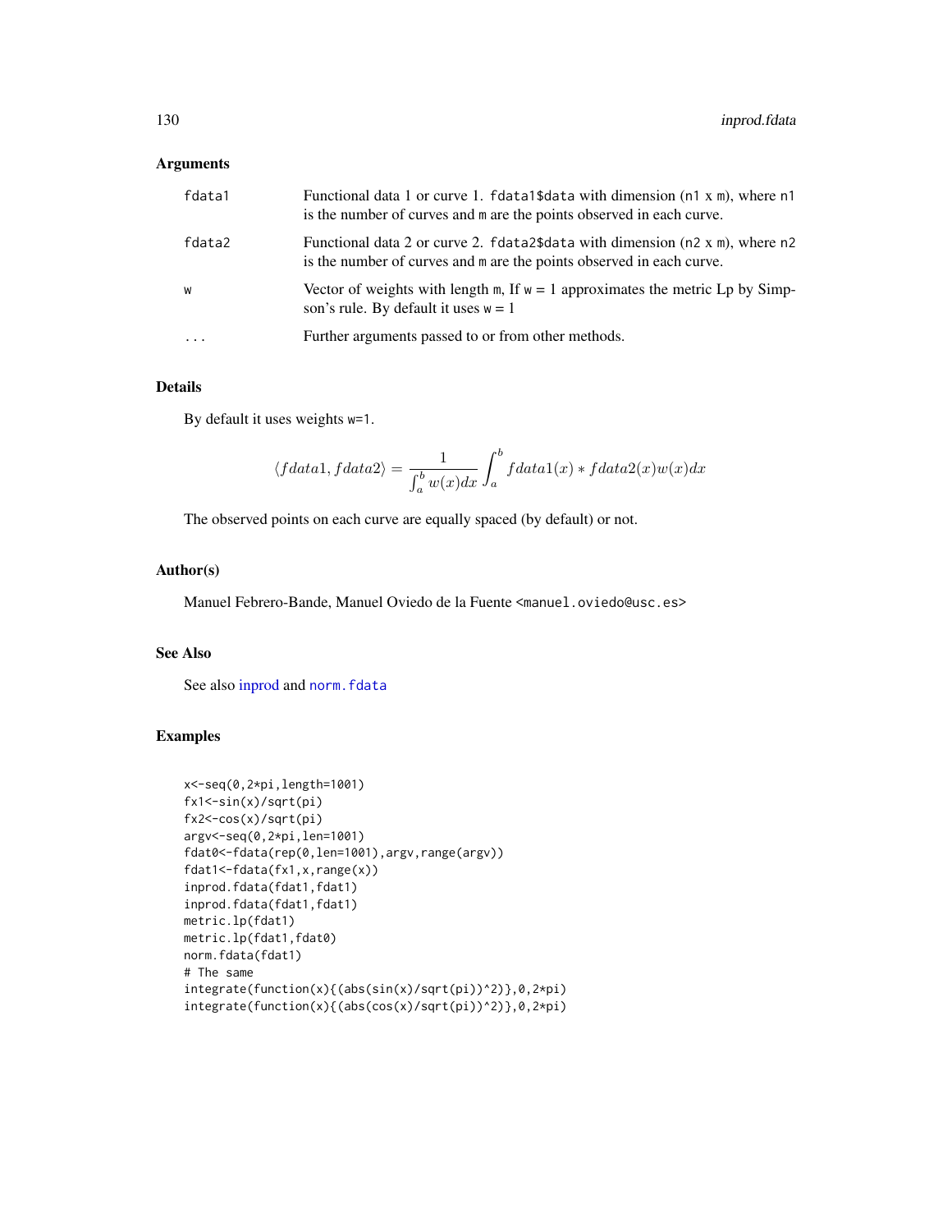## Arguments

| | |
|---|---|
| fdata1 | Functional data 1 or curve 1. `fdata1$data` with dimension (`n1 x m`), where `n1` is the number of curves and `m` are the points observed in each curve. |
| fdata2 | Functional data 2 or curve 2. `fdata2$data` with dimension (`n2 x m`), where `n2` is the number of curves and `m` are the points observed in each curve. |
| w | Vector of weights with length `m`, If `w = 1` approximates the metric Lp by Simpson's rule. By default it uses `w = 1` |
| ... | Further arguments passed to or from other methods. |

## Details

By default it uses weights `w=1`.

$$\langle fdata1, fdata2 \rangle = \frac{1}{\int_a^b w(x)dx} \int_a^b fdata1(x) * fdata2(x)w(x)dx$$

The observed points on each curve are equally spaced (by default) or not.

## Author(s)

Manuel Febrero-Bande, Manuel Oviedo de la Fuente <manuel.oviedo@usc.es>

## See Also

See also inprod and `norm.fdata`

## Examples

```
x<-seq(0,2*pi,length=1001)
fx1<-sin(x)/sqrt(pi)
fx2<-cos(x)/sqrt(pi)
argv<-seq(0,2*pi,len=1001)
fdat0<-fdata(rep(0,len=1001),argv,range(argv))
fdat1<-fdata(fx1,x,range(x))
inprod.fdata(fdat1,fdat1)
inprod.fdata(fdat1,fdat1)
metric.lp(fdat1)
metric.lp(fdat1,fdat0)
norm.fdata(fdat1)
# The same
integrate(function(x){(abs(sin(x)/sqrt(pi))^2)},0,2*pi)
integrate(function(x){(abs(cos(x)/sqrt(pi))^2)},0,2*pi)
```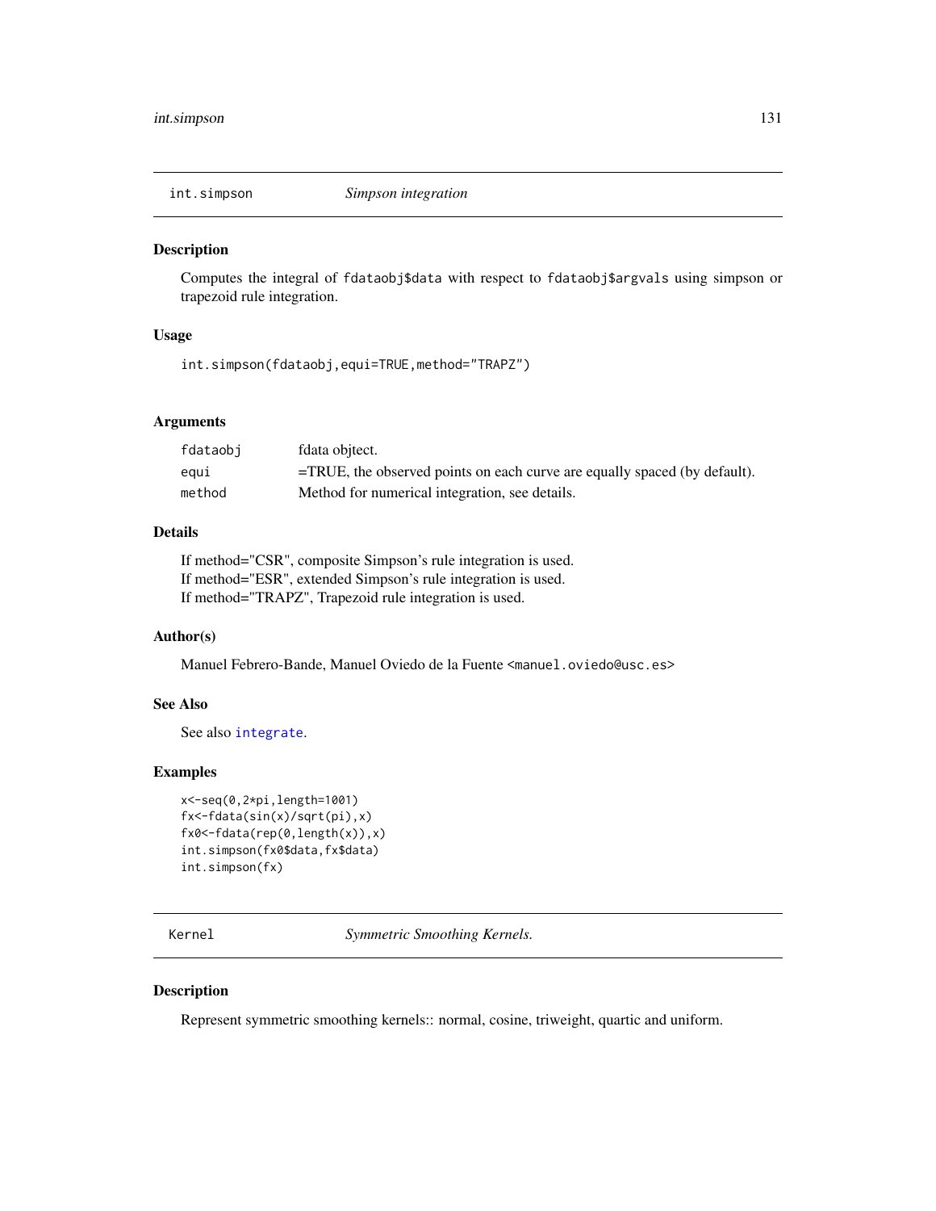## int.simpson *Simpson integration*

### Description

Computes the integral of `fdataobj$data` with respect to `fdataobj$argvals` using simpson or trapezoid rule integration.

### Usage

```
int.simpson(fdataobj,equi=TRUE,method="TRAPZ")
```

### Arguments

| | |
|---|---|
| fdataobj | fdata objtect. |
| equi | =TRUE, the observed points on each curve are equally spaced (by default). |
| method | Method for numerical integration, see details. |

### Details

If method="CSR", composite Simpson's rule integration is used.
If method="ESR", extended Simpson's rule integration is used.
If method="TRAPZ", Trapezoid rule integration is used.

### Author(s)

Manuel Febrero-Bande, Manuel Oviedo de la Fuente <manuel.oviedo@usc.es>

### See Also

See also `integrate`.

### Examples

```
x<-seq(0,2*pi,length=1001)
fx<-fdata(sin(x)/sqrt(pi),x)
fx0<-fdata(rep(0,length(x)),x)
int.simpson(fx0$data,fx$data)
int.simpson(fx)
```

## Kernel *Symmetric Smoothing Kernels.*

### Description

Represent symmetric smoothing kernels:: normal, cosine, triweight, quartic and uniform.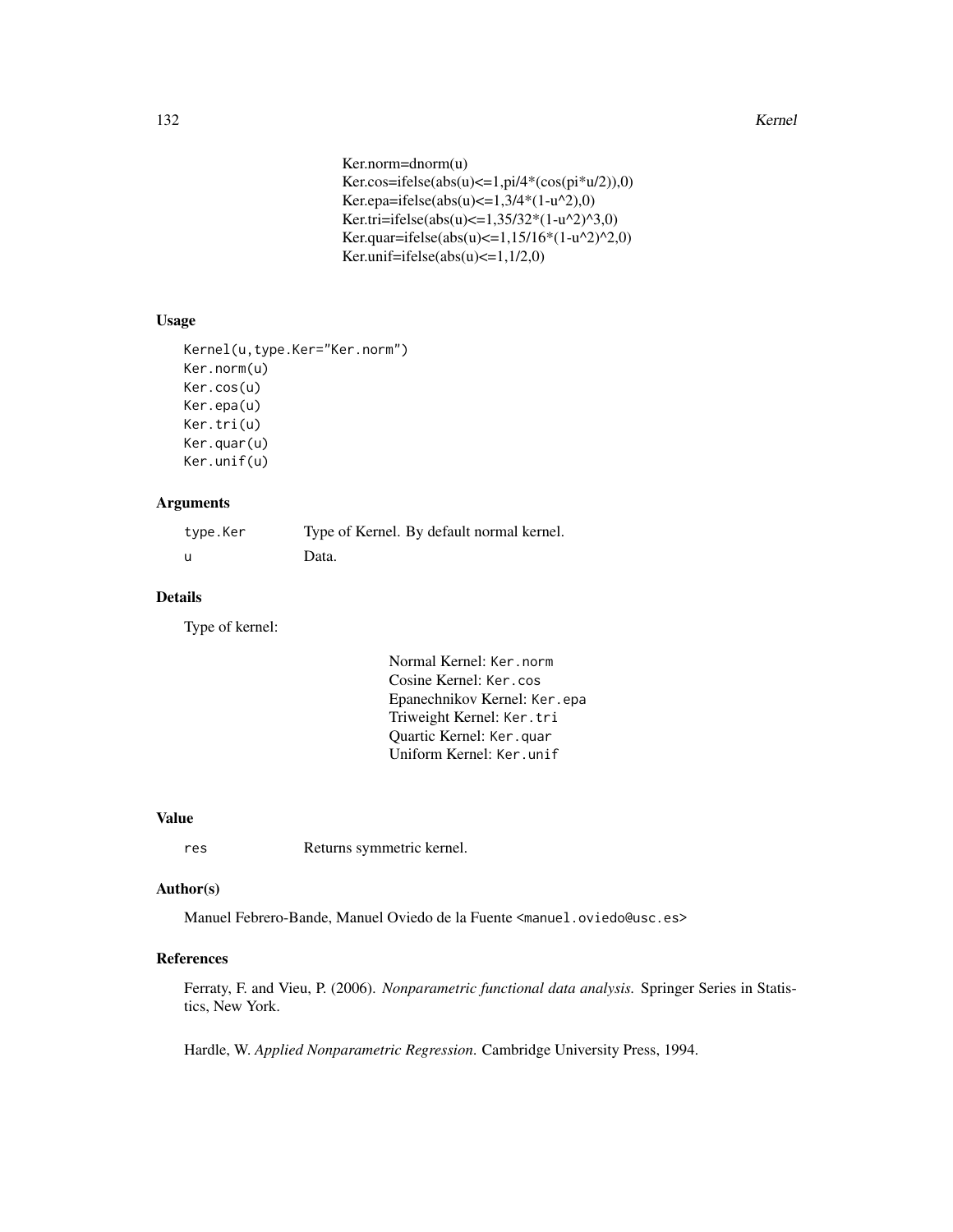Ker.norm=dnorm(u)
Ker.cos=ifelse(abs(u)<=1,pi/4*(cos(pi*u/2)),0)
Ker.epa=ifelse(abs(u)<=1,3/4*(1-u^2),0)
Ker.tri=ifelse(abs(u)<=1,35/32*(1-u^2)^3,0)
Ker.quar=ifelse(abs(u)<=1,15/16*(1-u^2)^2,0)
Ker.unif=ifelse(abs(u)<=1,1/2,0)

### Usage

```
Kernel(u,type.Ker="Ker.norm")
Ker.norm(u)
Ker.cos(u)
Ker.epa(u)
Ker.tri(u)
Ker.quar(u)
Ker.unif(u)
```

### Arguments

| | |
|---|---|
| `type.Ker` | Type of Kernel. By default normal kernel. |
| `u` | Data. |

### Details

Type of kernel:

Normal Kernel: `Ker.norm`
Cosine Kernel: `Ker.cos`
Epanechnikov Kernel: `Ker.epa`
Triweight Kernel: `Ker.tri`
Quartic Kernel: `Ker.quar`
Uniform Kernel: `Ker.unif`

### Value

| | |
|---|---|
| `res` | Returns symmetric kernel. |

### Author(s)

Manuel Febrero-Bande, Manuel Oviedo de la Fuente <manuel.oviedo@usc.es>

### References

Ferraty, F. and Vieu, P. (2006). *Nonparametric functional data analysis.* Springer Series in Statistics, New York.

Hardle, W. *Applied Nonparametric Regression.* Cambridge University Press, 1994.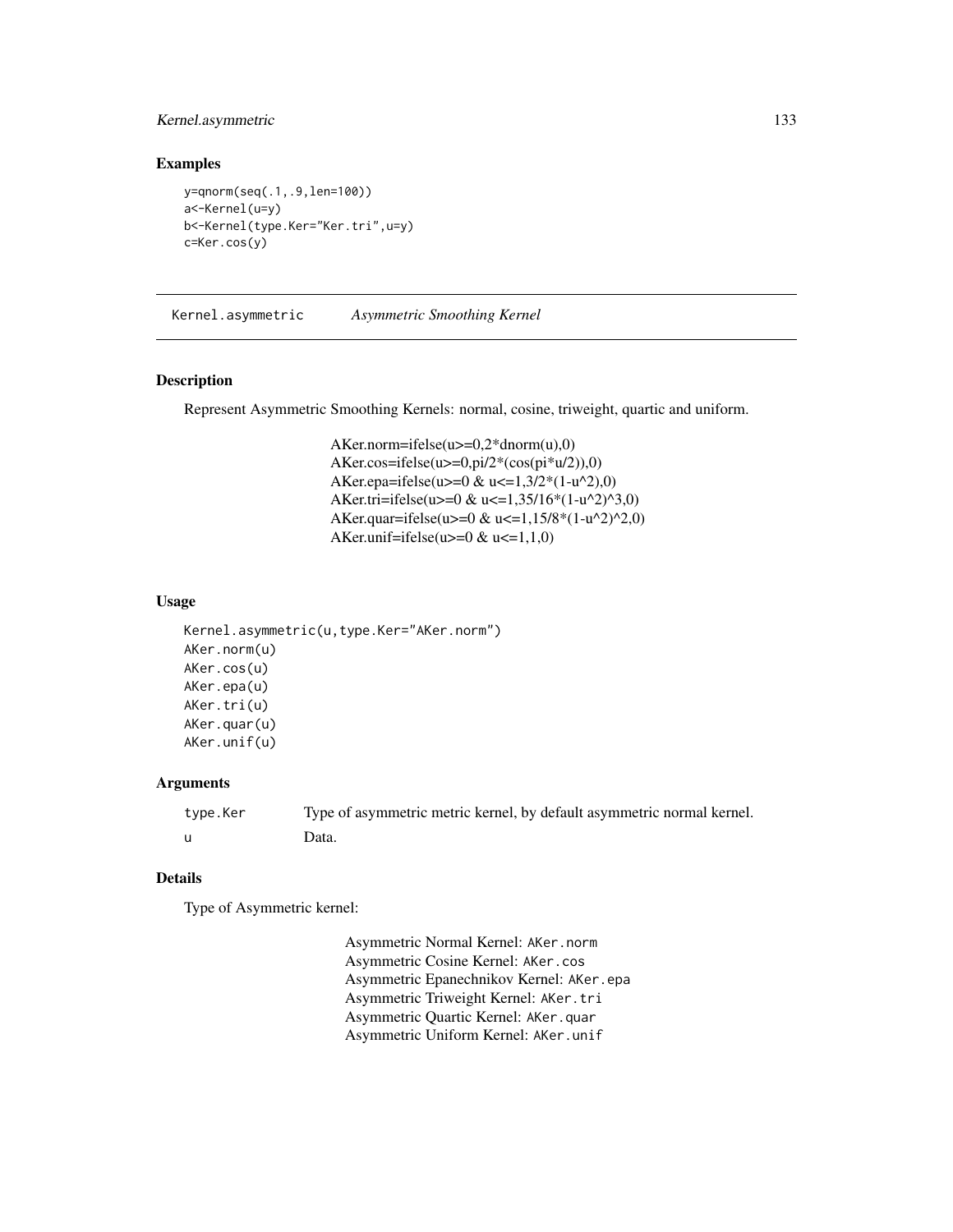## Examples

```
y=qnorm(seq(.1,.9,len=100))
a<-Kernel(u=y)
b<-Kernel(type.Ker="Ker.tri",u=y)
c=Ker.cos(y)
```

---

# Kernel.asymmetric *Asymmetric Smoothing Kernel*

---

## Description

Represent Asymmetric Smoothing Kernels: normal, cosine, triweight, quartic and uniform.

AKer.norm=ifelse(u>=0,2*dnorm(u),0)
AKer.cos=ifelse(u>=0,pi/2*(cos(pi*u/2)),0)
AKer.epa=ifelse(u>=0 & u<=1,3/2*(1-u^2),0)
AKer.tri=ifelse(u>=0 & u<=1,35/16*(1-u^2)^3,0)
AKer.quar=ifelse(u>=0 & u<=1,15/8*(1-u^2)^2,0)
AKer.unif=ifelse(u>=0 & u<=1,1,0)

## Usage

```
Kernel.asymmetric(u,type.Ker="AKer.norm")
AKer.norm(u)
AKer.cos(u)
AKer.epa(u)
AKer.tri(u)
AKer.quar(u)
AKer.unif(u)
```

## Arguments

| | |
|---|---|
| type.Ker | Type of asymmetric metric kernel, by default asymmetric normal kernel. |
| u | Data. |

## Details

Type of Asymmetric kernel:

Asymmetric Normal Kernel: `AKer.norm`
Asymmetric Cosine Kernel: `AKer.cos`
Asymmetric Epanechnikov Kernel: `AKer.epa`
Asymmetric Triweight Kernel: `AKer.tri`
Asymmetric Quartic Kernel: `AKer.quar`
Asymmetric Uniform Kernel: `AKer.unif`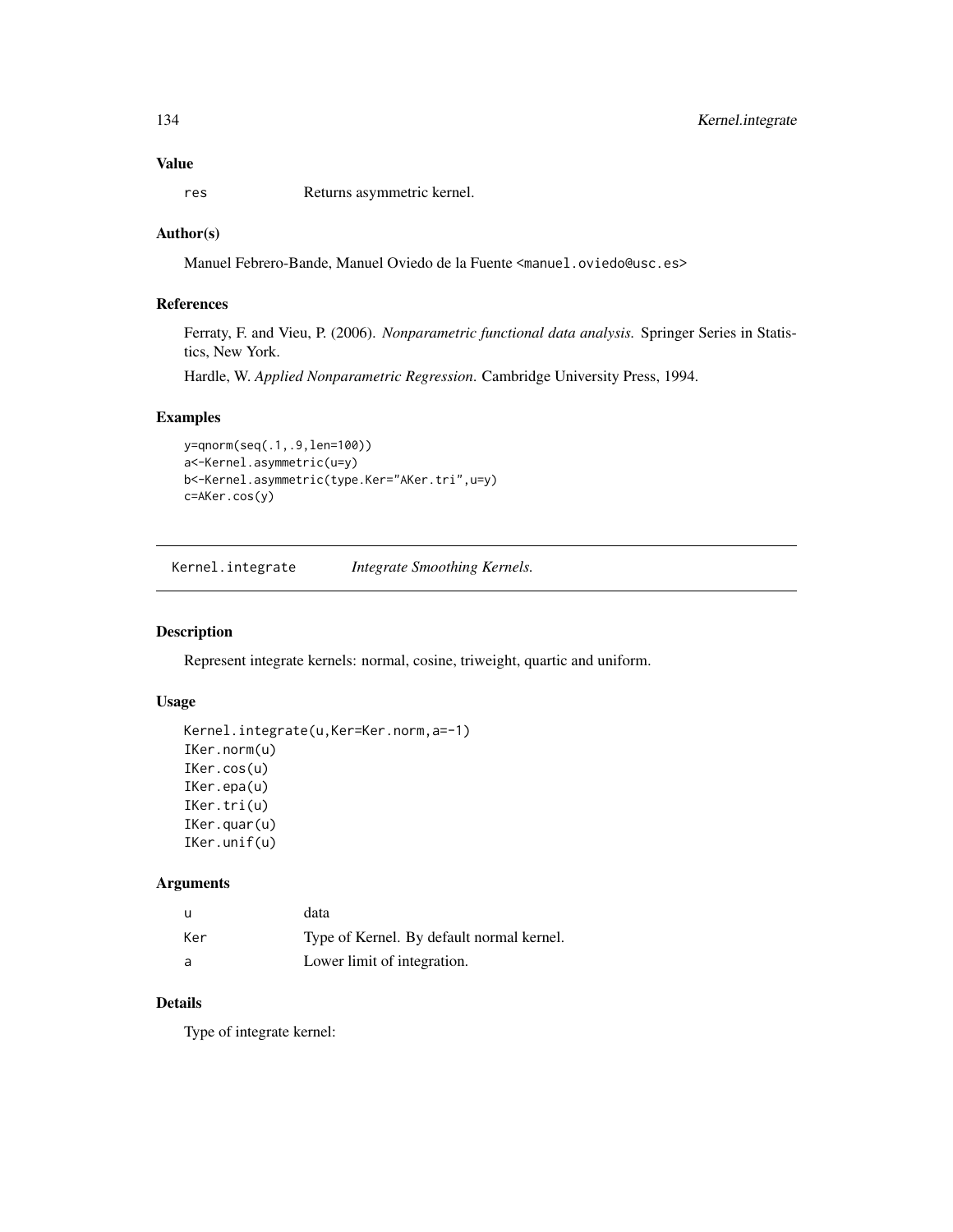### Value

| | |
|---|---|
| res | Returns asymmetric kernel. |

### Author(s)

Manuel Febrero-Bande, Manuel Oviedo de la Fuente <manuel.oviedo@usc.es>

### References

Ferraty, F. and Vieu, P. (2006). *Nonparametric functional data analysis.* Springer Series in Statistics, New York.

Hardle, W. *Applied Nonparametric Regression*. Cambridge University Press, 1994.

### Examples

```
y=qnorm(seq(.1,.9,len=100))
a<-Kernel.asymmetric(u=y)
b<-Kernel.asymmetric(type.Ker="AKer.tri",u=y)
c=AKer.cos(y)
```

---

## Kernel.integrate *Integrate Smoothing Kernels.*

---

### Description

Represent integrate kernels: normal, cosine, triweight, quartic and uniform.

### Usage

```
Kernel.integrate(u,Ker=Ker.norm,a=-1)
IKer.norm(u)
IKer.cos(u)
IKer.epa(u)
IKer.tri(u)
IKer.quar(u)
IKer.unif(u)
```

### Arguments

| | |
|---|---|
| u | data |
| Ker | Type of Kernel. By default normal kernel. |
| a | Lower limit of integration. |

### Details

Type of integrate kernel: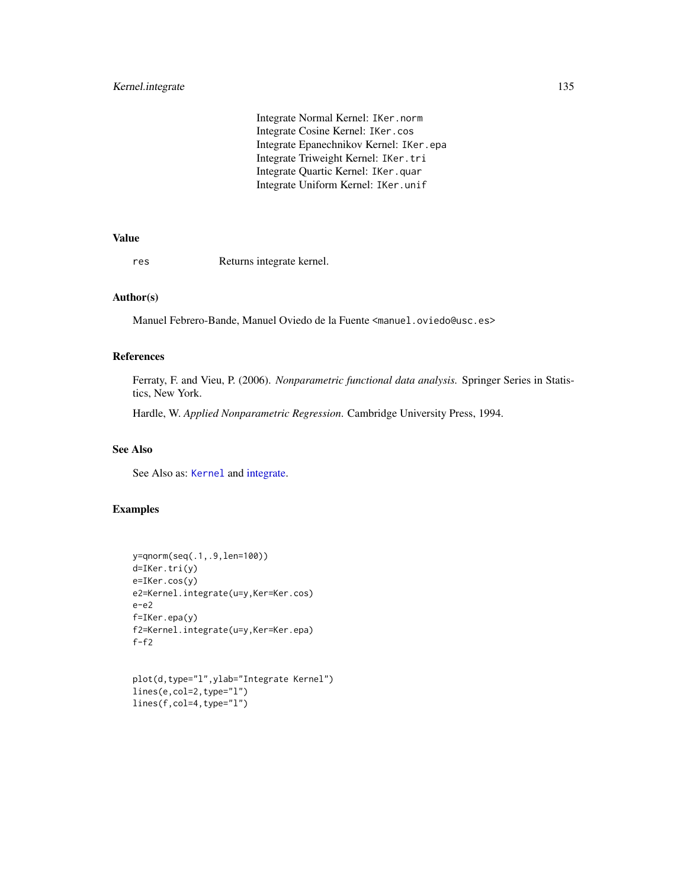Integrate Normal Kernel: `IKer.norm`
Integrate Cosine Kernel: `IKer.cos`
Integrate Epanechnikov Kernel: `IKer.epa`
Integrate Triweight Kernel: `IKer.tri`
Integrate Quartic Kernel: `IKer.quar`
Integrate Uniform Kernel: `IKer.unif`

### Value

`res` Returns integrate kernel.

### Author(s)

Manuel Febrero-Bande, Manuel Oviedo de la Fuente <manuel.oviedo@usc.es>

### References

Ferraty, F. and Vieu, P. (2006). *Nonparametric functional data analysis.* Springer Series in Statistics, New York.

Hardle, W. *Applied Nonparametric Regression*. Cambridge University Press, 1994.

### See Also

See Also as: `Kernel` and integrate.

### Examples

```
y=qnorm(seq(.1,.9,len=100))
d=IKer.tri(y)
e=IKer.cos(y)
e2=Kernel.integrate(u=y,Ker=Ker.cos)
e-e2
f=IKer.epa(y)
f2=Kernel.integrate(u=y,Ker=Ker.epa)
f-f2


plot(d,type="l",ylab="Integrate Kernel")
lines(e,col=2,type="l")
lines(f,col=4,type="l")
```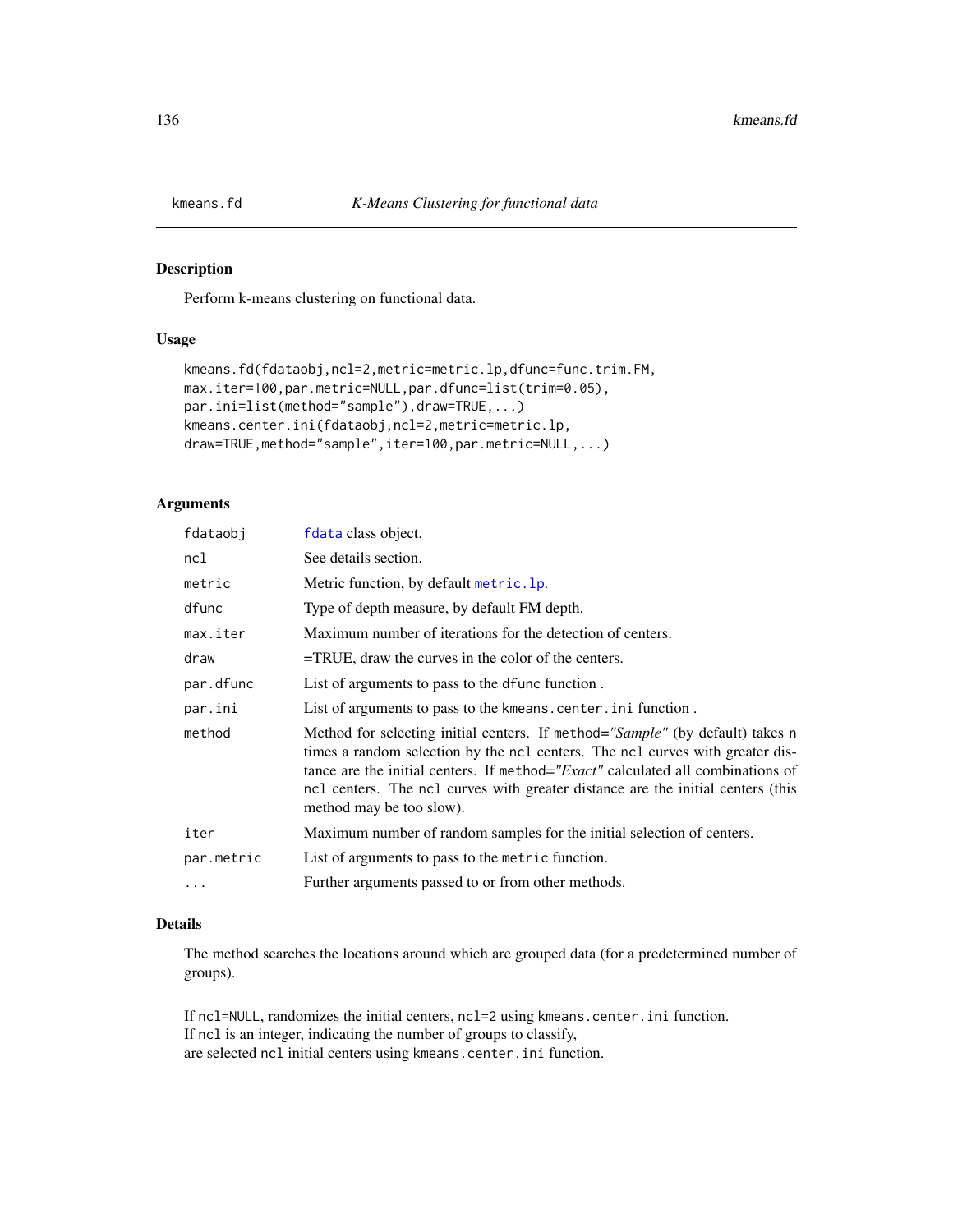kmeans.fd *K-Means Clustering for functional data*

## Description

Perform k-means clustering on functional data.

## Usage

```
kmeans.fd(fdataobj,ncl=2,metric=metric.lp,dfunc=func.trim.FM,
max.iter=100,par.metric=NULL,par.dfunc=list(trim=0.05),
par.ini=list(method="sample"),draw=TRUE,...)
kmeans.center.ini(fdataobj,ncl=2,metric=metric.lp,
draw=TRUE,method="sample",iter=100,par.metric=NULL,...)
```

## Arguments

| | |
|---|---|
| fdataobj | fdata class object. |
| ncl | See details section. |
| metric | Metric function, by default metric.lp. |
| dfunc | Type of depth measure, by default FM depth. |
| max.iter | Maximum number of iterations for the detection of centers. |
| draw | =TRUE, draw the curves in the color of the centers. |
| par.dfunc | List of arguments to pass to the dfunc function . |
| par.ini | List of arguments to pass to the kmeans.center.ini function . |
| method | Method for selecting initial centers. If method=*"Sample"* (by default) takes n times a random selection by the ncl centers. The ncl curves with greater distance are the initial centers. If method=*"Exact"* calculated all combinations of ncl centers. The ncl curves with greater distance are the initial centers (this method may be too slow). |
| iter | Maximum number of random samples for the initial selection of centers. |
| par.metric | List of arguments to pass to the metric function. |
| ... | Further arguments passed to or from other methods. |

## Details

The method searches the locations around which are grouped data (for a predetermined number of groups).

If ncl=NULL, randomizes the initial centers, ncl=2 using kmeans.center.ini function.
If ncl is an integer, indicating the number of groups to classify,
are selected ncl initial centers using kmeans.center.ini function.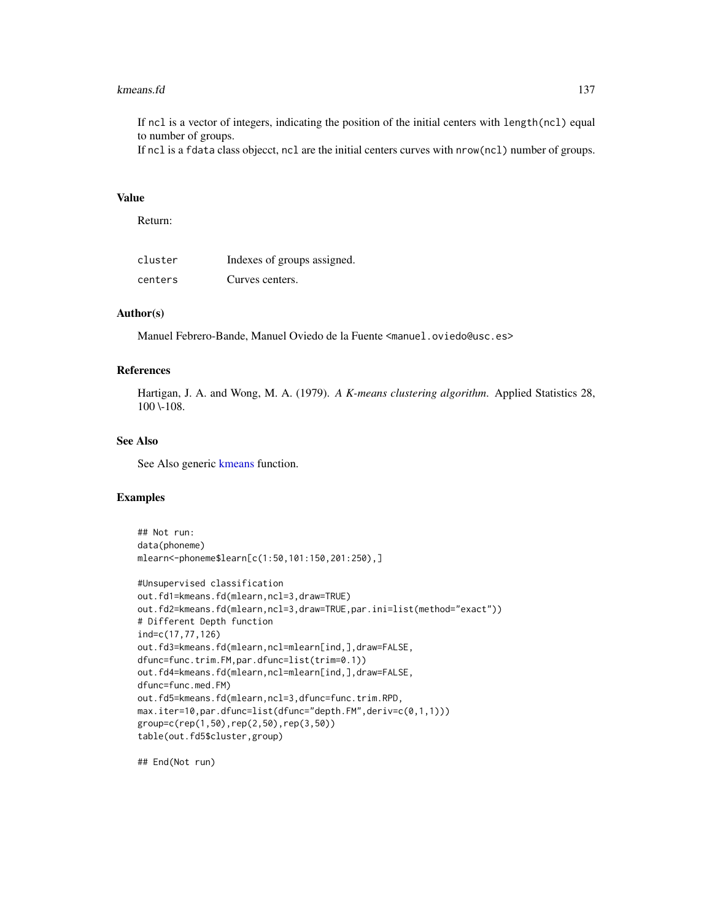If `ncl` is a vector of integers, indicating the position of the initial centers with `length(ncl)` equal to number of groups.
If `ncl` is a `fdata` class objecct, `ncl` are the initial centers curves with `nrow(ncl)` number of groups.

### Value

Return:

| | |
|---|---|
| `cluster` | Indexes of groups assigned. |
| `centers` | Curves centers. |

### Author(s)

Manuel Febrero-Bande, Manuel Oviedo de la Fuente <manuel.oviedo@usc.es>

### References

Hartigan, J. A. and Wong, M. A. (1979). *A K-means clustering algorithm.* Applied Statistics 28, 100 \-108.

### See Also

See Also generic kmeans function.

### Examples

```
## Not run:
data(phoneme)
mlearn<-phoneme$learn[c(1:50,101:150,201:250),]

#Unsupervised classification
out.fd1=kmeans.fd(mlearn,ncl=3,draw=TRUE)
out.fd2=kmeans.fd(mlearn,ncl=3,draw=TRUE,par.ini=list(method="exact"))
# Different Depth function
ind=c(17,77,126)
out.fd3=kmeans.fd(mlearn,ncl=mlearn[ind,],draw=FALSE,
dfunc=func.trim.FM,par.dfunc=list(trim=0.1))
out.fd4=kmeans.fd(mlearn,ncl=mlearn[ind,],draw=FALSE,
dfunc=func.med.FM)
out.fd5=kmeans.fd(mlearn,ncl=3,dfunc=func.trim.RPD,
max.iter=10,par.dfunc=list(dfunc="depth.FM",deriv=c(0,1,1)))
group=c(rep(1,50),rep(2,50),rep(3,50))
table(out.fd5$cluster,group)

## End(Not run)
```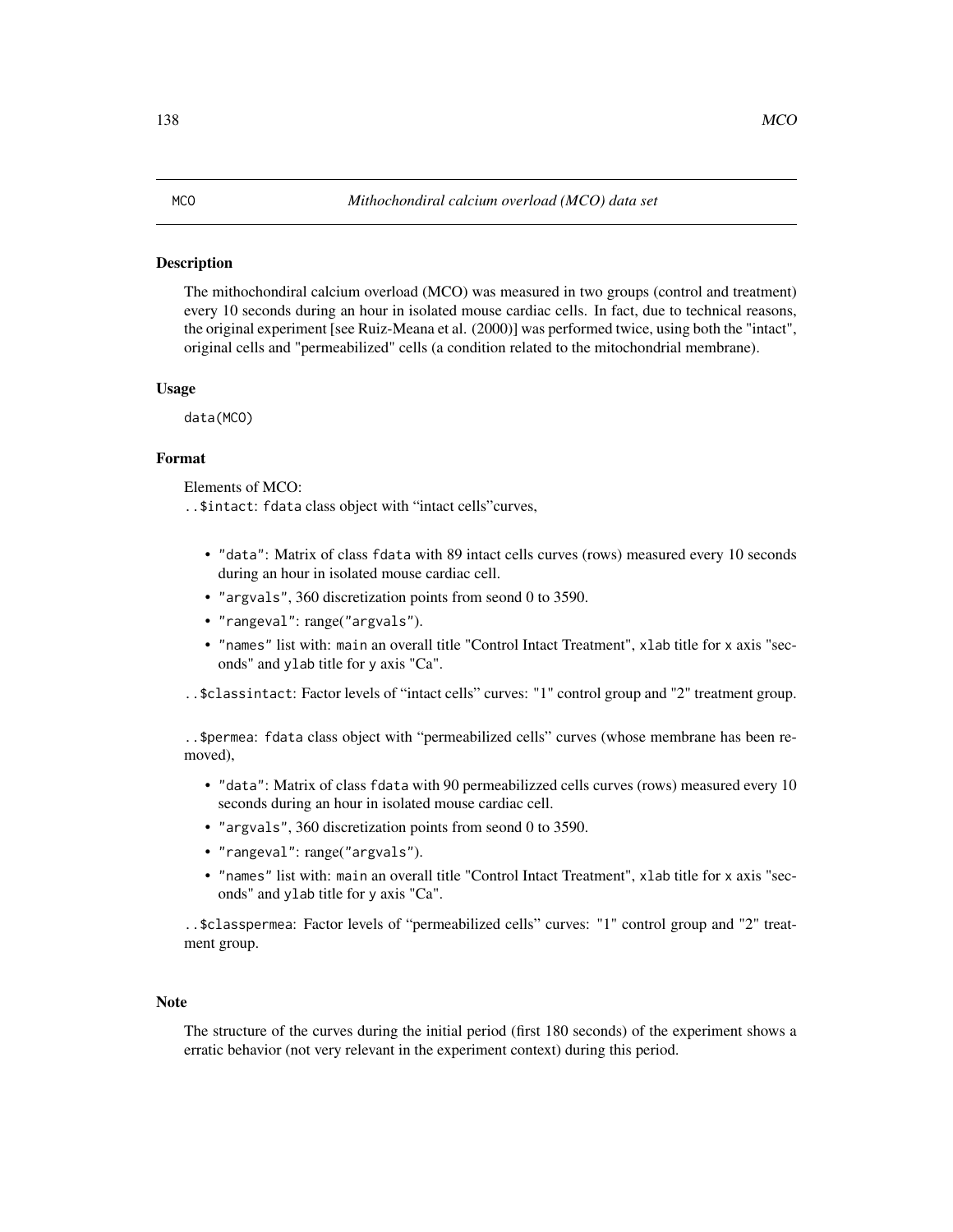MCO *Mithochondiral calcium overload (MCO) data set*

## Description

The mithochondiral calcium overload (MCO) was measured in two groups (control and treatment) every 10 seconds during an hour in isolated mouse cardiac cells. In fact, due to technical reasons, the original experiment [see Ruiz-Meana et al. (2000)] was performed twice, using both the "intact", original cells and "permeabilized" cells (a condition related to the mitochondrial membrane).

## Usage

```
data(MCO)
```

## Format

Elements of MCO:

`..$intact`: `fdata` class object with “intact cells”curves,

- `"data"`: Matrix of class `fdata` with 89 intact cells curves (rows) measured every 10 seconds during an hour in isolated mouse cardiac cell.
- `"argvals"`, 360 discretization points from seond 0 to 3590.
- `"rangeval"`: range(`"argvals"`).
- `"names"` list with: `main` an overall title "Control Intact Treatment", `xlab` title for `x` axis "seconds" and `ylab` title for `y` axis "Ca".

`..$classintact`: Factor levels of “intact cells” curves: "1" control group and "2" treatment group.

`..$permea`: `fdata` class object with “permeabilized cells” curves (whose membrane has been removed),

- `"data"`: Matrix of class `fdata` with 90 permeabilizzed cells curves (rows) measured every 10 seconds during an hour in isolated mouse cardiac cell.
- `"argvals"`, 360 discretization points from seond 0 to 3590.
- `"rangeval"`: range(`"argvals"`).
- `"names"` list with: `main` an overall title "Control Intact Treatment", `xlab` title for `x` axis "seconds" and `ylab` title for `y` axis "Ca".

`..$classpermea`: Factor levels of “permeabilized cells” curves: "1" control group and "2" treatment group.

## Note

The structure of the curves during the initial period (first 180 seconds) of the experiment shows a erratic behavior (not very relevant in the experiment context) during this period.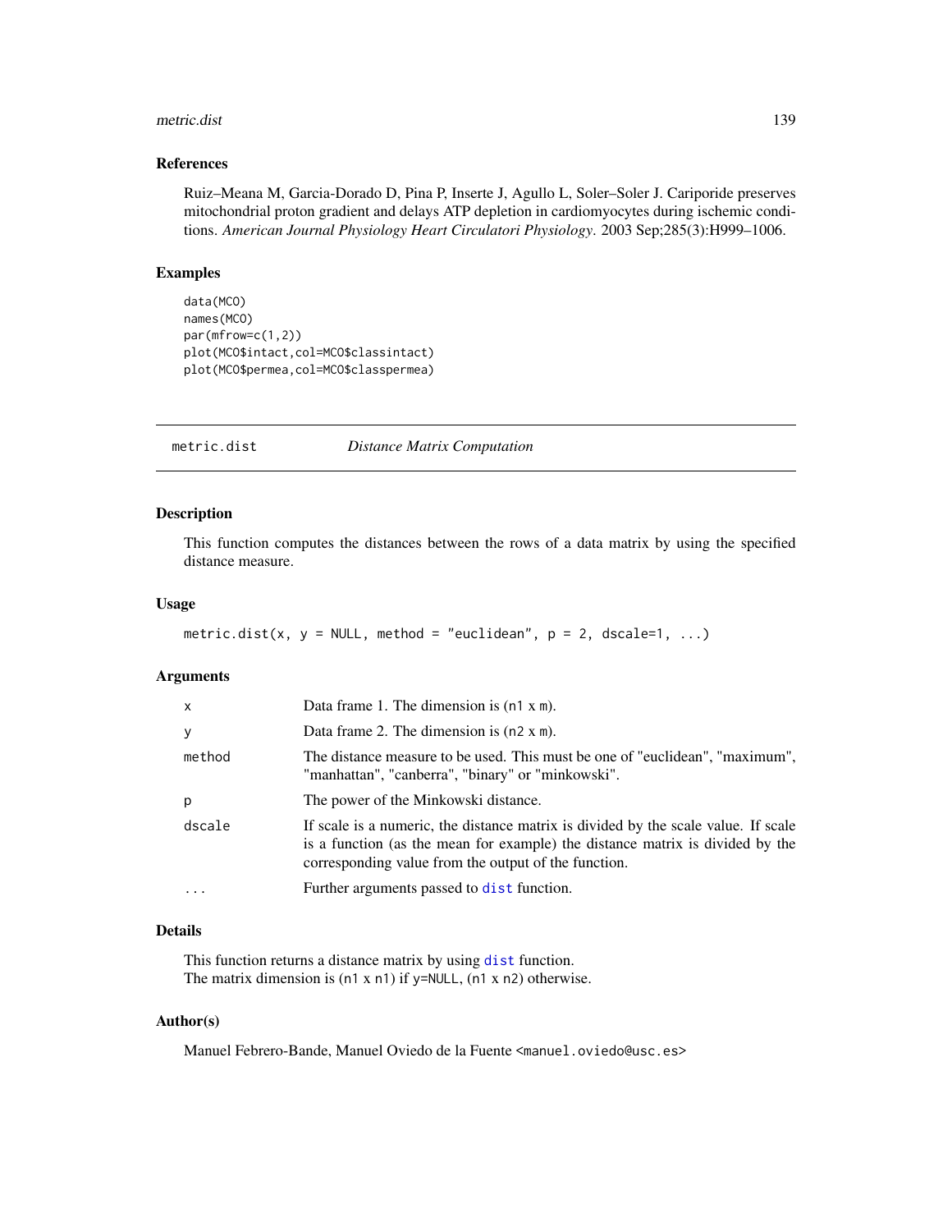## References

Ruiz–Meana M, Garcia-Dorado D, Pina P, Inserte J, Agullo L, Soler–Soler J. Cariporide preserves mitochondrial proton gradient and delays ATP depletion in cardiomyocytes during ischemic conditions. *American Journal Physiology Heart Circulatori Physiology*. 2003 Sep;285(3):H999–1006.

## Examples

```
data(MCO)
names(MCO)
par(mfrow=c(1,2))
plot(MCO$intact,col=MCO$classintact)
plot(MCO$permea,col=MCO$classpermea)
```

---

# metric.dist — *Distance Matrix Computation*

## Description

This function computes the distances between the rows of a data matrix by using the specified distance measure.

## Usage

```
metric.dist(x, y = NULL, method = "euclidean", p = 2, dscale=1, ...)
```

## Arguments

| | |
|---|---|
| x | Data frame 1. The dimension is (n1 x m). |
| y | Data frame 2. The dimension is (n2 x m). |
| method | The distance measure to be used. This must be one of "euclidean", "maximum", "manhattan", "canberra", "binary" or "minkowski". |
| p | The power of the Minkowski distance. |
| dscale | If scale is a numeric, the distance matrix is divided by the scale value. If scale is a function (as the mean for example) the distance matrix is divided by the corresponding value from the output of the function. |
| ... | Further arguments passed to `dist` function. |

## Details

This function returns a distance matrix by using `dist` function.
The matrix dimension is (n1 x n1) if y=NULL, (n1 x n2) otherwise.

## Author(s)

Manuel Febrero-Bande, Manuel Oviedo de la Fuente <manuel.oviedo@usc.es>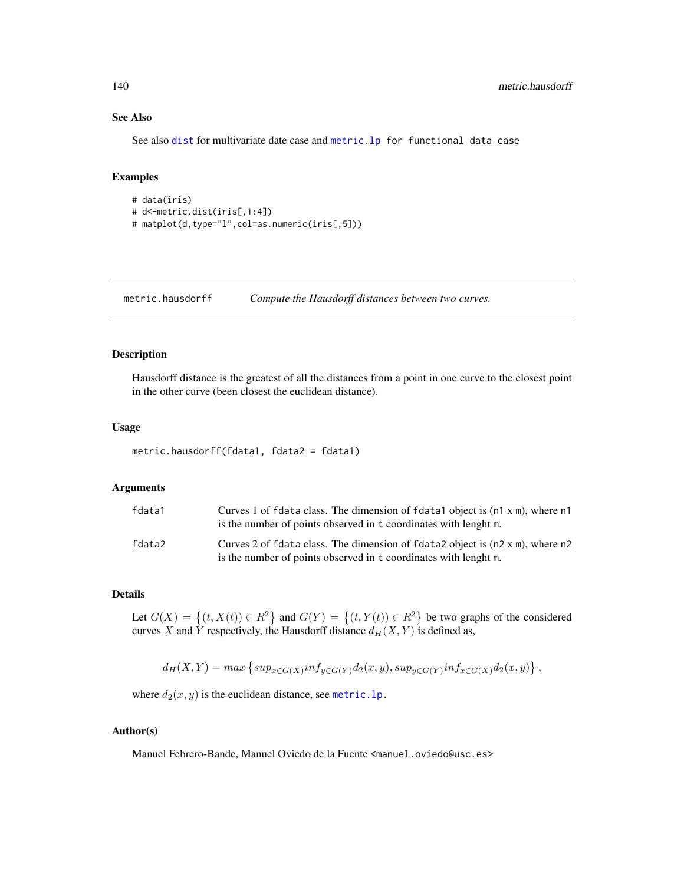### See Also

See also `dist` for multivariate date case and `metric.lp` for functional data case

### Examples

```
# data(iris)
# d<-metric.dist(iris[,1:4])
# matplot(d,type="l",col=as.numeric(iris[,5]))
```

---

## metric.hausdorff *Compute the Hausdorff distances between two curves.*

---

### Description

Hausdorff distance is the greatest of all the distances from a point in one curve to the closest point in the other curve (been closest the euclidean distance).

### Usage

```
metric.hausdorff(fdata1, fdata2 = fdata1)
```

### Arguments

| | |
|---|---|
| fdata1 | Curves 1 of `fdata` class. The dimension of `fdata1` object is (`n1 x m`), where `n1` is the number of points observed in `t` coordinates with lenght `m`. |
| fdata2 | Curves 2 of `fdata` class. The dimension of `fdata2` object is (`n2 x m`), where `n2` is the number of points observed in `t` coordinates with lenght `m`. |

### Details

Let $G(X) = \left\{(t, X(t)) \in R^2\right\}$ and $G(Y) = \left\{(t, Y(t)) \in R^2\right\}$ be two graphs of the considered curves $X$ and $Y$ respectively, the Hausdorff distance $d_H(X, Y)$ is defined as,

$$d_H(X, Y) = max\left\{sup_{x \in G(X)} inf_{y \in G(Y)} d_2(x, y), sup_{y \in G(Y)} inf_{x \in G(X)} d_2(x, y)\right\},$$

where $d_2(x, y)$ is the euclidean distance, see `metric.lp`.

### Author(s)

Manuel Febrero-Bande, Manuel Oviedo de la Fuente <manuel.oviedo@usc.es>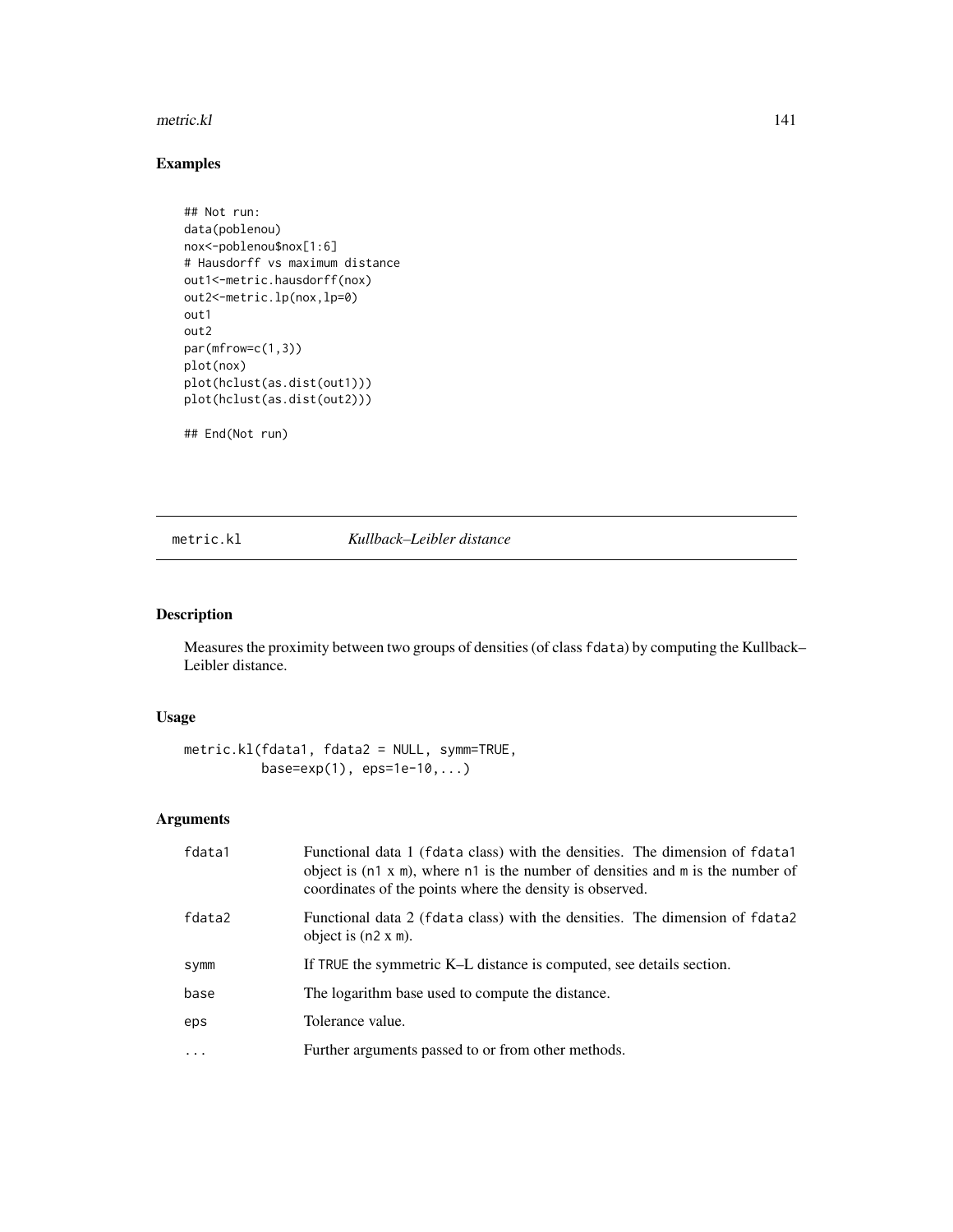## Examples

```
## Not run:
data(poblenou)
nox<-poblenou$nox[1:6]
# Hausdorff vs maximum distance
out1<-metric.hausdorff(nox)
out2<-metric.lp(nox,lp=0)
out1
out2
par(mfrow=c(1,3))
plot(nox)
plot(hclust(as.dist(out1)))
plot(hclust(as.dist(out2)))

## End(Not run)
```

---

# metric.kl *Kullback–Leibler distance*

---

## Description

Measures the proximity between two groups of densities (of class `fdata`) by computing the Kullback–Leibler distance.

## Usage

```
metric.kl(fdata1, fdata2 = NULL, symm=TRUE,
         base=exp(1), eps=1e-10,...)
```

## Arguments

| | |
|---|---|
| `fdata1` | Functional data 1 (`fdata` class) with the densities. The dimension of `fdata1` object is (`n1` x `m`), where `n1` is the number of densities and `m` is the number of coordinates of the points where the density is observed. |
| `fdata2` | Functional data 2 (`fdata` class) with the densities. The dimension of `fdata2` object is (`n2` x `m`). |
| `symm` | If `TRUE` the symmetric K–L distance is computed, see details section. |
| `base` | The logarithm base used to compute the distance. |
| `eps` | Tolerance value. |
| `...` | Further arguments passed to or from other methods. |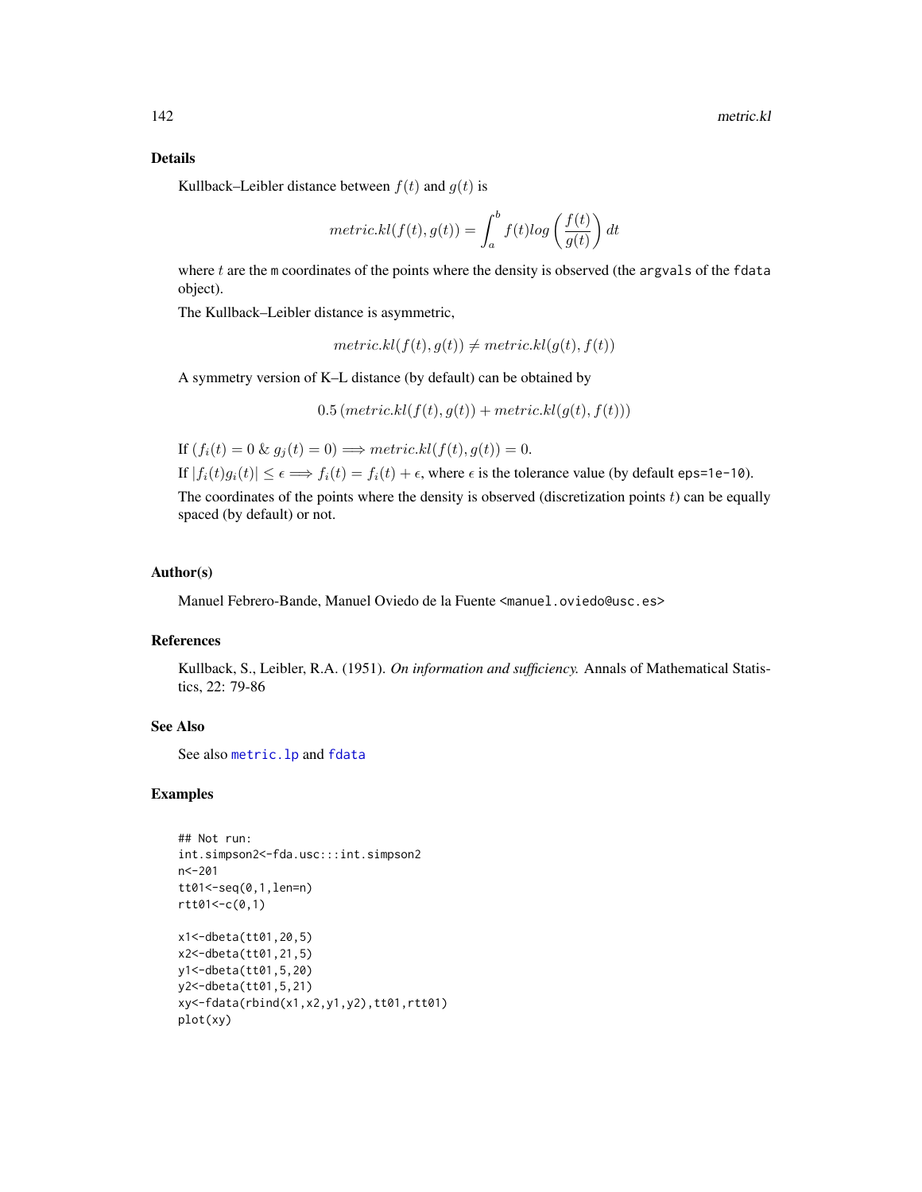## Details

Kullback–Leibler distance between $f(t)$ and $g(t)$ is

$$metric.kl(f(t), g(t)) = \int_a^b f(t) log \left( \frac{f(t)}{g(t)} \right) dt$$

where $t$ are the m coordinates of the points where the density is observed (the argvals of the fdata object).

The Kullback–Leibler distance is asymmetric,

$$metric.kl(f(t), g(t)) \neq metric.kl(g(t), f(t))$$

A symmetry version of K–L distance (by default) can be obtained by

$$0.5 \left( metric.kl(f(t), g(t)) + metric.kl(g(t), f(t)) \right)$$

If $(f_i(t) = 0 \ \& \ g_j(t) = 0) \Longrightarrow metric.kl(f(t), g(t)) = 0$.

If $|f_i(t) g_i(t)| \leq \epsilon \Longrightarrow f_i(t) = f_i(t) + \epsilon$, where $\epsilon$ is the tolerance value (by default eps=1e-10).

The coordinates of the points where the density is observed (discretization points $t$) can be equally spaced (by default) or not.

## Author(s)

Manuel Febrero-Bande, Manuel Oviedo de la Fuente <manuel.oviedo@usc.es>

## References

Kullback, S., Leibler, R.A. (1951). *On information and sufficiency.* Annals of Mathematical Statistics, 22: 79-86

## See Also

See also metric.lp and fdata

## Examples

```
## Not run:
int.simpson2<-fda.usc:::int.simpson2
n<-201
tt01<-seq(0,1,len=n)
rtt01<-c(0,1)

x1<-dbeta(tt01,20,5)
x2<-dbeta(tt01,21,5)
y1<-dbeta(tt01,5,20)
y2<-dbeta(tt01,5,21)
xy<-fdata(rbind(x1,x2,y1,y2),tt01,rtt01)
plot(xy)
```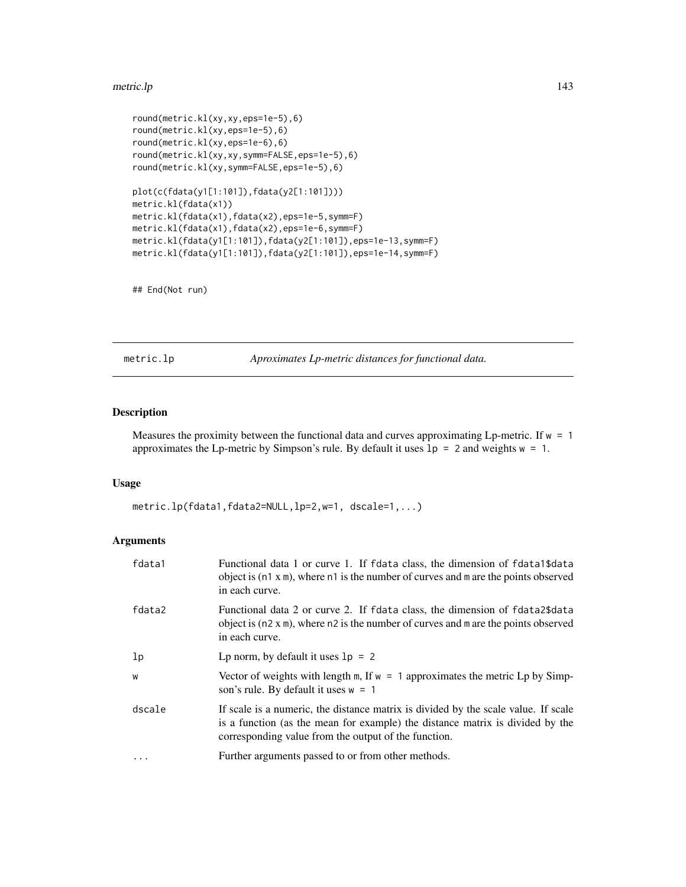```
round(metric.kl(xy,xy,eps=1e-5),6)
round(metric.kl(xy,eps=1e-5),6)
round(metric.kl(xy,eps=1e-6),6)
round(metric.kl(xy,xy,symm=FALSE,eps=1e-5),6)
round(metric.kl(xy,symm=FALSE,eps=1e-5),6)

plot(c(fdata(y1[1:101]),fdata(y2[1:101])))
metric.kl(fdata(x1))
metric.kl(fdata(x1),fdata(x2),eps=1e-5,symm=F)
metric.kl(fdata(x1),fdata(x2),eps=1e-6,symm=F)
metric.kl(fdata(y1[1:101]),fdata(y2[1:101]),eps=1e-13,symm=F)
metric.kl(fdata(y1[1:101]),fdata(y2[1:101]),eps=1e-14,symm=F)


## End(Not run)
```

---

## metric.lp — *Aproximates Lp-metric distances for functional data.*

### Description

Measures the proximity between the functional data and curves approximating Lp-metric. If `w = 1` approximates the Lp-metric by Simpson's rule. By default it uses `lp = 2` and weights `w = 1`.

### Usage

```
metric.lp(fdata1,fdata2=NULL,lp=2,w=1, dscale=1,...)
```

### Arguments

| | |
|---|---|
| `fdata1` | Functional data 1 or curve 1. If `fdata` class, the dimension of `fdata1$data` object is (`n1` x `m`), where `n1` is the number of curves and `m` are the points observed in each curve. |
| `fdata2` | Functional data 2 or curve 2. If `fdata` class, the dimension of `fdata2$data` object is (`n2` x `m`), where `n2` is the number of curves and `m` are the points observed in each curve. |
| `lp` | Lp norm, by default it uses `lp = 2` |
| `w` | Vector of weights with length `m`, If `w = 1` approximates the metric Lp by Simpson's rule. By default it uses `w = 1` |
| `dscale` | If scale is a numeric, the distance matrix is divided by the scale value. If scale is a function (as the mean for example) the distance matrix is divided by the corresponding value from the output of the function. |
| `...` | Further arguments passed to or from other methods. |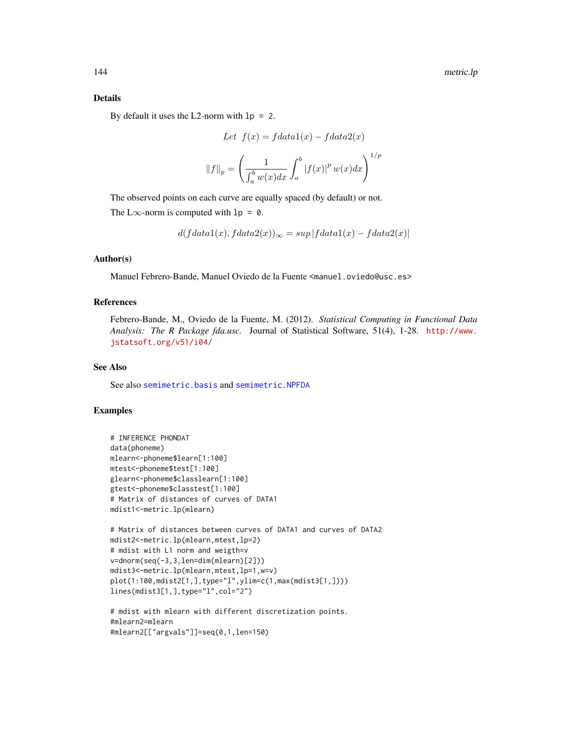## Details

By default it uses the L2-norm with `lp = 2`.

$$Let\ \ f(x) = fdata1(x) - fdata2(x)$$

$$\|f\|_p = \left( \frac{1}{\int_a^b w(x)dx} \int_a^b |f(x)|^p \, w(x)dx \right)^{1/p}$$

The observed points on each curve are equally spaced (by default) or not.

The L$\infty$-norm is computed with `lp = 0`.

$$d(fdata1(x), fdata2(x))_\infty = sup\,|fdata1(x) - fdata2(x)|$$

## Author(s)

Manuel Febrero-Bande, Manuel Oviedo de la Fuente <manuel.oviedo@usc.es>

## References

Febrero-Bande, M., Oviedo de la Fuente, M. (2012). *Statistical Computing in Functional Data Analysis: The R Package fda.usc.* Journal of Statistical Software, 51(4), 1-28. http://www.jstatsoft.org/v51/i04/

## See Also

See also semimetric.basis and semimetric.NPFDA

## Examples

```
# INFERENCE PHONDAT
data(phoneme)
mlearn<-phoneme$learn[1:100]
mtest<-phoneme$test[1:100]
glearn<-phoneme$classlearn[1:100]
gtest<-phoneme$classtest[1:100]
# Matrix of distances of curves of DATA1
mdist1<-metric.lp(mlearn)

# Matrix of distances between curves of DATA1 and curves of DATA2
mdist2<-metric.lp(mlearn,mtest,lp=2)
# mdist with L1 norm and weigth=v
v=dnorm(seq(-3,3,len=dim(mlearn)[2]))
mdist3<-metric.lp(mlearn,mtest,lp=1,w=v)
plot(1:100,mdist2[1,],type="l",ylim=c(1,max(mdist3[1,])))
lines(mdist3[1,],type="l",col="2")

# mdist with mlearn with different discretization points.
#mlearn2=mlearn
#mlearn2[["argvals"]]=seq(0,1,len=150)
```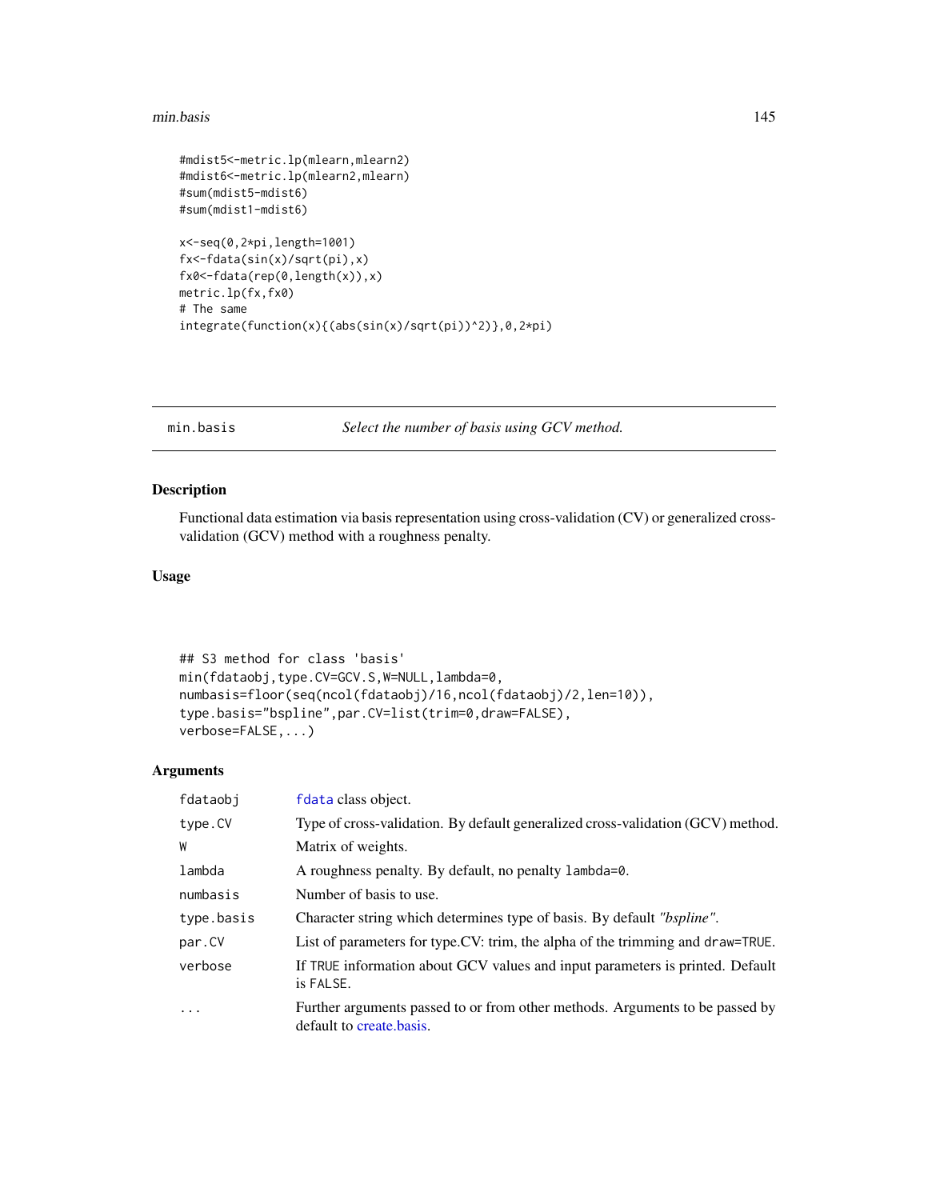```
#mdist5<-metric.lp(mlearn,mlearn2)
#mdist6<-metric.lp(mlearn2,mlearn)
#sum(mdist5-mdist6)
#sum(mdist1-mdist6)

x<-seq(0,2*pi,length=1001)
fx<-fdata(sin(x)/sqrt(pi),x)
fx0<-fdata(rep(0,length(x)),x)
metric.lp(fx,fx0)
# The same
integrate(function(x){(abs(sin(x)/sqrt(pi))^2)},0,2*pi)
```

## min.basis — *Select the number of basis using GCV method.*

### Description

Functional data estimation via basis representation using cross-validation (CV) or generalized cross-validation (GCV) method with a roughness penalty.

### Usage

```
## S3 method for class 'basis'
min(fdataobj,type.CV=GCV.S,W=NULL,lambda=0,
numbasis=floor(seq(ncol(fdataobj)/16,ncol(fdataobj)/2,len=10)),
type.basis="bspline",par.CV=list(trim=0,draw=FALSE),
verbose=FALSE,...)
```

### Arguments

| | |
|---|---|
| `fdataobj` | `fdata` class object. |
| `type.CV` | Type of cross-validation. By default generalized cross-validation (GCV) method. |
| `W` | Matrix of weights. |
| `lambda` | A roughness penalty. By default, no penalty `lambda=0`. |
| `numbasis` | Number of basis to use. |
| `type.basis` | Character string which determines type of basis. By default *"bspline"*. |
| `par.CV` | List of parameters for type.CV: trim, the alpha of the trimming and `draw=TRUE`. |
| `verbose` | If `TRUE` information about GCV values and input parameters is printed. Default is `FALSE`. |
| `...` | Further arguments passed to or from other methods. Arguments to be passed by default to create.basis. |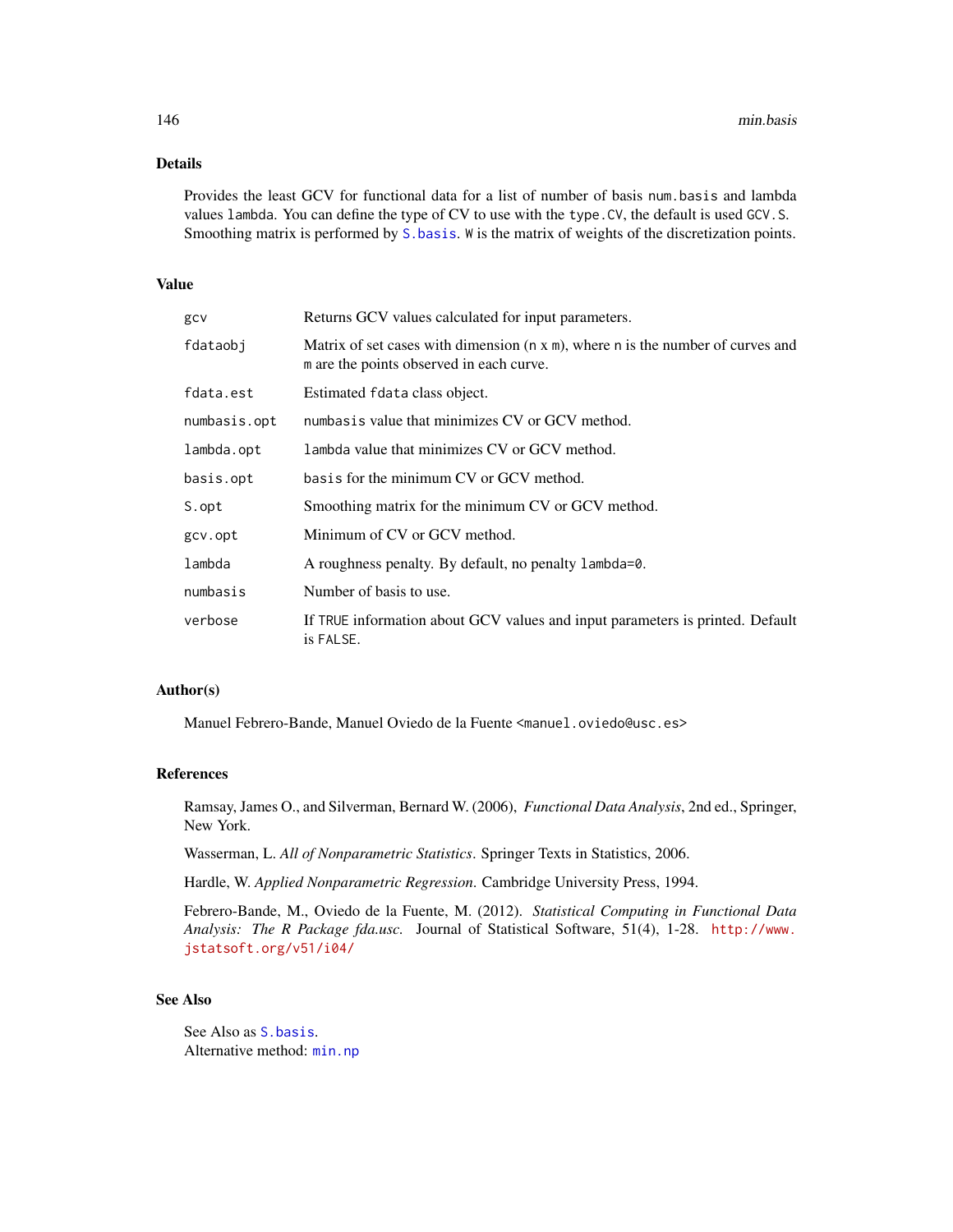## Details

Provides the least GCV for functional data for a list of number of basis `num.basis` and lambda values `lambda`. You can define the type of CV to use with the `type.CV`, the default is used `GCV.S`. Smoothing matrix is performed by `S.basis`. `W` is the matrix of weights of the discretization points.

## Value

| | |
|---|---|
| `gcv` | Returns GCV values calculated for input parameters. |
| `fdataobj` | Matrix of set cases with dimension (`n` x `m`), where `n` is the number of curves and `m` are the points observed in each curve. |
| `fdata.est` | Estimated `fdata` class object. |
| `numbasis.opt` | `numbasis` value that minimizes CV or GCV method. |
| `lambda.opt` | `lambda` value that minimizes CV or GCV method. |
| `basis.opt` | `basis` for the minimum CV or GCV method. |
| `S.opt` | Smoothing matrix for the minimum CV or GCV method. |
| `gcv.opt` | Minimum of CV or GCV method. |
| `lambda` | A roughness penalty. By default, no penalty `lambda=0`. |
| `numbasis` | Number of basis to use. |
| `verbose` | If `TRUE` information about GCV values and input parameters is printed. Default is `FALSE`. |

## Author(s)

Manuel Febrero-Bande, Manuel Oviedo de la Fuente <manuel.oviedo@usc.es>

## References

Ramsay, James O., and Silverman, Bernard W. (2006), *Functional Data Analysis*, 2nd ed., Springer, New York.

Wasserman, L. *All of Nonparametric Statistics*. Springer Texts in Statistics, 2006.

Hardle, W. *Applied Nonparametric Regression*. Cambridge University Press, 1994.

Febrero-Bande, M., Oviedo de la Fuente, M. (2012). *Statistical Computing in Functional Data Analysis: The R Package fda.usc.* Journal of Statistical Software, 51(4), 1-28. http://www.jstatsoft.org/v51/i04/

## See Also

See Also as `S.basis`.
Alternative method: `min.np`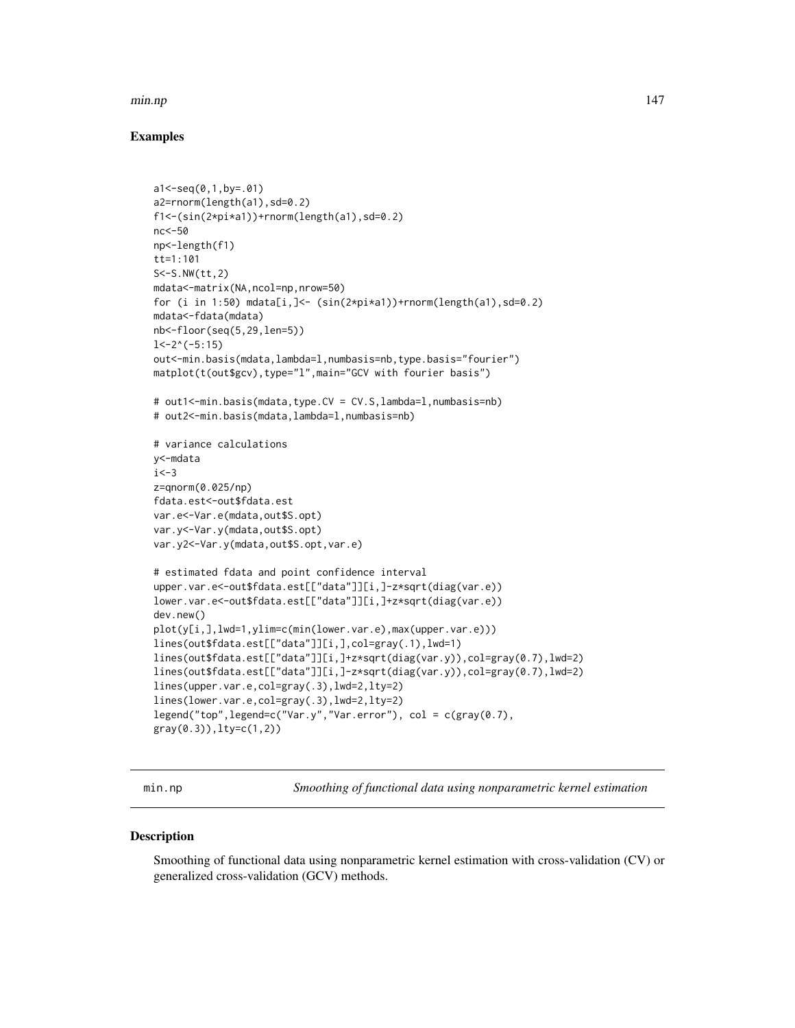## Examples

```
a1<-seq(0,1,by=.01)
a2=rnorm(length(a1),sd=0.2)
f1<-(sin(2*pi*a1))+rnorm(length(a1),sd=0.2)
nc<-50
np<-length(f1)
tt=1:101
S<-S.NW(tt,2)
mdata<-matrix(NA,ncol=np,nrow=50)
for (i in 1:50) mdata[i,]<- (sin(2*pi*a1))+rnorm(length(a1),sd=0.2)
mdata<-fdata(mdata)
nb<-floor(seq(5,29,len=5))
l<-2^(-5:15)
out<-min.basis(mdata,lambda=l,numbasis=nb,type.basis="fourier")
matplot(t(out$gcv),type="l",main="GCV with fourier basis")

# out1<-min.basis(mdata,type.CV = CV.S,lambda=l,numbasis=nb)
# out2<-min.basis(mdata,lambda=l,numbasis=nb)

# variance calculations
y<-mdata
i<-3
z=qnorm(0.025/np)
fdata.est<-out$fdata.est
var.e<-Var.e(mdata,out$S.opt)
var.y<-Var.y(mdata,out$S.opt)
var.y2<-Var.y(mdata,out$S.opt,var.e)

# estimated fdata and point confidence interval
upper.var.e<-out$fdata.est[["data"]][i,]-z*sqrt(diag(var.e))
lower.var.e<-out$fdata.est[["data"]][i,]+z*sqrt(diag(var.e))
dev.new()
plot(y[i,],lwd=1,ylim=c(min(lower.var.e),max(upper.var.e)))
lines(out$fdata.est[["data"]][i,],col=gray(.1),lwd=1)
lines(out$fdata.est[["data"]][i,]+z*sqrt(diag(var.y)),col=gray(0.7),lwd=2)
lines(out$fdata.est[["data"]][i,]-z*sqrt(diag(var.y)),col=gray(0.7),lwd=2)
lines(upper.var.e,col=gray(.3),lwd=2,lty=2)
lines(lower.var.e,col=gray(.3),lwd=2,lty=2)
legend("top",legend=c("Var.y","Var.error"), col = c(gray(0.7),
gray(0.3)),lty=c(1,2))
```

---

min.np — *Smoothing of functional data using nonparametric kernel estimation*

---

## Description

Smoothing of functional data using nonparametric kernel estimation with cross-validation (CV) or generalized cross-validation (GCV) methods.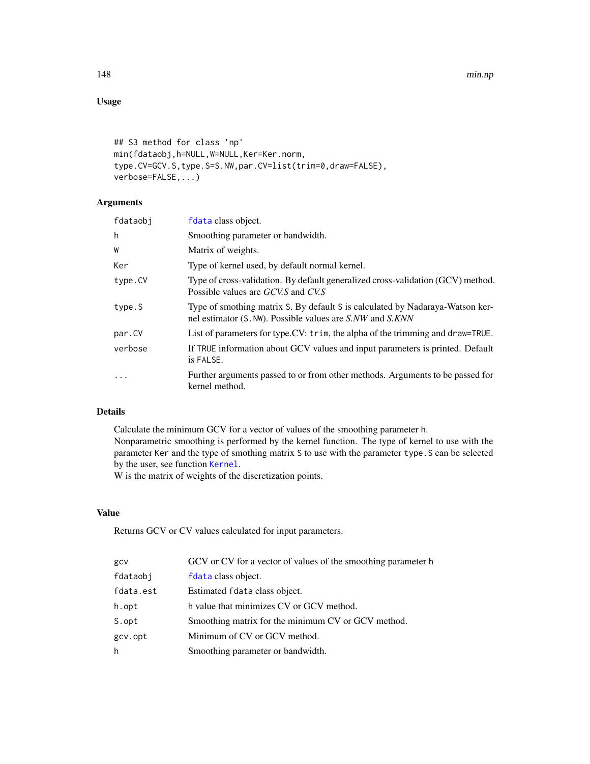## Usage

```
## S3 method for class 'np'
min(fdataobj,h=NULL,W=NULL,Ker=Ker.norm,
type.CV=GCV.S,type.S=S.NW,par.CV=list(trim=0,draw=FALSE),
verbose=FALSE,...)
```

## Arguments

| | |
|---|---|
| fdataobj | fdata class object. |
| h | Smoothing parameter or bandwidth. |
| W | Matrix of weights. |
| Ker | Type of kernel used, by default normal kernel. |
| type.CV | Type of cross-validation. By default generalized cross-validation (GCV) method. Possible values are *GCV.S* and *CV.S* |
| type.S | Type of smothing matrix S. By default S is calculated by Nadaraya-Watson kernel estimator (S.NW). Possible values are *S.NW* and *S.KNN* |
| par.CV | List of parameters for type.CV: trim, the alpha of the trimming and draw=TRUE. |
| verbose | If TRUE information about GCV values and input parameters is printed. Default is FALSE. |
| ... | Further arguments passed to or from other methods. Arguments to be passed for kernel method. |

## Details

Calculate the minimum GCV for a vector of values of the smoothing parameter h.
Nonparametric smoothing is performed by the kernel function. The type of kernel to use with the parameter Ker and the type of smothing matrix S to use with the parameter type.S can be selected by the user, see function Kernel.
W is the matrix of weights of the discretization points.

## Value

Returns GCV or CV values calculated for input parameters.

| | |
|---|---|
| gcv | GCV or CV for a vector of values of the smoothing parameter h |
| fdataobj | fdata class object. |
| fdata.est | Estimated fdata class object. |
| h.opt | h value that minimizes CV or GCV method. |
| S.opt | Smoothing matrix for the minimum CV or GCV method. |
| gcv.opt | Minimum of CV or GCV method. |
| h | Smoothing parameter or bandwidth. |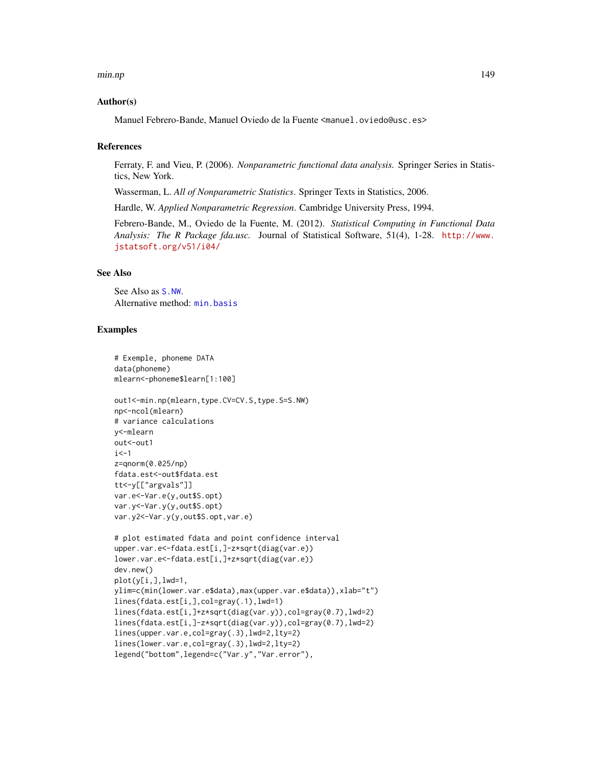### Author(s)

Manuel Febrero-Bande, Manuel Oviedo de la Fuente <manuel.oviedo@usc.es>

### References

Ferraty, F. and Vieu, P. (2006). *Nonparametric functional data analysis.* Springer Series in Statistics, New York.

Wasserman, L. *All of Nonparametric Statistics*. Springer Texts in Statistics, 2006.

Hardle, W. *Applied Nonparametric Regression*. Cambridge University Press, 1994.

Febrero-Bande, M., Oviedo de la Fuente, M. (2012). *Statistical Computing in Functional Data Analysis: The R Package fda.usc.* Journal of Statistical Software, 51(4), 1-28. http://www.jstatsoft.org/v51/i04/

### See Also

See Also as S.NW.
Alternative method: min.basis

### Examples

```
# Exemple, phoneme DATA
data(phoneme)
mlearn<-phoneme$learn[1:100]

out1<-min.np(mlearn,type.CV=CV.S,type.S=S.NW)
np<-ncol(mlearn)
# variance calculations
y<-mlearn
out<-out1
i<-1
z=qnorm(0.025/np)
fdata.est<-out$fdata.est
tt<-y[["argvals"]]
var.e<-Var.e(y,out$S.opt)
var.y<-Var.y(y,out$S.opt)
var.y2<-Var.y(y,out$S.opt,var.e)

# plot estimated fdata and point confidence interval
upper.var.e<-fdata.est[i,]-z*sqrt(diag(var.e))
lower.var.e<-fdata.est[i,]+z*sqrt(diag(var.e))
dev.new()
plot(y[i,],lwd=1,
ylim=c(min(lower.var.e$data),max(upper.var.e$data)),xlab="t")
lines(fdata.est[i,],col=gray(.1),lwd=1)
lines(fdata.est[i,]+z*sqrt(diag(var.y)),col=gray(0.7),lwd=2)
lines(fdata.est[i,]-z*sqrt(diag(var.y)),col=gray(0.7),lwd=2)
lines(upper.var.e,col=gray(.3),lwd=2,lty=2)
lines(lower.var.e,col=gray(.3),lwd=2,lty=2)
legend("bottom",legend=c("Var.y","Var.error"),
```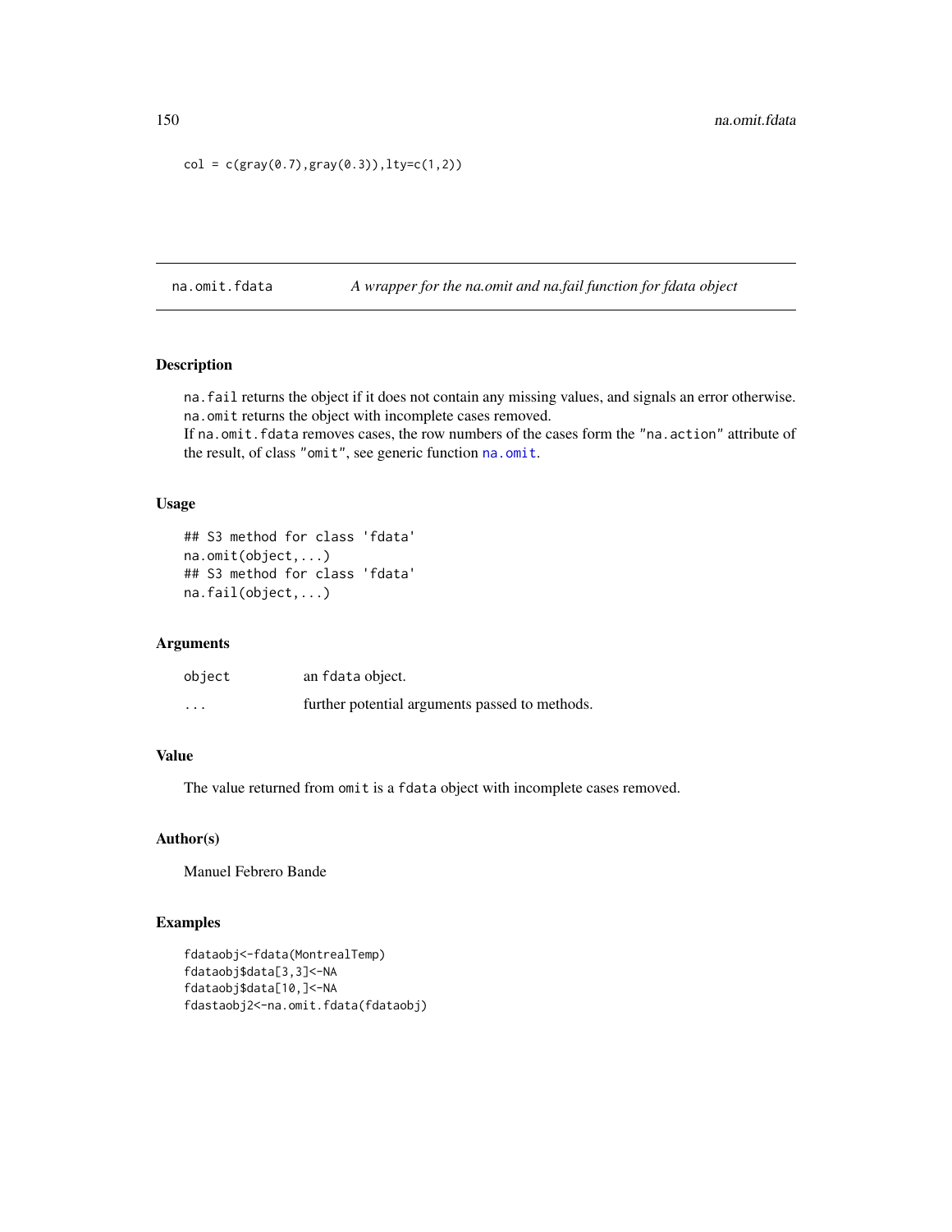```
col = c(gray(0.7),gray(0.3)),lty=c(1,2))
```

# na.omit.fdata

*A wrapper for the na.omit and na.fail function for fdata object*

## Description

na.fail returns the object if it does not contain any missing values, and signals an error otherwise. na.omit returns the object with incomplete cases removed.
If na.omit.fdata removes cases, the row numbers of the cases form the "na.action" attribute of the result, of class "omit", see generic function na.omit.

## Usage

```
## S3 method for class 'fdata'
na.omit(object,...)
## S3 method for class 'fdata'
na.fail(object,...)
```

## Arguments

| | |
|---|---|
| object | an fdata object. |
| ... | further potential arguments passed to methods. |

## Value

The value returned from omit is a fdata object with incomplete cases removed.

## Author(s)

Manuel Febrero Bande

## Examples

```
fdataobj<-fdata(MontrealTemp)
fdataobj$data[3,3]<-NA
fdataobj$data[10,]<-NA
fdastaobj2<-na.omit.fdata(fdataobj)
```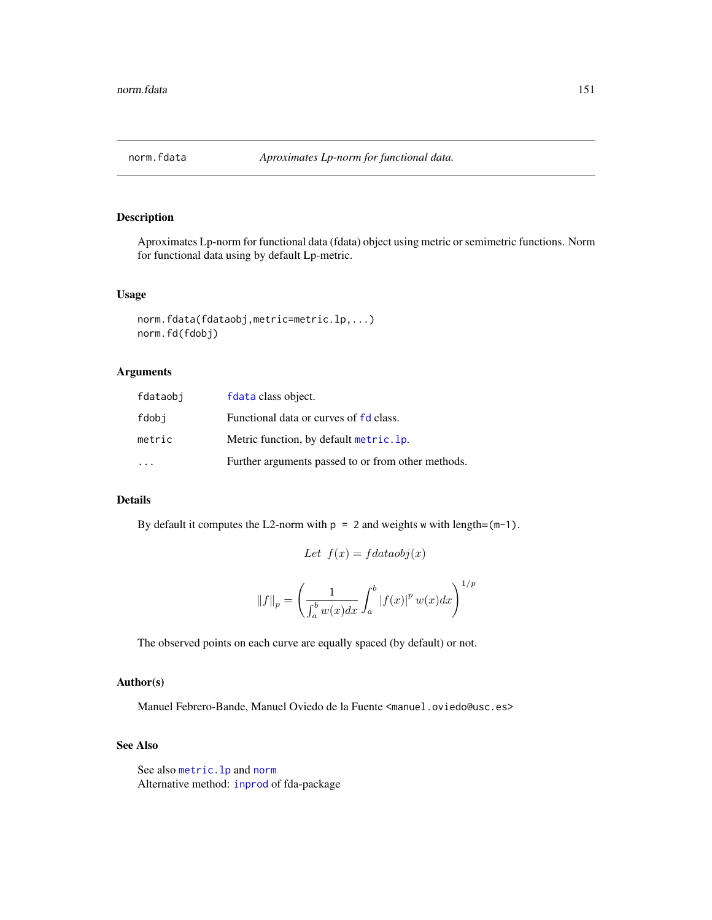# norm.fdata *Aproximates Lp-norm for functional data.*

## Description

Aproximates Lp-norm for functional data (fdata) object using metric or semimetric functions. Norm for functional data using by default Lp-metric.

## Usage

```
norm.fdata(fdataobj,metric=metric.lp,...)
norm.fd(fdobj)
```

## Arguments

| | |
|---|---|
| fdataobj | `fdata` class object. |
| fdobj | Functional data or curves of `fd` class. |
| metric | Metric function, by default `metric.lp`. |
| ... | Further arguments passed to or from other methods. |

## Details

By default it computes the L2-norm with `p = 2` and weights `w` with length=`(m-1)`.

$$Let\ \ f(x) = fdataobj(x)$$

$$\|f\|_p = \left( \frac{1}{\int_a^b w(x)dx} \int_a^b |f(x)|^p \, w(x)dx \right)^{1/p}$$

The observed points on each curve are equally spaced (by default) or not.

## Author(s)

Manuel Febrero-Bande, Manuel Oviedo de la Fuente <manuel.oviedo@usc.es>

## See Also

See also `metric.lp` and `norm`
Alternative method: `inprod` of fda-package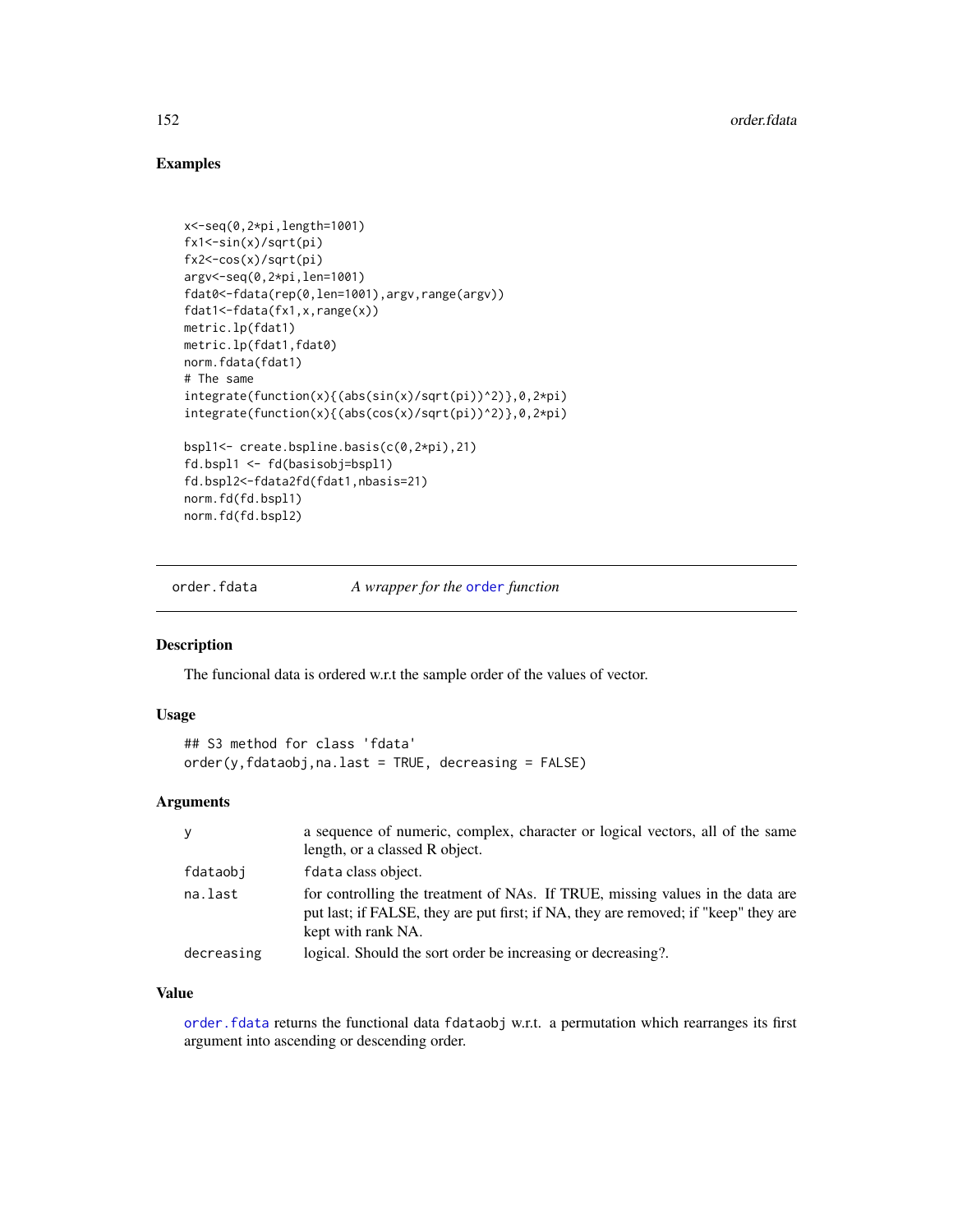## Examples

```
x<-seq(0,2*pi,length=1001)
fx1<-sin(x)/sqrt(pi)
fx2<-cos(x)/sqrt(pi)
argv<-seq(0,2*pi,len=1001)
fdat0<-fdata(rep(0,len=1001),argv,range(argv))
fdat1<-fdata(fx1,x,range(x))
metric.lp(fdat1)
metric.lp(fdat1,fdat0)
norm.fdata(fdat1)
# The same
integrate(function(x){(abs(sin(x)/sqrt(pi))^2)},0,2*pi)
integrate(function(x){(abs(cos(x)/sqrt(pi))^2)},0,2*pi)

bspl1<- create.bspline.basis(c(0,2*pi),21)
fd.bspl1 <- fd(basisobj=bspl1)
fd.bspl2<-fdata2fd(fdat1,nbasis=21)
norm.fd(fd.bspl1)
norm.fd(fd.bspl2)
```

---

# order.fdata — *A wrapper for the* `order` *function*

## Description

The funcional data is ordered w.r.t the sample order of the values of vector.

## Usage

```
## S3 method for class 'fdata'
order(y,fdataobj,na.last = TRUE, decreasing = FALSE)
```

## Arguments

| | |
|---|---|
| `y` | a sequence of numeric, complex, character or logical vectors, all of the same length, or a classed R object. |
| `fdataobj` | `fdata` class object. |
| `na.last` | for controlling the treatment of NAs. If TRUE, missing values in the data are put last; if FALSE, they are put first; if NA, they are removed; if "keep" they are kept with rank NA. |
| `decreasing` | logical. Should the sort order be increasing or decreasing?. |

## Value

`order.fdata` returns the functional data `fdataobj` w.r.t. a permutation which rearranges its first argument into ascending or descending order.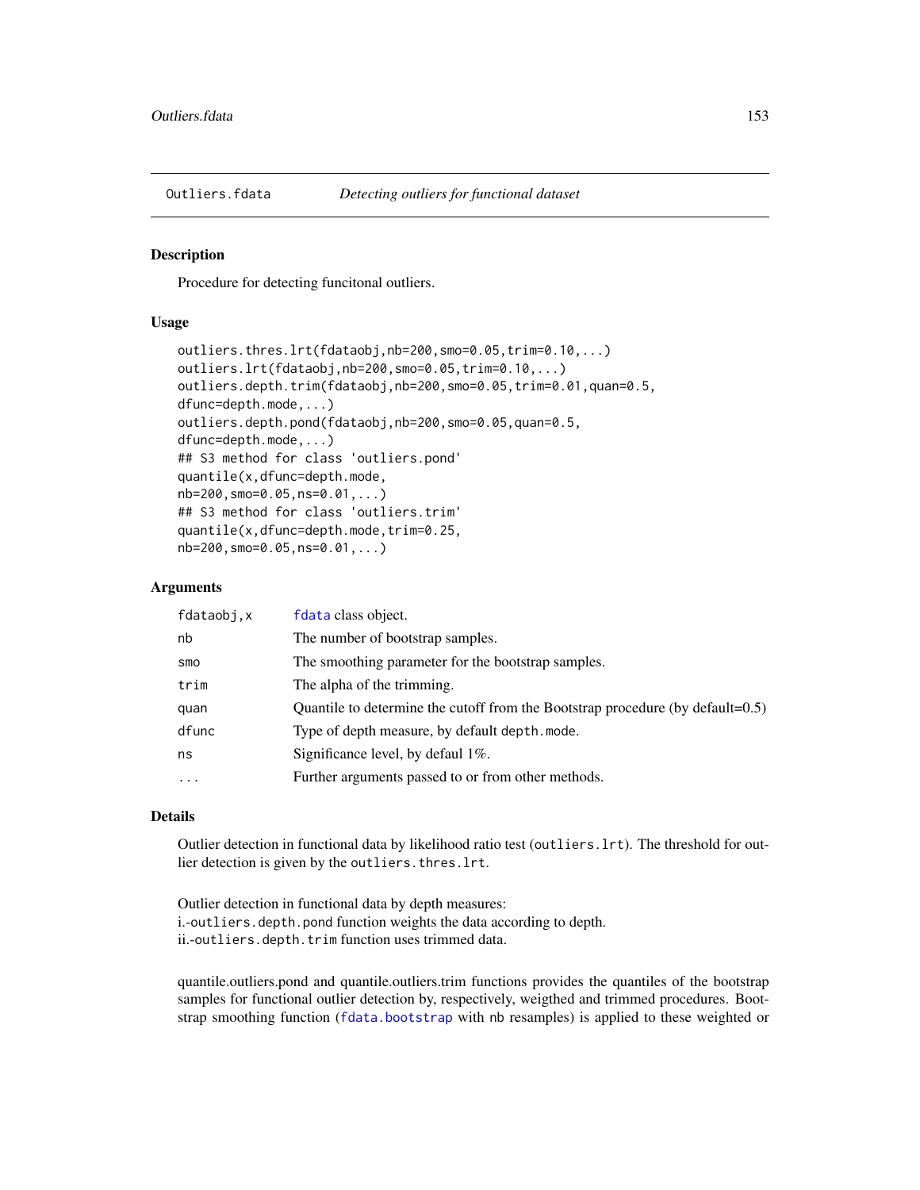Outliers.fdata    *Detecting outliers for functional dataset*

## Description

Procedure for detecting funcitonal outliers.

## Usage

```
outliers.thres.lrt(fdataobj,nb=200,smo=0.05,trim=0.10,...)
outliers.lrt(fdataobj,nb=200,smo=0.05,trim=0.10,...)
outliers.depth.trim(fdataobj,nb=200,smo=0.05,trim=0.01,quan=0.5,
dfunc=depth.mode,...)
outliers.depth.pond(fdataobj,nb=200,smo=0.05,quan=0.5,
dfunc=depth.mode,...)
## S3 method for class 'outliers.pond'
quantile(x,dfunc=depth.mode,
nb=200,smo=0.05,ns=0.01,...)
## S3 method for class 'outliers.trim'
quantile(x,dfunc=depth.mode,trim=0.25,
nb=200,smo=0.05,ns=0.01,...)
```

## Arguments

| | |
|---|---|
| fdataobj,x | fdata class object. |
| nb | The number of bootstrap samples. |
| smo | The smoothing parameter for the bootstrap samples. |
| trim | The alpha of the trimming. |
| quan | Quantile to determine the cutoff from the Bootstrap procedure (by default=0.5) |
| dfunc | Type of depth measure, by default depth.mode. |
| ns | Significance level, by defaul 1%. |
| ... | Further arguments passed to or from other methods. |

## Details

Outlier detection in functional data by likelihood ratio test (outliers.lrt). The threshold for outlier detection is given by the outliers.thres.lrt.

Outlier detection in functional data by depth measures:
i.-outliers.depth.pond function weights the data according to depth.
ii.-outliers.depth.trim function uses trimmed data.

quantile.outliers.pond and quantile.outliers.trim functions provides the quantiles of the bootstrap samples for functional outlier detection by, respectively, weigthed and trimmed procedures. Bootstrap smoothing function (fdata.bootstrap with nb resamples) is applied to these weighted or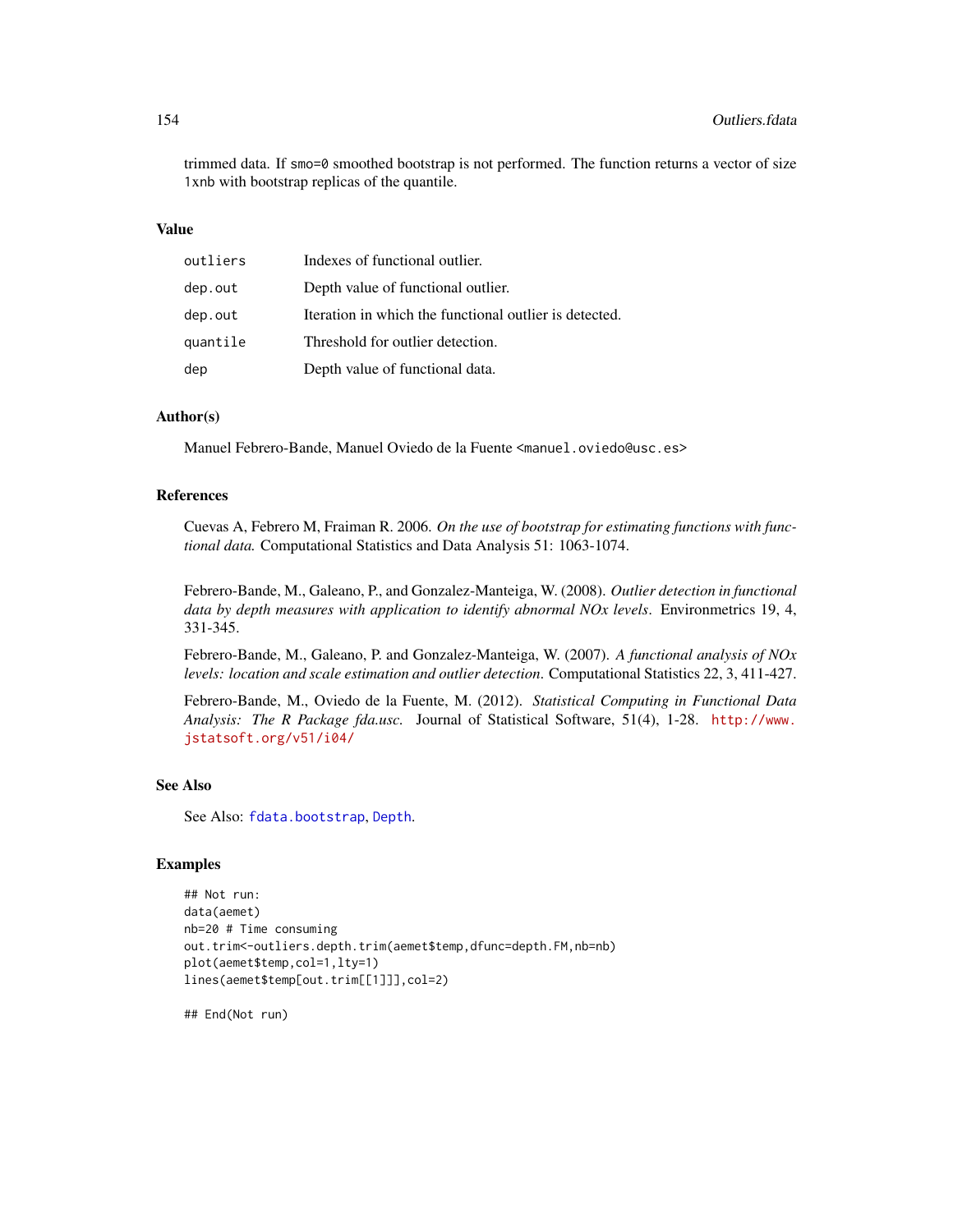trimmed data. If `smo=0` smoothed bootstrap is not performed. The function returns a vector of size `1xnb` with bootstrap replicas of the quantile.

### Value

| | |
|---|---|
| `outliers` | Indexes of functional outlier. |
| `dep.out` | Depth value of functional outlier. |
| `dep.out` | Iteration in which the functional outlier is detected. |
| `quantile` | Threshold for outlier detection. |
| `dep` | Depth value of functional data. |

### Author(s)

Manuel Febrero-Bande, Manuel Oviedo de la Fuente <manuel.oviedo@usc.es>

### References

Cuevas A, Febrero M, Fraiman R. 2006. *On the use of bootstrap for estimating functions with functional data.* Computational Statistics and Data Analysis 51: 1063-1074.

Febrero-Bande, M., Galeano, P., and Gonzalez-Manteiga, W. (2008). *Outlier detection in functional data by depth measures with application to identify abnormal NOx levels*. Environmetrics 19, 4, 331-345.

Febrero-Bande, M., Galeano, P. and Gonzalez-Manteiga, W. (2007). *A functional analysis of NOx levels: location and scale estimation and outlier detection*. Computational Statistics 22, 3, 411-427.

Febrero-Bande, M., Oviedo de la Fuente, M. (2012). *Statistical Computing in Functional Data Analysis: The R Package fda.usc.* Journal of Statistical Software, 51(4), 1-28. http://www.jstatsoft.org/v51/i04/

### See Also

See Also: `fdata.bootstrap`, `Depth`.

### Examples

```
## Not run:
data(aemet)
nb=20 # Time consuming
out.trim<-outliers.depth.trim(aemet$temp,dfunc=depth.FM,nb=nb)
plot(aemet$temp,col=1,lty=1)
lines(aemet$temp[out.trim[[1]]],col=2)

## End(Not run)
```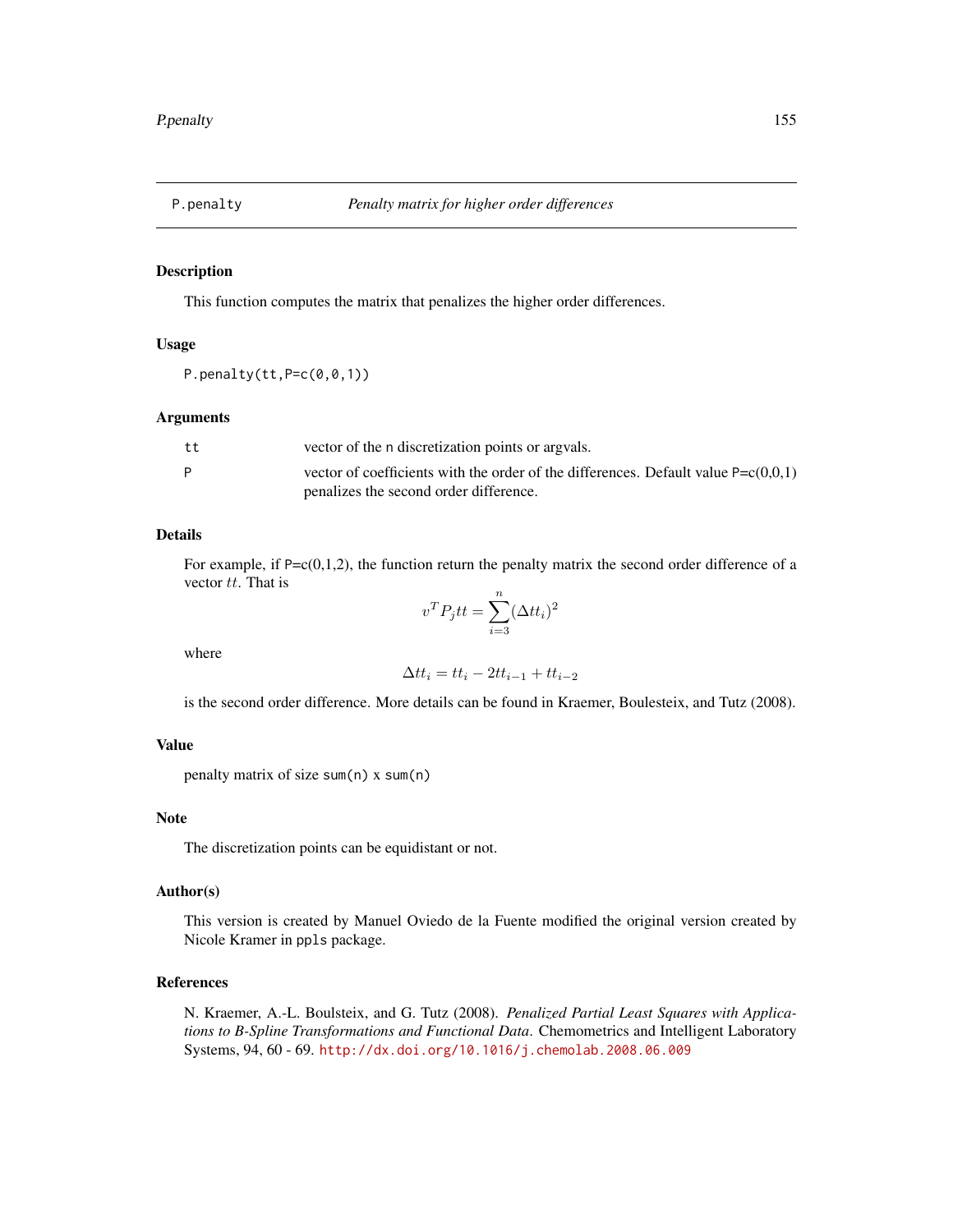## P.penalty — *Penalty matrix for higher order differences*

### Description

This function computes the matrix that penalizes the higher order differences.

### Usage

```
P.penalty(tt,P=c(0,0,1))
```

### Arguments

| | |
|---|---|
| tt | vector of the n discretization points or argvals. |
| P | vector of coefficients with the order of the differences. Default value P=c(0,0,1) penalizes the second order difference. |

### Details

For example, if P=c(0,1,2), the function return the penalty matrix the second order difference of a vector $tt$. That is

$$v^T P_j tt = \sum_{i=3}^{n} (\Delta tt_i)^2$$

where

$$\Delta tt_i = tt_i - 2tt_{i-1} + tt_{i-2}$$

is the second order difference. More details can be found in Kraemer, Boulesteix, and Tutz (2008).

### Value

penalty matrix of size sum(n) x sum(n)

### Note

The discretization points can be equidistant or not.

### Author(s)

This version is created by Manuel Oviedo de la Fuente modified the original version created by Nicole Kramer in ppls package.

### References

N. Kraemer, A.-L. Boulsteix, and G. Tutz (2008). *Penalized Partial Least Squares with Applications to B-Spline Transformations and Functional Data*. Chemometrics and Intelligent Laboratory Systems, 94, 60 - 69. http://dx.doi.org/10.1016/j.chemolab.2008.06.009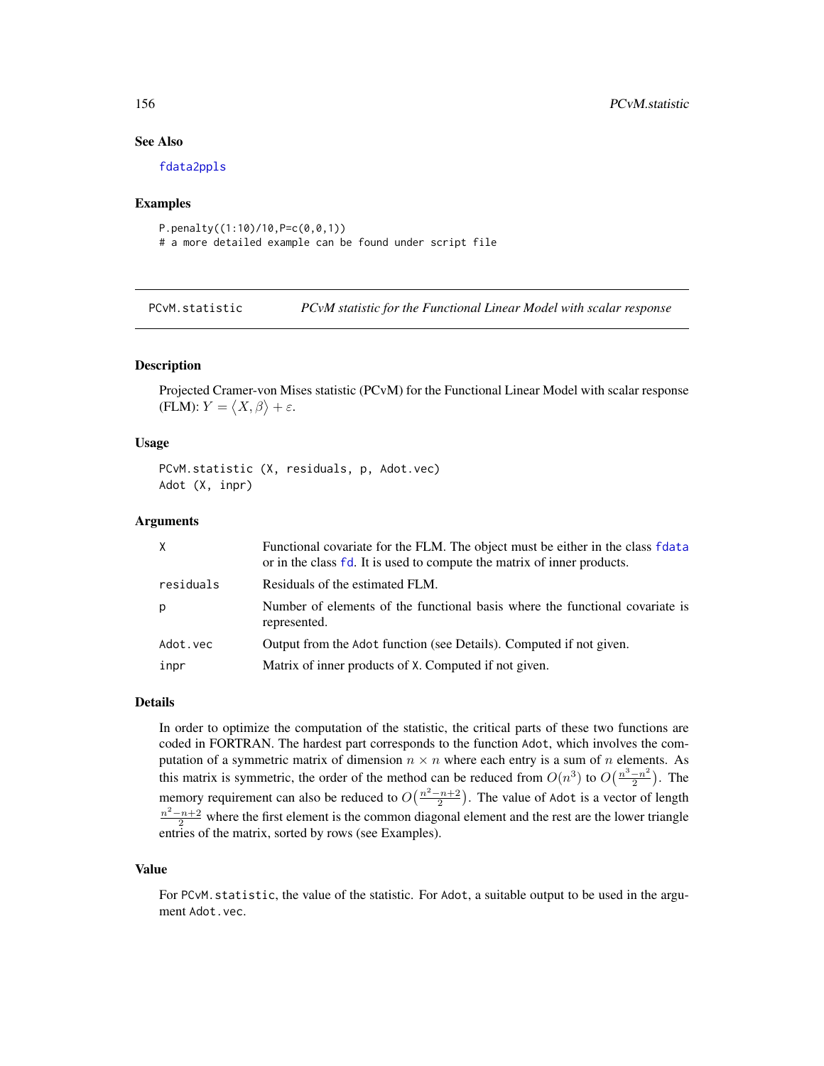### See Also

fdata2ppls

### Examples

```
P.penalty((1:10)/10,P=c(0,0,1))
# a more detailed example can be found under script file
```

---

## PCvM.statistic — *PCvM statistic for the Functional Linear Model with scalar response*

### Description

Projected Cramer-von Mises statistic (PCvM) for the Functional Linear Model with scalar response (FLM): $Y = \langle X, \beta \rangle + \varepsilon$.

### Usage

```
PCvM.statistic (X, residuals, p, Adot.vec)
Adot (X, inpr)
```

### Arguments

| | |
|---|---|
| X | Functional covariate for the FLM. The object must be either in the class fdata or in the class fd. It is used to compute the matrix of inner products. |
| residuals | Residuals of the estimated FLM. |
| p | Number of elements of the functional basis where the functional covariate is represented. |
| Adot.vec | Output from the Adot function (see Details). Computed if not given. |
| inpr | Matrix of inner products of X. Computed if not given. |

### Details

In order to optimize the computation of the statistic, the critical parts of these two functions are coded in FORTRAN. The hardest part corresponds to the function Adot, which involves the computation of a symmetric matrix of dimension $n \times n$ where each entry is a sum of $n$ elements. As this matrix is symmetric, the order of the method can be reduced from $O(n^3)$ to $O\left(\frac{n^3 - n^2}{2}\right)$. The memory requirement can also be reduced to $O\left(\frac{n^2 - n + 2}{2}\right)$. The value of Adot is a vector of length $\frac{n^2 - n + 2}{2}$ where the first element is the common diagonal element and the rest are the lower triangle entries of the matrix, sorted by rows (see Examples).

### Value

For PCvM.statistic, the value of the statistic. For Adot, a suitable output to be used in the argument Adot.vec.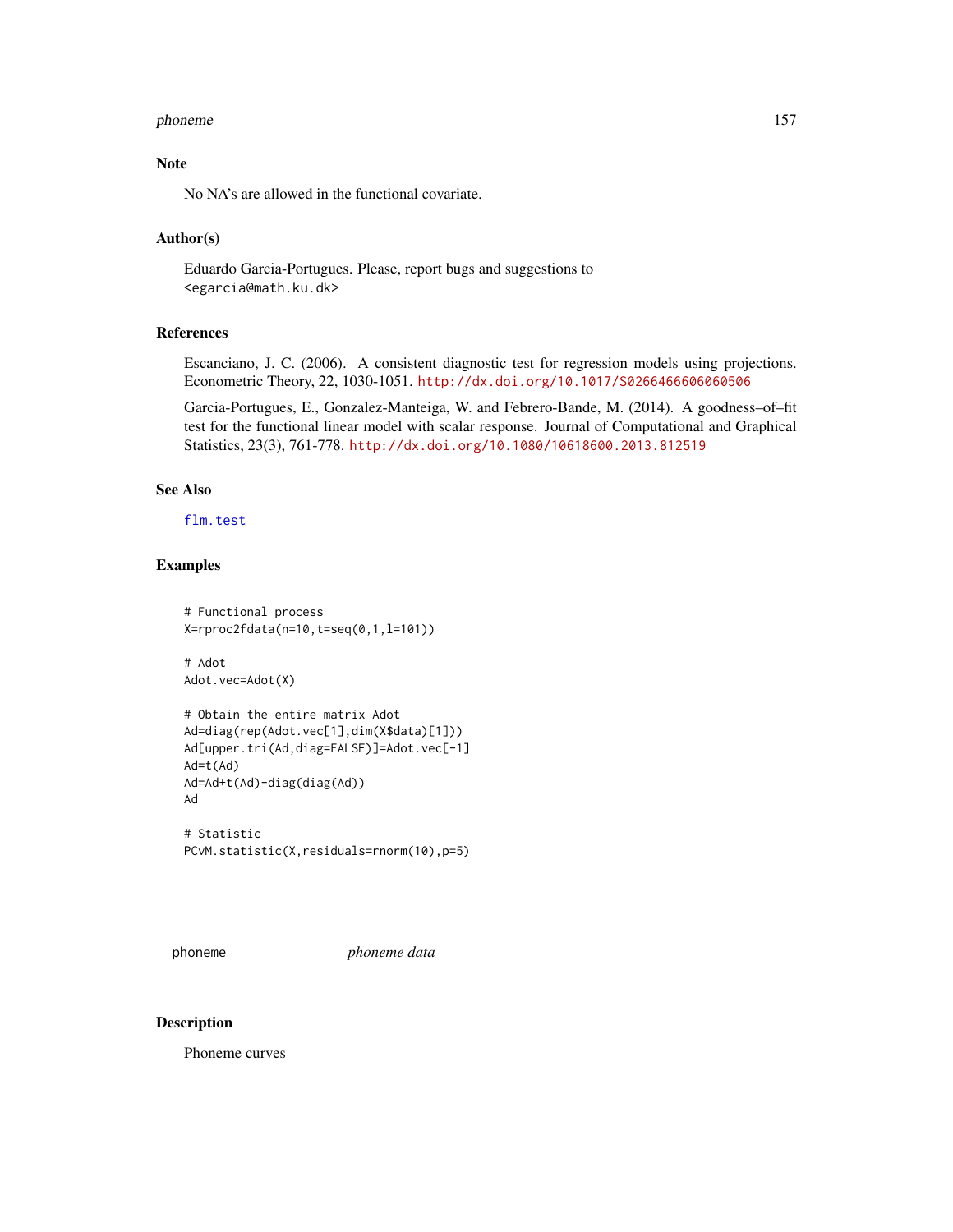## Note

No NA's are allowed in the functional covariate.

## Author(s)

Eduardo Garcia-Portugues. Please, report bugs and suggestions to <egarcia@math.ku.dk>

## References

Escanciano, J. C. (2006). A consistent diagnostic test for regression models using projections. Econometric Theory, 22, 1030-1051. http://dx.doi.org/10.1017/S0266466606060506

Garcia-Portugues, E., Gonzalez-Manteiga, W. and Febrero-Bande, M. (2014). A goodness–of–fit test for the functional linear model with scalar response. Journal of Computational and Graphical Statistics, 23(3), 761-778. http://dx.doi.org/10.1080/10618600.2013.812519

## See Also

flm.test

## Examples

```
# Functional process
X=rproc2fdata(n=10,t=seq(0,1,l=101))

# Adot
Adot.vec=Adot(X)

# Obtain the entire matrix Adot
Ad=diag(rep(Adot.vec[1],dim(X$data)[1]))
Ad[upper.tri(Ad,diag=FALSE)]=Adot.vec[-1]
Ad=t(Ad)
Ad=Ad+t(Ad)-diag(diag(Ad))
Ad

# Statistic
PCvM.statistic(X,residuals=rnorm(10),p=5)
```

---

# phoneme *phoneme data*

## Description

Phoneme curves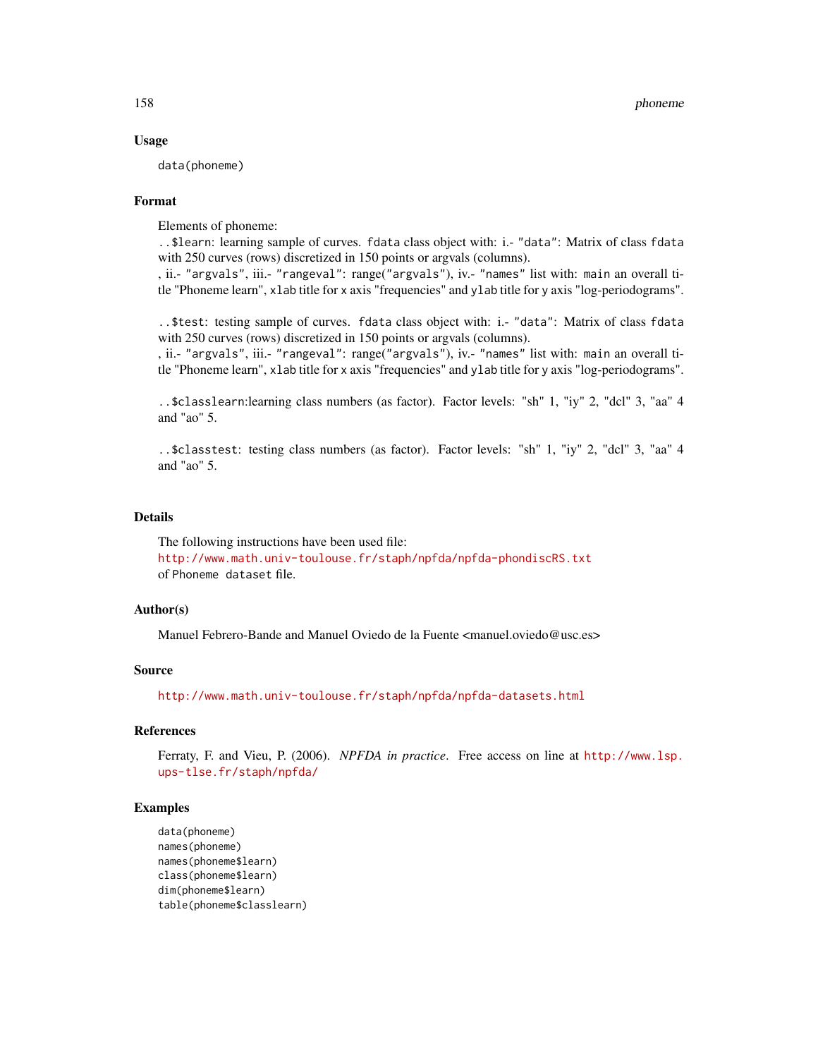## Usage

```
data(phoneme)
```

## Format

Elements of phoneme:

`..$learn`: learning sample of curves. `fdata` class object with: i.- `"data"`: Matrix of class `fdata` with 250 curves (rows) discretized in 150 points or argvals (columns).
, ii.- `"argvals"`, iii.- `"rangeval"`: range(`"argvals"`), iv.- `"names"` list with: `main` an overall title "Phoneme learn", `xlab` title for `x` axis "frequencies" and `ylab` title for `y` axis "log-periodograms".

`..$test`: testing sample of curves. `fdata` class object with: i.- `"data"`: Matrix of class `fdata` with 250 curves (rows) discretized in 150 points or argvals (columns).
, ii.- `"argvals"`, iii.- `"rangeval"`: range(`"argvals"`), iv.- `"names"` list with: `main` an overall title "Phoneme learn", `xlab` title for `x` axis "frequencies" and `ylab` title for `y` axis "log-periodograms".

`..$classlearn`:learning class numbers (as factor). Factor levels: "sh" 1, "iy" 2, "dcl" 3, "aa" 4 and "ao" 5.

`..$classtest`: testing class numbers (as factor). Factor levels: "sh" 1, "iy" 2, "dcl" 3, "aa" 4 and "ao" 5.

## Details

The following instructions have been used file:
http://www.math.univ-toulouse.fr/staph/npfda/npfda-phondiscRS.txt
of `Phoneme dataset` file.

## Author(s)

Manuel Febrero-Bande and Manuel Oviedo de la Fuente <manuel.oviedo@usc.es>

## Source

http://www.math.univ-toulouse.fr/staph/npfda/npfda-datasets.html

## References

Ferraty, F. and Vieu, P. (2006). *NPFDA in practice*. Free access on line at http://www.lsp.ups-tlse.fr/staph/npfda/

## Examples

```
data(phoneme)
names(phoneme)
names(phoneme$learn)
class(phoneme$learn)
dim(phoneme$learn)
table(phoneme$classlearn)
```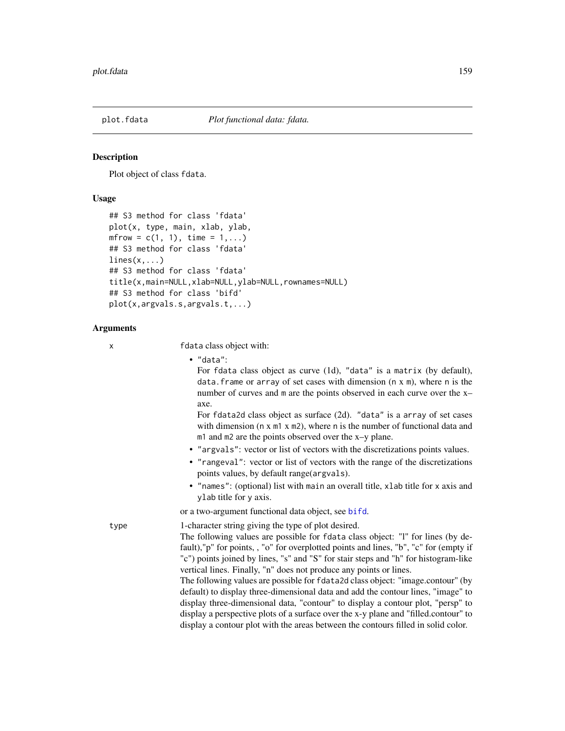plot.fdata *Plot functional data: fdata.*

## Description

Plot object of class fdata.

## Usage

```
## S3 method for class 'fdata'
plot(x, type, main, xlab, ylab,
mfrow = c(1, 1), time = 1,...)
## S3 method for class 'fdata'
lines(x,...)
## S3 method for class 'fdata'
title(x,main=NULL,xlab=NULL,ylab=NULL,rownames=NULL)
## S3 method for class 'bifd'
plot(x,argvals.s,argvals.t,...)
```

## Arguments

x fdata class object with:

- "data":
  For fdata class object as curve (1d), "data" is a matrix (by default), data.frame or array of set cases with dimension (n x m), where n is the number of curves and m are the points observed in each curve over the x–axe.
  For fdata2d class object as surface (2d). "data" is a array of set cases with dimension (n x m1 x m2), where n is the number of functional data and m1 and m2 are the points observed over the x–y plane.
- "argvals": vector or list of vectors with the discretizations points values.
- "rangeval": vector or list of vectors with the range of the discretizations points values, by default range(argvals).
- "names": (optional) list with main an overall title, xlab title for x axis and ylab title for y axis.

or a two-argument functional data object, see bifd.

type 1-character string giving the type of plot desired.
The following values are possible for fdata class object: "l" for lines (by default),"p" for points, , "o" for overplotted points and lines, "b", "c" for (empty if "c") points joined by lines, "s" and "S" for stair steps and "h" for histogram-like vertical lines. Finally, "n" does not produce any points or lines.
The following values are possible for fdata2d class object: "image.contour" (by default) to display three-dimensional data and add the contour lines, "image" to display three-dimensional data, "contour" to display a contour plot, "persp" to display a perspective plots of a surface over the x-y plane and "filled.contour" to display a contour plot with the areas between the contours filled in solid color.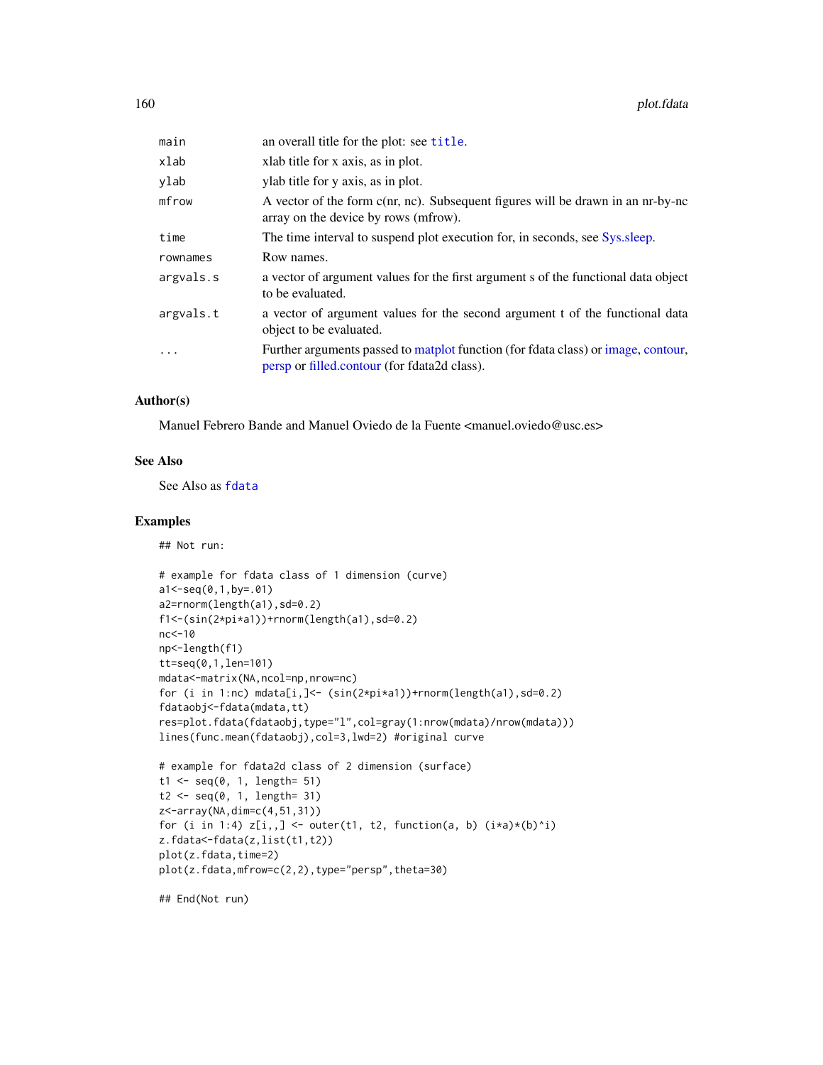| | |
|---|---|
| main | an overall title for the plot: see title. |
| xlab | xlab title for x axis, as in plot. |
| ylab | ylab title for y axis, as in plot. |
| mfrow | A vector of the form c(nr, nc). Subsequent figures will be drawn in an nr-by-nc array on the device by rows (mfrow). |
| time | The time interval to suspend plot execution for, in seconds, see Sys.sleep. |
| rownames | Row names. |
| argvals.s | a vector of argument values for the first argument s of the functional data object to be evaluated. |
| argvals.t | a vector of argument values for the second argument t of the functional data object to be evaluated. |
| ... | Further arguments passed to matplot function (for fdata class) or image, contour, persp or filled.contour (for fdata2d class). |

### Author(s)

Manuel Febrero Bande and Manuel Oviedo de la Fuente <manuel.oviedo@usc.es>

### See Also

See Also as fdata

### Examples

```
## Not run:

# example for fdata class of 1 dimension (curve)
a1<-seq(0,1,by=.01)
a2=rnorm(length(a1),sd=0.2)
f1<-(sin(2*pi*a1))+rnorm(length(a1),sd=0.2)
nc<-10
np<-length(f1)
tt=seq(0,1,len=101)
mdata<-matrix(NA,ncol=np,nrow=nc)
for (i in 1:nc) mdata[i,]<- (sin(2*pi*a1))+rnorm(length(a1),sd=0.2)
fdataobj<-fdata(mdata,tt)
res=plot.fdata(fdataobj,type="l",col=gray(1:nrow(mdata)/nrow(mdata)))
lines(func.mean(fdataobj),col=3,lwd=2) #original curve

# example for fdata2d class of 2 dimension (surface)
t1 <- seq(0, 1, length= 51)
t2 <- seq(0, 1, length= 31)
z<-array(NA,dim=c(4,51,31))
for (i in 1:4) z[i,,] <- outer(t1, t2, function(a, b) (i*a)*(b)^i)
z.fdata<-fdata(z,list(t1,t2))
plot(z.fdata,time=2)
plot(z.fdata,mfrow=c(2,2),type="persp",theta=30)

## End(Not run)
```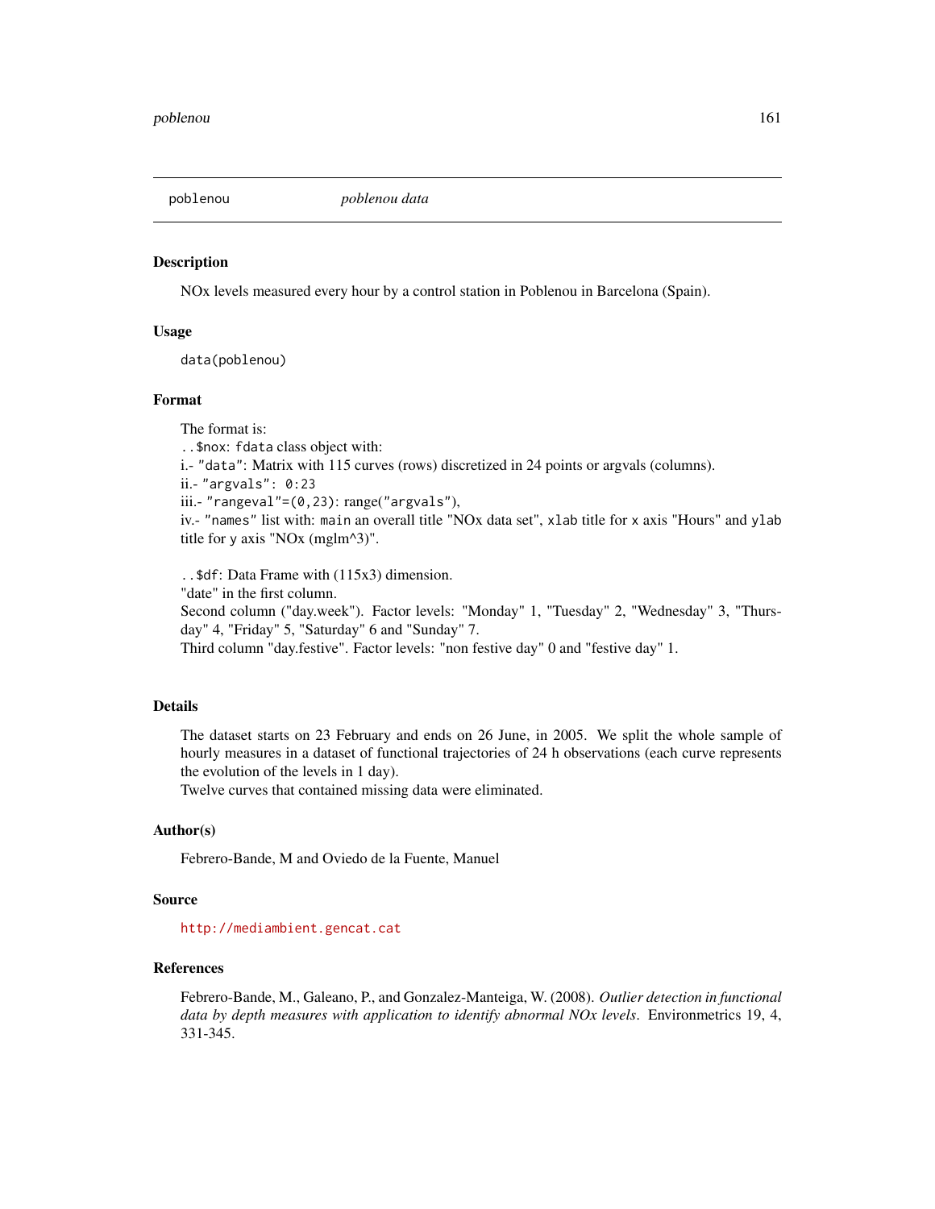`poblenou` *poblenou data*

## Description

NOx levels measured every hour by a control station in Poblenou in Barcelona (Spain).

## Usage

```
data(poblenou)
```

## Format

The format is:
`..$nox`: `fdata` class object with:
i.- `"data"`: Matrix with 115 curves (rows) discretized in 24 points or argvals (columns).
ii.- `"argvals"`: `0:23`
iii.- `"rangeval"=(0,23)`: range(`"argvals"`),
iv.- `"names"` list with: `main` an overall title "NOx data set", `xlab` title for `x` axis "Hours" and `ylab` title for `y` axis "NOx (mglm^3)".

`..$df`: Data Frame with (115x3) dimension.
"date" in the first column.
Second column ("day.week"). Factor levels: "Monday" 1, "Tuesday" 2, "Wednesday" 3, "Thursday" 4, "Friday" 5, "Saturday" 6 and "Sunday" 7.
Third column "day.festive". Factor levels: "non festive day" 0 and "festive day" 1.

## Details

The dataset starts on 23 February and ends on 26 June, in 2005. We split the whole sample of hourly measures in a dataset of functional trajectories of 24 h observations (each curve represents the evolution of the levels in 1 day).
Twelve curves that contained missing data were eliminated.

## Author(s)

Febrero-Bande, M and Oviedo de la Fuente, Manuel

## Source

http://mediambient.gencat.cat

## References

Febrero-Bande, M., Galeano, P., and Gonzalez-Manteiga, W. (2008). *Outlier detection in functional data by depth measures with application to identify abnormal NOx levels*. Environmetrics 19, 4, 331-345.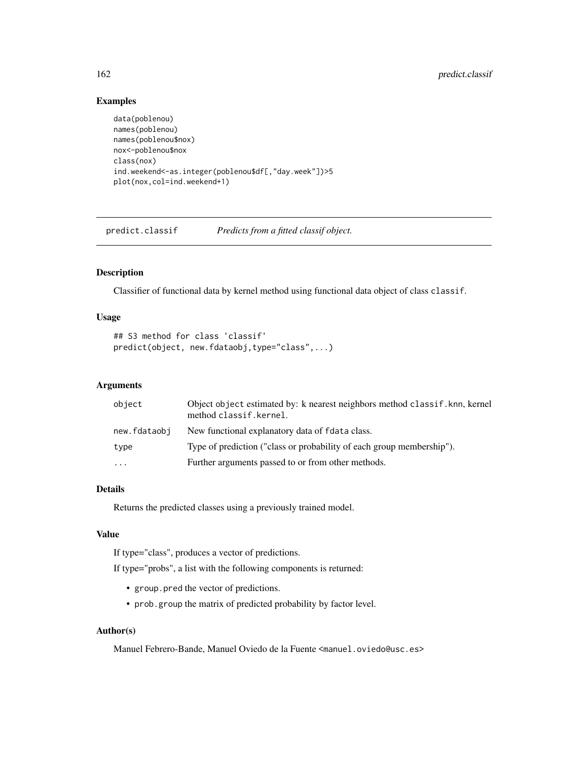## Examples

```
data(poblenou)
names(poblenou)
names(poblenou$nox)
nox<-poblenou$nox
class(nox)
ind.weekend<-as.integer(poblenou$df[,"day.week"])>5
plot(nox,col=ind.weekend+1)
```

---

# predict.classif — *Predicts from a fitted classif object.*

---

## Description

Classifier of functional data by kernel method using functional data object of class `classif`.

## Usage

```
## S3 method for class 'classif'
predict(object, new.fdataobj,type="class",...)
```

## Arguments

| | |
|---|---|
| `object` | Object `object` estimated by: k nearest neighbors method `classif.knn`, kernel method `classif.kernel`. |
| `new.fdataobj` | New functional explanatory data of `fdata` class. |
| `type` | Type of prediction ("class or probability of each group membership"). |
| `...` | Further arguments passed to or from other methods. |

## Details

Returns the predicted classes using a previously trained model.

## Value

If type="class", produces a vector of predictions.

If type="probs", a list with the following components is returned:

- `group.pred` the vector of predictions.
- `prob.group` the matrix of predicted probability by factor level.

## Author(s)

Manuel Febrero-Bande, Manuel Oviedo de la Fuente <manuel.oviedo@usc.es>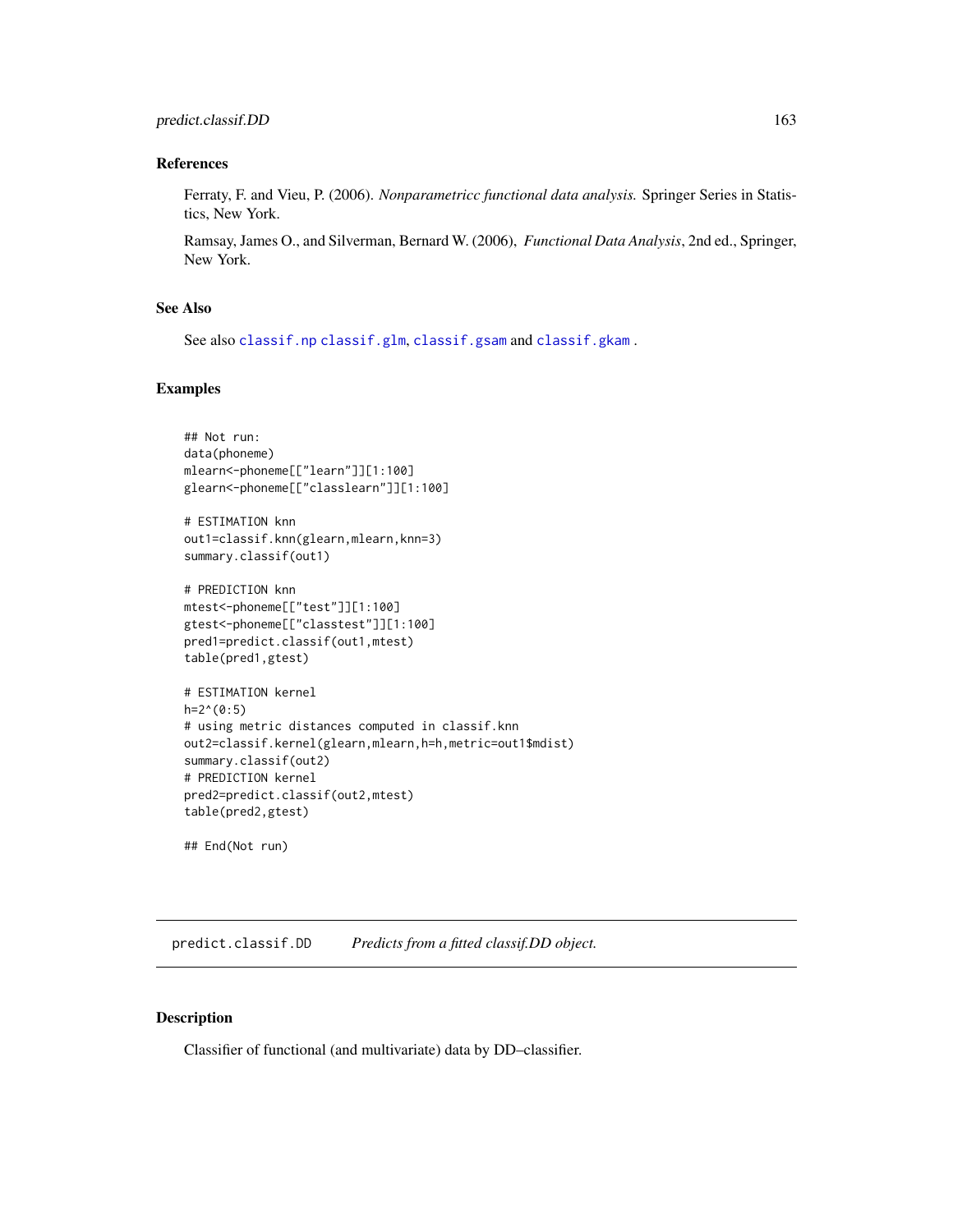### References

Ferraty, F. and Vieu, P. (2006). *Nonparametricc functional data analysis.* Springer Series in Statistics, New York.

Ramsay, James O., and Silverman, Bernard W. (2006), *Functional Data Analysis*, 2nd ed., Springer, New York.

### See Also

See also `classif.np` `classif.glm`, `classif.gsam` and `classif.gkam` .

### Examples

```
## Not run:
data(phoneme)
mlearn<-phoneme[["learn"]][1:100]
glearn<-phoneme[["classlearn"]][1:100]

# ESTIMATION knn
out1=classif.knn(glearn,mlearn,knn=3)
summary.classif(out1)

# PREDICTION knn
mtest<-phoneme[["test"]][1:100]
gtest<-phoneme[["classtest"]][1:100]
pred1=predict.classif(out1,mtest)
table(pred1,gtest)

# ESTIMATION kernel
h=2^(0:5)
# using metric distances computed in classif.knn
out2=classif.kernel(glearn,mlearn,h=h,metric=out1$mdist)
summary.classif(out2)
# PREDICTION kernel
pred2=predict.classif(out2,mtest)
table(pred2,gtest)

## End(Not run)
```

---

## predict.classif.DD &nbsp;&nbsp;&nbsp; *Predicts from a fitted classif.DD object.*

---

### Description

Classifier of functional (and multivariate) data by DD–classifier.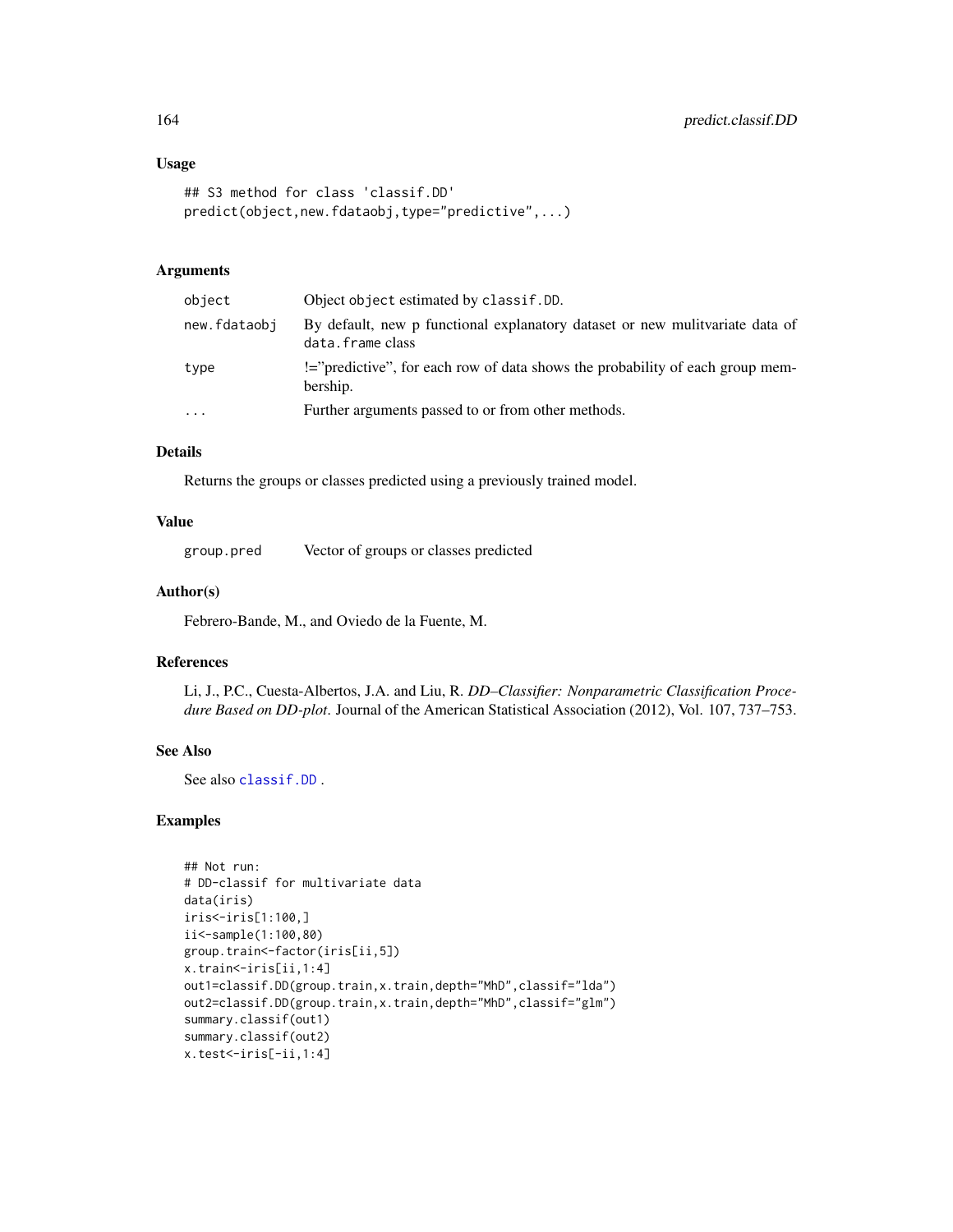### Usage

```
## S3 method for class 'classif.DD'
predict(object,new.fdataobj,type="predictive",...)
```

### Arguments

| | |
|---|---|
| object | Object object estimated by classif.DD. |
| new.fdataobj | By default, new p functional explanatory dataset or new mulitvariate data of data.frame class |
| type | !="predictive", for each row of data shows the probability of each group membership. |
| ... | Further arguments passed to or from other methods. |

### Details

Returns the groups or classes predicted using a previously trained model.

### Value

| | |
|---|---|
| group.pred | Vector of groups or classes predicted |

### Author(s)

Febrero-Bande, M., and Oviedo de la Fuente, M.

### References

Li, J., P.C., Cuesta-Albertos, J.A. and Liu, R. *DD–Classifier: Nonparametric Classification Procedure Based on DD-plot*. Journal of the American Statistical Association (2012), Vol. 107, 737–753.

### See Also

See also classif.DD .

### Examples

```
## Not run:
# DD-classif for multivariate data
data(iris)
iris<-iris[1:100,]
ii<-sample(1:100,80)
group.train<-factor(iris[ii,5])
x.train<-iris[ii,1:4]
out1=classif.DD(group.train,x.train,depth="MhD",classif="lda")
out2=classif.DD(group.train,x.train,depth="MhD",classif="glm")
summary.classif(out1)
summary.classif(out2)
x.test<-iris[-ii,1:4]
```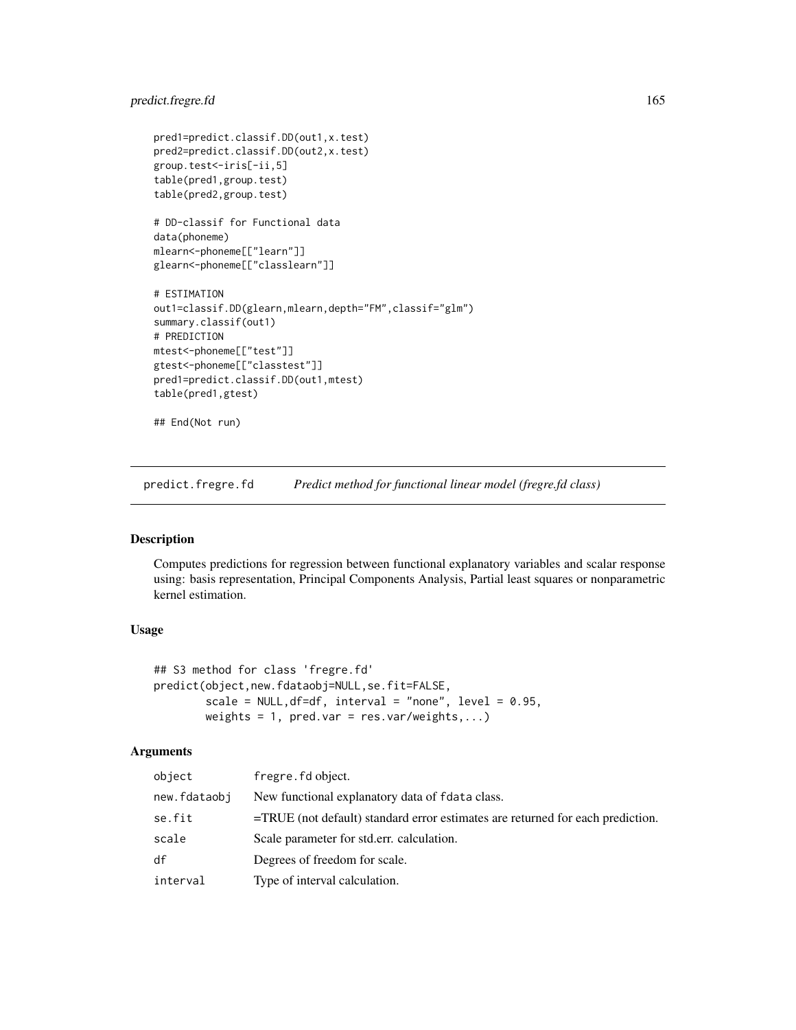```
pred1=predict.classif.DD(out1,x.test)
pred2=predict.classif.DD(out2,x.test)
group.test<-iris[-ii,5]
table(pred1,group.test)
table(pred2,group.test)

# DD-classif for Functional data
data(phoneme)
mlearn<-phoneme[["learn"]]
glearn<-phoneme[["classlearn"]]

# ESTIMATION
out1=classif.DD(glearn,mlearn,depth="FM",classif="glm")
summary.classif(out1)
# PREDICTION
mtest<-phoneme[["test"]]
gtest<-phoneme[["classtest"]]
pred1=predict.classif.DD(out1,mtest)
table(pred1,gtest)

## End(Not run)
```

---

## predict.fregre.fd — *Predict method for functional linear model (fregre.fd class)*

---

### Description

Computes predictions for regression between functional explanatory variables and scalar response using: basis representation, Principal Components Analysis, Partial least squares or nonparametric kernel estimation.

### Usage

```
## S3 method for class 'fregre.fd'
predict(object,new.fdataobj=NULL,se.fit=FALSE,
        scale = NULL,df=df, interval = "none", level = 0.95,
        weights = 1, pred.var = res.var/weights,...)
```

### Arguments

| | |
|---|---|
| `object` | `fregre.fd` object. |
| `new.fdataobj` | New functional explanatory data of `fdata` class. |
| `se.fit` | =TRUE (not default) standard error estimates are returned for each prediction. |
| `scale` | Scale parameter for std.err. calculation. |
| `df` | Degrees of freedom for scale. |
| `interval` | Type of interval calculation. |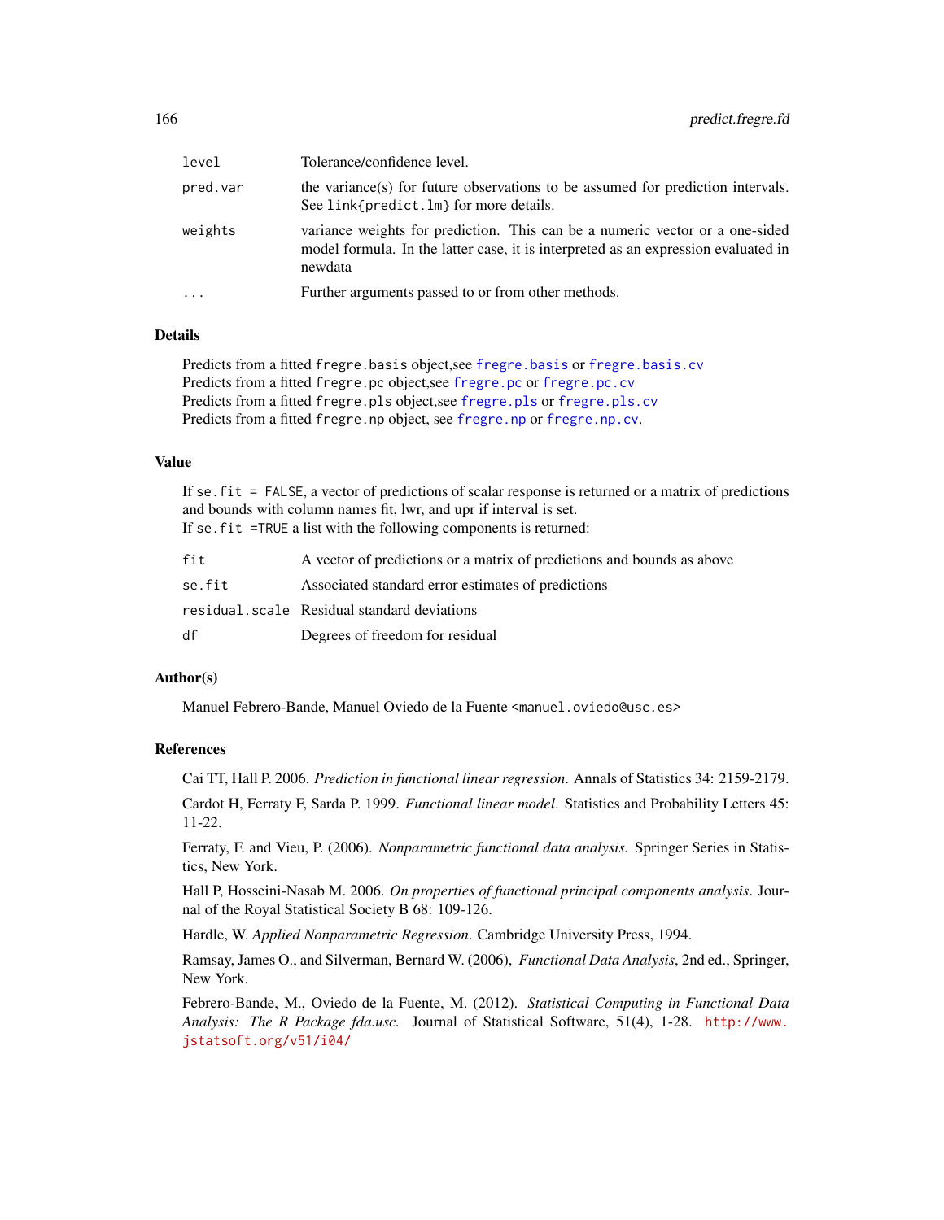| | |
|---|---|
| `level` | Tolerance/confidence level. |
| `pred.var` | the variance(s) for future observations to be assumed for prediction intervals. See `link{predict.lm}` for more details. |
| `weights` | variance weights for prediction. This can be a numeric vector or a one-sided model formula. In the latter case, it is interpreted as an expression evaluated in newdata |
| `...` | Further arguments passed to or from other methods. |

## Details

Predicts from a fitted `fregre.basis` object,see `fregre.basis` or `fregre.basis.cv`
Predicts from a fitted `fregre.pc` object,see `fregre.pc` or `fregre.pc.cv`
Predicts from a fitted `fregre.pls` object,see `fregre.pls` or `fregre.pls.cv`
Predicts from a fitted `fregre.np` object, see `fregre.np` or `fregre.np.cv`.

## Value

If `se.fit = FALSE`, a vector of predictions of scalar response is returned or a matrix of predictions and bounds with column names fit, lwr, and upr if interval is set.
If `se.fit =TRUE` a list with the following components is returned:

| | |
|---|---|
| `fit` | A vector of predictions or a matrix of predictions and bounds as above |
| `se.fit` | Associated standard error estimates of predictions |
| `residual.scale` | Residual standard deviations |
| `df` | Degrees of freedom for residual |

## Author(s)

Manuel Febrero-Bande, Manuel Oviedo de la Fuente <manuel.oviedo@usc.es>

## References

Cai TT, Hall P. 2006. *Prediction in functional linear regression*. Annals of Statistics 34: 2159-2179.

Cardot H, Ferraty F, Sarda P. 1999. *Functional linear model*. Statistics and Probability Letters 45: 11-22.

Ferraty, F. and Vieu, P. (2006). *Nonparametric functional data analysis.* Springer Series in Statistics, New York.

Hall P, Hosseini-Nasab M. 2006. *On properties of functional principal components analysis*. Journal of the Royal Statistical Society B 68: 109-126.

Hardle, W. *Applied Nonparametric Regression*. Cambridge University Press, 1994.

Ramsay, James O., and Silverman, Bernard W. (2006), *Functional Data Analysis*, 2nd ed., Springer, New York.

Febrero-Bande, M., Oviedo de la Fuente, M. (2012). *Statistical Computing in Functional Data Analysis: The R Package fda.usc.* Journal of Statistical Software, 51(4), 1-28. http://www.jstatsoft.org/v51/i04/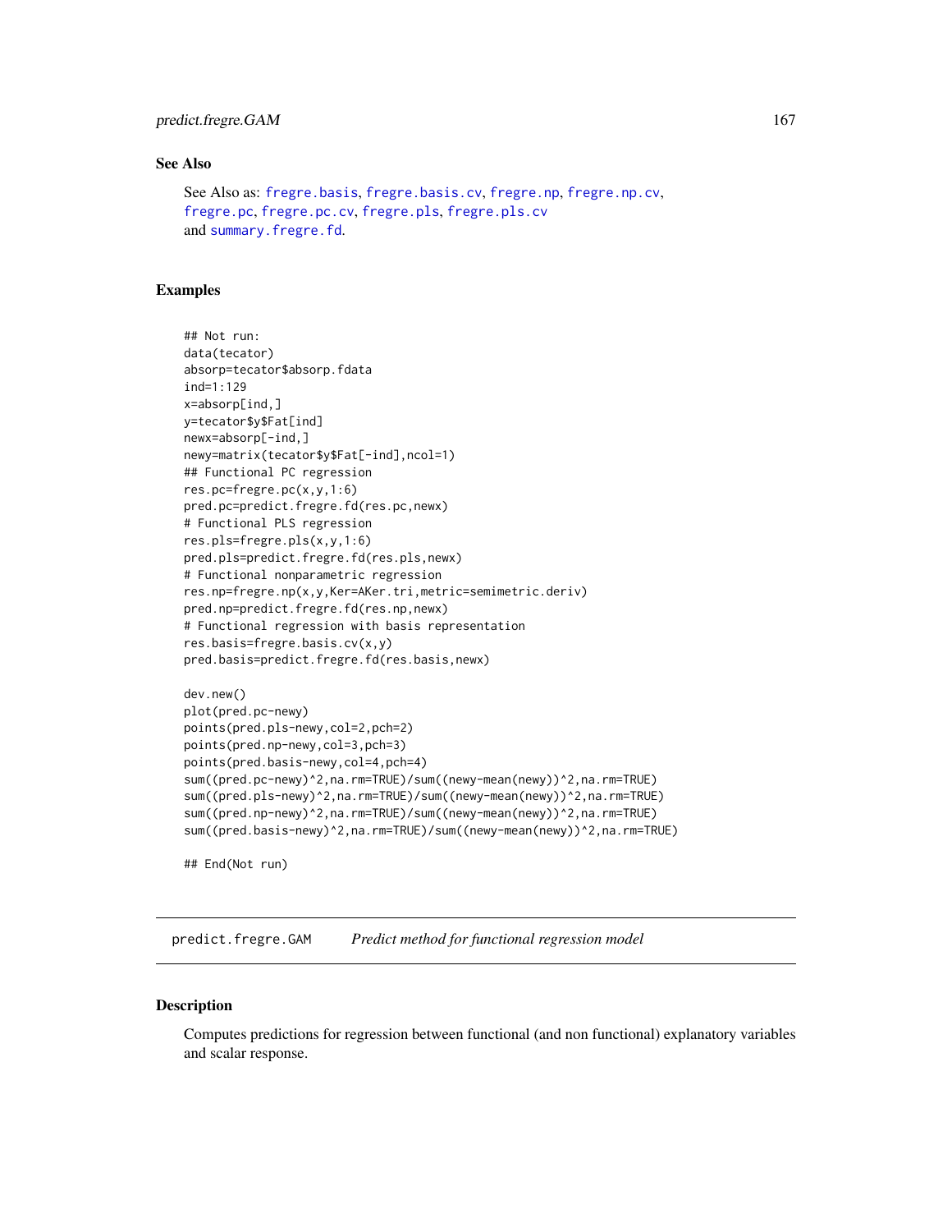### See Also

See Also as: `fregre.basis`, `fregre.basis.cv`, `fregre.np`, `fregre.np.cv`, `fregre.pc`, `fregre.pc.cv`, `fregre.pls`, `fregre.pls.cv` and `summary.fregre.fd`.

### Examples

```
## Not run:
data(tecator)
absorp=tecator$absorp.fdata
ind=1:129
x=absorp[ind,]
y=tecator$y$Fat[ind]
newx=absorp[-ind,]
newy=matrix(tecator$y$Fat[-ind],ncol=1)
## Functional PC regression
res.pc=fregre.pc(x,y,1:6)
pred.pc=predict.fregre.fd(res.pc,newx)
# Functional PLS regression
res.pls=fregre.pls(x,y,1:6)
pred.pls=predict.fregre.fd(res.pls,newx)
# Functional nonparametric regression
res.np=fregre.np(x,y,Ker=AKer.tri,metric=semimetric.deriv)
pred.np=predict.fregre.fd(res.np,newx)
# Functional regression with basis representation
res.basis=fregre.basis.cv(x,y)
pred.basis=predict.fregre.fd(res.basis,newx)

dev.new()
plot(pred.pc-newy)
points(pred.pls-newy,col=2,pch=2)
points(pred.np-newy,col=3,pch=3)
points(pred.basis-newy,col=4,pch=4)
sum((pred.pc-newy)^2,na.rm=TRUE)/sum((newy-mean(newy))^2,na.rm=TRUE)
sum((pred.pls-newy)^2,na.rm=TRUE)/sum((newy-mean(newy))^2,na.rm=TRUE)
sum((pred.np-newy)^2,na.rm=TRUE)/sum((newy-mean(newy))^2,na.rm=TRUE)
sum((pred.basis-newy)^2,na.rm=TRUE)/sum((newy-mean(newy))^2,na.rm=TRUE)

## End(Not run)
```

---

## `predict.fregre.GAM` *Predict method for functional regression model*

### Description

Computes predictions for regression between functional (and non functional) explanatory variables and scalar response.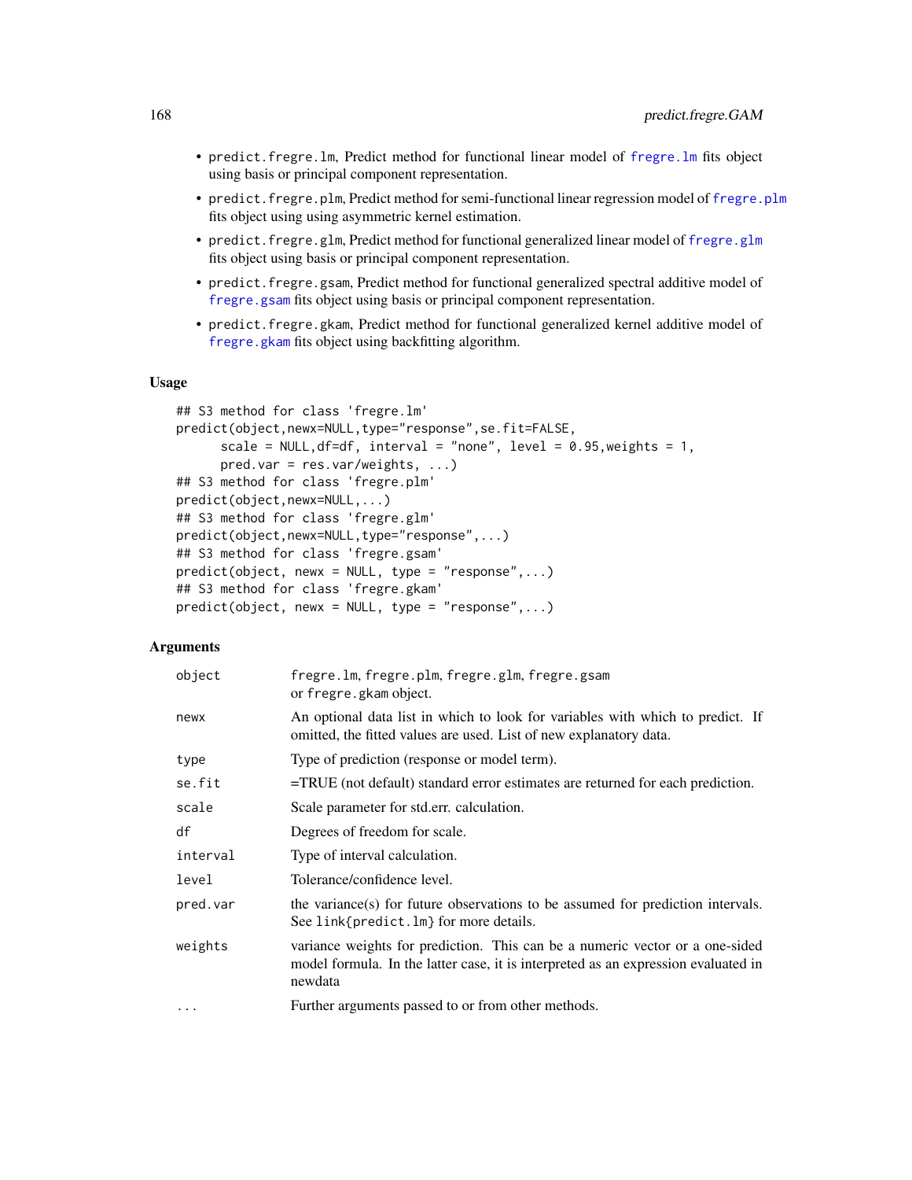- `predict.fregre.lm`, Predict method for functional linear model of `fregre.lm` fits object using basis or principal component representation.
- `predict.fregre.plm`, Predict method for semi-functional linear regression model of `fregre.plm` fits object using using asymmetric kernel estimation.
- `predict.fregre.glm`, Predict method for functional generalized linear model of `fregre.glm` fits object using basis or principal component representation.
- `predict.fregre.gsam`, Predict method for functional generalized spectral additive model of `fregre.gsam` fits object using basis or principal component representation.
- `predict.fregre.gkam`, Predict method for functional generalized kernel additive model of `fregre.gkam` fits object using backfitting algorithm.

### Usage

```
## S3 method for class 'fregre.lm'
predict(object,newx=NULL,type="response",se.fit=FALSE,
      scale = NULL,df=df, interval = "none", level = 0.95,weights = 1,
      pred.var = res.var/weights, ...)
## S3 method for class 'fregre.plm'
predict(object,newx=NULL,...)
## S3 method for class 'fregre.glm'
predict(object,newx=NULL,type="response",...)
## S3 method for class 'fregre.gsam'
predict(object, newx = NULL, type = "response",...)
## S3 method for class 'fregre.gkam'
predict(object, newx = NULL, type = "response",...)
```

### Arguments

| | |
|---|---|
| `object` | `fregre.lm`, `fregre.plm`, `fregre.glm`, `fregre.gsam` or `fregre.gkam` object. |
| `newx` | An optional data list in which to look for variables with which to predict. If omitted, the fitted values are used. List of new explanatory data. |
| `type` | Type of prediction (response or model term). |
| `se.fit` | =TRUE (not default) standard error estimates are returned for each prediction. |
| `scale` | Scale parameter for std.err. calculation. |
| `df` | Degrees of freedom for scale. |
| `interval` | Type of interval calculation. |
| `level` | Tolerance/confidence level. |
| `pred.var` | the variance(s) for future observations to be assumed for prediction intervals. See `link{predict.lm}` for more details. |
| `weights` | variance weights for prediction. This can be a numeric vector or a one-sided model formula. In the latter case, it is interpreted as an expression evaluated in newdata |
| `...` | Further arguments passed to or from other methods. |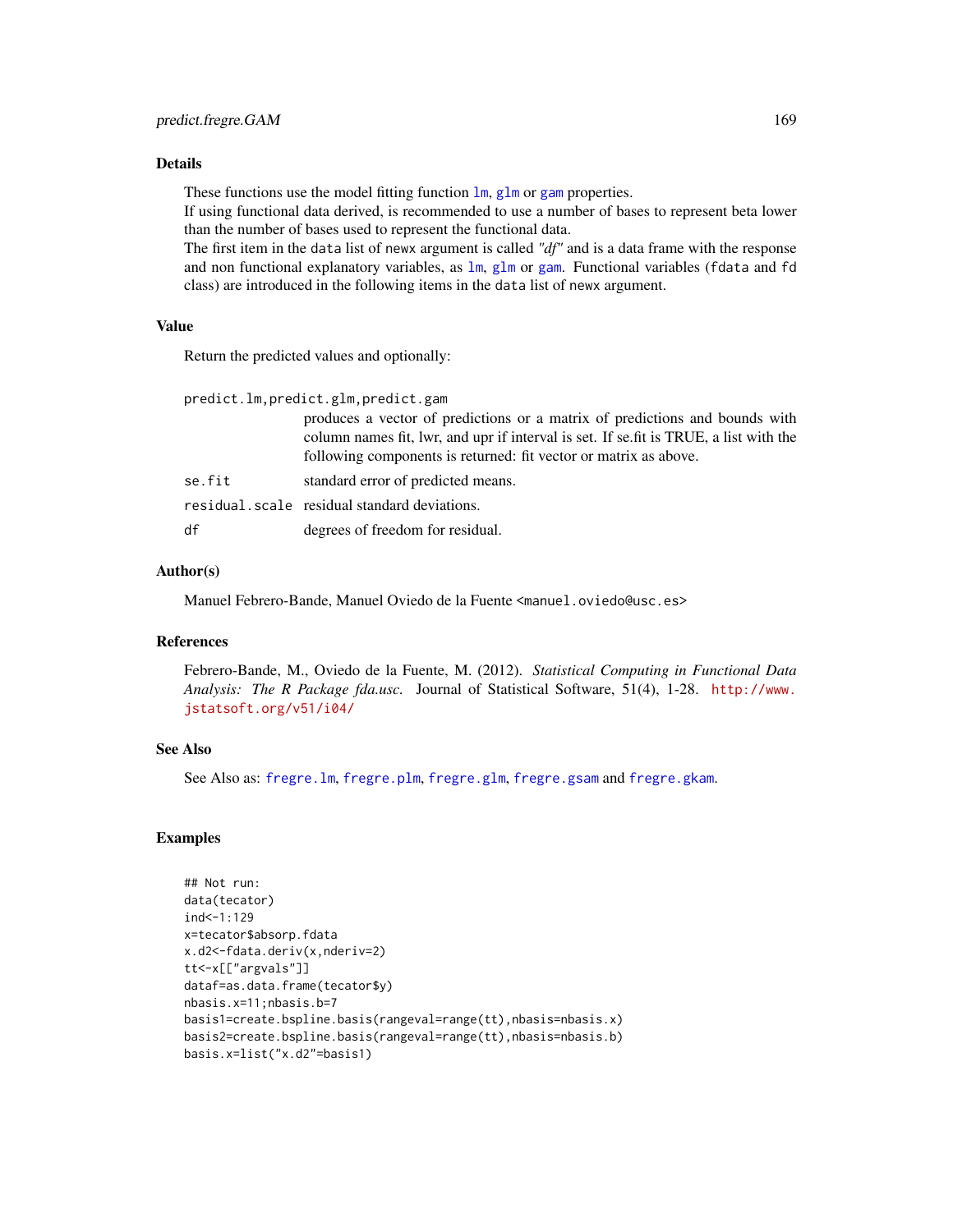### Details

These functions use the model fitting function `lm`, `glm` or `gam` properties.
If using functional data derived, is recommended to use a number of bases to represent beta lower than the number of bases used to represent the functional data.
The first item in the `data` list of `newx` argument is called *"df"* and is a data frame with the response and non functional explanatory variables, as `lm`, `glm` or `gam`. Functional variables (`fdata` and `fd` class) are introduced in the following items in the `data` list of `newx` argument.

### Value

Return the predicted values and optionally:

`predict.lm,predict.glm,predict.gam`
: produces a vector of predictions or a matrix of predictions and bounds with column names fit, lwr, and upr if interval is set. If se.fit is TRUE, a list with the following components is returned: fit vector or matrix as above.

`se.fit`
: standard error of predicted means.

`residual.scale`
: residual standard deviations.

`df`
: degrees of freedom for residual.

### Author(s)

Manuel Febrero-Bande, Manuel Oviedo de la Fuente <manuel.oviedo@usc.es>

### References

Febrero-Bande, M., Oviedo de la Fuente, M. (2012). *Statistical Computing in Functional Data Analysis: The R Package fda.usc.* Journal of Statistical Software, 51(4), 1-28. http://www.jstatsoft.org/v51/i04/

### See Also

See Also as: `fregre.lm`, `fregre.plm`, `fregre.glm`, `fregre.gsam` and `fregre.gkam`.

### Examples

```
## Not run:
data(tecator)
ind<-1:129
x=tecator$absorp.fdata
x.d2<-fdata.deriv(x,nderiv=2)
tt<-x[["argvals"]]
dataf=as.data.frame(tecator$y)
nbasis.x=11;nbasis.b=7
basis1=create.bspline.basis(rangeval=range(tt),nbasis=nbasis.x)
basis2=create.bspline.basis(rangeval=range(tt),nbasis=nbasis.b)
basis.x=list("x.d2"=basis1)
```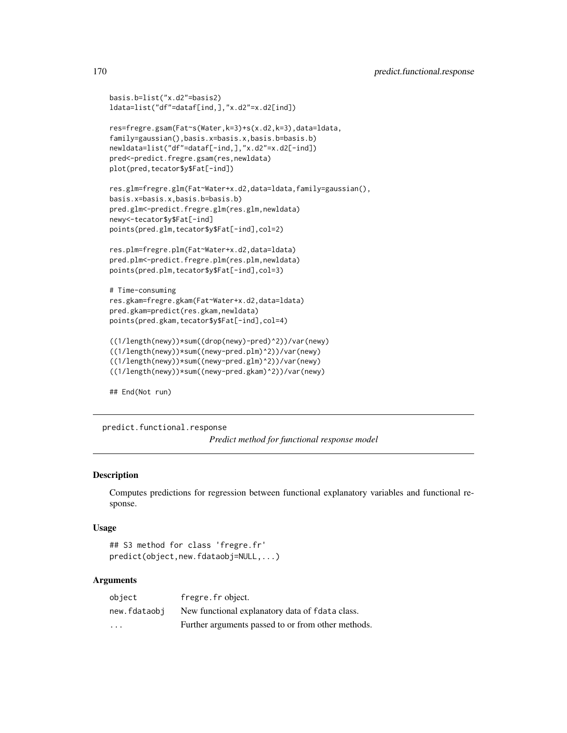```
basis.b=list("x.d2"=basis2)
ldata=list("df"=dataf[ind,],"x.d2"=x.d2[ind])

res=fregre.gsam(Fat~s(Water,k=3)+s(x.d2,k=3),data=ldata,
family=gaussian(),basis.x=basis.x,basis.b=basis.b)
newldata=list("df"=dataf[-ind,],"x.d2"=x.d2[-ind])
pred<-predict.fregre.gsam(res,newldata)
plot(pred,tecator$y$Fat[-ind])

res.glm=fregre.glm(Fat~Water+x.d2,data=ldata,family=gaussian(),
basis.x=basis.x,basis.b=basis.b)
pred.glm<-predict.fregre.glm(res.glm,newldata)
newy<-tecator$y$Fat[-ind]
points(pred.glm,tecator$y$Fat[-ind],col=2)

res.plm=fregre.plm(Fat~Water+x.d2,data=ldata)
pred.plm<-predict.fregre.plm(res.plm,newldata)
points(pred.plm,tecator$y$Fat[-ind],col=3)

# Time-consuming
res.gkam=fregre.gkam(Fat~Water+x.d2,data=ldata)
pred.gkam=predict(res.gkam,newldata)
points(pred.gkam,tecator$y$Fat[-ind],col=4)

((1/length(newy))*sum((drop(newy)-pred)^2))/var(newy)
((1/length(newy))*sum((newy-pred.plm)^2))/var(newy)
((1/length(newy))*sum((newy-pred.glm)^2))/var(newy)
((1/length(newy))*sum((newy-pred.gkam)^2))/var(newy)

## End(Not run)
```

---

## predict.functional.response

*Predict method for functional response model*

### Description

Computes predictions for regression between functional explanatory variables and functional response.

### Usage

```
## S3 method for class 'fregre.fr'
predict(object,new.fdataobj=NULL,...)
```

### Arguments

| | |
|---|---|
| object | fregre.fr object. |
| new.fdataobj | New functional explanatory data of fdata class. |
| ... | Further arguments passed to or from other methods. |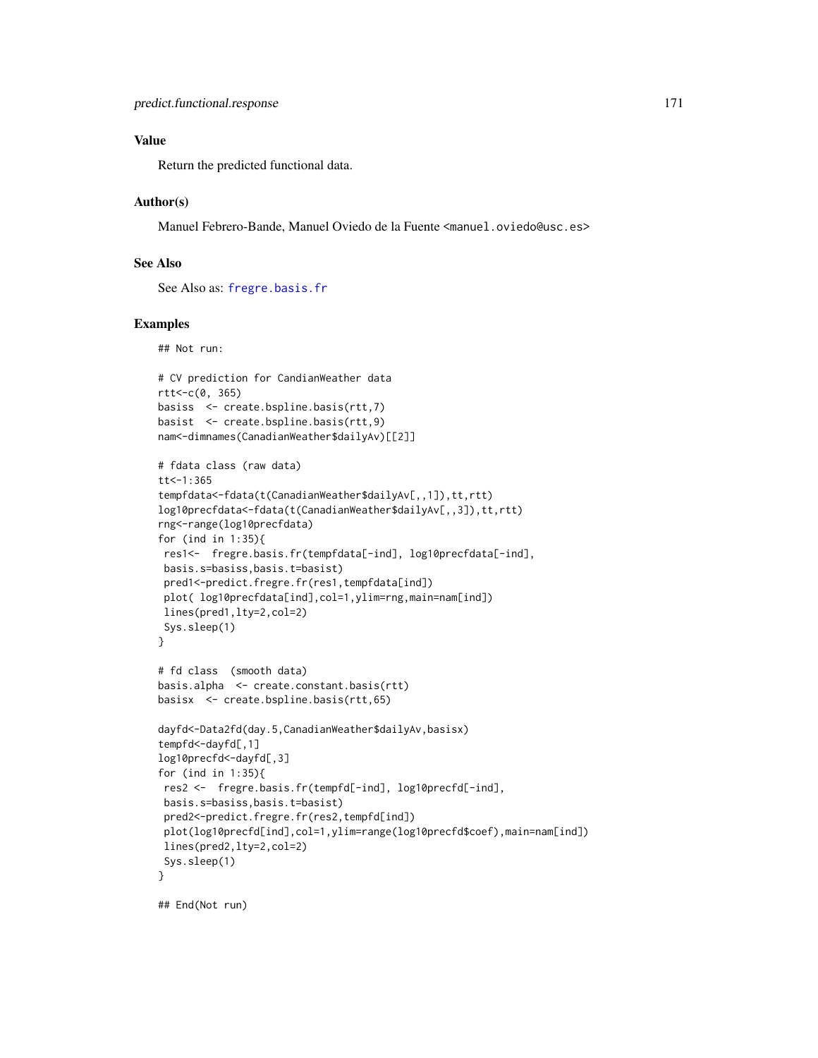## Value

Return the predicted functional data.

## Author(s)

Manuel Febrero-Bande, Manuel Oviedo de la Fuente <manuel.oviedo@usc.es>

## See Also

See Also as: fregre.basis.fr

## Examples

```
## Not run:

# CV prediction for CandianWeather data
rtt<-c(0, 365)
basiss  <- create.bspline.basis(rtt,7)
basist  <- create.bspline.basis(rtt,9)
nam<-dimnames(CanadianWeather$dailyAv)[[2]]

# fdata class (raw data)
tt<-1:365
tempfdata<-fdata(t(CanadianWeather$dailyAv[,,1]),tt,rtt)
log10precfdata<-fdata(t(CanadianWeather$dailyAv[,,3]),tt,rtt)
rng<-range(log10precfdata)
for (ind in 1:35){
 res1<-  fregre.basis.fr(tempfdata[-ind], log10precfdata[-ind],
 basis.s=basiss,basis.t=basist)
 pred1<-predict.fregre.fr(res1,tempfdata[ind])
 plot( log10precfdata[ind],col=1,ylim=rng,main=nam[ind])
 lines(pred1,lty=2,col=2)
 Sys.sleep(1)
}

# fd class  (smooth data)
basis.alpha  <- create.constant.basis(rtt)
basisx  <- create.bspline.basis(rtt,65)

dayfd<-Data2fd(day.5,CanadianWeather$dailyAv,basisx)
tempfd<-dayfd[,1]
log10precfd<-dayfd[,3]
for (ind in 1:35){
 res2 <-  fregre.basis.fr(tempfd[-ind], log10precfd[-ind],
 basis.s=basiss,basis.t=basist)
 pred2<-predict.fregre.fr(res2,tempfd[ind])
 plot(log10precfd[ind],col=1,ylim=range(log10precfd$coef),main=nam[ind])
 lines(pred2,lty=2,col=2)
 Sys.sleep(1)
}

## End(Not run)
```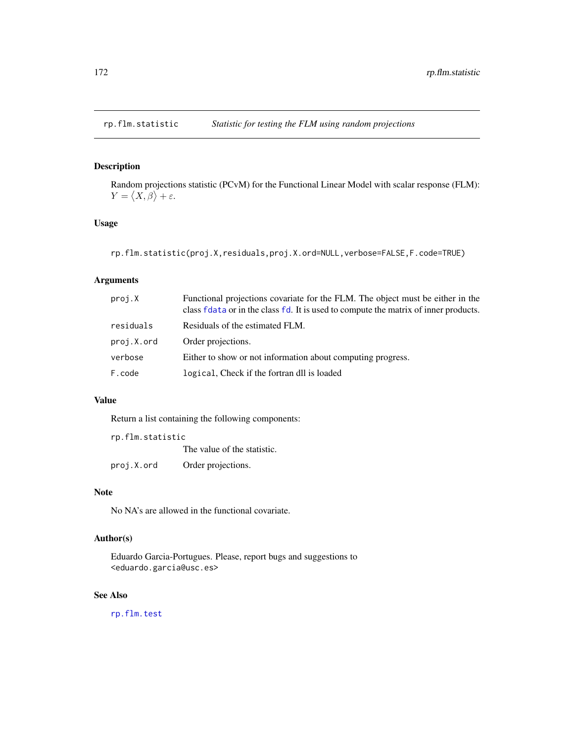# rp.flm.statistic — *Statistic for testing the FLM using random projections*

## Description

Random projections statistic (PCvM) for the Functional Linear Model with scalar response (FLM): $Y = \langle X, \beta \rangle + \varepsilon$.

## Usage

```
rp.flm.statistic(proj.X,residuals,proj.X.ord=NULL,verbose=FALSE,F.code=TRUE)
```

## Arguments

| | |
|---|---|
| proj.X | Functional projections covariate for the FLM. The object must be either in the class fdata or in the class fd. It is used to compute the matrix of inner products. |
| residuals | Residuals of the estimated FLM. |
| proj.X.ord | Order projections. |
| verbose | Either to show or not information about computing progress. |
| F.code | logical, Check if the fortran dll is loaded |

## Value

Return a list containing the following components:

| | |
|---|---|
| rp.flm.statistic | The value of the statistic. |
| proj.X.ord | Order projections. |

## Note

No NA's are allowed in the functional covariate.

## Author(s)

Eduardo Garcia-Portugues. Please, report bugs and suggestions to <eduardo.garcia@usc.es>

## See Also

rp.flm.test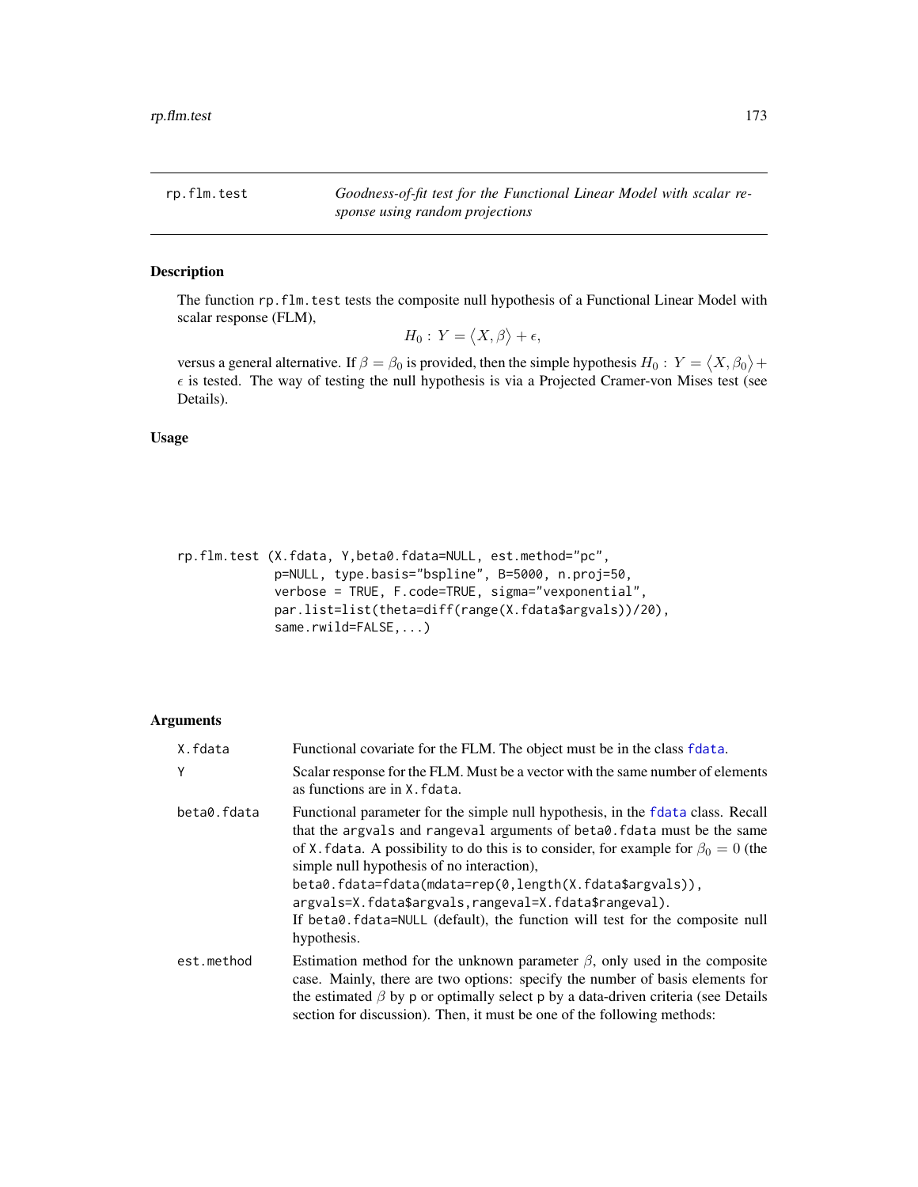## rp.flm.test — *Goodness-of-fit test for the Functional Linear Model with scalar response using random projections*

### Description

The function `rp.flm.test` tests the composite null hypothesis of a Functional Linear Model with scalar response (FLM),

$$H_0 : Y = \langle X, \beta \rangle + \epsilon,$$

versus a general alternative. If $\beta = \beta_0$ is provided, then the simple hypothesis $H_0 : Y = \langle X, \beta_0 \rangle + \epsilon$ is tested. The way of testing the null hypothesis is via a Projected Cramer-von Mises test (see Details).

### Usage

```
rp.flm.test (X.fdata, Y,beta0.fdata=NULL, est.method="pc",
             p=NULL, type.basis="bspline", B=5000, n.proj=50,
             verbose = TRUE, F.code=TRUE, sigma="vexponential",
             par.list=list(theta=diff(range(X.fdata$argvals))/20),
             same.rwild=FALSE,...)
```

### Arguments

`X.fdata` Functional covariate for the FLM. The object must be in the class `fdata`.

`Y` Scalar response for the FLM. Must be a vector with the same number of elements as functions are in `X.fdata`.

`beta0.fdata` Functional parameter for the simple null hypothesis, in the `fdata` class. Recall that the `argvals` and `rangeval` arguments of `beta0.fdata` must be the same of `X.fdata`. A possibility to do this is to consider, for example for $\beta_0 = 0$ (the simple null hypothesis of no interaction),
`beta0.fdata=fdata(mdata=rep(0,length(X.fdata$argvals)),`
`argvals=X.fdata$argvals,rangeval=X.fdata$rangeval)`.
If `beta0.fdata=NULL` (default), the function will test for the composite null hypothesis.

`est.method` Estimation method for the unknown parameter $\beta$, only used in the composite case. Mainly, there are two options: specify the number of basis elements for the estimated $\beta$ by `p` or optimally select `p` by a data-driven criteria (see Details section for discussion). Then, it must be one of the following methods: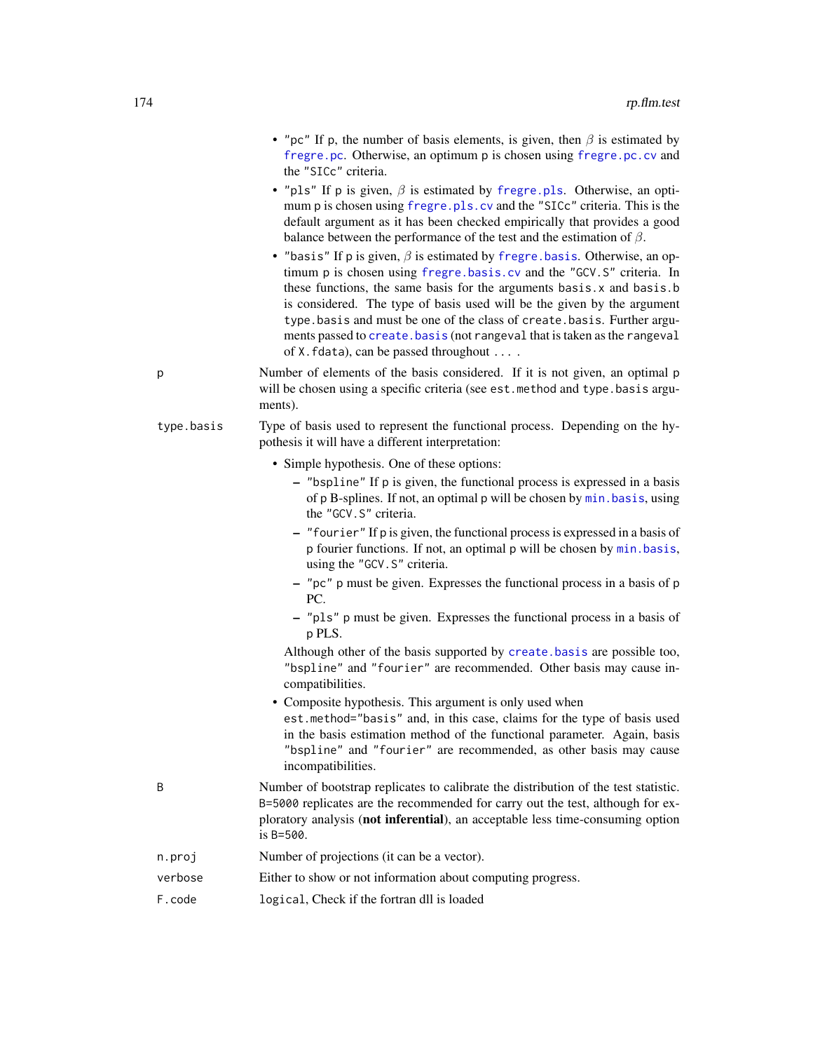- "pc" If p, the number of basis elements, is given, then $\beta$ is estimated by fregre.pc. Otherwise, an optimum p is chosen using fregre.pc.cv and the "SICc" criteria.
- "pls" If p is given, $\beta$ is estimated by fregre.pls. Otherwise, an optimum p is chosen using fregre.pls.cv and the "SICc" criteria. This is the default argument as it has been checked empirically that provides a good balance between the performance of the test and the estimation of $\beta$.
- "basis" If p is given, $\beta$ is estimated by fregre.basis. Otherwise, an optimum p is chosen using fregre.basis.cv and the "GCV.S" criteria. In these functions, the same basis for the arguments basis.x and basis.b is considered. The type of basis used will be the given by the argument type.basis and must be one of the class of create.basis. Further arguments passed to create.basis (not rangeval that is taken as the rangeval of X.fdata), can be passed throughout ... .

**p** Number of elements of the basis considered. If it is not given, an optimal p will be chosen using a specific criteria (see est.method and type.basis arguments).

**type.basis** Type of basis used to represent the functional process. Depending on the hypothesis it will have a different interpretation:

- Simple hypothesis. One of these options:
  - "bspline" If p is given, the functional process is expressed in a basis of p B-splines. If not, an optimal p will be chosen by min.basis, using the "GCV.S" criteria.
  - "fourier" If p is given, the functional process is expressed in a basis of p fourier functions. If not, an optimal p will be chosen by min.basis, using the "GCV.S" criteria.
  - "pc" p must be given. Expresses the functional process in a basis of p PC.
  - "pls" p must be given. Expresses the functional process in a basis of p PLS.

  Although other of the basis supported by create.basis are possible too, "bspline" and "fourier" are recommended. Other basis may cause incompatibilities.
- Composite hypothesis. This argument is only used when est.method="basis" and, in this case, claims for the type of basis used in the basis estimation method of the functional parameter. Again, basis "bspline" and "fourier" are recommended, as other basis may cause incompatibilities.

**B** Number of bootstrap replicates to calibrate the distribution of the test statistic. B=5000 replicates are the recommended for carry out the test, although for exploratory analysis (**not inferential**), an acceptable less time-consuming option is B=500.

**n.proj** Number of projections (it can be a vector).

**verbose** Either to show or not information about computing progress.

**F.code** logical, Check if the fortran dll is loaded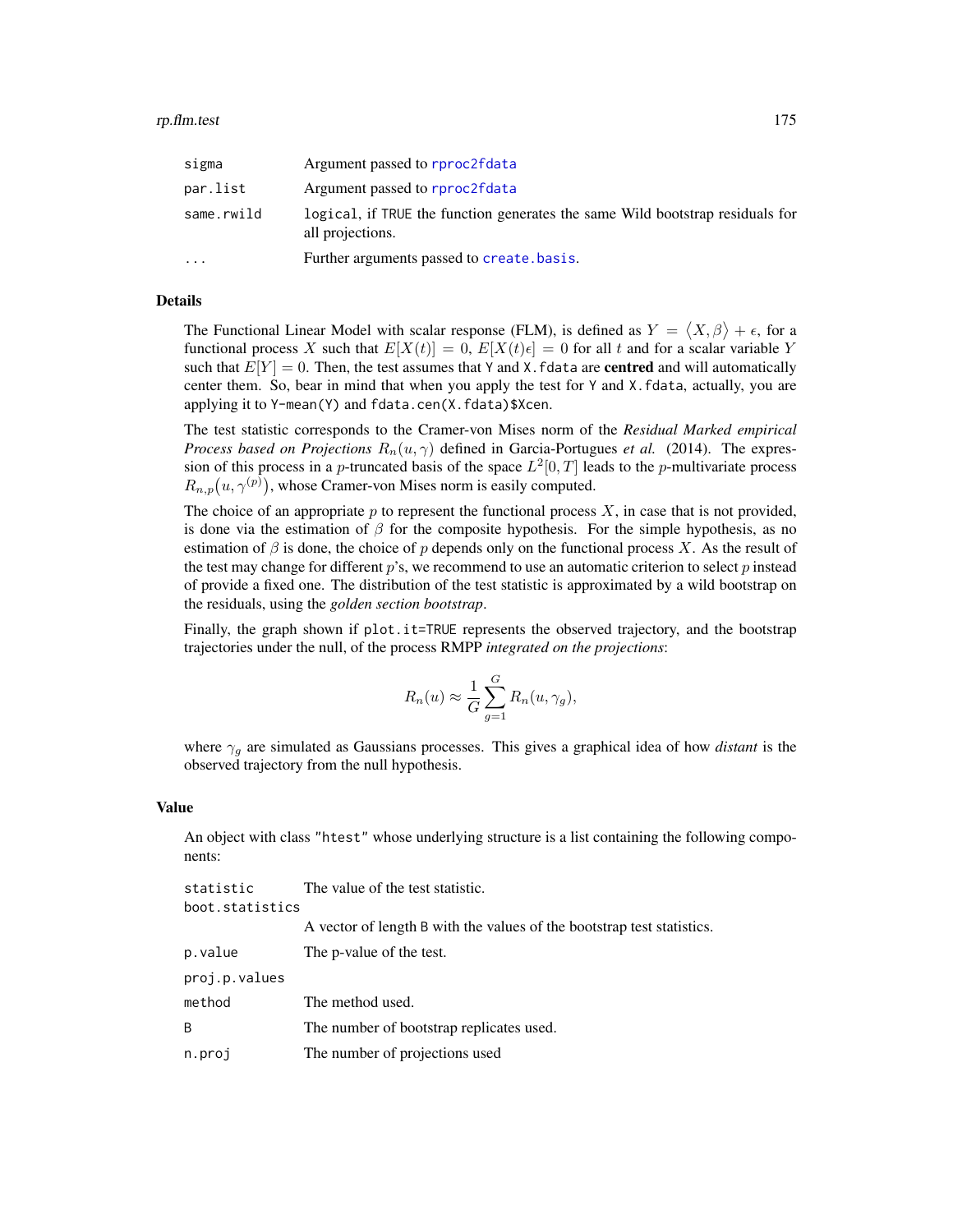| | |
|---|---|
| sigma | Argument passed to rproc2fdata |
| par.list | Argument passed to rproc2fdata |
| same.rwild | logical, if TRUE the function generates the same Wild bootstrap residuals for all projections. |
| ... | Further arguments passed to create.basis. |

### Details

The Functional Linear Model with scalar response (FLM), is defined as $Y = \langle X, \beta \rangle + \epsilon$, for a functional process $X$ such that $E[X(t)] = 0$, $E[X(t)\epsilon] = 0$ for all $t$ and for a scalar variable $Y$ such that $E[Y] = 0$. Then, the test assumes that Y and X.fdata are **centred** and will automatically center them. So, bear in mind that when you apply the test for Y and X.fdata, actually, you are applying it to Y-mean(Y) and fdata.cen(X.fdata)$Xcen.

The test statistic corresponds to the Cramer-von Mises norm of the *Residual Marked empirical Process based on Projections* $R_n(u, \gamma)$ defined in Garcia-Portugues *et al.* (2014). The expression of this process in a $p$-truncated basis of the space $L^2[0, T]$ leads to the $p$-multivariate process $R_{n,p}\big(u, \gamma^{(p)}\big)$, whose Cramer-von Mises norm is easily computed.

The choice of an appropriate $p$ to represent the functional process $X$, in case that is not provided, is done via the estimation of $\beta$ for the composite hypothesis. For the simple hypothesis, as no estimation of $\beta$ is done, the choice of $p$ depends only on the functional process $X$. As the result of the test may change for different $p$'s, we recommend to use an automatic criterion to select $p$ instead of provide a fixed one. The distribution of the test statistic is approximated by a wild bootstrap on the residuals, using the *golden section bootstrap*.

Finally, the graph shown if plot.it=TRUE represents the observed trajectory, and the bootstrap trajectories under the null, of the process RMPP *integrated on the projections*:

$$R_n(u) \approx \frac{1}{G} \sum_{g=1}^{G} R_n(u, \gamma_g),$$

where $\gamma_g$ are simulated as Gaussians processes. This gives a graphical idea of how *distant* is the observed trajectory from the null hypothesis.

### Value

An object with class "htest" whose underlying structure is a list containing the following components:

| | |
|---|---|
| statistic | The value of the test statistic. |
| boot.statistics | A vector of length B with the values of the bootstrap test statistics. |
| p.value | The p-value of the test. |
| proj.p.values | |
| method | The method used. |
| B | The number of bootstrap replicates used. |
| n.proj | The number of projections used |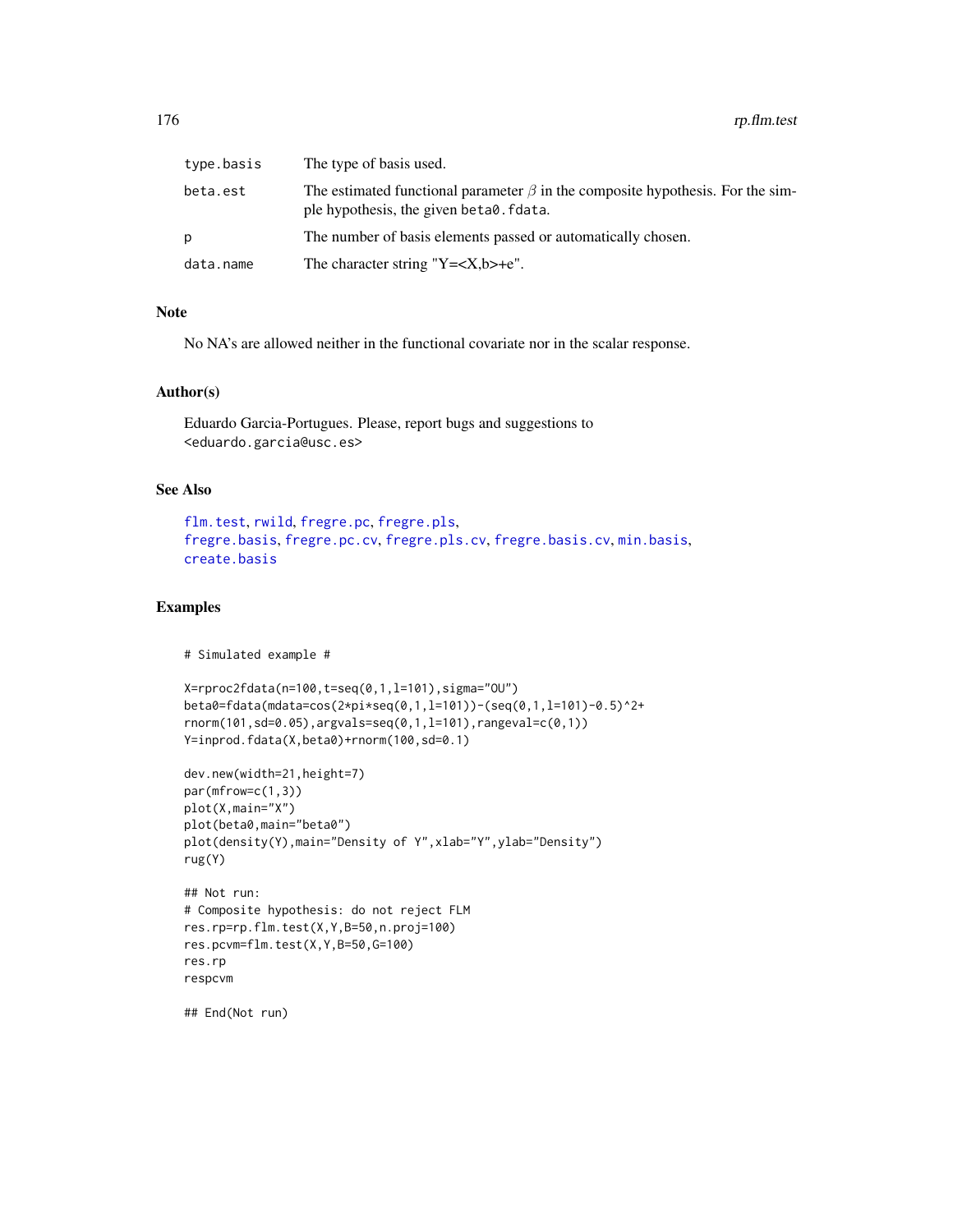| | |
|---|---|
| type.basis | The type of basis used. |
| beta.est | The estimated functional parameter $\beta$ in the composite hypothesis. For the simple hypothesis, the given beta0.fdata. |
| p | The number of basis elements passed or automatically chosen. |
| data.name | The character string "Y=<X,b>+e". |

## Note

No NA's are allowed neither in the functional covariate nor in the scalar response.

## Author(s)

Eduardo Garcia-Portugues. Please, report bugs and suggestions to
<eduardo.garcia@usc.es>

## See Also

flm.test, rwild, fregre.pc, fregre.pls, fregre.basis, fregre.pc.cv, fregre.pls.cv, fregre.basis.cv, min.basis, create.basis

## Examples

```
# Simulated example #

X=rproc2fdata(n=100,t=seq(0,1,l=101),sigma="OU")
beta0=fdata(mdata=cos(2*pi*seq(0,1,l=101))-(seq(0,1,l=101)-0.5)^2+
rnorm(101,sd=0.05),argvals=seq(0,1,l=101),rangeval=c(0,1))
Y=inprod.fdata(X,beta0)+rnorm(100,sd=0.1)

dev.new(width=21,height=7)
par(mfrow=c(1,3))
plot(X,main="X")
plot(beta0,main="beta0")
plot(density(Y),main="Density of Y",xlab="Y",ylab="Density")
rug(Y)

## Not run:
# Composite hypothesis: do not reject FLM
res.rp=rp.flm.test(X,Y,B=50,n.proj=100)
res.pcvm=flm.test(X,Y,B=50,G=100)
res.rp
respcvm

## End(Not run)
```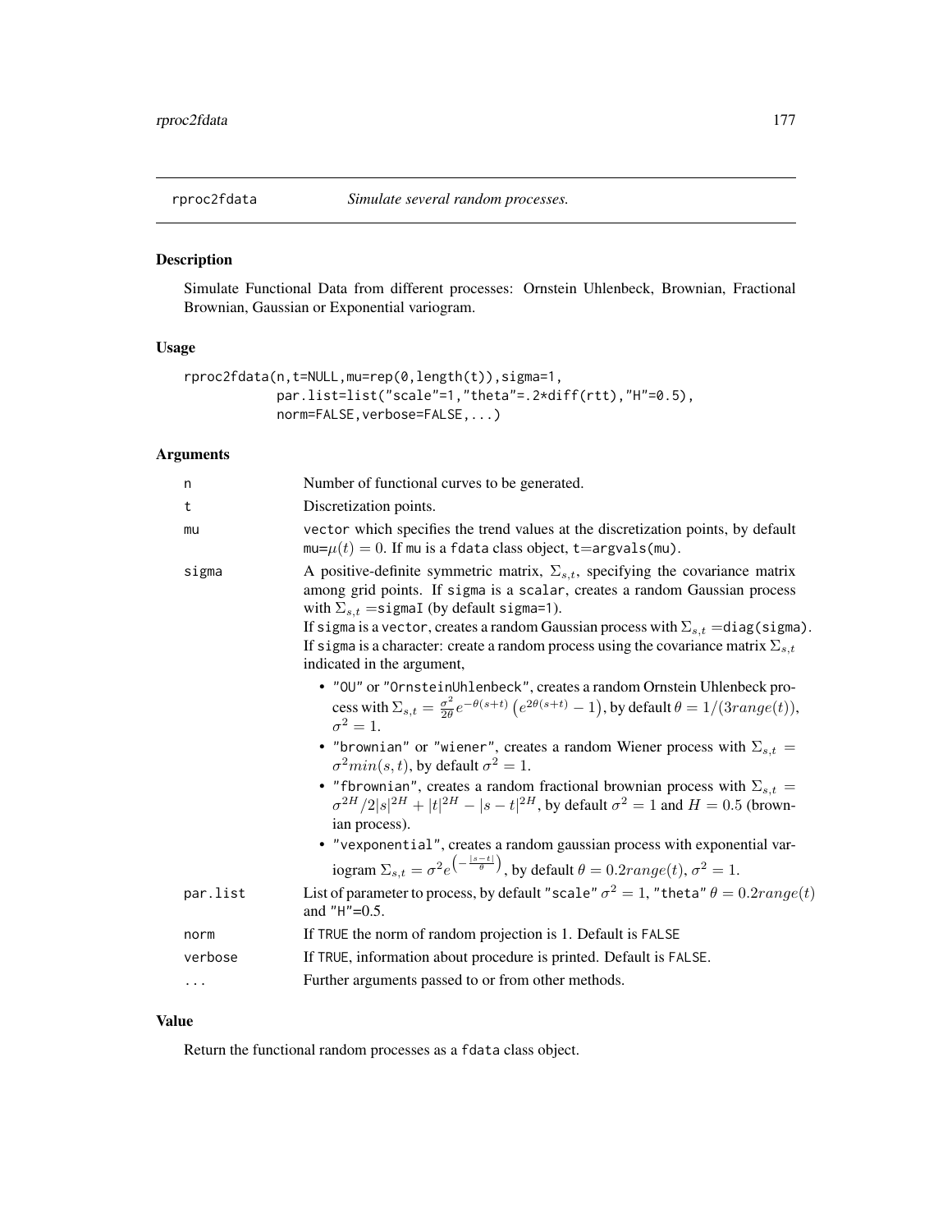rproc2fdata *Simulate several random processes.*

## Description

Simulate Functional Data from different processes: Ornstein Uhlenbeck, Brownian, Fractional Brownian, Gaussian or Exponential variogram.

## Usage

```
rproc2fdata(n,t=NULL,mu=rep(0,length(t)),sigma=1,
           par.list=list("scale"=1,"theta"=.2*diff(rtt),"H"=0.5),
           norm=FALSE,verbose=FALSE,...)
```

## Arguments

| | |
|---|---|
| n | Number of functional curves to be generated. |
| t | Discretization points. |
| mu | vector which specifies the trend values at the discretization points, by default mu=$\mu(t) = 0$. If mu is a fdata class object, t=argvals(mu). |
| sigma | A positive-definite symmetric matrix, $\Sigma_{s,t}$, specifying the covariance matrix among grid points. If sigma is a scalar, creates a random Gaussian process with $\Sigma_{s,t}$ =sigmaI (by default sigma=1).<br>If sigma is a vector, creates a random Gaussian process with $\Sigma_{s,t}$ =diag(sigma).<br>If sigma is a character: create a random process using the covariance matrix $\Sigma_{s,t}$ indicated in the argument,<br>• "OU" or "OrnsteinUhlenbeck", creates a random Ornstein Uhlenbeck process with $\Sigma_{s,t} = \frac{\sigma^2}{2\theta} e^{-\theta(s+t)} \left(e^{2\theta(s+t)} - 1\right)$, by default $\theta = 1/(3range(t))$, $\sigma^2 = 1$.<br>• "brownian" or "wiener", creates a random Wiener process with $\Sigma_{s,t} = \sigma^2 min(s,t)$, by default $\sigma^2 = 1$.<br>• "fbrownian", creates a random fractional brownian process with $\Sigma_{s,t} = \sigma^{2H}/2\|s\|^{2H} + \|t\|^{2H} - \|s-t\|^{2H}$, by default $\sigma^2 = 1$ and $H = 0.5$ (brownian process).<br>• "vexponential", creates a random gaussian process with exponential variogram $\Sigma_{s,t} = \sigma^2 e^{\left(-\frac{\|s-t\|}{\theta}\right)}$, by default $\theta = 0.2range(t)$, $\sigma^2 = 1$. |
| par.list | List of parameter to process, by default "scale" $\sigma^2 = 1$, "theta" $\theta = 0.2range(t)$ and "H"=0.5. |
| norm | If TRUE the norm of random projection is 1. Default is FALSE |
| verbose | If TRUE, information about procedure is printed. Default is FALSE. |
| ... | Further arguments passed to or from other methods. |

## Value

Return the functional random processes as a fdata class object.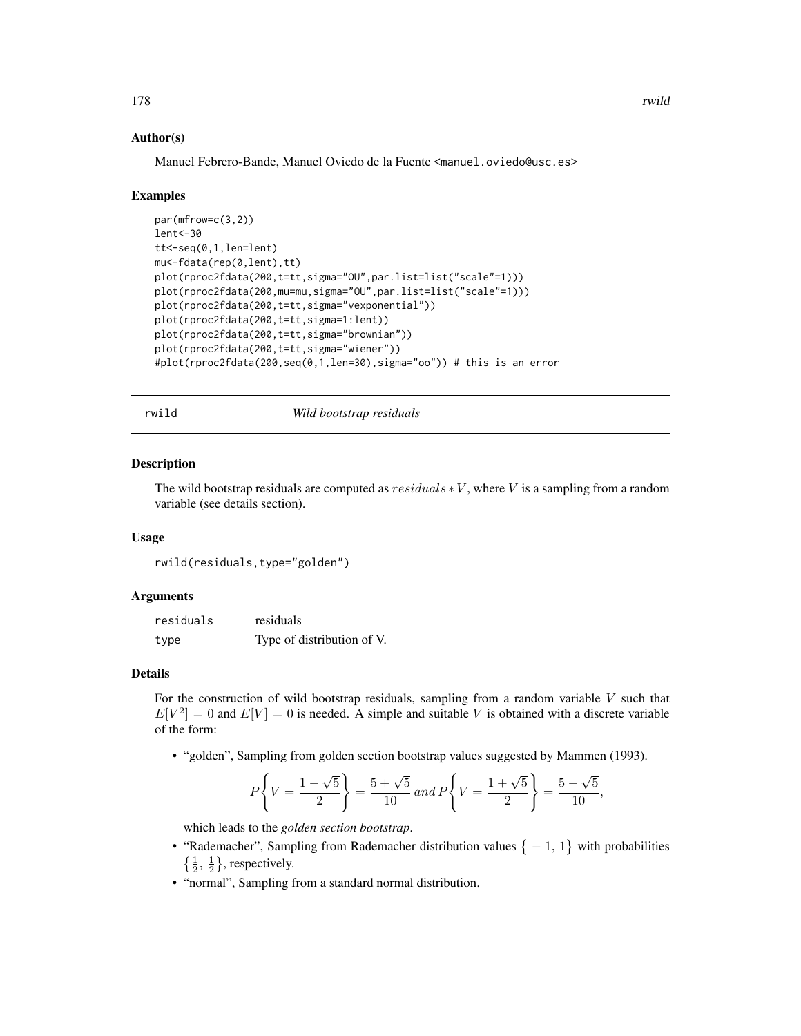### Author(s)

Manuel Febrero-Bande, Manuel Oviedo de la Fuente <manuel.oviedo@usc.es>

### Examples

```
par(mfrow=c(3,2))
lent<-30
tt<-seq(0,1,len=lent)
mu<-fdata(rep(0,lent),tt)
plot(rproc2fdata(200,t=tt,sigma="OU",par.list=list("scale"=1)))
plot(rproc2fdata(200,mu=mu,sigma="OU",par.list=list("scale"=1)))
plot(rproc2fdata(200,t=tt,sigma="vexponential"))
plot(rproc2fdata(200,t=tt,sigma=1:lent))
plot(rproc2fdata(200,t=tt,sigma="brownian"))
plot(rproc2fdata(200,t=tt,sigma="wiener"))
#plot(rproc2fdata(200,seq(0,1,len=30),sigma="oo")) # this is an error
```

---

## rwild — *Wild bootstrap residuals*

### Description

The wild bootstrap residuals are computed as $residuals * V$, where $V$ is a sampling from a random variable (see details section).

### Usage

```
rwild(residuals,type="golden")
```

### Arguments

| | |
|---|---|
| residuals | residuals |
| type | Type of distribution of V. |

### Details

For the construction of wild bootstrap residuals, sampling from a random variable $V$ such that $E[V^2] = 0$ and $E[V] = 0$ is needed. A simple and suitable $V$ is obtained with a discrete variable of the form:

- "golden", Sampling from golden section bootstrap values suggested by Mammen (1993).

$$P\left\{V = \frac{1-\sqrt{5}}{2}\right\} = \frac{5+\sqrt{5}}{10} \, and \, P\left\{V = \frac{1+\sqrt{5}}{2}\right\} = \frac{5-\sqrt{5}}{10},$$

  which leads to the *golden section bootstrap*.
- "Rademacher", Sampling from Rademacher distribution values $\{-1, 1\}$ with probabilities $\{\frac{1}{2}, \frac{1}{2}\}$, respectively.
- "normal", Sampling from a standard normal distribution.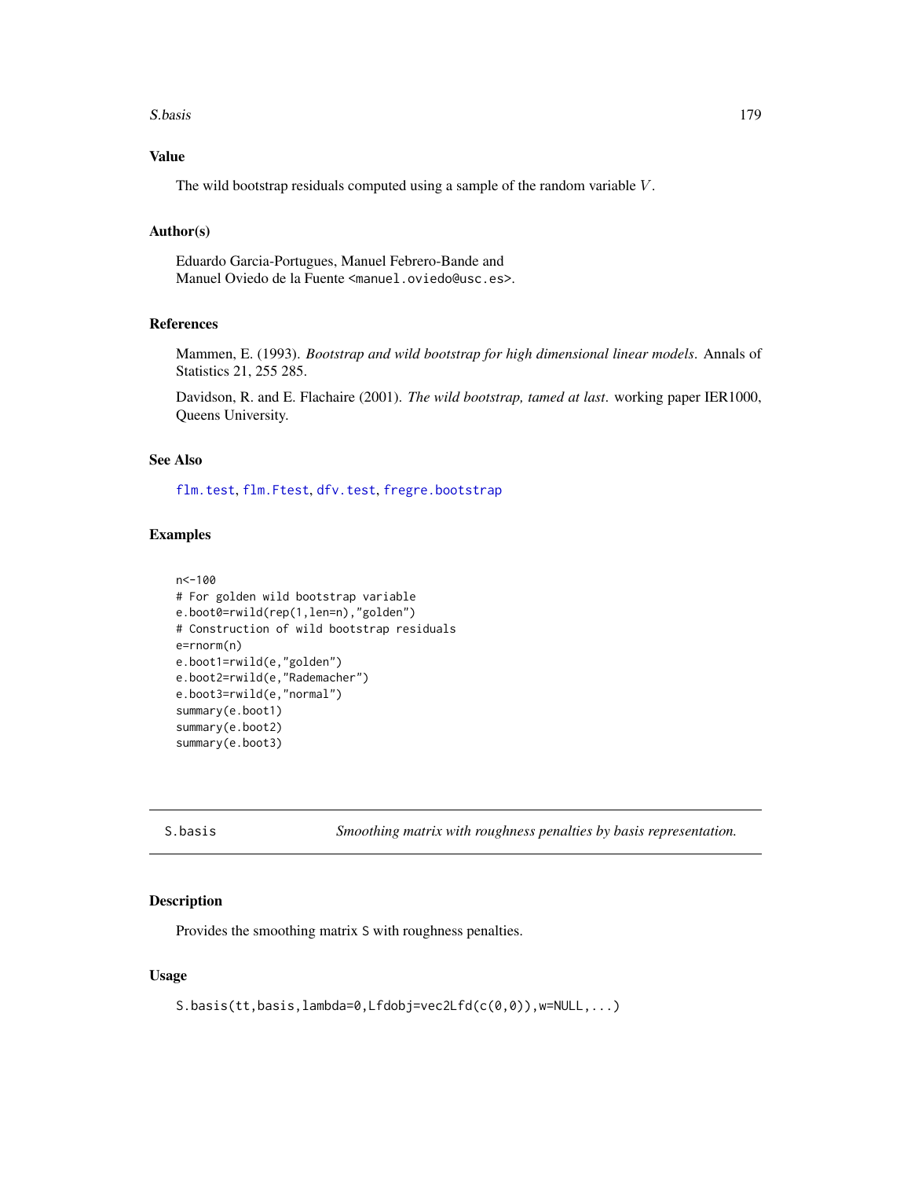## Value

The wild bootstrap residuals computed using a sample of the random variable $V$.

## Author(s)

Eduardo Garcia-Portugues, Manuel Febrero-Bande and
Manuel Oviedo de la Fuente <manuel.oviedo@usc.es>.

## References

Mammen, E. (1993). *Bootstrap and wild bootstrap for high dimensional linear models*. Annals of Statistics 21, 255 285.

Davidson, R. and E. Flachaire (2001). *The wild bootstrap, tamed at last*. working paper IER1000, Queens University.

## See Also

flm.test, flm.Ftest, dfv.test, fregre.bootstrap

## Examples

```
n<-100
# For golden wild bootstrap variable
e.boot0=rwild(rep(1,len=n),"golden")
# Construction of wild bootstrap residuals
e=rnorm(n)
e.boot1=rwild(e,"golden")
e.boot2=rwild(e,"Rademacher")
e.boot3=rwild(e,"normal")
summary(e.boot1)
summary(e.boot2)
summary(e.boot3)
```

---

# S.basis — *Smoothing matrix with roughness penalties by basis representation.*

## Description

Provides the smoothing matrix S with roughness penalties.

## Usage

```
S.basis(tt,basis,lambda=0,Lfdobj=vec2Lfd(c(0,0)),w=NULL,...)
```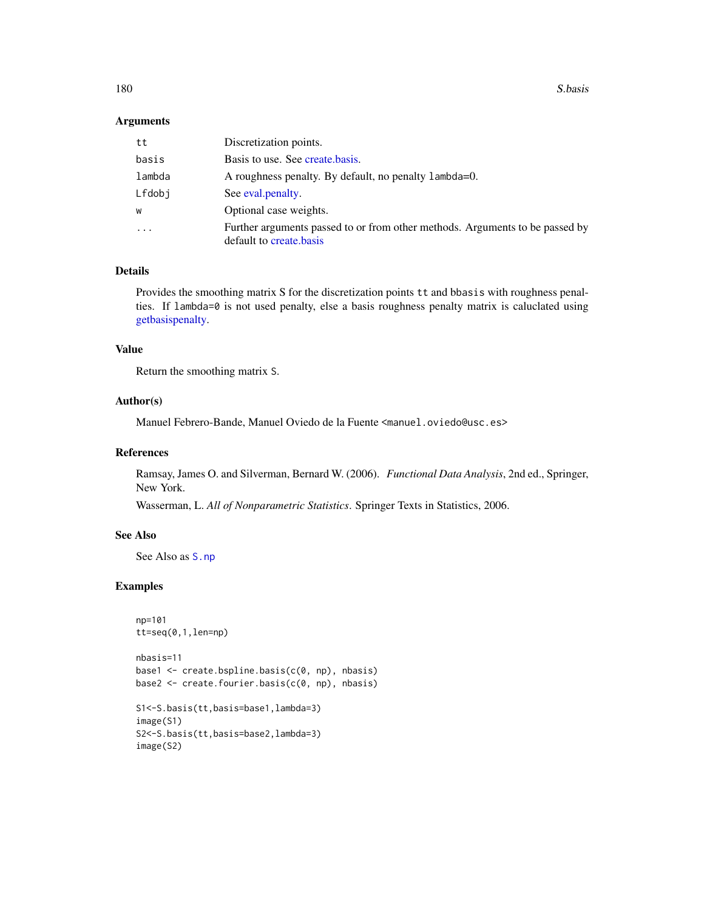### Arguments

| | |
|---|---|
| tt | Discretization points. |
| basis | Basis to use. See create.basis. |
| lambda | A roughness penalty. By default, no penalty lambda=0. |
| Lfdobj | See eval.penalty. |
| w | Optional case weights. |
| ... | Further arguments passed to or from other methods. Arguments to be passed by default to create.basis |

### Details

Provides the smoothing matrix S for the discretization points tt and bbasis with roughness penalties. If lambda=0 is not used penalty, else a basis roughness penalty matrix is caluclated using getbasispenalty.

### Value

Return the smoothing matrix S.

### Author(s)

Manuel Febrero-Bande, Manuel Oviedo de la Fuente <manuel.oviedo@usc.es>

### References

Ramsay, James O. and Silverman, Bernard W. (2006). *Functional Data Analysis*, 2nd ed., Springer, New York.

Wasserman, L. *All of Nonparametric Statistics*. Springer Texts in Statistics, 2006.

### See Also

See Also as S.np

### Examples

```
np=101
tt=seq(0,1,len=np)

nbasis=11
base1 <- create.bspline.basis(c(0, np), nbasis)
base2 <- create.fourier.basis(c(0, np), nbasis)

S1<-S.basis(tt,basis=base1,lambda=3)
image(S1)
S2<-S.basis(tt,basis=base2,lambda=3)
image(S2)
```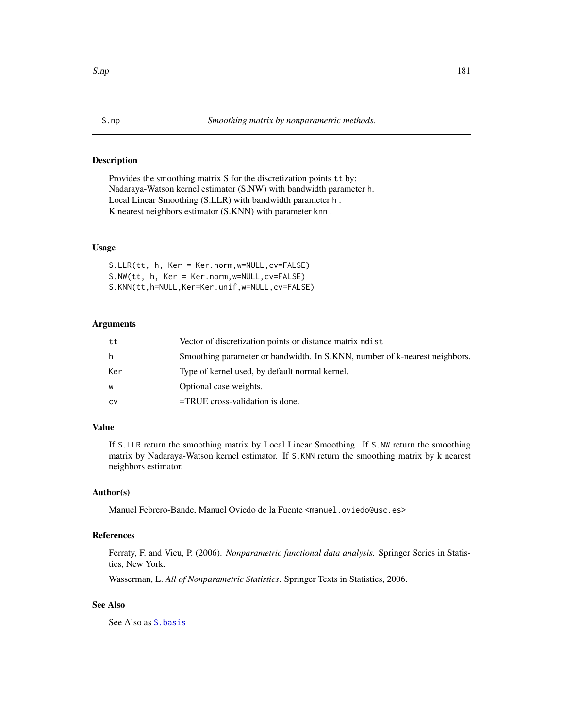S.np *Smoothing matrix by nonparametric methods.*

## Description

Provides the smoothing matrix S for the discretization points `tt` by:
Nadaraya-Watson kernel estimator (S.NW) with bandwidth parameter `h`.
Local Linear Smoothing (S.LLR) with bandwidth parameter `h` .
K nearest neighbors estimator (S.KNN) with parameter `knn` .

## Usage

```
S.LLR(tt, h, Ker = Ker.norm,w=NULL,cv=FALSE)
S.NW(tt, h, Ker = Ker.norm,w=NULL,cv=FALSE)
S.KNN(tt,h=NULL,Ker=Ker.unif,w=NULL,cv=FALSE)
```

## Arguments

| | |
|---|---|
| `tt` | Vector of discretization points or distance matrix `mdist` |
| `h` | Smoothing parameter or bandwidth. In S.KNN, number of k-nearest neighbors. |
| `Ker` | Type of kernel used, by default normal kernel. |
| `w` | Optional case weights. |
| `cv` | =TRUE cross-validation is done. |

## Value

If `S.LLR` return the smoothing matrix by Local Linear Smoothing. If `S.NW` return the smoothing matrix by Nadaraya-Watson kernel estimator. If `S.KNN` return the smoothing matrix by k nearest neighbors estimator.

## Author(s)

Manuel Febrero-Bande, Manuel Oviedo de la Fuente <manuel.oviedo@usc.es>

## References

Ferraty, F. and Vieu, P. (2006). *Nonparametric functional data analysis.* Springer Series in Statistics, New York.

Wasserman, L. *All of Nonparametric Statistics*. Springer Texts in Statistics, 2006.

## See Also

See Also as `S.basis`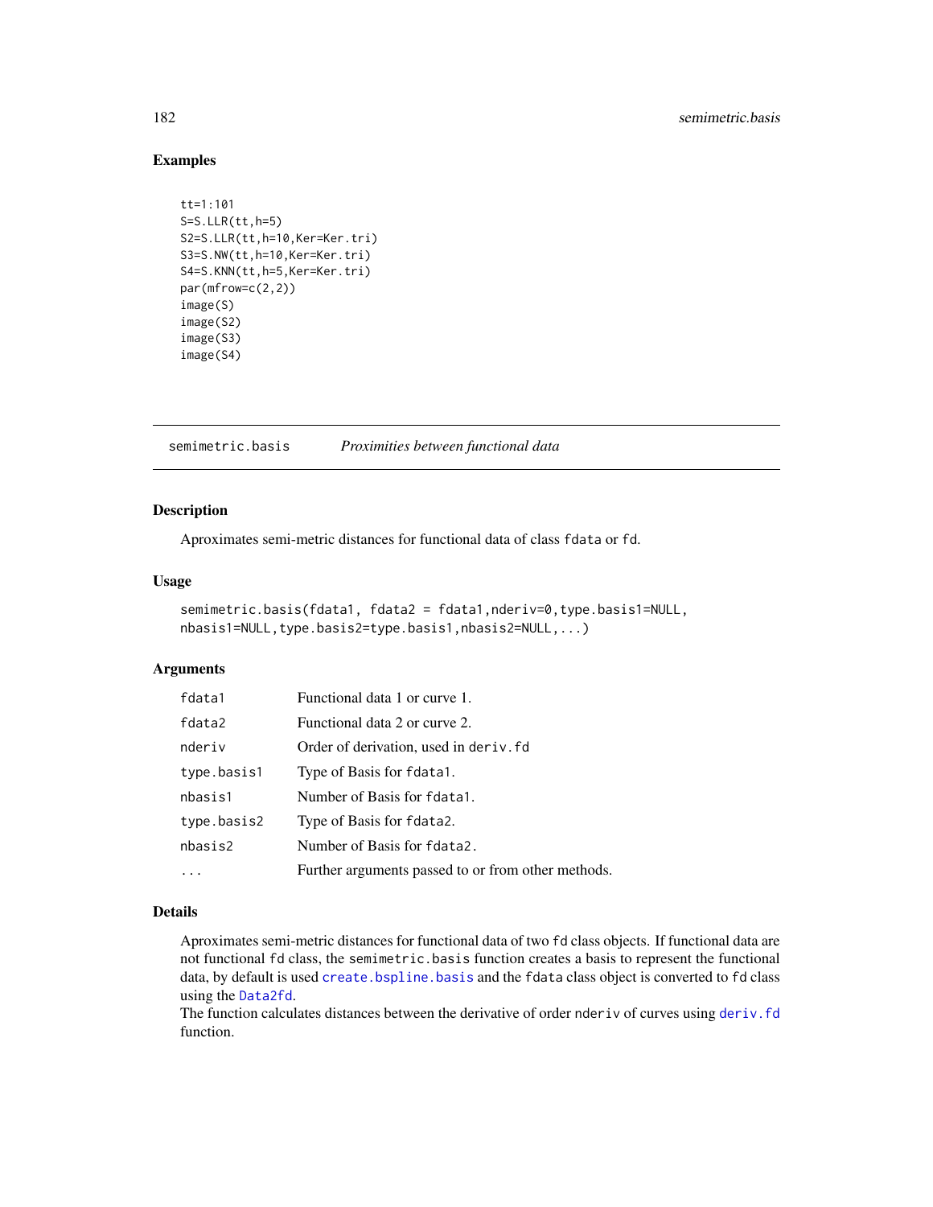### Examples

```
tt=1:101
S=S.LLR(tt,h=5)
S2=S.LLR(tt,h=10,Ker=Ker.tri)
S3=S.NW(tt,h=10,Ker=Ker.tri)
S4=S.KNN(tt,h=5,Ker=Ker.tri)
par(mfrow=c(2,2))
image(S)
image(S2)
image(S3)
image(S4)
```

---

## semimetric.basis &emsp; *Proximities between functional data*

### Description

Aproximates semi-metric distances for functional data of class `fdata` or `fd`.

### Usage

```
semimetric.basis(fdata1, fdata2 = fdata1,nderiv=0,type.basis1=NULL,
nbasis1=NULL,type.basis2=type.basis1,nbasis2=NULL,...)
```

### Arguments

| | |
|---|---|
| `fdata1` | Functional data 1 or curve 1. |
| `fdata2` | Functional data 2 or curve 2. |
| `nderiv` | Order of derivation, used in `deriv.fd` |
| `type.basis1` | Type of Basis for `fdata1`. |
| `nbasis1` | Number of Basis for `fdata1`. |
| `type.basis2` | Type of Basis for `fdata2`. |
| `nbasis2` | Number of Basis for `fdata2`. |
| `...` | Further arguments passed to or from other methods. |

### Details

Aproximates semi-metric distances for functional data of two `fd` class objects. If functional data are not functional `fd` class, the `semimetric.basis` function creates a basis to represent the functional data, by default is used `create.bspline.basis` and the `fdata` class object is converted to `fd` class using the `Data2fd`.
The function calculates distances between the derivative of order `nderiv` of curves using `deriv.fd` function.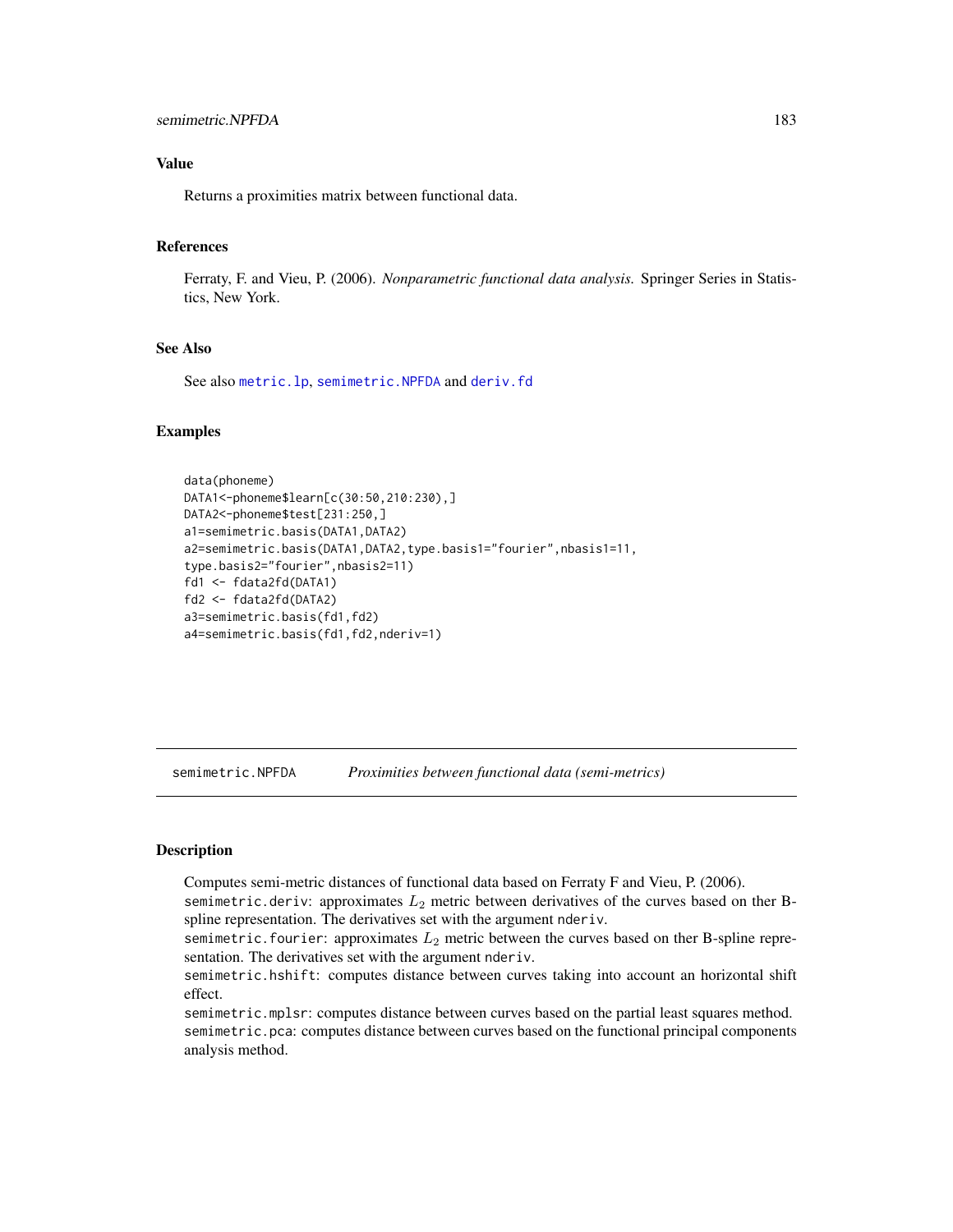### Value

Returns a proximities matrix between functional data.

### References

Ferraty, F. and Vieu, P. (2006). *Nonparametric functional data analysis.* Springer Series in Statistics, New York.

### See Also

See also `metric.lp`, `semimetric.NPFDA` and `deriv.fd`

### Examples

```
data(phoneme)
DATA1<-phoneme$learn[c(30:50,210:230),]
DATA2<-phoneme$test[231:250,]
a1=semimetric.basis(DATA1,DATA2)
a2=semimetric.basis(DATA1,DATA2,type.basis1="fourier",nbasis1=11,
type.basis2="fourier",nbasis2=11)
fd1 <- fdata2fd(DATA1)
fd2 <- fdata2fd(DATA2)
a3=semimetric.basis(fd1,fd2)
a4=semimetric.basis(fd1,fd2,nderiv=1)
```

---

## semimetric.NPFDA *Proximities between functional data (semi-metrics)*

### Description

Computes semi-metric distances of functional data based on Ferraty F and Vieu, P. (2006).
`semimetric.deriv`: approximates $L_2$ metric between derivatives of the curves based on ther B-spline representation. The derivatives set with the argument `nderiv`.
`semimetric.fourier`: approximates $L_2$ metric between the curves based on ther B-spline representation. The derivatives set with the argument `nderiv`.
`semimetric.hshift`: computes distance between curves taking into account an horizontal shift effect.
`semimetric.mplsr`: computes distance between curves based on the partial least squares method.
`semimetric.pca`: computes distance between curves based on the functional principal components analysis method.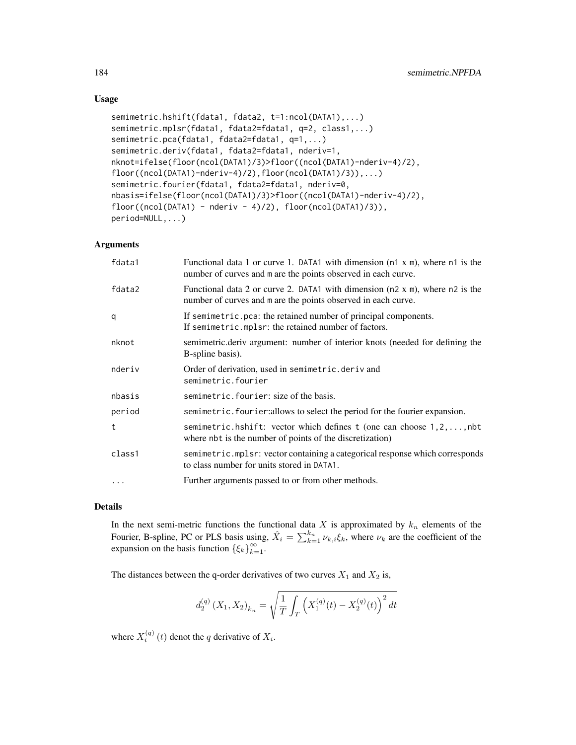## Usage

```
semimetric.hshift(fdata1, fdata2, t=1:ncol(DATA1),...)
semimetric.mplsr(fdata1, fdata2=fdata1, q=2, class1,...)
semimetric.pca(fdata1, fdata2=fdata1, q=1,...)
semimetric.deriv(fdata1, fdata2=fdata1, nderiv=1,
nknot=ifelse(floor(ncol(DATA1)/3)>floor((ncol(DATA1)-nderiv-4)/2),
floor((ncol(DATA1)-nderiv-4)/2),floor(ncol(DATA1)/3)),...)
semimetric.fourier(fdata1, fdata2=fdata1, nderiv=0,
nbasis=ifelse(floor(ncol(DATA1)/3)>floor((ncol(DATA1)-nderiv-4)/2),
floor((ncol(DATA1) - nderiv - 4)/2), floor(ncol(DATA1)/3)),
period=NULL,...)
```

## Arguments

| | |
|---|---|
| fdata1 | Functional data 1 or curve 1. DATA1 with dimension (n1 x m), where n1 is the number of curves and m are the points observed in each curve. |
| fdata2 | Functional data 2 or curve 2. DATA1 with dimension (n2 x m), where n2 is the number of curves and m are the points observed in each curve. |
| q | If semimetric.pca: the retained number of principal components.<br>If semimetric.mplsr: the retained number of factors. |
| nknot | semimetric.deriv argument: number of interior knots (needed for defining the B-spline basis). |
| nderiv | Order of derivation, used in semimetric.deriv and semimetric.fourier |
| nbasis | semimetric.fourier: size of the basis. |
| period | semimetric.fourier:allows to select the period for the fourier expansion. |
| t | semimetric.hshift: vector which defines t (one can choose 1,2,...,nbt where nbt is the number of points of the discretization) |
| class1 | semimetric.mplsr: vector containing a categorical response which corresponds to class number for units stored in DATA1. |
| ... | Further arguments passed to or from other methods. |

## Details

In the next semi-metric functions the functional data $X$ is approximated by $k_n$ elements of the Fourier, B-spline, PC or PLS basis using, $\hat{X}_i = \sum_{k=1}^{k_n} \nu_{k,i}\xi_k$, where $\nu_k$ are the coefficient of the expansion on the basis function $\{\xi_k\}_{k=1}^{\infty}$.

The distances between the q-order derivatives of two curves $X_1$ and $X_2$ is,

$$d_2^{(q)}\left(X_1, X_2\right)_{k_n} = \sqrt{\frac{1}{T}\int_T \left(X_1^{(q)}(t) - X_2^{(q)}(t)\right)^2 dt}$$

where $X_i^{(q)}(t)$ denot the $q$ derivative of $X_i$.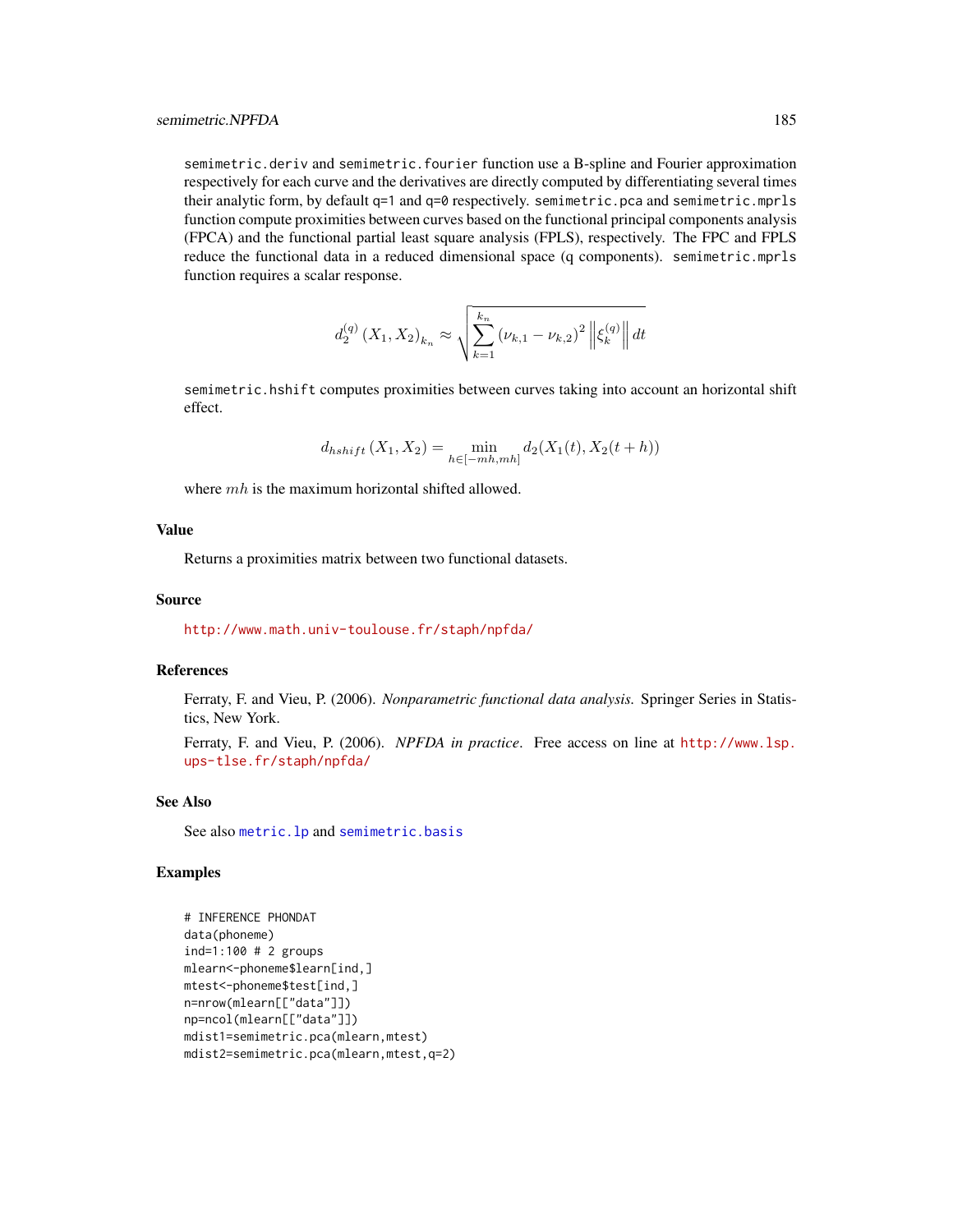`semimetric.deriv` and `semimetric.fourier` function use a B-spline and Fourier approximation respectively for each curve and the derivatives are directly computed by differentiating several times their analytic form, by default `q=1` and `q=0` respectively. `semimetric.pca` and `semimetric.mprls` function compute proximities between curves based on the functional principal components analysis (FPCA) and the functional partial least square analysis (FPLS), respectively. The FPC and FPLS reduce the functional data in a reduced dimensional space (q components). `semimetric.mprls` function requires a scalar response.

$$d_2^{(q)}\left(X_1, X_2\right)_{k_n} \approx \sqrt{\sum_{k=1}^{k_n} \left(\nu_{k,1} - \nu_{k,2}\right)^2 \left\| \xi_k^{(q)} \right\| dt}$$

`semimetric.hshift` computes proximities between curves taking into account an horizontal shift effect.

$$d_{hshift}\left(X_1, X_2\right) = \min_{h \in [-mh, mh]} d_2(X_1(t), X_2(t+h))$$

where $mh$ is the maximum horizontal shifted allowed.

## Value

Returns a proximities matrix between two functional datasets.

## Source

http://www.math.univ-toulouse.fr/staph/npfda/

## References

Ferraty, F. and Vieu, P. (2006). *Nonparametric functional data analysis.* Springer Series in Statistics, New York.

Ferraty, F. and Vieu, P. (2006). *NPFDA in practice*. Free access on line at http://www.lsp.ups-tlse.fr/staph/npfda/

## See Also

See also `metric.lp` and `semimetric.basis`

## Examples

```
# INFERENCE PHONDAT
data(phoneme)
ind=1:100 # 2 groups
mlearn<-phoneme$learn[ind,]
mtest<-phoneme$test[ind,]
n=nrow(mlearn[["data"]])
np=ncol(mlearn[["data"]])
mdist1=semimetric.pca(mlearn,mtest)
mdist2=semimetric.pca(mlearn,mtest,q=2)
```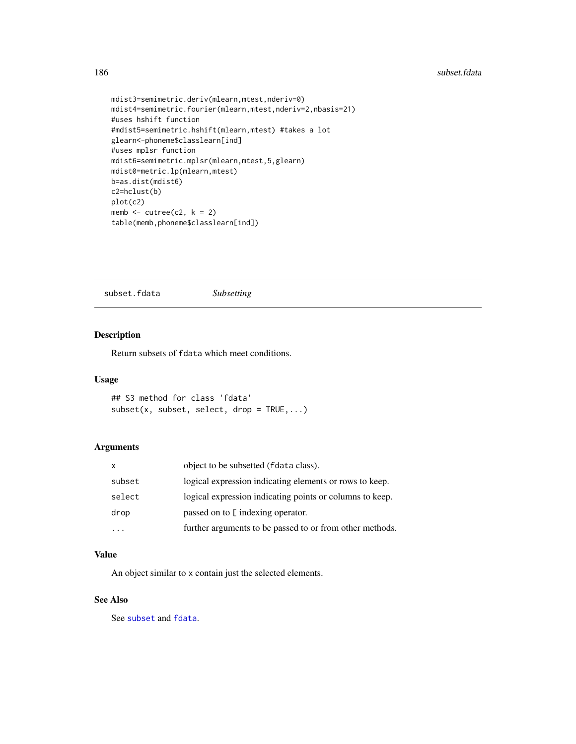```
mdist3=semimetric.deriv(mlearn,mtest,nderiv=0)
mdist4=semimetric.fourier(mlearn,mtest,nderiv=2,nbasis=21)
#uses hshift function
#mdist5=semimetric.hshift(mlearn,mtest) #takes a lot
glearn<-phoneme$classlearn[ind]
#uses mplsr function
mdist6=semimetric.mplsr(mlearn,mtest,5,glearn)
mdist0=metric.lp(mlearn,mtest)
b=as.dist(mdist6)
c2=hclust(b)
plot(c2)
memb <- cutree(c2, k = 2)
table(memb,phoneme$classlearn[ind])
```

---

## subset.fdata *Subsetting*

### Description

Return subsets of `fdata` which meet conditions.

### Usage

```
## S3 method for class 'fdata'
subset(x, subset, select, drop = TRUE,...)
```

### Arguments

| | |
|---|---|
| `x` | object to be subsetted (`fdata` class). |
| `subset` | logical expression indicating elements or rows to keep. |
| `select` | logical expression indicating points or columns to keep. |
| `drop` | passed on to `[` indexing operator. |
| `...` | further arguments to be passed to or from other methods. |

### Value

An object similar to `x` contain just the selected elements.

### See Also

See `subset` and `fdata`.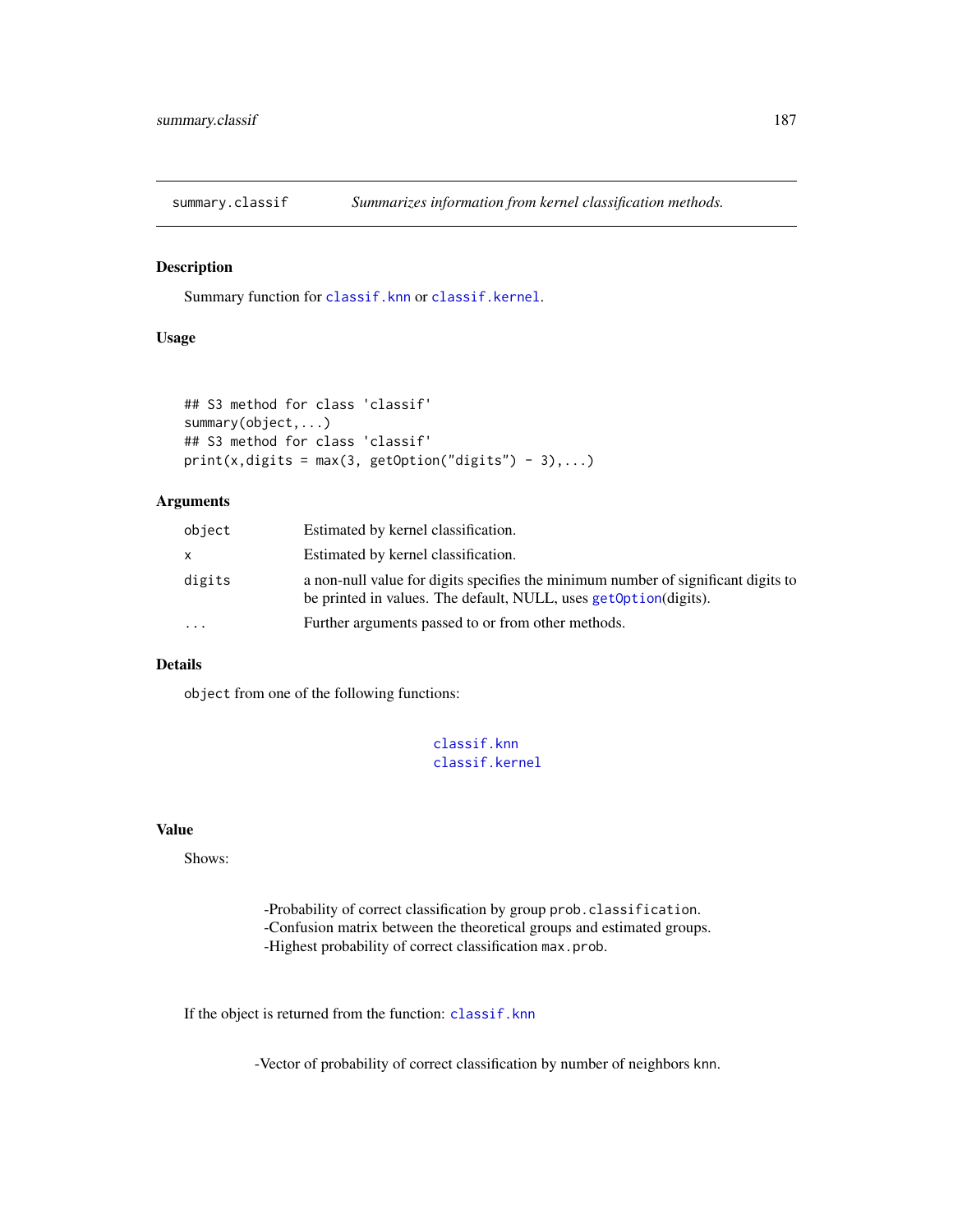## summary.classif *Summarizes information from kernel classification methods.*

### Description

Summary function for `classif.knn` or `classif.kernel`.

### Usage

```
## S3 method for class 'classif'
summary(object,...)
## S3 method for class 'classif'
print(x,digits = max(3, getOption("digits") - 3),...)
```

### Arguments

| | |
|---|---|
| `object` | Estimated by kernel classification. |
| `x` | Estimated by kernel classification. |
| `digits` | a non-null value for digits specifies the minimum number of significant digits to be printed in values. The default, NULL, uses `getOption`(digits). |
| `...` | Further arguments passed to or from other methods. |

### Details

`object` from one of the following functions:

`classif.knn`
`classif.kernel`

### Value

Shows:

-Probability of correct classification by group `prob.classification`.
-Confusion matrix between the theoretical groups and estimated groups.
-Highest probability of correct classification `max.prob`.

If the object is returned from the function: `classif.knn`

-Vector of probability of correct classification by number of neighbors `knn`.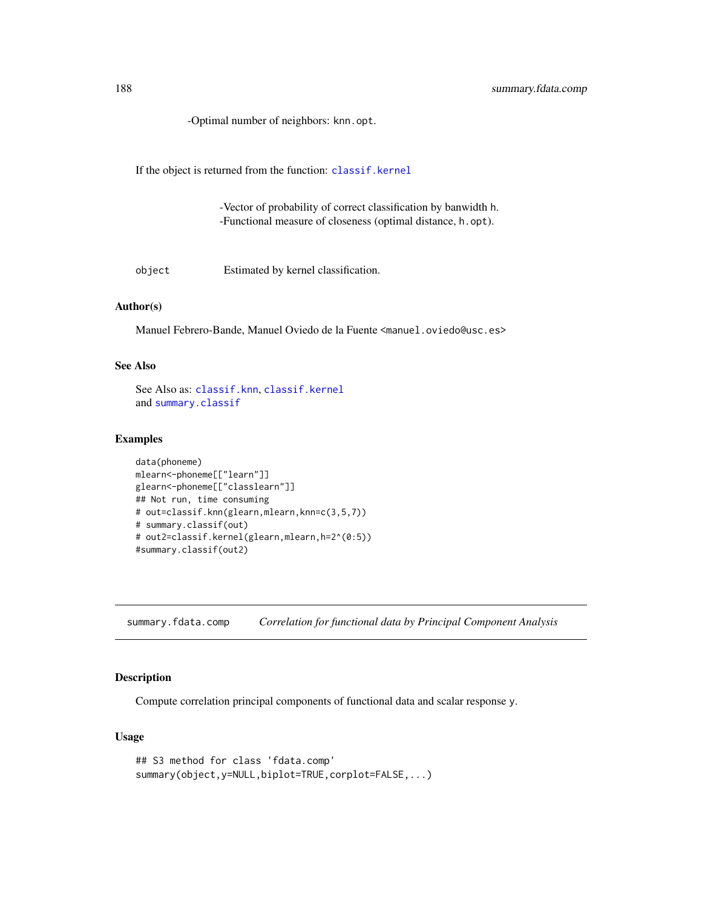-Optimal number of neighbors: `knn.opt`.

If the object is returned from the function: `classif.kernel`

-Vector of probability of correct classification by banwidth `h`.
-Functional measure of closeness (optimal distance, `h.opt`).

`object` Estimated by kernel classification.

### Author(s)

Manuel Febrero-Bande, Manuel Oviedo de la Fuente <manuel.oviedo@usc.es>

### See Also

See Also as: `classif.knn`, `classif.kernel`
and `summary.classif`

### Examples

```
data(phoneme)
mlearn<-phoneme[["learn"]]
glearn<-phoneme[["classlearn"]]
## Not run, time consuming
# out=classif.knn(glearn,mlearn,knn=c(3,5,7))
# summary.classif(out)
# out2=classif.kernel(glearn,mlearn,h=2^(0:5))
#summary.classif(out2)
```

---

## summary.fdata.comp *Correlation for functional data by Principal Component Analysis*

---

### Description

Compute correlation principal components of functional data and scalar response `y`.

### Usage

```
## S3 method for class 'fdata.comp'
summary(object,y=NULL,biplot=TRUE,corplot=FALSE,...)
```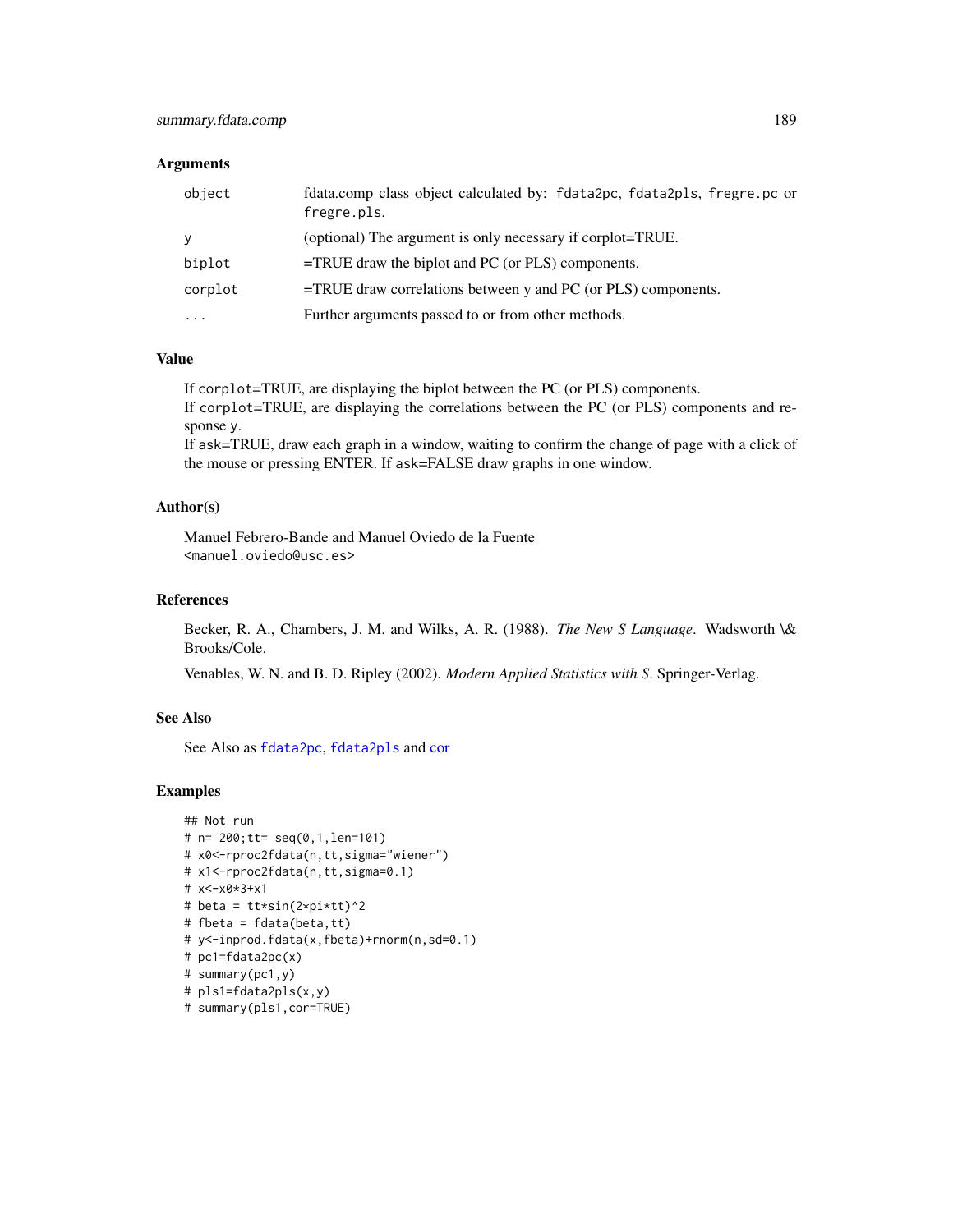## Arguments

| | |
|---|---|
| object | fdata.comp class object calculated by: fdata2pc, fdata2pls, fregre.pc or fregre.pls. |
| y | (optional) The argument is only necessary if corplot=TRUE. |
| biplot | =TRUE draw the biplot and PC (or PLS) components. |
| corplot | =TRUE draw correlations between y and PC (or PLS) components. |
| ... | Further arguments passed to or from other methods. |

## Value

If corplot=TRUE, are displaying the biplot between the PC (or PLS) components.
If corplot=TRUE, are displaying the correlations between the PC (or PLS) components and response y.
If ask=TRUE, draw each graph in a window, waiting to confirm the change of page with a click of the mouse or pressing ENTER. If ask=FALSE draw graphs in one window.

## Author(s)

Manuel Febrero-Bande and Manuel Oviedo de la Fuente
<manuel.oviedo@usc.es>

## References

Becker, R. A., Chambers, J. M. and Wilks, A. R. (1988). *The New S Language*. Wadsworth \& Brooks/Cole.

Venables, W. N. and B. D. Ripley (2002). *Modern Applied Statistics with S*. Springer-Verlag.

## See Also

See Also as fdata2pc, fdata2pls and cor

## Examples

```
## Not run
# n= 200;tt= seq(0,1,len=101)
# x0<-rproc2fdata(n,tt,sigma="wiener")
# x1<-rproc2fdata(n,tt,sigma=0.1)
# x<-x0*3+x1
# beta = tt*sin(2*pi*tt)^2
# fbeta = fdata(beta,tt)
# y<-inprod.fdata(x,fbeta)+rnorm(n,sd=0.1)
# pc1=fdata2pc(x)
# summary(pc1,y)
# pls1=fdata2pls(x,y)
# summary(pls1,cor=TRUE)
```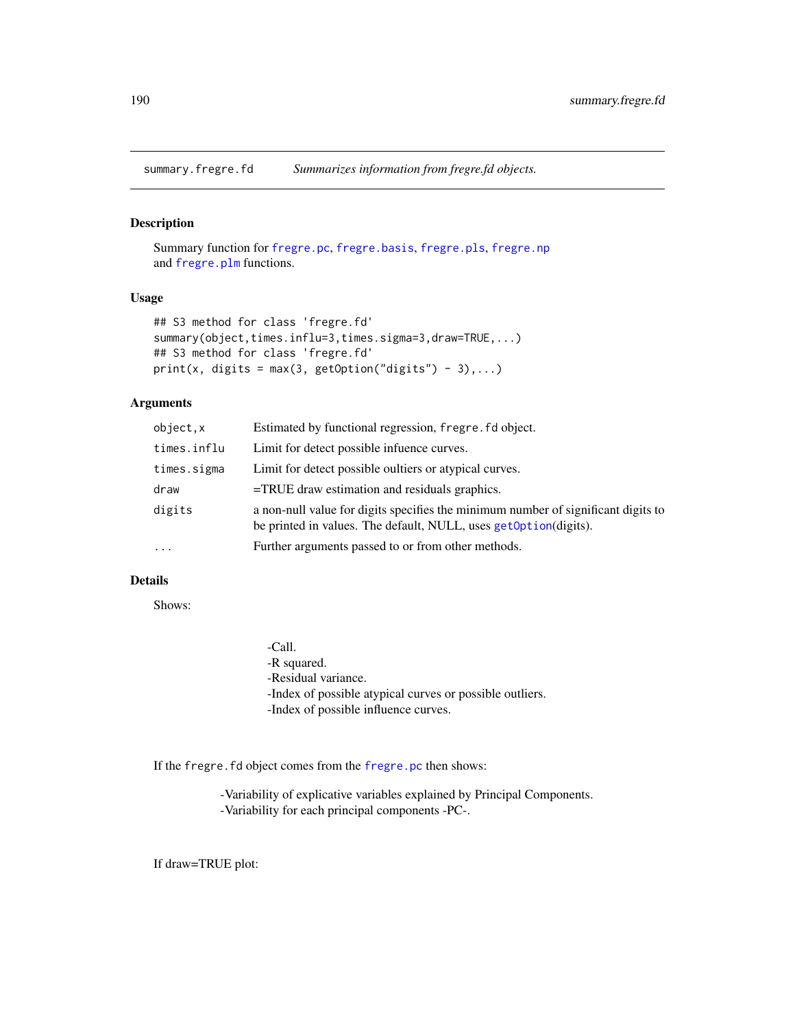## summary.fregre.fd — *Summarizes information from fregre.fd objects.*

### Description

Summary function for fregre.pc, fregre.basis, fregre.pls, fregre.np and fregre.plm functions.

### Usage

```
## S3 method for class 'fregre.fd'
summary(object,times.influ=3,times.sigma=3,draw=TRUE,...)
## S3 method for class 'fregre.fd'
print(x, digits = max(3, getOption("digits") - 3),...)
```

### Arguments

| | |
|---|---|
| `object,x` | Estimated by functional regression, `fregre.fd` object. |
| `times.influ` | Limit for detect possible infuence curves. |
| `times.sigma` | Limit for detect possible oultiers or atypical curves. |
| `draw` | =TRUE draw estimation and residuals graphics. |
| `digits` | a non-null value for digits specifies the minimum number of significant digits to be printed in values. The default, NULL, uses getOption(digits). |
| `...` | Further arguments passed to or from other methods. |

### Details

Shows:

-Call.
-R squared.
-Residual variance.
-Index of possible atypical curves or possible outliers.
-Index of possible influence curves.

If the `fregre.fd` object comes from the fregre.pc then shows:

-Variability of explicative variables explained by Principal Components.
-Variability for each principal components -PC-.

If draw=TRUE plot: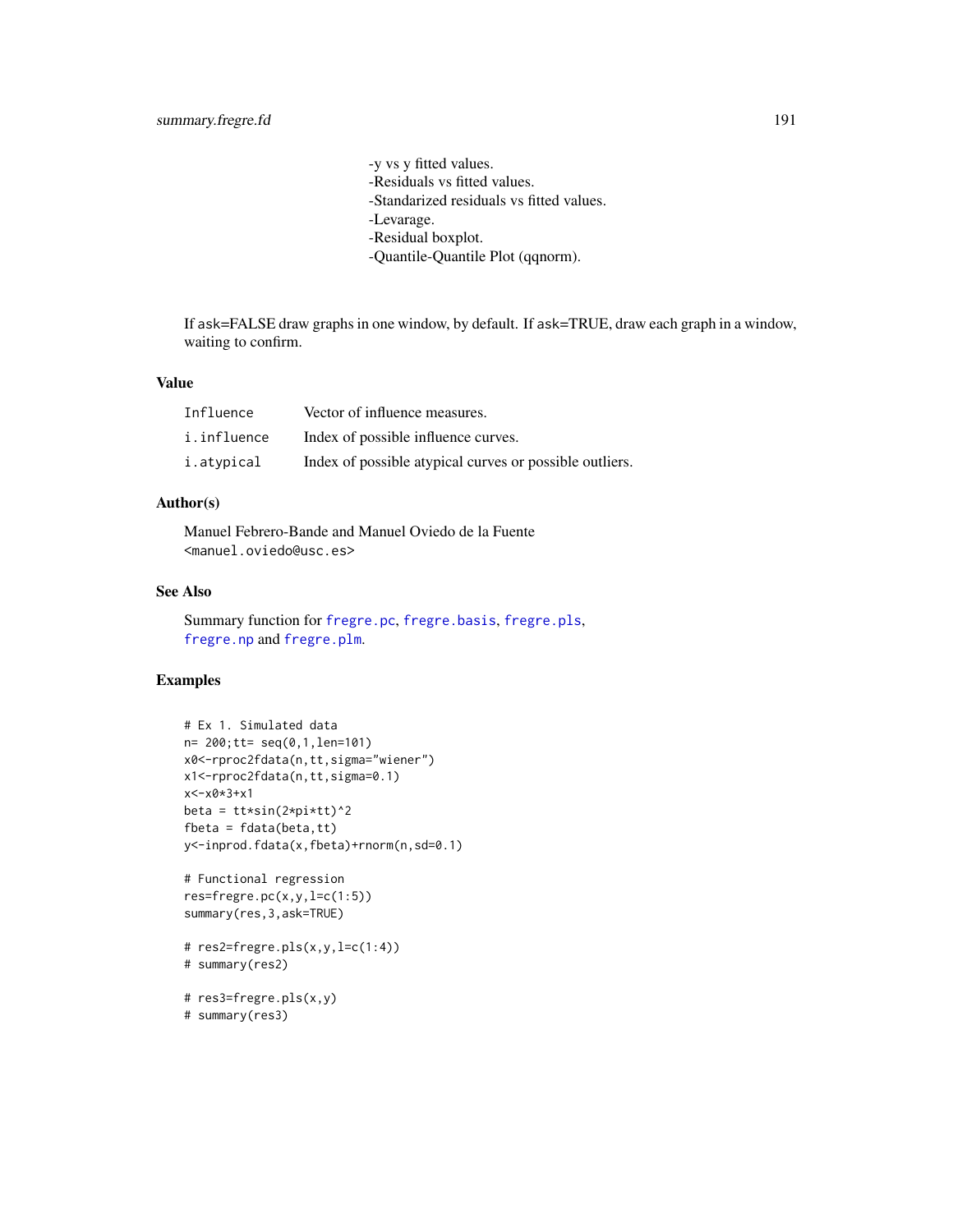-y vs y fitted values.
-Residuals vs fitted values.
-Standarized residuals vs fitted values.
-Levarage.
-Residual boxplot.
-Quantile-Quantile Plot (qqnorm).

If ask=FALSE draw graphs in one window, by default. If ask=TRUE, draw each graph in a window, waiting to confirm.

## Value

| | |
|---|---|
| Influence | Vector of influence measures. |
| i.influence | Index of possible influence curves. |
| i.atypical | Index of possible atypical curves or possible outliers. |

## Author(s)

Manuel Febrero-Bande and Manuel Oviedo de la Fuente
<manuel.oviedo@usc.es>

## See Also

Summary function for fregre.pc, fregre.basis, fregre.pls, fregre.np and fregre.plm.

## Examples

```
# Ex 1. Simulated data
n= 200;tt= seq(0,1,len=101)
x0<-rproc2fdata(n,tt,sigma="wiener")
x1<-rproc2fdata(n,tt,sigma=0.1)
x<-x0*3+x1
beta = tt*sin(2*pi*tt)^2
fbeta = fdata(beta,tt)
y<-inprod.fdata(x,fbeta)+rnorm(n,sd=0.1)

# Functional regression
res=fregre.pc(x,y,l=c(1:5))
summary(res,3,ask=TRUE)

# res2=fregre.pls(x,y,l=c(1:4))
# summary(res2)

# res3=fregre.pls(x,y)
# summary(res3)
```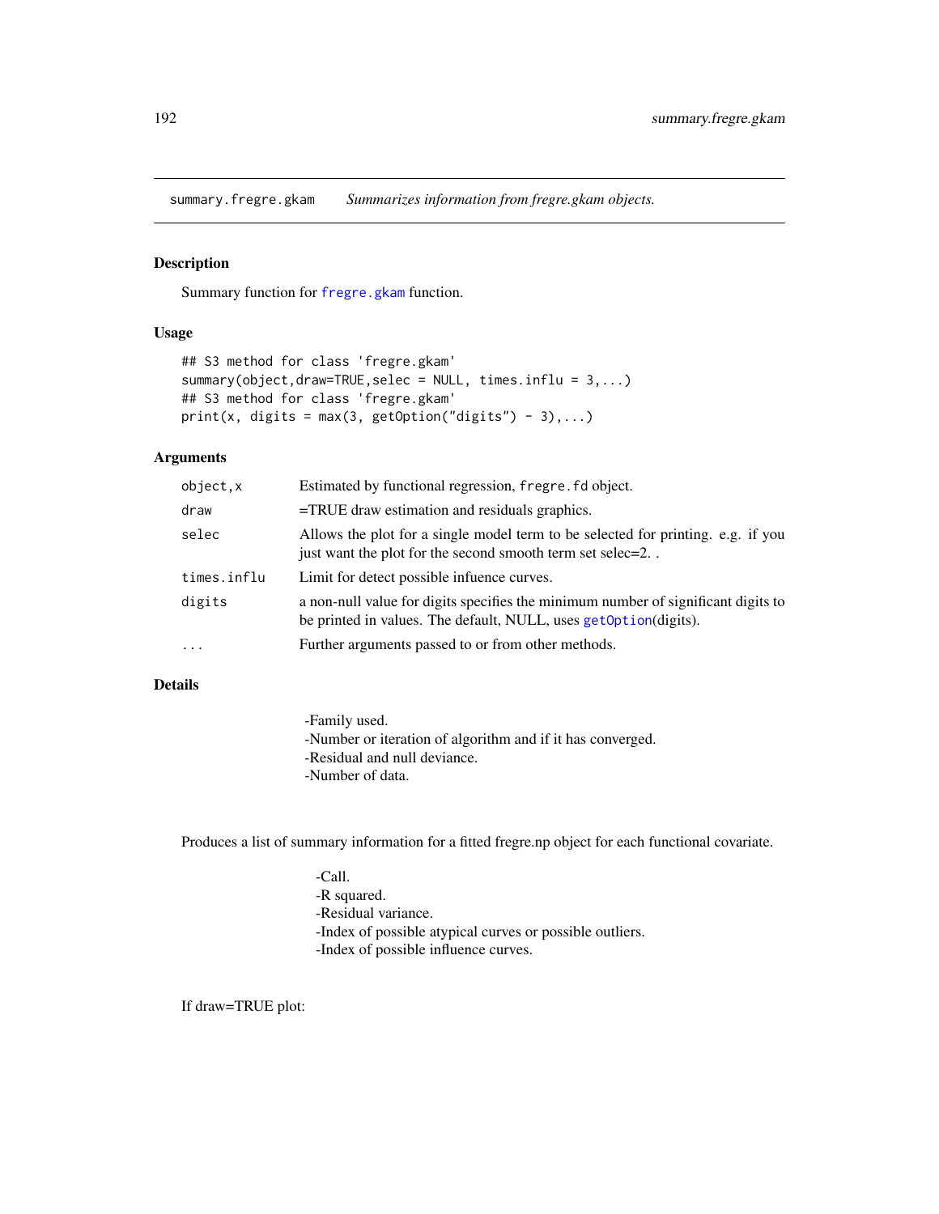summary.fregre.gkam    *Summarizes information from fregre.gkam objects.*

## Description

Summary function for fregre.gkam function.

## Usage

```
## S3 method for class 'fregre.gkam'
summary(object,draw=TRUE,selec = NULL, times.influ = 3,...)
## S3 method for class 'fregre.gkam'
print(x, digits = max(3, getOption("digits") - 3),...)
```

## Arguments

| | |
|---|---|
| object,x | Estimated by functional regression, fregre.fd object. |
| draw | =TRUE draw estimation and residuals graphics. |
| selec | Allows the plot for a single model term to be selected for printing. e.g. if you just want the plot for the second smooth term set selec=2. . |
| times.influ | Limit for detect possible infuence curves. |
| digits | a non-null value for digits specifies the minimum number of significant digits to be printed in values. The default, NULL, uses getOption(digits). |
| ... | Further arguments passed to or from other methods. |

## Details

-Family used.
-Number or iteration of algorithm and if it has converged.
-Residual and null deviance.
-Number of data.

Produces a list of summary information for a fitted fregre.np object for each functional covariate.

-Call.
-R squared.
-Residual variance.
-Index of possible atypical curves or possible outliers.
-Index of possible influence curves.

If draw=TRUE plot: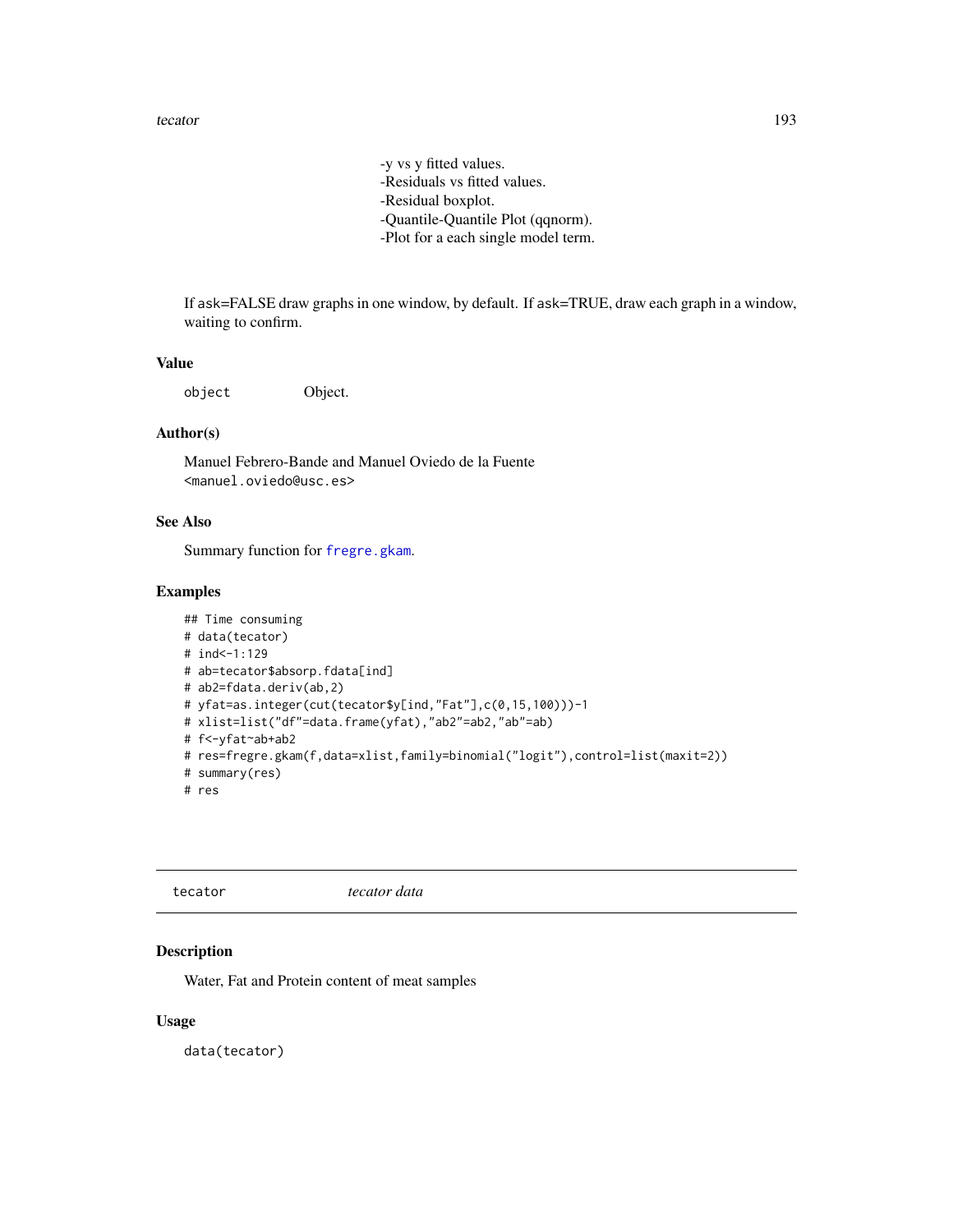-y vs y fitted values.
-Residuals vs fitted values.
-Residual boxplot.
-Quantile-Quantile Plot (qqnorm).
-Plot for a each single model term.

If ask=FALSE draw graphs in one window, by default. If ask=TRUE, draw each graph in a window, waiting to confirm.

### Value

| | |
|---|---|
| object | Object. |

### Author(s)

Manuel Febrero-Bande and Manuel Oviedo de la Fuente
<manuel.oviedo@usc.es>

### See Also

Summary function for fregre.gkam.

### Examples

```
## Time consuming
# data(tecator)
# ind<-1:129
# ab=tecator$absorp.fdata[ind]
# ab2=fdata.deriv(ab,2)
# yfat=as.integer(cut(tecator$y[ind,"Fat"],c(0,15,100)))-1
# xlist=list("df"=data.frame(yfat),"ab2"=ab2,"ab"=ab)
# f<-yfat~ab+ab2
# res=fregre.gkam(f,data=xlist,family=binomial("logit"),control=list(maxit=2))
# summary(res)
# res
```

---

## tecator *tecator data*

---

### Description

Water, Fat and Protein content of meat samples

### Usage

```
data(tecator)
```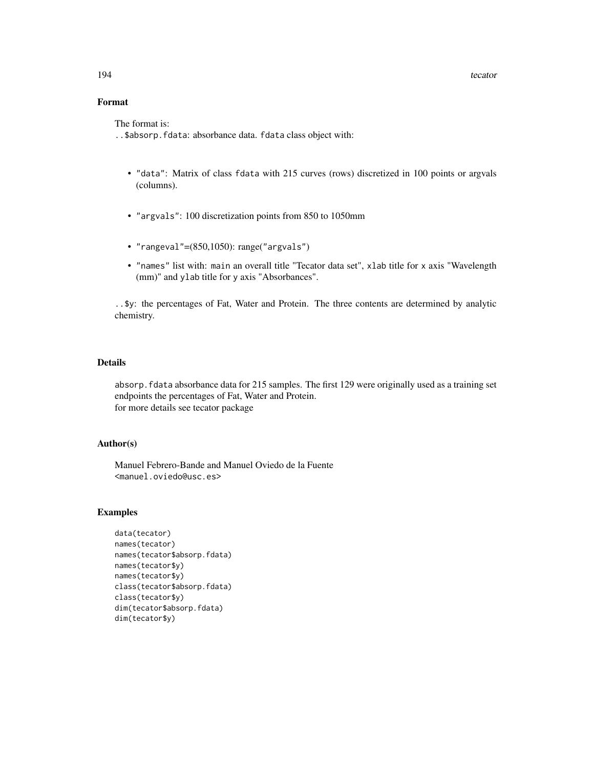## Format

The format is:
`..$absorp.fdata`: absorbance data. `fdata` class object with:

- `"data"`: Matrix of class `fdata` with 215 curves (rows) discretized in 100 points or argvals (columns).
- `"argvals"`: 100 discretization points from 850 to 1050mm
- `"rangeval"`=(850,1050): range(`"argvals"`)
- `"names"` list with: `main` an overall title "Tecator data set", `xlab` title for `x` axis "Wavelength (mm)" and `ylab` title for `y` axis "Absorbances".

`..$y`: the percentages of Fat, Water and Protein. The three contents are determined by analytic chemistry.

## Details

`absorp.fdata` absorbance data for 215 samples. The first 129 were originally used as a training set endpoints the percentages of Fat, Water and Protein.
for more details see tecator package

## Author(s)

Manuel Febrero-Bande and Manuel Oviedo de la Fuente
<manuel.oviedo@usc.es>

## Examples

```
data(tecator)
names(tecator)
names(tecator$absorp.fdata)
names(tecator$y)
names(tecator$y)
class(tecator$absorp.fdata)
class(tecator$y)
dim(tecator$absorp.fdata)
dim(tecator$y)
```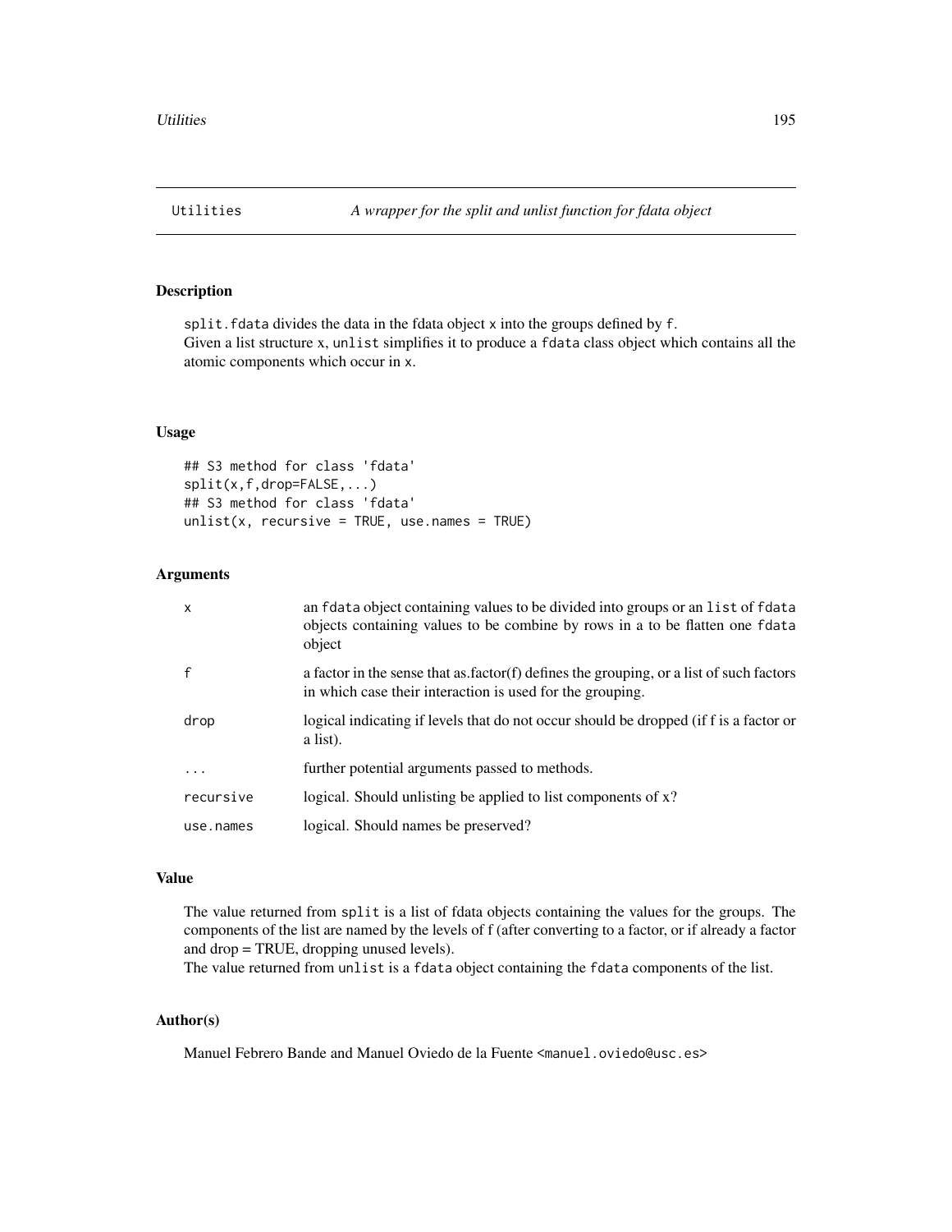# Utilities — *A wrapper for the split and unlist function for fdata object*

## Description

split.fdata divides the data in the fdata object x into the groups defined by f.
Given a list structure x, unlist simplifies it to produce a fdata class object which contains all the atomic components which occur in x.

## Usage

```
## S3 method for class 'fdata'
split(x,f,drop=FALSE,...)
## S3 method for class 'fdata'
unlist(x, recursive = TRUE, use.names = TRUE)
```

## Arguments

| | |
|---|---|
| x | an fdata object containing values to be divided into groups or an list of fdata objects containing values to be combine by rows in a to be flatten one fdata object |
| f | a factor in the sense that as.factor(f) defines the grouping, or a list of such factors in which case their interaction is used for the grouping. |
| drop | logical indicating if levels that do not occur should be dropped (if f is a factor or a list). |
| ... | further potential arguments passed to methods. |
| recursive | logical. Should unlisting be applied to list components of x? |
| use.names | logical. Should names be preserved? |

## Value

The value returned from split is a list of fdata objects containing the values for the groups. The components of the list are named by the levels of f (after converting to a factor, or if already a factor and drop = TRUE, dropping unused levels).
The value returned from unlist is a fdata object containing the fdata components of the list.

## Author(s)

Manuel Febrero Bande and Manuel Oviedo de la Fuente <manuel.oviedo@usc.es>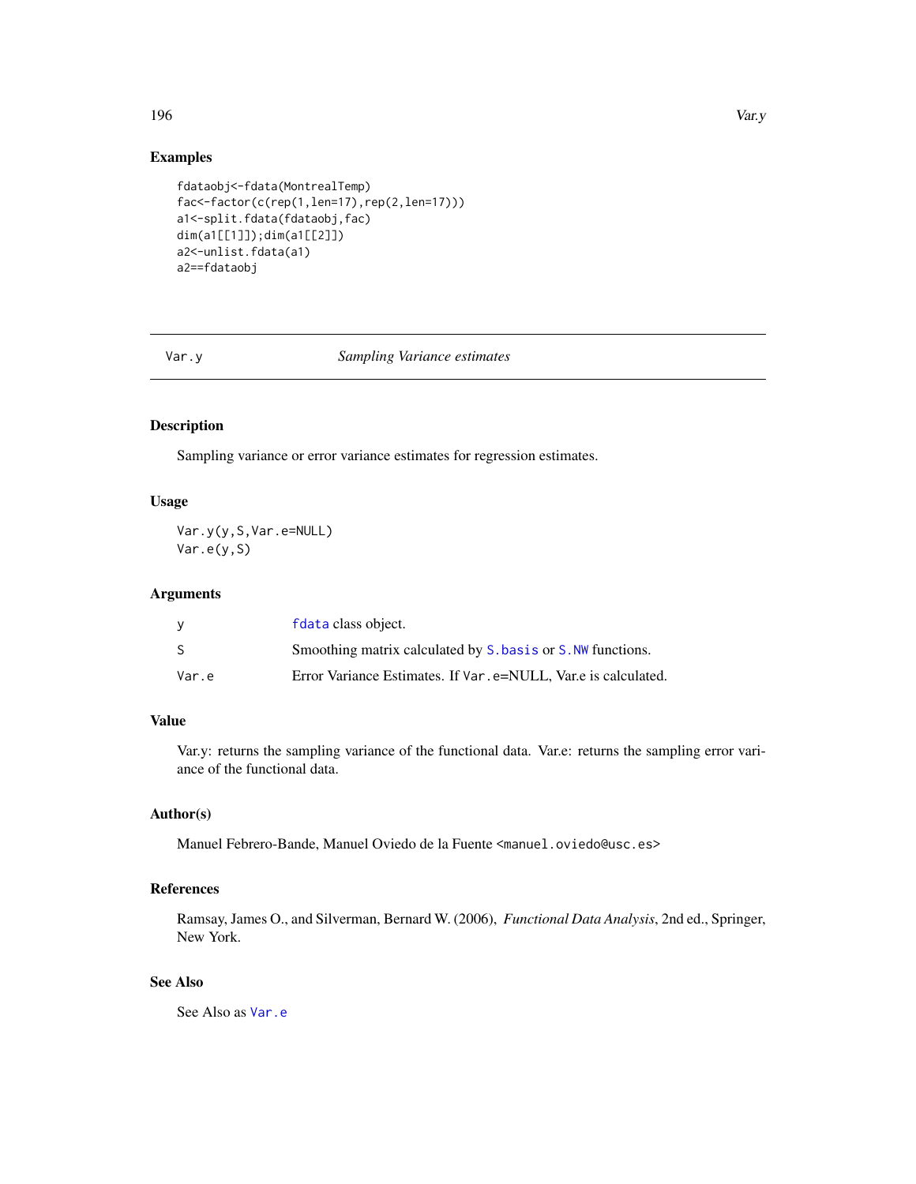## Examples

```
fdataobj<-fdata(MontrealTemp)
fac<-factor(c(rep(1,len=17),rep(2,len=17)))
a1<-split.fdata(fdataobj,fac)
dim(a1[[1]]);dim(a1[[2]])
a2<-unlist.fdata(a1)
a2==fdataobj
```

---

# Var.y *Sampling Variance estimates*

---

### Description

Sampling variance or error variance estimates for regression estimates.

### Usage

```
Var.y(y,S,Var.e=NULL)
Var.e(y,S)
```

### Arguments

| | |
|---|---|
| y | fdata class object. |
| S | Smoothing matrix calculated by S.basis or S.NW functions. |
| Var.e | Error Variance Estimates. If Var.e=NULL, Var.e is calculated. |

### Value

Var.y: returns the sampling variance of the functional data. Var.e: returns the sampling error variance of the functional data.

### Author(s)

Manuel Febrero-Bande, Manuel Oviedo de la Fuente <manuel.oviedo@usc.es>

### References

Ramsay, James O., and Silverman, Bernard W. (2006), *Functional Data Analysis*, 2nd ed., Springer, New York.

### See Also

See Also as Var.e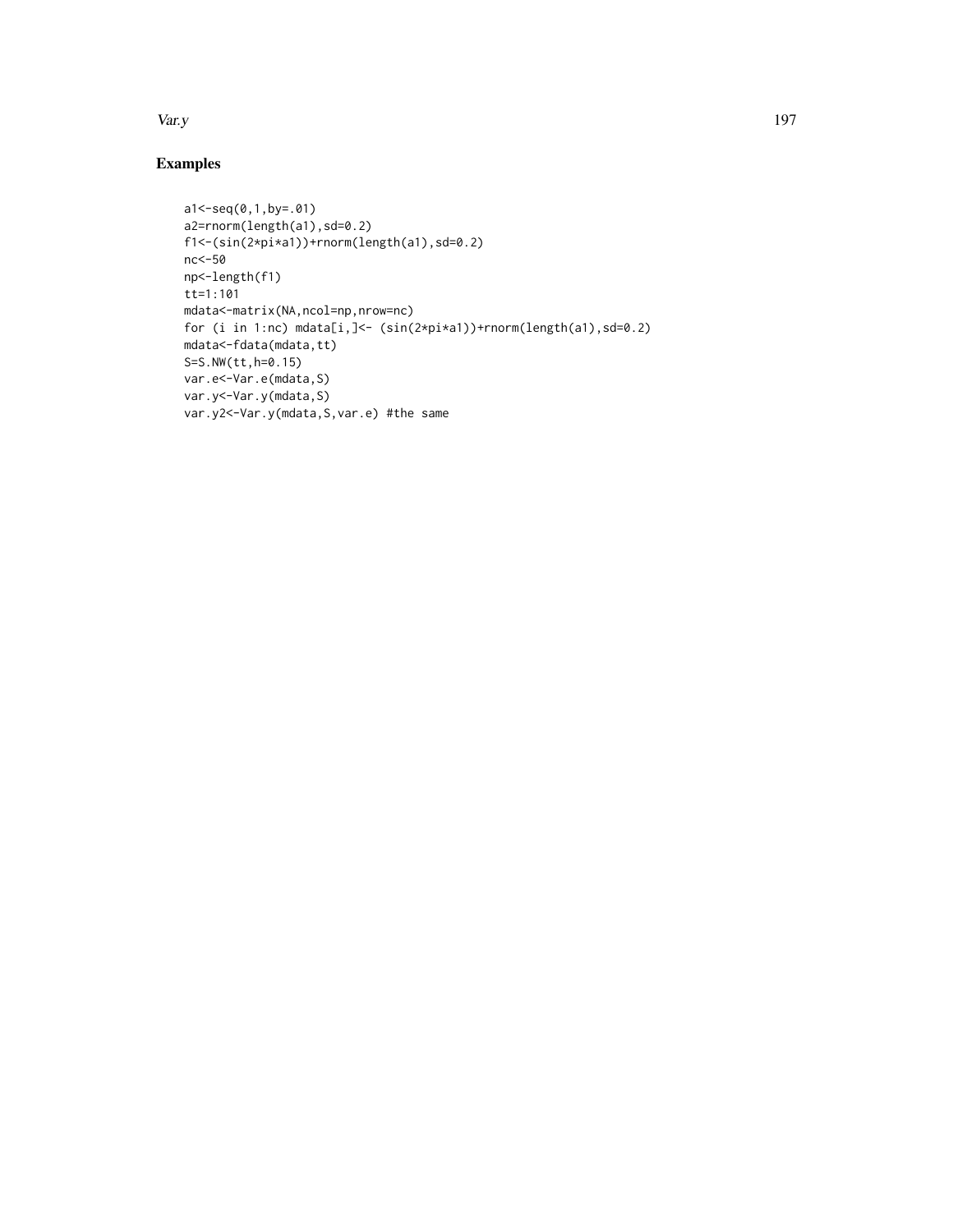## Examples

```
a1<-seq(0,1,by=.01)
a2=rnorm(length(a1),sd=0.2)
f1<-(sin(2*pi*a1))+rnorm(length(a1),sd=0.2)
nc<-50
np<-length(f1)
tt=1:101
mdata<-matrix(NA,ncol=np,nrow=nc)
for (i in 1:nc) mdata[i,]<- (sin(2*pi*a1))+rnorm(length(a1),sd=0.2)
mdata<-fdata(mdata,tt)
S=S.NW(tt,h=0.15)
var.e<-Var.e(mdata,S)
var.y<-Var.y(mdata,S)
var.y2<-Var.y(mdata,S,var.e) #the same
```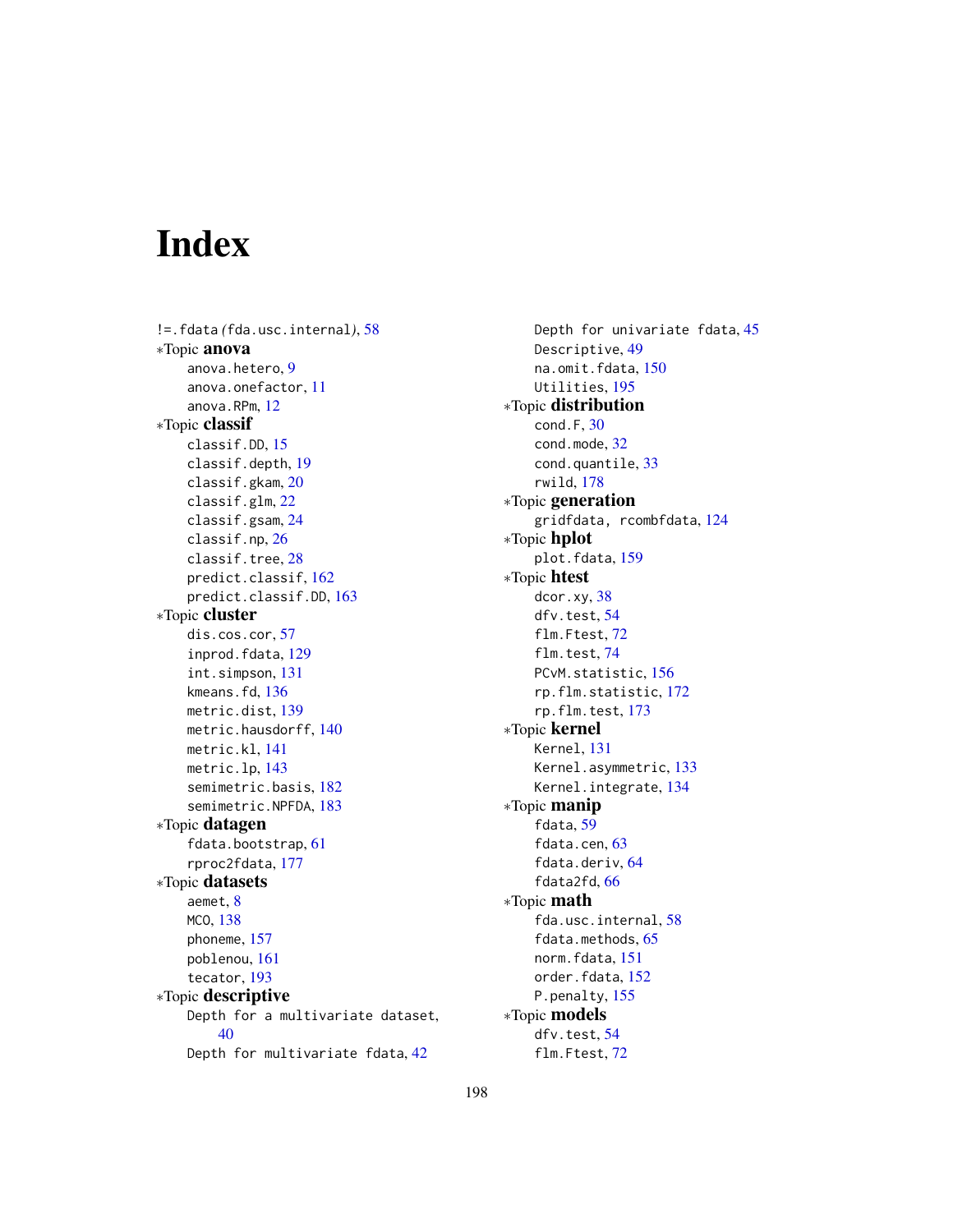# Index

!=.fdata (fda.usc.internal), 58
*Topic **anova**
- anova.hetero, 9
- anova.onefactor, 11
- anova.RPm, 12

*Topic **classif**
- classif.DD, 15
- classif.depth, 19
- classif.gkam, 20
- classif.glm, 22
- classif.gsam, 24
- classif.np, 26
- classif.tree, 28
- predict.classif, 162
- predict.classif.DD, 163

*Topic **cluster**
- dis.cos.cor, 57
- inprod.fdata, 129
- int.simpson, 131
- kmeans.fd, 136
- metric.dist, 139
- metric.hausdorff, 140
- metric.kl, 141
- metric.lp, 143
- semimetric.basis, 182
- semimetric.NPFDA, 183

*Topic **datagen**
- fdata.bootstrap, 61
- rproc2fdata, 177

*Topic **datasets**
- aemet, 8
- MCO, 138
- phoneme, 157
- poblenou, 161
- tecator, 193

*Topic **descriptive**
- Depth for a multivariate dataset, 40
- Depth for multivariate fdata, 42
- Depth for univariate fdata, 45
- Descriptive, 49
- na.omit.fdata, 150
- Utilities, 195

*Topic **distribution**
- cond.F, 30
- cond.mode, 32
- cond.quantile, 33
- rwild, 178

*Topic **generation**
- gridfdata, rcombfdata, 124

*Topic **hplot**
- plot.fdata, 159

*Topic **htest**
- dcor.xy, 38
- dfv.test, 54
- flm.Ftest, 72
- flm.test, 74
- PCvM.statistic, 156
- rp.flm.statistic, 172
- rp.flm.test, 173

*Topic **kernel**
- Kernel, 131
- Kernel.asymmetric, 133
- Kernel.integrate, 134

*Topic **manip**
- fdata, 59
- fdata.cen, 63
- fdata.deriv, 64
- fdata2fd, 66

*Topic **math**
- fda.usc.internal, 58
- fdata.methods, 65
- norm.fdata, 151
- order.fdata, 152
- P.penalty, 155

*Topic **models**
- dfv.test, 54
- flm.Ftest, 72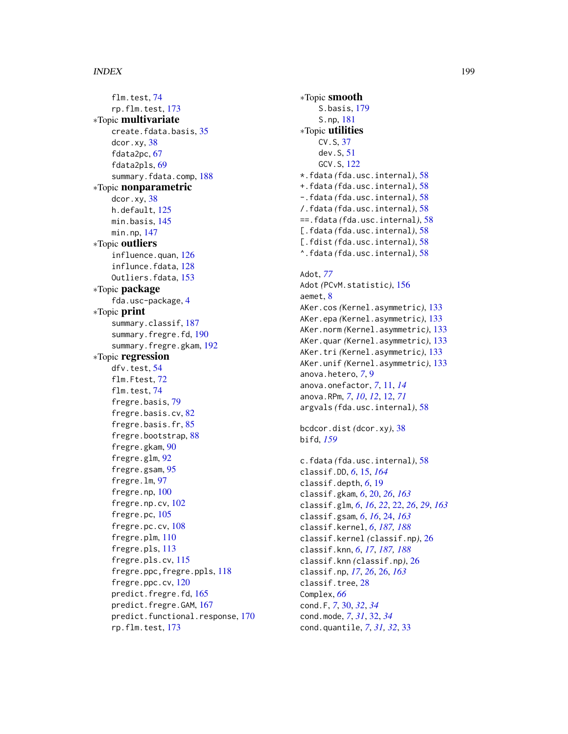flm.test, 74
rp.flm.test, 173

∗Topic **multivariate**
create.fdata.basis, 35
dcor.xy, 38
fdata2pc, 67
fdata2pls, 69
summary.fdata.comp, 188

∗Topic **nonparametric**
dcor.xy, 38
h.default, 125
min.basis, 145
min.np, 147

∗Topic **outliers**
influence.quan, 126
influnce.fdata, 128
Outliers.fdata, 153

∗Topic **package**
fda.usc-package, 4

∗Topic **print**
summary.classif, 187
summary.fregre.fd, 190
summary.fregre.gkam, 192

∗Topic **regression**
dfv.test, 54
flm.Ftest, 72
flm.test, 74
fregre.basis, 79
fregre.basis.cv, 82
fregre.basis.fr, 85
fregre.bootstrap, 88
fregre.gkam, 90
fregre.glm, 92
fregre.gsam, 95
fregre.lm, 97
fregre.np, 100
fregre.np.cv, 102
fregre.pc, 105
fregre.pc.cv, 108
fregre.plm, 110
fregre.pls, 113
fregre.pls.cv, 115
fregre.ppc,fregre.ppls, 118
fregre.ppc.cv, 120
predict.fregre.fd, 165
predict.fregre.GAM, 167
predict.functional.response, 170
rp.flm.test, 173

∗Topic **smooth**
S.basis, 179
S.np, 181

∗Topic **utilities**
CV.S, 37
dev.S, 51
GCV.S, 122

*.fdata *(*fda.usc.internal*)*, 58
+.fdata *(*fda.usc.internal*)*, 58
-.fdata *(*fda.usc.internal*)*, 58
/.fdata *(*fda.usc.internal*)*, 58
==.fdata *(*fda.usc.internal*)*, 58
[.fdata *(*fda.usc.internal*)*, 58
[.fdist *(*fda.usc.internal*)*, 58
^.fdata *(*fda.usc.internal*)*, 58

Adot, *77*
Adot *(*PCvM.statistic*)*, 156
aemet, 8
AKer.cos *(*Kernel.asymmetric*)*, 133
AKer.epa *(*Kernel.asymmetric*)*, 133
AKer.norm *(*Kernel.asymmetric*)*, 133
AKer.quar *(*Kernel.asymmetric*)*, 133
AKer.tri *(*Kernel.asymmetric*)*, 133
AKer.unif *(*Kernel.asymmetric*)*, 133
anova.hetero, *7*, 9
anova.onefactor, *7*, 11, *14*
anova.RPm, *7*, *10*, *12*, 12, *71*
argvals *(*fda.usc.internal*)*, 58

bcdcor.dist *(*dcor.xy*)*, 38
bifd, *159*

c.fdata *(*fda.usc.internal*)*, 58
classif.DD, *6*, 15, *164*
classif.depth, *6*, 19
classif.gkam, *6*, 20, *26*, *163*
classif.glm, *6*, *16*, *22*, 22, *26*, *29*, *163*
classif.gsam, *6*, *16*, 24, *163*
classif.kernel, *6*, *187, 188*
classif.kernel *(*classif.np*)*, 26
classif.knn, *6*, *17*, *187, 188*
classif.knn *(*classif.np*)*, 26
classif.np, *17*, *26*, 26, *163*
classif.tree, 28
Complex, *66*
cond.F, *7*, 30, *32*, *34*
cond.mode, *7*, *31*, 32, *34*
cond.quantile, *7*, *31, 32*, 33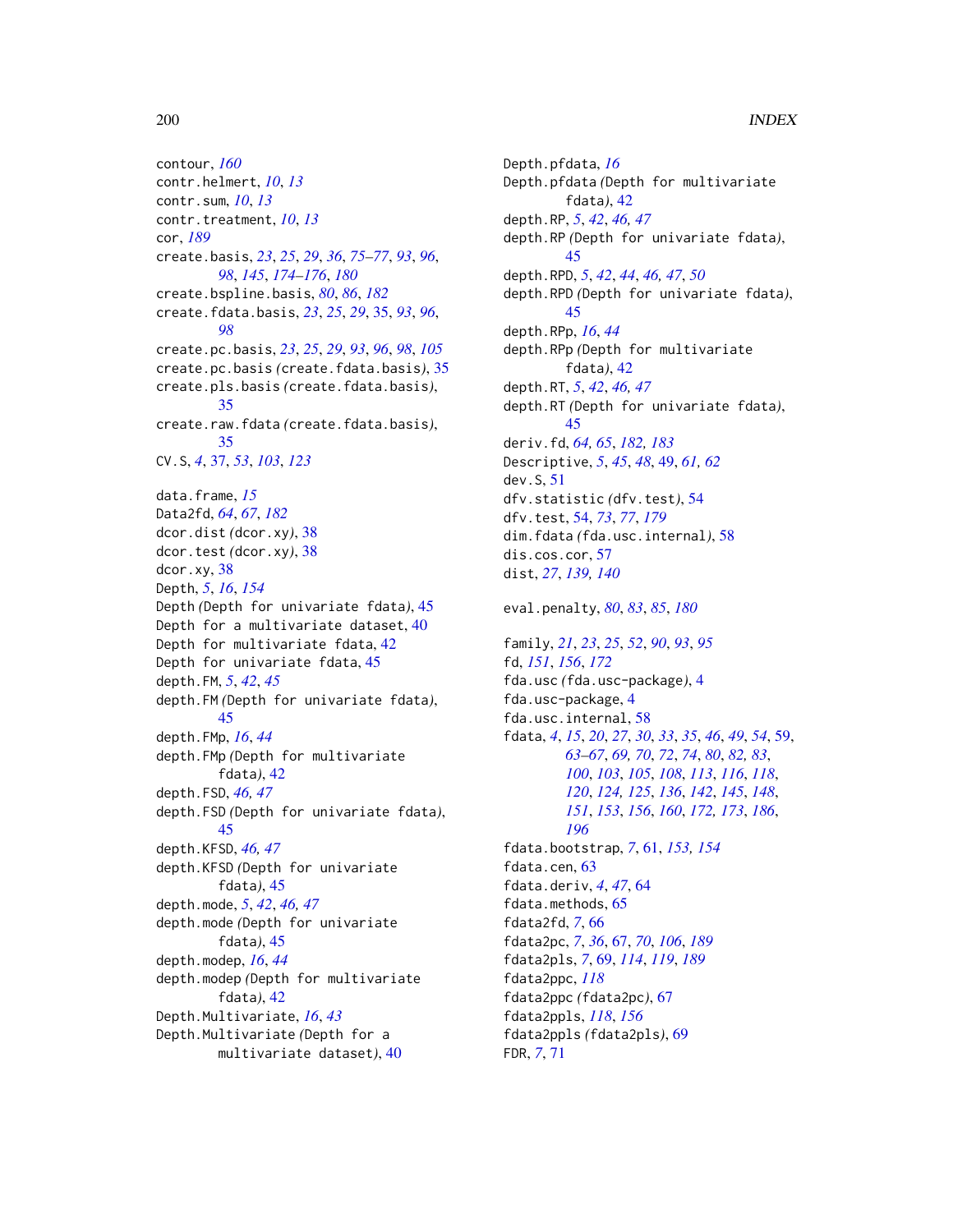contour, *160*
contr.helmert, *10*, *13*
contr.sum, *10*, *13*
contr.treatment, *10*, *13*
cor, *189*
create.basis, *23*, *25*, *29*, *36*, *75–77*, *93*, *96*, *98*, *145*, *174–176*, *180*
create.bspline.basis, *80*, *86*, *182*
create.fdata.basis, *23*, *25*, *29*, 35, *93*, *96*, *98*
create.pc.basis, *23*, *25*, *29*, *93*, *96*, *98*, *105*
create.pc.basis *(create.fdata.basis)*, 35
create.pls.basis *(create.fdata.basis)*, 35
create.raw.fdata *(create.fdata.basis)*, 35
CV.S, *4*, 37, *53*, *103*, *123*

data.frame, *15*
Data2fd, *64*, *67*, *182*
dcor.dist *(dcor.xy)*, 38
dcor.test *(dcor.xy)*, 38
dcor.xy, 38
Depth, *5*, *16*, *154*
Depth *(Depth for univariate fdata)*, 45
Depth for a multivariate dataset, 40
Depth for multivariate fdata, 42
Depth for univariate fdata, 45
depth.FM, *5*, *42*, *45*
depth.FM *(Depth for univariate fdata)*, 45
depth.FMp, *16*, *44*
depth.FMp *(Depth for multivariate fdata)*, 42
depth.FSD, *46, 47*
depth.FSD *(Depth for univariate fdata)*, 45
depth.KFSD, *46, 47*
depth.KFSD *(Depth for univariate fdata)*, 45
depth.mode, *5*, *42*, *46, 47*
depth.mode *(Depth for univariate fdata)*, 45
depth.modep, *16*, *44*
depth.modep *(Depth for multivariate fdata)*, 42
Depth.Multivariate, *16*, *43*
Depth.Multivariate *(Depth for a multivariate dataset)*, 40
Depth.pfdata, *16*
Depth.pfdata *(Depth for multivariate fdata)*, 42
depth.RP, *5*, *42*, *46, 47*
depth.RP *(Depth for univariate fdata)*, 45
depth.RPD, *5*, *42*, *44*, *46, 47*, *50*
depth.RPD *(Depth for univariate fdata)*, 45
depth.RPp, *16*, *44*
depth.RPp *(Depth for multivariate fdata)*, 42
depth.RT, *5*, *42*, *46, 47*
depth.RT *(Depth for univariate fdata)*, 45
deriv.fd, *64, 65*, *182, 183*
Descriptive, *5*, *45*, *48*, 49, *61, 62*
dev.S, 51
dfv.statistic *(dfv.test)*, 54
dfv.test, 54, *73*, *77*, *179*
dim.fdata *(fda.usc.internal)*, 58
dis.cos.cor, 57
dist, *27*, *139, 140*

eval.penalty, *80*, *83*, *85*, *180*

family, *21*, *23*, *25*, *52*, *90*, *93*, *95*
fd, *151*, *156*, *172*
fda.usc *(fda.usc-package)*, 4
fda.usc-package, 4
fda.usc.internal, 58
fdata, *4*, *15*, *20*, *27*, *30*, *33*, *35*, *46*, *49*, *54*, 59, *63–67*, *69, 70*, *72*, *74*, *80*, *82, 83*, *100*, *103*, *105*, *108*, *113*, *116*, *118*, *120*, *124, 125*, *136*, *142*, *145*, *148*, *151*, *153*, *156*, *160*, *172, 173*, *186*, *196*
fdata.bootstrap, *7*, 61, *153, 154*
fdata.cen, 63
fdata.deriv, *4*, *47*, 64
fdata.methods, 65
fdata2fd, *7*, 66
fdata2pc, *7*, *36*, 67, *70*, *106*, *189*
fdata2pls, *7*, 69, *114*, *119*, *189*
fdata2ppc, *118*
fdata2ppc *(fdata2pc)*, 67
fdata2ppls, *118*, *156*
fdata2ppls *(fdata2pls)*, 69
FDR, *7*, 71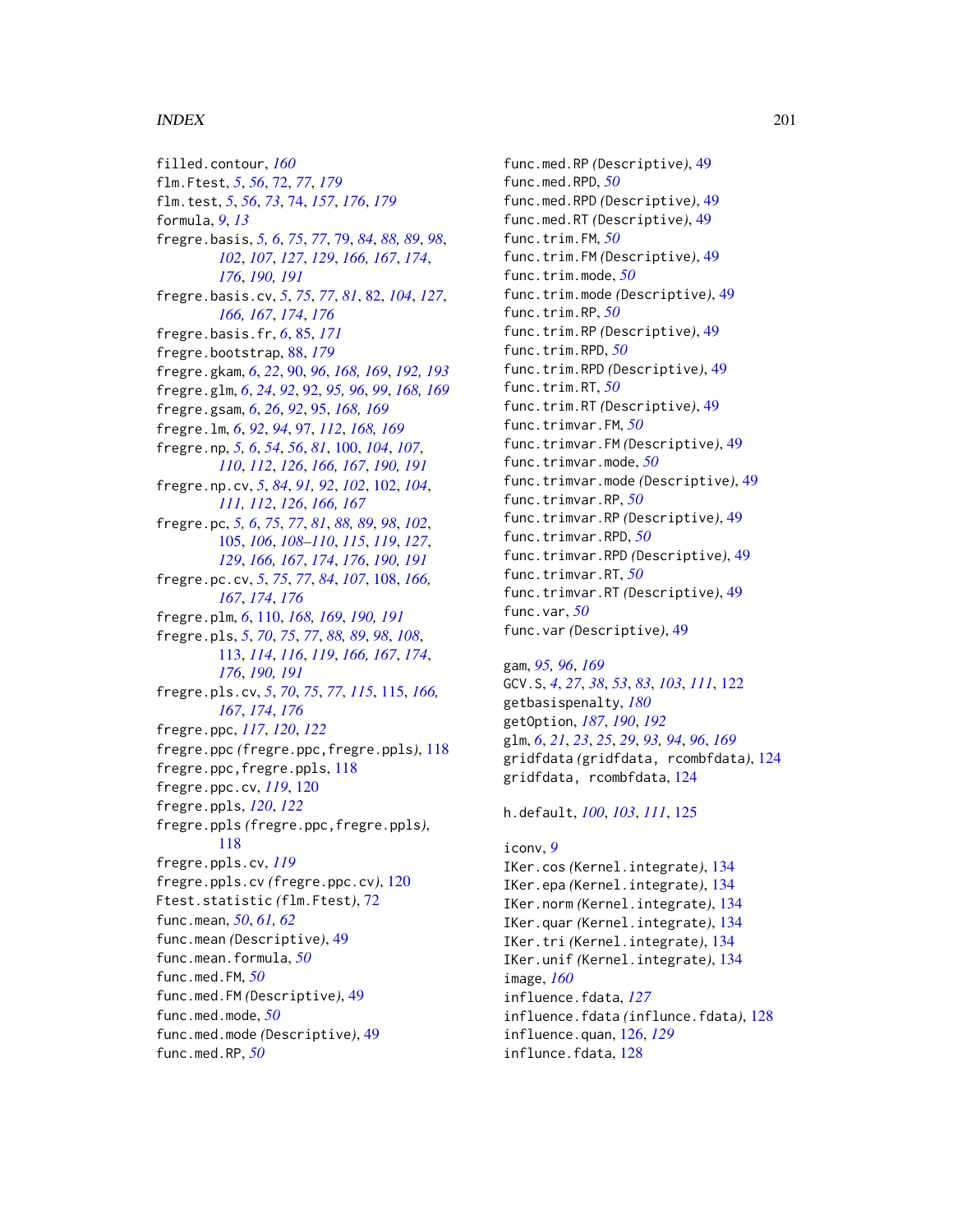filled.contour, *160*
flm.Ftest, *5*, *56*, 72, *77*, *179*
flm.test, *5*, *56*, *73*, 74, *157*, *176*, *179*
formula, *9*, *13*
fregre.basis, *5, 6*, *75*, *77*, 79, *84*, *88, 89*, *98*, *102*, *107*, *127*, *129*, *166, 167*, *174*, *176*, *190, 191*
fregre.basis.cv, *5*, *75*, *77*, *81*, 82, *104*, *127*, *166, 167*, *174*, *176*
fregre.basis.fr, *6*, 85, *171*
fregre.bootstrap, 88, *179*
fregre.gkam, *6*, *22*, 90, *96*, *168, 169*, *192, 193*
fregre.glm, *6*, *24*, *92*, 92, *95, 96*, *99*, *168, 169*
fregre.gsam, *6*, *26*, *92*, 95, *168, 169*
fregre.lm, *6*, *92*, *94*, 97, *112*, *168, 169*
fregre.np, *5, 6*, *54*, *56*, *81*, 100, *104*, *107*, *110*, *112*, *126*, *166, 167*, *190, 191*
fregre.np.cv, *5*, *84*, *91, 92*, *102*, 102, *104*, *111, 112*, *126*, *166, 167*
fregre.pc, *5, 6*, *75*, *77*, *81*, *88, 89*, *98*, *102*, 105, *106*, *108–110*, *115*, *119*, *127*, *129*, *166, 167*, *174*, *176*, *190, 191*
fregre.pc.cv, *5*, *75*, *77*, *84*, *107*, 108, *166, 167*, *174*, *176*
fregre.plm, *6*, 110, *168, 169*, *190, 191*
fregre.pls, *5*, *70*, *75*, *77*, *88, 89*, *98*, *108*, 113, *114*, *116*, *119*, *166, 167*, *174*, *176*, *190, 191*
fregre.pls.cv, *5*, *70*, *75*, *77*, *115*, 115, *166, 167*, *174*, *176*
fregre.ppc, *117*, *120*, *122*
fregre.ppc *(fregre.ppc,fregre.ppls)*, 118
fregre.ppc,fregre.ppls, 118
fregre.ppc.cv, *119*, 120
fregre.ppls, *120*, *122*
fregre.ppls *(fregre.ppc,fregre.ppls)*, 118
fregre.ppls.cv, *119*
fregre.ppls.cv *(fregre.ppc.cv)*, 120
Ftest.statistic *(flm.Ftest)*, 72
func.mean, *50*, *61, 62*
func.mean *(Descriptive)*, 49
func.mean.formula, *50*
func.med.FM, *50*
func.med.FM *(Descriptive)*, 49
func.med.mode, *50*
func.med.mode *(Descriptive)*, 49
func.med.RP, *50*
func.med.RP *(Descriptive)*, 49
func.med.RPD, *50*
func.med.RPD *(Descriptive)*, 49
func.med.RT *(Descriptive)*, 49
func.trim.FM, *50*
func.trim.FM *(Descriptive)*, 49
func.trim.mode, *50*
func.trim.mode *(Descriptive)*, 49
func.trim.RP, *50*
func.trim.RP *(Descriptive)*, 49
func.trim.RPD, *50*
func.trim.RPD *(Descriptive)*, 49
func.trim.RT, *50*
func.trim.RT *(Descriptive)*, 49
func.trimvar.FM, *50*
func.trimvar.FM *(Descriptive)*, 49
func.trimvar.mode, *50*
func.trimvar.mode *(Descriptive)*, 49
func.trimvar.RP, *50*
func.trimvar.RP *(Descriptive)*, 49
func.trimvar.RPD, *50*
func.trimvar.RPD *(Descriptive)*, 49
func.trimvar.RT, *50*
func.trimvar.RT *(Descriptive)*, 49
func.var, *50*
func.var *(Descriptive)*, 49

gam, *95, 96*, *169*
GCV.S, *4*, *27*, *38*, *53*, *83*, *103*, *111*, 122
getbasispenalty, *180*
getOption, *187*, *190*, *192*
glm, *6*, *21*, *23*, *25*, *29*, *93, 94*, *96*, *169*
gridfdata *(gridfdata, rcombfdata)*, 124
gridfdata, rcombfdata, 124

h.default, *100*, *103*, *111*, 125

iconv, *9*
IKer.cos *(Kernel.integrate)*, 134
IKer.epa *(Kernel.integrate)*, 134
IKer.norm *(Kernel.integrate)*, 134
IKer.quar *(Kernel.integrate)*, 134
IKer.tri *(Kernel.integrate)*, 134
IKer.unif *(Kernel.integrate)*, 134
image, *160*
influence.fdata, *127*
influence.fdata *(influnce.fdata)*, 128
influence.quan, 126, *129*
influnce.fdata, 128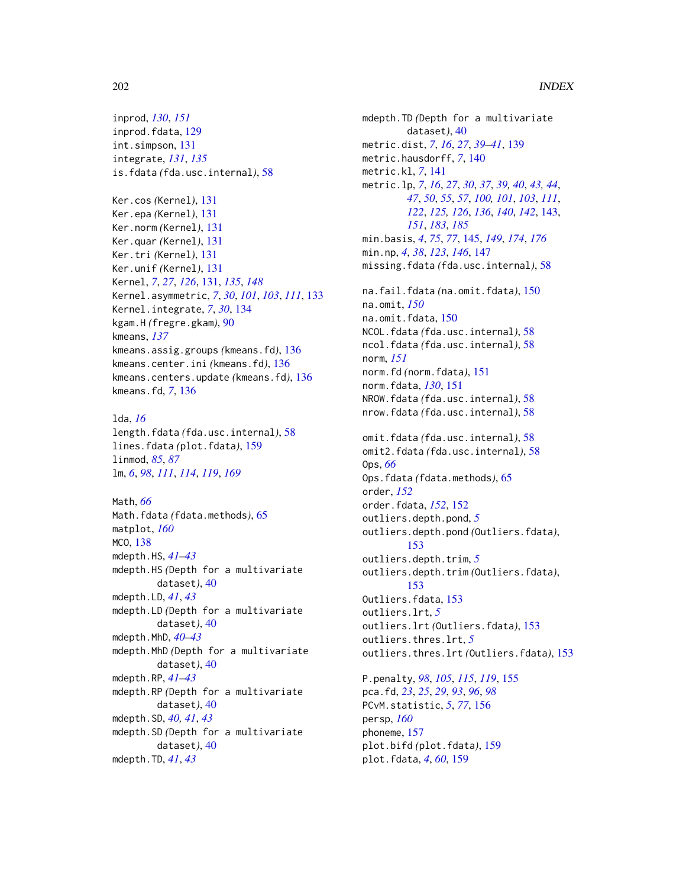inprod, *130*, *151*
inprod.fdata, 129
int.simpson, 131
integrate, *131*, *135*
is.fdata *(*fda.usc.internal*)*, 58

Ker.cos *(*Kernel*)*, 131
Ker.epa *(*Kernel*)*, 131
Ker.norm *(*Kernel*)*, 131
Ker.quar *(*Kernel*)*, 131
Ker.tri *(*Kernel*)*, 131
Ker.unif *(*Kernel*)*, 131
Kernel, *7*, *27*, *126*, 131, *135*, *148*
Kernel.asymmetric, *7*, *30*, *101*, *103*, *111*, 133
Kernel.integrate, *7*, *30*, 134
kgam.H *(*fregre.gkam*)*, 90
kmeans, *137*
kmeans.assig.groups *(*kmeans.fd*)*, 136
kmeans.center.ini *(*kmeans.fd*)*, 136
kmeans.centers.update *(*kmeans.fd*)*, 136
kmeans.fd, *7*, 136

lda, *16*
length.fdata *(*fda.usc.internal*)*, 58
lines.fdata *(*plot.fdata*)*, 159
linmod, *85*, *87*
lm, *6*, *98*, *111*, *114*, *119*, *169*

Math, *66*
Math.fdata *(*fdata.methods*)*, 65
matplot, *160*
MCO, 138
mdepth.HS, *41–43*
mdepth.HS *(*Depth for a multivariate dataset*)*, 40
mdepth.LD, *41*, *43*
mdepth.LD *(*Depth for a multivariate dataset*)*, 40
mdepth.MhD, *40–43*
mdepth.MhD *(*Depth for a multivariate dataset*)*, 40
mdepth.RP, *41–43*
mdepth.RP *(*Depth for a multivariate dataset*)*, 40
mdepth.SD, *40, 41*, *43*
mdepth.SD *(*Depth for a multivariate dataset*)*, 40
mdepth.TD, *41*, *43*
mdepth.TD *(*Depth for a multivariate dataset*)*, 40
metric.dist, *7*, *16*, *27*, *39–41*, 139
metric.hausdorff, *7*, 140
metric.kl, *7*, 141
metric.lp, *7*, *16*, *27*, *30*, *37*, *39, 40*, *43, 44*, *47*, *50*, *55*, *57*, *100, 101*, *103*, *111*, *122*, *125, 126*, *136*, *140*, *142*, 143, *151*, *183*, *185*
min.basis, *4*, *75*, *77*, 145, *149*, *174*, *176*
min.np, *4*, *38*, *123*, *146*, 147
missing.fdata *(*fda.usc.internal*)*, 58

na.fail.fdata *(*na.omit.fdata*)*, 150
na.omit, *150*
na.omit.fdata, 150
NCOL.fdata *(*fda.usc.internal*)*, 58
ncol.fdata *(*fda.usc.internal*)*, 58
norm, *151*
norm.fd *(*norm.fdata*)*, 151
norm.fdata, *130*, 151
NROW.fdata *(*fda.usc.internal*)*, 58
nrow.fdata *(*fda.usc.internal*)*, 58

omit.fdata *(*fda.usc.internal*)*, 58
omit2.fdata *(*fda.usc.internal*)*, 58
Ops, *66*
Ops.fdata *(*fdata.methods*)*, 65
order, *152*
order.fdata, *152*, 152
outliers.depth.pond, *5*
outliers.depth.pond *(*Outliers.fdata*)*, 153
outliers.depth.trim, *5*
outliers.depth.trim *(*Outliers.fdata*)*, 153
Outliers.fdata, 153
outliers.lrt, *5*
outliers.lrt *(*Outliers.fdata*)*, 153
outliers.thres.lrt, *5*
outliers.thres.lrt *(*Outliers.fdata*)*, 153

P.penalty, *98*, *105*, *115*, *119*, 155
pca.fd, *23*, *25*, *29*, *93*, *96*, *98*
PCvM.statistic, *5*, *77*, 156
persp, *160*
phoneme, 157
plot.bifd *(*plot.fdata*)*, 159
plot.fdata, *4*, *60*, 159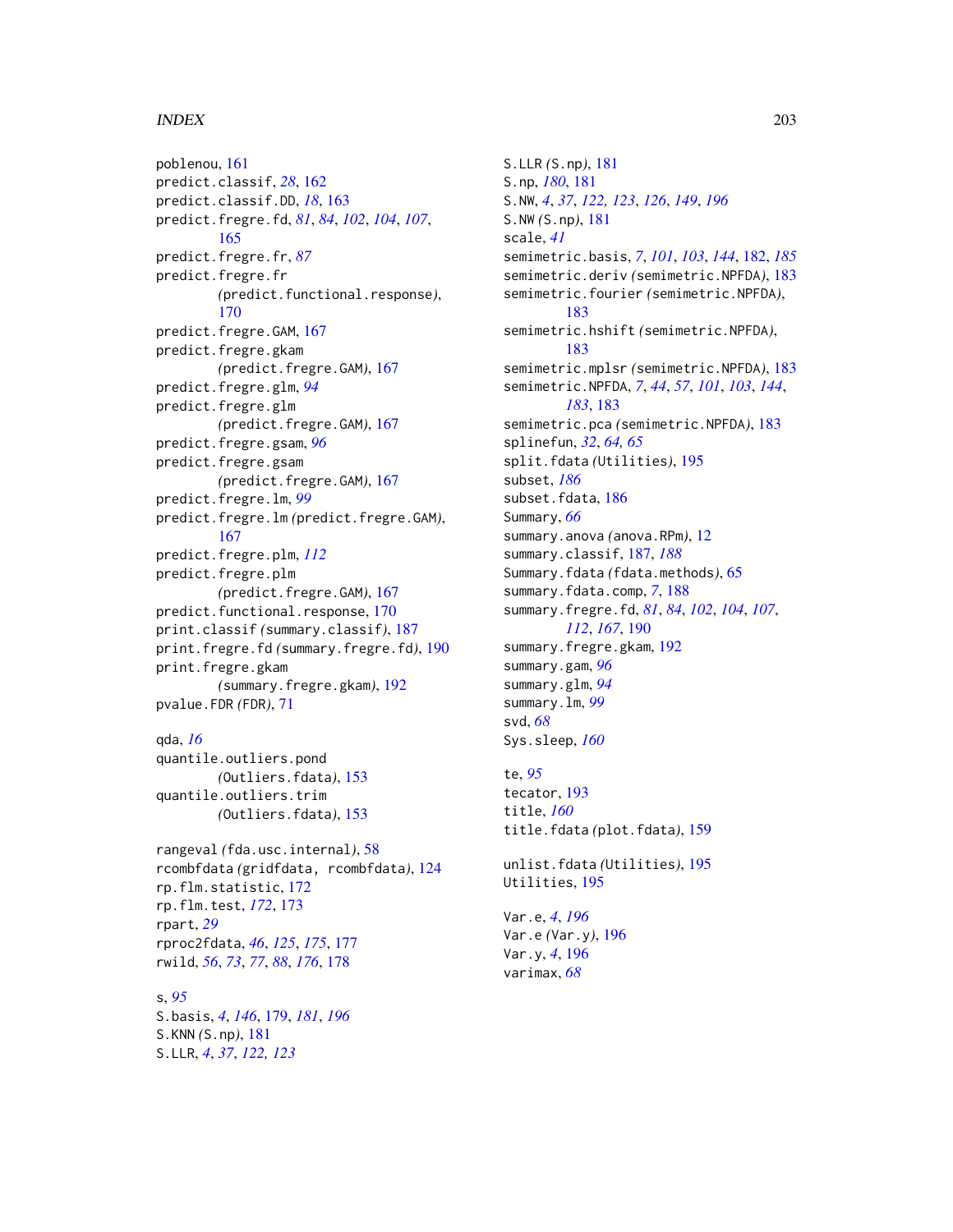poblenou, 161
predict.classif, *28*, 162
predict.classif.DD, *18*, 163
predict.fregre.fd, *81*, *84*, *102*, *104*, *107*, 165
predict.fregre.fr, *87*
predict.fregre.fr (predict.functional.response), 170
predict.fregre.GAM, 167
predict.fregre.gkam (predict.fregre.GAM), 167
predict.fregre.glm, *94*
predict.fregre.glm (predict.fregre.GAM), 167
predict.fregre.gsam, *96*
predict.fregre.gsam (predict.fregre.GAM), 167
predict.fregre.lm, *99*
predict.fregre.lm (predict.fregre.GAM), 167
predict.fregre.plm, *112*
predict.fregre.plm (predict.fregre.GAM), 167
predict.functional.response, 170
print.classif (summary.classif), 187
print.fregre.fd (summary.fregre.fd), 190
print.fregre.gkam (summary.fregre.gkam), 192
pvalue.FDR (FDR), 71

qda, *16*
quantile.outliers.pond (Outliers.fdata), 153
quantile.outliers.trim (Outliers.fdata), 153

rangeval (fda.usc.internal), 58
rcombfdata (gridfdata, rcombfdata), 124
rp.flm.statistic, 172
rp.flm.test, *172*, 173
rpart, *29*
rproc2fdata, *46*, *125*, *175*, 177
rwild, *56*, *73*, *77*, *88*, *176*, 178

s, *95*
S.basis, *4*, *146*, 179, *181*, *196*
S.KNN (S.np), 181
S.LLR, *4*, *37*, *122, 123*
S.LLR (S.np), 181
S.np, *180*, 181
S.NW, *4*, *37*, *122, 123*, *126*, *149*, *196*
S.NW (S.np), 181
scale, *41*
semimetric.basis, *7*, *101*, *103*, *144*, 182, *185*
semimetric.deriv (semimetric.NPFDA), 183
semimetric.fourier (semimetric.NPFDA), 183
semimetric.hshift (semimetric.NPFDA), 183
semimetric.mplsr (semimetric.NPFDA), 183
semimetric.NPFDA, *7*, *44*, *57*, *101*, *103*, *144*, *183*, 183
semimetric.pca (semimetric.NPFDA), 183
splinefun, *32*, *64, 65*
split.fdata (Utilities), 195
subset, *186*
subset.fdata, 186
Summary, *66*
summary.anova (anova.RPm), 12
summary.classif, 187, *188*
Summary.fdata (fdata.methods), 65
summary.fdata.comp, *7*, 188
summary.fregre.fd, *81*, *84*, *102*, *104*, *107*, *112*, *167*, 190
summary.fregre.gkam, 192
summary.gam, *96*
summary.glm, *94*
summary.lm, *99*
svd, *68*
Sys.sleep, *160*

te, *95*
tecator, 193
title, *160*
title.fdata (plot.fdata), 159

unlist.fdata (Utilities), 195
Utilities, 195

Var.e, *4*, *196*
Var.e (Var.y), 196
Var.y, *4*, 196
varimax, *68*